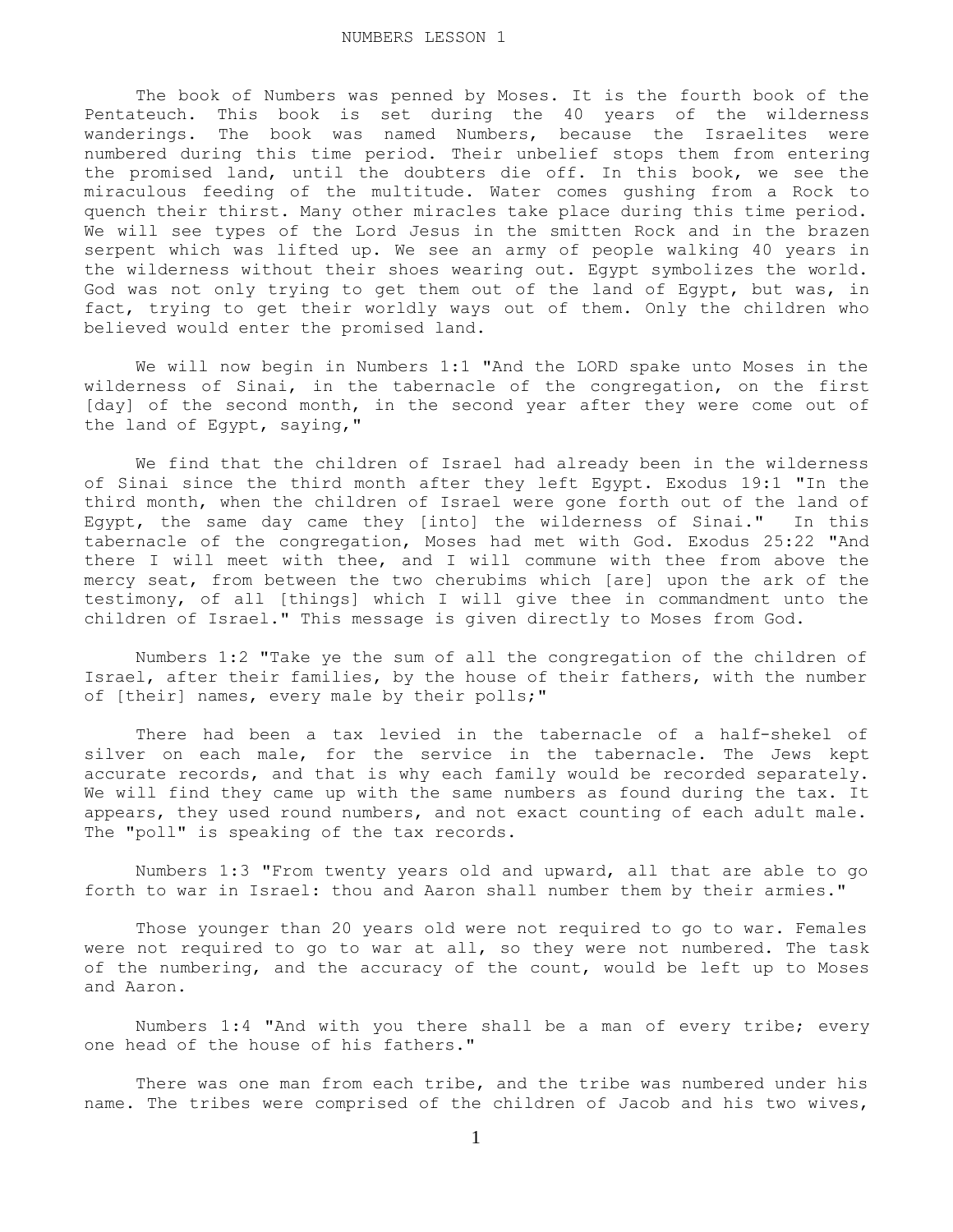# NUMBERS LESSON 1

The book of Numbers was penned by Moses. It is the fourth book of the Pentateuch. This book is set during the 40 years of the wilderness wanderings. The book was named Numbers, because the Israelites were numbered during this time period. Their unbelief stops them from entering the promised land, until the doubters die off. In this book, we see the miraculous feeding of the multitude. Water comes gushing from a Rock to quench their thirst. Many other miracles take place during this time period. We will see types of the Lord Jesus in the smitten Rock and in the brazen serpent which was lifted up. We see an army of people walking 40 years in the wilderness without their shoes wearing out. Egypt symbolizes the world. God was not only trying to get them out of the land of Egypt, but was, in fact, trying to get their worldly ways out of them. Only the children who believed would enter the promised land.

We will now begin in Numbers 1:1 "And the LORD spake unto Moses in the wilderness of Sinai, in the tabernacle of the congregation, on the first [day] of the second month, in the second year after they were come out of the land of Egypt, saying,"

We find that the children of Israel had already been in the wilderness of Sinai since the third month after they left Egypt. Exodus 19:1 "In the third month, when the children of Israel were gone forth out of the land of Egypt, the same day came they [into] the wilderness of Sinai." In this tabernacle of the congregation, Moses had met with God. Exodus 25:22 "And there I will meet with thee, and I will commune with thee from above the mercy seat, from between the two cherubims which [are] upon the ark of the testimony, of all [things] which I will give thee in commandment unto the children of Israel." This message is given directly to Moses from God.

Numbers 1:2 "Take ye the sum of all the congregation of the children of Israel, after their families, by the house of their fathers, with the number of [their] names, every male by their polls;"

There had been a tax levied in the tabernacle of a half-shekel of silver on each male, for the service in the tabernacle. The Jews kept accurate records, and that is why each family would be recorded separately. We will find they came up with the same numbers as found during the tax. It appears, they used round numbers, and not exact counting of each adult male. The "poll" is speaking of the tax records.

Numbers 1:3 "From twenty years old and upward, all that are able to go forth to war in Israel: thou and Aaron shall number them by their armies."

Those younger than 20 years old were not required to go to war. Females were not required to go to war at all, so they were not numbered. The task of the numbering, and the accuracy of the count, would be left up to Moses and Aaron.

Numbers 1:4 "And with you there shall be a man of every tribe; every one head of the house of his fathers."

There was one man from each tribe, and the tribe was numbered under his name. The tribes were comprised of the children of Jacob and his two wives,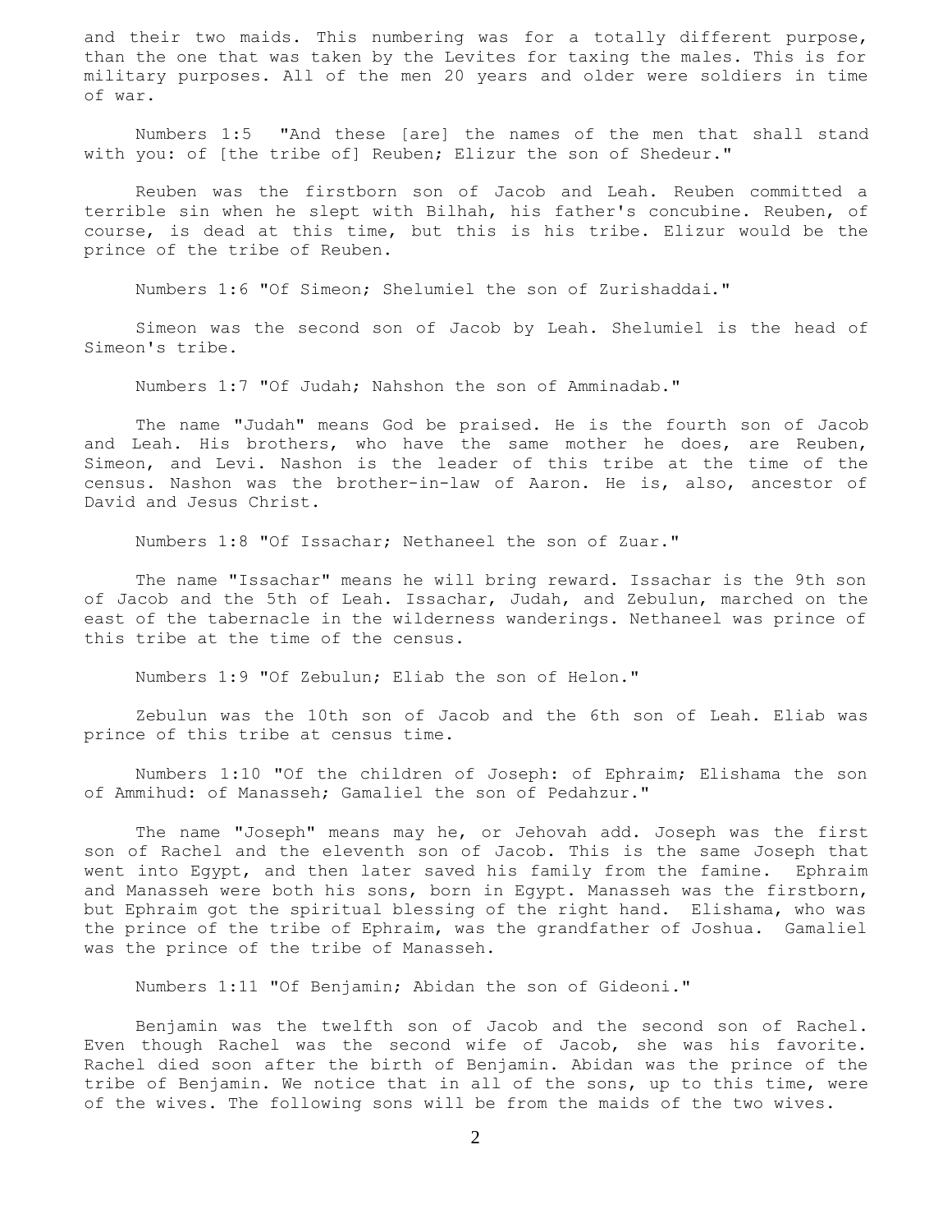and their two maids. This numbering was for a totally different purpose, than the one that was taken by the Levites for taxing the males. This is for military purposes. All of the men 20 years and older were soldiers in time of war.

Numbers 1:5 "And these [are] the names of the men that shall stand with you: of [the tribe of] Reuben; Elizur the son of Shedeur."

Reuben was the firstborn son of Jacob and Leah. Reuben committed a terrible sin when he slept with Bilhah, his father's concubine. Reuben, of course, is dead at this time, but this is his tribe. Elizur would be the prince of the tribe of Reuben.

Numbers 1:6 "Of Simeon; Shelumiel the son of Zurishaddai."

Simeon was the second son of Jacob by Leah. Shelumiel is the head of Simeon's tribe.

Numbers 1:7 "Of Judah; Nahshon the son of Amminadab."

The name "Judah" means God be praised. He is the fourth son of Jacob and Leah. His brothers, who have the same mother he does, are Reuben, Simeon, and Levi. Nashon is the leader of this tribe at the time of the census. Nashon was the brother-in-law of Aaron. He is, also, ancestor of David and Jesus Christ.

Numbers 1:8 "Of Issachar; Nethaneel the son of Zuar."

The name "Issachar" means he will bring reward. Issachar is the 9th son of Jacob and the 5th of Leah. Issachar, Judah, and Zebulun, marched on the east of the tabernacle in the wilderness wanderings. Nethaneel was prince of this tribe at the time of the census.

Numbers 1:9 "Of Zebulun; Eliab the son of Helon."

Zebulun was the 10th son of Jacob and the 6th son of Leah. Eliab was prince of this tribe at census time.

Numbers 1:10 "Of the children of Joseph: of Ephraim; Elishama the son of Ammihud: of Manasseh; Gamaliel the son of Pedahzur."

The name "Joseph" means may he, or Jehovah add. Joseph was the first son of Rachel and the eleventh son of Jacob. This is the same Joseph that went into Egypt, and then later saved his family from the famine. Ephraim and Manasseh were both his sons, born in Egypt. Manasseh was the firstborn, but Ephraim got the spiritual blessing of the right hand. Elishama, who was the prince of the tribe of Ephraim, was the grandfather of Joshua. Gamaliel was the prince of the tribe of Manasseh.

Numbers 1:11 "Of Benjamin; Abidan the son of Gideoni."

Benjamin was the twelfth son of Jacob and the second son of Rachel. Even though Rachel was the second wife of Jacob, she was his favorite. Rachel died soon after the birth of Benjamin. Abidan was the prince of the tribe of Benjamin. We notice that in all of the sons, up to this time, were of the wives. The following sons will be from the maids of the two wives.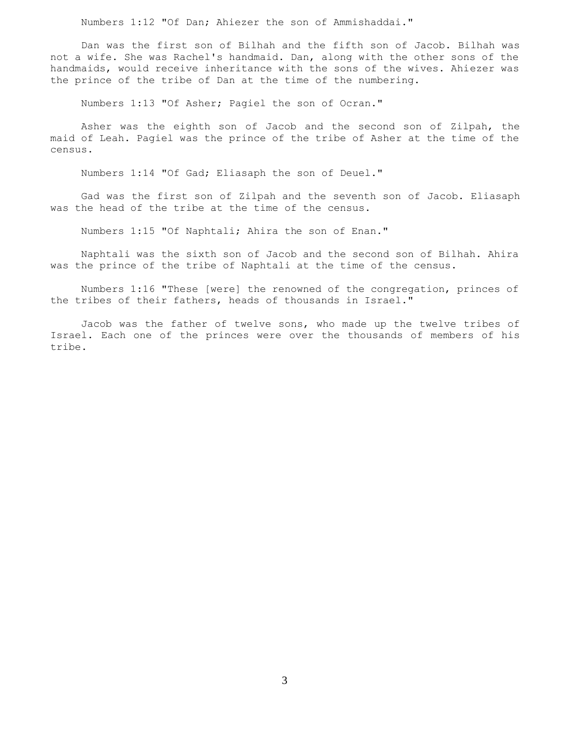Numbers 1:12 "Of Dan; Ahiezer the son of Ammishaddai."

Dan was the first son of Bilhah and the fifth son of Jacob. Bilhah was not a wife. She was Rachel's handmaid. Dan, along with the other sons of the handmaids, would receive inheritance with the sons of the wives. Ahiezer was the prince of the tribe of Dan at the time of the numbering.

Numbers 1:13 "Of Asher; Pagiel the son of Ocran."

Asher was the eighth son of Jacob and the second son of Zilpah, the maid of Leah. Pagiel was the prince of the tribe of Asher at the time of the census.

Numbers 1:14 "Of Gad; Eliasaph the son of Deuel."

Gad was the first son of Zilpah and the seventh son of Jacob. Eliasaph was the head of the tribe at the time of the census.

Numbers 1:15 "Of Naphtali; Ahira the son of Enan."

Naphtali was the sixth son of Jacob and the second son of Bilhah. Ahira was the prince of the tribe of Naphtali at the time of the census.

Numbers 1:16 "These [were] the renowned of the congregation, princes of the tribes of their fathers, heads of thousands in Israel."

Jacob was the father of twelve sons, who made up the twelve tribes of Israel. Each one of the princes were over the thousands of members of his tribe.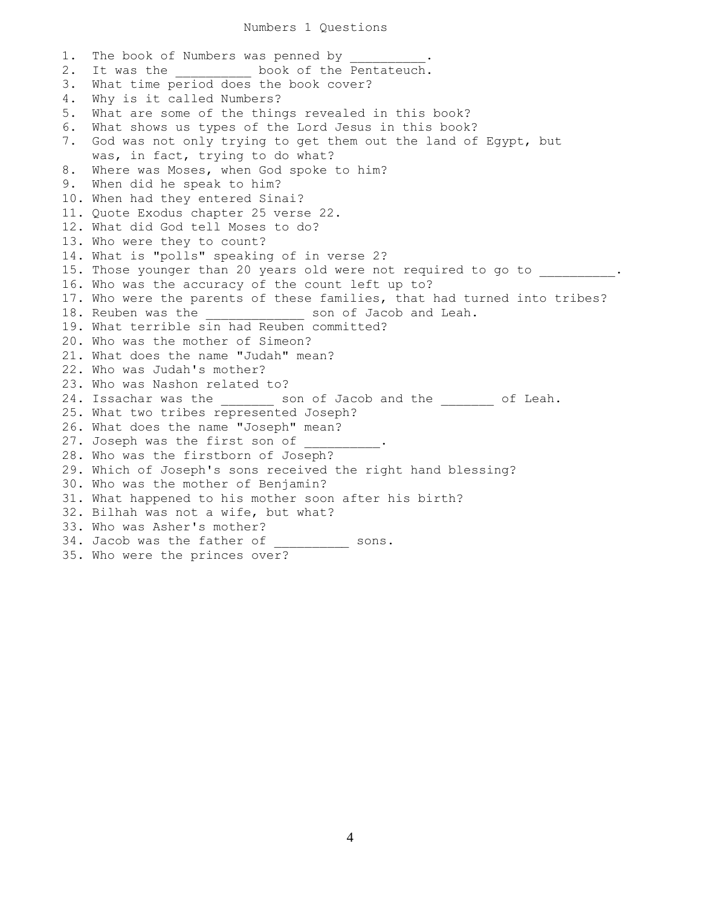# Numbers 1 Questions

1. The book of Numbers was penned by __________.
2. It was the __________ book of the Pentateuch.
3. What time period does the book cover?
4. Why is it called Numbers?
5. What are some of the things revealed in this book?
6. What shows us types of the Lord Jesus in this book?
7. God was not only trying to get them out the land of Egypt, but was, in fact, trying to do what?
8. Where was Moses, when God spoke to him?
9. When did he speak to him?
10. When had they entered Sinai?
11. Quote Exodus chapter 25 verse 22.
12. What did God tell Moses to do?
13. Who were they to count?
14. What is "polls" speaking of in verse 2?
15. Those younger than 20 years old were not required to go to __________.
16. Who was the accuracy of the count left up to?
17. Who were the parents of these families, that had turned into tribes?
18. Reuben was the _____________ son of Jacob and Leah.
19. What terrible sin had Reuben committed?
20. Who was the mother of Simeon?
21. What does the name "Judah" mean?
22. Who was Judah's mother?
23. Who was Nashon related to?
24. Issachar was the _______ son of Jacob and the _______ of Leah.
25. What two tribes represented Joseph?
26. What does the name "Joseph" mean?
27. Joseph was the first son of __________.
28. Who was the firstborn of Joseph?
29. Which of Joseph's sons received the right hand blessing?
30. Who was the mother of Benjamin?
31. What happened to his mother soon after his birth?
32. Bilhah was not a wife, but what?
33. Who was Asher's mother?
34. Jacob was the father of __________ sons.
35. Who were the princes over?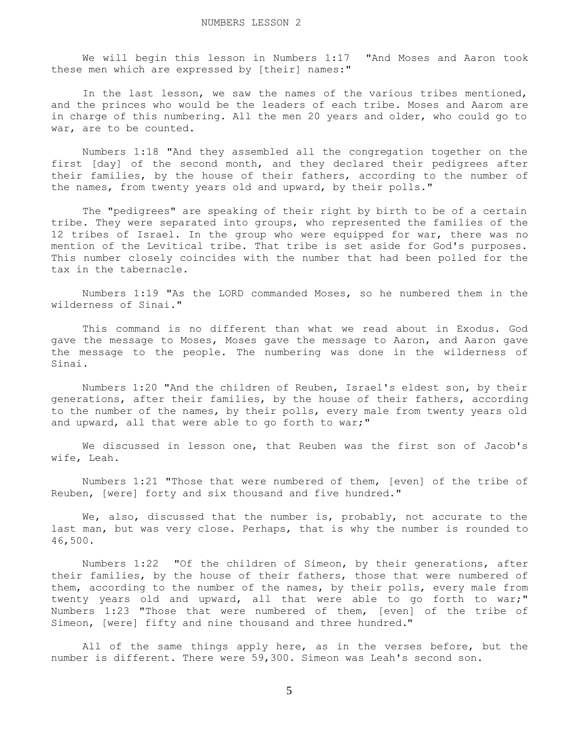# NUMBERS LESSON 2

We will begin this lesson in Numbers 1:17 "And Moses and Aaron took these men which are expressed by [their] names:"

In the last lesson, we saw the names of the various tribes mentioned, and the princes who would be the leaders of each tribe. Moses and Aarom are in charge of this numbering. All the men 20 years and older, who could go to war, are to be counted.

Numbers 1:18 "And they assembled all the congregation together on the first [day] of the second month, and they declared their pedigrees after their families, by the house of their fathers, according to the number of the names, from twenty years old and upward, by their polls."

The "pedigrees" are speaking of their right by birth to be of a certain tribe. They were separated into groups, who represented the families of the 12 tribes of Israel. In the group who were equipped for war, there was no mention of the Levitical tribe. That tribe is set aside for God's purposes. This number closely coincides with the number that had been polled for the tax in the tabernacle.

Numbers 1:19 "As the LORD commanded Moses, so he numbered them in the wilderness of Sinai."

This command is no different than what we read about in Exodus. God gave the message to Moses, Moses gave the message to Aaron, and Aaron gave the message to the people. The numbering was done in the wilderness of Sinai.

Numbers 1:20 "And the children of Reuben, Israel's eldest son, by their generations, after their families, by the house of their fathers, according to the number of the names, by their polls, every male from twenty years old and upward, all that were able to go forth to war;"

We discussed in lesson one, that Reuben was the first son of Jacob's wife, Leah.

Numbers 1:21 "Those that were numbered of them, [even] of the tribe of Reuben, [were] forty and six thousand and five hundred."

We, also, discussed that the number is, probably, not accurate to the last man, but was very close. Perhaps, that is why the number is rounded to 46,500.

Numbers 1:22 "Of the children of Simeon, by their generations, after their families, by the house of their fathers, those that were numbered of them, according to the number of the names, by their polls, every male from twenty years old and upward, all that were able to go forth to war;" Numbers 1:23 "Those that were numbered of them, [even] of the tribe of Simeon, [were] fifty and nine thousand and three hundred."

All of the same things apply here, as in the verses before, but the number is different. There were 59,300. Simeon was Leah's second son.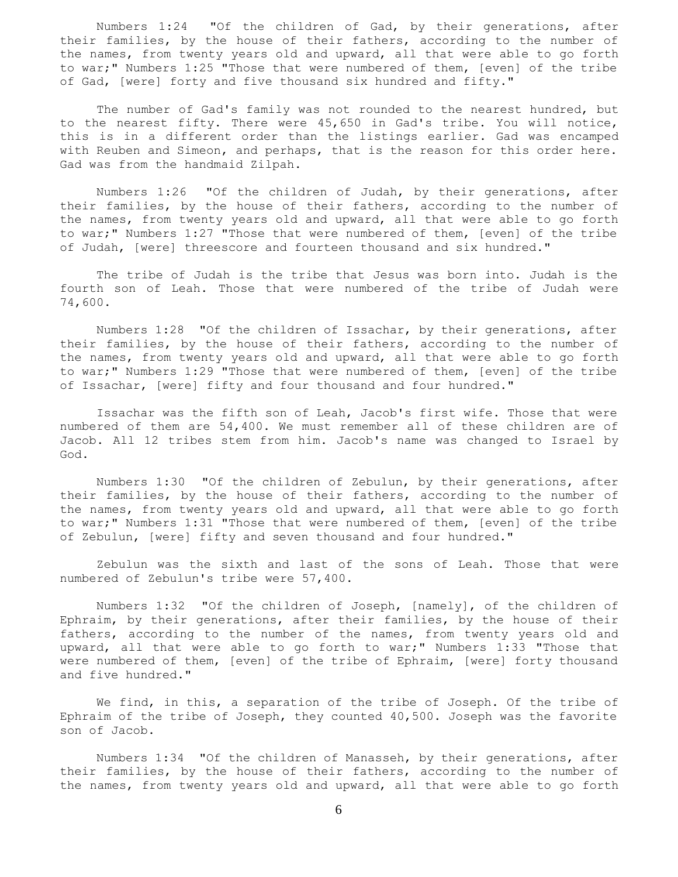Numbers 1:24 "Of the children of Gad, by their generations, after their families, by the house of their fathers, according to the number of the names, from twenty years old and upward, all that were able to go forth to war;" Numbers 1:25 "Those that were numbered of them, [even] of the tribe of Gad, [were] forty and five thousand six hundred and fifty."

The number of Gad's family was not rounded to the nearest hundred, but to the nearest fifty. There were 45,650 in Gad's tribe. You will notice, this is in a different order than the listings earlier. Gad was encamped with Reuben and Simeon, and perhaps, that is the reason for this order here. Gad was from the handmaid Zilpah.

Numbers 1:26 "Of the children of Judah, by their generations, after their families, by the house of their fathers, according to the number of the names, from twenty years old and upward, all that were able to go forth to war;" Numbers 1:27 "Those that were numbered of them, [even] of the tribe of Judah, [were] threescore and fourteen thousand and six hundred."

The tribe of Judah is the tribe that Jesus was born into. Judah is the fourth son of Leah. Those that were numbered of the tribe of Judah were 74,600.

Numbers 1:28 "Of the children of Issachar, by their generations, after their families, by the house of their fathers, according to the number of the names, from twenty years old and upward, all that were able to go forth to war;" Numbers 1:29 "Those that were numbered of them, [even] of the tribe of Issachar, [were] fifty and four thousand and four hundred."

Issachar was the fifth son of Leah, Jacob's first wife. Those that were numbered of them are 54,400. We must remember all of these children are of Jacob. All 12 tribes stem from him. Jacob's name was changed to Israel by God.

Numbers 1:30 "Of the children of Zebulun, by their generations, after their families, by the house of their fathers, according to the number of the names, from twenty years old and upward, all that were able to go forth to war;" Numbers 1:31 "Those that were numbered of them, [even] of the tribe of Zebulun, [were] fifty and seven thousand and four hundred."

Zebulun was the sixth and last of the sons of Leah. Those that were numbered of Zebulun's tribe were 57,400.

Numbers 1:32 "Of the children of Joseph, [namely], of the children of Ephraim, by their generations, after their families, by the house of their fathers, according to the number of the names, from twenty years old and upward, all that were able to go forth to war;" Numbers 1:33 "Those that were numbered of them, [even] of the tribe of Ephraim, [were] forty thousand and five hundred."

We find, in this, a separation of the tribe of Joseph. Of the tribe of Ephraim of the tribe of Joseph, they counted 40,500. Joseph was the favorite son of Jacob.

Numbers 1:34 "Of the children of Manasseh, by their generations, after their families, by the house of their fathers, according to the number of the names, from twenty years old and upward, all that were able to go forth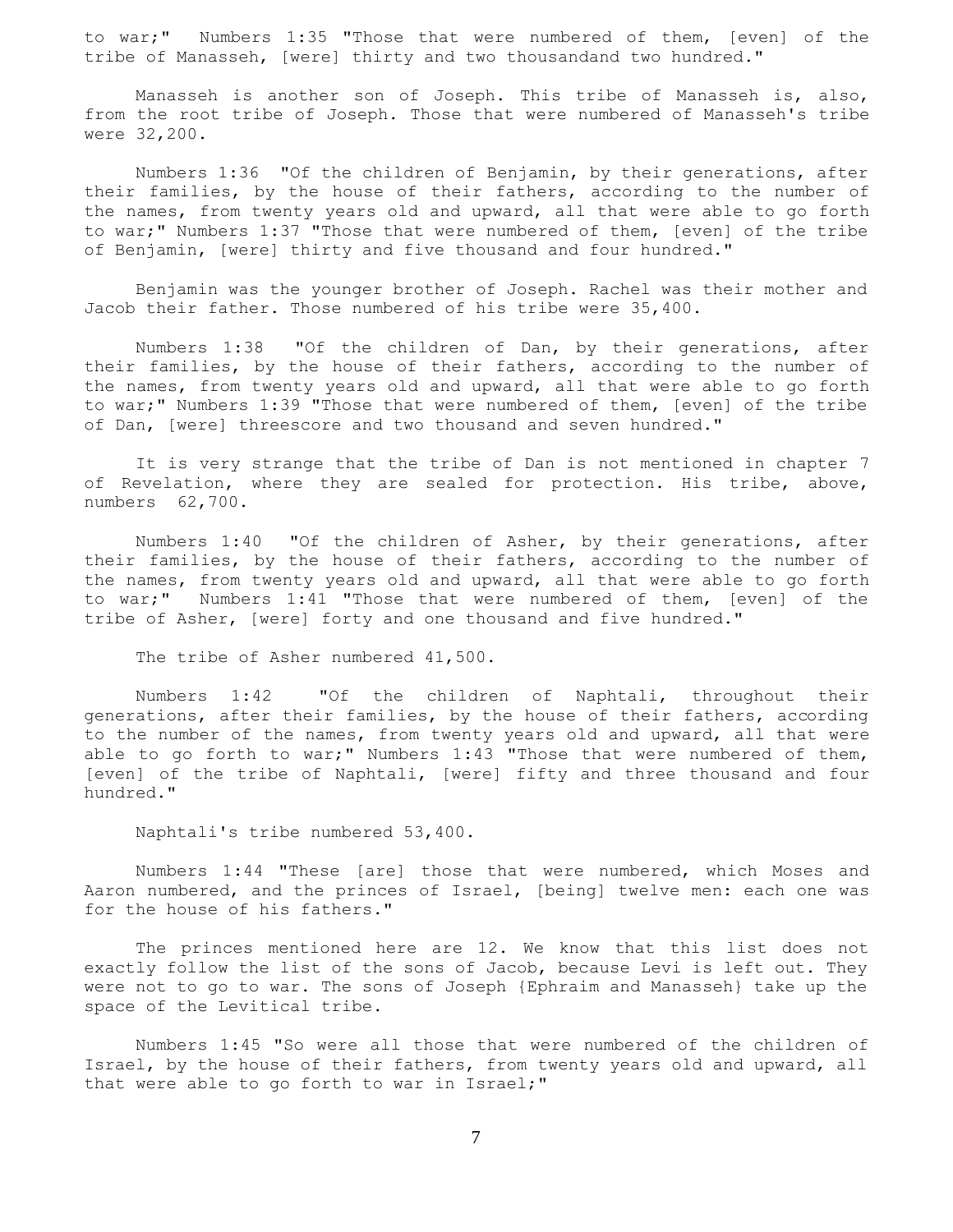to war;" Numbers 1:35 "Those that were numbered of them, [even] of the tribe of Manasseh, [were] thirty and two thousandand two hundred."

Manasseh is another son of Joseph. This tribe of Manasseh is, also, from the root tribe of Joseph. Those that were numbered of Manasseh's tribe were 32,200.

Numbers 1:36 "Of the children of Benjamin, by their generations, after their families, by the house of their fathers, according to the number of the names, from twenty years old and upward, all that were able to go forth to war;" Numbers 1:37 "Those that were numbered of them, [even] of the tribe of Benjamin, [were] thirty and five thousand and four hundred."

Benjamin was the younger brother of Joseph. Rachel was their mother and Jacob their father. Those numbered of his tribe were 35,400.

Numbers 1:38 "Of the children of Dan, by their generations, after their families, by the house of their fathers, according to the number of the names, from twenty years old and upward, all that were able to go forth to war;" Numbers 1:39 "Those that were numbered of them, [even] of the tribe of Dan, [were] threescore and two thousand and seven hundred."

It is very strange that the tribe of Dan is not mentioned in chapter 7 of Revelation, where they are sealed for protection. His tribe, above, numbers 62,700.

Numbers 1:40 "Of the children of Asher, by their generations, after their families, by the house of their fathers, according to the number of the names, from twenty years old and upward, all that were able to go forth to war;" Numbers 1:41 "Those that were numbered of them, [even] of the tribe of Asher, [were] forty and one thousand and five hundred."

The tribe of Asher numbered 41,500.

Numbers 1:42 "Of the children of Naphtali, throughout their generations, after their families, by the house of their fathers, according to the number of the names, from twenty years old and upward, all that were able to go forth to war;" Numbers 1:43 "Those that were numbered of them, [even] of the tribe of Naphtali, [were] fifty and three thousand and four hundred."

Naphtali's tribe numbered 53,400.

Numbers 1:44 "These [are] those that were numbered, which Moses and Aaron numbered, and the princes of Israel, [being] twelve men: each one was for the house of his fathers."

The princes mentioned here are 12. We know that this list does not exactly follow the list of the sons of Jacob, because Levi is left out. They were not to go to war. The sons of Joseph {Ephraim and Manasseh} take up the space of the Levitical tribe.

Numbers 1:45 "So were all those that were numbered of the children of Israel, by the house of their fathers, from twenty years old and upward, all that were able to go forth to war in Israel;"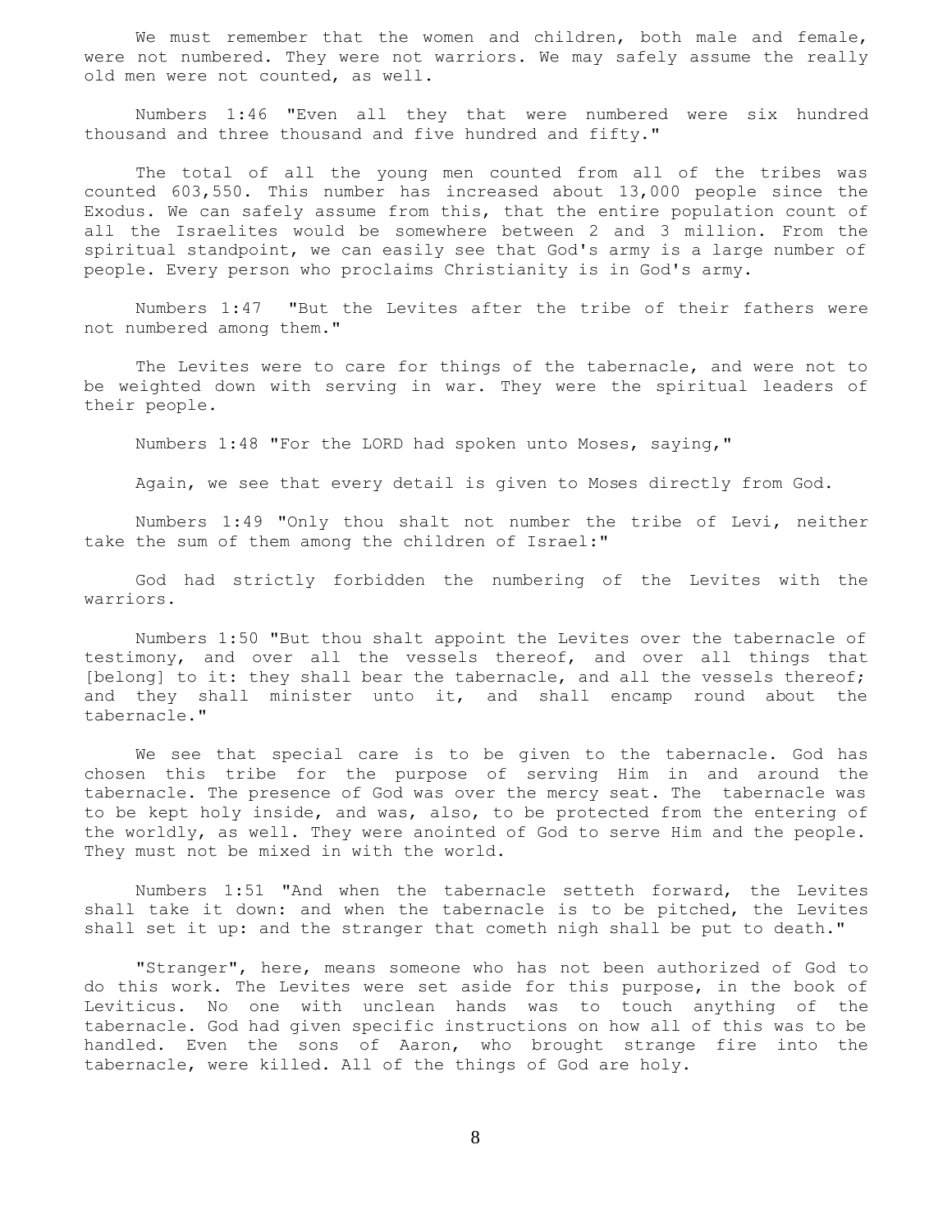We must remember that the women and children, both male and female, were not numbered. They were not warriors. We may safely assume the really old men were not counted, as well.

Numbers 1:46 "Even all they that were numbered were six hundred thousand and three thousand and five hundred and fifty."

The total of all the young men counted from all of the tribes was counted 603,550. This number has increased about 13,000 people since the Exodus. We can safely assume from this, that the entire population count of all the Israelites would be somewhere between 2 and 3 million. From the spiritual standpoint, we can easily see that God's army is a large number of people. Every person who proclaims Christianity is in God's army.

Numbers 1:47 "But the Levites after the tribe of their fathers were not numbered among them."

The Levites were to care for things of the tabernacle, and were not to be weighted down with serving in war. They were the spiritual leaders of their people.

Numbers 1:48 "For the LORD had spoken unto Moses, saying,"

Again, we see that every detail is given to Moses directly from God.

Numbers 1:49 "Only thou shalt not number the tribe of Levi, neither take the sum of them among the children of Israel:"

God had strictly forbidden the numbering of the Levites with the warriors.

Numbers 1:50 "But thou shalt appoint the Levites over the tabernacle of testimony, and over all the vessels thereof, and over all things that [belong] to it: they shall bear the tabernacle, and all the vessels thereof; and they shall minister unto it, and shall encamp round about the tabernacle."

We see that special care is to be given to the tabernacle. God has chosen this tribe for the purpose of serving Him in and around the tabernacle. The presence of God was over the mercy seat. The tabernacle was to be kept holy inside, and was, also, to be protected from the entering of the worldly, as well. They were anointed of God to serve Him and the people. They must not be mixed in with the world.

Numbers 1:51 "And when the tabernacle setteth forward, the Levites shall take it down: and when the tabernacle is to be pitched, the Levites shall set it up: and the stranger that cometh nigh shall be put to death."

"Stranger", here, means someone who has not been authorized of God to do this work. The Levites were set aside for this purpose, in the book of Leviticus. No one with unclean hands was to touch anything of the tabernacle. God had given specific instructions on how all of this was to be handled. Even the sons of Aaron, who brought strange fire into the tabernacle, were killed. All of the things of God are holy.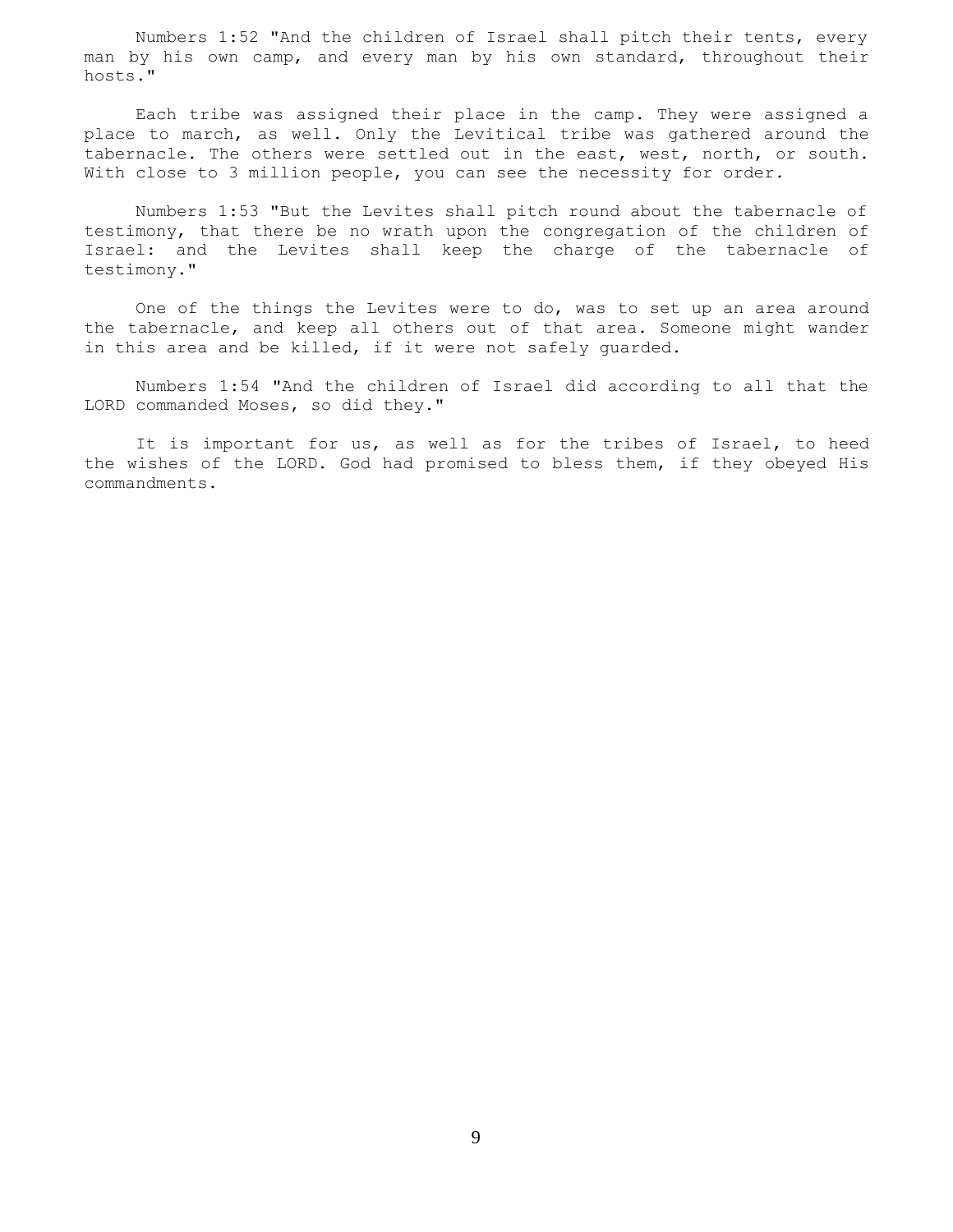Numbers 1:52 "And the children of Israel shall pitch their tents, every man by his own camp, and every man by his own standard, throughout their hosts."

Each tribe was assigned their place in the camp. They were assigned a place to march, as well. Only the Levitical tribe was gathered around the tabernacle. The others were settled out in the east, west, north, or south. With close to 3 million people, you can see the necessity for order.

Numbers 1:53 "But the Levites shall pitch round about the tabernacle of testimony, that there be no wrath upon the congregation of the children of Israel: and the Levites shall keep the charge of the tabernacle of testimony."

One of the things the Levites were to do, was to set up an area around the tabernacle, and keep all others out of that area. Someone might wander in this area and be killed, if it were not safely guarded.

Numbers 1:54 "And the children of Israel did according to all that the LORD commanded Moses, so did they."

It is important for us, as well as for the tribes of Israel, to heed the wishes of the LORD. God had promised to bless them, if they obeyed His commandments.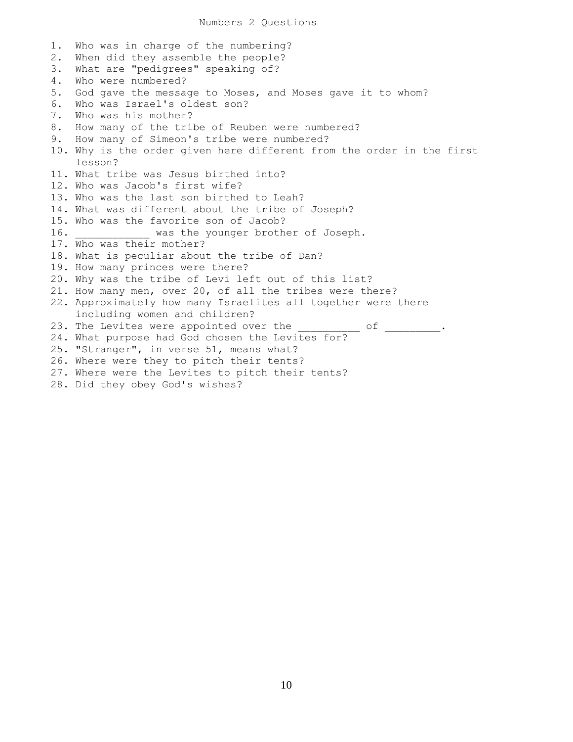# Numbers 2 Questions

1. Who was in charge of the numbering?
2. When did they assemble the people?
3. What are "pedigrees" speaking of?
4. Who were numbered?
5. God gave the message to Moses, and Moses gave it to whom?
6. Who was Israel's oldest son?
7. Who was his mother?
8. How many of the tribe of Reuben were numbered?
9. How many of Simeon's tribe were numbered?
10. Why is the order given here different from the order in the first lesson?
11. What tribe was Jesus birthed into?
12. Who was Jacob's first wife?
13. Who was the last son birthed to Leah?
14. What was different about the tribe of Joseph?
15. Who was the favorite son of Jacob?
16. ____________ was the younger brother of Joseph.
17. Who was their mother?
18. What is peculiar about the tribe of Dan?
19. How many princes were there?
20. Why was the tribe of Levi left out of this list?
21. How many men, over 20, of all the tribes were there?
22. Approximately how many Israelites all together were there including women and children?
23. The Levites were appointed over the __________ of _________.
24. What purpose had God chosen the Levites for?
25. "Stranger", in verse 51, means what?
26. Where were they to pitch their tents?
27. Where were the Levites to pitch their tents?
28. Did they obey God's wishes?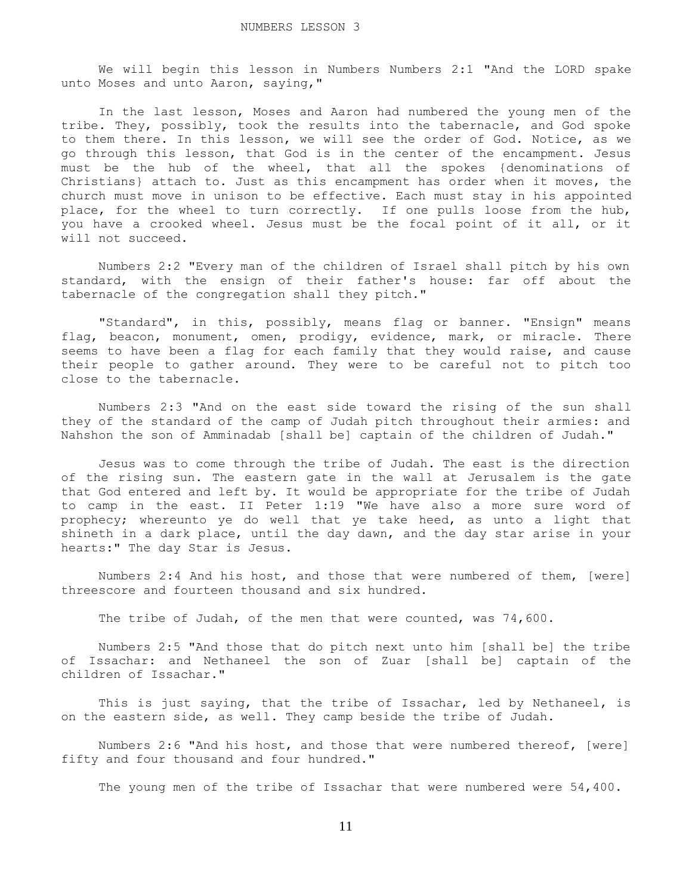# NUMBERS LESSON 3

We will begin this lesson in Numbers Numbers 2:1 "And the LORD spake unto Moses and unto Aaron, saying,"

In the last lesson, Moses and Aaron had numbered the young men of the tribe. They, possibly, took the results into the tabernacle, and God spoke to them there. In this lesson, we will see the order of God. Notice, as we go through this lesson, that God is in the center of the encampment. Jesus must be the hub of the wheel, that all the spokes {denominations of Christians} attach to. Just as this encampment has order when it moves, the church must move in unison to be effective. Each must stay in his appointed place, for the wheel to turn correctly. If one pulls loose from the hub, you have a crooked wheel. Jesus must be the focal point of it all, or it will not succeed.

Numbers 2:2 "Every man of the children of Israel shall pitch by his own standard, with the ensign of their father's house: far off about the tabernacle of the congregation shall they pitch."

"Standard", in this, possibly, means flag or banner. "Ensign" means flag, beacon, monument, omen, prodigy, evidence, mark, or miracle. There seems to have been a flag for each family that they would raise, and cause their people to gather around. They were to be careful not to pitch too close to the tabernacle.

Numbers 2:3 "And on the east side toward the rising of the sun shall they of the standard of the camp of Judah pitch throughout their armies: and Nahshon the son of Amminadab [shall be] captain of the children of Judah."

Jesus was to come through the tribe of Judah. The east is the direction of the rising sun. The eastern gate in the wall at Jerusalem is the gate that God entered and left by. It would be appropriate for the tribe of Judah to camp in the east. II Peter 1:19 "We have also a more sure word of prophecy; whereunto ye do well that ye take heed, as unto a light that shineth in a dark place, until the day dawn, and the day star arise in your hearts:" The day Star is Jesus.

Numbers 2:4 And his host, and those that were numbered of them, [were] threescore and fourteen thousand and six hundred.

The tribe of Judah, of the men that were counted, was 74,600.

Numbers 2:5 "And those that do pitch next unto him [shall be] the tribe of Issachar: and Nethaneel the son of Zuar [shall be] captain of the children of Issachar."

This is just saying, that the tribe of Issachar, led by Nethaneel, is on the eastern side, as well. They camp beside the tribe of Judah.

Numbers 2:6 "And his host, and those that were numbered thereof, [were] fifty and four thousand and four hundred."

The young men of the tribe of Issachar that were numbered were 54,400.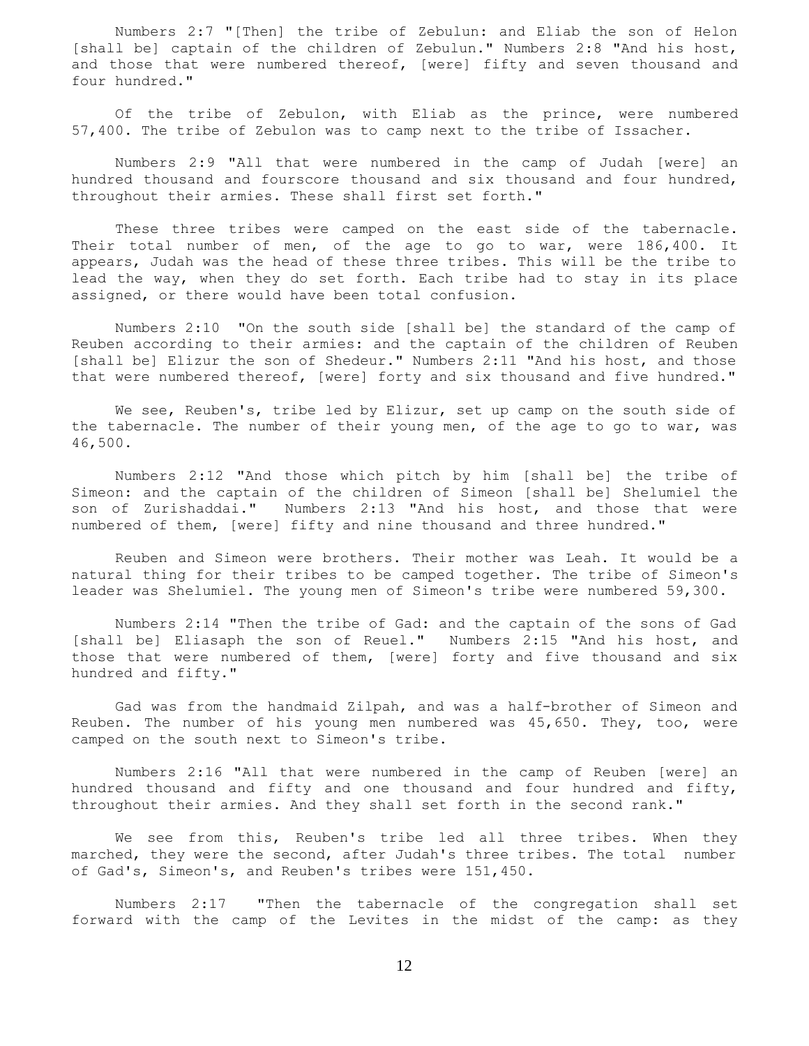Numbers 2:7 "[Then] the tribe of Zebulun: and Eliab the son of Helon [shall be] captain of the children of Zebulun." Numbers 2:8 "And his host, and those that were numbered thereof, [were] fifty and seven thousand and four hundred."

Of the tribe of Zebulon, with Eliab as the prince, were numbered 57,400. The tribe of Zebulon was to camp next to the tribe of Issacher.

Numbers 2:9 "All that were numbered in the camp of Judah [were] an hundred thousand and fourscore thousand and six thousand and four hundred, throughout their armies. These shall first set forth."

These three tribes were camped on the east side of the tabernacle. Their total number of men, of the age to go to war, were 186,400. It appears, Judah was the head of these three tribes. This will be the tribe to lead the way, when they do set forth. Each tribe had to stay in its place assigned, or there would have been total confusion.

Numbers 2:10 "On the south side [shall be] the standard of the camp of Reuben according to their armies: and the captain of the children of Reuben [shall be] Elizur the son of Shedeur." Numbers 2:11 "And his host, and those that were numbered thereof, [were] forty and six thousand and five hundred."

We see, Reuben's, tribe led by Elizur, set up camp on the south side of the tabernacle. The number of their young men, of the age to go to war, was 46,500.

Numbers 2:12 "And those which pitch by him [shall be] the tribe of Simeon: and the captain of the children of Simeon [shall be] Shelumiel the son of Zurishaddai." Numbers 2:13 "And his host, and those that were numbered of them, [were] fifty and nine thousand and three hundred."

Reuben and Simeon were brothers. Their mother was Leah. It would be a natural thing for their tribes to be camped together. The tribe of Simeon's leader was Shelumiel. The young men of Simeon's tribe were numbered 59,300.

Numbers 2:14 "Then the tribe of Gad: and the captain of the sons of Gad [shall be] Eliasaph the son of Reuel." Numbers 2:15 "And his host, and those that were numbered of them, [were] forty and five thousand and six hundred and fifty."

Gad was from the handmaid Zilpah, and was a half-brother of Simeon and Reuben. The number of his young men numbered was 45,650. They, too, were camped on the south next to Simeon's tribe.

Numbers 2:16 "All that were numbered in the camp of Reuben [were] an hundred thousand and fifty and one thousand and four hundred and fifty, throughout their armies. And they shall set forth in the second rank."

We see from this, Reuben's tribe led all three tribes. When they marched, they were the second, after Judah's three tribes. The total number of Gad's, Simeon's, and Reuben's tribes were 151,450.

Numbers 2:17 "Then the tabernacle of the congregation shall set forward with the camp of the Levites in the midst of the camp: as they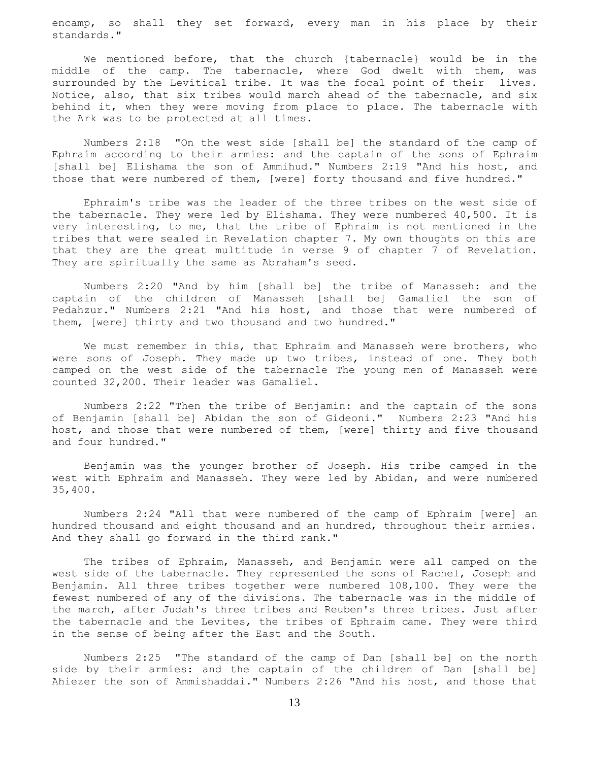encamp, so shall they set forward, every man in his place by their standards."

We mentioned before, that the church {tabernacle} would be in the middle of the camp. The tabernacle, where God dwelt with them, was surrounded by the Levitical tribe. It was the focal point of their lives. Notice, also, that six tribes would march ahead of the tabernacle, and six behind it, when they were moving from place to place. The tabernacle with the Ark was to be protected at all times.

Numbers 2:18 "On the west side [shall be] the standard of the camp of Ephraim according to their armies: and the captain of the sons of Ephraim [shall be] Elishama the son of Ammihud." Numbers 2:19 "And his host, and those that were numbered of them, [were] forty thousand and five hundred."

Ephraim's tribe was the leader of the three tribes on the west side of the tabernacle. They were led by Elishama. They were numbered 40,500. It is very interesting, to me, that the tribe of Ephraim is not mentioned in the tribes that were sealed in Revelation chapter 7. My own thoughts on this are that they are the great multitude in verse 9 of chapter 7 of Revelation. They are spiritually the same as Abraham's seed.

Numbers 2:20 "And by him [shall be] the tribe of Manasseh: and the captain of the children of Manasseh [shall be] Gamaliel the son of Pedahzur." Numbers 2:21 "And his host, and those that were numbered of them, [were] thirty and two thousand and two hundred."

We must remember in this, that Ephraim and Manasseh were brothers, who were sons of Joseph. They made up two tribes, instead of one. They both camped on the west side of the tabernacle The young men of Manasseh were counted 32,200. Their leader was Gamaliel.

Numbers 2:22 "Then the tribe of Benjamin: and the captain of the sons of Benjamin [shall be] Abidan the son of Gideoni." Numbers 2:23 "And his host, and those that were numbered of them, [were] thirty and five thousand and four hundred."

Benjamin was the younger brother of Joseph. His tribe camped in the west with Ephraim and Manasseh. They were led by Abidan, and were numbered 35,400.

Numbers 2:24 "All that were numbered of the camp of Ephraim [were] an hundred thousand and eight thousand and an hundred, throughout their armies. And they shall go forward in the third rank."

The tribes of Ephraim, Manasseh, and Benjamin were all camped on the west side of the tabernacle. They represented the sons of Rachel, Joseph and Benjamin. All three tribes together were numbered 108,100. They were the fewest numbered of any of the divisions. The tabernacle was in the middle of the march, after Judah's three tribes and Reuben's three tribes. Just after the tabernacle and the Levites, the tribes of Ephraim came. They were third in the sense of being after the East and the South.

Numbers 2:25 "The standard of the camp of Dan [shall be] on the north side by their armies: and the captain of the children of Dan [shall be] Ahiezer the son of Ammishaddai." Numbers 2:26 "And his host, and those that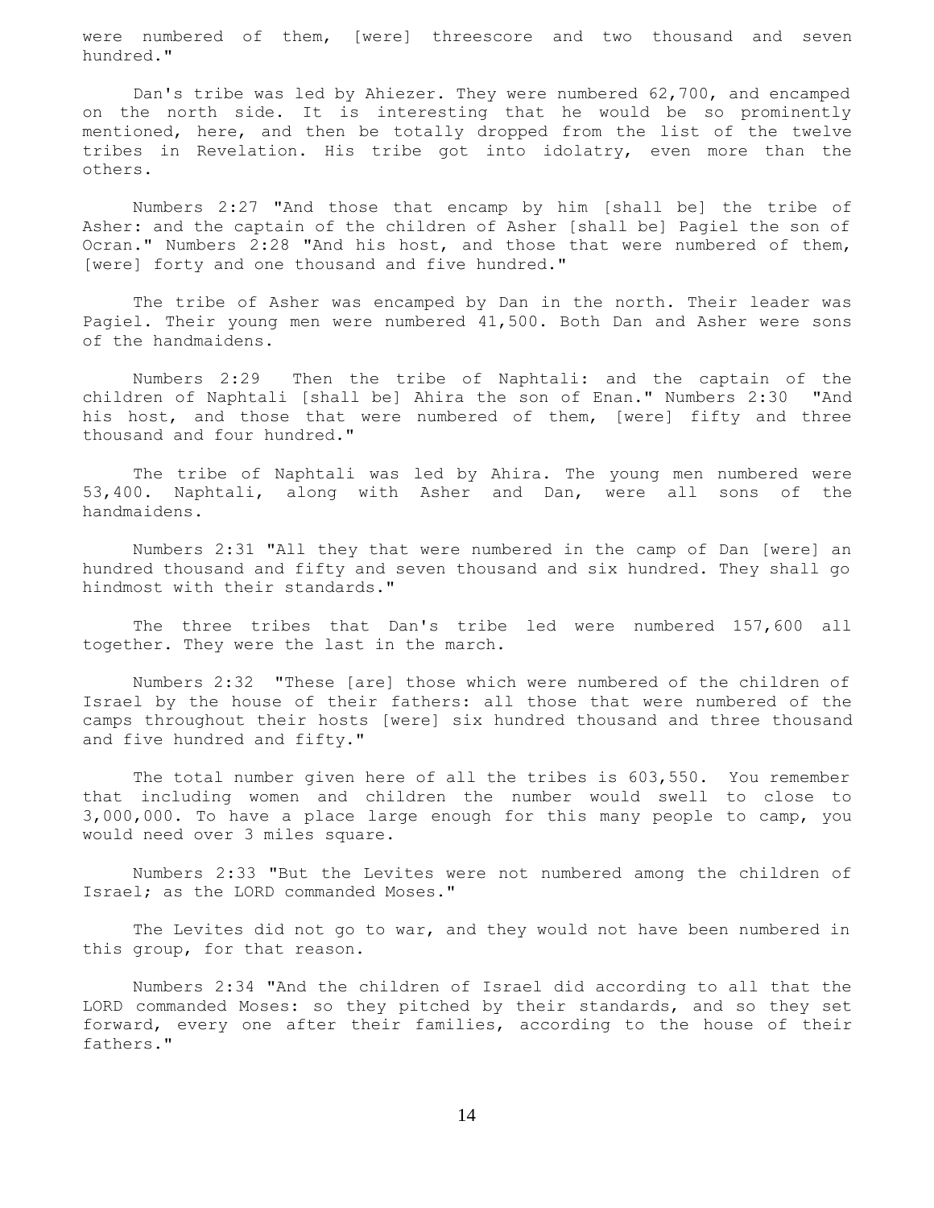were numbered of them, [were] threescore and two thousand and seven hundred."

Dan's tribe was led by Ahiezer. They were numbered 62,700, and encamped on the north side. It is interesting that he would be so prominently mentioned, here, and then be totally dropped from the list of the twelve tribes in Revelation. His tribe got into idolatry, even more than the others.

Numbers 2:27 "And those that encamp by him [shall be] the tribe of Asher: and the captain of the children of Asher [shall be] Pagiel the son of Ocran." Numbers 2:28 "And his host, and those that were numbered of them, [were] forty and one thousand and five hundred."

The tribe of Asher was encamped by Dan in the north. Their leader was Pagiel. Their young men were numbered 41,500. Both Dan and Asher were sons of the handmaidens.

Numbers 2:29 Then the tribe of Naphtali: and the captain of the children of Naphtali [shall be] Ahira the son of Enan." Numbers 2:30 "And his host, and those that were numbered of them, [were] fifty and three thousand and four hundred."

The tribe of Naphtali was led by Ahira. The young men numbered were 53,400. Naphtali, along with Asher and Dan, were all sons of the handmaidens.

Numbers 2:31 "All they that were numbered in the camp of Dan [were] an hundred thousand and fifty and seven thousand and six hundred. They shall go hindmost with their standards."

The three tribes that Dan's tribe led were numbered 157,600 all together. They were the last in the march.

Numbers 2:32 "These [are] those which were numbered of the children of Israel by the house of their fathers: all those that were numbered of the camps throughout their hosts [were] six hundred thousand and three thousand and five hundred and fifty."

The total number given here of all the tribes is 603,550. You remember that including women and children the number would swell to close to 3,000,000. To have a place large enough for this many people to camp, you would need over 3 miles square.

Numbers 2:33 "But the Levites were not numbered among the children of Israel; as the LORD commanded Moses."

The Levites did not go to war, and they would not have been numbered in this group, for that reason.

Numbers 2:34 "And the children of Israel did according to all that the LORD commanded Moses: so they pitched by their standards, and so they set forward, every one after their families, according to the house of their fathers."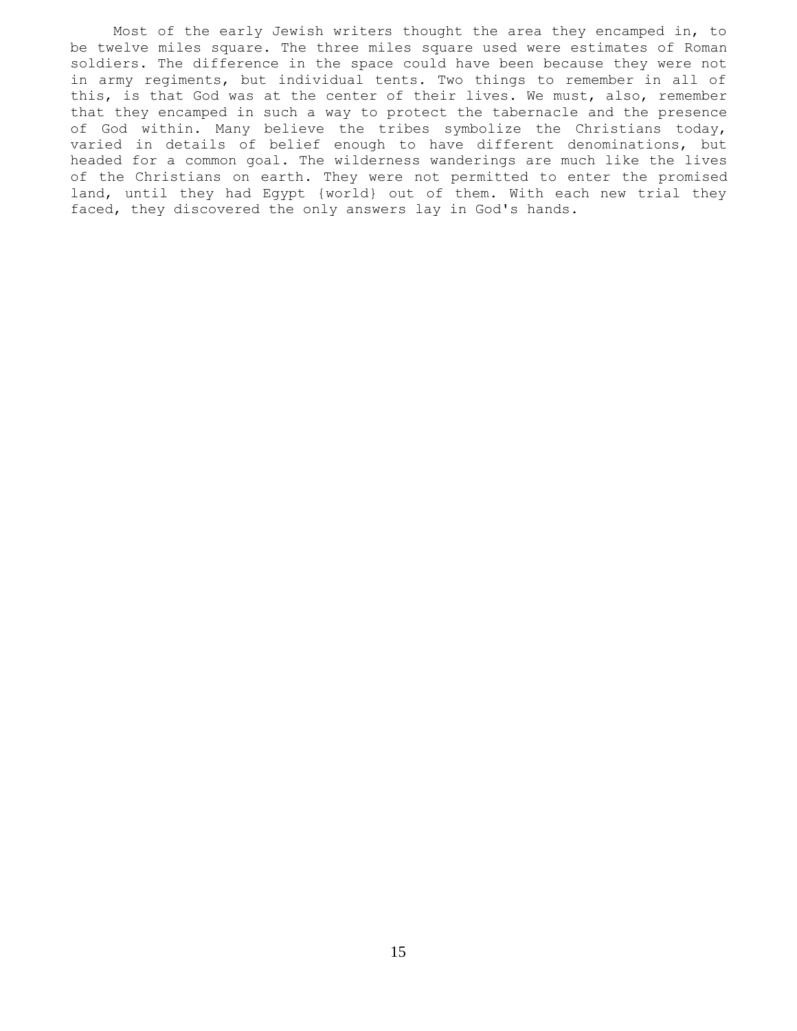Most of the early Jewish writers thought the area they encamped in, to be twelve miles square. The three miles square used were estimates of Roman soldiers. The difference in the space could have been because they were not in army regiments, but individual tents. Two things to remember in all of this, is that God was at the center of their lives. We must, also, remember that they encamped in such a way to protect the tabernacle and the presence of God within. Many believe the tribes symbolize the Christians today, varied in details of belief enough to have different denominations, but headed for a common goal. The wilderness wanderings are much like the lives of the Christians on earth. They were not permitted to enter the promised land, until they had Egypt {world} out of them. With each new trial they faced, they discovered the only answers lay in God's hands.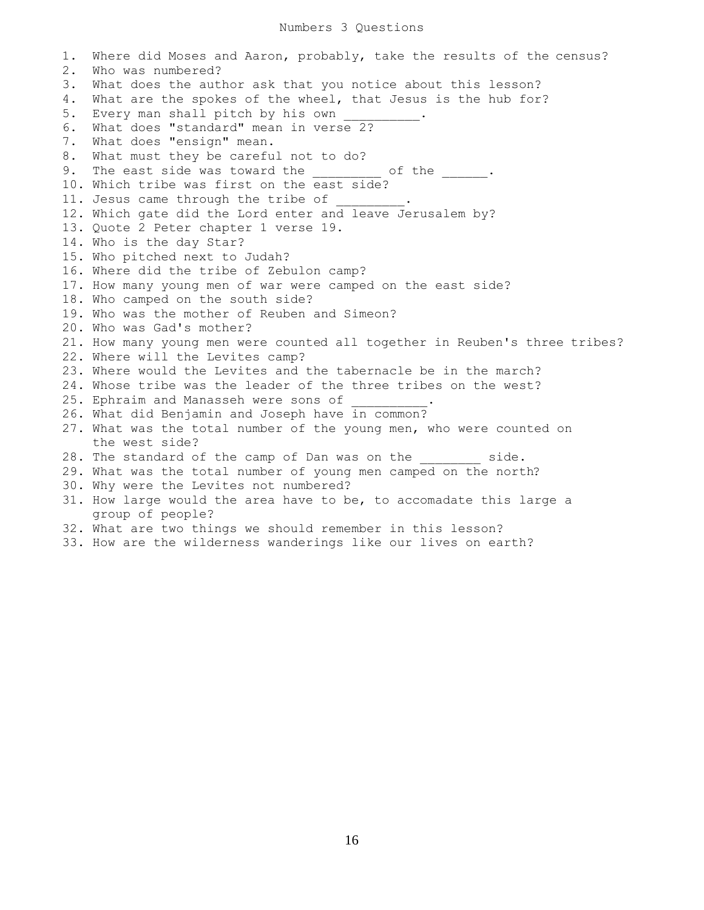# Numbers 3 Questions

1. Where did Moses and Aaron, probably, take the results of the census?
2. Who was numbered?
3. What does the author ask that you notice about this lesson?
4. What are the spokes of the wheel, that Jesus is the hub for?
5. Every man shall pitch by his own __________.
6. What does "standard" mean in verse 2?
7. What does "ensign" mean.
8. What must they be careful not to do?
9. The east side was toward the _________ of the ______.
10. Which tribe was first on the east side?
11. Jesus came through the tribe of _________.
12. Which gate did the Lord enter and leave Jerusalem by?
13. Quote 2 Peter chapter 1 verse 19.
14. Who is the day Star?
15. Who pitched next to Judah?
16. Where did the tribe of Zebulon camp?
17. How many young men of war were camped on the east side?
18. Who camped on the south side?
19. Who was the mother of Reuben and Simeon?
20. Who was Gad's mother?
21. How many young men were counted all together in Reuben's three tribes?
22. Where will the Levites camp?
23. Where would the Levites and the tabernacle be in the march?
24. Whose tribe was the leader of the three tribes on the west?
25. Ephraim and Manasseh were sons of __________.
26. What did Benjamin and Joseph have in common?
27. What was the total number of the young men, who were counted on the west side?
28. The standard of the camp of Dan was on the ________ side.
29. What was the total number of young men camped on the north?
30. Why were the Levites not numbered?
31. How large would the area have to be, to accomadate this large a group of people?
32. What are two things we should remember in this lesson?
33. How are the wilderness wanderings like our lives on earth?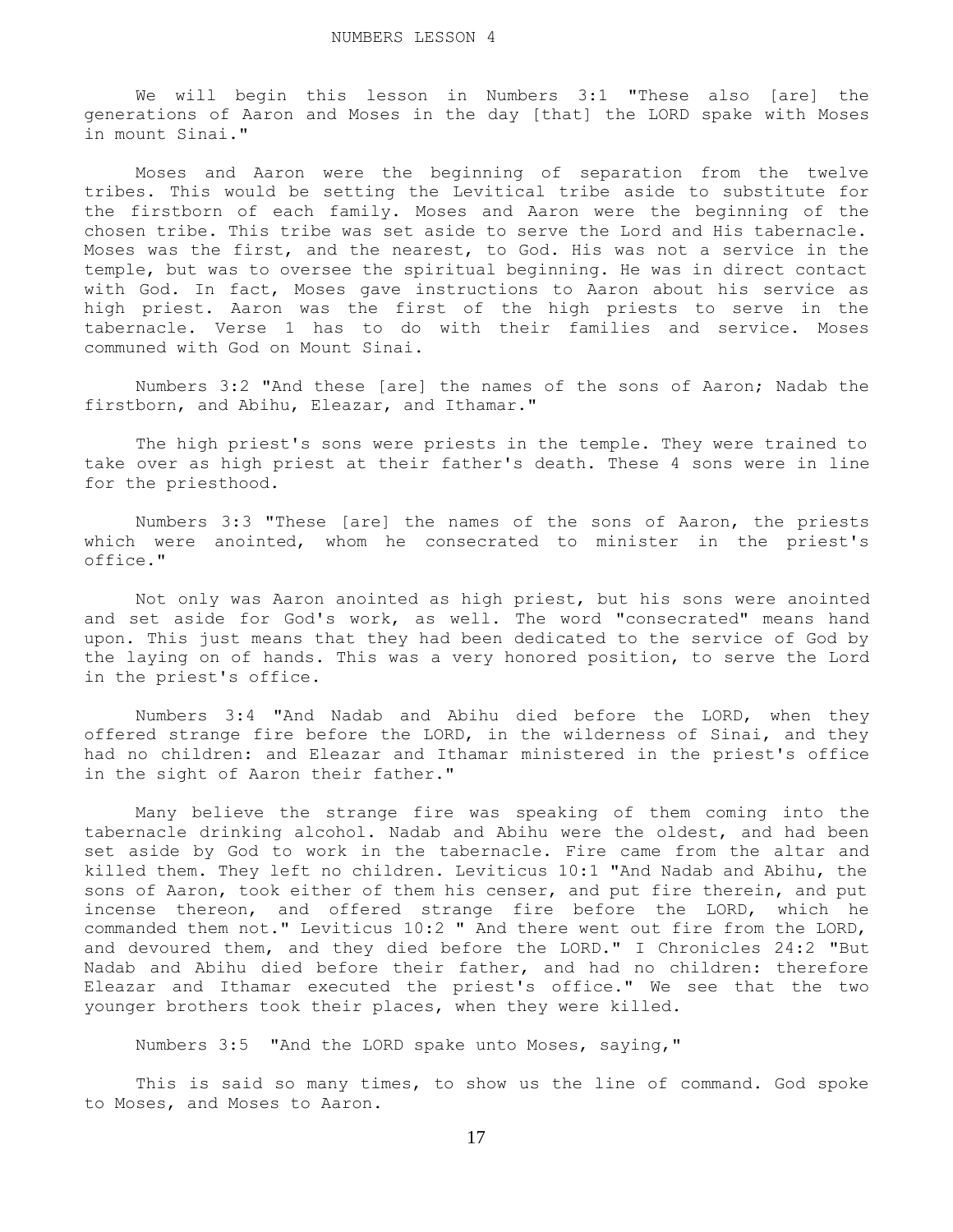# NUMBERS LESSON 4

We will begin this lesson in Numbers 3:1 "These also [are] the generations of Aaron and Moses in the day [that] the LORD spake with Moses in mount Sinai."

Moses and Aaron were the beginning of separation from the twelve tribes. This would be setting the Levitical tribe aside to substitute for the firstborn of each family. Moses and Aaron were the beginning of the chosen tribe. This tribe was set aside to serve the Lord and His tabernacle. Moses was the first, and the nearest, to God. His was not a service in the temple, but was to oversee the spiritual beginning. He was in direct contact with God. In fact, Moses gave instructions to Aaron about his service as high priest. Aaron was the first of the high priests to serve in the tabernacle. Verse 1 has to do with their families and service. Moses communed with God on Mount Sinai.

Numbers 3:2 "And these [are] the names of the sons of Aaron; Nadab the firstborn, and Abihu, Eleazar, and Ithamar."

The high priest's sons were priests in the temple. They were trained to take over as high priest at their father's death. These 4 sons were in line for the priesthood.

Numbers 3:3 "These [are] the names of the sons of Aaron, the priests which were anointed, whom he consecrated to minister in the priest's office."

Not only was Aaron anointed as high priest, but his sons were anointed and set aside for God's work, as well. The word "consecrated" means hand upon. This just means that they had been dedicated to the service of God by the laying on of hands. This was a very honored position, to serve the Lord in the priest's office.

Numbers 3:4 "And Nadab and Abihu died before the LORD, when they offered strange fire before the LORD, in the wilderness of Sinai, and they had no children: and Eleazar and Ithamar ministered in the priest's office in the sight of Aaron their father."

Many believe the strange fire was speaking of them coming into the tabernacle drinking alcohol. Nadab and Abihu were the oldest, and had been set aside by God to work in the tabernacle. Fire came from the altar and killed them. They left no children. Leviticus 10:1 "And Nadab and Abihu, the sons of Aaron, took either of them his censer, and put fire therein, and put incense thereon, and offered strange fire before the LORD, which he commanded them not." Leviticus 10:2 " And there went out fire from the LORD, and devoured them, and they died before the LORD." I Chronicles 24:2 "But Nadab and Abihu died before their father, and had no children: therefore Eleazar and Ithamar executed the priest's office." We see that the two younger brothers took their places, when they were killed.

Numbers 3:5 "And the LORD spake unto Moses, saying,"

This is said so many times, to show us the line of command. God spoke to Moses, and Moses to Aaron.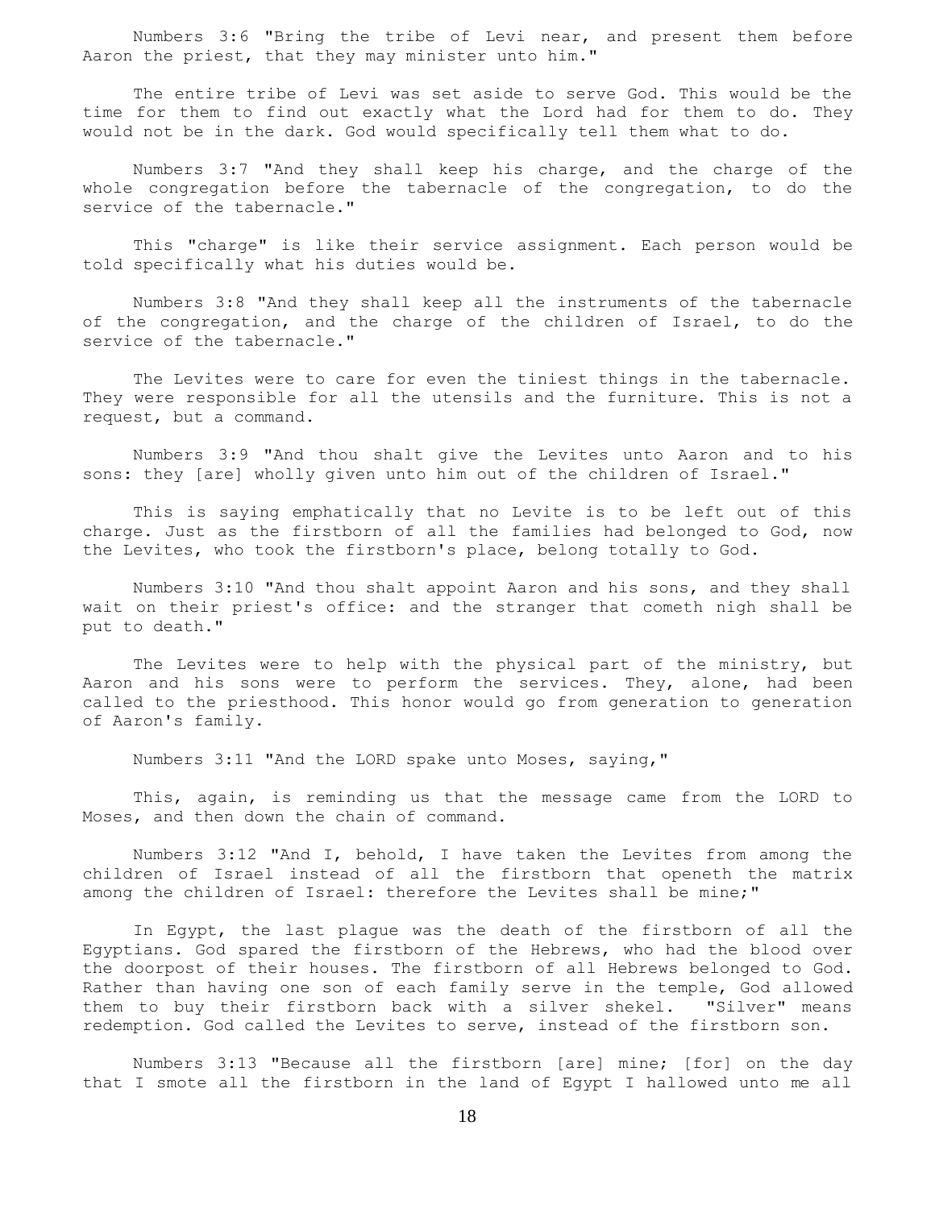Numbers 3:6 "Bring the tribe of Levi near, and present them before Aaron the priest, that they may minister unto him."

The entire tribe of Levi was set aside to serve God. This would be the time for them to find out exactly what the Lord had for them to do. They would not be in the dark. God would specifically tell them what to do.

Numbers 3:7 "And they shall keep his charge, and the charge of the whole congregation before the tabernacle of the congregation, to do the service of the tabernacle."

This "charge" is like their service assignment. Each person would be told specifically what his duties would be.

Numbers 3:8 "And they shall keep all the instruments of the tabernacle of the congregation, and the charge of the children of Israel, to do the service of the tabernacle."

The Levites were to care for even the tiniest things in the tabernacle. They were responsible for all the utensils and the furniture. This is not a request, but a command.

Numbers 3:9 "And thou shalt give the Levites unto Aaron and to his sons: they [are] wholly given unto him out of the children of Israel."

This is saying emphatically that no Levite is to be left out of this charge. Just as the firstborn of all the families had belonged to God, now the Levites, who took the firstborn's place, belong totally to God.

Numbers 3:10 "And thou shalt appoint Aaron and his sons, and they shall wait on their priest's office: and the stranger that cometh nigh shall be put to death."

The Levites were to help with the physical part of the ministry, but Aaron and his sons were to perform the services. They, alone, had been called to the priesthood. This honor would go from generation to generation of Aaron's family.

Numbers 3:11 "And the LORD spake unto Moses, saying,"

This, again, is reminding us that the message came from the LORD to Moses, and then down the chain of command.

Numbers 3:12 "And I, behold, I have taken the Levites from among the children of Israel instead of all the firstborn that openeth the matrix among the children of Israel: therefore the Levites shall be mine;"

In Egypt, the last plague was the death of the firstborn of all the Egyptians. God spared the firstborn of the Hebrews, who had the blood over the doorpost of their houses. The firstborn of all Hebrews belonged to God. Rather than having one son of each family serve in the temple, God allowed them to buy their firstborn back with a silver shekel. "Silver" means redemption. God called the Levites to serve, instead of the firstborn son.

Numbers 3:13 "Because all the firstborn [are] mine; [for] on the day that I smote all the firstborn in the land of Egypt I hallowed unto me all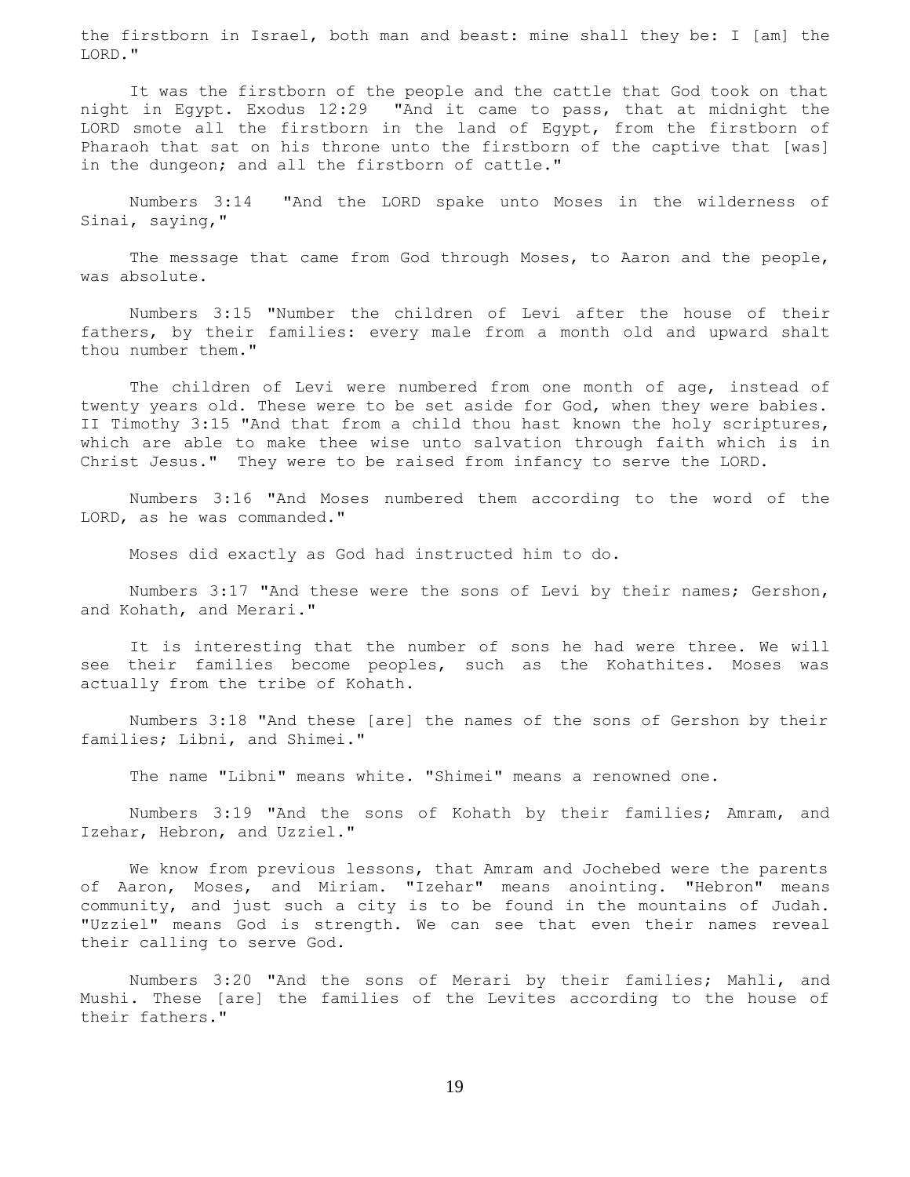the firstborn in Israel, both man and beast: mine shall they be: I [am] the LORD."

It was the firstborn of the people and the cattle that God took on that night in Egypt. Exodus 12:29 "And it came to pass, that at midnight the LORD smote all the firstborn in the land of Egypt, from the firstborn of Pharaoh that sat on his throne unto the firstborn of the captive that [was] in the dungeon; and all the firstborn of cattle."

Numbers 3:14 "And the LORD spake unto Moses in the wilderness of Sinai, saying,"

The message that came from God through Moses, to Aaron and the people, was absolute.

Numbers 3:15 "Number the children of Levi after the house of their fathers, by their families: every male from a month old and upward shalt thou number them."

The children of Levi were numbered from one month of age, instead of twenty years old. These were to be set aside for God, when they were babies. II Timothy 3:15 "And that from a child thou hast known the holy scriptures, which are able to make thee wise unto salvation through faith which is in Christ Jesus." They were to be raised from infancy to serve the LORD.

Numbers 3:16 "And Moses numbered them according to the word of the LORD, as he was commanded."

Moses did exactly as God had instructed him to do.

Numbers 3:17 "And these were the sons of Levi by their names; Gershon, and Kohath, and Merari."

It is interesting that the number of sons he had were three. We will see their families become peoples, such as the Kohathites. Moses was actually from the tribe of Kohath.

Numbers 3:18 "And these [are] the names of the sons of Gershon by their families; Libni, and Shimei."

The name "Libni" means white. "Shimei" means a renowned one.

Numbers 3:19 "And the sons of Kohath by their families; Amram, and Izehar, Hebron, and Uzziel."

We know from previous lessons, that Amram and Jochebed were the parents of Aaron, Moses, and Miriam. "Izehar" means anointing. "Hebron" means community, and just such a city is to be found in the mountains of Judah. "Uzziel" means God is strength. We can see that even their names reveal their calling to serve God.

Numbers 3:20 "And the sons of Merari by their families; Mahli, and Mushi. These [are] the families of the Levites according to the house of their fathers."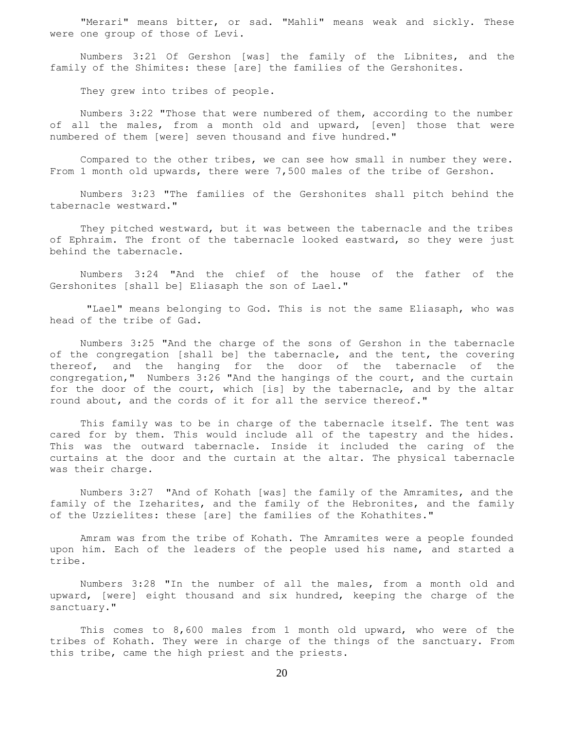"Merari" means bitter, or sad. "Mahli" means weak and sickly. These were one group of those of Levi.

Numbers 3:21 Of Gershon [was] the family of the Libnites, and the family of the Shimites: these [are] the families of the Gershonites.

They grew into tribes of people.

Numbers 3:22 "Those that were numbered of them, according to the number of all the males, from a month old and upward, [even] those that were numbered of them [were] seven thousand and five hundred."

Compared to the other tribes, we can see how small in number they were. From 1 month old upwards, there were 7,500 males of the tribe of Gershon.

Numbers 3:23 "The families of the Gershonites shall pitch behind the tabernacle westward."

They pitched westward, but it was between the tabernacle and the tribes of Ephraim. The front of the tabernacle looked eastward, so they were just behind the tabernacle.

Numbers 3:24 "And the chief of the house of the father of the Gershonites [shall be] Eliasaph the son of Lael."

"Lael" means belonging to God. This is not the same Eliasaph, who was head of the tribe of Gad.

Numbers 3:25 "And the charge of the sons of Gershon in the tabernacle of the congregation [shall be] the tabernacle, and the tent, the covering thereof, and the hanging for the door of the tabernacle of the congregation," Numbers 3:26 "And the hangings of the court, and the curtain for the door of the court, which [is] by the tabernacle, and by the altar round about, and the cords of it for all the service thereof."

This family was to be in charge of the tabernacle itself. The tent was cared for by them. This would include all of the tapestry and the hides. This was the outward tabernacle. Inside it included the caring of the curtains at the door and the curtain at the altar. The physical tabernacle was their charge.

Numbers 3:27 "And of Kohath [was] the family of the Amramites, and the family of the Izeharites, and the family of the Hebronites, and the family of the Uzzielites: these [are] the families of the Kohathites."

Amram was from the tribe of Kohath. The Amramites were a people founded upon him. Each of the leaders of the people used his name, and started a tribe.

Numbers 3:28 "In the number of all the males, from a month old and upward, [were] eight thousand and six hundred, keeping the charge of the sanctuary."

This comes to 8,600 males from 1 month old upward, who were of the tribes of Kohath. They were in charge of the things of the sanctuary. From this tribe, came the high priest and the priests.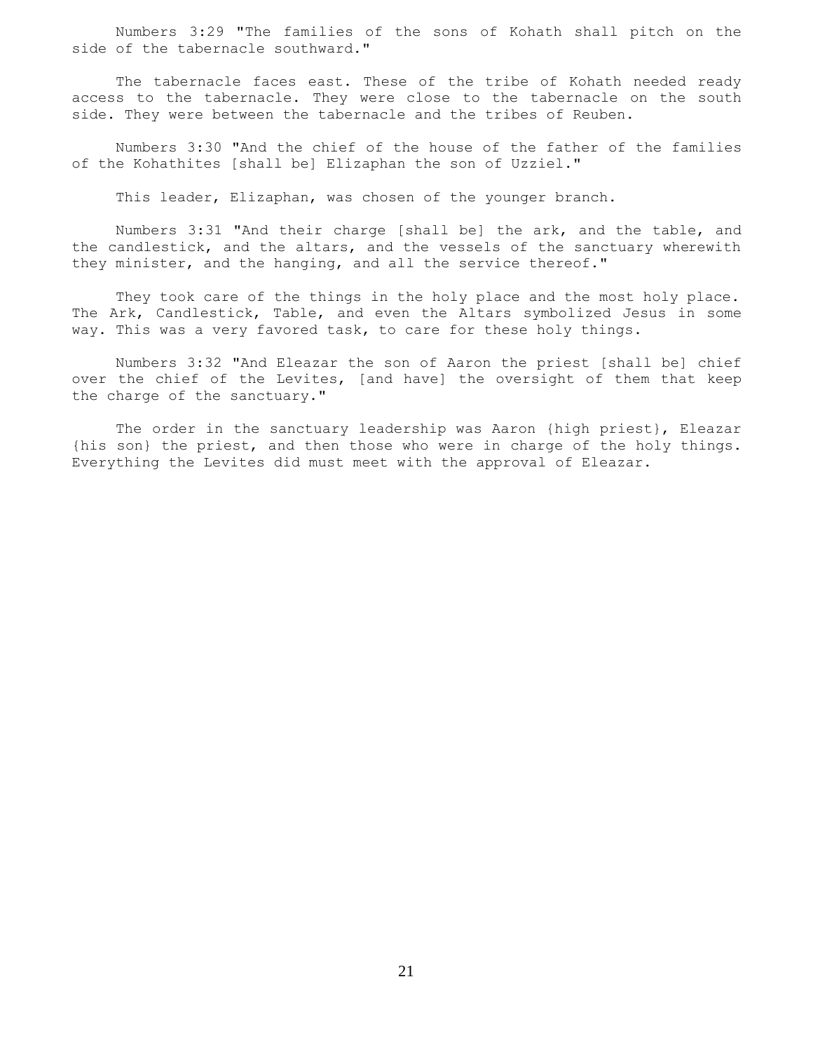Numbers 3:29 "The families of the sons of Kohath shall pitch on the side of the tabernacle southward."

The tabernacle faces east. These of the tribe of Kohath needed ready access to the tabernacle. They were close to the tabernacle on the south side. They were between the tabernacle and the tribes of Reuben.

Numbers 3:30 "And the chief of the house of the father of the families of the Kohathites [shall be] Elizaphan the son of Uzziel."

This leader, Elizaphan, was chosen of the younger branch.

Numbers 3:31 "And their charge [shall be] the ark, and the table, and the candlestick, and the altars, and the vessels of the sanctuary wherewith they minister, and the hanging, and all the service thereof."

They took care of the things in the holy place and the most holy place. The Ark, Candlestick, Table, and even the Altars symbolized Jesus in some way. This was a very favored task, to care for these holy things.

Numbers 3:32 "And Eleazar the son of Aaron the priest [shall be] chief over the chief of the Levites, [and have] the oversight of them that keep the charge of the sanctuary."

The order in the sanctuary leadership was Aaron {high priest}, Eleazar {his son} the priest, and then those who were in charge of the holy things. Everything the Levites did must meet with the approval of Eleazar.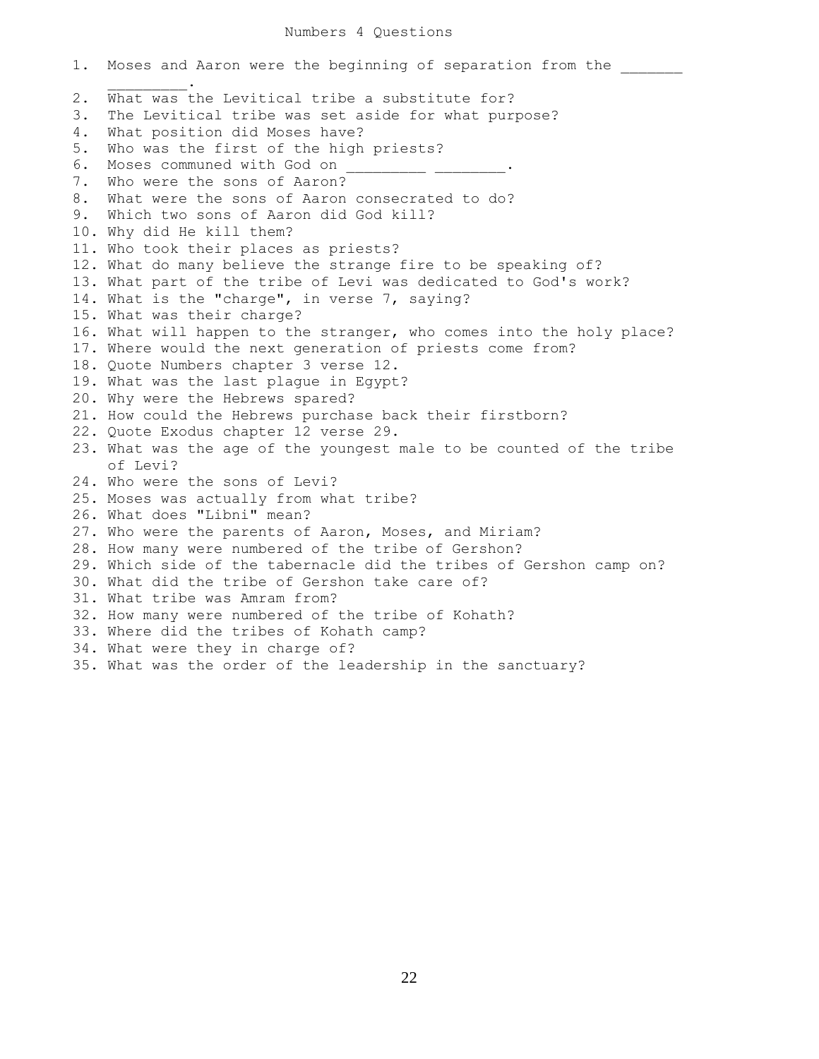# Numbers 4 Questions

1. Moses and Aaron were the beginning of separation from the _______ _________.
2. What was the Levitical tribe a substitute for?
3. The Levitical tribe was set aside for what purpose?
4. What position did Moses have?
5. Who was the first of the high priests?
6. Moses communed with God on _________ ________.
7. Who were the sons of Aaron?
8. What were the sons of Aaron consecrated to do?
9. Which two sons of Aaron did God kill?
10. Why did He kill them?
11. Who took their places as priests?
12. What do many believe the strange fire to be speaking of?
13. What part of the tribe of Levi was dedicated to God's work?
14. What is the "charge", in verse 7, saying?
15. What was their charge?
16. What will happen to the stranger, who comes into the holy place?
17. Where would the next generation of priests come from?
18. Quote Numbers chapter 3 verse 12.
19. What was the last plague in Egypt?
20. Why were the Hebrews spared?
21. How could the Hebrews purchase back their firstborn?
22. Quote Exodus chapter 12 verse 29.
23. What was the age of the youngest male to be counted of the tribe of Levi?
24. Who were the sons of Levi?
25. Moses was actually from what tribe?
26. What does "Libni" mean?
27. Who were the parents of Aaron, Moses, and Miriam?
28. How many were numbered of the tribe of Gershon?
29. Which side of the tabernacle did the tribes of Gershon camp on?
30. What did the tribe of Gershon take care of?
31. What tribe was Amram from?
32. How many were numbered of the tribe of Kohath?
33. Where did the tribes of Kohath camp?
34. What were they in charge of?
35. What was the order of the leadership in the sanctuary?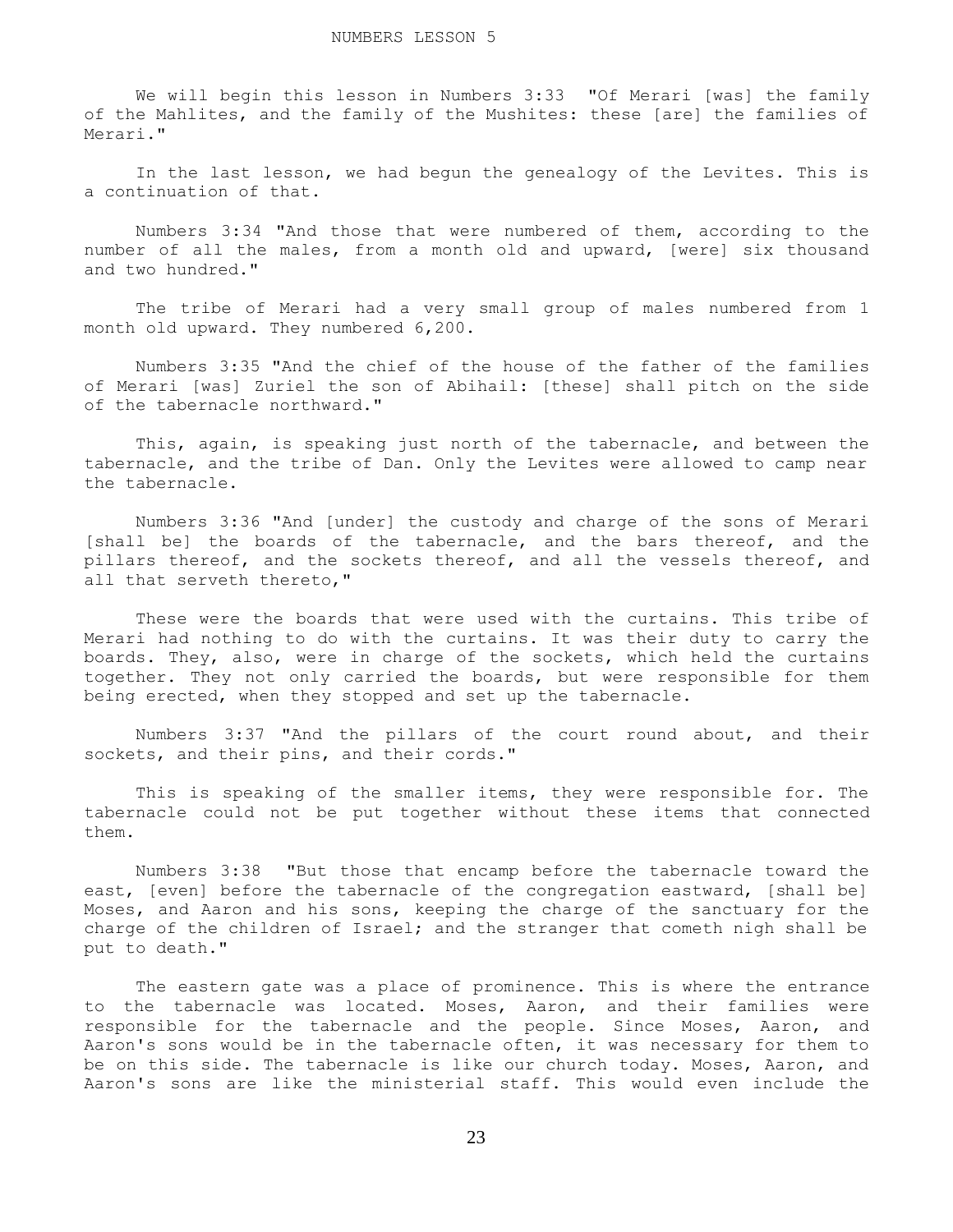# NUMBERS LESSON 5

We will begin this lesson in Numbers 3:33 "Of Merari [was] the family of the Mahlites, and the family of the Mushites: these [are] the families of Merari."

In the last lesson, we had begun the genealogy of the Levites. This is a continuation of that.

Numbers 3:34 "And those that were numbered of them, according to the number of all the males, from a month old and upward, [were] six thousand and two hundred."

The tribe of Merari had a very small group of males numbered from 1 month old upward. They numbered 6,200.

Numbers 3:35 "And the chief of the house of the father of the families of Merari [was] Zuriel the son of Abihail: [these] shall pitch on the side of the tabernacle northward."

This, again, is speaking just north of the tabernacle, and between the tabernacle, and the tribe of Dan. Only the Levites were allowed to camp near the tabernacle.

Numbers 3:36 "And [under] the custody and charge of the sons of Merari [shall be] the boards of the tabernacle, and the bars thereof, and the pillars thereof, and the sockets thereof, and all the vessels thereof, and all that serveth thereto,"

These were the boards that were used with the curtains. This tribe of Merari had nothing to do with the curtains. It was their duty to carry the boards. They, also, were in charge of the sockets, which held the curtains together. They not only carried the boards, but were responsible for them being erected, when they stopped and set up the tabernacle.

Numbers 3:37 "And the pillars of the court round about, and their sockets, and their pins, and their cords."

This is speaking of the smaller items, they were responsible for. The tabernacle could not be put together without these items that connected them.

Numbers 3:38 "But those that encamp before the tabernacle toward the east, [even] before the tabernacle of the congregation eastward, [shall be] Moses, and Aaron and his sons, keeping the charge of the sanctuary for the charge of the children of Israel; and the stranger that cometh nigh shall be put to death."

The eastern gate was a place of prominence. This is where the entrance to the tabernacle was located. Moses, Aaron, and their families were responsible for the tabernacle and the people. Since Moses, Aaron, and Aaron's sons would be in the tabernacle often, it was necessary for them to be on this side. The tabernacle is like our church today. Moses, Aaron, and Aaron's sons are like the ministerial staff. This would even include the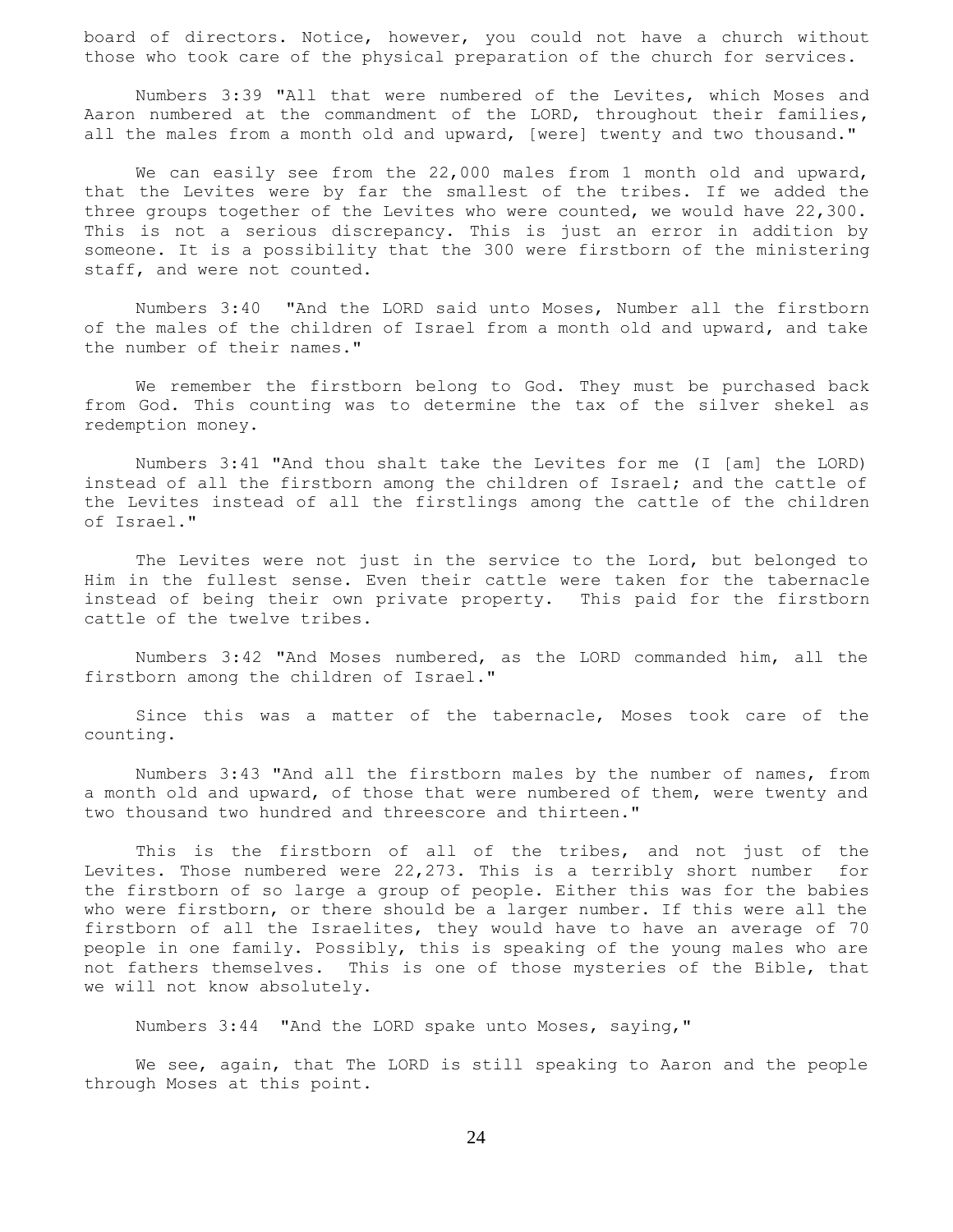board of directors. Notice, however, you could not have a church without those who took care of the physical preparation of the church for services.

Numbers 3:39 "All that were numbered of the Levites, which Moses and Aaron numbered at the commandment of the LORD, throughout their families, all the males from a month old and upward, [were] twenty and two thousand."

We can easily see from the 22,000 males from 1 month old and upward, that the Levites were by far the smallest of the tribes. If we added the three groups together of the Levites who were counted, we would have 22,300. This is not a serious discrepancy. This is just an error in addition by someone. It is a possibility that the 300 were firstborn of the ministering staff, and were not counted.

Numbers 3:40 "And the LORD said unto Moses, Number all the firstborn of the males of the children of Israel from a month old and upward, and take the number of their names."

We remember the firstborn belong to God. They must be purchased back from God. This counting was to determine the tax of the silver shekel as redemption money.

Numbers 3:41 "And thou shalt take the Levites for me (I [am] the LORD) instead of all the firstborn among the children of Israel; and the cattle of the Levites instead of all the firstlings among the cattle of the children of Israel."

The Levites were not just in the service to the Lord, but belonged to Him in the fullest sense. Even their cattle were taken for the tabernacle instead of being their own private property. This paid for the firstborn cattle of the twelve tribes.

Numbers 3:42 "And Moses numbered, as the LORD commanded him, all the firstborn among the children of Israel."

Since this was a matter of the tabernacle, Moses took care of the counting.

Numbers 3:43 "And all the firstborn males by the number of names, from a month old and upward, of those that were numbered of them, were twenty and two thousand two hundred and threescore and thirteen."

This is the firstborn of all of the tribes, and not just of the Levites. Those numbered were 22,273. This is a terribly short number for the firstborn of so large a group of people. Either this was for the babies who were firstborn, or there should be a larger number. If this were all the firstborn of all the Israelites, they would have to have an average of 70 people in one family. Possibly, this is speaking of the young males who are not fathers themselves. This is one of those mysteries of the Bible, that we will not know absolutely.

Numbers 3:44 "And the LORD spake unto Moses, saying,"

We see, again, that The LORD is still speaking to Aaron and the people through Moses at this point.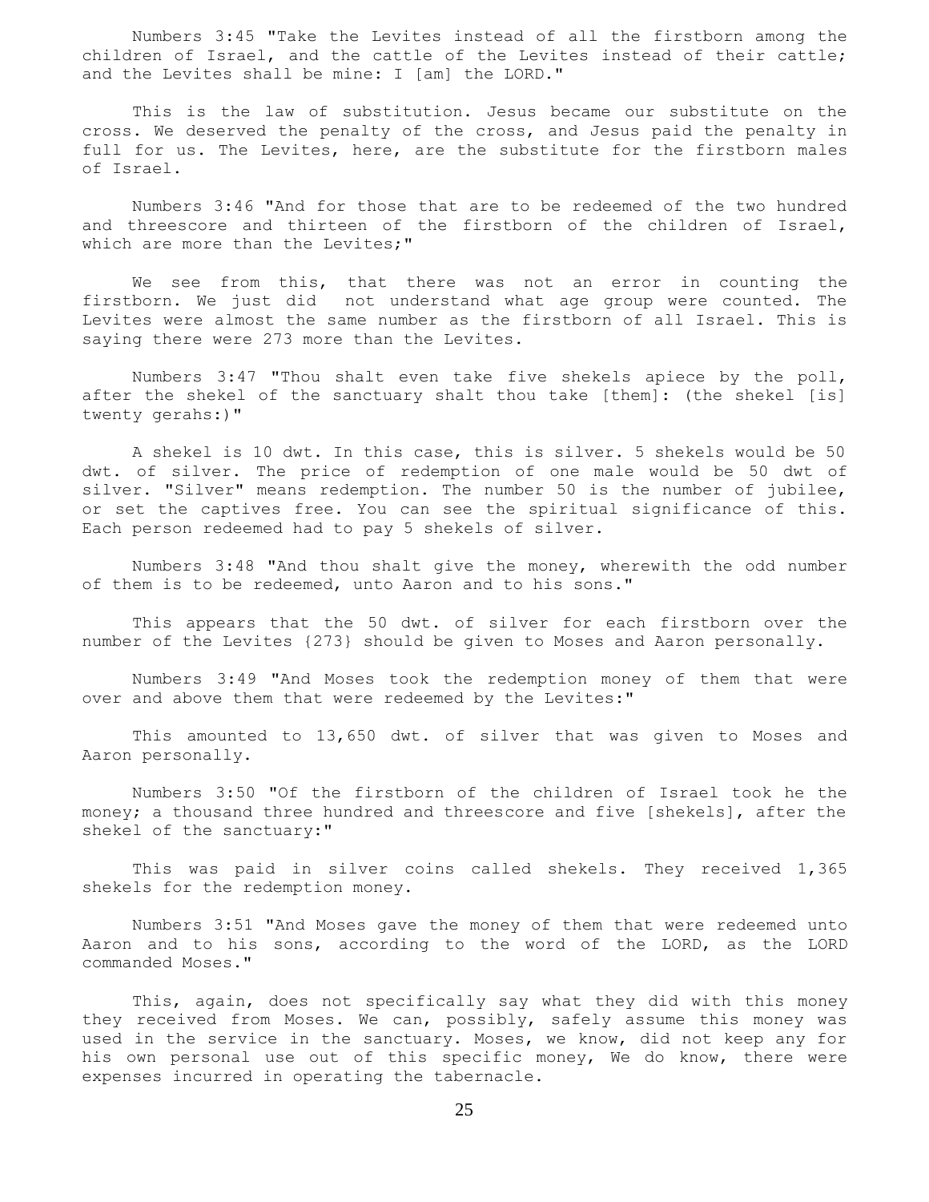Numbers 3:45 "Take the Levites instead of all the firstborn among the children of Israel, and the cattle of the Levites instead of their cattle; and the Levites shall be mine: I [am] the LORD."

This is the law of substitution. Jesus became our substitute on the cross. We deserved the penalty of the cross, and Jesus paid the penalty in full for us. The Levites, here, are the substitute for the firstborn males of Israel.

Numbers 3:46 "And for those that are to be redeemed of the two hundred and threescore and thirteen of the firstborn of the children of Israel, which are more than the Levites;"

We see from this, that there was not an error in counting the firstborn. We just did not understand what age group were counted. The Levites were almost the same number as the firstborn of all Israel. This is saying there were 273 more than the Levites.

Numbers 3:47 "Thou shalt even take five shekels apiece by the poll, after the shekel of the sanctuary shalt thou take [them]: (the shekel [is] twenty gerahs:)"

A shekel is 10 dwt. In this case, this is silver. 5 shekels would be 50 dwt. of silver. The price of redemption of one male would be 50 dwt of silver. "Silver" means redemption. The number 50 is the number of jubilee, or set the captives free. You can see the spiritual significance of this. Each person redeemed had to pay 5 shekels of silver.

Numbers 3:48 "And thou shalt give the money, wherewith the odd number of them is to be redeemed, unto Aaron and to his sons."

This appears that the 50 dwt. of silver for each firstborn over the number of the Levites {273} should be given to Moses and Aaron personally.

Numbers 3:49 "And Moses took the redemption money of them that were over and above them that were redeemed by the Levites:"

This amounted to 13,650 dwt. of silver that was given to Moses and Aaron personally.

Numbers 3:50 "Of the firstborn of the children of Israel took he the money; a thousand three hundred and threescore and five [shekels], after the shekel of the sanctuary:"

This was paid in silver coins called shekels. They received 1,365 shekels for the redemption money.

Numbers 3:51 "And Moses gave the money of them that were redeemed unto Aaron and to his sons, according to the word of the LORD, as the LORD commanded Moses."

This, again, does not specifically say what they did with this money they received from Moses. We can, possibly, safely assume this money was used in the service in the sanctuary. Moses, we know, did not keep any for his own personal use out of this specific money, We do know, there were expenses incurred in operating the tabernacle.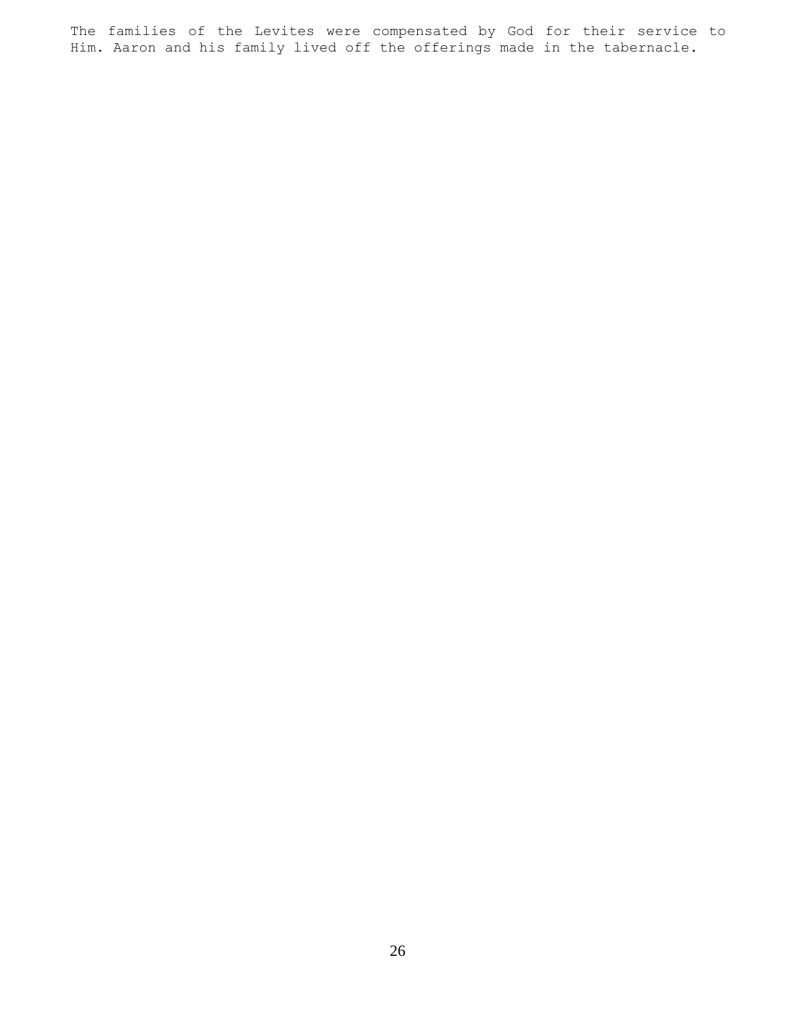The families of the Levites were compensated by God for their service to Him. Aaron and his family lived off the offerings made in the tabernacle.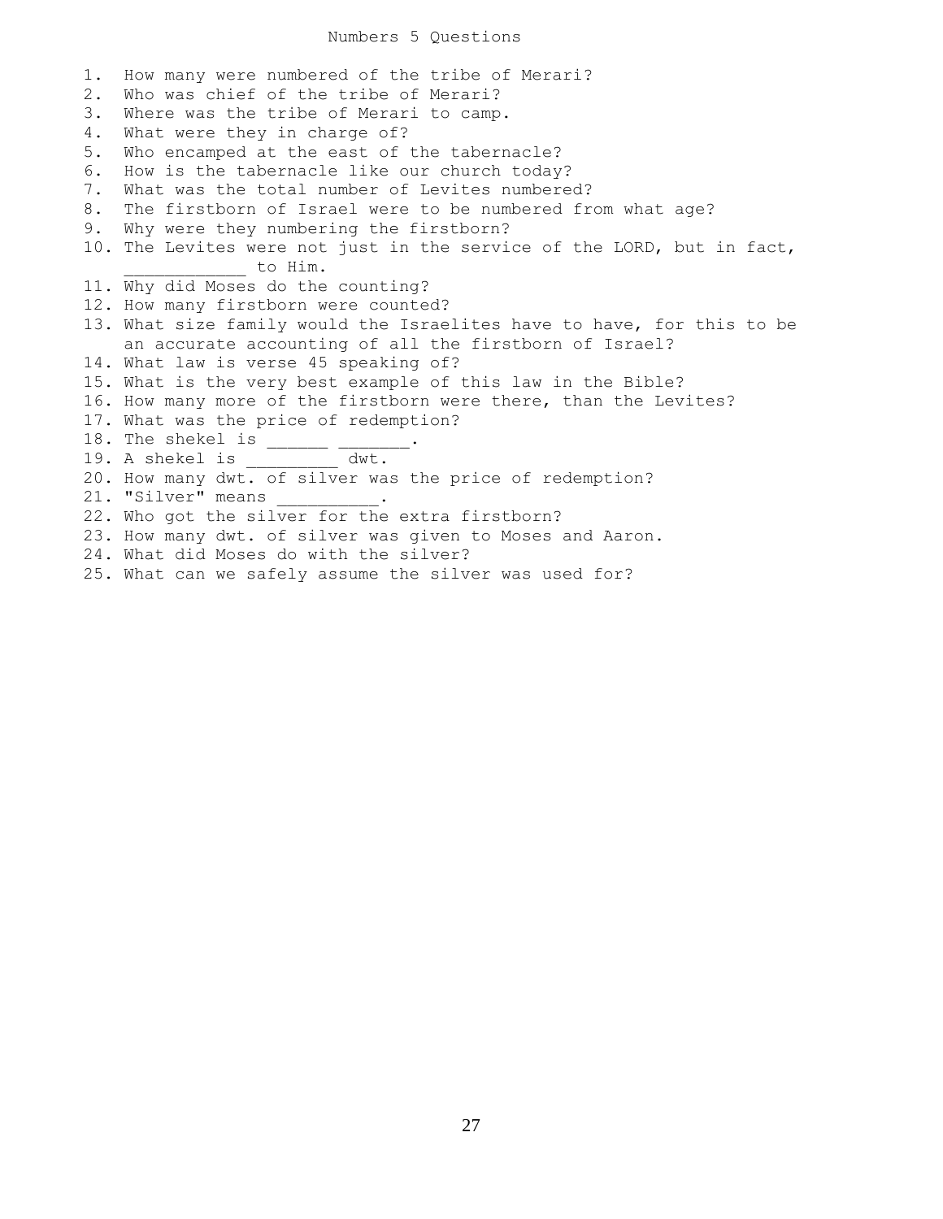# Numbers 5 Questions

1. How many were numbered of the tribe of Merari?
2. Who was chief of the tribe of Merari?
3. Where was the tribe of Merari to camp.
4. What were they in charge of?
5. Who encamped at the east of the tabernacle?
6. How is the tabernacle like our church today?
7. What was the total number of Levites numbered?
8. The firstborn of Israel were to be numbered from what age?
9. Why were they numbering the firstborn?
10. The Levites were not just in the service of the LORD, but in fact, ____________ to Him.
11. Why did Moses do the counting?
12. How many firstborn were counted?
13. What size family would the Israelites have to have, for this to be an accurate accounting of all the firstborn of Israel?
14. What law is verse 45 speaking of?
15. What is the very best example of this law in the Bible?
16. How many more of the firstborn were there, than the Levites?
17. What was the price of redemption?
18. The shekel is ______ _______.
19. A shekel is _________ dwt.
20. How many dwt. of silver was the price of redemption?
21. "Silver" means __________.
22. Who got the silver for the extra firstborn?
23. How many dwt. of silver was given to Moses and Aaron.
24. What did Moses do with the silver?
25. What can we safely assume the silver was used for?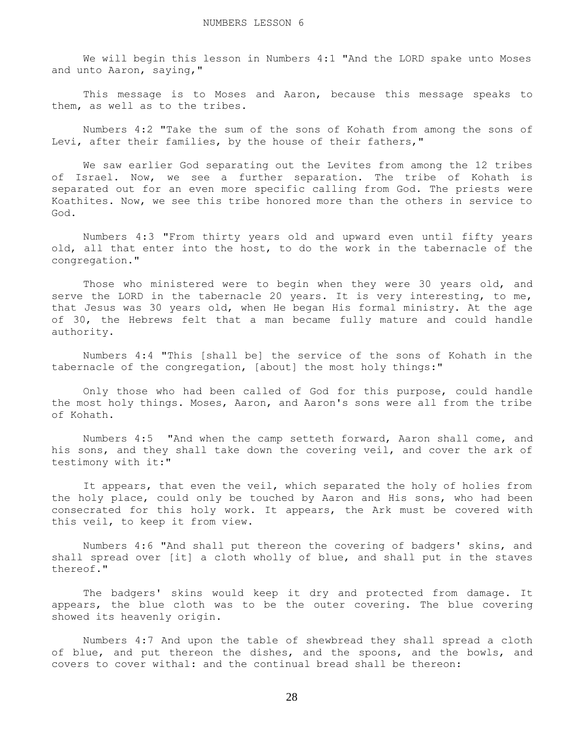# NUMBERS LESSON 6

We will begin this lesson in Numbers 4:1 "And the LORD spake unto Moses and unto Aaron, saying,"

This message is to Moses and Aaron, because this message speaks to them, as well as to the tribes.

Numbers 4:2 "Take the sum of the sons of Kohath from among the sons of Levi, after their families, by the house of their fathers,"

We saw earlier God separating out the Levites from among the 12 tribes of Israel. Now, we see a further separation. The tribe of Kohath is separated out for an even more specific calling from God. The priests were Koathites. Now, we see this tribe honored more than the others in service to God.

Numbers 4:3 "From thirty years old and upward even until fifty years old, all that enter into the host, to do the work in the tabernacle of the congregation."

Those who ministered were to begin when they were 30 years old, and serve the LORD in the tabernacle 20 years. It is very interesting, to me, that Jesus was 30 years old, when He began His formal ministry. At the age of 30, the Hebrews felt that a man became fully mature and could handle authority.

Numbers 4:4 "This [shall be] the service of the sons of Kohath in the tabernacle of the congregation, [about] the most holy things:"

Only those who had been called of God for this purpose, could handle the most holy things. Moses, Aaron, and Aaron's sons were all from the tribe of Kohath.

Numbers 4:5 "And when the camp setteth forward, Aaron shall come, and his sons, and they shall take down the covering veil, and cover the ark of testimony with it:"

It appears, that even the veil, which separated the holy of holies from the holy place, could only be touched by Aaron and His sons, who had been consecrated for this holy work. It appears, the Ark must be covered with this veil, to keep it from view.

Numbers 4:6 "And shall put thereon the covering of badgers' skins, and shall spread over [it] a cloth wholly of blue, and shall put in the staves thereof."

The badgers' skins would keep it dry and protected from damage. It appears, the blue cloth was to be the outer covering. The blue covering showed its heavenly origin.

Numbers 4:7 And upon the table of shewbread they shall spread a cloth of blue, and put thereon the dishes, and the spoons, and the bowls, and covers to cover withal: and the continual bread shall be thereon: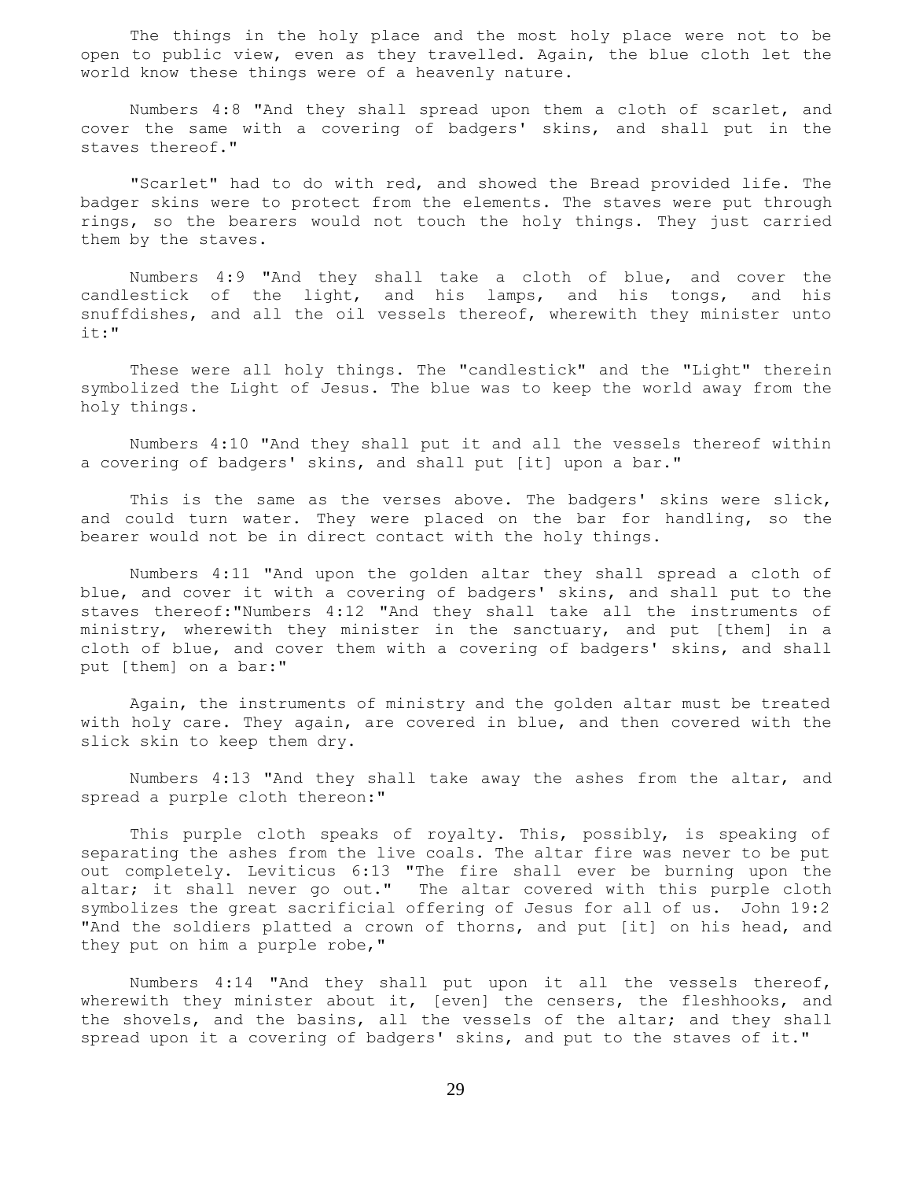The things in the holy place and the most holy place were not to be open to public view, even as they travelled. Again, the blue cloth let the world know these things were of a heavenly nature.

Numbers 4:8 "And they shall spread upon them a cloth of scarlet, and cover the same with a covering of badgers' skins, and shall put in the staves thereof."

"Scarlet" had to do with red, and showed the Bread provided life. The badger skins were to protect from the elements. The staves were put through rings, so the bearers would not touch the holy things. They just carried them by the staves.

Numbers 4:9 "And they shall take a cloth of blue, and cover the candlestick of the light, and his lamps, and his tongs, and his snuffdishes, and all the oil vessels thereof, wherewith they minister unto it:"

These were all holy things. The "candlestick" and the "Light" therein symbolized the Light of Jesus. The blue was to keep the world away from the holy things.

Numbers 4:10 "And they shall put it and all the vessels thereof within a covering of badgers' skins, and shall put [it] upon a bar."

This is the same as the verses above. The badgers' skins were slick, and could turn water. They were placed on the bar for handling, so the bearer would not be in direct contact with the holy things.

Numbers 4:11 "And upon the golden altar they shall spread a cloth of blue, and cover it with a covering of badgers' skins, and shall put to the staves thereof:"Numbers 4:12 "And they shall take all the instruments of ministry, wherewith they minister in the sanctuary, and put [them] in a cloth of blue, and cover them with a covering of badgers' skins, and shall put [them] on a bar:"

Again, the instruments of ministry and the golden altar must be treated with holy care. They again, are covered in blue, and then covered with the slick skin to keep them dry.

Numbers 4:13 "And they shall take away the ashes from the altar, and spread a purple cloth thereon:"

This purple cloth speaks of royalty. This, possibly, is speaking of separating the ashes from the live coals. The altar fire was never to be put out completely. Leviticus 6:13 "The fire shall ever be burning upon the altar; it shall never go out." The altar covered with this purple cloth symbolizes the great sacrificial offering of Jesus for all of us. John 19:2 "And the soldiers platted a crown of thorns, and put [it] on his head, and they put on him a purple robe,"

Numbers 4:14 "And they shall put upon it all the vessels thereof, wherewith they minister about it, [even] the censers, the fleshhooks, and the shovels, and the basins, all the vessels of the altar; and they shall spread upon it a covering of badgers' skins, and put to the staves of it."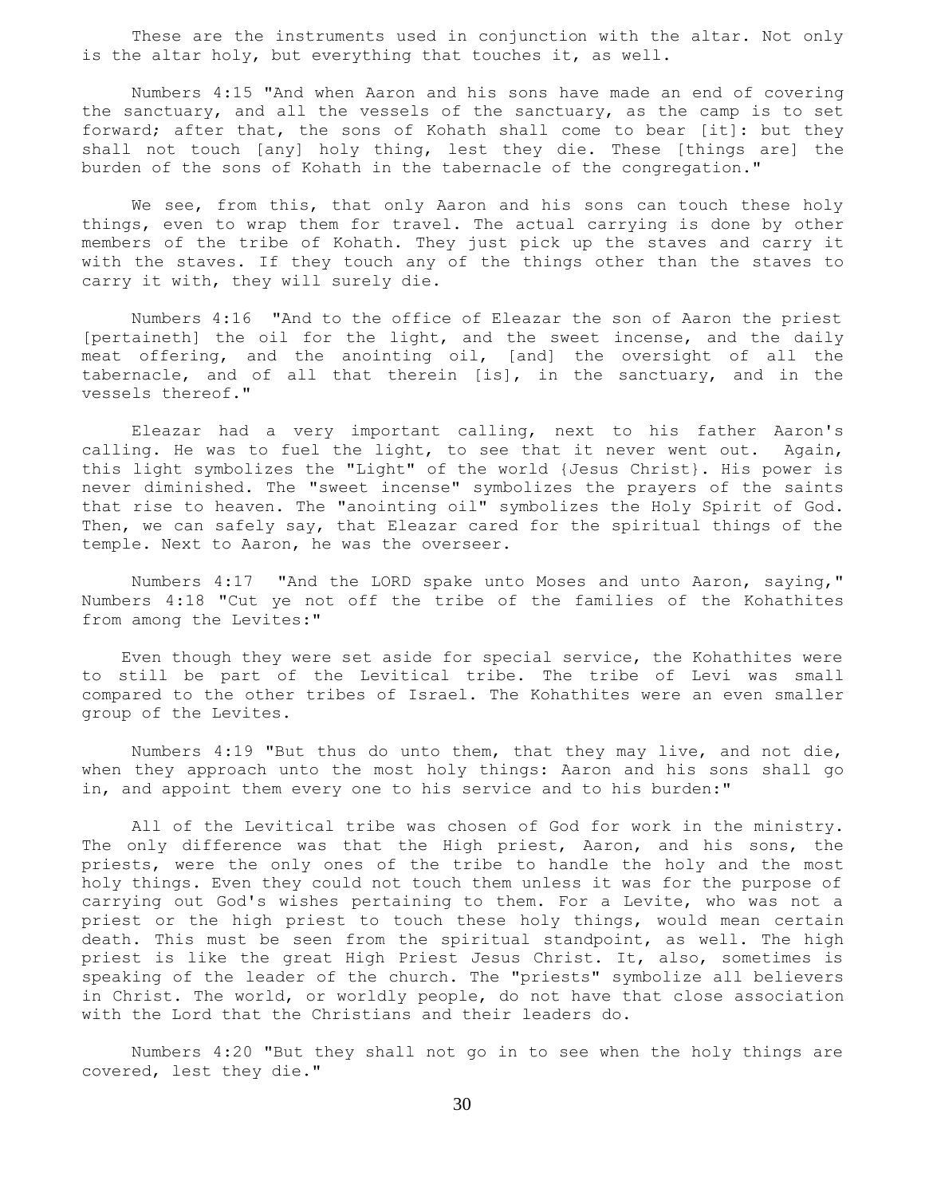These are the instruments used in conjunction with the altar. Not only is the altar holy, but everything that touches it, as well.

Numbers 4:15 "And when Aaron and his sons have made an end of covering the sanctuary, and all the vessels of the sanctuary, as the camp is to set forward; after that, the sons of Kohath shall come to bear [it]: but they shall not touch [any] holy thing, lest they die. These [things are] the burden of the sons of Kohath in the tabernacle of the congregation."

We see, from this, that only Aaron and his sons can touch these holy things, even to wrap them for travel. The actual carrying is done by other members of the tribe of Kohath. They just pick up the staves and carry it with the staves. If they touch any of the things other than the staves to carry it with, they will surely die.

Numbers 4:16 "And to the office of Eleazar the son of Aaron the priest [pertaineth] the oil for the light, and the sweet incense, and the daily meat offering, and the anointing oil, [and] the oversight of all the tabernacle, and of all that therein [is], in the sanctuary, and in the vessels thereof."

Eleazar had a very important calling, next to his father Aaron's calling. He was to fuel the light, to see that it never went out. Again, this light symbolizes the "Light" of the world {Jesus Christ}. His power is never diminished. The "sweet incense" symbolizes the prayers of the saints that rise to heaven. The "anointing oil" symbolizes the Holy Spirit of God. Then, we can safely say, that Eleazar cared for the spiritual things of the temple. Next to Aaron, he was the overseer.

Numbers 4:17 "And the LORD spake unto Moses and unto Aaron, saying," Numbers 4:18 "Cut ye not off the tribe of the families of the Kohathites from among the Levites:"

Even though they were set aside for special service, the Kohathites were to still be part of the Levitical tribe. The tribe of Levi was small compared to the other tribes of Israel. The Kohathites were an even smaller group of the Levites.

Numbers 4:19 "But thus do unto them, that they may live, and not die, when they approach unto the most holy things: Aaron and his sons shall go in, and appoint them every one to his service and to his burden:"

All of the Levitical tribe was chosen of God for work in the ministry. The only difference was that the High priest, Aaron, and his sons, the priests, were the only ones of the tribe to handle the holy and the most holy things. Even they could not touch them unless it was for the purpose of carrying out God's wishes pertaining to them. For a Levite, who was not a priest or the high priest to touch these holy things, would mean certain death. This must be seen from the spiritual standpoint, as well. The high priest is like the great High Priest Jesus Christ. It, also, sometimes is speaking of the leader of the church. The "priests" symbolize all believers in Christ. The world, or worldly people, do not have that close association with the Lord that the Christians and their leaders do.

Numbers 4:20 "But they shall not go in to see when the holy things are covered, lest they die."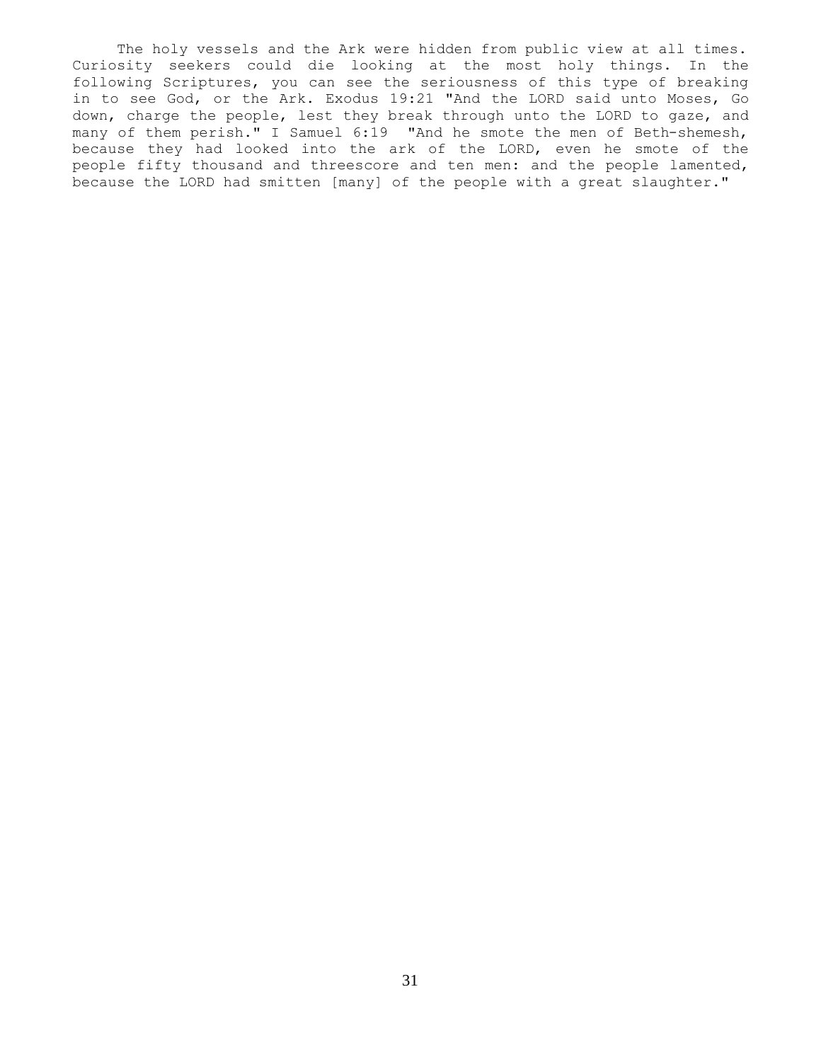The holy vessels and the Ark were hidden from public view at all times. Curiosity seekers could die looking at the most holy things. In the following Scriptures, you can see the seriousness of this type of breaking in to see God, or the Ark. Exodus 19:21 "And the LORD said unto Moses, Go down, charge the people, lest they break through unto the LORD to gaze, and many of them perish." I Samuel 6:19 "And he smote the men of Beth-shemesh, because they had looked into the ark of the LORD, even he smote of the people fifty thousand and threescore and ten men: and the people lamented, because the LORD had smitten [many] of the people with a great slaughter."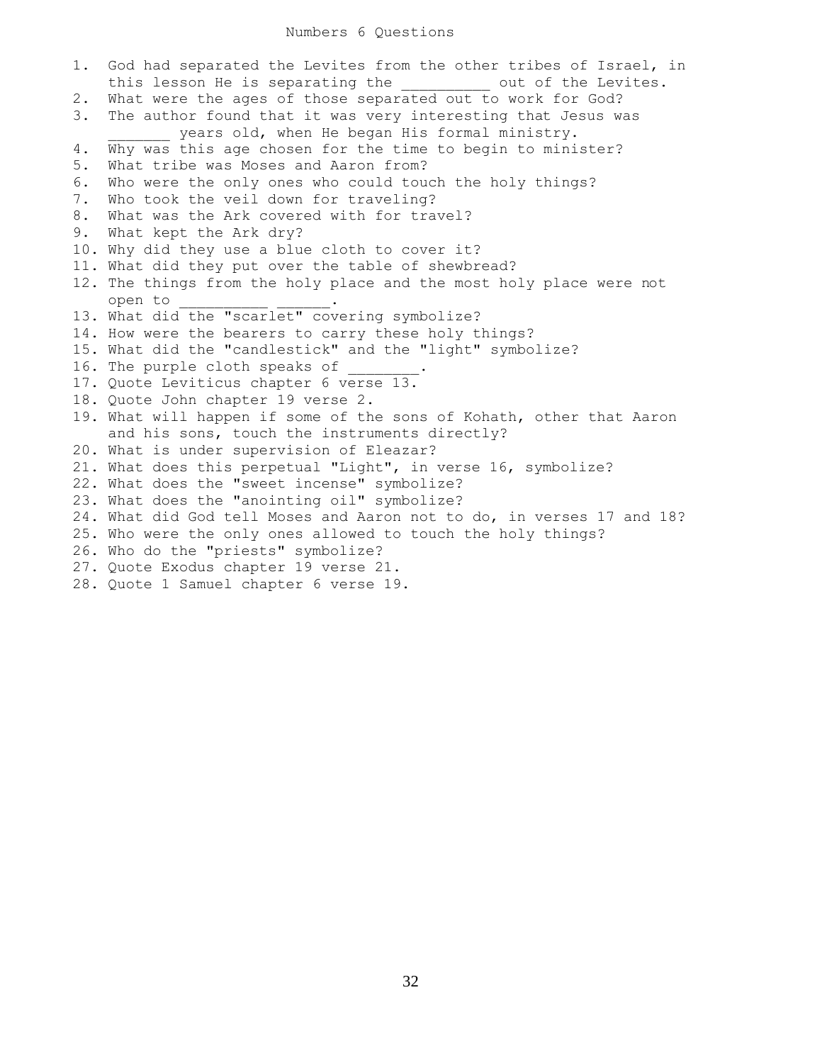# Numbers 6 Questions

1. God had separated the Levites from the other tribes of Israel, in this lesson He is separating the __________ out of the Levites.
2. What were the ages of those separated out to work for God?
3. The author found that it was very interesting that Jesus was _______ years old, when He began His formal ministry.
4. Why was this age chosen for the time to begin to minister?
5. What tribe was Moses and Aaron from?
6. Who were the only ones who could touch the holy things?
7. Who took the veil down for traveling?
8. What was the Ark covered with for travel?
9. What kept the Ark dry?
10. Why did they use a blue cloth to cover it?
11. What did they put over the table of shewbread?
12. The things from the holy place and the most holy place were not open to __________ ______.
13. What did the "scarlet" covering symbolize?
14. How were the bearers to carry these holy things?
15. What did the "candlestick" and the "light" symbolize?
16. The purple cloth speaks of ________.
17. Quote Leviticus chapter 6 verse 13.
18. Quote John chapter 19 verse 2.
19. What will happen if some of the sons of Kohath, other that Aaron and his sons, touch the instruments directly?
20. What is under supervision of Eleazar?
21. What does this perpetual "Light", in verse 16, symbolize?
22. What does the "sweet incense" symbolize?
23. What does the "anointing oil" symbolize?
24. What did God tell Moses and Aaron not to do, in verses 17 and 18?
25. Who were the only ones allowed to touch the holy things?
26. Who do the "priests" symbolize?
27. Quote Exodus chapter 19 verse 21.
28. Quote 1 Samuel chapter 6 verse 19.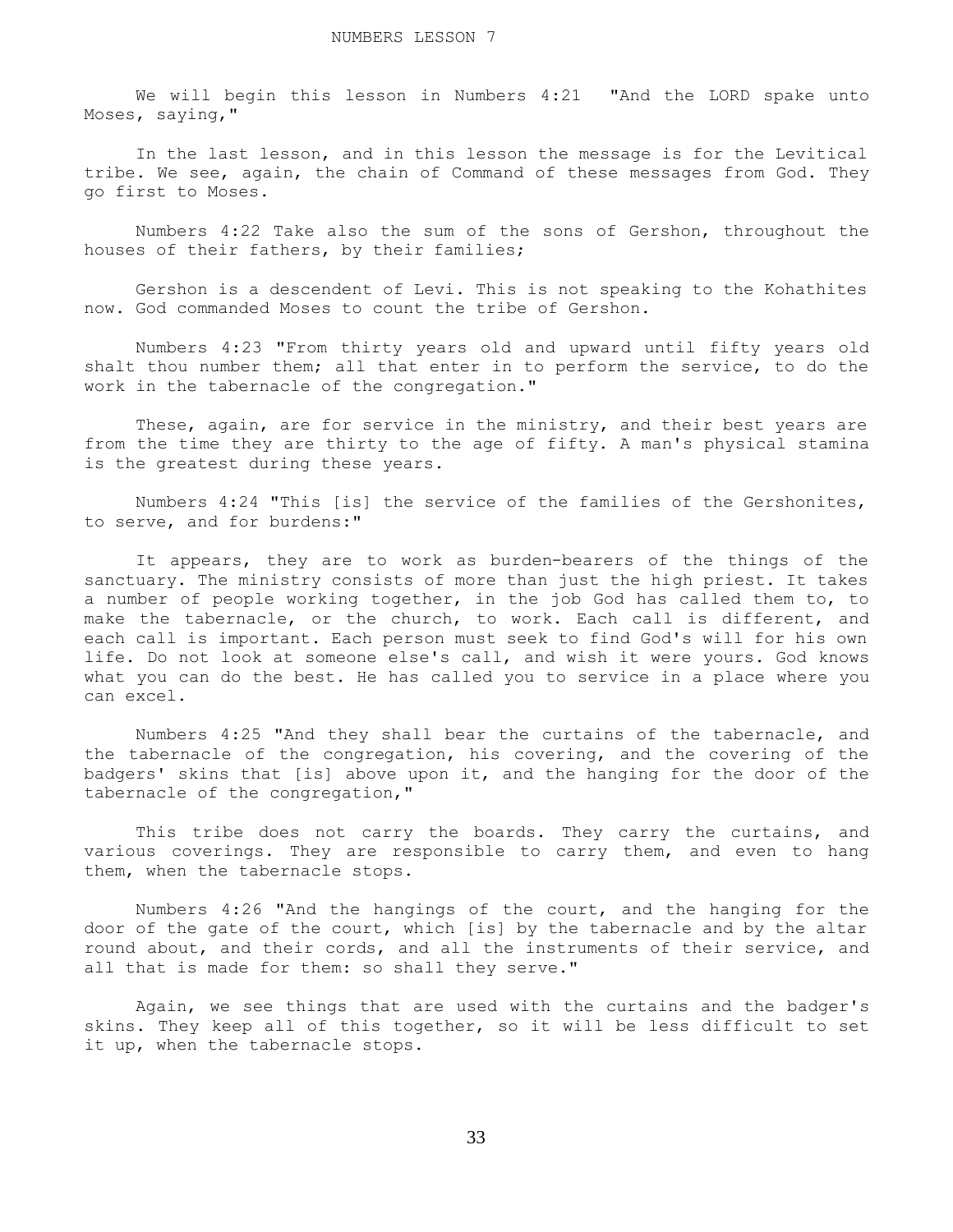NUMBERS LESSON 7

We will begin this lesson in Numbers 4:21 "And the LORD spake unto Moses, saying,"

In the last lesson, and in this lesson the message is for the Levitical tribe. We see, again, the chain of Command of these messages from God. They go first to Moses.

Numbers 4:22 Take also the sum of the sons of Gershon, throughout the houses of their fathers, by their families;

Gershon is a descendent of Levi. This is not speaking to the Kohathites now. God commanded Moses to count the tribe of Gershon.

Numbers 4:23 "From thirty years old and upward until fifty years old shalt thou number them; all that enter in to perform the service, to do the work in the tabernacle of the congregation."

These, again, are for service in the ministry, and their best years are from the time they are thirty to the age of fifty. A man's physical stamina is the greatest during these years.

Numbers 4:24 "This [is] the service of the families of the Gershonites, to serve, and for burdens:"

It appears, they are to work as burden-bearers of the things of the sanctuary. The ministry consists of more than just the high priest. It takes a number of people working together, in the job God has called them to, to make the tabernacle, or the church, to work. Each call is different, and each call is important. Each person must seek to find God's will for his own life. Do not look at someone else's call, and wish it were yours. God knows what you can do the best. He has called you to service in a place where you can excel.

Numbers 4:25 "And they shall bear the curtains of the tabernacle, and the tabernacle of the congregation, his covering, and the covering of the badgers' skins that [is] above upon it, and the hanging for the door of the tabernacle of the congregation,"

This tribe does not carry the boards. They carry the curtains, and various coverings. They are responsible to carry them, and even to hang them, when the tabernacle stops.

Numbers 4:26 "And the hangings of the court, and the hanging for the door of the gate of the court, which [is] by the tabernacle and by the altar round about, and their cords, and all the instruments of their service, and all that is made for them: so shall they serve."

Again, we see things that are used with the curtains and the badger's skins. They keep all of this together, so it will be less difficult to set it up, when the tabernacle stops.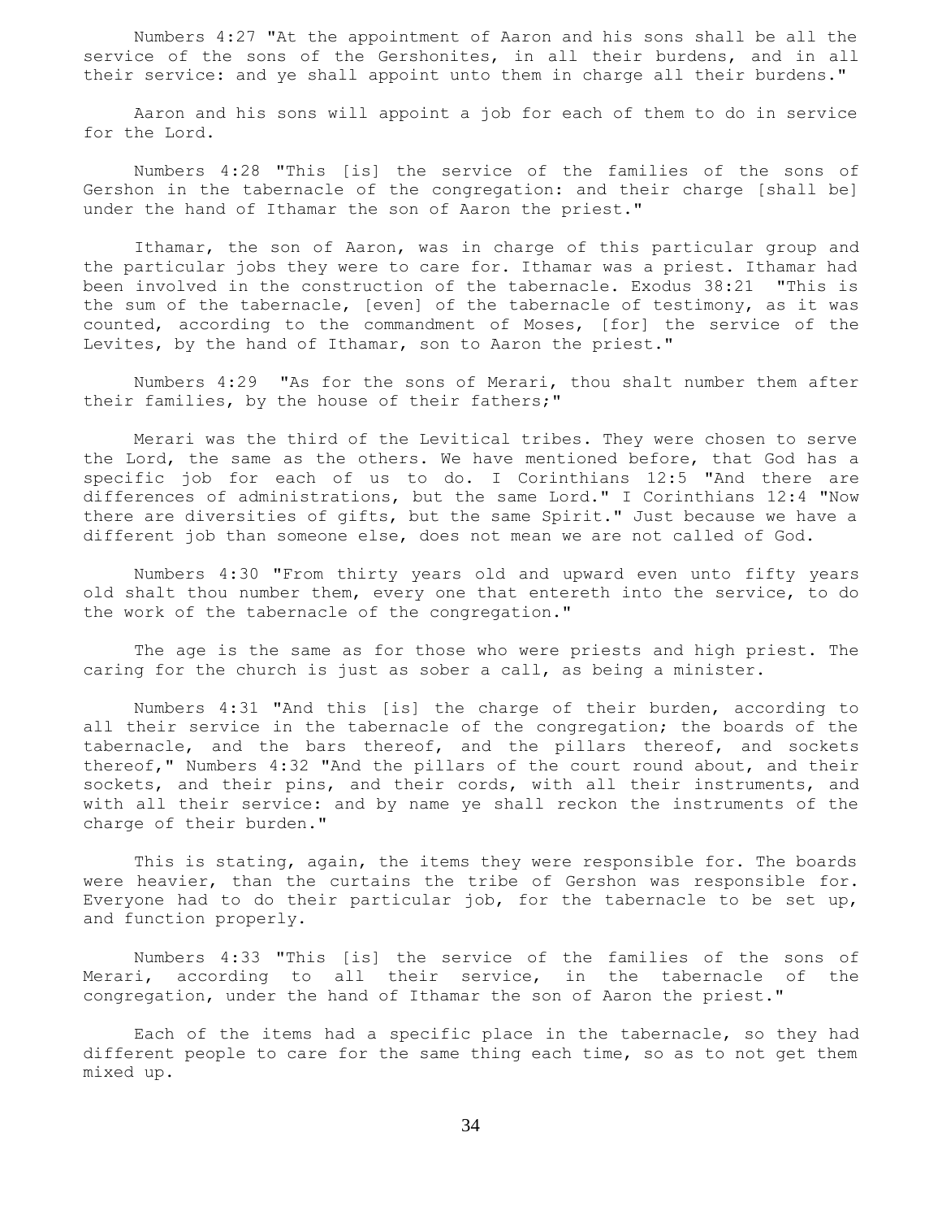Numbers 4:27 "At the appointment of Aaron and his sons shall be all the service of the sons of the Gershonites, in all their burdens, and in all their service: and ye shall appoint unto them in charge all their burdens."

Aaron and his sons will appoint a job for each of them to do in service for the Lord.

Numbers 4:28 "This [is] the service of the families of the sons of Gershon in the tabernacle of the congregation: and their charge [shall be] under the hand of Ithamar the son of Aaron the priest."

Ithamar, the son of Aaron, was in charge of this particular group and the particular jobs they were to care for. Ithamar was a priest. Ithamar had been involved in the construction of the tabernacle. Exodus 38:21 "This is the sum of the tabernacle, [even] of the tabernacle of testimony, as it was counted, according to the commandment of Moses, [for] the service of the Levites, by the hand of Ithamar, son to Aaron the priest."

Numbers 4:29 "As for the sons of Merari, thou shalt number them after their families, by the house of their fathers;"

Merari was the third of the Levitical tribes. They were chosen to serve the Lord, the same as the others. We have mentioned before, that God has a specific job for each of us to do. I Corinthians 12:5 "And there are differences of administrations, but the same Lord." I Corinthians 12:4 "Now there are diversities of gifts, but the same Spirit." Just because we have a different job than someone else, does not mean we are not called of God.

Numbers 4:30 "From thirty years old and upward even unto fifty years old shalt thou number them, every one that entereth into the service, to do the work of the tabernacle of the congregation."

The age is the same as for those who were priests and high priest. The caring for the church is just as sober a call, as being a minister.

Numbers 4:31 "And this [is] the charge of their burden, according to all their service in the tabernacle of the congregation; the boards of the tabernacle, and the bars thereof, and the pillars thereof, and sockets thereof," Numbers 4:32 "And the pillars of the court round about, and their sockets, and their pins, and their cords, with all their instruments, and with all their service: and by name ye shall reckon the instruments of the charge of their burden."

This is stating, again, the items they were responsible for. The boards were heavier, than the curtains the tribe of Gershon was responsible for. Everyone had to do their particular job, for the tabernacle to be set up, and function properly.

Numbers 4:33 "This [is] the service of the families of the sons of Merari, according to all their service, in the tabernacle of the congregation, under the hand of Ithamar the son of Aaron the priest."

Each of the items had a specific place in the tabernacle, so they had different people to care for the same thing each time, so as to not get them mixed up.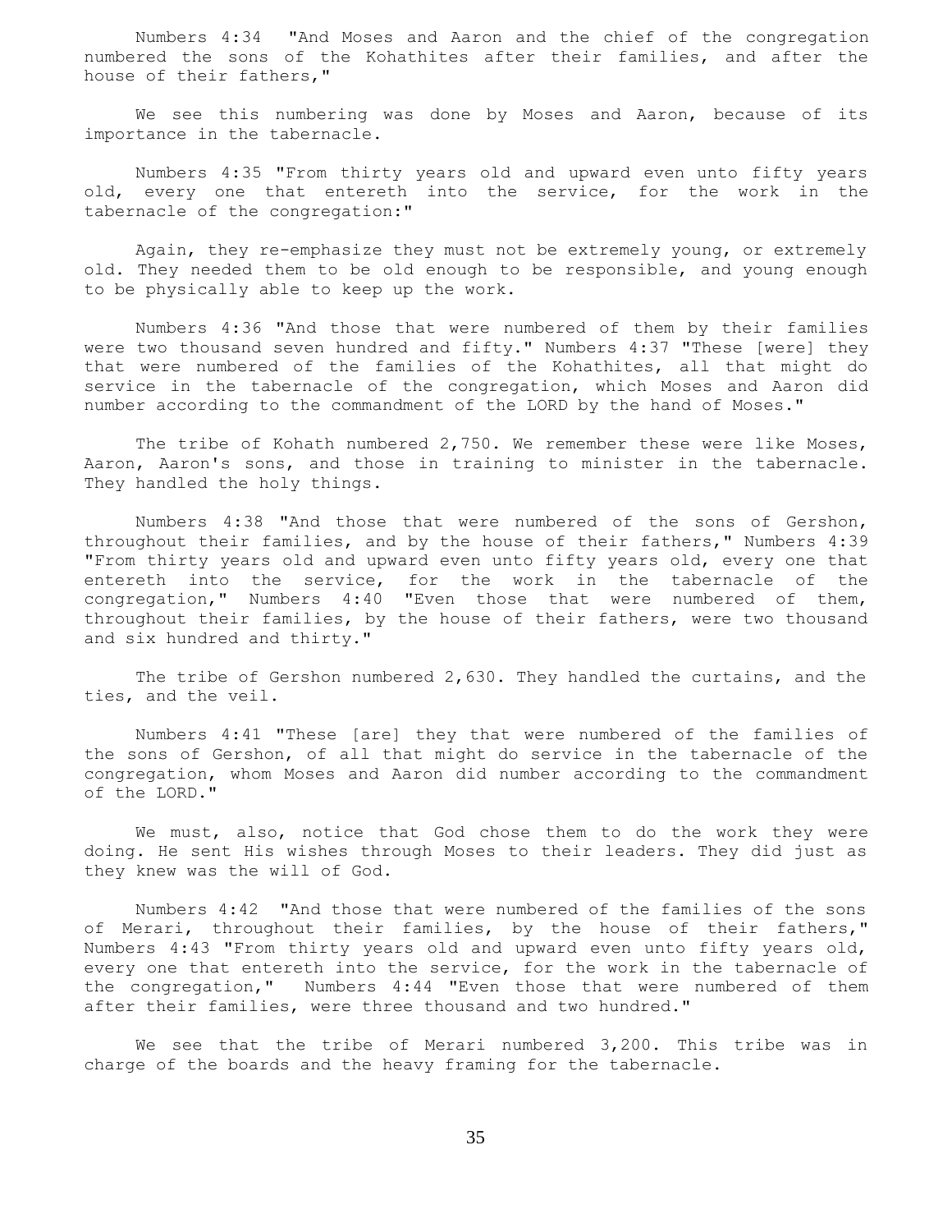Numbers 4:34 "And Moses and Aaron and the chief of the congregation numbered the sons of the Kohathites after their families, and after the house of their fathers,"

We see this numbering was done by Moses and Aaron, because of its importance in the tabernacle.

Numbers 4:35 "From thirty years old and upward even unto fifty years old, every one that entereth into the service, for the work in the tabernacle of the congregation:"

Again, they re-emphasize they must not be extremely young, or extremely old. They needed them to be old enough to be responsible, and young enough to be physically able to keep up the work.

Numbers 4:36 "And those that were numbered of them by their families were two thousand seven hundred and fifty." Numbers 4:37 "These [were] they that were numbered of the families of the Kohathites, all that might do service in the tabernacle of the congregation, which Moses and Aaron did number according to the commandment of the LORD by the hand of Moses."

The tribe of Kohath numbered 2,750. We remember these were like Moses, Aaron, Aaron's sons, and those in training to minister in the tabernacle. They handled the holy things.

Numbers 4:38 "And those that were numbered of the sons of Gershon, throughout their families, and by the house of their fathers," Numbers 4:39 "From thirty years old and upward even unto fifty years old, every one that entereth into the service, for the work in the tabernacle of the congregation," Numbers 4:40 "Even those that were numbered of them, throughout their families, by the house of their fathers, were two thousand and six hundred and thirty."

The tribe of Gershon numbered 2,630. They handled the curtains, and the ties, and the veil.

Numbers 4:41 "These [are] they that were numbered of the families of the sons of Gershon, of all that might do service in the tabernacle of the congregation, whom Moses and Aaron did number according to the commandment of the LORD."

We must, also, notice that God chose them to do the work they were doing. He sent His wishes through Moses to their leaders. They did just as they knew was the will of God.

Numbers 4:42 "And those that were numbered of the families of the sons of Merari, throughout their families, by the house of their fathers," Numbers 4:43 "From thirty years old and upward even unto fifty years old, every one that entereth into the service, for the work in the tabernacle of the congregation," Numbers 4:44 "Even those that were numbered of them after their families, were three thousand and two hundred."

We see that the tribe of Merari numbered 3,200. This tribe was in charge of the boards and the heavy framing for the tabernacle.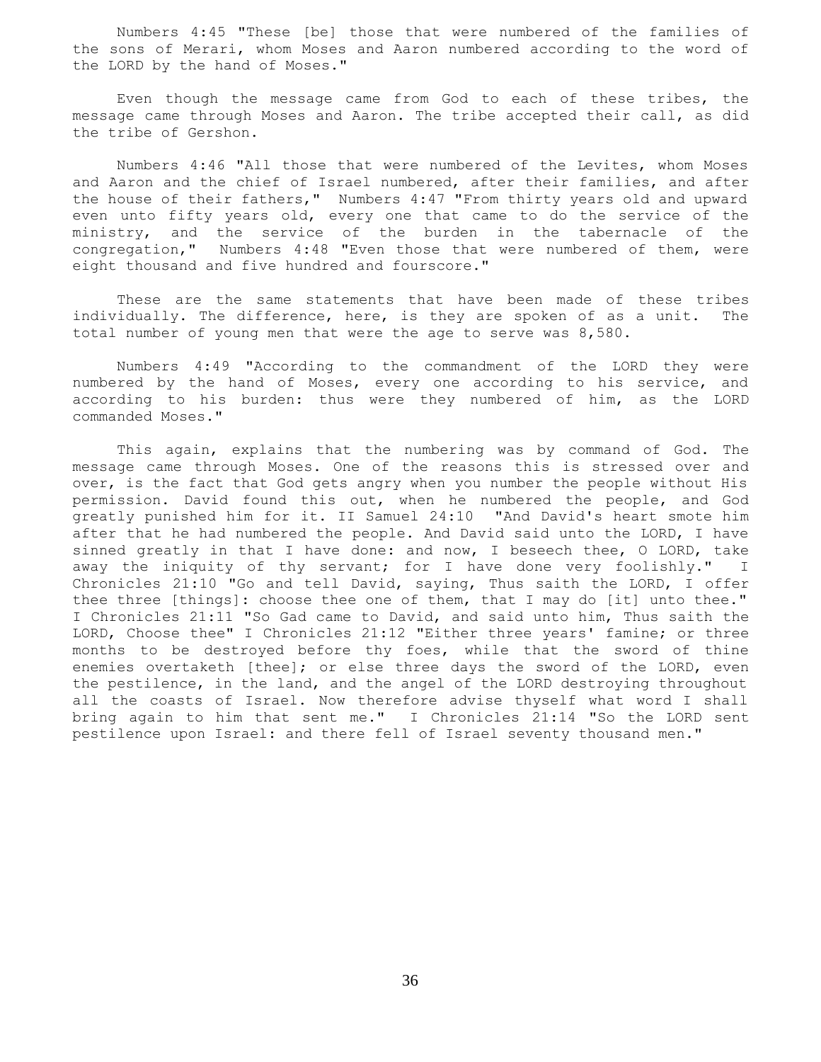Numbers 4:45 "These [be] those that were numbered of the families of the sons of Merari, whom Moses and Aaron numbered according to the word of the LORD by the hand of Moses."

Even though the message came from God to each of these tribes, the message came through Moses and Aaron. The tribe accepted their call, as did the tribe of Gershon.

Numbers 4:46 "All those that were numbered of the Levites, whom Moses and Aaron and the chief of Israel numbered, after their families, and after the house of their fathers," Numbers 4:47 "From thirty years old and upward even unto fifty years old, every one that came to do the service of the ministry, and the service of the burden in the tabernacle of the congregation," Numbers 4:48 "Even those that were numbered of them, were eight thousand and five hundred and fourscore."

These are the same statements that have been made of these tribes individually. The difference, here, is they are spoken of as a unit. The total number of young men that were the age to serve was 8,580.

Numbers 4:49 "According to the commandment of the LORD they were numbered by the hand of Moses, every one according to his service, and according to his burden: thus were they numbered of him, as the LORD commanded Moses."

This again, explains that the numbering was by command of God. The message came through Moses. One of the reasons this is stressed over and over, is the fact that God gets angry when you number the people without His permission. David found this out, when he numbered the people, and God greatly punished him for it. II Samuel 24:10 "And David's heart smote him after that he had numbered the people. And David said unto the LORD, I have sinned greatly in that I have done: and now, I beseech thee, O LORD, take away the iniquity of thy servant; for I have done very foolishly." I Chronicles 21:10 "Go and tell David, saying, Thus saith the LORD, I offer thee three [things]: choose thee one of them, that I may do [it] unto thee." I Chronicles 21:11 "So Gad came to David, and said unto him, Thus saith the LORD, Choose thee" I Chronicles 21:12 "Either three years' famine; or three months to be destroyed before thy foes, while that the sword of thine enemies overtaketh [thee]; or else three days the sword of the LORD, even the pestilence, in the land, and the angel of the LORD destroying throughout all the coasts of Israel. Now therefore advise thyself what word I shall bring again to him that sent me." I Chronicles 21:14 "So the LORD sent pestilence upon Israel: and there fell of Israel seventy thousand men."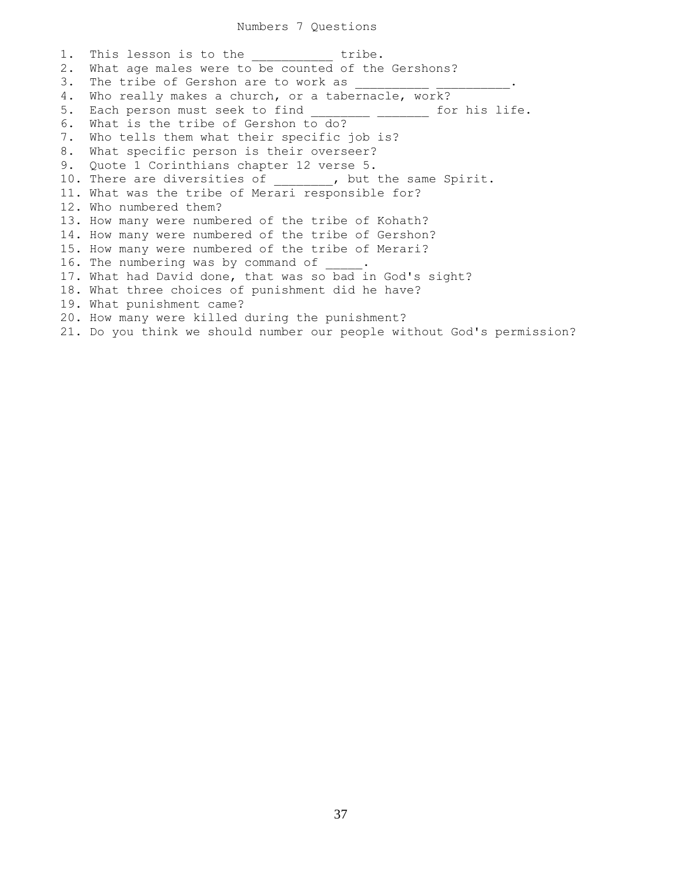# Numbers 7 Questions

1. This lesson is to the ___________ tribe.
2. What age males were to be counted of the Gershons?
3. The tribe of Gershon are to work as __________ __________.
4. Who really makes a church, or a tabernacle, work?
5. Each person must seek to find ________ _______ for his life.
6. What is the tribe of Gershon to do?
7. Who tells them what their specific job is?
8. What specific person is their overseer?
9. Quote 1 Corinthians chapter 12 verse 5.
10. There are diversities of ________, but the same Spirit.
11. What was the tribe of Merari responsible for?
12. Who numbered them?
13. How many were numbered of the tribe of Kohath?
14. How many were numbered of the tribe of Gershon?
15. How many were numbered of the tribe of Merari?
16. The numbering was by command of _____.
17. What had David done, that was so bad in God's sight?
18. What three choices of punishment did he have?
19. What punishment came?
20. How many were killed during the punishment?
21. Do you think we should number our people without God's permission?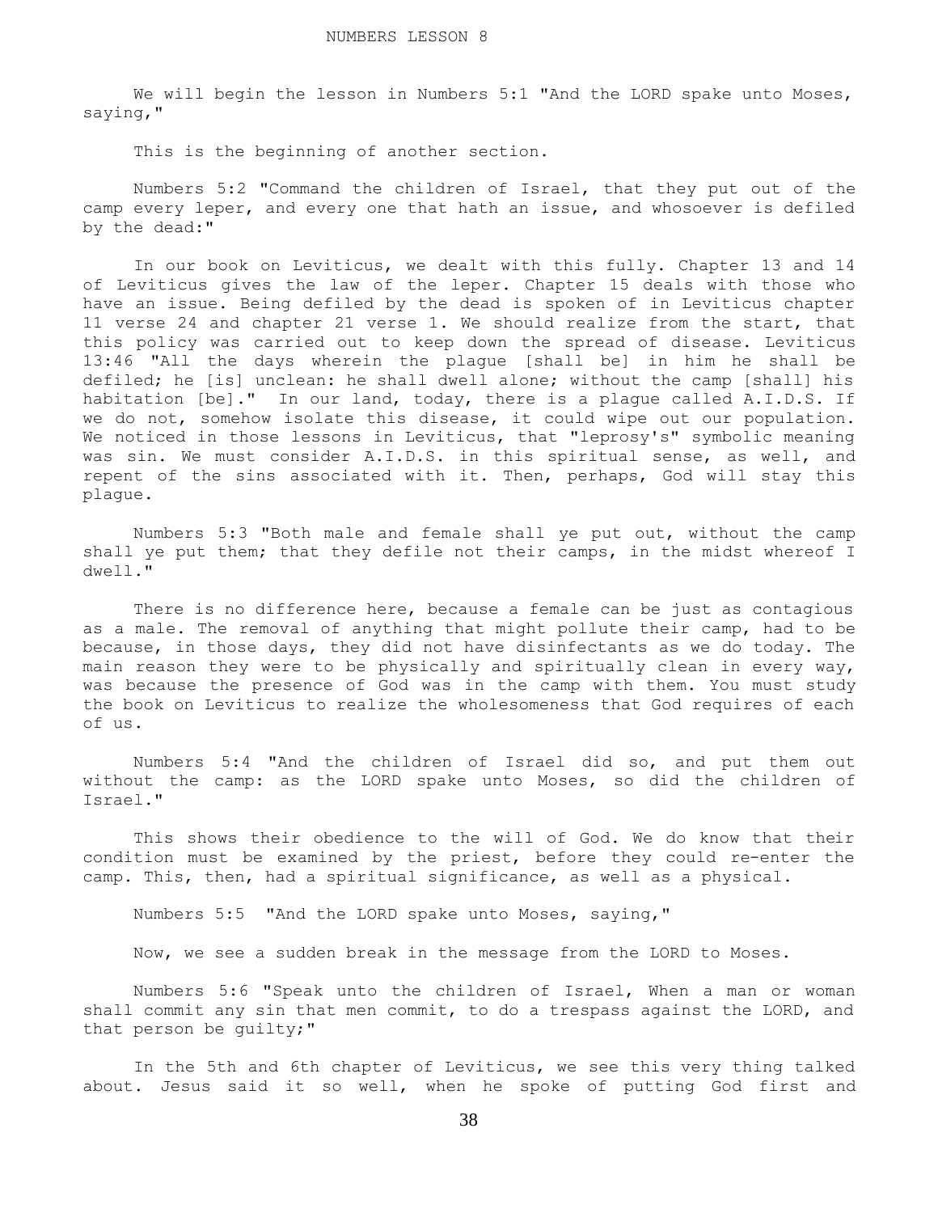# NUMBERS LESSON 8

We will begin the lesson in Numbers 5:1 "And the LORD spake unto Moses, saying,"

This is the beginning of another section.

Numbers 5:2 "Command the children of Israel, that they put out of the camp every leper, and every one that hath an issue, and whosoever is defiled by the dead:"

In our book on Leviticus, we dealt with this fully. Chapter 13 and 14 of Leviticus gives the law of the leper. Chapter 15 deals with those who have an issue. Being defiled by the dead is spoken of in Leviticus chapter 11 verse 24 and chapter 21 verse 1. We should realize from the start, that this policy was carried out to keep down the spread of disease. Leviticus 13:46 "All the days wherein the plague [shall be] in him he shall be defiled; he [is] unclean: he shall dwell alone; without the camp [shall] his habitation [be]." In our land, today, there is a plague called A.I.D.S. If we do not, somehow isolate this disease, it could wipe out our population. We noticed in those lessons in Leviticus, that "leprosy's" symbolic meaning was sin. We must consider A.I.D.S. in this spiritual sense, as well, and repent of the sins associated with it. Then, perhaps, God will stay this plague.

Numbers 5:3 "Both male and female shall ye put out, without the camp shall ye put them; that they defile not their camps, in the midst whereof I dwell."

There is no difference here, because a female can be just as contagious as a male. The removal of anything that might pollute their camp, had to be because, in those days, they did not have disinfectants as we do today. The main reason they were to be physically and spiritually clean in every way, was because the presence of God was in the camp with them. You must study the book on Leviticus to realize the wholesomeness that God requires of each of us.

Numbers 5:4 "And the children of Israel did so, and put them out without the camp: as the LORD spake unto Moses, so did the children of Israel."

This shows their obedience to the will of God. We do know that their condition must be examined by the priest, before they could re-enter the camp. This, then, had a spiritual significance, as well as a physical.

Numbers 5:5 "And the LORD spake unto Moses, saying,"

Now, we see a sudden break in the message from the LORD to Moses.

Numbers 5:6 "Speak unto the children of Israel, When a man or woman shall commit any sin that men commit, to do a trespass against the LORD, and that person be guilty;"

In the 5th and 6th chapter of Leviticus, we see this very thing talked about. Jesus said it so well, when he spoke of putting God first and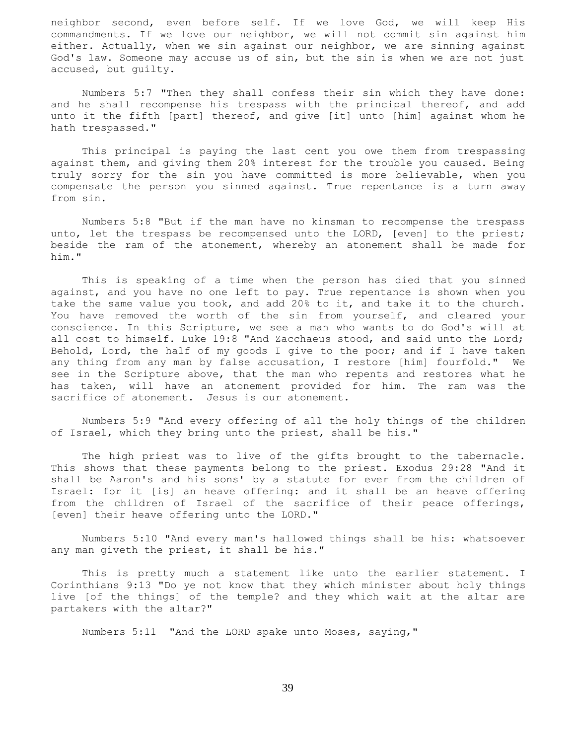neighbor second, even before self. If we love God, we will keep His commandments. If we love our neighbor, we will not commit sin against him either. Actually, when we sin against our neighbor, we are sinning against God's law. Someone may accuse us of sin, but the sin is when we are not just accused, but guilty.

Numbers 5:7 "Then they shall confess their sin which they have done: and he shall recompense his trespass with the principal thereof, and add unto it the fifth [part] thereof, and give [it] unto [him] against whom he hath trespassed."

This principal is paying the last cent you owe them from trespassing against them, and giving them 20% interest for the trouble you caused. Being truly sorry for the sin you have committed is more believable, when you compensate the person you sinned against. True repentance is a turn away from sin.

Numbers 5:8 "But if the man have no kinsman to recompense the trespass unto, let the trespass be recompensed unto the LORD, [even] to the priest; beside the ram of the atonement, whereby an atonement shall be made for him."

This is speaking of a time when the person has died that you sinned against, and you have no one left to pay. True repentance is shown when you take the same value you took, and add 20% to it, and take it to the church. You have removed the worth of the sin from yourself, and cleared your conscience. In this Scripture, we see a man who wants to do God's will at all cost to himself. Luke 19:8 "And Zacchaeus stood, and said unto the Lord; Behold, Lord, the half of my goods I give to the poor; and if I have taken any thing from any man by false accusation, I restore [him] fourfold." We see in the Scripture above, that the man who repents and restores what he has taken, will have an atonement provided for him. The ram was the sacrifice of atonement. Jesus is our atonement.

Numbers 5:9 "And every offering of all the holy things of the children of Israel, which they bring unto the priest, shall be his."

The high priest was to live of the gifts brought to the tabernacle. This shows that these payments belong to the priest. Exodus 29:28 "And it shall be Aaron's and his sons' by a statute for ever from the children of Israel: for it [is] an heave offering: and it shall be an heave offering from the children of Israel of the sacrifice of their peace offerings, [even] their heave offering unto the LORD."

Numbers 5:10 "And every man's hallowed things shall be his: whatsoever any man giveth the priest, it shall be his."

This is pretty much a statement like unto the earlier statement. I Corinthians 9:13 "Do ye not know that they which minister about holy things live [of the things] of the temple? and they which wait at the altar are partakers with the altar?"

Numbers 5:11 "And the LORD spake unto Moses, saying,"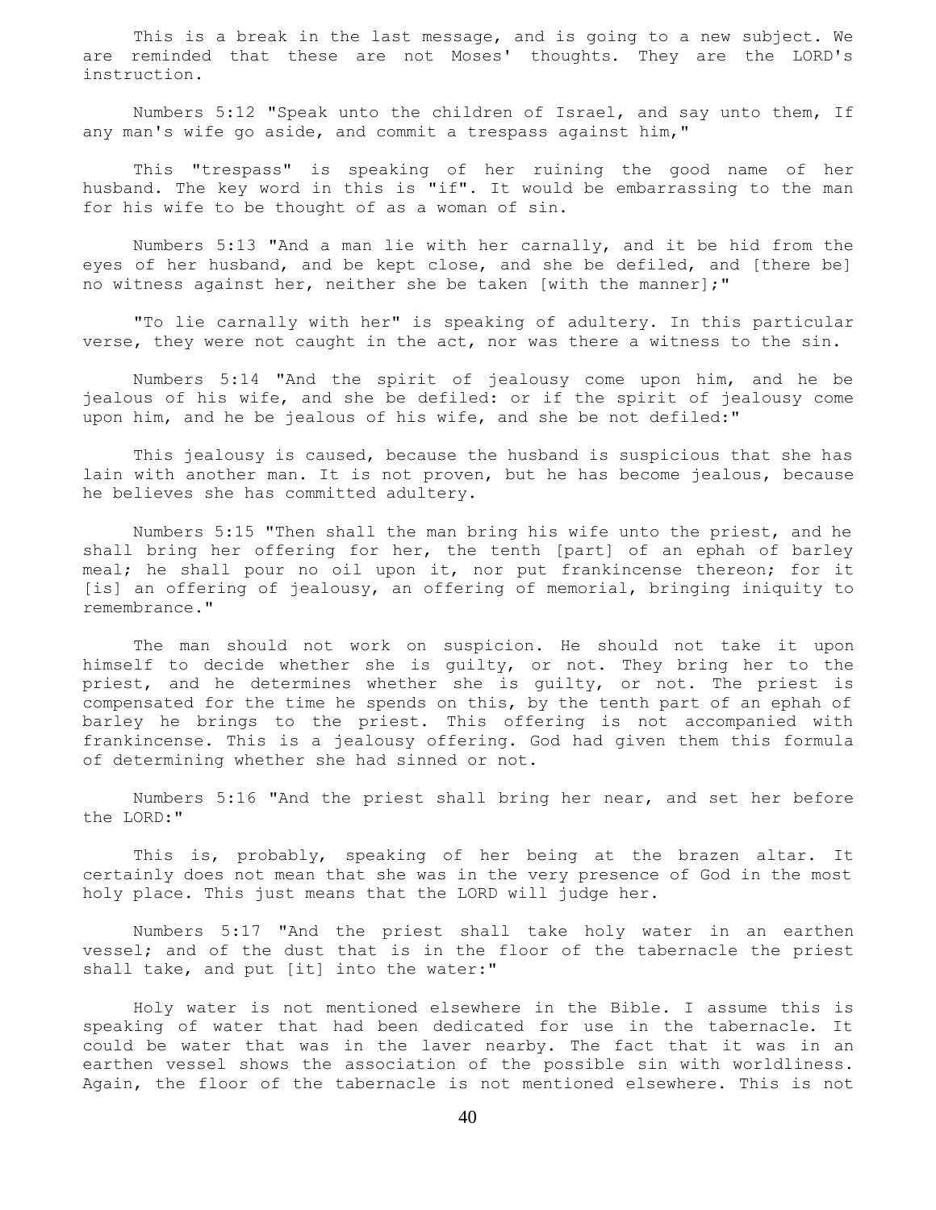This is a break in the last message, and is going to a new subject. We are reminded that these are not Moses' thoughts. They are the LORD's instruction.

Numbers 5:12 "Speak unto the children of Israel, and say unto them, If any man's wife go aside, and commit a trespass against him,"

This "trespass" is speaking of her ruining the good name of her husband. The key word in this is "if". It would be embarrassing to the man for his wife to be thought of as a woman of sin.

Numbers 5:13 "And a man lie with her carnally, and it be hid from the eyes of her husband, and be kept close, and she be defiled, and [there be] no witness against her, neither she be taken [with the manner];"

"To lie carnally with her" is speaking of adultery. In this particular verse, they were not caught in the act, nor was there a witness to the sin.

Numbers 5:14 "And the spirit of jealousy come upon him, and he be jealous of his wife, and she be defiled: or if the spirit of jealousy come upon him, and he be jealous of his wife, and she be not defiled:"

This jealousy is caused, because the husband is suspicious that she has lain with another man. It is not proven, but he has become jealous, because he believes she has committed adultery.

Numbers 5:15 "Then shall the man bring his wife unto the priest, and he shall bring her offering for her, the tenth [part] of an ephah of barley meal; he shall pour no oil upon it, nor put frankincense thereon; for it [is] an offering of jealousy, an offering of memorial, bringing iniquity to remembrance."

The man should not work on suspicion. He should not take it upon himself to decide whether she is guilty, or not. They bring her to the priest, and he determines whether she is guilty, or not. The priest is compensated for the time he spends on this, by the tenth part of an ephah of barley he brings to the priest. This offering is not accompanied with frankincense. This is a jealousy offering. God had given them this formula of determining whether she had sinned or not.

Numbers 5:16 "And the priest shall bring her near, and set her before the LORD:"

This is, probably, speaking of her being at the brazen altar. It certainly does not mean that she was in the very presence of God in the most holy place. This just means that the LORD will judge her.

Numbers 5:17 "And the priest shall take holy water in an earthen vessel; and of the dust that is in the floor of the tabernacle the priest shall take, and put [it] into the water:"

Holy water is not mentioned elsewhere in the Bible. I assume this is speaking of water that had been dedicated for use in the tabernacle. It could be water that was in the laver nearby. The fact that it was in an earthen vessel shows the association of the possible sin with worldliness. Again, the floor of the tabernacle is not mentioned elsewhere. This is not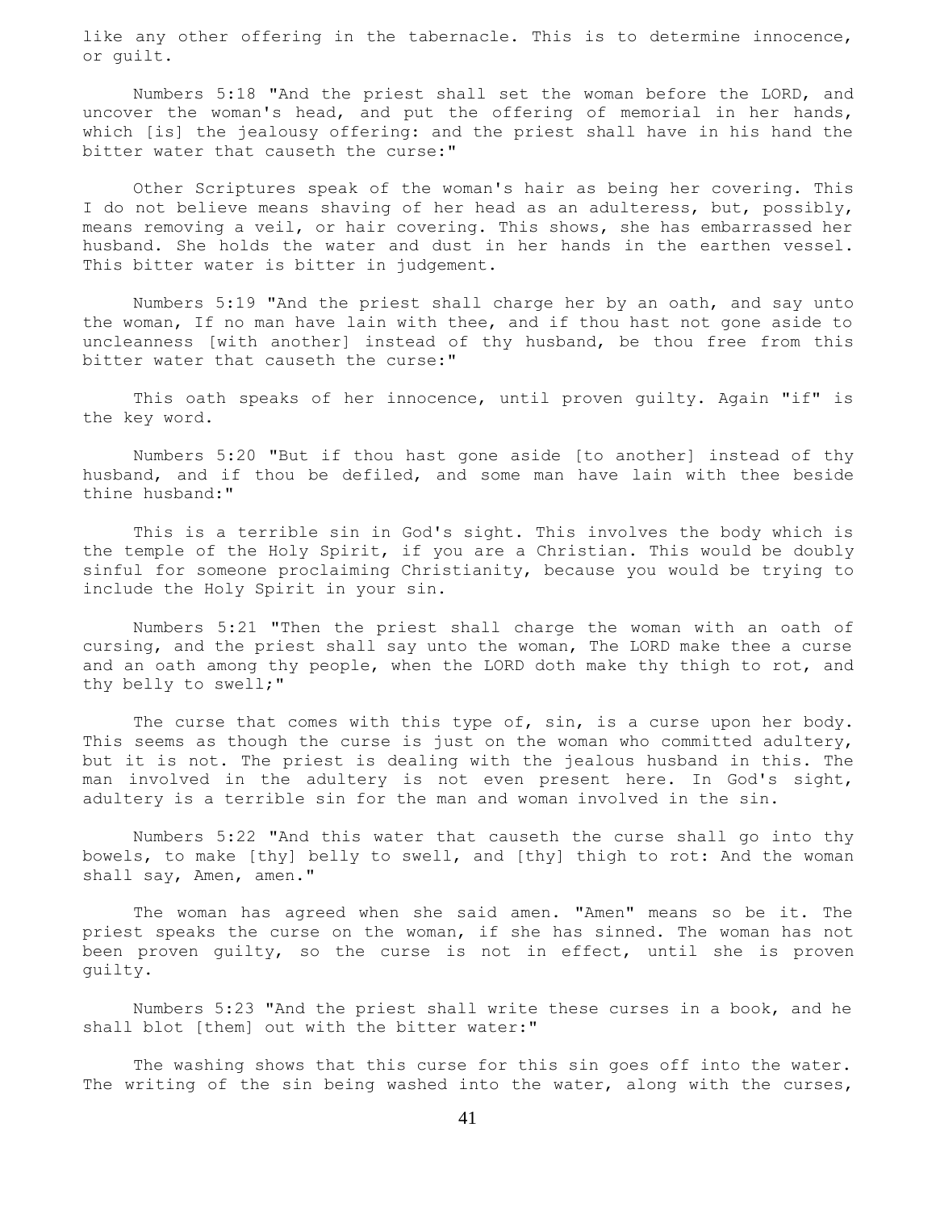like any other offering in the tabernacle. This is to determine innocence, or guilt.

Numbers 5:18 "And the priest shall set the woman before the LORD, and uncover the woman's head, and put the offering of memorial in her hands, which [is] the jealousy offering: and the priest shall have in his hand the bitter water that causeth the curse:"

Other Scriptures speak of the woman's hair as being her covering. This I do not believe means shaving of her head as an adulteress, but, possibly, means removing a veil, or hair covering. This shows, she has embarrassed her husband. She holds the water and dust in her hands in the earthen vessel. This bitter water is bitter in judgement.

Numbers 5:19 "And the priest shall charge her by an oath, and say unto the woman, If no man have lain with thee, and if thou hast not gone aside to uncleanness [with another] instead of thy husband, be thou free from this bitter water that causeth the curse:"

This oath speaks of her innocence, until proven guilty. Again "if" is the key word.

Numbers 5:20 "But if thou hast gone aside [to another] instead of thy husband, and if thou be defiled, and some man have lain with thee beside thine husband:"

This is a terrible sin in God's sight. This involves the body which is the temple of the Holy Spirit, if you are a Christian. This would be doubly sinful for someone proclaiming Christianity, because you would be trying to include the Holy Spirit in your sin.

Numbers 5:21 "Then the priest shall charge the woman with an oath of cursing, and the priest shall say unto the woman, The LORD make thee a curse and an oath among thy people, when the LORD doth make thy thigh to rot, and thy belly to swell;"

The curse that comes with this type of, sin, is a curse upon her body. This seems as though the curse is just on the woman who committed adultery, but it is not. The priest is dealing with the jealous husband in this. The man involved in the adultery is not even present here. In God's sight, adultery is a terrible sin for the man and woman involved in the sin.

Numbers 5:22 "And this water that causeth the curse shall go into thy bowels, to make [thy] belly to swell, and [thy] thigh to rot: And the woman shall say, Amen, amen."

The woman has agreed when she said amen. "Amen" means so be it. The priest speaks the curse on the woman, if she has sinned. The woman has not been proven guilty, so the curse is not in effect, until she is proven guilty.

Numbers 5:23 "And the priest shall write these curses in a book, and he shall blot [them] out with the bitter water:"

The washing shows that this curse for this sin goes off into the water. The writing of the sin being washed into the water, along with the curses,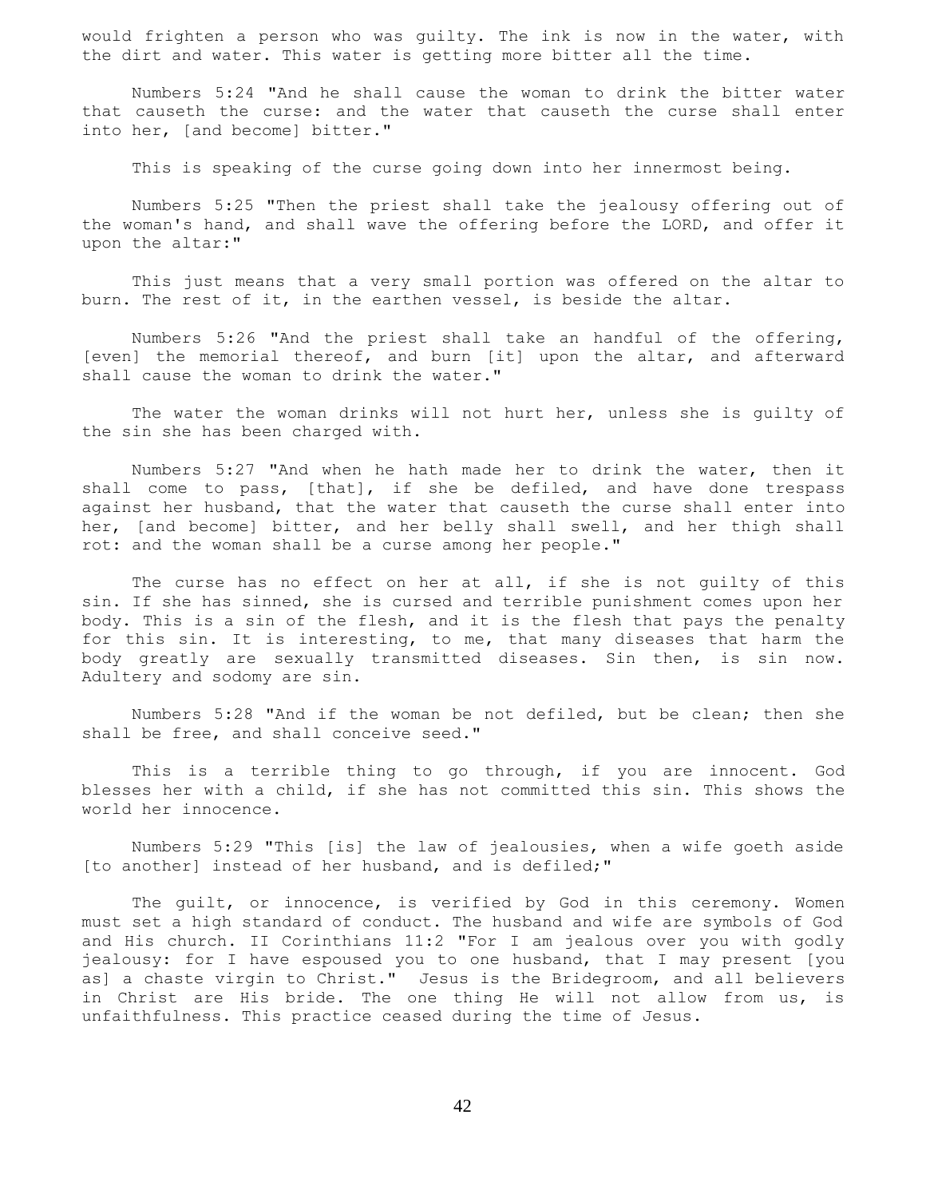would frighten a person who was guilty. The ink is now in the water, with the dirt and water. This water is getting more bitter all the time.

Numbers 5:24 "And he shall cause the woman to drink the bitter water that causeth the curse: and the water that causeth the curse shall enter into her, [and become] bitter."

This is speaking of the curse going down into her innermost being.

Numbers 5:25 "Then the priest shall take the jealousy offering out of the woman's hand, and shall wave the offering before the LORD, and offer it upon the altar:"

This just means that a very small portion was offered on the altar to burn. The rest of it, in the earthen vessel, is beside the altar.

Numbers 5:26 "And the priest shall take an handful of the offering, [even] the memorial thereof, and burn [it] upon the altar, and afterward shall cause the woman to drink the water."

The water the woman drinks will not hurt her, unless she is guilty of the sin she has been charged with.

Numbers 5:27 "And when he hath made her to drink the water, then it shall come to pass, [that], if she be defiled, and have done trespass against her husband, that the water that causeth the curse shall enter into her, [and become] bitter, and her belly shall swell, and her thigh shall rot: and the woman shall be a curse among her people."

The curse has no effect on her at all, if she is not guilty of this sin. If she has sinned, she is cursed and terrible punishment comes upon her body. This is a sin of the flesh, and it is the flesh that pays the penalty for this sin. It is interesting, to me, that many diseases that harm the body greatly are sexually transmitted diseases. Sin then, is sin now. Adultery and sodomy are sin.

Numbers 5:28 "And if the woman be not defiled, but be clean; then she shall be free, and shall conceive seed."

This is a terrible thing to go through, if you are innocent. God blesses her with a child, if she has not committed this sin. This shows the world her innocence.

Numbers 5:29 "This [is] the law of jealousies, when a wife goeth aside [to another] instead of her husband, and is defiled;"

The guilt, or innocence, is verified by God in this ceremony. Women must set a high standard of conduct. The husband and wife are symbols of God and His church. II Corinthians 11:2 "For I am jealous over you with godly jealousy: for I have espoused you to one husband, that I may present [you as] a chaste virgin to Christ." Jesus is the Bridegroom, and all believers in Christ are His bride. The one thing He will not allow from us, is unfaithfulness. This practice ceased during the time of Jesus.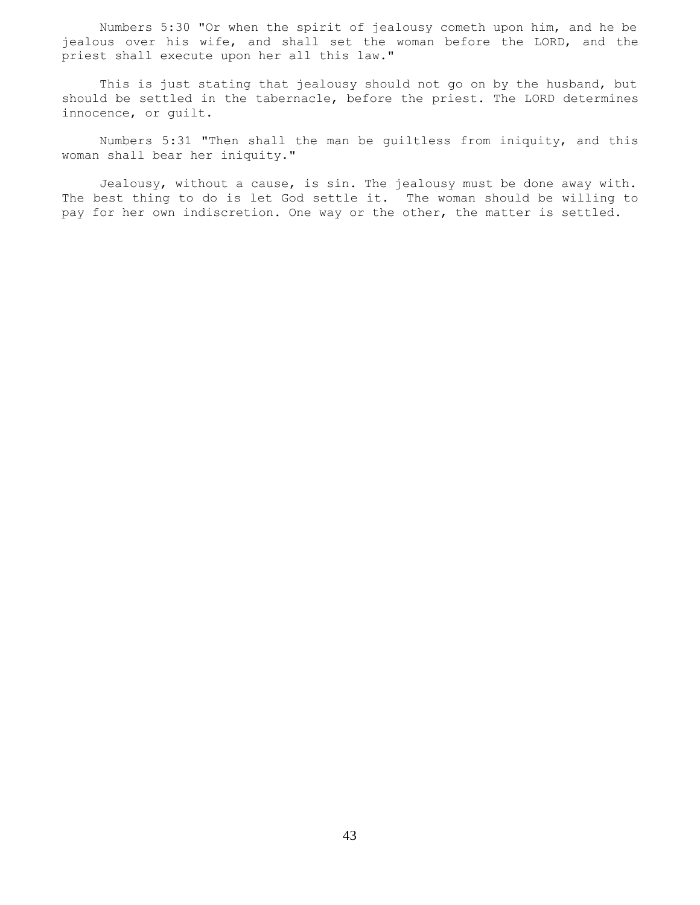Numbers 5:30 "Or when the spirit of jealousy cometh upon him, and he be jealous over his wife, and shall set the woman before the LORD, and the priest shall execute upon her all this law."

This is just stating that jealousy should not go on by the husband, but should be settled in the tabernacle, before the priest. The LORD determines innocence, or guilt.

Numbers 5:31 "Then shall the man be guiltless from iniquity, and this woman shall bear her iniquity."

Jealousy, without a cause, is sin. The jealousy must be done away with. The best thing to do is let God settle it. The woman should be willing to pay for her own indiscretion. One way or the other, the matter is settled.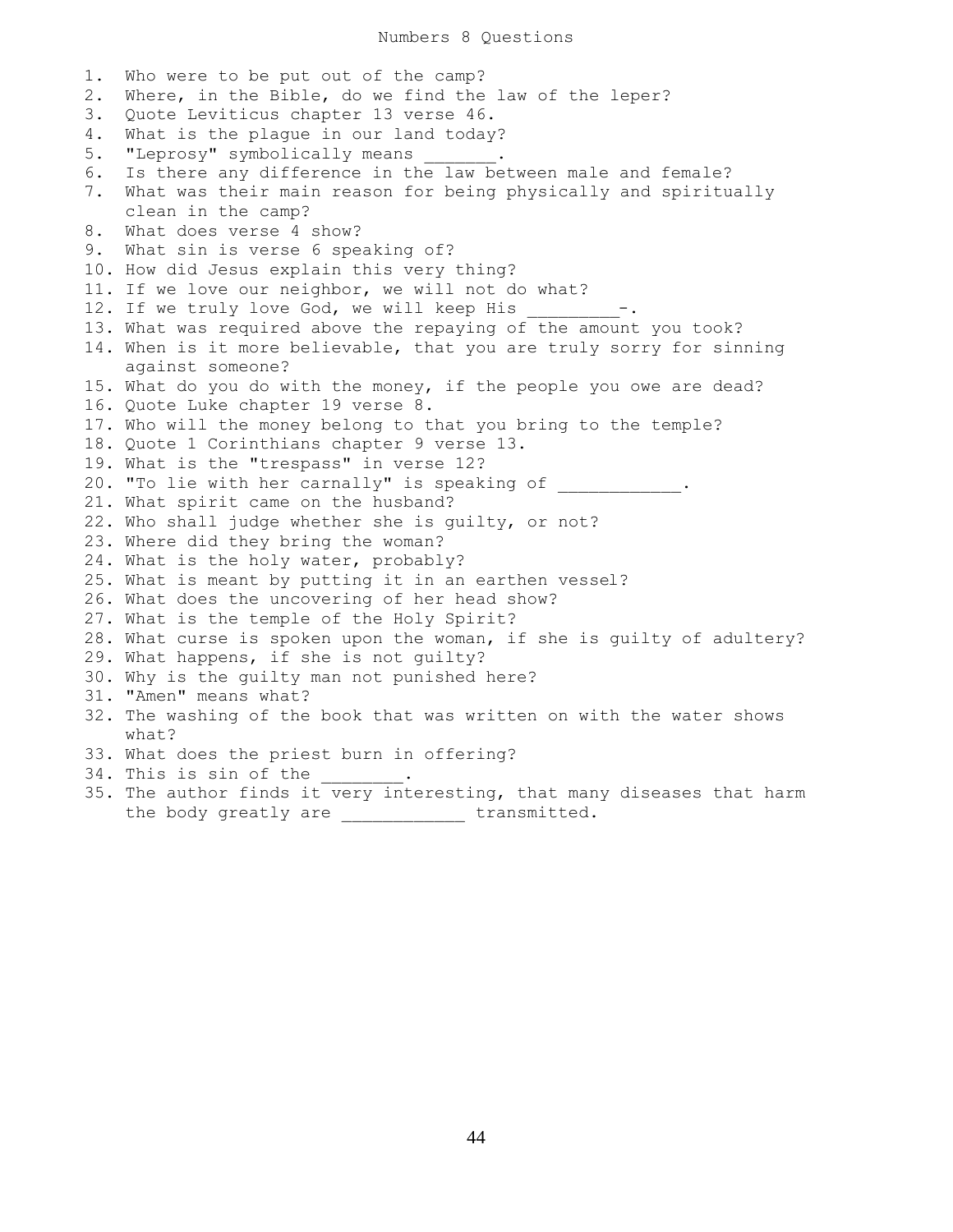# Numbers 8 Questions

1. Who were to be put out of the camp?
2. Where, in the Bible, do we find the law of the leper?
3. Quote Leviticus chapter 13 verse 46.
4. What is the plague in our land today?
5. "Leprosy" symbolically means _______.
6. Is there any difference in the law between male and female?
7. What was their main reason for being physically and spiritually clean in the camp?
8. What does verse 4 show?
9. What sin is verse 6 speaking of?
10. How did Jesus explain this very thing?
11. If we love our neighbor, we will not do what?
12. If we truly love God, we will keep His _________-.
13. What was required above the repaying of the amount you took?
14. When is it more believable, that you are truly sorry for sinning against someone?
15. What do you do with the money, if the people you owe are dead?
16. Quote Luke chapter 19 verse 8.
17. Who will the money belong to that you bring to the temple?
18. Quote 1 Corinthians chapter 9 verse 13.
19. What is the "trespass" in verse 12?
20. "To lie with her carnally" is speaking of ____________.
21. What spirit came on the husband?
22. Who shall judge whether she is guilty, or not?
23. Where did they bring the woman?
24. What is the holy water, probably?
25. What is meant by putting it in an earthen vessel?
26. What does the uncovering of her head show?
27. What is the temple of the Holy Spirit?
28. What curse is spoken upon the woman, if she is guilty of adultery?
29. What happens, if she is not guilty?
30. Why is the guilty man not punished here?
31. "Amen" means what?
32. The washing of the book that was written on with the water shows what?
33. What does the priest burn in offering?
34. This is sin of the ________.
35. The author finds it very interesting, that many diseases that harm the body greatly are ____________ transmitted.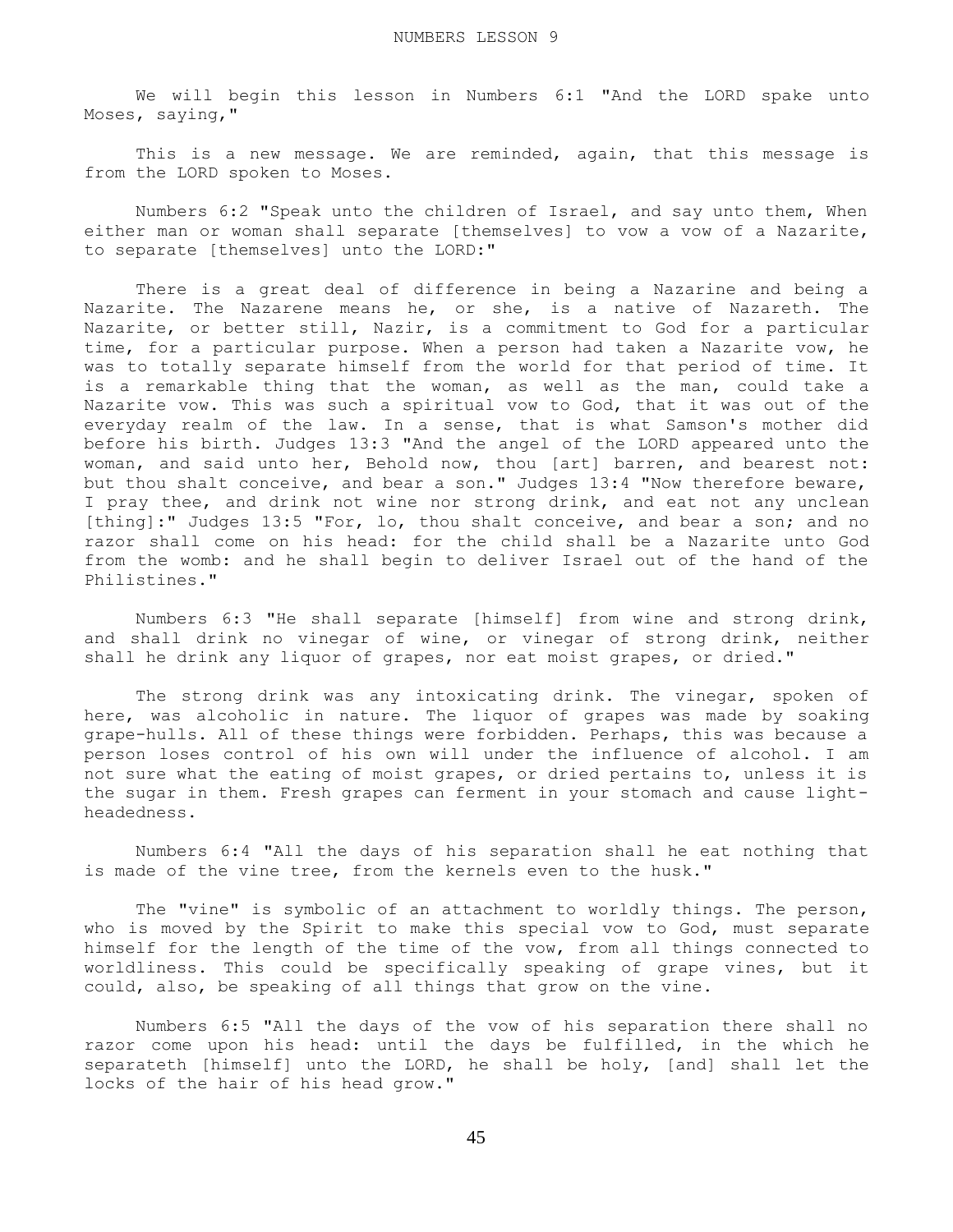# NUMBERS LESSON 9

We will begin this lesson in Numbers 6:1 "And the LORD spake unto Moses, saying,"

This is a new message. We are reminded, again, that this message is from the LORD spoken to Moses.

Numbers 6:2 "Speak unto the children of Israel, and say unto them, When either man or woman shall separate [themselves] to vow a vow of a Nazarite, to separate [themselves] unto the LORD:"

There is a great deal of difference in being a Nazarine and being a Nazarite. The Nazarene means he, or she, is a native of Nazareth. The Nazarite, or better still, Nazir, is a commitment to God for a particular time, for a particular purpose. When a person had taken a Nazarite vow, he was to totally separate himself from the world for that period of time. It is a remarkable thing that the woman, as well as the man, could take a Nazarite vow. This was such a spiritual vow to God, that it was out of the everyday realm of the law. In a sense, that is what Samson's mother did before his birth. Judges 13:3 "And the angel of the LORD appeared unto the woman, and said unto her, Behold now, thou [art] barren, and bearest not: but thou shalt conceive, and bear a son." Judges 13:4 "Now therefore beware, I pray thee, and drink not wine nor strong drink, and eat not any unclean [thing]:" Judges 13:5 "For, lo, thou shalt conceive, and bear a son; and no razor shall come on his head: for the child shall be a Nazarite unto God from the womb: and he shall begin to deliver Israel out of the hand of the Philistines."

Numbers 6:3 "He shall separate [himself] from wine and strong drink, and shall drink no vinegar of wine, or vinegar of strong drink, neither shall he drink any liquor of grapes, nor eat moist grapes, or dried."

The strong drink was any intoxicating drink. The vinegar, spoken of here, was alcoholic in nature. The liquor of grapes was made by soaking grape-hulls. All of these things were forbidden. Perhaps, this was because a person loses control of his own will under the influence of alcohol. I am not sure what the eating of moist grapes, or dried pertains to, unless it is the sugar in them. Fresh grapes can ferment in your stomach and cause light-headedness.

Numbers 6:4 "All the days of his separation shall he eat nothing that is made of the vine tree, from the kernels even to the husk."

The "vine" is symbolic of an attachment to worldly things. The person, who is moved by the Spirit to make this special vow to God, must separate himself for the length of the time of the vow, from all things connected to worldliness. This could be specifically speaking of grape vines, but it could, also, be speaking of all things that grow on the vine.

Numbers 6:5 "All the days of the vow of his separation there shall no razor come upon his head: until the days be fulfilled, in the which he separateth [himself] unto the LORD, he shall be holy, [and] shall let the locks of the hair of his head grow."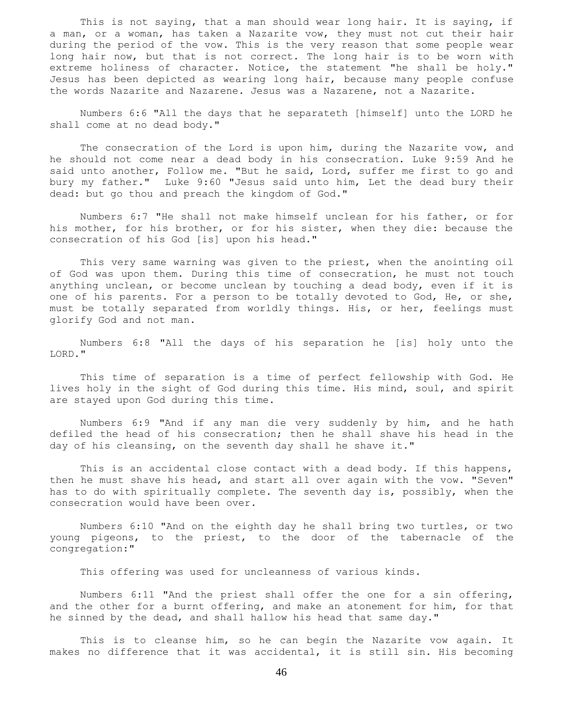This is not saying, that a man should wear long hair. It is saying, if a man, or a woman, has taken a Nazarite vow, they must not cut their hair during the period of the vow. This is the very reason that some people wear long hair now, but that is not correct. The long hair is to be worn with extreme holiness of character. Notice, the statement "he shall be holy." Jesus has been depicted as wearing long hair, because many people confuse the words Nazarite and Nazarene. Jesus was a Nazarene, not a Nazarite.

Numbers 6:6 "All the days that he separateth [himself] unto the LORD he shall come at no dead body."

The consecration of the Lord is upon him, during the Nazarite vow, and he should not come near a dead body in his consecration. Luke 9:59 And he said unto another, Follow me. "But he said, Lord, suffer me first to go and bury my father." Luke 9:60 "Jesus said unto him, Let the dead bury their dead: but go thou and preach the kingdom of God."

Numbers 6:7 "He shall not make himself unclean for his father, or for his mother, for his brother, or for his sister, when they die: because the consecration of his God [is] upon his head."

This very same warning was given to the priest, when the anointing oil of God was upon them. During this time of consecration, he must not touch anything unclean, or become unclean by touching a dead body, even if it is one of his parents. For a person to be totally devoted to God, He, or she, must be totally separated from worldly things. His, or her, feelings must glorify God and not man.

Numbers 6:8 "All the days of his separation he [is] holy unto the LORD."

This time of separation is a time of perfect fellowship with God. He lives holy in the sight of God during this time. His mind, soul, and spirit are stayed upon God during this time.

Numbers 6:9 "And if any man die very suddenly by him, and he hath defiled the head of his consecration; then he shall shave his head in the day of his cleansing, on the seventh day shall he shave it."

This is an accidental close contact with a dead body. If this happens, then he must shave his head, and start all over again with the vow. "Seven" has to do with spiritually complete. The seventh day is, possibly, when the consecration would have been over.

Numbers 6:10 "And on the eighth day he shall bring two turtles, or two young pigeons, to the priest, to the door of the tabernacle of the congregation:"

This offering was used for uncleanness of various kinds.

Numbers 6:11 "And the priest shall offer the one for a sin offering, and the other for a burnt offering, and make an atonement for him, for that he sinned by the dead, and shall hallow his head that same day."

This is to cleanse him, so he can begin the Nazarite vow again. It makes no difference that it was accidental, it is still sin. His becoming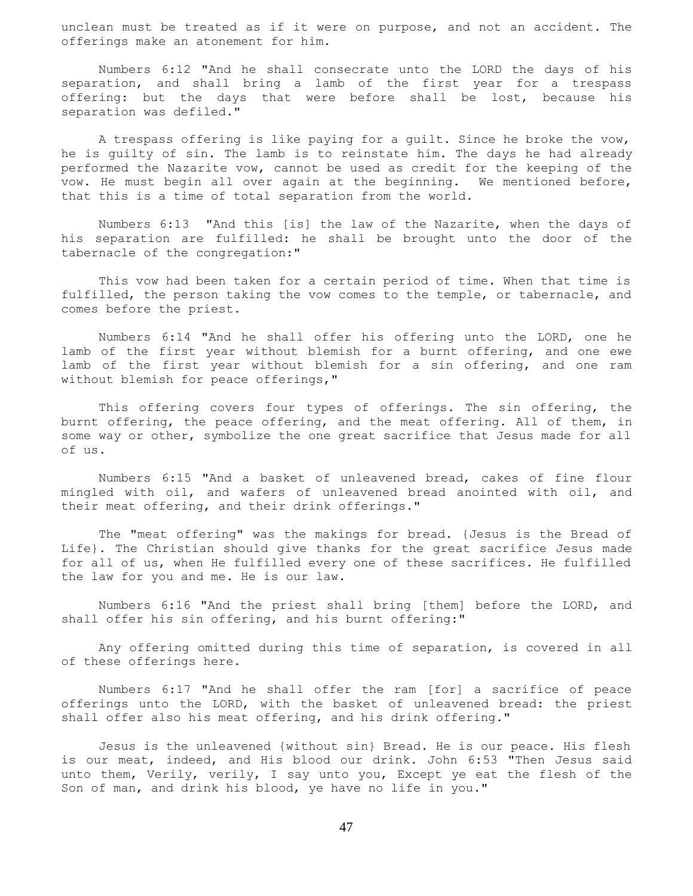unclean must be treated as if it were on purpose, and not an accident. The offerings make an atonement for him.

Numbers 6:12 "And he shall consecrate unto the LORD the days of his separation, and shall bring a lamb of the first year for a trespass offering: but the days that were before shall be lost, because his separation was defiled."

A trespass offering is like paying for a guilt. Since he broke the vow, he is guilty of sin. The lamb is to reinstate him. The days he had already performed the Nazarite vow, cannot be used as credit for the keeping of the vow. He must begin all over again at the beginning. We mentioned before, that this is a time of total separation from the world.

Numbers 6:13 "And this [is] the law of the Nazarite, when the days of his separation are fulfilled: he shall be brought unto the door of the tabernacle of the congregation:"

This vow had been taken for a certain period of time. When that time is fulfilled, the person taking the vow comes to the temple, or tabernacle, and comes before the priest.

Numbers 6:14 "And he shall offer his offering unto the LORD, one he lamb of the first year without blemish for a burnt offering, and one ewe lamb of the first year without blemish for a sin offering, and one ram without blemish for peace offerings,"

This offering covers four types of offerings. The sin offering, the burnt offering, the peace offering, and the meat offering. All of them, in some way or other, symbolize the one great sacrifice that Jesus made for all of us.

Numbers 6:15 "And a basket of unleavened bread, cakes of fine flour mingled with oil, and wafers of unleavened bread anointed with oil, and their meat offering, and their drink offerings."

The "meat offering" was the makings for bread. {Jesus is the Bread of Life}. The Christian should give thanks for the great sacrifice Jesus made for all of us, when He fulfilled every one of these sacrifices. He fulfilled the law for you and me. He is our law.

Numbers 6:16 "And the priest shall bring [them] before the LORD, and shall offer his sin offering, and his burnt offering:"

Any offering omitted during this time of separation, is covered in all of these offerings here.

Numbers 6:17 "And he shall offer the ram [for] a sacrifice of peace offerings unto the LORD, with the basket of unleavened bread: the priest shall offer also his meat offering, and his drink offering."

Jesus is the unleavened {without sin} Bread. He is our peace. His flesh is our meat, indeed, and His blood our drink. John 6:53 "Then Jesus said unto them, Verily, verily, I say unto you, Except ye eat the flesh of the Son of man, and drink his blood, ye have no life in you."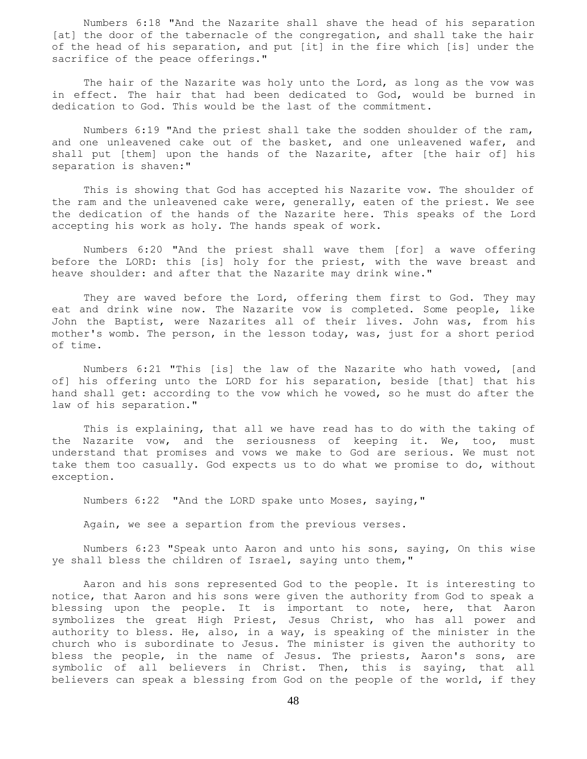Numbers 6:18 "And the Nazarite shall shave the head of his separation [at] the door of the tabernacle of the congregation, and shall take the hair of the head of his separation, and put [it] in the fire which [is] under the sacrifice of the peace offerings."

The hair of the Nazarite was holy unto the Lord, as long as the vow was in effect. The hair that had been dedicated to God, would be burned in dedication to God. This would be the last of the commitment.

Numbers 6:19 "And the priest shall take the sodden shoulder of the ram, and one unleavened cake out of the basket, and one unleavened wafer, and shall put [them] upon the hands of the Nazarite, after [the hair of] his separation is shaven:"

This is showing that God has accepted his Nazarite vow. The shoulder of the ram and the unleavened cake were, generally, eaten of the priest. We see the dedication of the hands of the Nazarite here. This speaks of the Lord accepting his work as holy. The hands speak of work.

Numbers 6:20 "And the priest shall wave them [for] a wave offering before the LORD: this [is] holy for the priest, with the wave breast and heave shoulder: and after that the Nazarite may drink wine."

They are waved before the Lord, offering them first to God. They may eat and drink wine now. The Nazarite vow is completed. Some people, like John the Baptist, were Nazarites all of their lives. John was, from his mother's womb. The person, in the lesson today, was, just for a short period of time.

Numbers 6:21 "This [is] the law of the Nazarite who hath vowed, [and of] his offering unto the LORD for his separation, beside [that] that his hand shall get: according to the vow which he vowed, so he must do after the law of his separation."

This is explaining, that all we have read has to do with the taking of the Nazarite vow, and the seriousness of keeping it. We, too, must understand that promises and vows we make to God are serious. We must not take them too casually. God expects us to do what we promise to do, without exception.

Numbers 6:22 "And the LORD spake unto Moses, saying,"

Again, we see a separtion from the previous verses.

Numbers 6:23 "Speak unto Aaron and unto his sons, saying, On this wise ye shall bless the children of Israel, saying unto them,"

Aaron and his sons represented God to the people. It is interesting to notice, that Aaron and his sons were given the authority from God to speak a blessing upon the people. It is important to note, here, that Aaron symbolizes the great High Priest, Jesus Christ, who has all power and authority to bless. He, also, in a way, is speaking of the minister in the church who is subordinate to Jesus. The minister is given the authority to bless the people, in the name of Jesus. The priests, Aaron's sons, are symbolic of all believers in Christ. Then, this is saying, that all believers can speak a blessing from God on the people of the world, if they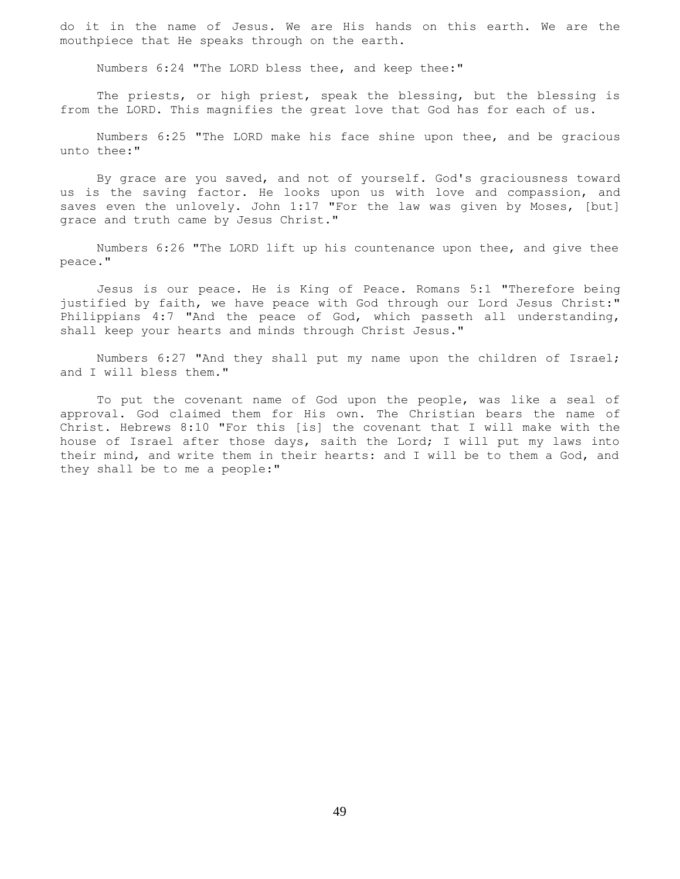do it in the name of Jesus. We are His hands on this earth. We are the mouthpiece that He speaks through on the earth.

Numbers 6:24 "The LORD bless thee, and keep thee:"

The priests, or high priest, speak the blessing, but the blessing is from the LORD. This magnifies the great love that God has for each of us.

Numbers 6:25 "The LORD make his face shine upon thee, and be gracious unto thee:"

By grace are you saved, and not of yourself. God's graciousness toward us is the saving factor. He looks upon us with love and compassion, and saves even the unlovely. John 1:17 "For the law was given by Moses, [but] grace and truth came by Jesus Christ."

Numbers 6:26 "The LORD lift up his countenance upon thee, and give thee peace."

Jesus is our peace. He is King of Peace. Romans 5:1 "Therefore being justified by faith, we have peace with God through our Lord Jesus Christ:" Philippians 4:7 "And the peace of God, which passeth all understanding, shall keep your hearts and minds through Christ Jesus."

Numbers 6:27 "And they shall put my name upon the children of Israel; and I will bless them."

To put the covenant name of God upon the people, was like a seal of approval. God claimed them for His own. The Christian bears the name of Christ. Hebrews 8:10 "For this [is] the covenant that I will make with the house of Israel after those days, saith the Lord; I will put my laws into their mind, and write them in their hearts: and I will be to them a God, and they shall be to me a people:"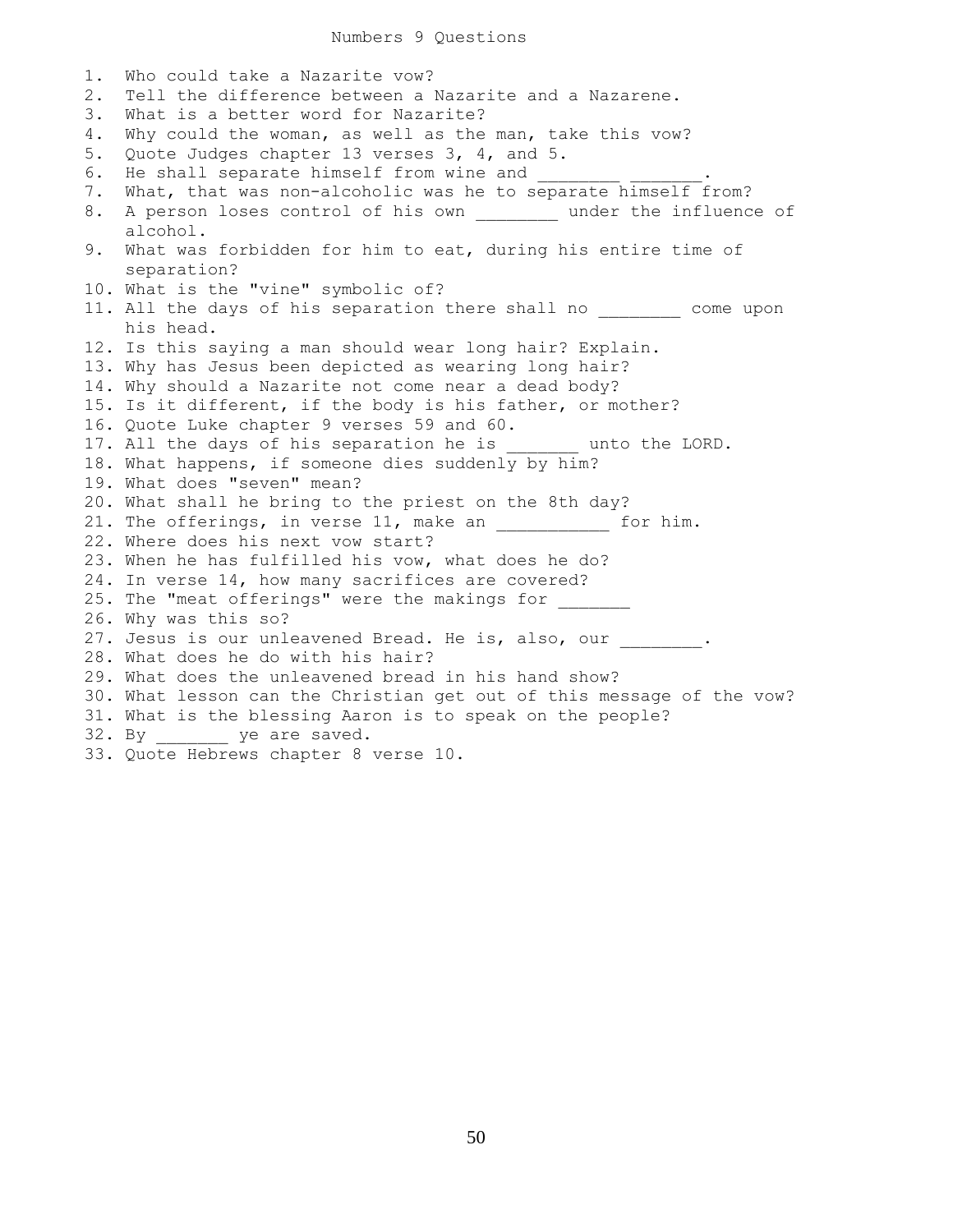# Numbers 9 Questions

1. Who could take a Nazarite vow?
2. Tell the difference between a Nazarite and a Nazarene.
3. What is a better word for Nazarite?
4. Why could the woman, as well as the man, take this vow?
5. Quote Judges chapter 13 verses 3, 4, and 5.
6. He shall separate himself from wine and ________ _______.
7. What, that was non-alcoholic was he to separate himself from?
8. A person loses control of his own ________ under the influence of alcohol.
9. What was forbidden for him to eat, during his entire time of separation?
10. What is the "vine" symbolic of?
11. All the days of his separation there shall no ________ come upon his head.
12. Is this saying a man should wear long hair? Explain.
13. Why has Jesus been depicted as wearing long hair?
14. Why should a Nazarite not come near a dead body?
15. Is it different, if the body is his father, or mother?
16. Quote Luke chapter 9 verses 59 and 60.
17. All the days of his separation he is _______ unto the LORD.
18. What happens, if someone dies suddenly by him?
19. What does "seven" mean?
20. What shall he bring to the priest on the 8th day?
21. The offerings, in verse 11, make an ___________ for him.
22. Where does his next vow start?
23. When he has fulfilled his vow, what does he do?
24. In verse 14, how many sacrifices are covered?
25. The "meat offerings" were the makings for _______
26. Why was this so?
27. Jesus is our unleavened Bread. He is, also, our ________.
28. What does he do with his hair?
29. What does the unleavened bread in his hand show?
30. What lesson can the Christian get out of this message of the vow?
31. What is the blessing Aaron is to speak on the people?
32. By _______ ye are saved.
33. Quote Hebrews chapter 8 verse 10.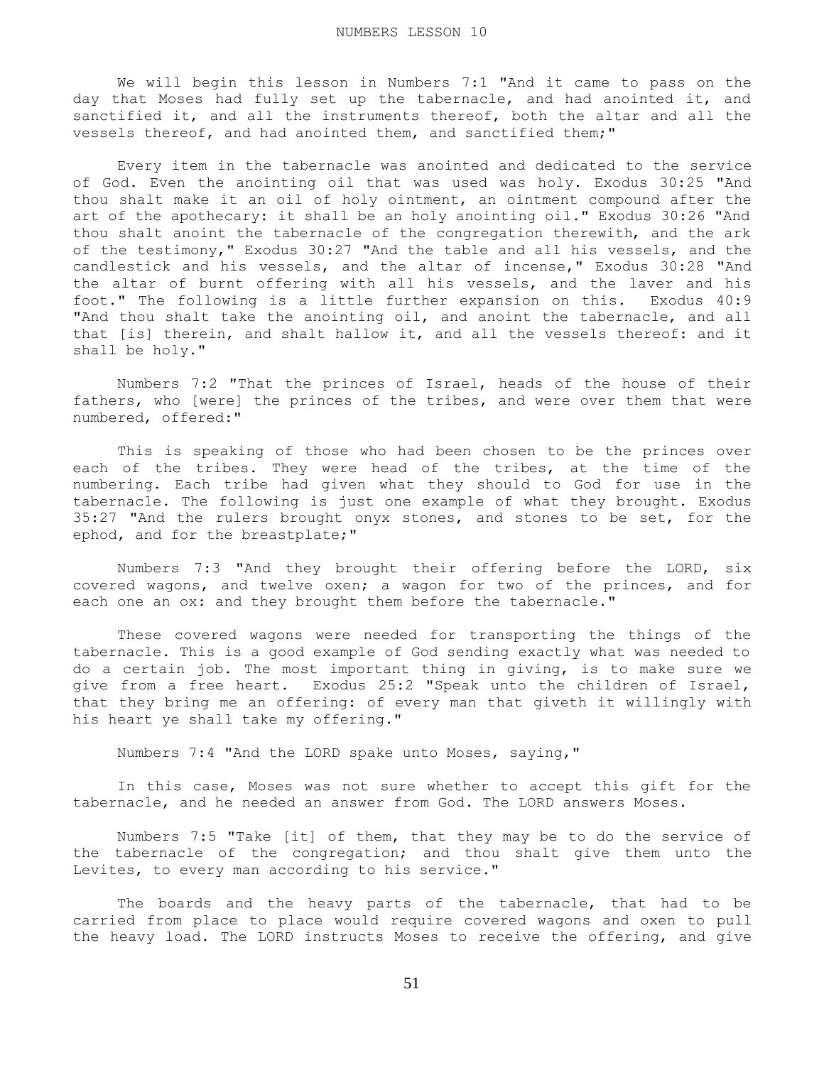# NUMBERS LESSON 10

We will begin this lesson in Numbers 7:1 "And it came to pass on the day that Moses had fully set up the tabernacle, and had anointed it, and sanctified it, and all the instruments thereof, both the altar and all the vessels thereof, and had anointed them, and sanctified them;"

Every item in the tabernacle was anointed and dedicated to the service of God. Even the anointing oil that was used was holy. Exodus 30:25 "And thou shalt make it an oil of holy ointment, an ointment compound after the art of the apothecary: it shall be an holy anointing oil." Exodus 30:26 "And thou shalt anoint the tabernacle of the congregation therewith, and the ark of the testimony," Exodus 30:27 "And the table and all his vessels, and the candlestick and his vessels, and the altar of incense," Exodus 30:28 "And the altar of burnt offering with all his vessels, and the laver and his foot." The following is a little further expansion on this. Exodus 40:9 "And thou shalt take the anointing oil, and anoint the tabernacle, and all that [is] therein, and shalt hallow it, and all the vessels thereof: and it shall be holy."

Numbers 7:2 "That the princes of Israel, heads of the house of their fathers, who [were] the princes of the tribes, and were over them that were numbered, offered:"

This is speaking of those who had been chosen to be the princes over each of the tribes. They were head of the tribes, at the time of the numbering. Each tribe had given what they should to God for use in the tabernacle. The following is just one example of what they brought. Exodus 35:27 "And the rulers brought onyx stones, and stones to be set, for the ephod, and for the breastplate;"

Numbers 7:3 "And they brought their offering before the LORD, six covered wagons, and twelve oxen; a wagon for two of the princes, and for each one an ox: and they brought them before the tabernacle."

These covered wagons were needed for transporting the things of the tabernacle. This is a good example of God sending exactly what was needed to do a certain job. The most important thing in giving, is to make sure we give from a free heart. Exodus 25:2 "Speak unto the children of Israel, that they bring me an offering: of every man that giveth it willingly with his heart ye shall take my offering."

Numbers 7:4 "And the LORD spake unto Moses, saying,"

In this case, Moses was not sure whether to accept this gift for the tabernacle, and he needed an answer from God. The LORD answers Moses.

Numbers 7:5 "Take [it] of them, that they may be to do the service of the tabernacle of the congregation; and thou shalt give them unto the Levites, to every man according to his service."

The boards and the heavy parts of the tabernacle, that had to be carried from place to place would require covered wagons and oxen to pull the heavy load. The LORD instructs Moses to receive the offering, and give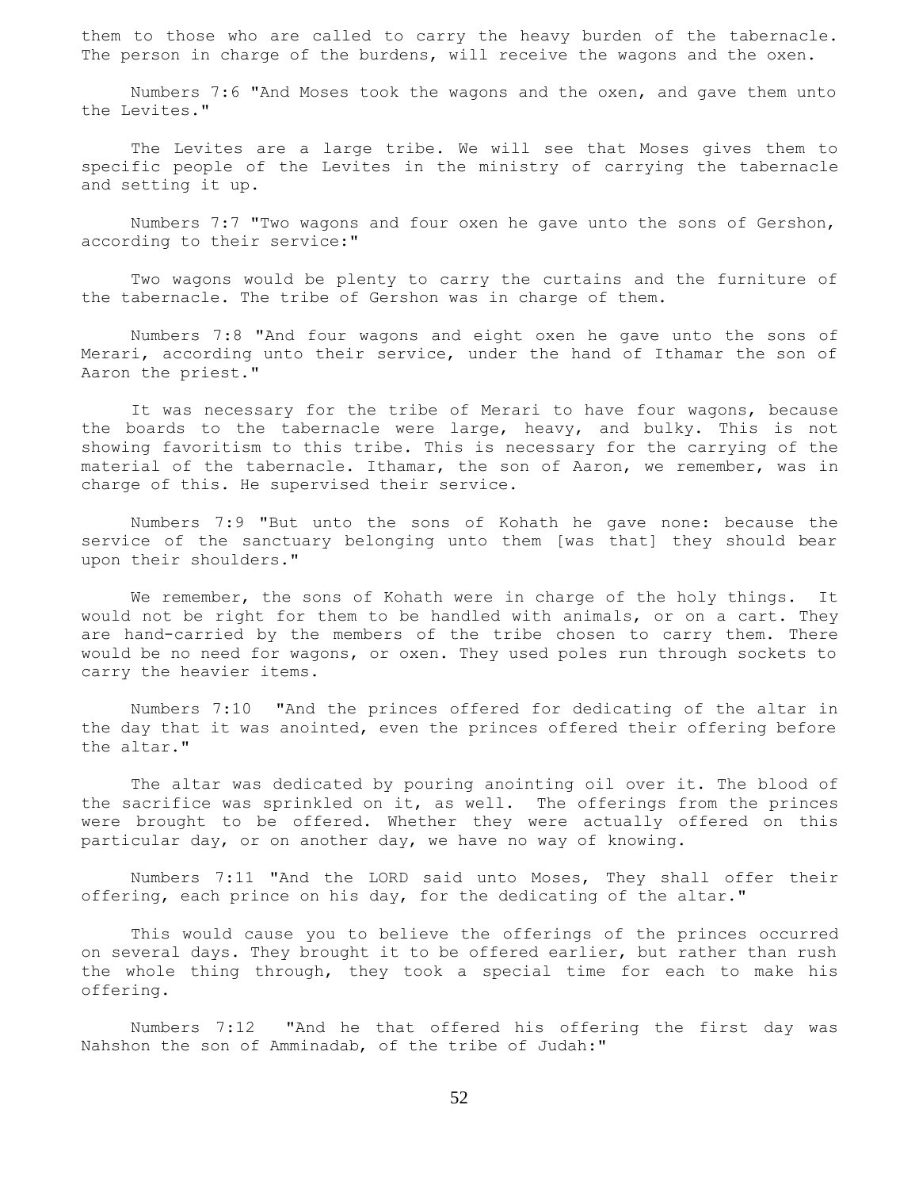them to those who are called to carry the heavy burden of the tabernacle. The person in charge of the burdens, will receive the wagons and the oxen.

Numbers 7:6 "And Moses took the wagons and the oxen, and gave them unto the Levites."

The Levites are a large tribe. We will see that Moses gives them to specific people of the Levites in the ministry of carrying the tabernacle and setting it up.

Numbers 7:7 "Two wagons and four oxen he gave unto the sons of Gershon, according to their service:"

Two wagons would be plenty to carry the curtains and the furniture of the tabernacle. The tribe of Gershon was in charge of them.

Numbers 7:8 "And four wagons and eight oxen he gave unto the sons of Merari, according unto their service, under the hand of Ithamar the son of Aaron the priest."

It was necessary for the tribe of Merari to have four wagons, because the boards to the tabernacle were large, heavy, and bulky. This is not showing favoritism to this tribe. This is necessary for the carrying of the material of the tabernacle. Ithamar, the son of Aaron, we remember, was in charge of this. He supervised their service.

Numbers 7:9 "But unto the sons of Kohath he gave none: because the service of the sanctuary belonging unto them [was that] they should bear upon their shoulders."

We remember, the sons of Kohath were in charge of the holy things. It would not be right for them to be handled with animals, or on a cart. They are hand-carried by the members of the tribe chosen to carry them. There would be no need for wagons, or oxen. They used poles run through sockets to carry the heavier items.

Numbers 7:10 "And the princes offered for dedicating of the altar in the day that it was anointed, even the princes offered their offering before the altar."

The altar was dedicated by pouring anointing oil over it. The blood of the sacrifice was sprinkled on it, as well. The offerings from the princes were brought to be offered. Whether they were actually offered on this particular day, or on another day, we have no way of knowing.

Numbers 7:11 "And the LORD said unto Moses, They shall offer their offering, each prince on his day, for the dedicating of the altar."

This would cause you to believe the offerings of the princes occurred on several days. They brought it to be offered earlier, but rather than rush the whole thing through, they took a special time for each to make his offering.

Numbers 7:12 "And he that offered his offering the first day was Nahshon the son of Amminadab, of the tribe of Judah:"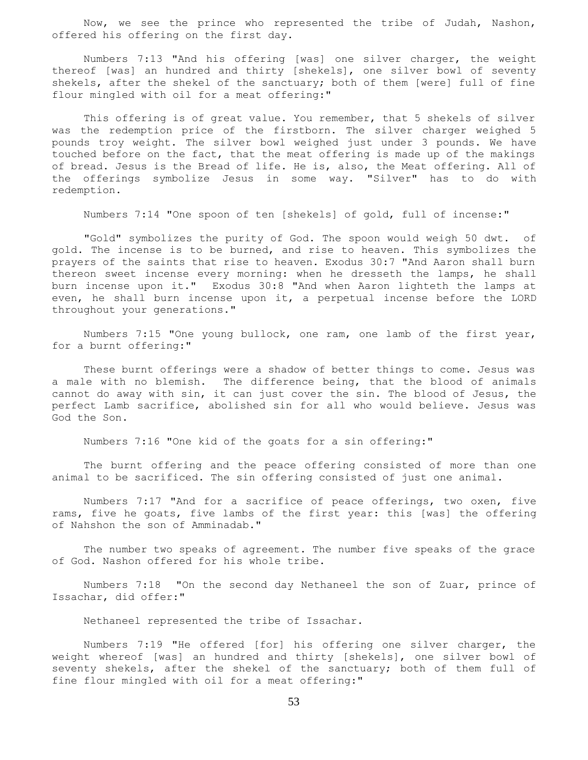Now, we see the prince who represented the tribe of Judah, Nashon, offered his offering on the first day.

Numbers 7:13 "And his offering [was] one silver charger, the weight thereof [was] an hundred and thirty [shekels], one silver bowl of seventy shekels, after the shekel of the sanctuary; both of them [were] full of fine flour mingled with oil for a meat offering:"

This offering is of great value. You remember, that 5 shekels of silver was the redemption price of the firstborn. The silver charger weighed 5 pounds troy weight. The silver bowl weighed just under 3 pounds. We have touched before on the fact, that the meat offering is made up of the makings of bread. Jesus is the Bread of life. He is, also, the Meat offering. All of the offerings symbolize Jesus in some way. "Silver" has to do with redemption.

Numbers 7:14 "One spoon of ten [shekels] of gold, full of incense:"

"Gold" symbolizes the purity of God. The spoon would weigh 50 dwt. of gold. The incense is to be burned, and rise to heaven. This symbolizes the prayers of the saints that rise to heaven. Exodus 30:7 "And Aaron shall burn thereon sweet incense every morning: when he dresseth the lamps, he shall burn incense upon it." Exodus 30:8 "And when Aaron lighteth the lamps at even, he shall burn incense upon it, a perpetual incense before the LORD throughout your generations."

Numbers 7:15 "One young bullock, one ram, one lamb of the first year, for a burnt offering:"

These burnt offerings were a shadow of better things to come. Jesus was a male with no blemish. The difference being, that the blood of animals cannot do away with sin, it can just cover the sin. The blood of Jesus, the perfect Lamb sacrifice, abolished sin for all who would believe. Jesus was God the Son.

Numbers 7:16 "One kid of the goats for a sin offering:"

The burnt offering and the peace offering consisted of more than one animal to be sacrificed. The sin offering consisted of just one animal.

Numbers 7:17 "And for a sacrifice of peace offerings, two oxen, five rams, five he goats, five lambs of the first year: this [was] the offering of Nahshon the son of Amminadab."

The number two speaks of agreement. The number five speaks of the grace of God. Nashon offered for his whole tribe.

Numbers 7:18 "On the second day Nethaneel the son of Zuar, prince of Issachar, did offer:"

Nethaneel represented the tribe of Issachar.

Numbers 7:19 "He offered [for] his offering one silver charger, the weight whereof [was] an hundred and thirty [shekels], one silver bowl of seventy shekels, after the shekel of the sanctuary; both of them full of fine flour mingled with oil for a meat offering:"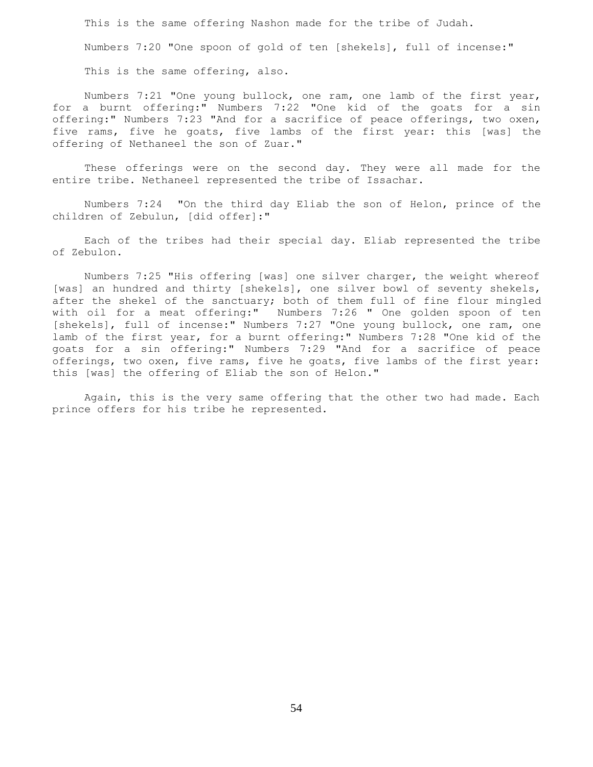This is the same offering Nashon made for the tribe of Judah.

Numbers 7:20 "One spoon of gold of ten [shekels], full of incense:"

This is the same offering, also.

Numbers 7:21 "One young bullock, one ram, one lamb of the first year, for a burnt offering:" Numbers 7:22 "One kid of the goats for a sin offering:" Numbers 7:23 "And for a sacrifice of peace offerings, two oxen, five rams, five he goats, five lambs of the first year: this [was] the offering of Nethaneel the son of Zuar."

These offerings were on the second day. They were all made for the entire tribe. Nethaneel represented the tribe of Issachar.

Numbers 7:24 "On the third day Eliab the son of Helon, prince of the children of Zebulun, [did offer]:"

Each of the tribes had their special day. Eliab represented the tribe of Zebulon.

Numbers 7:25 "His offering [was] one silver charger, the weight whereof [was] an hundred and thirty [shekels], one silver bowl of seventy shekels, after the shekel of the sanctuary; both of them full of fine flour mingled with oil for a meat offering:" Numbers 7:26 " One golden spoon of ten [shekels], full of incense:" Numbers 7:27 "One young bullock, one ram, one lamb of the first year, for a burnt offering:" Numbers 7:28 "One kid of the goats for a sin offering:" Numbers 7:29 "And for a sacrifice of peace offerings, two oxen, five rams, five he goats, five lambs of the first year: this [was] the offering of Eliab the son of Helon."

Again, this is the very same offering that the other two had made. Each prince offers for his tribe he represented.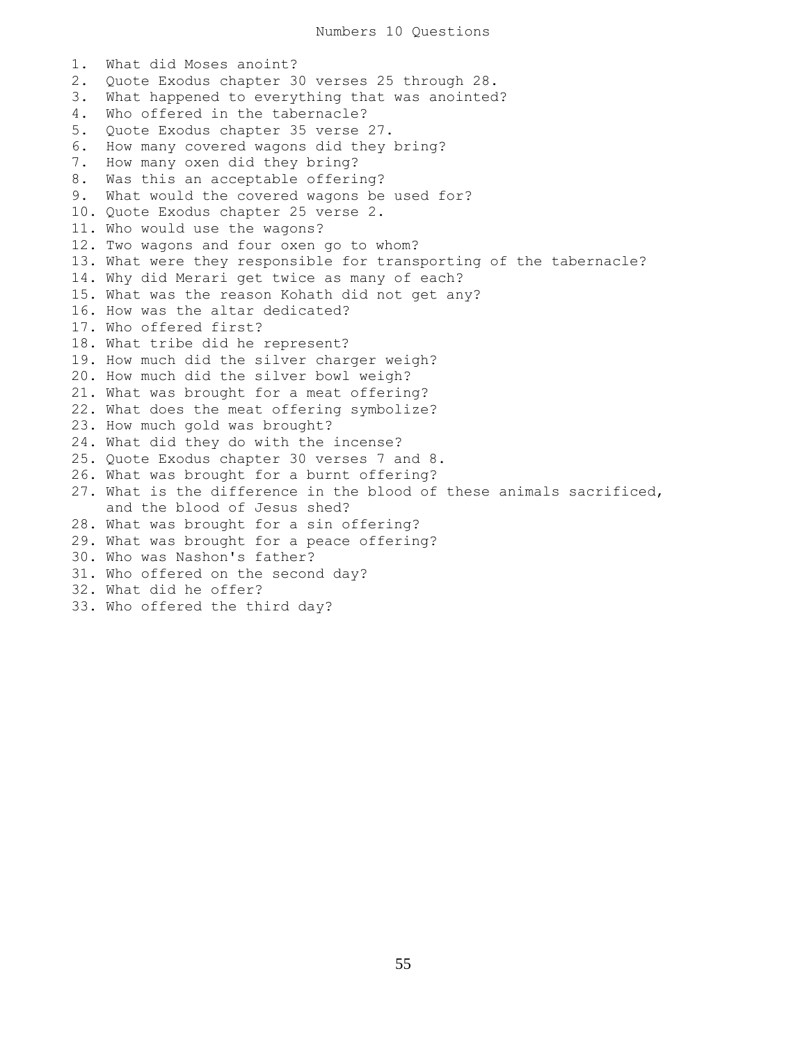# Numbers 10 Questions

1. What did Moses anoint?
2. Quote Exodus chapter 30 verses 25 through 28.
3. What happened to everything that was anointed?
4. Who offered in the tabernacle?
5. Quote Exodus chapter 35 verse 27.
6. How many covered wagons did they bring?
7. How many oxen did they bring?
8. Was this an acceptable offering?
9. What would the covered wagons be used for?
10. Quote Exodus chapter 25 verse 2.
11. Who would use the wagons?
12. Two wagons and four oxen go to whom?
13. What were they responsible for transporting of the tabernacle?
14. Why did Merari get twice as many of each?
15. What was the reason Kohath did not get any?
16. How was the altar dedicated?
17. Who offered first?
18. What tribe did he represent?
19. How much did the silver charger weigh?
20. How much did the silver bowl weigh?
21. What was brought for a meat offering?
22. What does the meat offering symbolize?
23. How much gold was brought?
24. What did they do with the incense?
25. Quote Exodus chapter 30 verses 7 and 8.
26. What was brought for a burnt offering?
27. What is the difference in the blood of these animals sacrificed, and the blood of Jesus shed?
28. What was brought for a sin offering?
29. What was brought for a peace offering?
30. Who was Nashon's father?
31. Who offered on the second day?
32. What did he offer?
33. Who offered the third day?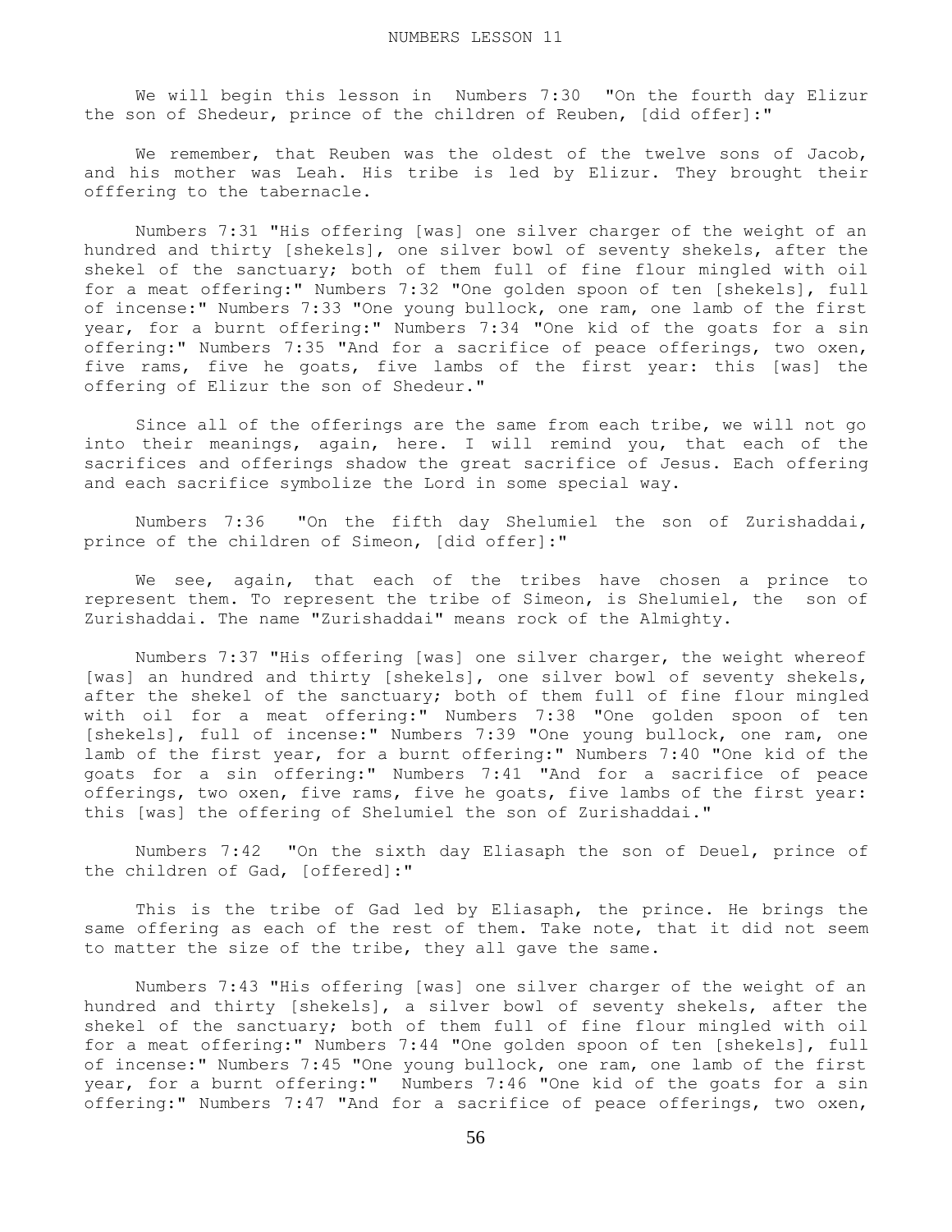# NUMBERS LESSON 11

We will begin this lesson in Numbers 7:30 "On the fourth day Elizur the son of Shedeur, prince of the children of Reuben, [did offer]:"

We remember, that Reuben was the oldest of the twelve sons of Jacob, and his mother was Leah. His tribe is led by Elizur. They brought their offfering to the tabernacle.

Numbers 7:31 "His offering [was] one silver charger of the weight of an hundred and thirty [shekels], one silver bowl of seventy shekels, after the shekel of the sanctuary; both of them full of fine flour mingled with oil for a meat offering:" Numbers 7:32 "One golden spoon of ten [shekels], full of incense:" Numbers 7:33 "One young bullock, one ram, one lamb of the first year, for a burnt offering:" Numbers 7:34 "One kid of the goats for a sin offering:" Numbers 7:35 "And for a sacrifice of peace offerings, two oxen, five rams, five he goats, five lambs of the first year: this [was] the offering of Elizur the son of Shedeur."

Since all of the offerings are the same from each tribe, we will not go into their meanings, again, here. I will remind you, that each of the sacrifices and offerings shadow the great sacrifice of Jesus. Each offering and each sacrifice symbolize the Lord in some special way.

Numbers 7:36 "On the fifth day Shelumiel the son of Zurishaddai, prince of the children of Simeon, [did offer]:"

We see, again, that each of the tribes have chosen a prince to represent them. To represent the tribe of Simeon, is Shelumiel, the son of Zurishaddai. The name "Zurishaddai" means rock of the Almighty.

Numbers 7:37 "His offering [was] one silver charger, the weight whereof [was] an hundred and thirty [shekels], one silver bowl of seventy shekels, after the shekel of the sanctuary; both of them full of fine flour mingled with oil for a meat offering:" Numbers 7:38 "One golden spoon of ten [shekels], full of incense:" Numbers 7:39 "One young bullock, one ram, one lamb of the first year, for a burnt offering:" Numbers 7:40 "One kid of the goats for a sin offering:" Numbers 7:41 "And for a sacrifice of peace offerings, two oxen, five rams, five he goats, five lambs of the first year: this [was] the offering of Shelumiel the son of Zurishaddai."

Numbers 7:42 "On the sixth day Eliasaph the son of Deuel, prince of the children of Gad, [offered]:"

This is the tribe of Gad led by Eliasaph, the prince. He brings the same offering as each of the rest of them. Take note, that it did not seem to matter the size of the tribe, they all gave the same.

Numbers 7:43 "His offering [was] one silver charger of the weight of an hundred and thirty [shekels], a silver bowl of seventy shekels, after the shekel of the sanctuary; both of them full of fine flour mingled with oil for a meat offering:" Numbers 7:44 "One golden spoon of ten [shekels], full of incense:" Numbers 7:45 "One young bullock, one ram, one lamb of the first year, for a burnt offering:" Numbers 7:46 "One kid of the goats for a sin offering:" Numbers 7:47 "And for a sacrifice of peace offerings, two oxen,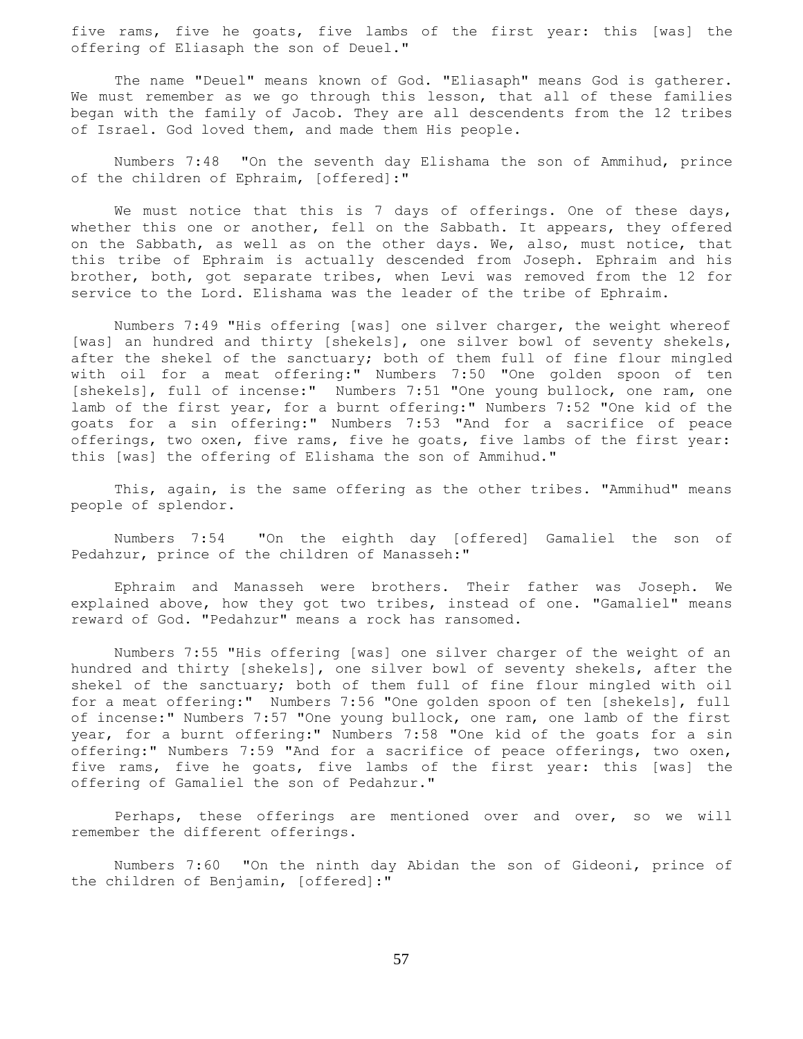five rams, five he goats, five lambs of the first year: this [was] the offering of Eliasaph the son of Deuel."

The name "Deuel" means known of God. "Eliasaph" means God is gatherer. We must remember as we go through this lesson, that all of these families began with the family of Jacob. They are all descendents from the 12 tribes of Israel. God loved them, and made them His people.

Numbers 7:48 "On the seventh day Elishama the son of Ammihud, prince of the children of Ephraim, [offered]:"

We must notice that this is 7 days of offerings. One of these days, whether this one or another, fell on the Sabbath. It appears, they offered on the Sabbath, as well as on the other days. We, also, must notice, that this tribe of Ephraim is actually descended from Joseph. Ephraim and his brother, both, got separate tribes, when Levi was removed from the 12 for service to the Lord. Elishama was the leader of the tribe of Ephraim.

Numbers 7:49 "His offering [was] one silver charger, the weight whereof [was] an hundred and thirty [shekels], one silver bowl of seventy shekels, after the shekel of the sanctuary; both of them full of fine flour mingled with oil for a meat offering:" Numbers 7:50 "One golden spoon of ten [shekels], full of incense:" Numbers 7:51 "One young bullock, one ram, one lamb of the first year, for a burnt offering:" Numbers 7:52 "One kid of the goats for a sin offering:" Numbers 7:53 "And for a sacrifice of peace offerings, two oxen, five rams, five he goats, five lambs of the first year: this [was] the offering of Elishama the son of Ammihud."

This, again, is the same offering as the other tribes. "Ammihud" means people of splendor.

Numbers 7:54 "On the eighth day [offered] Gamaliel the son of Pedahzur, prince of the children of Manasseh:"

Ephraim and Manasseh were brothers. Their father was Joseph. We explained above, how they got two tribes, instead of one. "Gamaliel" means reward of God. "Pedahzur" means a rock has ransomed.

Numbers 7:55 "His offering [was] one silver charger of the weight of an hundred and thirty [shekels], one silver bowl of seventy shekels, after the shekel of the sanctuary; both of them full of fine flour mingled with oil for a meat offering:" Numbers 7:56 "One golden spoon of ten [shekels], full of incense:" Numbers 7:57 "One young bullock, one ram, one lamb of the first year, for a burnt offering:" Numbers 7:58 "One kid of the goats for a sin offering:" Numbers 7:59 "And for a sacrifice of peace offerings, two oxen, five rams, five he goats, five lambs of the first year: this [was] the offering of Gamaliel the son of Pedahzur."

Perhaps, these offerings are mentioned over and over, so we will remember the different offerings.

Numbers 7:60 "On the ninth day Abidan the son of Gideoni, prince of the children of Benjamin, [offered]:"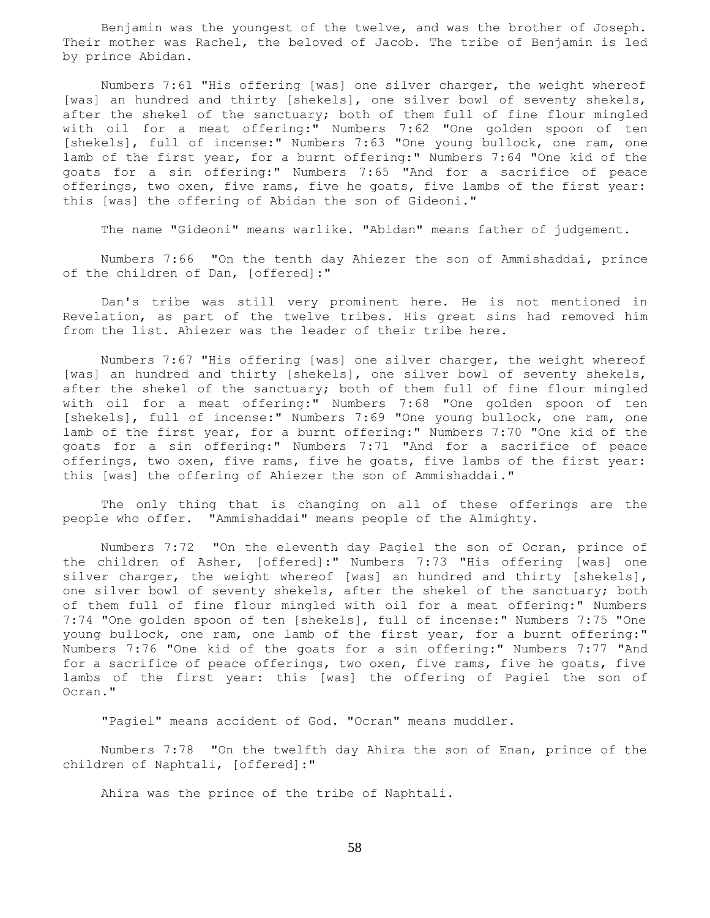Benjamin was the youngest of the twelve, and was the brother of Joseph. Their mother was Rachel, the beloved of Jacob. The tribe of Benjamin is led by prince Abidan.

Numbers 7:61 "His offering [was] one silver charger, the weight whereof [was] an hundred and thirty [shekels], one silver bowl of seventy shekels, after the shekel of the sanctuary; both of them full of fine flour mingled with oil for a meat offering:" Numbers 7:62 "One golden spoon of ten [shekels], full of incense:" Numbers 7:63 "One young bullock, one ram, one lamb of the first year, for a burnt offering:" Numbers 7:64 "One kid of the goats for a sin offering:" Numbers 7:65 "And for a sacrifice of peace offerings, two oxen, five rams, five he goats, five lambs of the first year: this [was] the offering of Abidan the son of Gideoni."

The name "Gideoni" means warlike. "Abidan" means father of judgement.

Numbers 7:66 "On the tenth day Ahiezer the son of Ammishaddai, prince of the children of Dan, [offered]:"

Dan's tribe was still very prominent here. He is not mentioned in Revelation, as part of the twelve tribes. His great sins had removed him from the list. Ahiezer was the leader of their tribe here.

Numbers 7:67 "His offering [was] one silver charger, the weight whereof [was] an hundred and thirty [shekels], one silver bowl of seventy shekels, after the shekel of the sanctuary; both of them full of fine flour mingled with oil for a meat offering:" Numbers 7:68 "One golden spoon of ten [shekels], full of incense:" Numbers 7:69 "One young bullock, one ram, one lamb of the first year, for a burnt offering:" Numbers 7:70 "One kid of the goats for a sin offering:" Numbers 7:71 "And for a sacrifice of peace offerings, two oxen, five rams, five he goats, five lambs of the first year: this [was] the offering of Ahiezer the son of Ammishaddai."

The only thing that is changing on all of these offerings are the people who offer. "Ammishaddai" means people of the Almighty.

Numbers 7:72 "On the eleventh day Pagiel the son of Ocran, prince of the children of Asher, [offered]:" Numbers 7:73 "His offering [was] one silver charger, the weight whereof [was] an hundred and thirty [shekels], one silver bowl of seventy shekels, after the shekel of the sanctuary; both of them full of fine flour mingled with oil for a meat offering:" Numbers 7:74 "One golden spoon of ten [shekels], full of incense:" Numbers 7:75 "One young bullock, one ram, one lamb of the first year, for a burnt offering:" Numbers 7:76 "One kid of the goats for a sin offering:" Numbers 7:77 "And for a sacrifice of peace offerings, two oxen, five rams, five he goats, five lambs of the first year: this [was] the offering of Pagiel the son of Ocran."

"Pagiel" means accident of God. "Ocran" means muddler.

Numbers 7:78 "On the twelfth day Ahira the son of Enan, prince of the children of Naphtali, [offered]:"

Ahira was the prince of the tribe of Naphtali.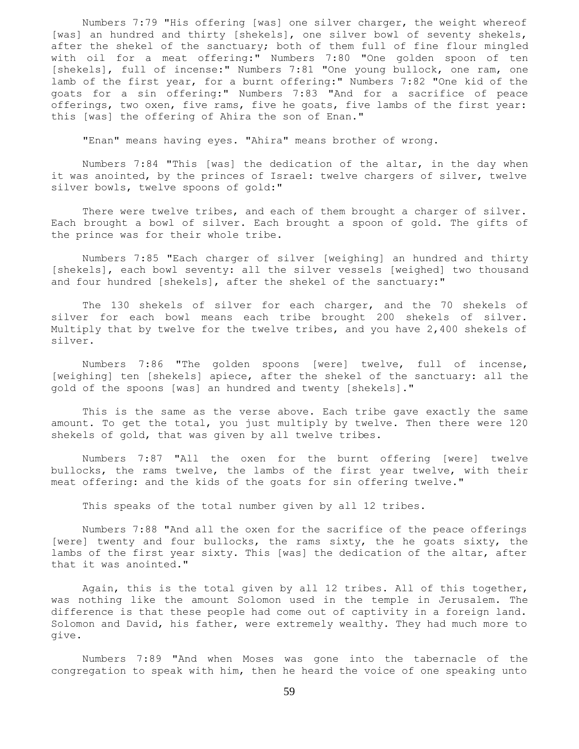Numbers 7:79 "His offering [was] one silver charger, the weight whereof [was] an hundred and thirty [shekels], one silver bowl of seventy shekels, after the shekel of the sanctuary; both of them full of fine flour mingled with oil for a meat offering:" Numbers 7:80 "One golden spoon of ten [shekels], full of incense:" Numbers 7:81 "One young bullock, one ram, one lamb of the first year, for a burnt offering:" Numbers 7:82 "One kid of the goats for a sin offering:" Numbers 7:83 "And for a sacrifice of peace offerings, two oxen, five rams, five he goats, five lambs of the first year: this [was] the offering of Ahira the son of Enan."

"Enan" means having eyes. "Ahira" means brother of wrong.

Numbers 7:84 "This [was] the dedication of the altar, in the day when it was anointed, by the princes of Israel: twelve chargers of silver, twelve silver bowls, twelve spoons of gold:"

There were twelve tribes, and each of them brought a charger of silver. Each brought a bowl of silver. Each brought a spoon of gold. The gifts of the prince was for their whole tribe.

Numbers 7:85 "Each charger of silver [weighing] an hundred and thirty [shekels], each bowl seventy: all the silver vessels [weighed] two thousand and four hundred [shekels], after the shekel of the sanctuary:"

The 130 shekels of silver for each charger, and the 70 shekels of silver for each bowl means each tribe brought 200 shekels of silver. Multiply that by twelve for the twelve tribes, and you have 2,400 shekels of silver.

Numbers 7:86 "The golden spoons [were] twelve, full of incense, [weighing] ten [shekels] apiece, after the shekel of the sanctuary: all the gold of the spoons [was] an hundred and twenty [shekels]."

This is the same as the verse above. Each tribe gave exactly the same amount. To get the total, you just multiply by twelve. Then there were 120 shekels of gold, that was given by all twelve tribes.

Numbers 7:87 "All the oxen for the burnt offering [were] twelve bullocks, the rams twelve, the lambs of the first year twelve, with their meat offering: and the kids of the goats for sin offering twelve."

This speaks of the total number given by all 12 tribes.

Numbers 7:88 "And all the oxen for the sacrifice of the peace offerings [were] twenty and four bullocks, the rams sixty, the he goats sixty, the lambs of the first year sixty. This [was] the dedication of the altar, after that it was anointed."

Again, this is the total given by all 12 tribes. All of this together, was nothing like the amount Solomon used in the temple in Jerusalem. The difference is that these people had come out of captivity in a foreign land. Solomon and David, his father, were extremely wealthy. They had much more to give.

Numbers 7:89 "And when Moses was gone into the tabernacle of the congregation to speak with him, then he heard the voice of one speaking unto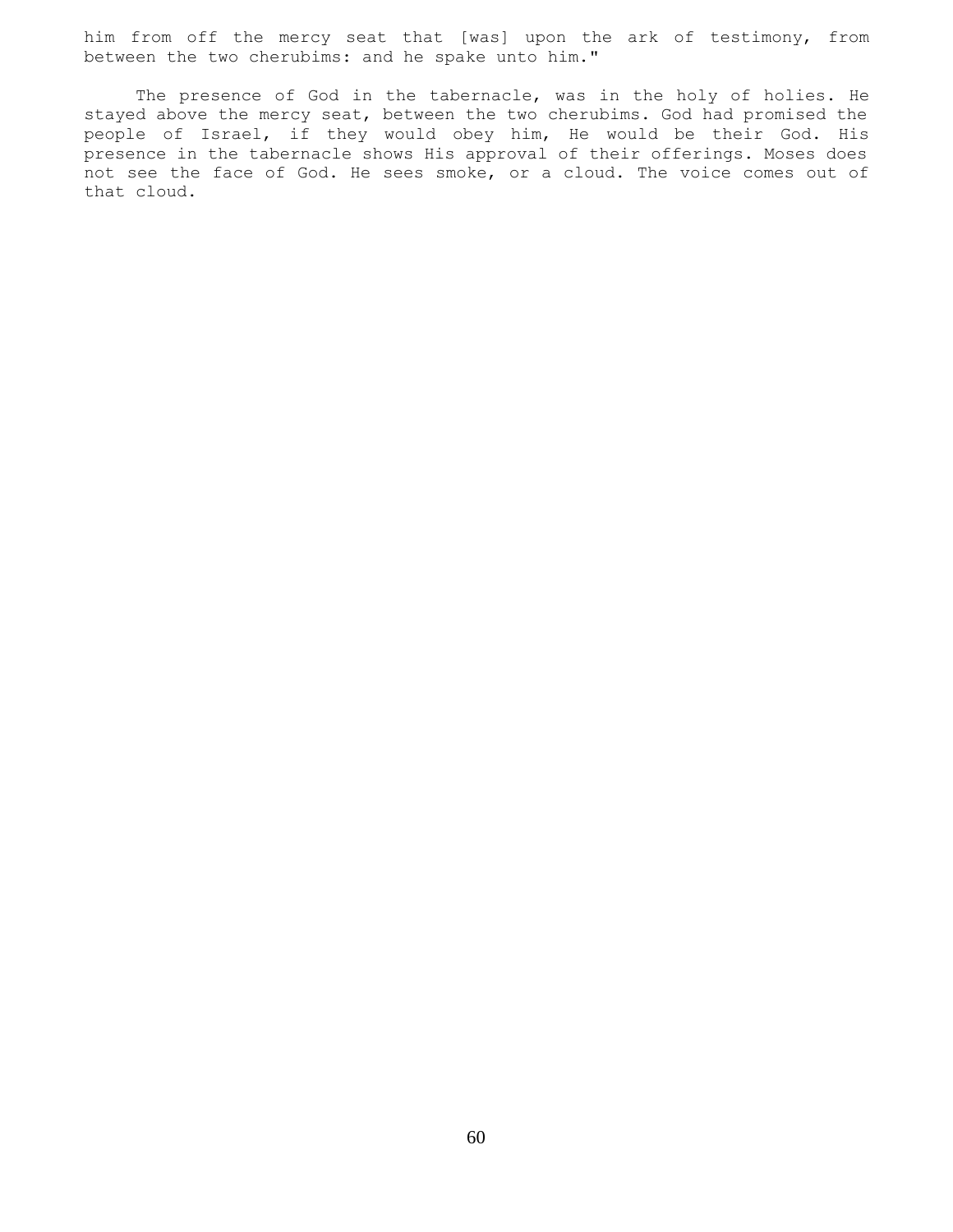him from off the mercy seat that [was] upon the ark of testimony, from between the two cherubims: and he spake unto him."

The presence of God in the tabernacle, was in the holy of holies. He stayed above the mercy seat, between the two cherubims. God had promised the people of Israel, if they would obey him, He would be their God. His presence in the tabernacle shows His approval of their offerings. Moses does not see the face of God. He sees smoke, or a cloud. The voice comes out of that cloud.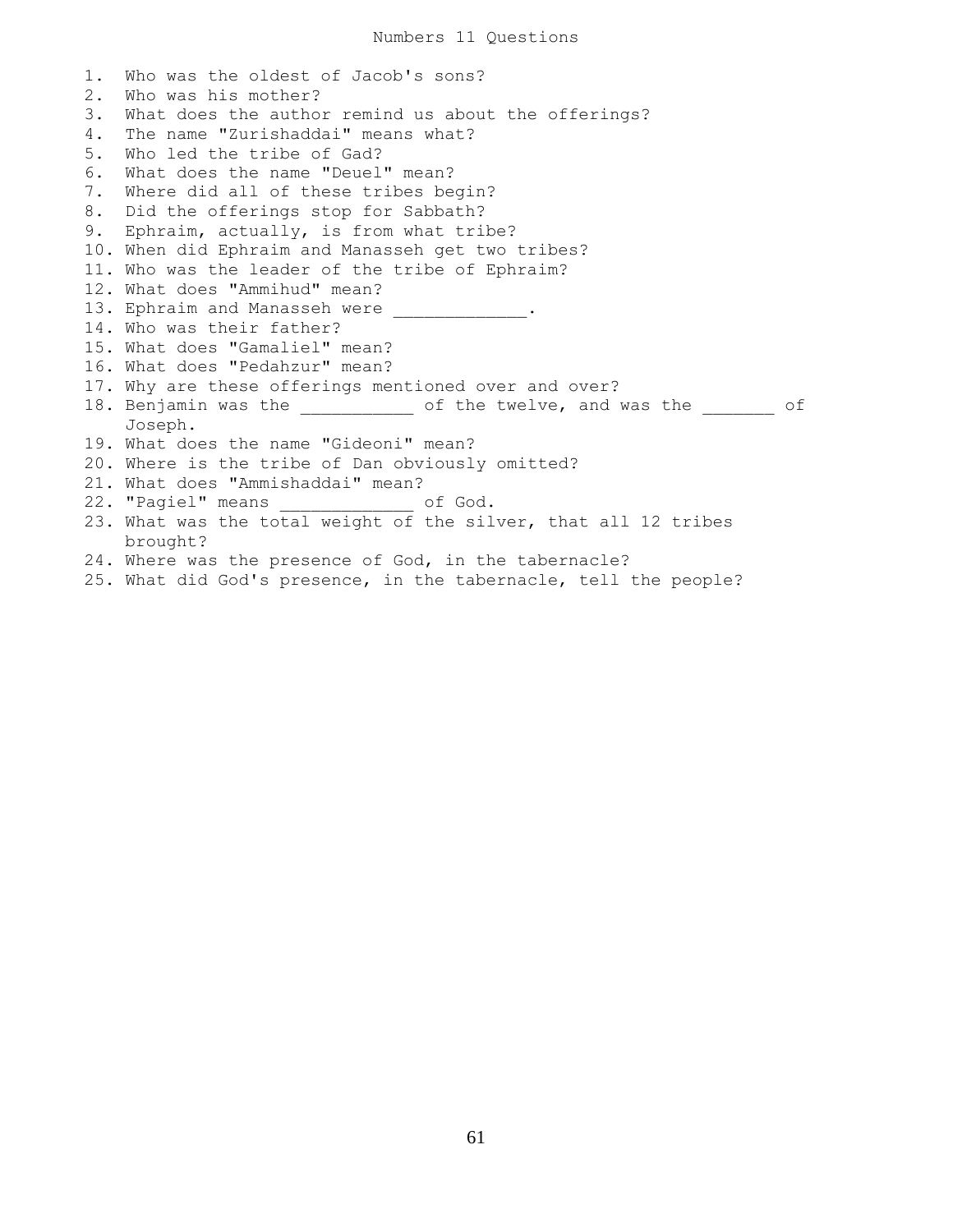# Numbers 11 Questions

1. Who was the oldest of Jacob's sons?
2. Who was his mother?
3. What does the author remind us about the offerings?
4. The name "Zurishaddai" means what?
5. Who led the tribe of Gad?
6. What does the name "Deuel" mean?
7. Where did all of these tribes begin?
8. Did the offerings stop for Sabbath?
9. Ephraim, actually, is from what tribe?
10. When did Ephraim and Manasseh get two tribes?
11. Who was the leader of the tribe of Ephraim?
12. What does "Ammihud" mean?
13. Ephraim and Manasseh were _____________.
14. Who was their father?
15. What does "Gamaliel" mean?
16. What does "Pedahzur" mean?
17. Why are these offerings mentioned over and over?
18. Benjamin was the ___________ of the twelve, and was the _______ of Joseph.
19. What does the name "Gideoni" mean?
20. Where is the tribe of Dan obviously omitted?
21. What does "Ammishaddai" mean?
22. "Pagiel" means _____________ of God.
23. What was the total weight of the silver, that all 12 tribes brought?
24. Where was the presence of God, in the tabernacle?
25. What did God's presence, in the tabernacle, tell the people?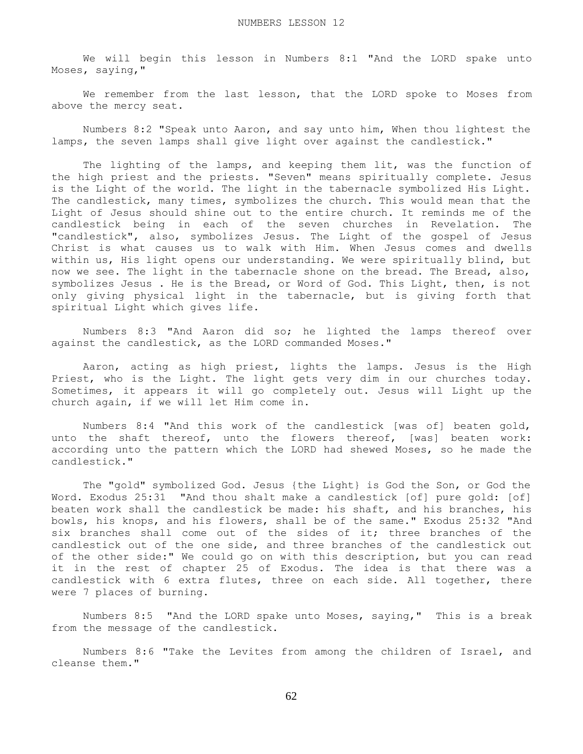We will begin this lesson in Numbers 8:1 "And the LORD spake unto Moses, saying,"

We remember from the last lesson, that the LORD spoke to Moses from above the mercy seat.

Numbers 8:2 "Speak unto Aaron, and say unto him, When thou lightest the lamps, the seven lamps shall give light over against the candlestick."

The lighting of the lamps, and keeping them lit, was the function of the high priest and the priests. "Seven" means spiritually complete. Jesus is the Light of the world. The light in the tabernacle symbolized His Light. The candlestick, many times, symbolizes the church. This would mean that the Light of Jesus should shine out to the entire church. It reminds me of the candlestick being in each of the seven churches in Revelation. The "candlestick", also, symbolizes Jesus. The Light of the gospel of Jesus Christ is what causes us to walk with Him. When Jesus comes and dwells within us, His light opens our understanding. We were spiritually blind, but now we see. The light in the tabernacle shone on the bread. The Bread, also, symbolizes Jesus . He is the Bread, or Word of God. This Light, then, is not only giving physical light in the tabernacle, but is giving forth that spiritual Light which gives life.

Numbers 8:3 "And Aaron did so; he lighted the lamps thereof over against the candlestick, as the LORD commanded Moses."

Aaron, acting as high priest, lights the lamps. Jesus is the High Priest, who is the Light. The light gets very dim in our churches today. Sometimes, it appears it will go completely out. Jesus will Light up the church again, if we will let Him come in.

Numbers 8:4 "And this work of the candlestick [was of] beaten gold, unto the shaft thereof, unto the flowers thereof, [was] beaten work: according unto the pattern which the LORD had shewed Moses, so he made the candlestick."

The "gold" symbolized God. Jesus {the Light} is God the Son, or God the Word. Exodus 25:31 "And thou shalt make a candlestick [of] pure gold: [of] beaten work shall the candlestick be made: his shaft, and his branches, his bowls, his knops, and his flowers, shall be of the same." Exodus 25:32 "And six branches shall come out of the sides of it; three branches of the candlestick out of the one side, and three branches of the candlestick out of the other side:" We could go on with this description, but you can read it in the rest of chapter 25 of Exodus. The idea is that there was a candlestick with 6 extra flutes, three on each side. All together, there were 7 places of burning.

Numbers 8:5 "And the LORD spake unto Moses, saying," This is a break from the message of the candlestick.

Numbers 8:6 "Take the Levites from among the children of Israel, and cleanse them."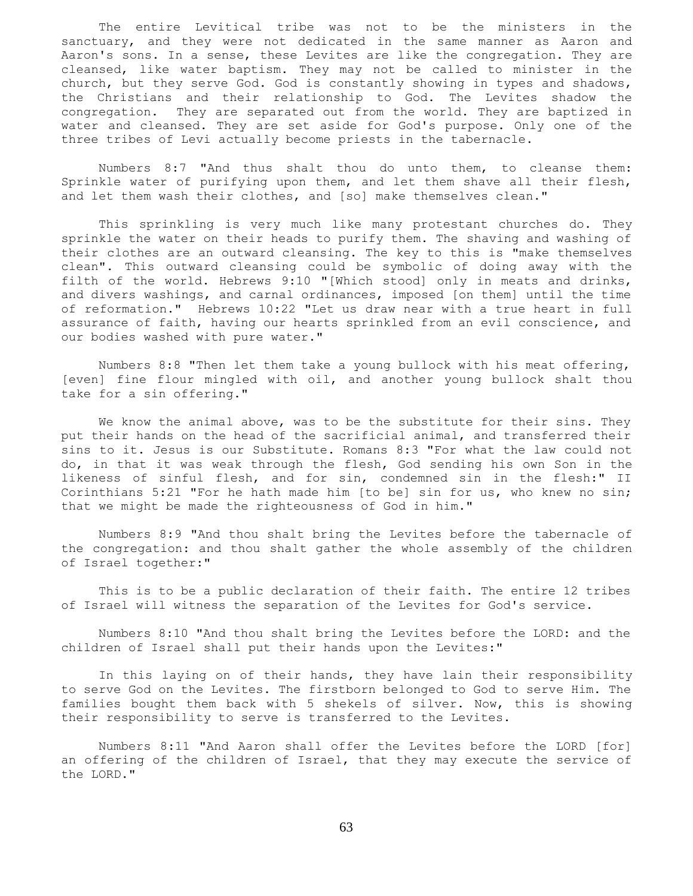The entire Levitical tribe was not to be the ministers in the sanctuary, and they were not dedicated in the same manner as Aaron and Aaron's sons. In a sense, these Levites are like the congregation. They are cleansed, like water baptism. They may not be called to minister in the church, but they serve God. God is constantly showing in types and shadows, the Christians and their relationship to God. The Levites shadow the congregation. They are separated out from the world. They are baptized in water and cleansed. They are set aside for God's purpose. Only one of the three tribes of Levi actually become priests in the tabernacle.

Numbers 8:7 "And thus shalt thou do unto them, to cleanse them: Sprinkle water of purifying upon them, and let them shave all their flesh, and let them wash their clothes, and [so] make themselves clean."

This sprinkling is very much like many protestant churches do. They sprinkle the water on their heads to purify them. The shaving and washing of their clothes are an outward cleansing. The key to this is "make themselves clean". This outward cleansing could be symbolic of doing away with the filth of the world. Hebrews 9:10 "[Which stood] only in meats and drinks, and divers washings, and carnal ordinances, imposed [on them] until the time of reformation." Hebrews 10:22 "Let us draw near with a true heart in full assurance of faith, having our hearts sprinkled from an evil conscience, and our bodies washed with pure water."

Numbers 8:8 "Then let them take a young bullock with his meat offering, [even] fine flour mingled with oil, and another young bullock shalt thou take for a sin offering."

We know the animal above, was to be the substitute for their sins. They put their hands on the head of the sacrificial animal, and transferred their sins to it. Jesus is our Substitute. Romans 8:3 "For what the law could not do, in that it was weak through the flesh, God sending his own Son in the likeness of sinful flesh, and for sin, condemned sin in the flesh:" II Corinthians 5:21 "For he hath made him [to be] sin for us, who knew no sin; that we might be made the righteousness of God in him."

Numbers 8:9 "And thou shalt bring the Levites before the tabernacle of the congregation: and thou shalt gather the whole assembly of the children of Israel together:"

This is to be a public declaration of their faith. The entire 12 tribes of Israel will witness the separation of the Levites for God's service.

Numbers 8:10 "And thou shalt bring the Levites before the LORD: and the children of Israel shall put their hands upon the Levites:"

In this laying on of their hands, they have lain their responsibility to serve God on the Levites. The firstborn belonged to God to serve Him. The families bought them back with 5 shekels of silver. Now, this is showing their responsibility to serve is transferred to the Levites.

Numbers 8:11 "And Aaron shall offer the Levites before the LORD [for] an offering of the children of Israel, that they may execute the service of the LORD."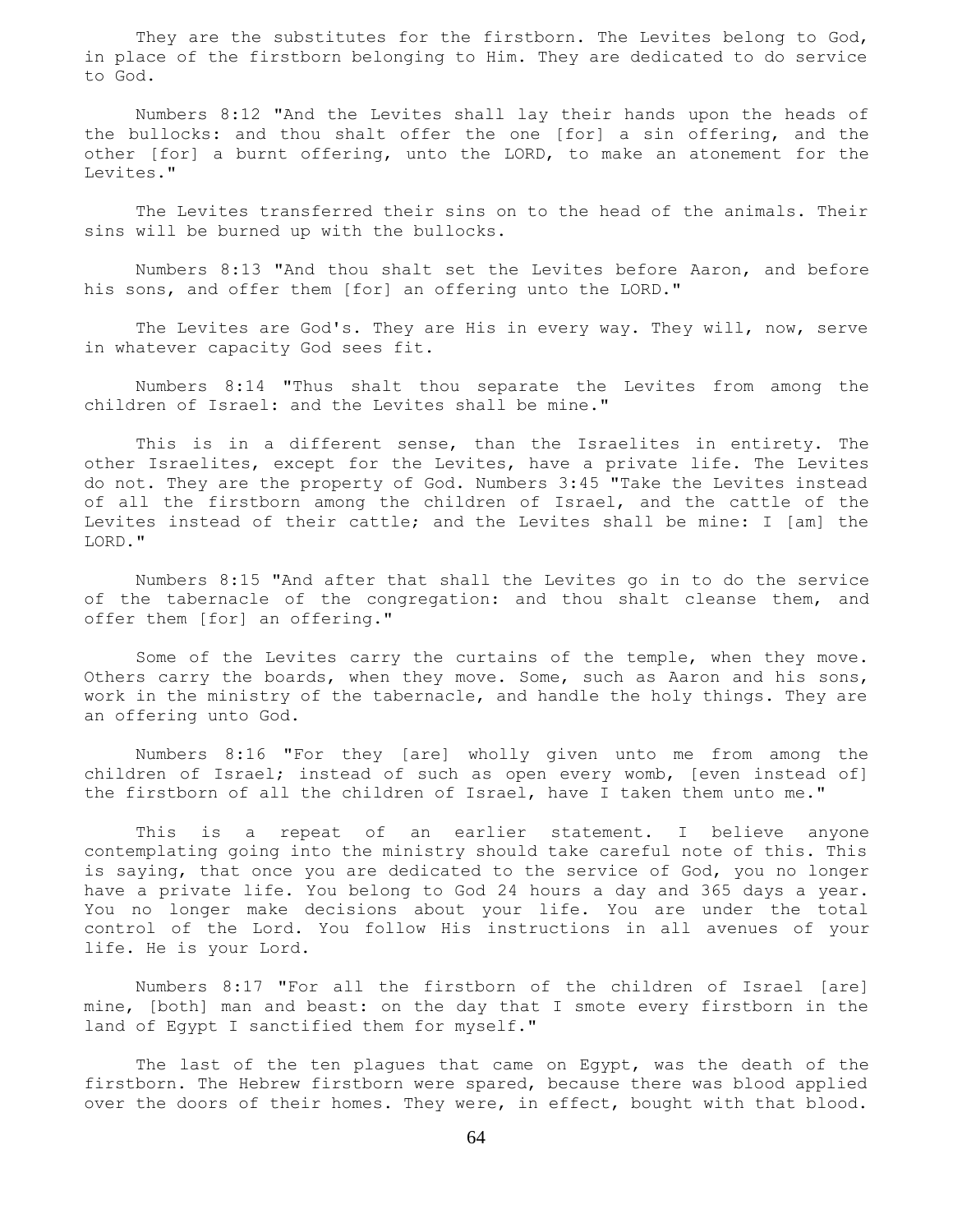They are the substitutes for the firstborn. The Levites belong to God, in place of the firstborn belonging to Him. They are dedicated to do service to God.

Numbers 8:12 "And the Levites shall lay their hands upon the heads of the bullocks: and thou shalt offer the one [for] a sin offering, and the other [for] a burnt offering, unto the LORD, to make an atonement for the Levites."

The Levites transferred their sins on to the head of the animals. Their sins will be burned up with the bullocks.

Numbers 8:13 "And thou shalt set the Levites before Aaron, and before his sons, and offer them [for] an offering unto the LORD."

The Levites are God's. They are His in every way. They will, now, serve in whatever capacity God sees fit.

Numbers 8:14 "Thus shalt thou separate the Levites from among the children of Israel: and the Levites shall be mine."

This is in a different sense, than the Israelites in entirety. The other Israelites, except for the Levites, have a private life. The Levites do not. They are the property of God. Numbers 3:45 "Take the Levites instead of all the firstborn among the children of Israel, and the cattle of the Levites instead of their cattle; and the Levites shall be mine: I [am] the LORD."

Numbers 8:15 "And after that shall the Levites go in to do the service of the tabernacle of the congregation: and thou shalt cleanse them, and offer them [for] an offering."

Some of the Levites carry the curtains of the temple, when they move. Others carry the boards, when they move. Some, such as Aaron and his sons, work in the ministry of the tabernacle, and handle the holy things. They are an offering unto God.

Numbers 8:16 "For they [are] wholly given unto me from among the children of Israel; instead of such as open every womb, [even instead of] the firstborn of all the children of Israel, have I taken them unto me."

This is a repeat of an earlier statement. I believe anyone contemplating going into the ministry should take careful note of this. This is saying, that once you are dedicated to the service of God, you no longer have a private life. You belong to God 24 hours a day and 365 days a year. You no longer make decisions about your life. You are under the total control of the Lord. You follow His instructions in all avenues of your life. He is your Lord.

Numbers 8:17 "For all the firstborn of the children of Israel [are] mine, [both] man and beast: on the day that I smote every firstborn in the land of Egypt I sanctified them for myself."

The last of the ten plagues that came on Egypt, was the death of the firstborn. The Hebrew firstborn were spared, because there was blood applied over the doors of their homes. They were, in effect, bought with that blood.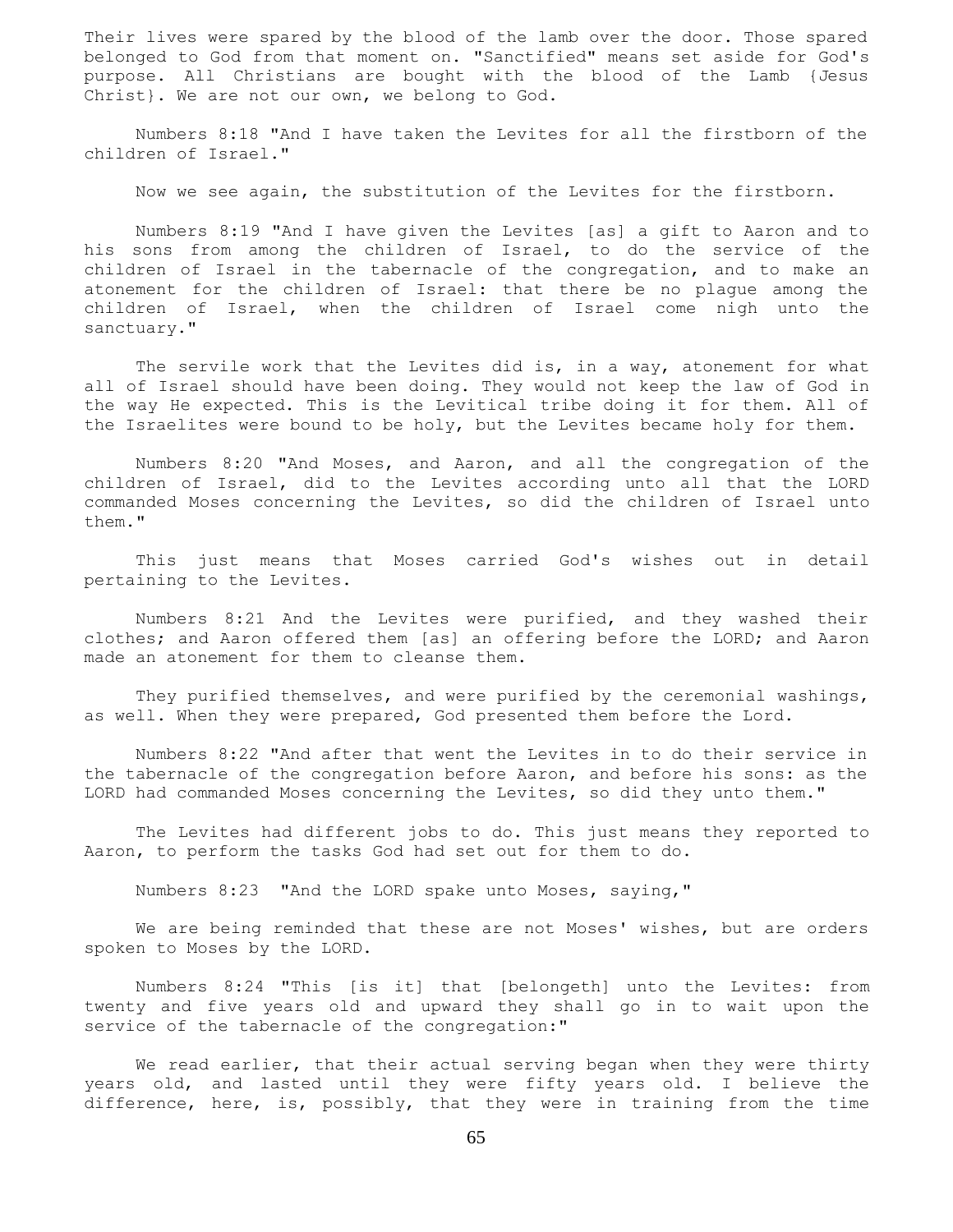Their lives were spared by the blood of the lamb over the door. Those spared belonged to God from that moment on. "Sanctified" means set aside for God's purpose. All Christians are bought with the blood of the Lamb {Jesus Christ}. We are not our own, we belong to God.

Numbers 8:18 "And I have taken the Levites for all the firstborn of the children of Israel."

Now we see again, the substitution of the Levites for the firstborn.

Numbers 8:19 "And I have given the Levites [as] a gift to Aaron and to his sons from among the children of Israel, to do the service of the children of Israel in the tabernacle of the congregation, and to make an atonement for the children of Israel: that there be no plague among the children of Israel, when the children of Israel come nigh unto the sanctuary."

The servile work that the Levites did is, in a way, atonement for what all of Israel should have been doing. They would not keep the law of God in the way He expected. This is the Levitical tribe doing it for them. All of the Israelites were bound to be holy, but the Levites became holy for them.

Numbers 8:20 "And Moses, and Aaron, and all the congregation of the children of Israel, did to the Levites according unto all that the LORD commanded Moses concerning the Levites, so did the children of Israel unto them."

This just means that Moses carried God's wishes out in detail pertaining to the Levites.

Numbers 8:21 And the Levites were purified, and they washed their clothes; and Aaron offered them [as] an offering before the LORD; and Aaron made an atonement for them to cleanse them.

They purified themselves, and were purified by the ceremonial washings, as well. When they were prepared, God presented them before the Lord.

Numbers 8:22 "And after that went the Levites in to do their service in the tabernacle of the congregation before Aaron, and before his sons: as the LORD had commanded Moses concerning the Levites, so did they unto them."

The Levites had different jobs to do. This just means they reported to Aaron, to perform the tasks God had set out for them to do.

Numbers 8:23 "And the LORD spake unto Moses, saying,"

We are being reminded that these are not Moses' wishes, but are orders spoken to Moses by the LORD.

Numbers 8:24 "This [is it] that [belongeth] unto the Levites: from twenty and five years old and upward they shall go in to wait upon the service of the tabernacle of the congregation:"

We read earlier, that their actual serving began when they were thirty years old, and lasted until they were fifty years old. I believe the difference, here, is, possibly, that they were in training from the time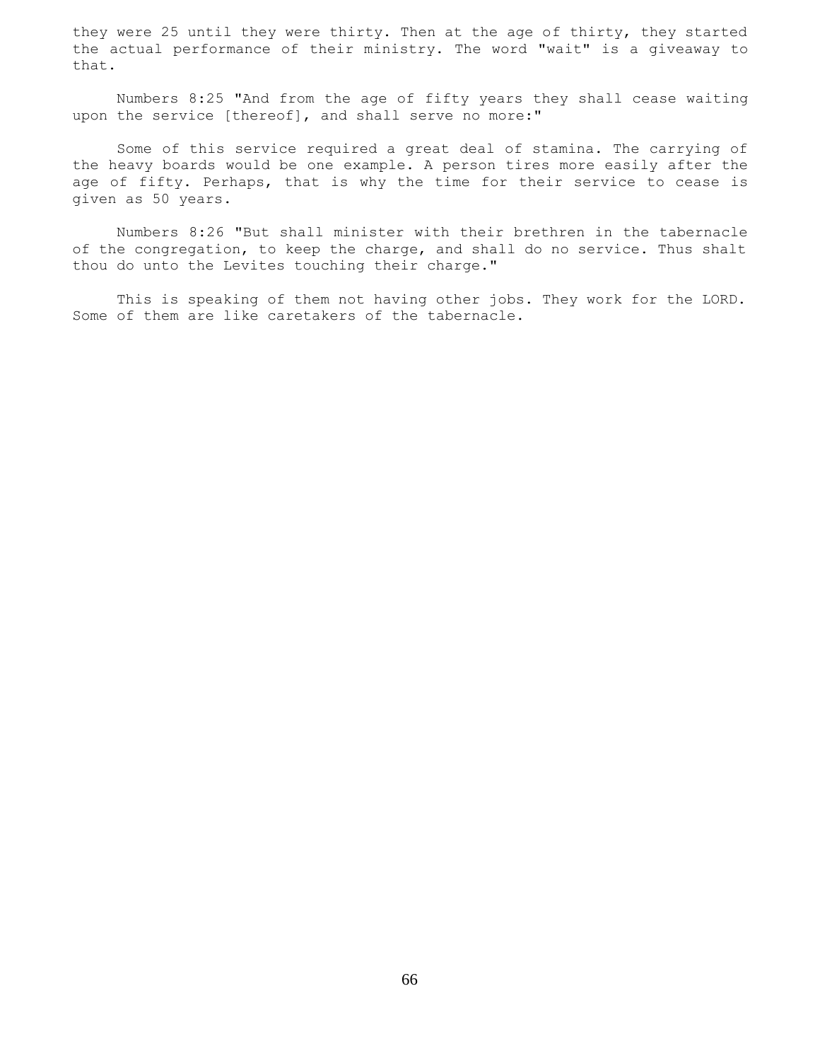they were 25 until they were thirty. Then at the age of thirty, they started the actual performance of their ministry. The word "wait" is a giveaway to that.

Numbers 8:25 "And from the age of fifty years they shall cease waiting upon the service [thereof], and shall serve no more:"

Some of this service required a great deal of stamina. The carrying of the heavy boards would be one example. A person tires more easily after the age of fifty. Perhaps, that is why the time for their service to cease is given as 50 years.

Numbers 8:26 "But shall minister with their brethren in the tabernacle of the congregation, to keep the charge, and shall do no service. Thus shalt thou do unto the Levites touching their charge."

This is speaking of them not having other jobs. They work for the LORD. Some of them are like caretakers of the tabernacle.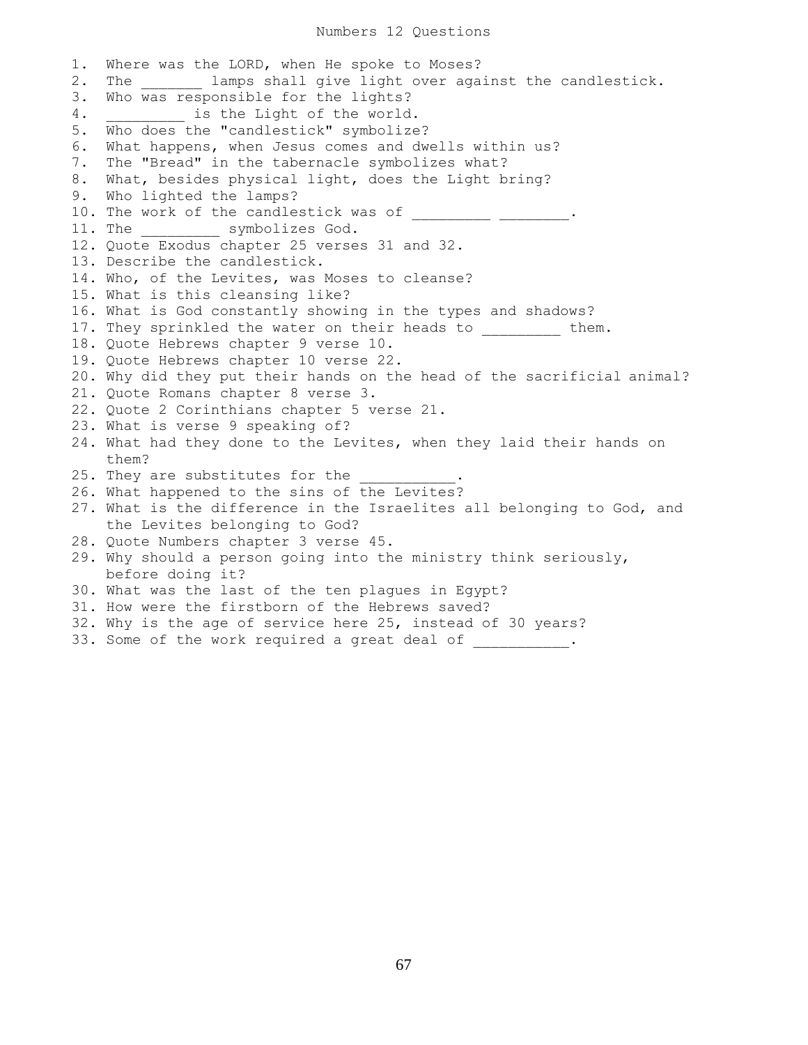# Numbers 12 Questions

1. Where was the LORD, when He spoke to Moses?
2. The _______ lamps shall give light over against the candlestick.
3. Who was responsible for the lights?
4. _________ is the Light of the world.
5. Who does the "candlestick" symbolize?
6. What happens, when Jesus comes and dwells within us?
7. The "Bread" in the tabernacle symbolizes what?
8. What, besides physical light, does the Light bring?
9. Who lighted the lamps?
10. The work of the candlestick was of _________ ________.
11. The _________ symbolizes God.
12. Quote Exodus chapter 25 verses 31 and 32.
13. Describe the candlestick.
14. Who, of the Levites, was Moses to cleanse?
15. What is this cleansing like?
16. What is God constantly showing in the types and shadows?
17. They sprinkled the water on their heads to _________ them.
18. Quote Hebrews chapter 9 verse 10.
19. Quote Hebrews chapter 10 verse 22.
20. Why did they put their hands on the head of the sacrificial animal?
21. Quote Romans chapter 8 verse 3.
22. Quote 2 Corinthians chapter 5 verse 21.
23. What is verse 9 speaking of?
24. What had they done to the Levites, when they laid their hands on them?
25. They are substitutes for the ___________.
26. What happened to the sins of the Levites?
27. What is the difference in the Israelites all belonging to God, and the Levites belonging to God?
28. Quote Numbers chapter 3 verse 45.
29. Why should a person going into the ministry think seriously, before doing it?
30. What was the last of the ten plagues in Egypt?
31. How were the firstborn of the Hebrews saved?
32. Why is the age of service here 25, instead of 30 years?
33. Some of the work required a great deal of ___________.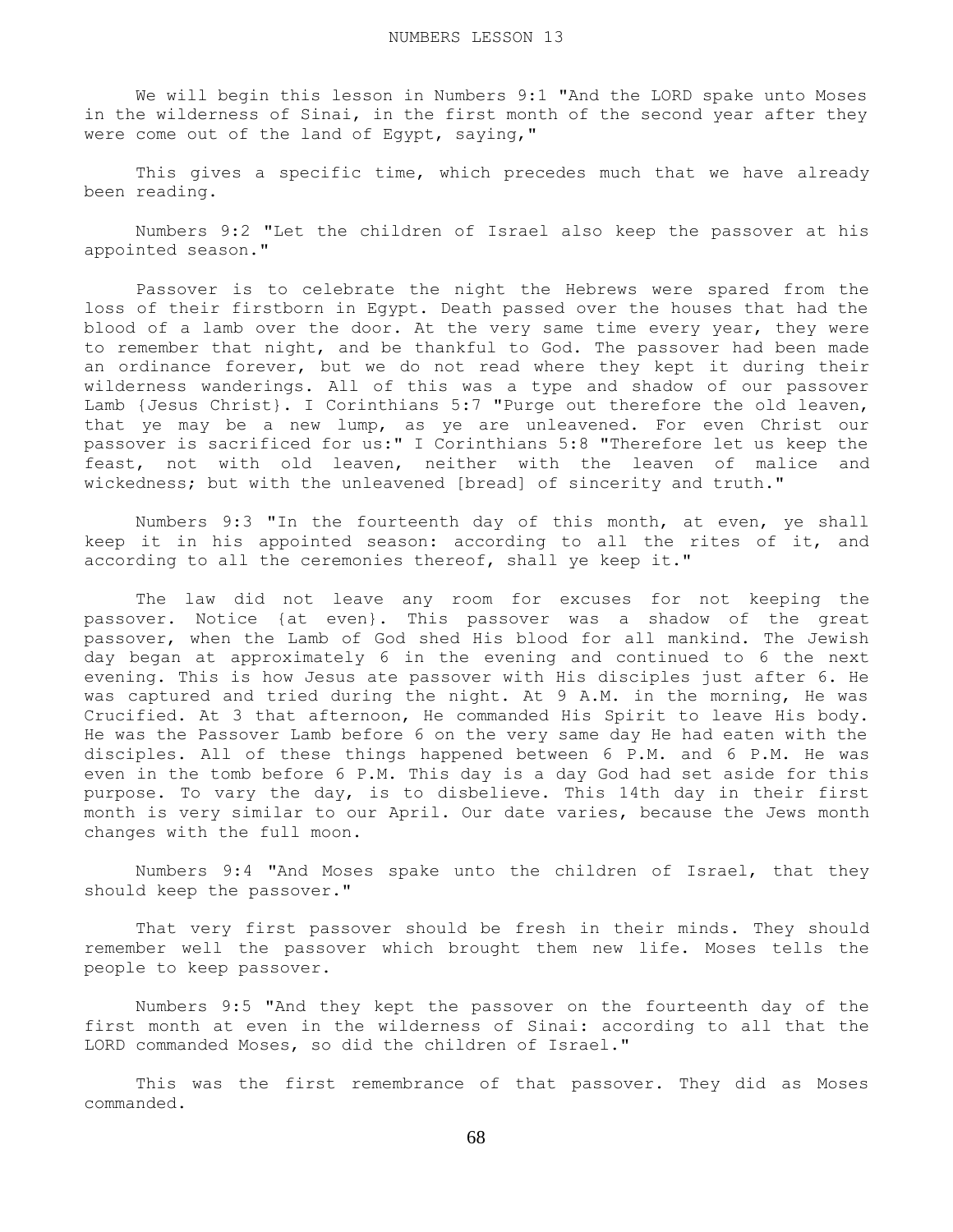# NUMBERS LESSON 13

We will begin this lesson in Numbers 9:1 "And the LORD spake unto Moses in the wilderness of Sinai, in the first month of the second year after they were come out of the land of Egypt, saying,"

This gives a specific time, which precedes much that we have already been reading.

Numbers 9:2 "Let the children of Israel also keep the passover at his appointed season."

Passover is to celebrate the night the Hebrews were spared from the loss of their firstborn in Egypt. Death passed over the houses that had the blood of a lamb over the door. At the very same time every year, they were to remember that night, and be thankful to God. The passover had been made an ordinance forever, but we do not read where they kept it during their wilderness wanderings. All of this was a type and shadow of our passover Lamb {Jesus Christ}. I Corinthians 5:7 "Purge out therefore the old leaven, that ye may be a new lump, as ye are unleavened. For even Christ our passover is sacrificed for us:" I Corinthians 5:8 "Therefore let us keep the feast, not with old leaven, neither with the leaven of malice and wickedness; but with the unleavened [bread] of sincerity and truth."

Numbers 9:3 "In the fourteenth day of this month, at even, ye shall keep it in his appointed season: according to all the rites of it, and according to all the ceremonies thereof, shall ye keep it."

The law did not leave any room for excuses for not keeping the passover. Notice {at even}. This passover was a shadow of the great passover, when the Lamb of God shed His blood for all mankind. The Jewish day began at approximately 6 in the evening and continued to 6 the next evening. This is how Jesus ate passover with His disciples just after 6. He was captured and tried during the night. At 9 A.M. in the morning, He was Crucified. At 3 that afternoon, He commanded His Spirit to leave His body. He was the Passover Lamb before 6 on the very same day He had eaten with the disciples. All of these things happened between 6 P.M. and 6 P.M. He was even in the tomb before 6 P.M. This day is a day God had set aside for this purpose. To vary the day, is to disbelieve. This 14th day in their first month is very similar to our April. Our date varies, because the Jews month changes with the full moon.

Numbers 9:4 "And Moses spake unto the children of Israel, that they should keep the passover."

That very first passover should be fresh in their minds. They should remember well the passover which brought them new life. Moses tells the people to keep passover.

Numbers 9:5 "And they kept the passover on the fourteenth day of the first month at even in the wilderness of Sinai: according to all that the LORD commanded Moses, so did the children of Israel."

This was the first remembrance of that passover. They did as Moses commanded.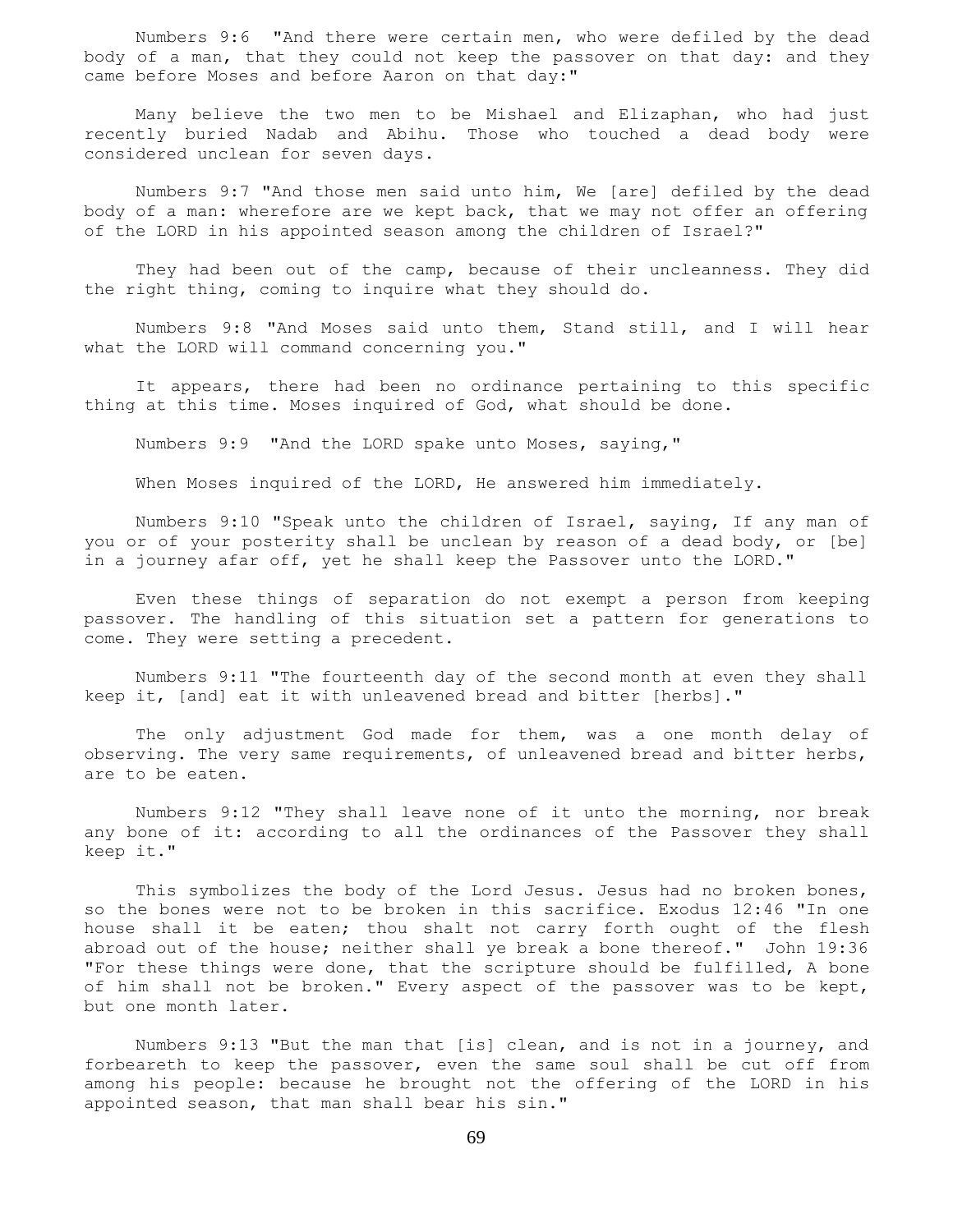Numbers 9:6 "And there were certain men, who were defiled by the dead body of a man, that they could not keep the passover on that day: and they came before Moses and before Aaron on that day:"

Many believe the two men to be Mishael and Elizaphan, who had just recently buried Nadab and Abihu. Those who touched a dead body were considered unclean for seven days.

Numbers 9:7 "And those men said unto him, We [are] defiled by the dead body of a man: wherefore are we kept back, that we may not offer an offering of the LORD in his appointed season among the children of Israel?"

They had been out of the camp, because of their uncleanness. They did the right thing, coming to inquire what they should do.

Numbers 9:8 "And Moses said unto them, Stand still, and I will hear what the LORD will command concerning you."

It appears, there had been no ordinance pertaining to this specific thing at this time. Moses inquired of God, what should be done.

Numbers 9:9 "And the LORD spake unto Moses, saying,"

When Moses inquired of the LORD, He answered him immediately.

Numbers 9:10 "Speak unto the children of Israel, saying, If any man of you or of your posterity shall be unclean by reason of a dead body, or [be] in a journey afar off, yet he shall keep the Passover unto the LORD."

Even these things of separation do not exempt a person from keeping passover. The handling of this situation set a pattern for generations to come. They were setting a precedent.

Numbers 9:11 "The fourteenth day of the second month at even they shall keep it, [and] eat it with unleavened bread and bitter [herbs]."

The only adjustment God made for them, was a one month delay of observing. The very same requirements, of unleavened bread and bitter herbs, are to be eaten.

Numbers 9:12 "They shall leave none of it unto the morning, nor break any bone of it: according to all the ordinances of the Passover they shall keep it."

This symbolizes the body of the Lord Jesus. Jesus had no broken bones, so the bones were not to be broken in this sacrifice. Exodus 12:46 "In one house shall it be eaten; thou shalt not carry forth ought of the flesh abroad out of the house; neither shall ye break a bone thereof." John 19:36 "For these things were done, that the scripture should be fulfilled, A bone of him shall not be broken." Every aspect of the passover was to be kept, but one month later.

Numbers 9:13 "But the man that [is] clean, and is not in a journey, and forbeareth to keep the passover, even the same soul shall be cut off from among his people: because he brought not the offering of the LORD in his appointed season, that man shall bear his sin."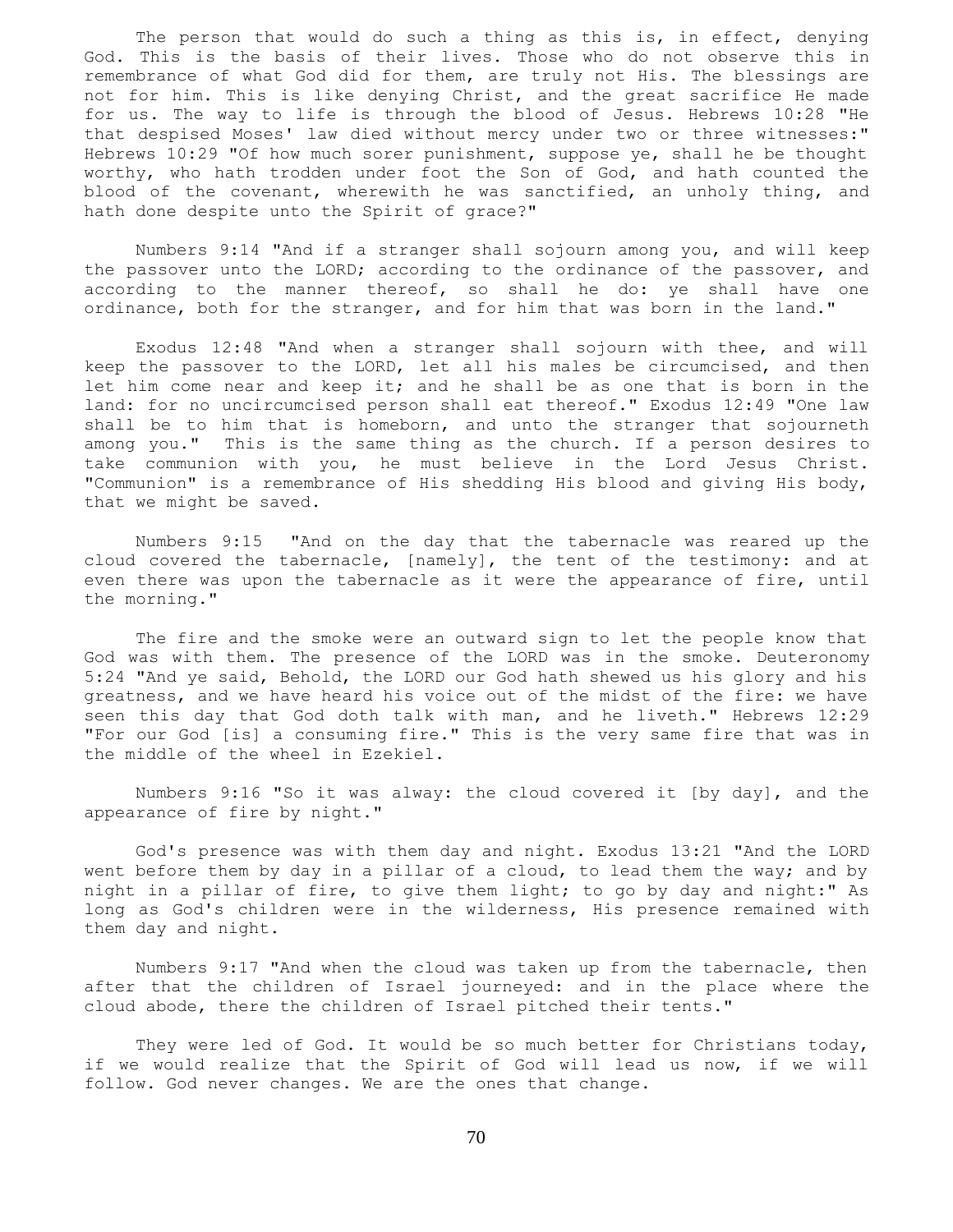The person that would do such a thing as this is, in effect, denying God. This is the basis of their lives. Those who do not observe this in remembrance of what God did for them, are truly not His. The blessings are not for him. This is like denying Christ, and the great sacrifice He made for us. The way to life is through the blood of Jesus. Hebrews 10:28 "He that despised Moses' law died without mercy under two or three witnesses:" Hebrews 10:29 "Of how much sorer punishment, suppose ye, shall he be thought worthy, who hath trodden under foot the Son of God, and hath counted the blood of the covenant, wherewith he was sanctified, an unholy thing, and hath done despite unto the Spirit of grace?"

Numbers 9:14 "And if a stranger shall sojourn among you, and will keep the passover unto the LORD; according to the ordinance of the passover, and according to the manner thereof, so shall he do: ye shall have one ordinance, both for the stranger, and for him that was born in the land."

Exodus 12:48 "And when a stranger shall sojourn with thee, and will keep the passover to the LORD, let all his males be circumcised, and then let him come near and keep it; and he shall be as one that is born in the land: for no uncircumcised person shall eat thereof." Exodus 12:49 "One law shall be to him that is homeborn, and unto the stranger that sojourneth among you." This is the same thing as the church. If a person desires to take communion with you, he must believe in the Lord Jesus Christ. "Communion" is a remembrance of His shedding His blood and giving His body, that we might be saved.

Numbers 9:15 "And on the day that the tabernacle was reared up the cloud covered the tabernacle, [namely], the tent of the testimony: and at even there was upon the tabernacle as it were the appearance of fire, until the morning."

The fire and the smoke were an outward sign to let the people know that God was with them. The presence of the LORD was in the smoke. Deuteronomy 5:24 "And ye said, Behold, the LORD our God hath shewed us his glory and his greatness, and we have heard his voice out of the midst of the fire: we have seen this day that God doth talk with man, and he liveth." Hebrews 12:29 "For our God [is] a consuming fire." This is the very same fire that was in the middle of the wheel in Ezekiel.

Numbers 9:16 "So it was alway: the cloud covered it [by day], and the appearance of fire by night."

God's presence was with them day and night. Exodus 13:21 "And the LORD went before them by day in a pillar of a cloud, to lead them the way; and by night in a pillar of fire, to give them light; to go by day and night:" As long as God's children were in the wilderness, His presence remained with them day and night.

Numbers 9:17 "And when the cloud was taken up from the tabernacle, then after that the children of Israel journeyed: and in the place where the cloud abode, there the children of Israel pitched their tents."

They were led of God. It would be so much better for Christians today, if we would realize that the Spirit of God will lead us now, if we will follow. God never changes. We are the ones that change.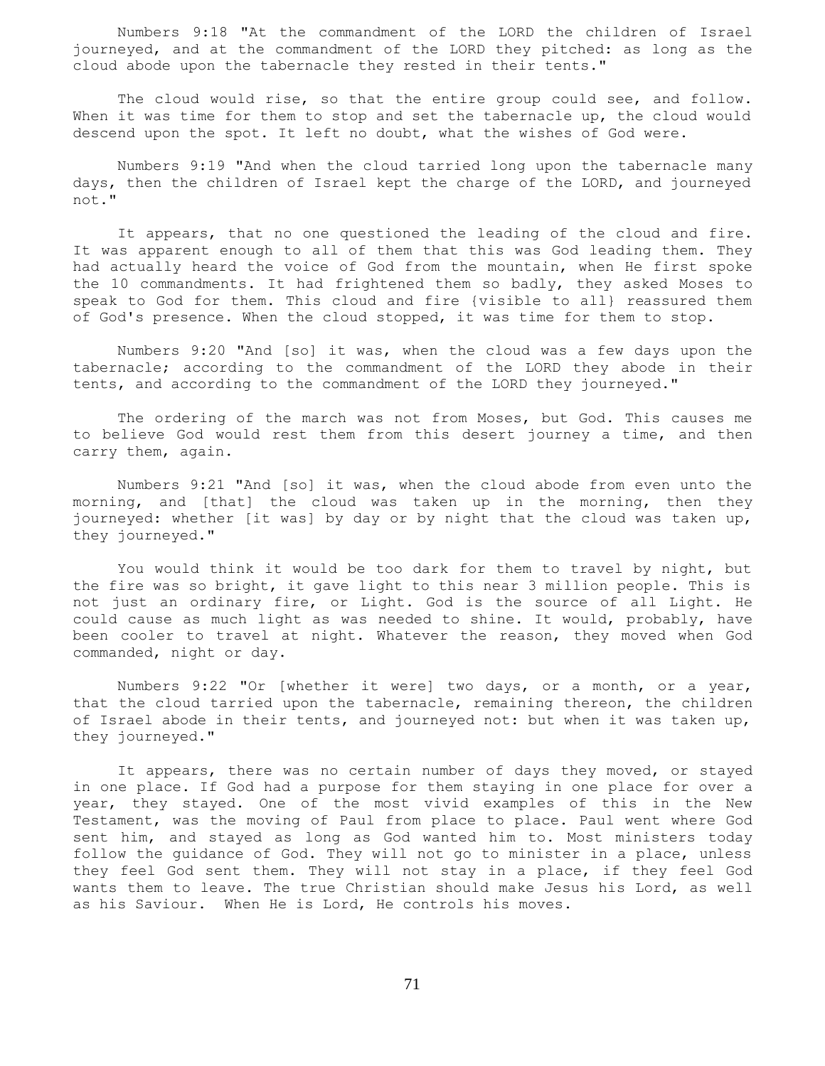Numbers 9:18 "At the commandment of the LORD the children of Israel journeyed, and at the commandment of the LORD they pitched: as long as the cloud abode upon the tabernacle they rested in their tents."

The cloud would rise, so that the entire group could see, and follow. When it was time for them to stop and set the tabernacle up, the cloud would descend upon the spot. It left no doubt, what the wishes of God were.

Numbers 9:19 "And when the cloud tarried long upon the tabernacle many days, then the children of Israel kept the charge of the LORD, and journeyed not."

It appears, that no one questioned the leading of the cloud and fire. It was apparent enough to all of them that this was God leading them. They had actually heard the voice of God from the mountain, when He first spoke the 10 commandments. It had frightened them so badly, they asked Moses to speak to God for them. This cloud and fire {visible to all} reassured them of God's presence. When the cloud stopped, it was time for them to stop.

Numbers 9:20 "And [so] it was, when the cloud was a few days upon the tabernacle; according to the commandment of the LORD they abode in their tents, and according to the commandment of the LORD they journeyed."

The ordering of the march was not from Moses, but God. This causes me to believe God would rest them from this desert journey a time, and then carry them, again.

Numbers 9:21 "And [so] it was, when the cloud abode from even unto the morning, and [that] the cloud was taken up in the morning, then they journeyed: whether [it was] by day or by night that the cloud was taken up, they journeyed."

You would think it would be too dark for them to travel by night, but the fire was so bright, it gave light to this near 3 million people. This is not just an ordinary fire, or Light. God is the source of all Light. He could cause as much light as was needed to shine. It would, probably, have been cooler to travel at night. Whatever the reason, they moved when God commanded, night or day.

Numbers 9:22 "Or [whether it were] two days, or a month, or a year, that the cloud tarried upon the tabernacle, remaining thereon, the children of Israel abode in their tents, and journeyed not: but when it was taken up, they journeyed."

It appears, there was no certain number of days they moved, or stayed in one place. If God had a purpose for them staying in one place for over a year, they stayed. One of the most vivid examples of this in the New Testament, was the moving of Paul from place to place. Paul went where God sent him, and stayed as long as God wanted him to. Most ministers today follow the guidance of God. They will not go to minister in a place, unless they feel God sent them. They will not stay in a place, if they feel God wants them to leave. The true Christian should make Jesus his Lord, as well as his Saviour. When He is Lord, He controls his moves.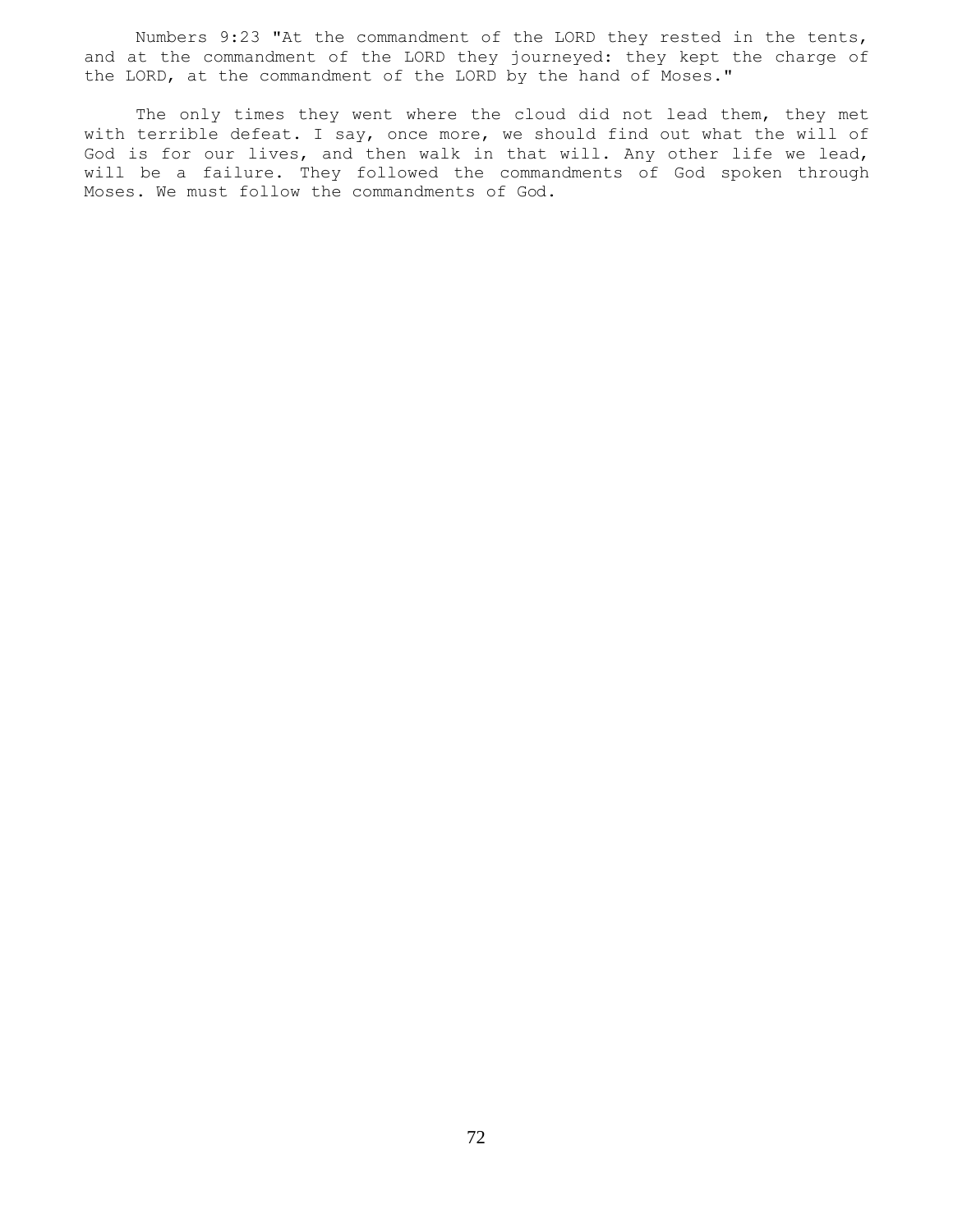Numbers 9:23 "At the commandment of the LORD they rested in the tents, and at the commandment of the LORD they journeyed: they kept the charge of the LORD, at the commandment of the LORD by the hand of Moses."

The only times they went where the cloud did not lead them, they met with terrible defeat. I say, once more, we should find out what the will of God is for our lives, and then walk in that will. Any other life we lead, will be a failure. They followed the commandments of God spoken through Moses. We must follow the commandments of God.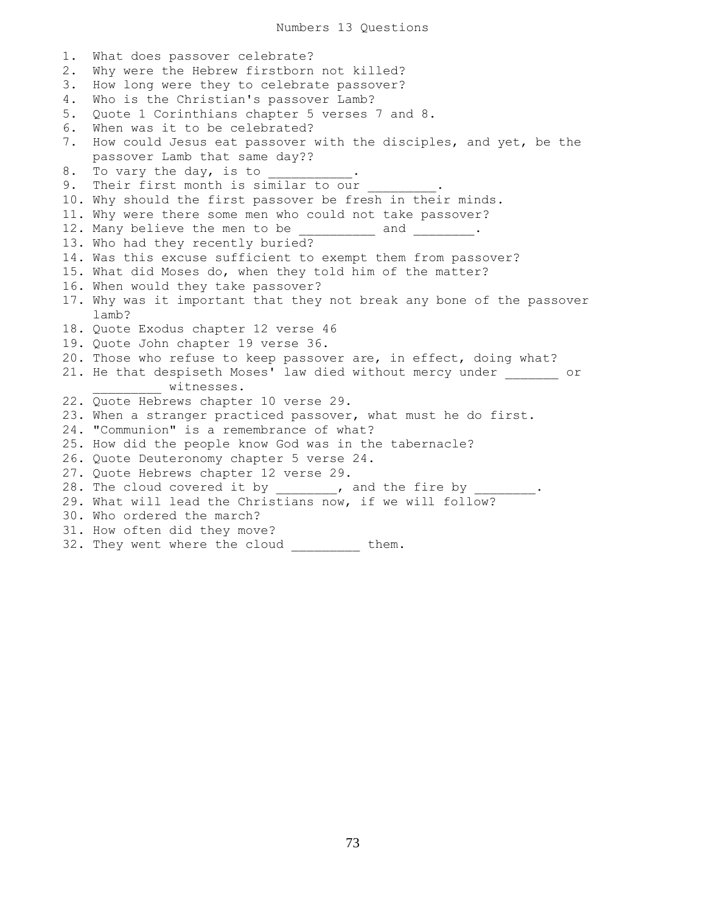# Numbers 13 Questions

1. What does passover celebrate?
2. Why were the Hebrew firstborn not killed?
3. How long were they to celebrate passover?
4. Who is the Christian's passover Lamb?
5. Quote 1 Corinthians chapter 5 verses 7 and 8.
6. When was it to be celebrated?
7. How could Jesus eat passover with the disciples, and yet, be the passover Lamb that same day??
8. To vary the day, is to __________.
9. Their first month is similar to our _________.
10. Why should the first passover be fresh in their minds.
11. Why were there some men who could not take passover?
12. Many believe the men to be __________ and ________.
13. Who had they recently buried?
14. Was this excuse sufficient to exempt them from passover?
15. What did Moses do, when they told him of the matter?
16. When would they take passover?
17. Why was it important that they not break any bone of the passover lamb?
18. Quote Exodus chapter 12 verse 46
19. Quote John chapter 19 verse 36.
20. Those who refuse to keep passover are, in effect, doing what?
21. He that despiseth Moses' law died without mercy under _______ or _________ witnesses.
22. Quote Hebrews chapter 10 verse 29.
23. When a stranger practiced passover, what must he do first.
24. "Communion" is a remembrance of what?
25. How did the people know God was in the tabernacle?
26. Quote Deuteronomy chapter 5 verse 24.
27. Quote Hebrews chapter 12 verse 29.
28. The cloud covered it by ________, and the fire by ________.
29. What will lead the Christians now, if we will follow?
30. Who ordered the march?
31. How often did they move?
32. They went where the cloud _________ them.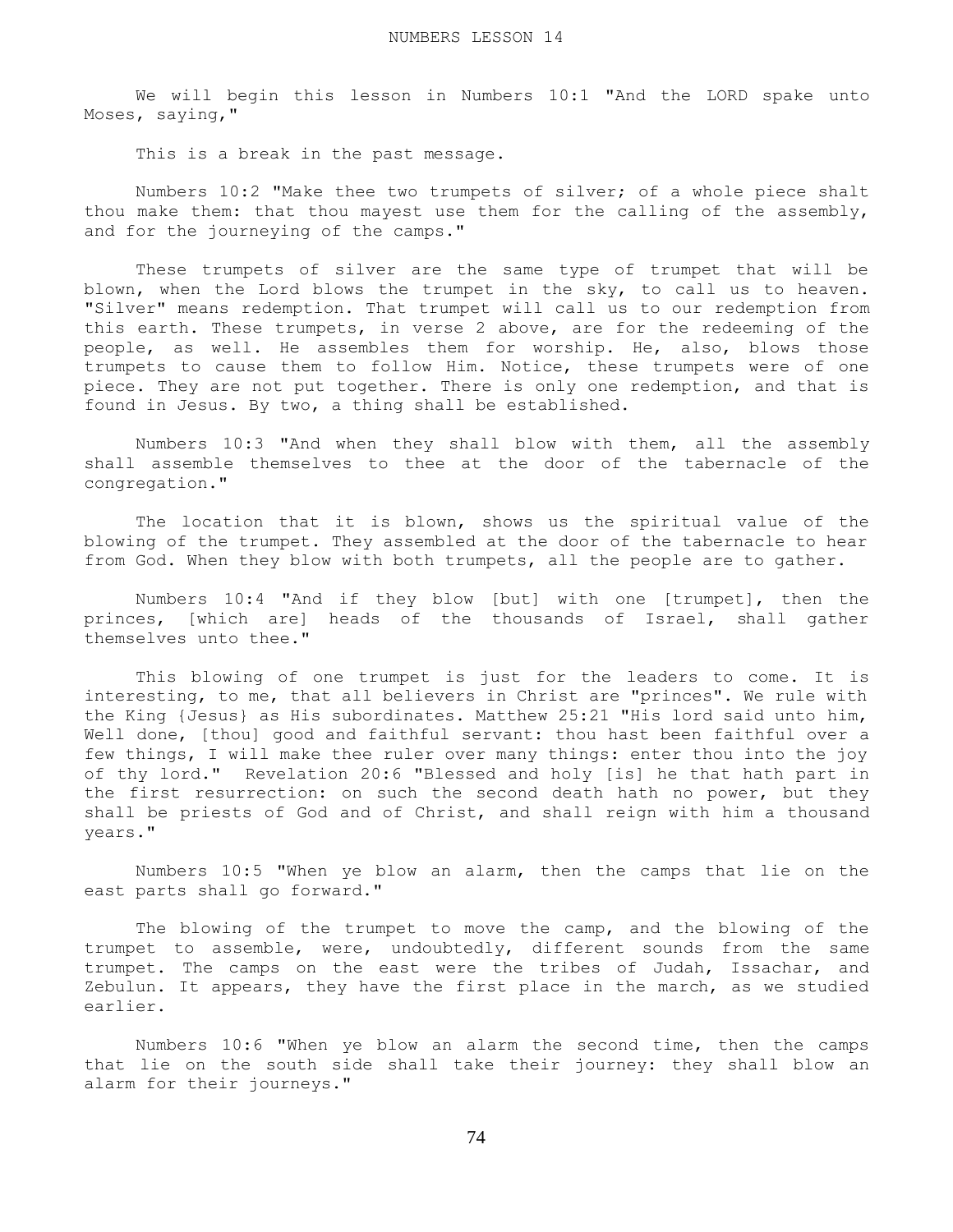# NUMBERS LESSON 14

We will begin this lesson in Numbers 10:1 "And the LORD spake unto Moses, saying,"

This is a break in the past message.

Numbers 10:2 "Make thee two trumpets of silver; of a whole piece shalt thou make them: that thou mayest use them for the calling of the assembly, and for the journeying of the camps."

These trumpets of silver are the same type of trumpet that will be blown, when the Lord blows the trumpet in the sky, to call us to heaven. "Silver" means redemption. That trumpet will call us to our redemption from this earth. These trumpets, in verse 2 above, are for the redeeming of the people, as well. He assembles them for worship. He, also, blows those trumpets to cause them to follow Him. Notice, these trumpets were of one piece. They are not put together. There is only one redemption, and that is found in Jesus. By two, a thing shall be established.

Numbers 10:3 "And when they shall blow with them, all the assembly shall assemble themselves to thee at the door of the tabernacle of the congregation."

The location that it is blown, shows us the spiritual value of the blowing of the trumpet. They assembled at the door of the tabernacle to hear from God. When they blow with both trumpets, all the people are to gather.

Numbers 10:4 "And if they blow [but] with one [trumpet], then the princes, [which are] heads of the thousands of Israel, shall gather themselves unto thee."

This blowing of one trumpet is just for the leaders to come. It is interesting, to me, that all believers in Christ are "princes". We rule with the King {Jesus} as His subordinates. Matthew 25:21 "His lord said unto him, Well done, [thou] good and faithful servant: thou hast been faithful over a few things, I will make thee ruler over many things: enter thou into the joy of thy lord." Revelation 20:6 "Blessed and holy [is] he that hath part in the first resurrection: on such the second death hath no power, but they shall be priests of God and of Christ, and shall reign with him a thousand years."

Numbers 10:5 "When ye blow an alarm, then the camps that lie on the east parts shall go forward."

The blowing of the trumpet to move the camp, and the blowing of the trumpet to assemble, were, undoubtedly, different sounds from the same trumpet. The camps on the east were the tribes of Judah, Issachar, and Zebulun. It appears, they have the first place in the march, as we studied earlier.

Numbers 10:6 "When ye blow an alarm the second time, then the camps that lie on the south side shall take their journey: they shall blow an alarm for their journeys."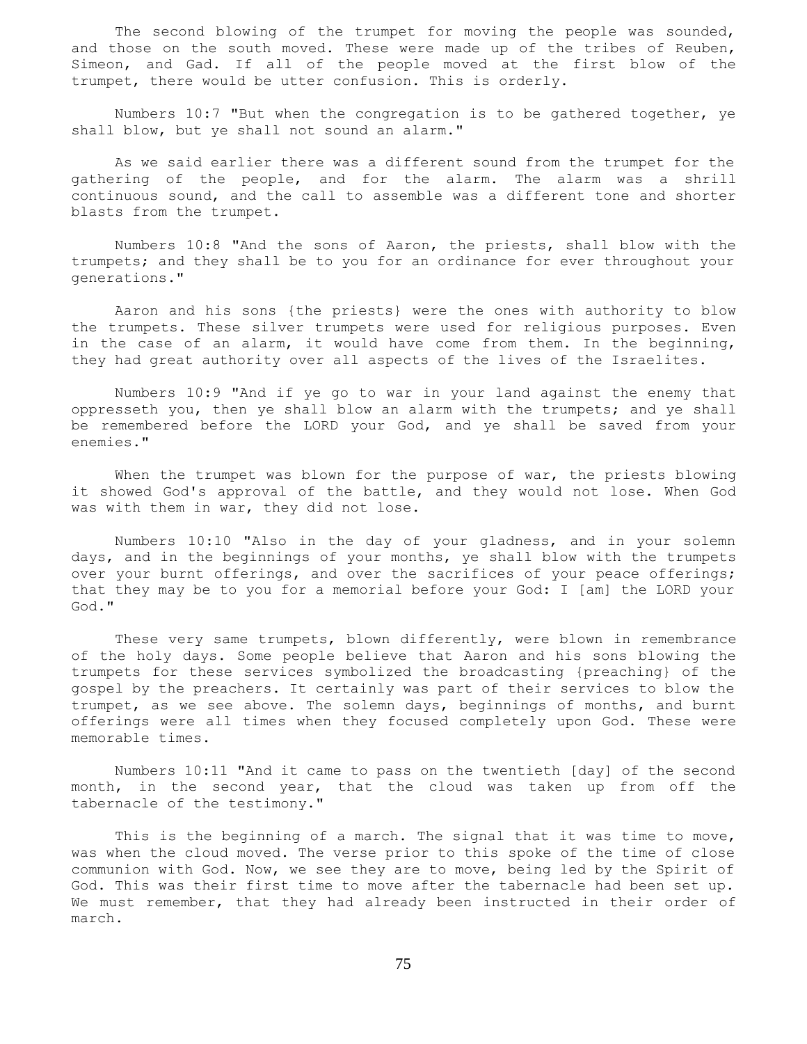The second blowing of the trumpet for moving the people was sounded, and those on the south moved. These were made up of the tribes of Reuben, Simeon, and Gad. If all of the people moved at the first blow of the trumpet, there would be utter confusion. This is orderly.

Numbers 10:7 "But when the congregation is to be gathered together, ye shall blow, but ye shall not sound an alarm."

As we said earlier there was a different sound from the trumpet for the gathering of the people, and for the alarm. The alarm was a shrill continuous sound, and the call to assemble was a different tone and shorter blasts from the trumpet.

Numbers 10:8 "And the sons of Aaron, the priests, shall blow with the trumpets; and they shall be to you for an ordinance for ever throughout your generations."

Aaron and his sons {the priests} were the ones with authority to blow the trumpets. These silver trumpets were used for religious purposes. Even in the case of an alarm, it would have come from them. In the beginning, they had great authority over all aspects of the lives of the Israelites.

Numbers 10:9 "And if ye go to war in your land against the enemy that oppresseth you, then ye shall blow an alarm with the trumpets; and ye shall be remembered before the LORD your God, and ye shall be saved from your enemies."

When the trumpet was blown for the purpose of war, the priests blowing it showed God's approval of the battle, and they would not lose. When God was with them in war, they did not lose.

Numbers 10:10 "Also in the day of your gladness, and in your solemn days, and in the beginnings of your months, ye shall blow with the trumpets over your burnt offerings, and over the sacrifices of your peace offerings; that they may be to you for a memorial before your God: I [am] the LORD your God."

These very same trumpets, blown differently, were blown in remembrance of the holy days. Some people believe that Aaron and his sons blowing the trumpets for these services symbolized the broadcasting {preaching} of the gospel by the preachers. It certainly was part of their services to blow the trumpet, as we see above. The solemn days, beginnings of months, and burnt offerings were all times when they focused completely upon God. These were memorable times.

Numbers 10:11 "And it came to pass on the twentieth [day] of the second month, in the second year, that the cloud was taken up from off the tabernacle of the testimony."

This is the beginning of a march. The signal that it was time to move, was when the cloud moved. The verse prior to this spoke of the time of close communion with God. Now, we see they are to move, being led by the Spirit of God. This was their first time to move after the tabernacle had been set up. We must remember, that they had already been instructed in their order of march.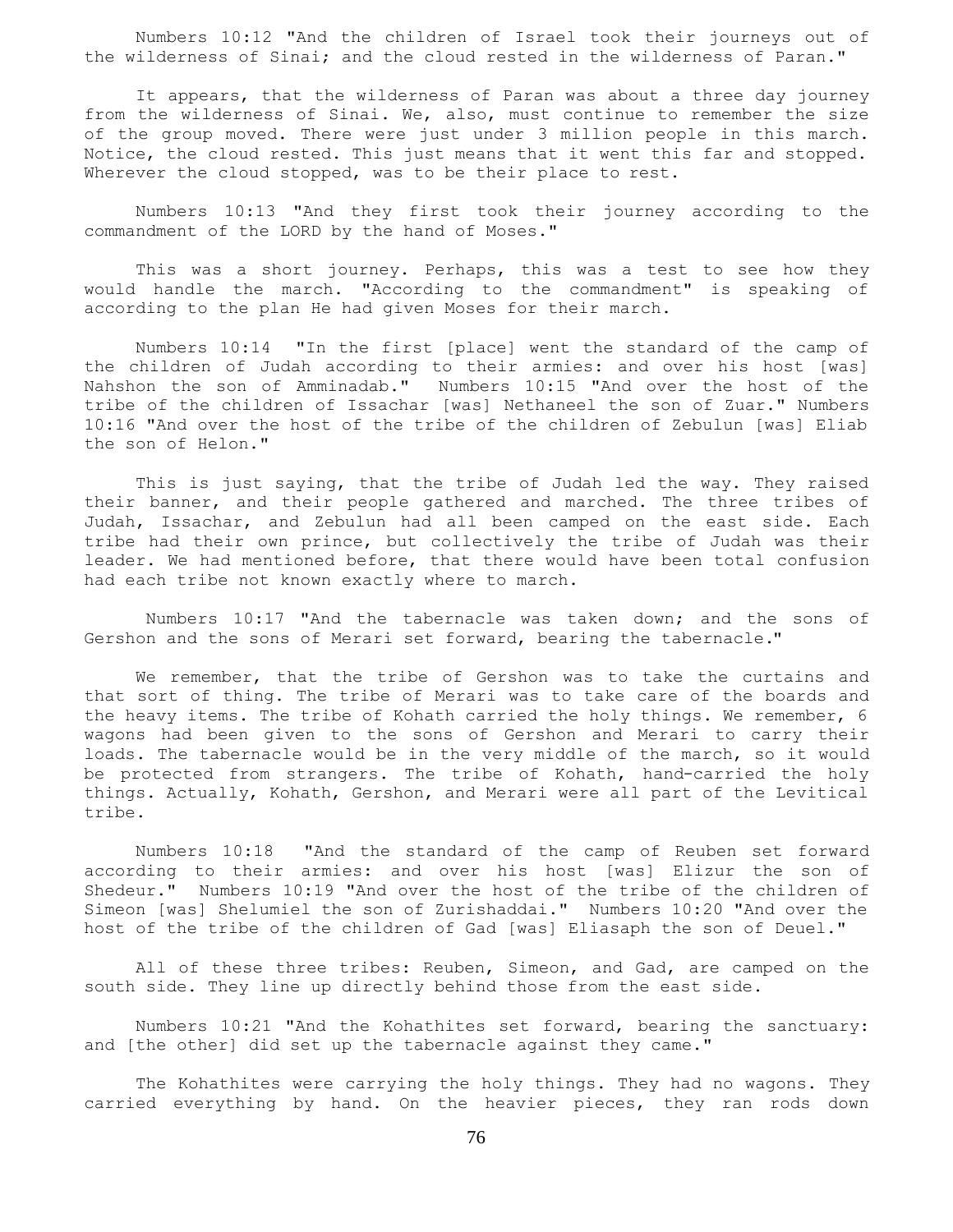Numbers 10:12 "And the children of Israel took their journeys out of the wilderness of Sinai; and the cloud rested in the wilderness of Paran."

It appears, that the wilderness of Paran was about a three day journey from the wilderness of Sinai. We, also, must continue to remember the size of the group moved. There were just under 3 million people in this march. Notice, the cloud rested. This just means that it went this far and stopped. Wherever the cloud stopped, was to be their place to rest.

Numbers 10:13 "And they first took their journey according to the commandment of the LORD by the hand of Moses."

This was a short journey. Perhaps, this was a test to see how they would handle the march. "According to the commandment" is speaking of according to the plan He had given Moses for their march.

Numbers 10:14 "In the first [place] went the standard of the camp of the children of Judah according to their armies: and over his host [was] Nahshon the son of Amminadab." Numbers 10:15 "And over the host of the tribe of the children of Issachar [was] Nethaneel the son of Zuar." Numbers 10:16 "And over the host of the tribe of the children of Zebulun [was] Eliab the son of Helon."

This is just saying, that the tribe of Judah led the way. They raised their banner, and their people gathered and marched. The three tribes of Judah, Issachar, and Zebulun had all been camped on the east side. Each tribe had their own prince, but collectively the tribe of Judah was their leader. We had mentioned before, that there would have been total confusion had each tribe not known exactly where to march.

Numbers 10:17 "And the tabernacle was taken down; and the sons of Gershon and the sons of Merari set forward, bearing the tabernacle."

We remember, that the tribe of Gershon was to take the curtains and that sort of thing. The tribe of Merari was to take care of the boards and the heavy items. The tribe of Kohath carried the holy things. We remember, 6 wagons had been given to the sons of Gershon and Merari to carry their loads. The tabernacle would be in the very middle of the march, so it would be protected from strangers. The tribe of Kohath, hand-carried the holy things. Actually, Kohath, Gershon, and Merari were all part of the Levitical tribe.

Numbers 10:18 "And the standard of the camp of Reuben set forward according to their armies: and over his host [was] Elizur the son of Shedeur." Numbers 10:19 "And over the host of the tribe of the children of Simeon [was] Shelumiel the son of Zurishaddai." Numbers 10:20 "And over the host of the tribe of the children of Gad [was] Eliasaph the son of Deuel."

All of these three tribes: Reuben, Simeon, and Gad, are camped on the south side. They line up directly behind those from the east side.

Numbers 10:21 "And the Kohathites set forward, bearing the sanctuary: and [the other] did set up the tabernacle against they came."

The Kohathites were carrying the holy things. They had no wagons. They carried everything by hand. On the heavier pieces, they ran rods down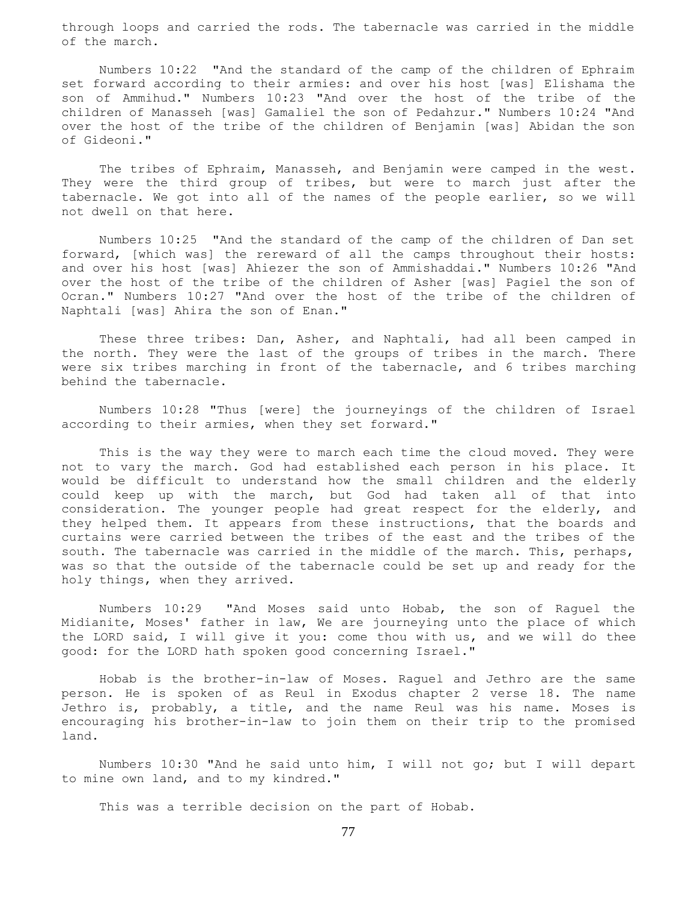through loops and carried the rods. The tabernacle was carried in the middle of the march.

Numbers 10:22 "And the standard of the camp of the children of Ephraim set forward according to their armies: and over his host [was] Elishama the son of Ammihud." Numbers 10:23 "And over the host of the tribe of the children of Manasseh [was] Gamaliel the son of Pedahzur." Numbers 10:24 "And over the host of the tribe of the children of Benjamin [was] Abidan the son of Gideoni."

The tribes of Ephraim, Manasseh, and Benjamin were camped in the west. They were the third group of tribes, but were to march just after the tabernacle. We got into all of the names of the people earlier, so we will not dwell on that here.

Numbers 10:25 "And the standard of the camp of the children of Dan set forward, [which was] the rereward of all the camps throughout their hosts: and over his host [was] Ahiezer the son of Ammishaddai." Numbers 10:26 "And over the host of the tribe of the children of Asher [was] Pagiel the son of Ocran." Numbers 10:27 "And over the host of the tribe of the children of Naphtali [was] Ahira the son of Enan."

These three tribes: Dan, Asher, and Naphtali, had all been camped in the north. They were the last of the groups of tribes in the march. There were six tribes marching in front of the tabernacle, and 6 tribes marching behind the tabernacle.

Numbers 10:28 "Thus [were] the journeyings of the children of Israel according to their armies, when they set forward."

This is the way they were to march each time the cloud moved. They were not to vary the march. God had established each person in his place. It would be difficult to understand how the small children and the elderly could keep up with the march, but God had taken all of that into consideration. The younger people had great respect for the elderly, and they helped them. It appears from these instructions, that the boards and curtains were carried between the tribes of the east and the tribes of the south. The tabernacle was carried in the middle of the march. This, perhaps, was so that the outside of the tabernacle could be set up and ready for the holy things, when they arrived.

Numbers 10:29 "And Moses said unto Hobab, the son of Raguel the Midianite, Moses' father in law, We are journeying unto the place of which the LORD said, I will give it you: come thou with us, and we will do thee good: for the LORD hath spoken good concerning Israel."

Hobab is the brother-in-law of Moses. Raguel and Jethro are the same person. He is spoken of as Reul in Exodus chapter 2 verse 18. The name Jethro is, probably, a title, and the name Reul was his name. Moses is encouraging his brother-in-law to join them on their trip to the promised land.

Numbers 10:30 "And he said unto him, I will not go; but I will depart to mine own land, and to my kindred."

This was a terrible decision on the part of Hobab.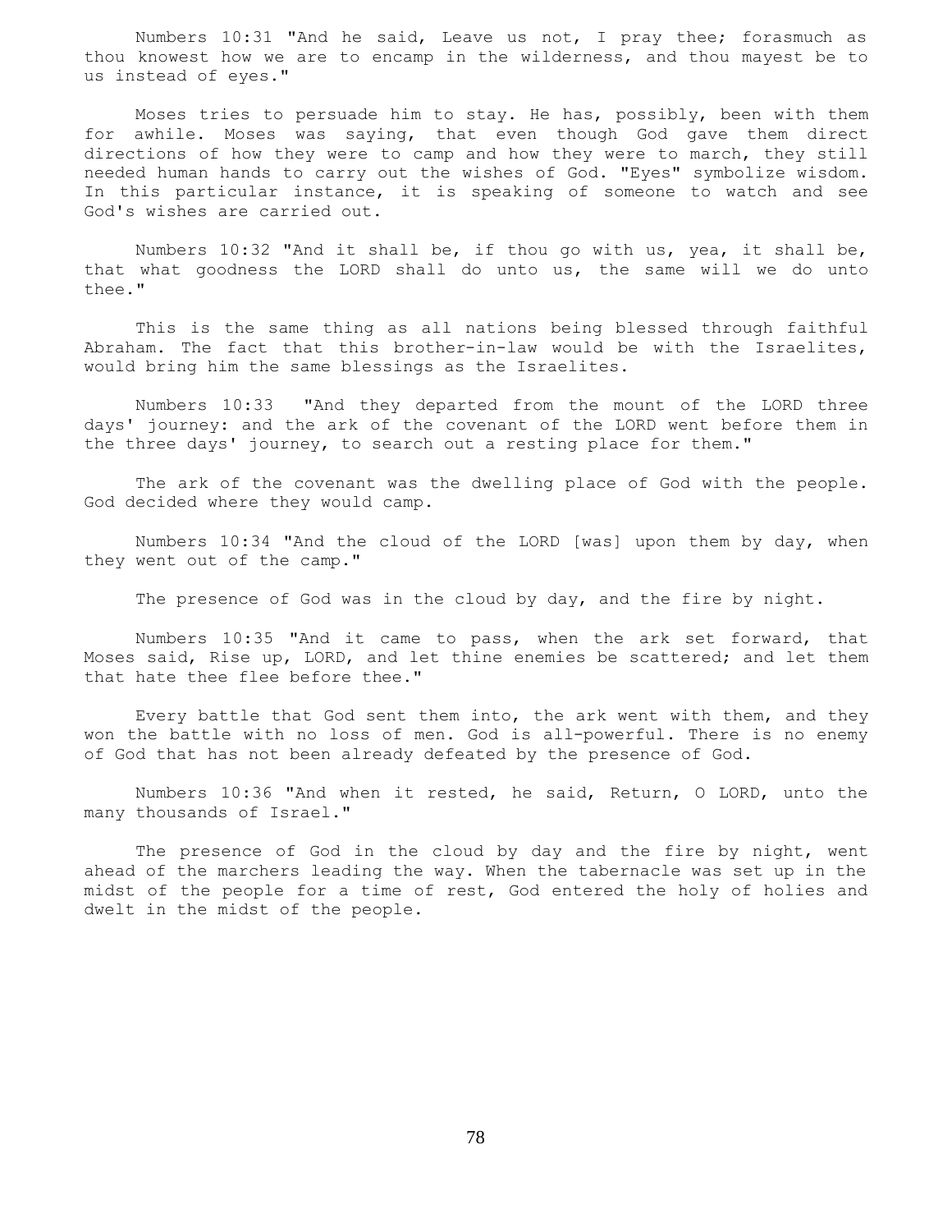Numbers 10:31 "And he said, Leave us not, I pray thee; forasmuch as thou knowest how we are to encamp in the wilderness, and thou mayest be to us instead of eyes."

Moses tries to persuade him to stay. He has, possibly, been with them for awhile. Moses was saying, that even though God gave them direct directions of how they were to camp and how they were to march, they still needed human hands to carry out the wishes of God. "Eyes" symbolize wisdom. In this particular instance, it is speaking of someone to watch and see God's wishes are carried out.

Numbers 10:32 "And it shall be, if thou go with us, yea, it shall be, that what goodness the LORD shall do unto us, the same will we do unto thee."

This is the same thing as all nations being blessed through faithful Abraham. The fact that this brother-in-law would be with the Israelites, would bring him the same blessings as the Israelites.

Numbers 10:33 "And they departed from the mount of the LORD three days' journey: and the ark of the covenant of the LORD went before them in the three days' journey, to search out a resting place for them."

The ark of the covenant was the dwelling place of God with the people. God decided where they would camp.

Numbers 10:34 "And the cloud of the LORD [was] upon them by day, when they went out of the camp."

The presence of God was in the cloud by day, and the fire by night.

Numbers 10:35 "And it came to pass, when the ark set forward, that Moses said, Rise up, LORD, and let thine enemies be scattered; and let them that hate thee flee before thee."

Every battle that God sent them into, the ark went with them, and they won the battle with no loss of men. God is all-powerful. There is no enemy of God that has not been already defeated by the presence of God.

Numbers 10:36 "And when it rested, he said, Return, O LORD, unto the many thousands of Israel."

The presence of God in the cloud by day and the fire by night, went ahead of the marchers leading the way. When the tabernacle was set up in the midst of the people for a time of rest, God entered the holy of holies and dwelt in the midst of the people.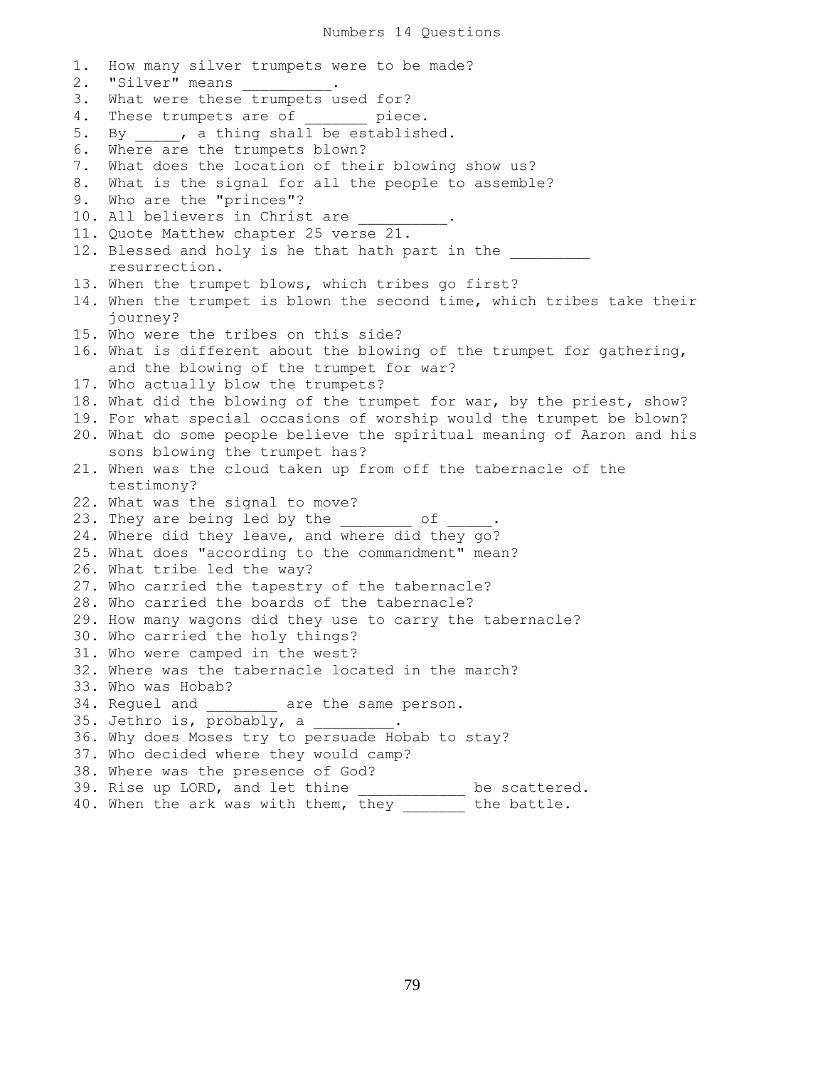# Numbers 14 Questions

1. How many silver trumpets were to be made?
2. "Silver" means __________.
3. What were these trumpets used for?
4. These trumpets are of _______ piece.
5. By _____, a thing shall be established.
6. Where are the trumpets blown?
7. What does the location of their blowing show us?
8. What is the signal for all the people to assemble?
9. Who are the "princes"?
10. All believers in Christ are __________.
11. Quote Matthew chapter 25 verse 21.
12. Blessed and holy is he that hath part in the _________ resurrection.
13. When the trumpet blows, which tribes go first?
14. When the trumpet is blown the second time, which tribes take their journey?
15. Who were the tribes on this side?
16. What is different about the blowing of the trumpet for gathering, and the blowing of the trumpet for war?
17. Who actually blow the trumpets?
18. What did the blowing of the trumpet for war, by the priest, show?
19. For what special occasions of worship would the trumpet be blown?
20. What do some people believe the spiritual meaning of Aaron and his sons blowing the trumpet has?
21. When was the cloud taken up from off the tabernacle of the testimony?
22. What was the signal to move?
23. They are being led by the ________ of _____.
24. Where did they leave, and where did they go?
25. What does "according to the commandment" mean?
26. What tribe led the way?
27. Who carried the tapestry of the tabernacle?
28. Who carried the boards of the tabernacle?
29. How many wagons did they use to carry the tabernacle?
30. Who carried the holy things?
31. Who were camped in the west?
32. Where was the tabernacle located in the march?
33. Who was Hobab?
34. Reguel and ________ are the same person.
35. Jethro is, probably, a _________.
36. Why does Moses try to persuade Hobab to stay?
37. Who decided where they would camp?
38. Where was the presence of God?
39. Rise up LORD, and let thine ____________ be scattered.
40. When the ark was with them, they _______ the battle.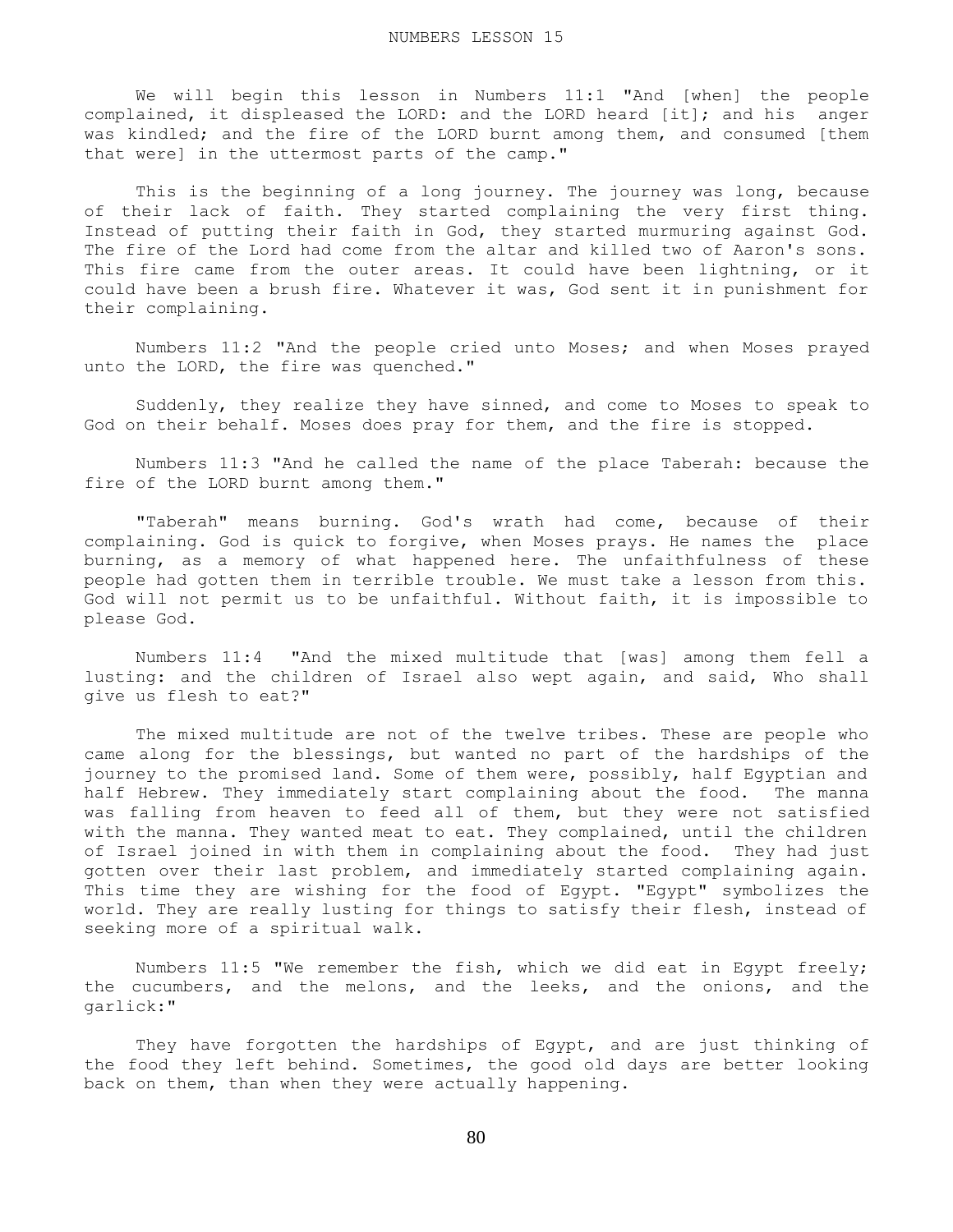# NUMBERS LESSON 15

We will begin this lesson in Numbers 11:1 "And [when] the people complained, it displeased the LORD: and the LORD heard [it]; and his anger was kindled; and the fire of the LORD burnt among them, and consumed [them that were] in the uttermost parts of the camp."

This is the beginning of a long journey. The journey was long, because of their lack of faith. They started complaining the very first thing. Instead of putting their faith in God, they started murmuring against God. The fire of the Lord had come from the altar and killed two of Aaron's sons. This fire came from the outer areas. It could have been lightning, or it could have been a brush fire. Whatever it was, God sent it in punishment for their complaining.

Numbers 11:2 "And the people cried unto Moses; and when Moses prayed unto the LORD, the fire was quenched."

Suddenly, they realize they have sinned, and come to Moses to speak to God on their behalf. Moses does pray for them, and the fire is stopped.

Numbers 11:3 "And he called the name of the place Taberah: because the fire of the LORD burnt among them."

"Taberah" means burning. God's wrath had come, because of their complaining. God is quick to forgive, when Moses prays. He names the place burning, as a memory of what happened here. The unfaithfulness of these people had gotten them in terrible trouble. We must take a lesson from this. God will not permit us to be unfaithful. Without faith, it is impossible to please God.

Numbers 11:4 "And the mixed multitude that [was] among them fell a lusting: and the children of Israel also wept again, and said, Who shall give us flesh to eat?"

The mixed multitude are not of the twelve tribes. These are people who came along for the blessings, but wanted no part of the hardships of the journey to the promised land. Some of them were, possibly, half Egyptian and half Hebrew. They immediately start complaining about the food. The manna was falling from heaven to feed all of them, but they were not satisfied with the manna. They wanted meat to eat. They complained, until the children of Israel joined in with them in complaining about the food. They had just gotten over their last problem, and immediately started complaining again. This time they are wishing for the food of Egypt. "Egypt" symbolizes the world. They are really lusting for things to satisfy their flesh, instead of seeking more of a spiritual walk.

Numbers 11:5 "We remember the fish, which we did eat in Egypt freely; the cucumbers, and the melons, and the leeks, and the onions, and the garlick:"

They have forgotten the hardships of Egypt, and are just thinking of the food they left behind. Sometimes, the good old days are better looking back on them, than when they were actually happening.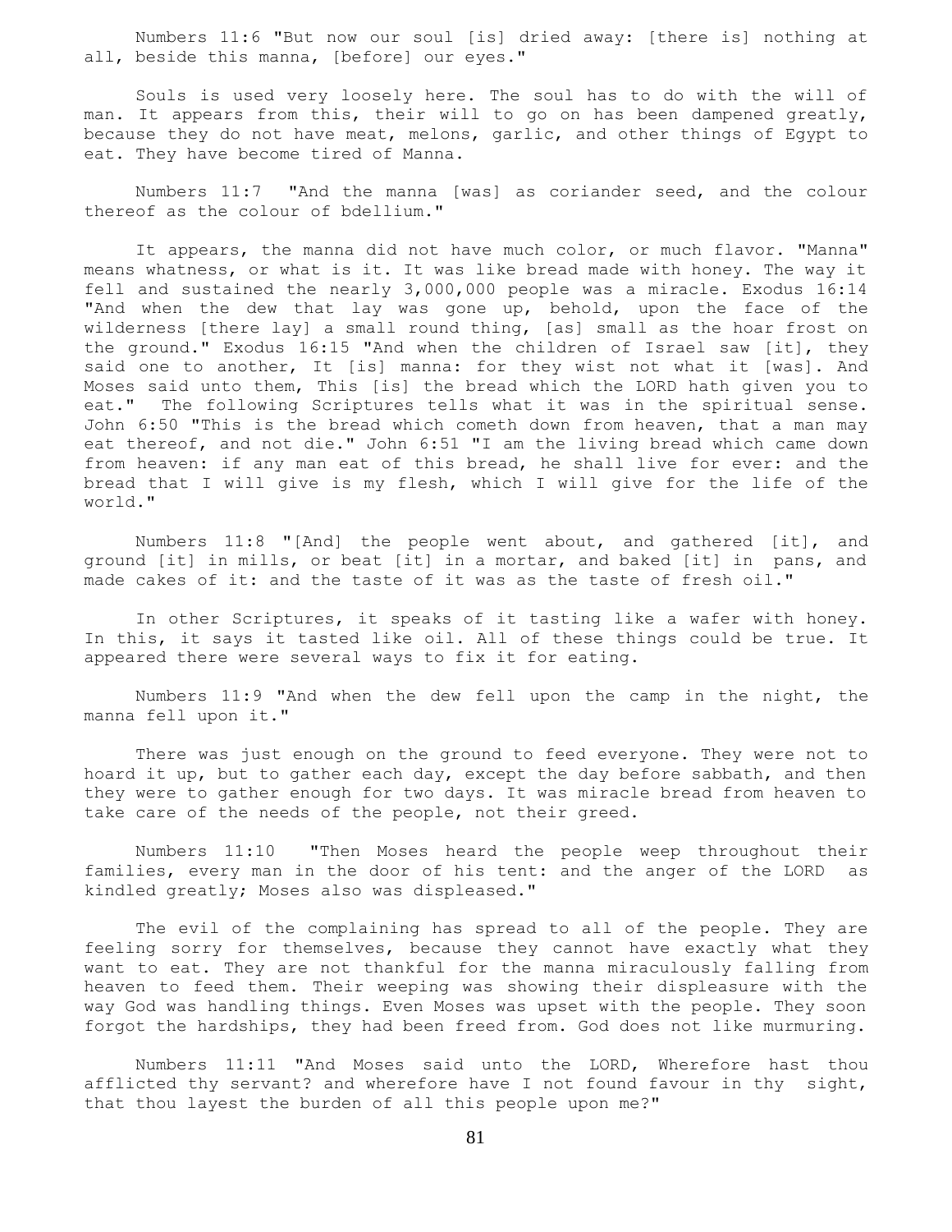Numbers 11:6 "But now our soul [is] dried away: [there is] nothing at all, beside this manna, [before] our eyes."

Souls is used very loosely here. The soul has to do with the will of man. It appears from this, their will to go on has been dampened greatly, because they do not have meat, melons, garlic, and other things of Egypt to eat. They have become tired of Manna.

Numbers 11:7 "And the manna [was] as coriander seed, and the colour thereof as the colour of bdellium."

It appears, the manna did not have much color, or much flavor. "Manna" means whatness, or what is it. It was like bread made with honey. The way it fell and sustained the nearly 3,000,000 people was a miracle. Exodus 16:14 "And when the dew that lay was gone up, behold, upon the face of the wilderness [there lay] a small round thing, [as] small as the hoar frost on the ground." Exodus 16:15 "And when the children of Israel saw [it], they said one to another, It [is] manna: for they wist not what it [was]. And Moses said unto them, This [is] the bread which the LORD hath given you to eat." The following Scriptures tells what it was in the spiritual sense. John 6:50 "This is the bread which cometh down from heaven, that a man may eat thereof, and not die." John 6:51 "I am the living bread which came down from heaven: if any man eat of this bread, he shall live for ever: and the bread that I will give is my flesh, which I will give for the life of the world."

Numbers 11:8 "[And] the people went about, and gathered [it], and ground [it] in mills, or beat [it] in a mortar, and baked [it] in pans, and made cakes of it: and the taste of it was as the taste of fresh oil."

In other Scriptures, it speaks of it tasting like a wafer with honey. In this, it says it tasted like oil. All of these things could be true. It appeared there were several ways to fix it for eating.

Numbers 11:9 "And when the dew fell upon the camp in the night, the manna fell upon it."

There was just enough on the ground to feed everyone. They were not to hoard it up, but to gather each day, except the day before sabbath, and then they were to gather enough for two days. It was miracle bread from heaven to take care of the needs of the people, not their greed.

Numbers 11:10 "Then Moses heard the people weep throughout their families, every man in the door of his tent: and the anger of the LORD as kindled greatly; Moses also was displeased."

The evil of the complaining has spread to all of the people. They are feeling sorry for themselves, because they cannot have exactly what they want to eat. They are not thankful for the manna miraculously falling from heaven to feed them. Their weeping was showing their displeasure with the way God was handling things. Even Moses was upset with the people. They soon forgot the hardships, they had been freed from. God does not like murmuring.

Numbers 11:11 "And Moses said unto the LORD, Wherefore hast thou afflicted thy servant? and wherefore have I not found favour in thy sight, that thou layest the burden of all this people upon me?"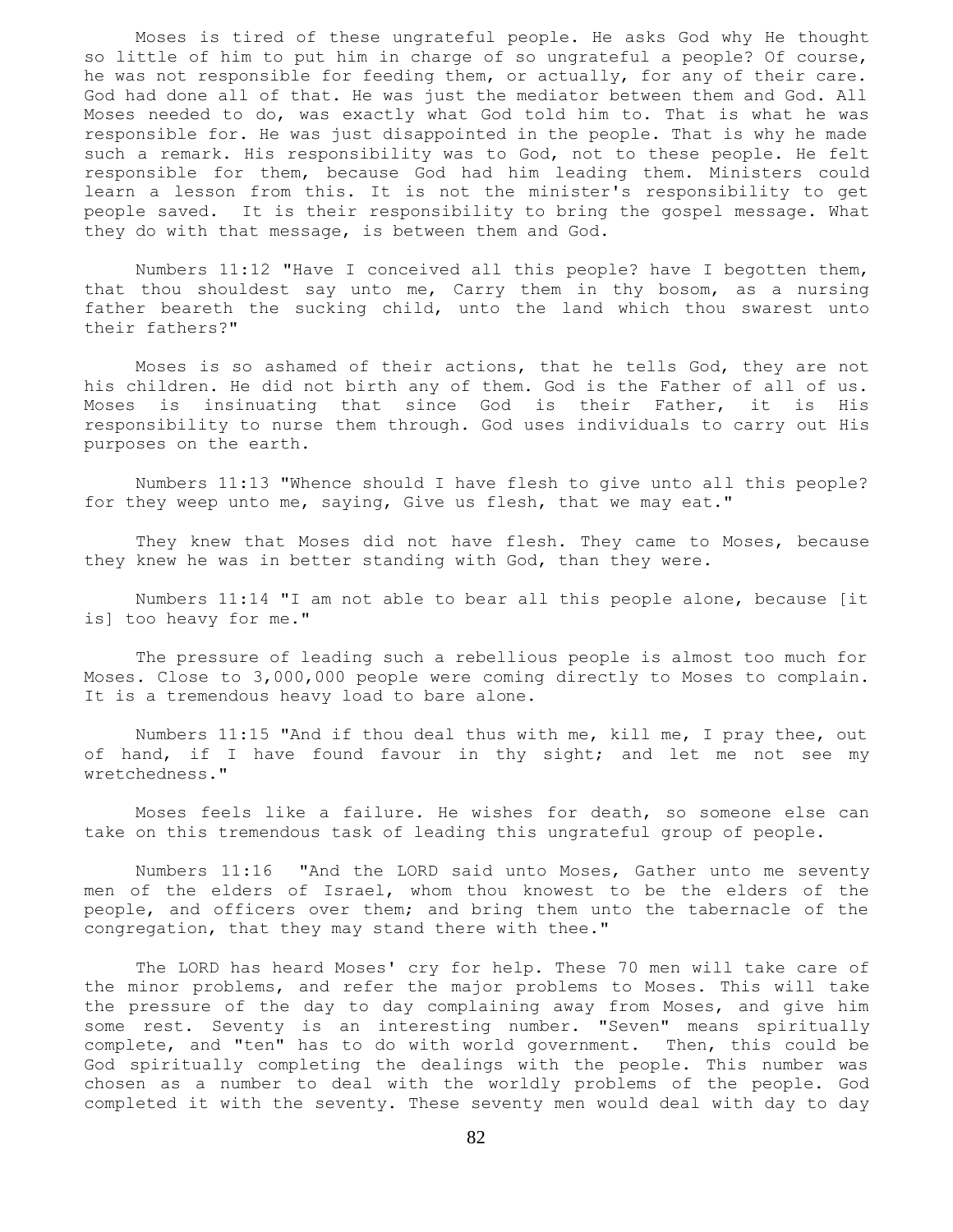Moses is tired of these ungrateful people. He asks God why He thought so little of him to put him in charge of so ungrateful a people? Of course, he was not responsible for feeding them, or actually, for any of their care. God had done all of that. He was just the mediator between them and God. All Moses needed to do, was exactly what God told him to. That is what he was responsible for. He was just disappointed in the people. That is why he made such a remark. His responsibility was to God, not to these people. He felt responsible for them, because God had him leading them. Ministers could learn a lesson from this. It is not the minister's responsibility to get people saved. It is their responsibility to bring the gospel message. What they do with that message, is between them and God.

Numbers 11:12 "Have I conceived all this people? have I begotten them, that thou shouldest say unto me, Carry them in thy bosom, as a nursing father beareth the sucking child, unto the land which thou swarest unto their fathers?"

Moses is so ashamed of their actions, that he tells God, they are not his children. He did not birth any of them. God is the Father of all of us. Moses is insinuating that since God is their Father, it is His responsibility to nurse them through. God uses individuals to carry out His purposes on the earth.

Numbers 11:13 "Whence should I have flesh to give unto all this people? for they weep unto me, saying, Give us flesh, that we may eat."

They knew that Moses did not have flesh. They came to Moses, because they knew he was in better standing with God, than they were.

Numbers 11:14 "I am not able to bear all this people alone, because [it is] too heavy for me."

The pressure of leading such a rebellious people is almost too much for Moses. Close to 3,000,000 people were coming directly to Moses to complain. It is a tremendous heavy load to bare alone.

Numbers 11:15 "And if thou deal thus with me, kill me, I pray thee, out of hand, if I have found favour in thy sight; and let me not see my wretchedness."

Moses feels like a failure. He wishes for death, so someone else can take on this tremendous task of leading this ungrateful group of people.

Numbers 11:16 "And the LORD said unto Moses, Gather unto me seventy men of the elders of Israel, whom thou knowest to be the elders of the people, and officers over them; and bring them unto the tabernacle of the congregation, that they may stand there with thee."

The LORD has heard Moses' cry for help. These 70 men will take care of the minor problems, and refer the major problems to Moses. This will take the pressure of the day to day complaining away from Moses, and give him some rest. Seventy is an interesting number. "Seven" means spiritually complete, and "ten" has to do with world government. Then, this could be God spiritually completing the dealings with the people. This number was chosen as a number to deal with the worldly problems of the people. God completed it with the seventy. These seventy men would deal with day to day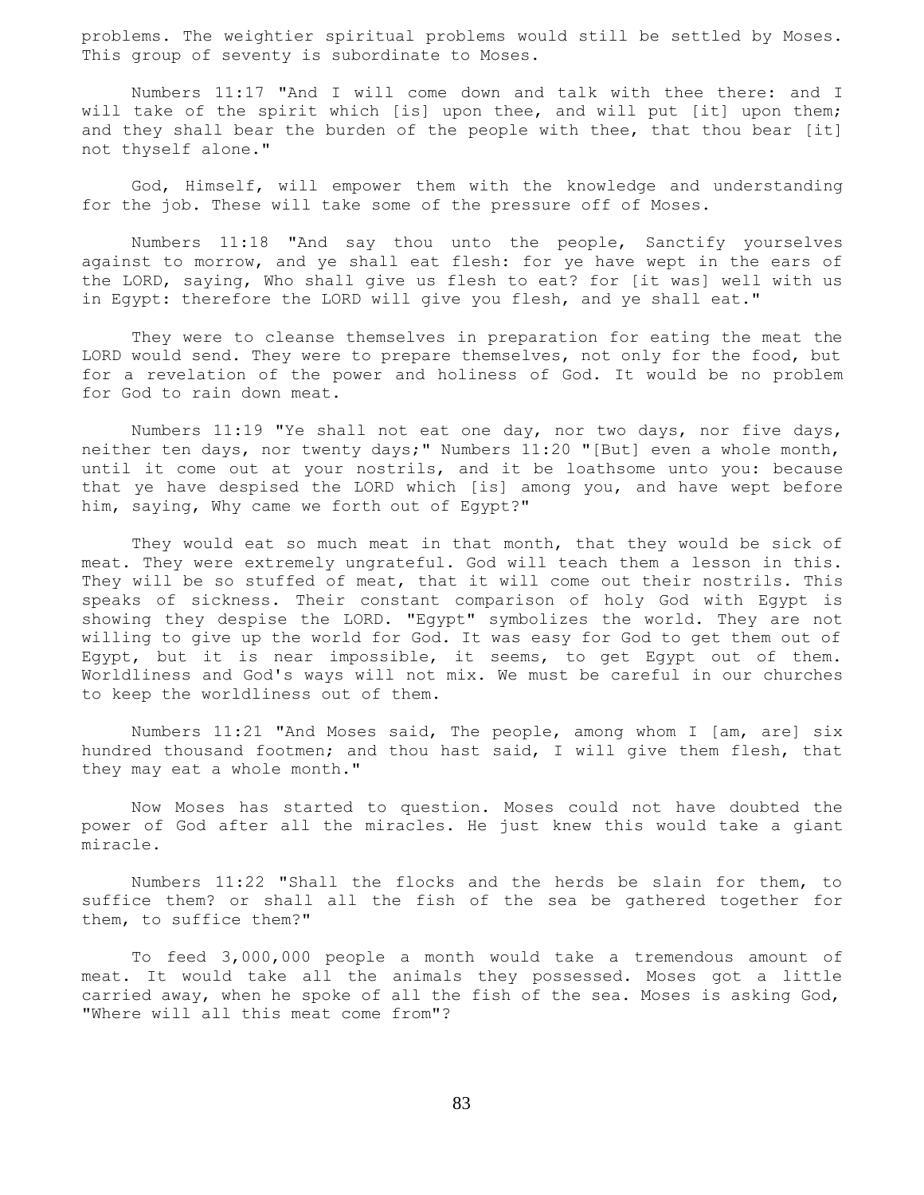problems. The weightier spiritual problems would still be settled by Moses. This group of seventy is subordinate to Moses.

Numbers 11:17 "And I will come down and talk with thee there: and I will take of the spirit which [is] upon thee, and will put [it] upon them; and they shall bear the burden of the people with thee, that thou bear [it] not thyself alone."

God, Himself, will empower them with the knowledge and understanding for the job. These will take some of the pressure off of Moses.

Numbers 11:18 "And say thou unto the people, Sanctify yourselves against to morrow, and ye shall eat flesh: for ye have wept in the ears of the LORD, saying, Who shall give us flesh to eat? for [it was] well with us in Egypt: therefore the LORD will give you flesh, and ye shall eat."

They were to cleanse themselves in preparation for eating the meat the LORD would send. They were to prepare themselves, not only for the food, but for a revelation of the power and holiness of God. It would be no problem for God to rain down meat.

Numbers 11:19 "Ye shall not eat one day, nor two days, nor five days, neither ten days, nor twenty days;" Numbers 11:20 "[But] even a whole month, until it come out at your nostrils, and it be loathsome unto you: because that ye have despised the LORD which [is] among you, and have wept before him, saying, Why came we forth out of Egypt?"

They would eat so much meat in that month, that they would be sick of meat. They were extremely ungrateful. God will teach them a lesson in this. They will be so stuffed of meat, that it will come out their nostrils. This speaks of sickness. Their constant comparison of holy God with Egypt is showing they despise the LORD. "Egypt" symbolizes the world. They are not willing to give up the world for God. It was easy for God to get them out of Egypt, but it is near impossible, it seems, to get Egypt out of them. Worldliness and God's ways will not mix. We must be careful in our churches to keep the worldliness out of them.

Numbers 11:21 "And Moses said, The people, among whom I [am, are] six hundred thousand footmen; and thou hast said, I will give them flesh, that they may eat a whole month."

Now Moses has started to question. Moses could not have doubted the power of God after all the miracles. He just knew this would take a giant miracle.

Numbers 11:22 "Shall the flocks and the herds be slain for them, to suffice them? or shall all the fish of the sea be gathered together for them, to suffice them?"

To feed 3,000,000 people a month would take a tremendous amount of meat. It would take all the animals they possessed. Moses got a little carried away, when he spoke of all the fish of the sea. Moses is asking God, "Where will all this meat come from"?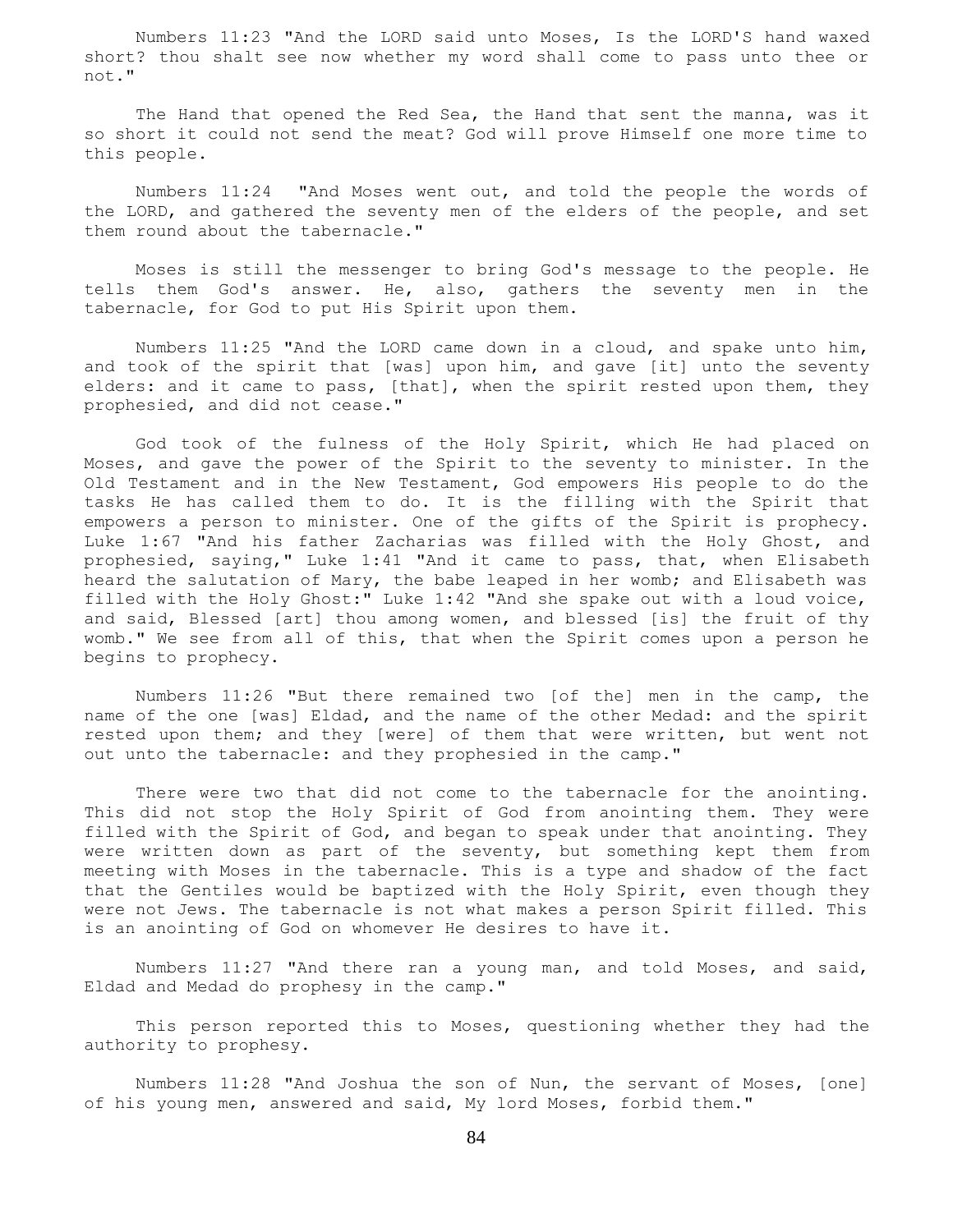Numbers 11:23 "And the LORD said unto Moses, Is the LORD'S hand waxed short? thou shalt see now whether my word shall come to pass unto thee or not."

The Hand that opened the Red Sea, the Hand that sent the manna, was it so short it could not send the meat? God will prove Himself one more time to this people.

Numbers 11:24 "And Moses went out, and told the people the words of the LORD, and gathered the seventy men of the elders of the people, and set them round about the tabernacle."

Moses is still the messenger to bring God's message to the people. He tells them God's answer. He, also, gathers the seventy men in the tabernacle, for God to put His Spirit upon them.

Numbers 11:25 "And the LORD came down in a cloud, and spake unto him, and took of the spirit that [was] upon him, and gave [it] unto the seventy elders: and it came to pass, [that], when the spirit rested upon them, they prophesied, and did not cease."

God took of the fulness of the Holy Spirit, which He had placed on Moses, and gave the power of the Spirit to the seventy to minister. In the Old Testament and in the New Testament, God empowers His people to do the tasks He has called them to do. It is the filling with the Spirit that empowers a person to minister. One of the gifts of the Spirit is prophecy. Luke 1:67 "And his father Zacharias was filled with the Holy Ghost, and prophesied, saying," Luke 1:41 "And it came to pass, that, when Elisabeth heard the salutation of Mary, the babe leaped in her womb; and Elisabeth was filled with the Holy Ghost:" Luke 1:42 "And she spake out with a loud voice, and said, Blessed [art] thou among women, and blessed [is] the fruit of thy womb." We see from all of this, that when the Spirit comes upon a person he begins to prophecy.

Numbers 11:26 "But there remained two [of the] men in the camp, the name of the one [was] Eldad, and the name of the other Medad: and the spirit rested upon them; and they [were] of them that were written, but went not out unto the tabernacle: and they prophesied in the camp."

There were two that did not come to the tabernacle for the anointing. This did not stop the Holy Spirit of God from anointing them. They were filled with the Spirit of God, and began to speak under that anointing. They were written down as part of the seventy, but something kept them from meeting with Moses in the tabernacle. This is a type and shadow of the fact that the Gentiles would be baptized with the Holy Spirit, even though they were not Jews. The tabernacle is not what makes a person Spirit filled. This is an anointing of God on whomever He desires to have it.

Numbers 11:27 "And there ran a young man, and told Moses, and said, Eldad and Medad do prophesy in the camp."

This person reported this to Moses, questioning whether they had the authority to prophesy.

Numbers 11:28 "And Joshua the son of Nun, the servant of Moses, [one] of his young men, answered and said, My lord Moses, forbid them."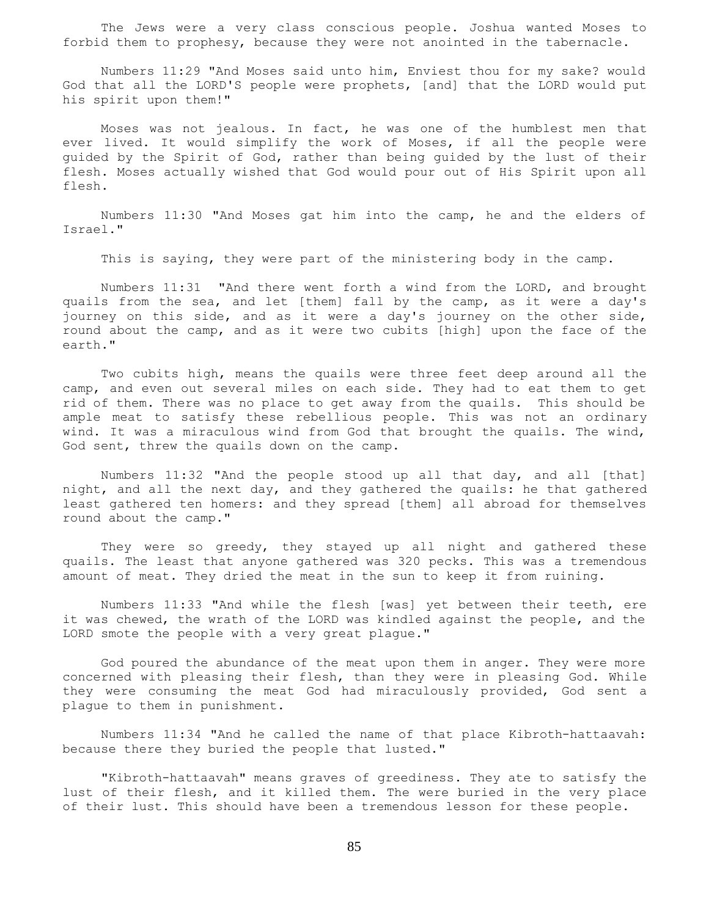The Jews were a very class conscious people. Joshua wanted Moses to forbid them to prophesy, because they were not anointed in the tabernacle.

Numbers 11:29 "And Moses said unto him, Enviest thou for my sake? would God that all the LORD'S people were prophets, [and] that the LORD would put his spirit upon them!"

Moses was not jealous. In fact, he was one of the humblest men that ever lived. It would simplify the work of Moses, if all the people were guided by the Spirit of God, rather than being guided by the lust of their flesh. Moses actually wished that God would pour out of His Spirit upon all flesh.

Numbers 11:30 "And Moses gat him into the camp, he and the elders of Israel."

This is saying, they were part of the ministering body in the camp.

Numbers 11:31 "And there went forth a wind from the LORD, and brought quails from the sea, and let [them] fall by the camp, as it were a day's journey on this side, and as it were a day's journey on the other side, round about the camp, and as it were two cubits [high] upon the face of the earth."

Two cubits high, means the quails were three feet deep around all the camp, and even out several miles on each side. They had to eat them to get rid of them. There was no place to get away from the quails. This should be ample meat to satisfy these rebellious people. This was not an ordinary wind. It was a miraculous wind from God that brought the quails. The wind, God sent, threw the quails down on the camp.

Numbers 11:32 "And the people stood up all that day, and all [that] night, and all the next day, and they gathered the quails: he that gathered least gathered ten homers: and they spread [them] all abroad for themselves round about the camp."

They were so greedy, they stayed up all night and gathered these quails. The least that anyone gathered was 320 pecks. This was a tremendous amount of meat. They dried the meat in the sun to keep it from ruining.

Numbers 11:33 "And while the flesh [was] yet between their teeth, ere it was chewed, the wrath of the LORD was kindled against the people, and the LORD smote the people with a very great plague."

God poured the abundance of the meat upon them in anger. They were more concerned with pleasing their flesh, than they were in pleasing God. While they were consuming the meat God had miraculously provided, God sent a plague to them in punishment.

Numbers 11:34 "And he called the name of that place Kibroth-hattaavah: because there they buried the people that lusted."

"Kibroth-hattaavah" means graves of greediness. They ate to satisfy the lust of their flesh, and it killed them. The were buried in the very place of their lust. This should have been a tremendous lesson for these people.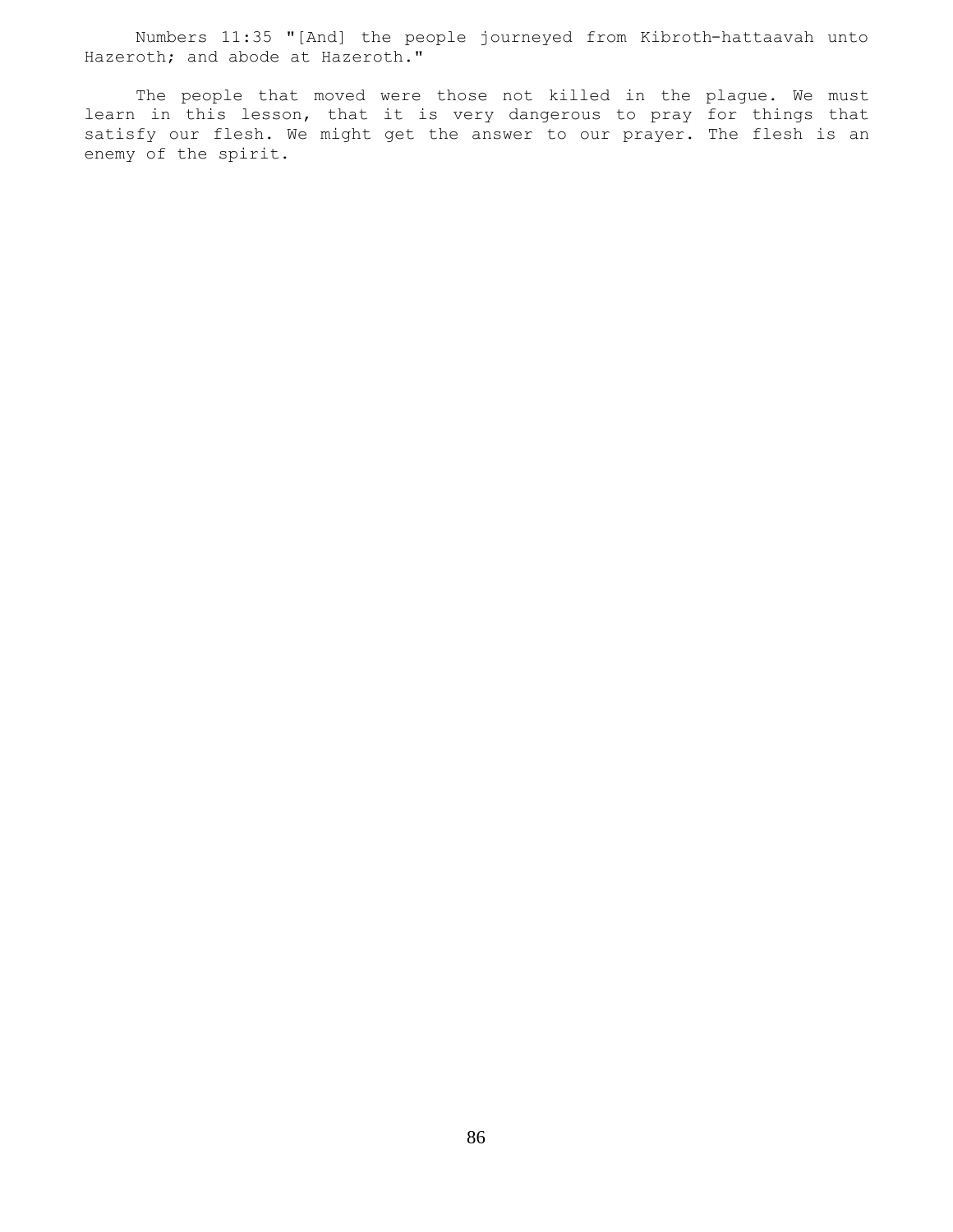Numbers 11:35 "[And] the people journeyed from Kibroth-hattaavah unto Hazeroth; and abode at Hazeroth."

The people that moved were those not killed in the plague. We must learn in this lesson, that it is very dangerous to pray for things that satisfy our flesh. We might get the answer to our prayer. The flesh is an enemy of the spirit.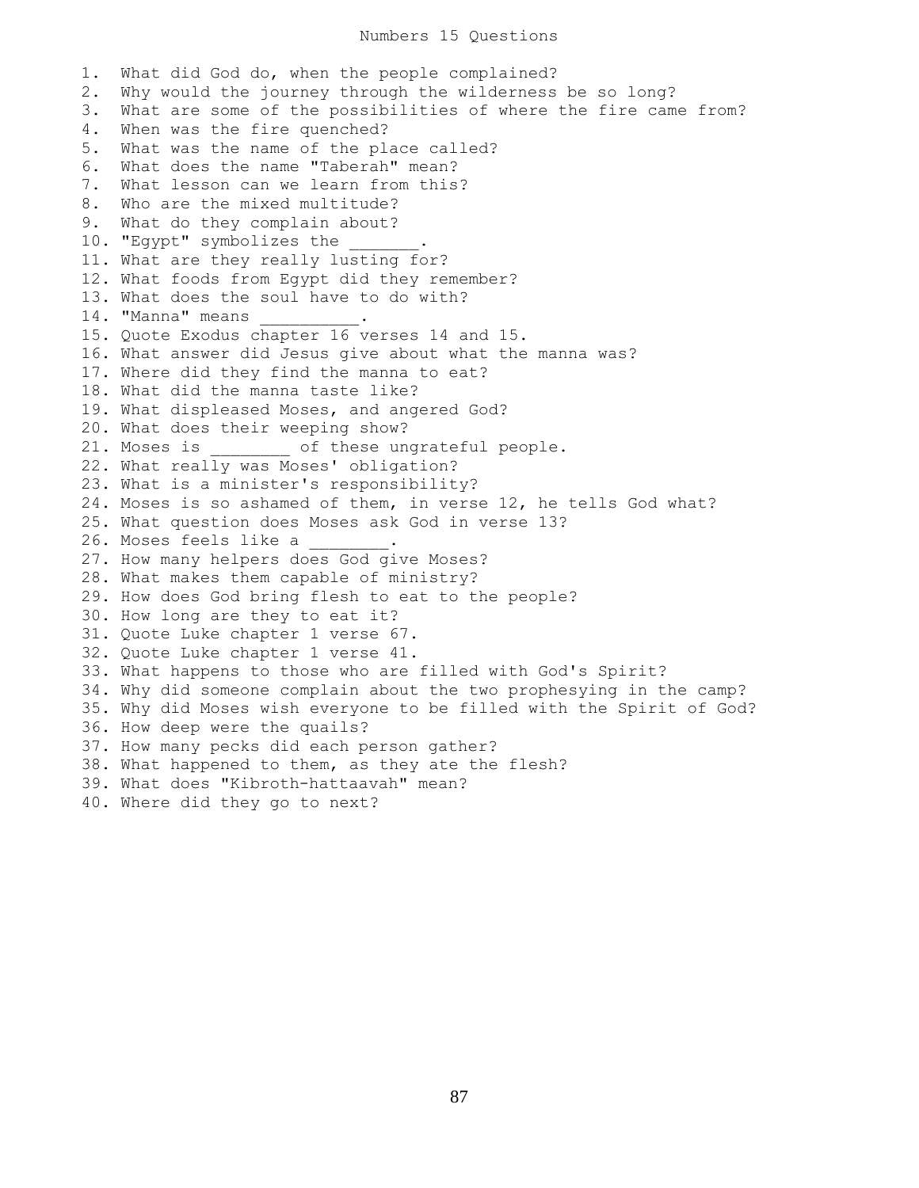# Numbers 15 Questions

1. What did God do, when the people complained?
2. Why would the journey through the wilderness be so long?
3. What are some of the possibilities of where the fire came from?
4. When was the fire quenched?
5. What was the name of the place called?
6. What does the name "Taberah" mean?
7. What lesson can we learn from this?
8. Who are the mixed multitude?
9. What do they complain about?
10. "Egypt" symbolizes the _______.
11. What are they really lusting for?
12. What foods from Egypt did they remember?
13. What does the soul have to do with?
14. "Manna" means __________.
15. Quote Exodus chapter 16 verses 14 and 15.
16. What answer did Jesus give about what the manna was?
17. Where did they find the manna to eat?
18. What did the manna taste like?
19. What displeased Moses, and angered God?
20. What does their weeping show?
21. Moses is ________ of these ungrateful people.
22. What really was Moses' obligation?
23. What is a minister's responsibility?
24. Moses is so ashamed of them, in verse 12, he tells God what?
25. What question does Moses ask God in verse 13?
26. Moses feels like a ________.
27. How many helpers does God give Moses?
28. What makes them capable of ministry?
29. How does God bring flesh to eat to the people?
30. How long are they to eat it?
31. Quote Luke chapter 1 verse 67.
32. Quote Luke chapter 1 verse 41.
33. What happens to those who are filled with God's Spirit?
34. Why did someone complain about the two prophesying in the camp?
35. Why did Moses wish everyone to be filled with the Spirit of God?
36. How deep were the quails?
37. How many pecks did each person gather?
38. What happened to them, as they ate the flesh?
39. What does "Kibroth-hattaavah" mean?
40. Where did they go to next?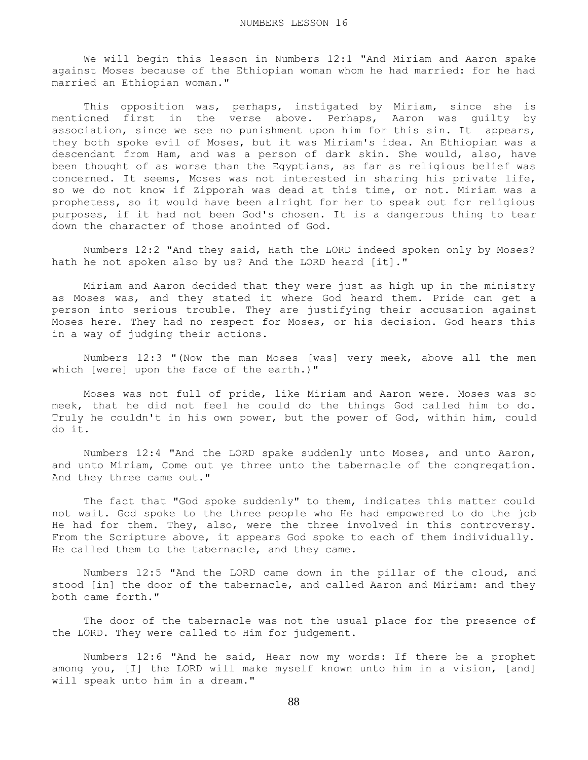NUMBERS LESSON 16

We will begin this lesson in Numbers 12:1 "And Miriam and Aaron spake against Moses because of the Ethiopian woman whom he had married: for he had married an Ethiopian woman."

This opposition was, perhaps, instigated by Miriam, since she is mentioned first in the verse above. Perhaps, Aaron was guilty by association, since we see no punishment upon him for this sin. It appears, they both spoke evil of Moses, but it was Miriam's idea. An Ethiopian was a descendant from Ham, and was a person of dark skin. She would, also, have been thought of as worse than the Egyptians, as far as religious belief was concerned. It seems, Moses was not interested in sharing his private life, so we do not know if Zipporah was dead at this time, or not. Miriam was a prophetess, so it would have been alright for her to speak out for religious purposes, if it had not been God's chosen. It is a dangerous thing to tear down the character of those anointed of God.

Numbers 12:2 "And they said, Hath the LORD indeed spoken only by Moses? hath he not spoken also by us? And the LORD heard [it]."

Miriam and Aaron decided that they were just as high up in the ministry as Moses was, and they stated it where God heard them. Pride can get a person into serious trouble. They are justifying their accusation against Moses here. They had no respect for Moses, or his decision. God hears this in a way of judging their actions.

Numbers 12:3 "(Now the man Moses [was] very meek, above all the men which [were] upon the face of the earth.)"

Moses was not full of pride, like Miriam and Aaron were. Moses was so meek, that he did not feel he could do the things God called him to do. Truly he couldn't in his own power, but the power of God, within him, could do it.

Numbers 12:4 "And the LORD spake suddenly unto Moses, and unto Aaron, and unto Miriam, Come out ye three unto the tabernacle of the congregation. And they three came out."

The fact that "God spoke suddenly" to them, indicates this matter could not wait. God spoke to the three people who He had empowered to do the job He had for them. They, also, were the three involved in this controversy. From the Scripture above, it appears God spoke to each of them individually. He called them to the tabernacle, and they came.

Numbers 12:5 "And the LORD came down in the pillar of the cloud, and stood [in] the door of the tabernacle, and called Aaron and Miriam: and they both came forth."

The door of the tabernacle was not the usual place for the presence of the LORD. They were called to Him for judgement.

Numbers 12:6 "And he said, Hear now my words: If there be a prophet among you, [I] the LORD will make myself known unto him in a vision, [and] will speak unto him in a dream."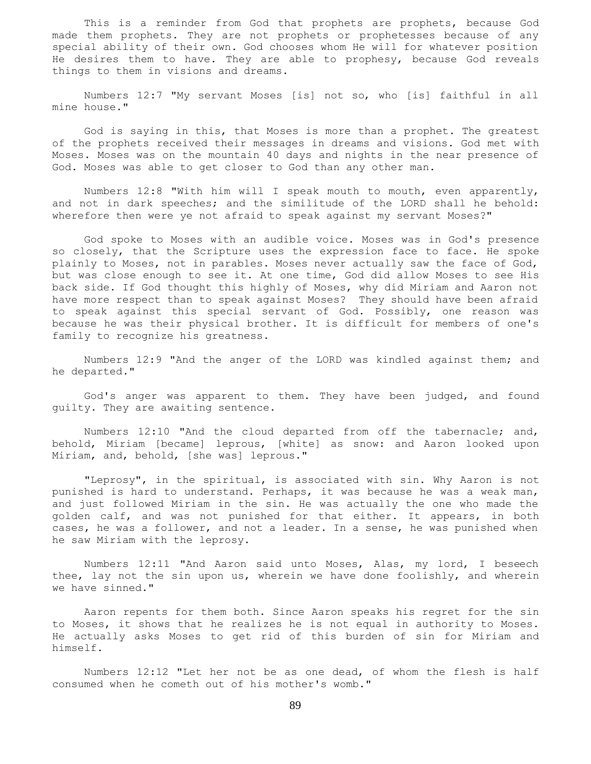This is a reminder from God that prophets are prophets, because God made them prophets. They are not prophets or prophetesses because of any special ability of their own. God chooses whom He will for whatever position He desires them to have. They are able to prophesy, because God reveals things to them in visions and dreams.

Numbers 12:7 "My servant Moses [is] not so, who [is] faithful in all mine house."

God is saying in this, that Moses is more than a prophet. The greatest of the prophets received their messages in dreams and visions. God met with Moses. Moses was on the mountain 40 days and nights in the near presence of God. Moses was able to get closer to God than any other man.

Numbers 12:8 "With him will I speak mouth to mouth, even apparently, and not in dark speeches; and the similitude of the LORD shall he behold: wherefore then were ye not afraid to speak against my servant Moses?"

God spoke to Moses with an audible voice. Moses was in God's presence so closely, that the Scripture uses the expression face to face. He spoke plainly to Moses, not in parables. Moses never actually saw the face of God, but was close enough to see it. At one time, God did allow Moses to see His back side. If God thought this highly of Moses, why did Miriam and Aaron not have more respect than to speak against Moses? They should have been afraid to speak against this special servant of God. Possibly, one reason was because he was their physical brother. It is difficult for members of one's family to recognize his greatness.

Numbers 12:9 "And the anger of the LORD was kindled against them; and he departed."

God's anger was apparent to them. They have been judged, and found guilty. They are awaiting sentence.

Numbers 12:10 "And the cloud departed from off the tabernacle; and, behold, Miriam [became] leprous, [white] as snow: and Aaron looked upon Miriam, and, behold, [she was] leprous."

"Leprosy", in the spiritual, is associated with sin. Why Aaron is not punished is hard to understand. Perhaps, it was because he was a weak man, and just followed Miriam in the sin. He was actually the one who made the golden calf, and was not punished for that either. It appears, in both cases, he was a follower, and not a leader. In a sense, he was punished when he saw Miriam with the leprosy.

Numbers 12:11 "And Aaron said unto Moses, Alas, my lord, I beseech thee, lay not the sin upon us, wherein we have done foolishly, and wherein we have sinned."

Aaron repents for them both. Since Aaron speaks his regret for the sin to Moses, it shows that he realizes he is not equal in authority to Moses. He actually asks Moses to get rid of this burden of sin for Miriam and himself.

Numbers 12:12 "Let her not be as one dead, of whom the flesh is half consumed when he cometh out of his mother's womb."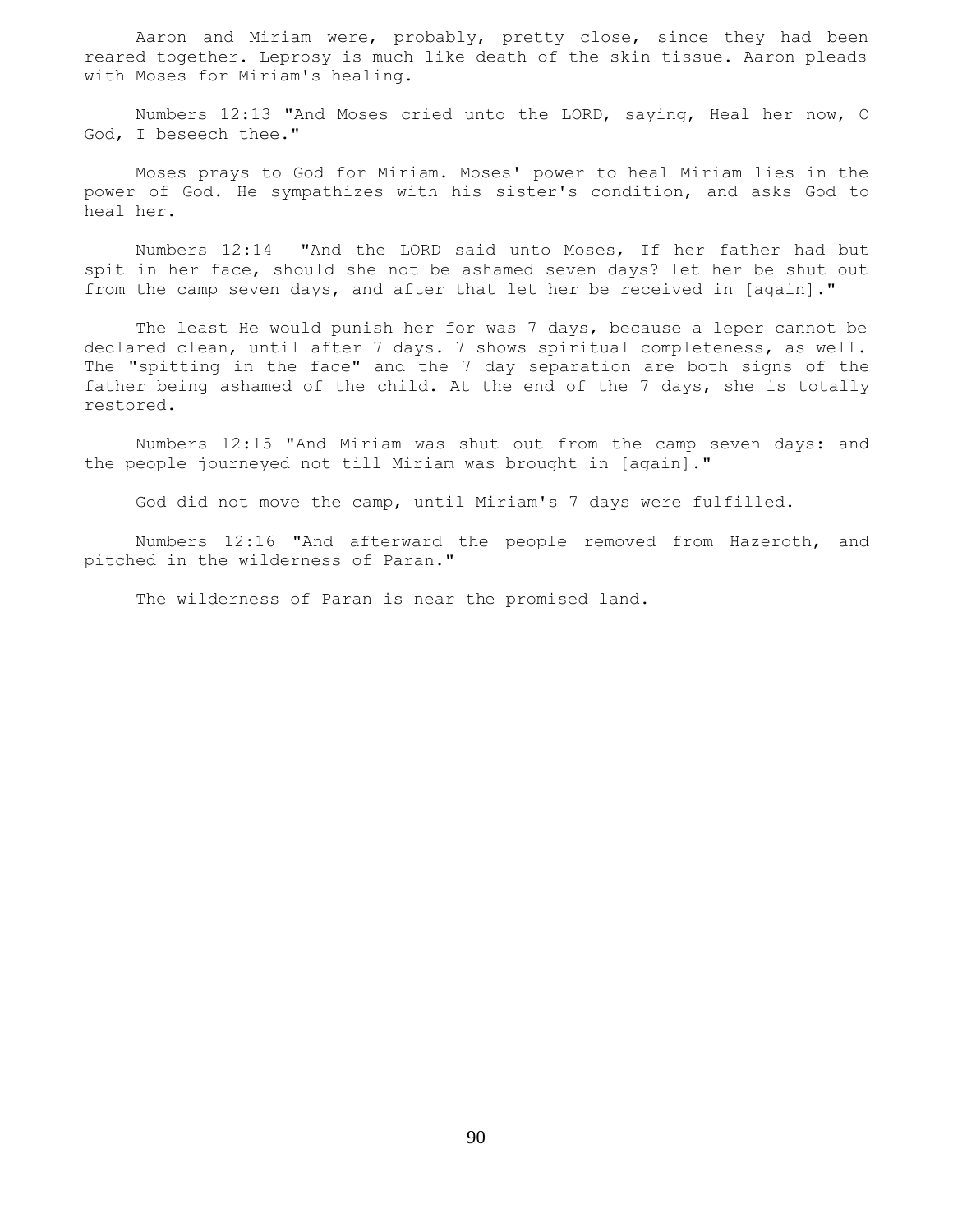Aaron and Miriam were, probably, pretty close, since they had been reared together. Leprosy is much like death of the skin tissue. Aaron pleads with Moses for Miriam's healing.

Numbers 12:13 "And Moses cried unto the LORD, saying, Heal her now, O God, I beseech thee."

Moses prays to God for Miriam. Moses' power to heal Miriam lies in the power of God. He sympathizes with his sister's condition, and asks God to heal her.

Numbers 12:14 "And the LORD said unto Moses, If her father had but spit in her face, should she not be ashamed seven days? let her be shut out from the camp seven days, and after that let her be received in [again]."

The least He would punish her for was 7 days, because a leper cannot be declared clean, until after 7 days. 7 shows spiritual completeness, as well. The "spitting in the face" and the 7 day separation are both signs of the father being ashamed of the child. At the end of the 7 days, she is totally restored.

Numbers 12:15 "And Miriam was shut out from the camp seven days: and the people journeyed not till Miriam was brought in [again]."

God did not move the camp, until Miriam's 7 days were fulfilled.

Numbers 12:16 "And afterward the people removed from Hazeroth, and pitched in the wilderness of Paran."

The wilderness of Paran is near the promised land.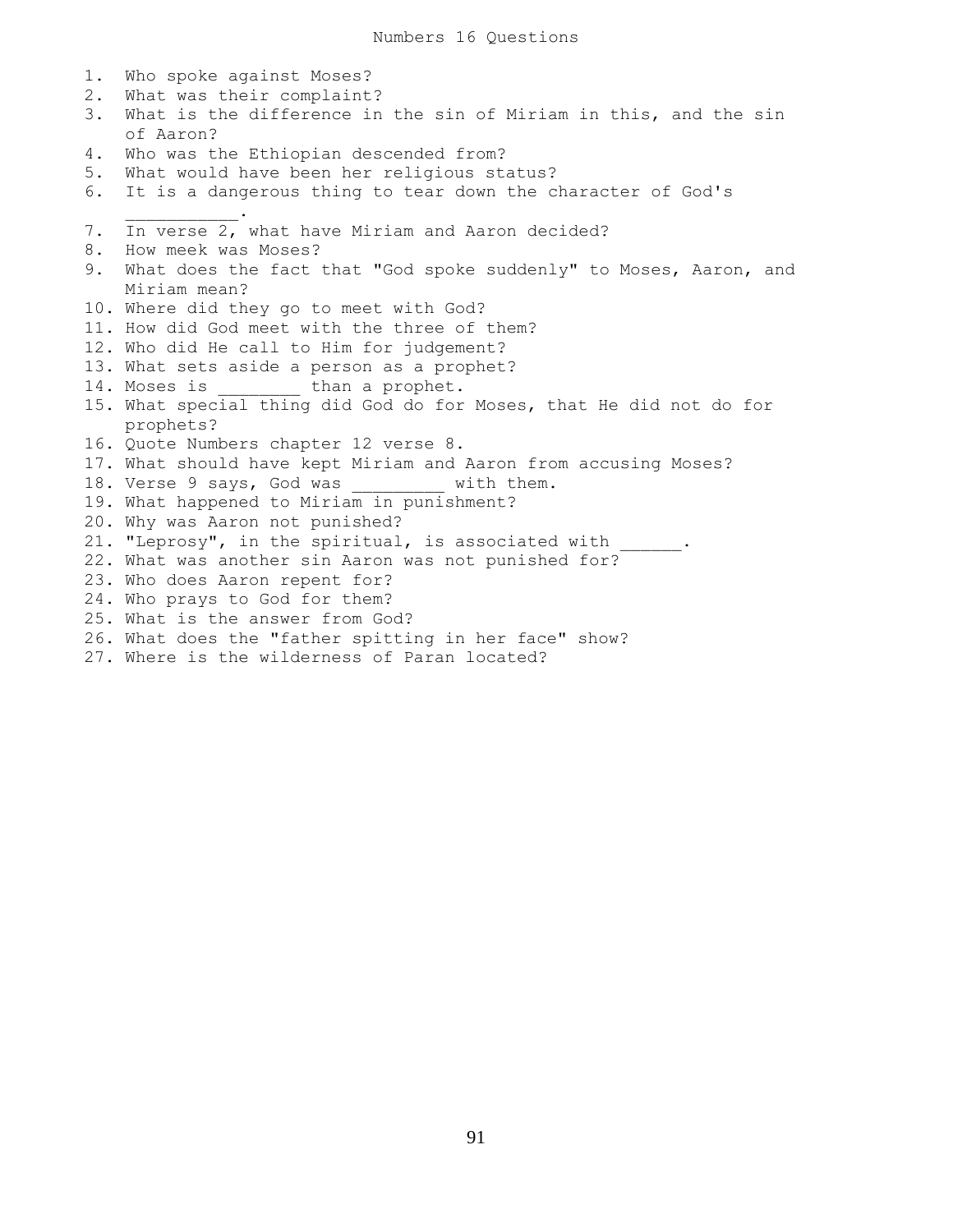# Numbers 16 Questions

1. Who spoke against Moses?
2. What was their complaint?
3. What is the difference in the sin of Miriam in this, and the sin of Aaron?
4. Who was the Ethiopian descended from?
5. What would have been her religious status?
6. It is a dangerous thing to tear down the character of God's ___________.
7. In verse 2, what have Miriam and Aaron decided?
8. How meek was Moses?
9. What does the fact that "God spoke suddenly" to Moses, Aaron, and Miriam mean?
10. Where did they go to meet with God?
11. How did God meet with the three of them?
12. Who did He call to Him for judgement?
13. What sets aside a person as a prophet?
14. Moses is ________ than a prophet.
15. What special thing did God do for Moses, that He did not do for prophets?
16. Quote Numbers chapter 12 verse 8.
17. What should have kept Miriam and Aaron from accusing Moses?
18. Verse 9 says, God was _________ with them.
19. What happened to Miriam in punishment?
20. Why was Aaron not punished?
21. "Leprosy", in the spiritual, is associated with ______.
22. What was another sin Aaron was not punished for?
23. Who does Aaron repent for?
24. Who prays to God for them?
25. What is the answer from God?
26. What does the "father spitting in her face" show?
27. Where is the wilderness of Paran located?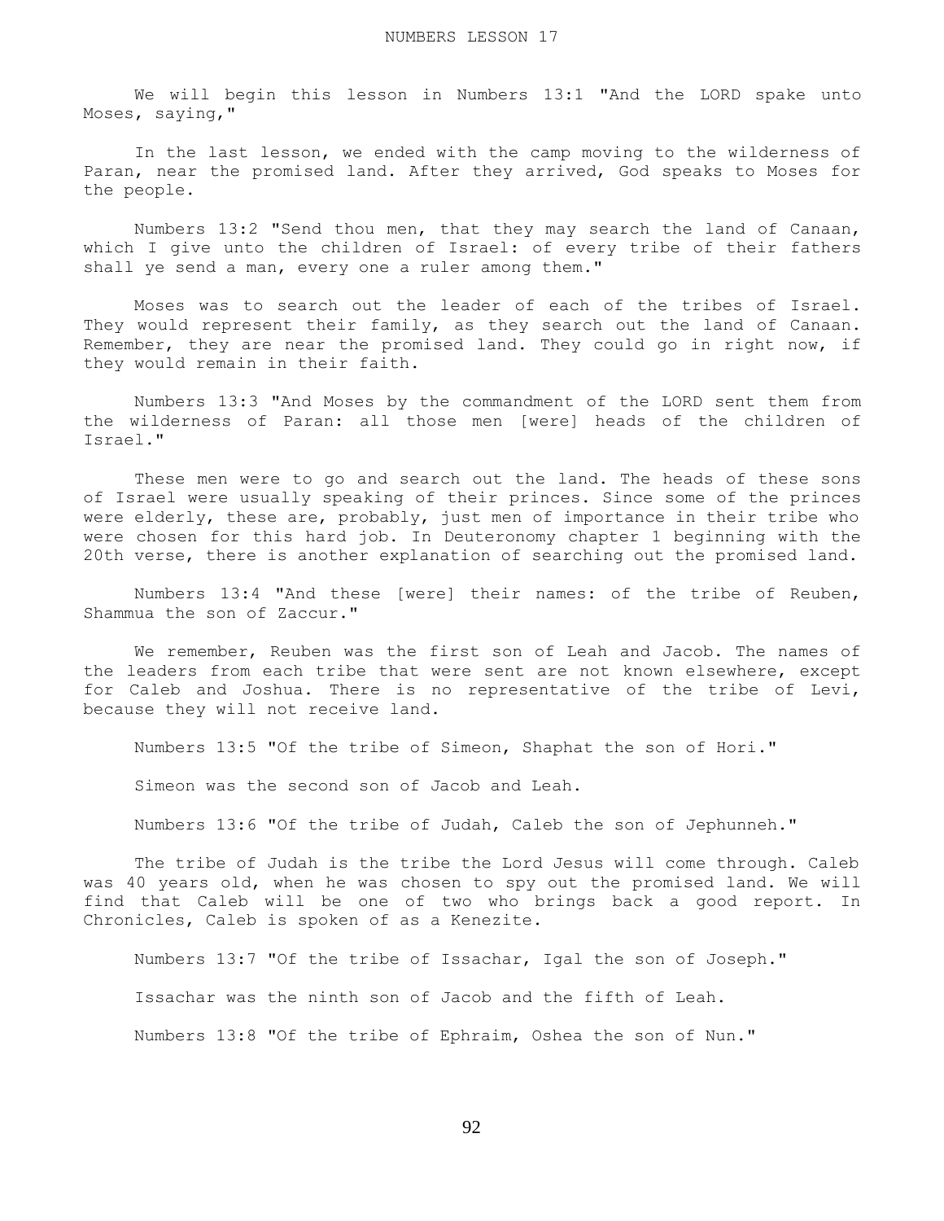# NUMBERS LESSON 17

We will begin this lesson in Numbers 13:1 "And the LORD spake unto Moses, saying,"

In the last lesson, we ended with the camp moving to the wilderness of Paran, near the promised land. After they arrived, God speaks to Moses for the people.

Numbers 13:2 "Send thou men, that they may search the land of Canaan, which I give unto the children of Israel: of every tribe of their fathers shall ye send a man, every one a ruler among them."

Moses was to search out the leader of each of the tribes of Israel. They would represent their family, as they search out the land of Canaan. Remember, they are near the promised land. They could go in right now, if they would remain in their faith.

Numbers 13:3 "And Moses by the commandment of the LORD sent them from the wilderness of Paran: all those men [were] heads of the children of Israel."

These men were to go and search out the land. The heads of these sons of Israel were usually speaking of their princes. Since some of the princes were elderly, these are, probably, just men of importance in their tribe who were chosen for this hard job. In Deuteronomy chapter 1 beginning with the 20th verse, there is another explanation of searching out the promised land.

Numbers 13:4 "And these [were] their names: of the tribe of Reuben, Shammua the son of Zaccur."

We remember, Reuben was the first son of Leah and Jacob. The names of the leaders from each tribe that were sent are not known elsewhere, except for Caleb and Joshua. There is no representative of the tribe of Levi, because they will not receive land.

Numbers 13:5 "Of the tribe of Simeon, Shaphat the son of Hori."

Simeon was the second son of Jacob and Leah.

Numbers 13:6 "Of the tribe of Judah, Caleb the son of Jephunneh."

The tribe of Judah is the tribe the Lord Jesus will come through. Caleb was 40 years old, when he was chosen to spy out the promised land. We will find that Caleb will be one of two who brings back a good report. In Chronicles, Caleb is spoken of as a Kenezite.

Numbers 13:7 "Of the tribe of Issachar, Igal the son of Joseph."

Issachar was the ninth son of Jacob and the fifth of Leah.

Numbers 13:8 "Of the tribe of Ephraim, Oshea the son of Nun."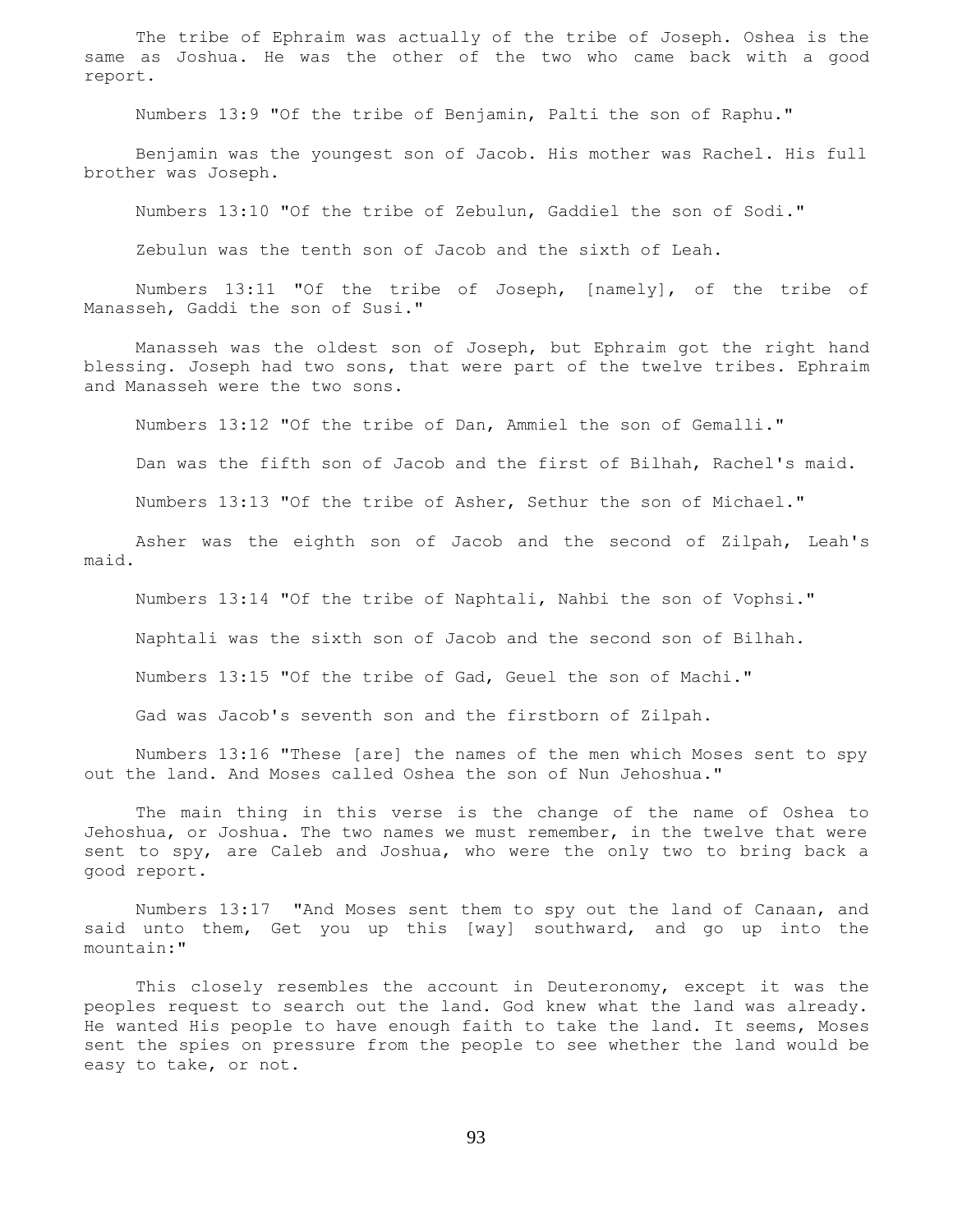The tribe of Ephraim was actually of the tribe of Joseph. Oshea is the same as Joshua. He was the other of the two who came back with a good report.

Numbers 13:9 "Of the tribe of Benjamin, Palti the son of Raphu."

Benjamin was the youngest son of Jacob. His mother was Rachel. His full brother was Joseph.

Numbers 13:10 "Of the tribe of Zebulun, Gaddiel the son of Sodi."

Zebulun was the tenth son of Jacob and the sixth of Leah.

Numbers 13:11 "Of the tribe of Joseph, [namely], of the tribe of Manasseh, Gaddi the son of Susi."

Manasseh was the oldest son of Joseph, but Ephraim got the right hand blessing. Joseph had two sons, that were part of the twelve tribes. Ephraim and Manasseh were the two sons.

Numbers 13:12 "Of the tribe of Dan, Ammiel the son of Gemalli."

Dan was the fifth son of Jacob and the first of Bilhah, Rachel's maid.

Numbers 13:13 "Of the tribe of Asher, Sethur the son of Michael."

Asher was the eighth son of Jacob and the second of Zilpah, Leah's maid.

Numbers 13:14 "Of the tribe of Naphtali, Nahbi the son of Vophsi."

Naphtali was the sixth son of Jacob and the second son of Bilhah.

Numbers 13:15 "Of the tribe of Gad, Geuel the son of Machi."

Gad was Jacob's seventh son and the firstborn of Zilpah.

Numbers 13:16 "These [are] the names of the men which Moses sent to spy out the land. And Moses called Oshea the son of Nun Jehoshua."

The main thing in this verse is the change of the name of Oshea to Jehoshua, or Joshua. The two names we must remember, in the twelve that were sent to spy, are Caleb and Joshua, who were the only two to bring back a good report.

Numbers 13:17 "And Moses sent them to spy out the land of Canaan, and said unto them, Get you up this [way] southward, and go up into the mountain:"

This closely resembles the account in Deuteronomy, except it was the peoples request to search out the land. God knew what the land was already. He wanted His people to have enough faith to take the land. It seems, Moses sent the spies on pressure from the people to see whether the land would be easy to take, or not.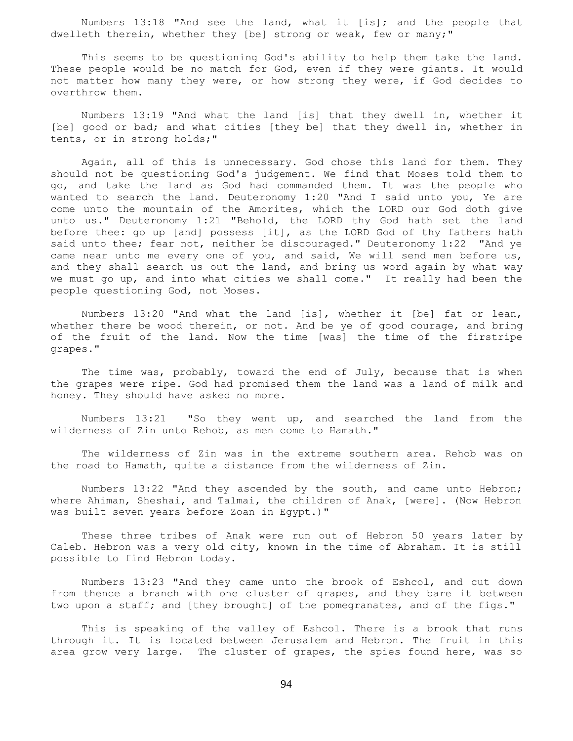Numbers 13:18 "And see the land, what it [is]; and the people that dwelleth therein, whether they [be] strong or weak, few or many;"

This seems to be questioning God's ability to help them take the land. These people would be no match for God, even if they were giants. It would not matter how many they were, or how strong they were, if God decides to overthrow them.

Numbers 13:19 "And what the land [is] that they dwell in, whether it [be] good or bad; and what cities [they be] that they dwell in, whether in tents, or in strong holds;"

Again, all of this is unnecessary. God chose this land for them. They should not be questioning God's judgement. We find that Moses told them to go, and take the land as God had commanded them. It was the people who wanted to search the land. Deuteronomy 1:20 "And I said unto you, Ye are come unto the mountain of the Amorites, which the LORD our God doth give unto us." Deuteronomy 1:21 "Behold, the LORD thy God hath set the land before thee: go up [and] possess [it], as the LORD God of thy fathers hath said unto thee; fear not, neither be discouraged." Deuteronomy 1:22 "And ye came near unto me every one of you, and said, We will send men before us, and they shall search us out the land, and bring us word again by what way we must go up, and into what cities we shall come." It really had been the people questioning God, not Moses.

Numbers 13:20 "And what the land [is], whether it [be] fat or lean, whether there be wood therein, or not. And be ye of good courage, and bring of the fruit of the land. Now the time [was] the time of the firstripe grapes."

The time was, probably, toward the end of July, because that is when the grapes were ripe. God had promised them the land was a land of milk and honey. They should have asked no more.

Numbers 13:21 "So they went up, and searched the land from the wilderness of Zin unto Rehob, as men come to Hamath."

The wilderness of Zin was in the extreme southern area. Rehob was on the road to Hamath, quite a distance from the wilderness of Zin.

Numbers 13:22 "And they ascended by the south, and came unto Hebron; where Ahiman, Sheshai, and Talmai, the children of Anak, [were]. (Now Hebron was built seven years before Zoan in Egypt.)"

These three tribes of Anak were run out of Hebron 50 years later by Caleb. Hebron was a very old city, known in the time of Abraham. It is still possible to find Hebron today.

Numbers 13:23 "And they came unto the brook of Eshcol, and cut down from thence a branch with one cluster of grapes, and they bare it between two upon a staff; and [they brought] of the pomegranates, and of the figs."

This is speaking of the valley of Eshcol. There is a brook that runs through it. It is located between Jerusalem and Hebron. The fruit in this area grow very large. The cluster of grapes, the spies found here, was so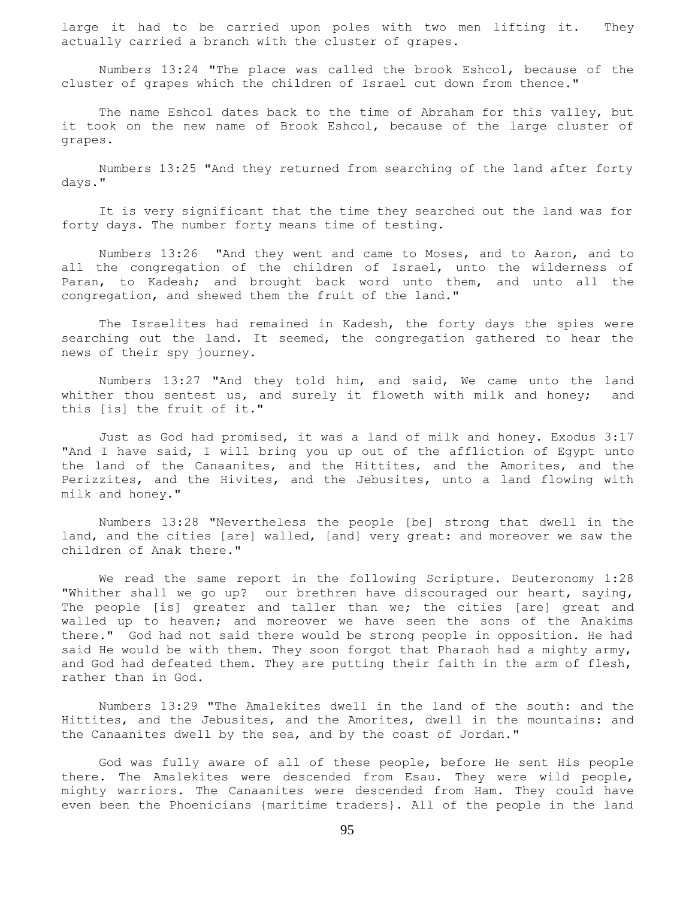large it had to be carried upon poles with two men lifting it. They actually carried a branch with the cluster of grapes.

Numbers 13:24 "The place was called the brook Eshcol, because of the cluster of grapes which the children of Israel cut down from thence."

The name Eshcol dates back to the time of Abraham for this valley, but it took on the new name of Brook Eshcol, because of the large cluster of grapes.

Numbers 13:25 "And they returned from searching of the land after forty days."

It is very significant that the time they searched out the land was for forty days. The number forty means time of testing.

Numbers 13:26 "And they went and came to Moses, and to Aaron, and to all the congregation of the children of Israel, unto the wilderness of Paran, to Kadesh; and brought back word unto them, and unto all the congregation, and shewed them the fruit of the land."

The Israelites had remained in Kadesh, the forty days the spies were searching out the land. It seemed, the congregation gathered to hear the news of their spy journey.

Numbers 13:27 "And they told him, and said, We came unto the land whither thou sentest us, and surely it floweth with milk and honey; and this [is] the fruit of it."

Just as God had promised, it was a land of milk and honey. Exodus 3:17 "And I have said, I will bring you up out of the affliction of Egypt unto the land of the Canaanites, and the Hittites, and the Amorites, and the Perizzites, and the Hivites, and the Jebusites, unto a land flowing with milk and honey."

Numbers 13:28 "Nevertheless the people [be] strong that dwell in the land, and the cities [are] walled, [and] very great: and moreover we saw the children of Anak there."

We read the same report in the following Scripture. Deuteronomy 1:28 "Whither shall we go up? our brethren have discouraged our heart, saying, The people [is] greater and taller than we; the cities [are] great and walled up to heaven; and moreover we have seen the sons of the Anakims there." God had not said there would be strong people in opposition. He had said He would be with them. They soon forgot that Pharaoh had a mighty army, and God had defeated them. They are putting their faith in the arm of flesh, rather than in God.

Numbers 13:29 "The Amalekites dwell in the land of the south: and the Hittites, and the Jebusites, and the Amorites, dwell in the mountains: and the Canaanites dwell by the sea, and by the coast of Jordan."

God was fully aware of all of these people, before He sent His people there. The Amalekites were descended from Esau. They were wild people, mighty warriors. The Canaanites were descended from Ham. They could have even been the Phoenicians {maritime traders}. All of the people in the land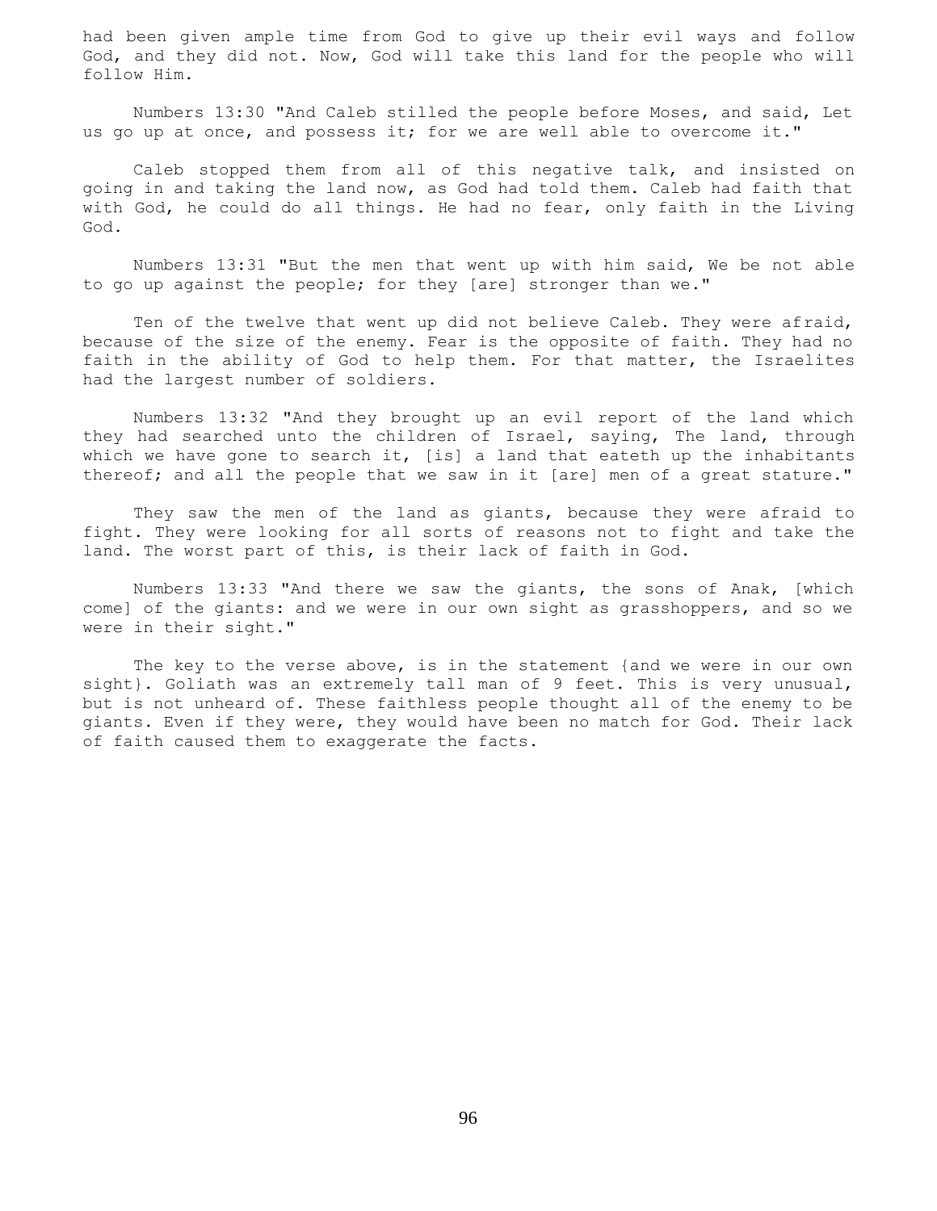had been given ample time from God to give up their evil ways and follow God, and they did not. Now, God will take this land for the people who will follow Him.

Numbers 13:30 "And Caleb stilled the people before Moses, and said, Let us go up at once, and possess it; for we are well able to overcome it."

Caleb stopped them from all of this negative talk, and insisted on going in and taking the land now, as God had told them. Caleb had faith that with God, he could do all things. He had no fear, only faith in the Living God.

Numbers 13:31 "But the men that went up with him said, We be not able to go up against the people; for they [are] stronger than we."

Ten of the twelve that went up did not believe Caleb. They were afraid, because of the size of the enemy. Fear is the opposite of faith. They had no faith in the ability of God to help them. For that matter, the Israelites had the largest number of soldiers.

Numbers 13:32 "And they brought up an evil report of the land which they had searched unto the children of Israel, saying, The land, through which we have gone to search it, [is] a land that eateth up the inhabitants thereof; and all the people that we saw in it [are] men of a great stature."

They saw the men of the land as giants, because they were afraid to fight. They were looking for all sorts of reasons not to fight and take the land. The worst part of this, is their lack of faith in God.

Numbers 13:33 "And there we saw the giants, the sons of Anak, [which come] of the giants: and we were in our own sight as grasshoppers, and so we were in their sight."

The key to the verse above, is in the statement {and we were in our own sight}. Goliath was an extremely tall man of 9 feet. This is very unusual, but is not unheard of. These faithless people thought all of the enemy to be giants. Even if they were, they would have been no match for God. Their lack of faith caused them to exaggerate the facts.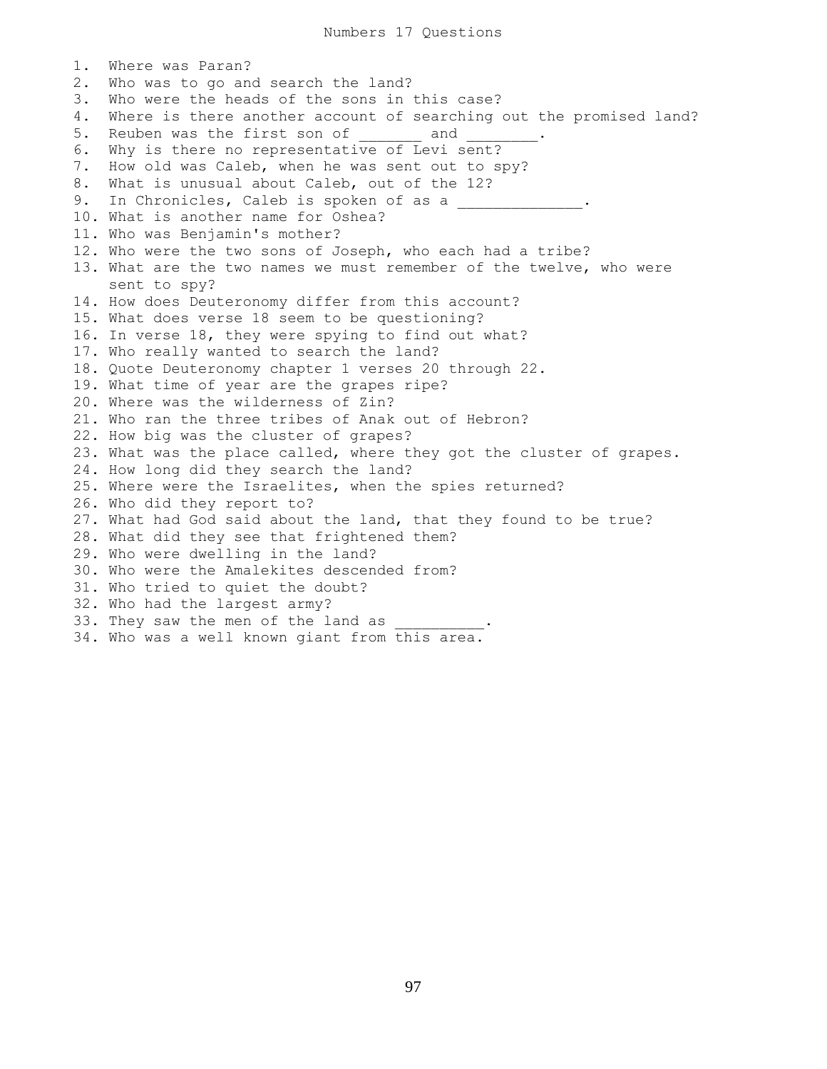# Numbers 17 Questions

1. Where was Paran?
2. Who was to go and search the land?
3. Who were the heads of the sons in this case?
4. Where is there another account of searching out the promised land?
5. Reuben was the first son of _______ and ________.
6. Why is there no representative of Levi sent?
7. How old was Caleb, when he was sent out to spy?
8. What is unusual about Caleb, out of the 12?
9. In Chronicles, Caleb is spoken of as a ______________.
10. What is another name for Oshea?
11. Who was Benjamin's mother?
12. Who were the two sons of Joseph, who each had a tribe?
13. What are the two names we must remember of the twelve, who were sent to spy?
14. How does Deuteronomy differ from this account?
15. What does verse 18 seem to be questioning?
16. In verse 18, they were spying to find out what?
17. Who really wanted to search the land?
18. Quote Deuteronomy chapter 1 verses 20 through 22.
19. What time of year are the grapes ripe?
20. Where was the wilderness of Zin?
21. Who ran the three tribes of Anak out of Hebron?
22. How big was the cluster of grapes?
23. What was the place called, where they got the cluster of grapes.
24. How long did they search the land?
25. Where were the Israelites, when the spies returned?
26. Who did they report to?
27. What had God said about the land, that they found to be true?
28. What did they see that frightened them?
29. Who were dwelling in the land?
30. Who were the Amalekites descended from?
31. Who tried to quiet the doubt?
32. Who had the largest army?
33. They saw the men of the land as __________.
34. Who was a well known giant from this area.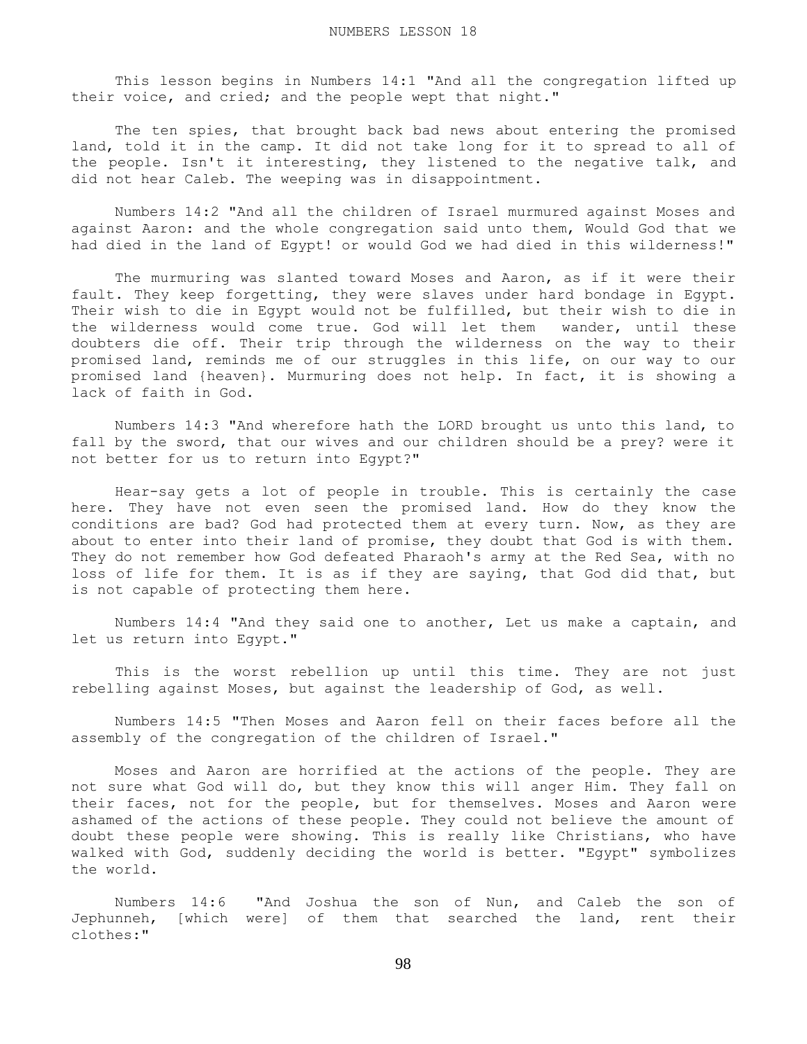# NUMBERS LESSON 18

This lesson begins in Numbers 14:1 "And all the congregation lifted up their voice, and cried; and the people wept that night."

The ten spies, that brought back bad news about entering the promised land, told it in the camp. It did not take long for it to spread to all of the people. Isn't it interesting, they listened to the negative talk, and did not hear Caleb. The weeping was in disappointment.

Numbers 14:2 "And all the children of Israel murmured against Moses and against Aaron: and the whole congregation said unto them, Would God that we had died in the land of Egypt! or would God we had died in this wilderness!"

The murmuring was slanted toward Moses and Aaron, as if it were their fault. They keep forgetting, they were slaves under hard bondage in Egypt. Their wish to die in Egypt would not be fulfilled, but their wish to die in the wilderness would come true. God will let them wander, until these doubters die off. Their trip through the wilderness on the way to their promised land, reminds me of our struggles in this life, on our way to our promised land {heaven}. Murmuring does not help. In fact, it is showing a lack of faith in God.

Numbers 14:3 "And wherefore hath the LORD brought us unto this land, to fall by the sword, that our wives and our children should be a prey? were it not better for us to return into Egypt?"

Hear-say gets a lot of people in trouble. This is certainly the case here. They have not even seen the promised land. How do they know the conditions are bad? God had protected them at every turn. Now, as they are about to enter into their land of promise, they doubt that God is with them. They do not remember how God defeated Pharaoh's army at the Red Sea, with no loss of life for them. It is as if they are saying, that God did that, but is not capable of protecting them here.

Numbers 14:4 "And they said one to another, Let us make a captain, and let us return into Egypt."

This is the worst rebellion up until this time. They are not just rebelling against Moses, but against the leadership of God, as well.

Numbers 14:5 "Then Moses and Aaron fell on their faces before all the assembly of the congregation of the children of Israel."

Moses and Aaron are horrified at the actions of the people. They are not sure what God will do, but they know this will anger Him. They fall on their faces, not for the people, but for themselves. Moses and Aaron were ashamed of the actions of these people. They could not believe the amount of doubt these people were showing. This is really like Christians, who have walked with God, suddenly deciding the world is better. "Egypt" symbolizes the world.

Numbers 14:6 "And Joshua the son of Nun, and Caleb the son of Jephunneh, [which were] of them that searched the land, rent their clothes:"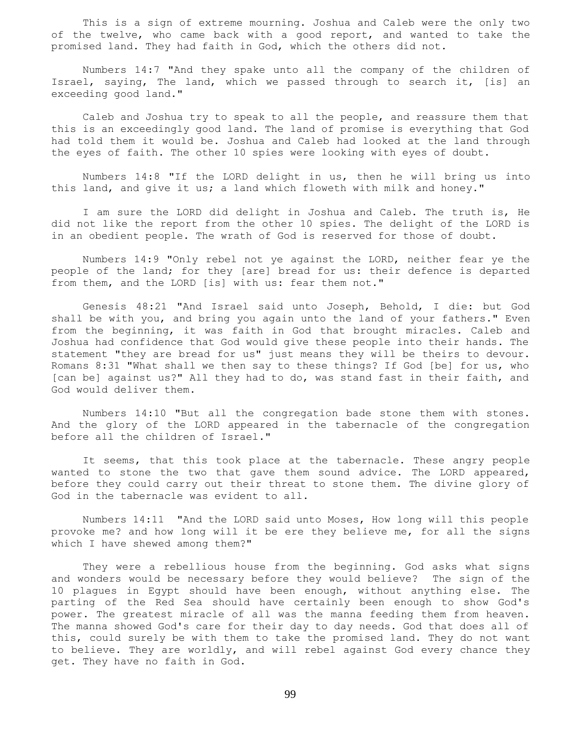This is a sign of extreme mourning. Joshua and Caleb were the only two of the twelve, who came back with a good report, and wanted to take the promised land. They had faith in God, which the others did not.

Numbers 14:7 "And they spake unto all the company of the children of Israel, saying, The land, which we passed through to search it, [is] an exceeding good land."

Caleb and Joshua try to speak to all the people, and reassure them that this is an exceedingly good land. The land of promise is everything that God had told them it would be. Joshua and Caleb had looked at the land through the eyes of faith. The other 10 spies were looking with eyes of doubt.

Numbers 14:8 "If the LORD delight in us, then he will bring us into this land, and give it us; a land which floweth with milk and honey."

I am sure the LORD did delight in Joshua and Caleb. The truth is, He did not like the report from the other 10 spies. The delight of the LORD is in an obedient people. The wrath of God is reserved for those of doubt.

Numbers 14:9 "Only rebel not ye against the LORD, neither fear ye the people of the land; for they [are] bread for us: their defence is departed from them, and the LORD [is] with us: fear them not."

Genesis 48:21 "And Israel said unto Joseph, Behold, I die: but God shall be with you, and bring you again unto the land of your fathers." Even from the beginning, it was faith in God that brought miracles. Caleb and Joshua had confidence that God would give these people into their hands. The statement "they are bread for us" just means they will be theirs to devour. Romans 8:31 "What shall we then say to these things? If God [be] for us, who [can be] against us?" All they had to do, was stand fast in their faith, and God would deliver them.

Numbers 14:10 "But all the congregation bade stone them with stones. And the glory of the LORD appeared in the tabernacle of the congregation before all the children of Israel."

It seems, that this took place at the tabernacle. These angry people wanted to stone the two that gave them sound advice. The LORD appeared, before they could carry out their threat to stone them. The divine glory of God in the tabernacle was evident to all.

Numbers 14:11 "And the LORD said unto Moses, How long will this people provoke me? and how long will it be ere they believe me, for all the signs which I have shewed among them?"

They were a rebellious house from the beginning. God asks what signs and wonders would be necessary before they would believe? The sign of the 10 plagues in Egypt should have been enough, without anything else. The parting of the Red Sea should have certainly been enough to show God's power. The greatest miracle of all was the manna feeding them from heaven. The manna showed God's care for their day to day needs. God that does all of this, could surely be with them to take the promised land. They do not want to believe. They are worldly, and will rebel against God every chance they get. They have no faith in God.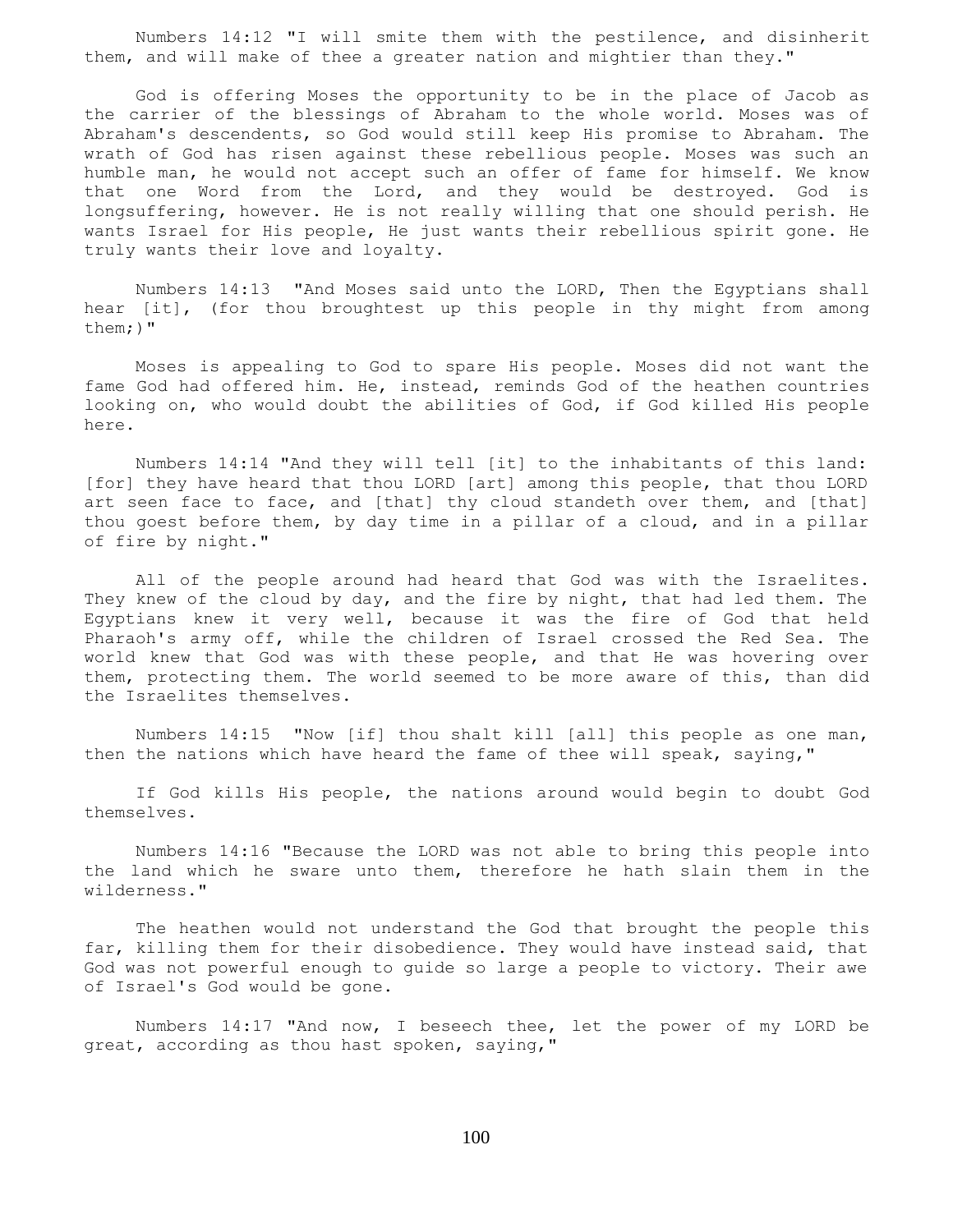Numbers 14:12 "I will smite them with the pestilence, and disinherit them, and will make of thee a greater nation and mightier than they."

God is offering Moses the opportunity to be in the place of Jacob as the carrier of the blessings of Abraham to the whole world. Moses was of Abraham's descendents, so God would still keep His promise to Abraham. The wrath of God has risen against these rebellious people. Moses was such an humble man, he would not accept such an offer of fame for himself. We know that one Word from the Lord, and they would be destroyed. God is longsuffering, however. He is not really willing that one should perish. He wants Israel for His people, He just wants their rebellious spirit gone. He truly wants their love and loyalty.

Numbers 14:13 "And Moses said unto the LORD, Then the Egyptians shall hear [it], (for thou broughtest up this people in thy might from among them;)"

Moses is appealing to God to spare His people. Moses did not want the fame God had offered him. He, instead, reminds God of the heathen countries looking on, who would doubt the abilities of God, if God killed His people here.

Numbers 14:14 "And they will tell [it] to the inhabitants of this land: [for] they have heard that thou LORD [art] among this people, that thou LORD art seen face to face, and [that] thy cloud standeth over them, and [that] thou goest before them, by day time in a pillar of a cloud, and in a pillar of fire by night."

All of the people around had heard that God was with the Israelites. They knew of the cloud by day, and the fire by night, that had led them. The Egyptians knew it very well, because it was the fire of God that held Pharaoh's army off, while the children of Israel crossed the Red Sea. The world knew that God was with these people, and that He was hovering over them, protecting them. The world seemed to be more aware of this, than did the Israelites themselves.

Numbers 14:15 "Now [if] thou shalt kill [all] this people as one man, then the nations which have heard the fame of thee will speak, saying,"

If God kills His people, the nations around would begin to doubt God themselves.

Numbers 14:16 "Because the LORD was not able to bring this people into the land which he sware unto them, therefore he hath slain them in the wilderness."

The heathen would not understand the God that brought the people this far, killing them for their disobedience. They would have instead said, that God was not powerful enough to guide so large a people to victory. Their awe of Israel's God would be gone.

Numbers 14:17 "And now, I beseech thee, let the power of my LORD be great, according as thou hast spoken, saying,"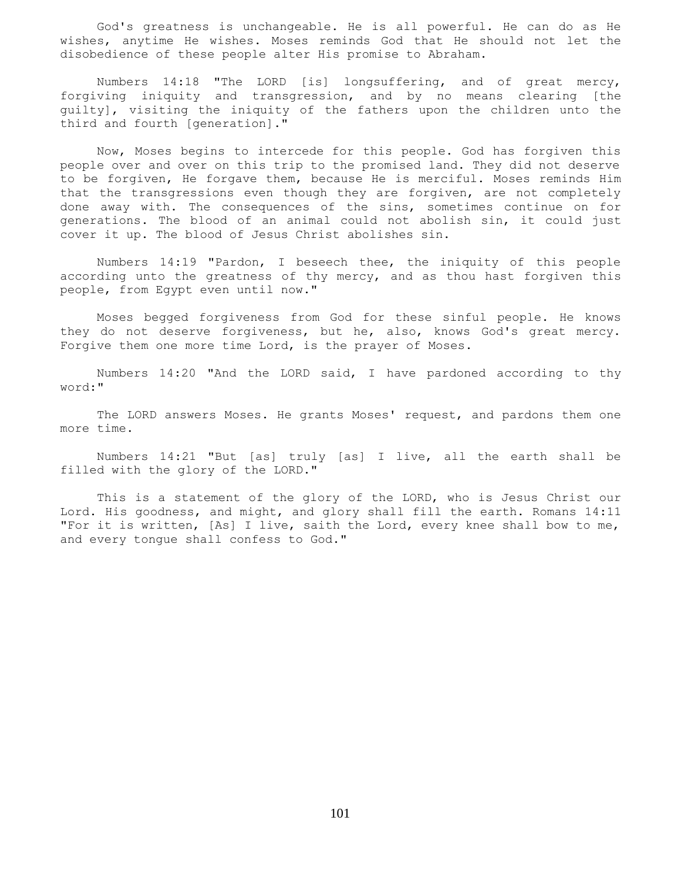God's greatness is unchangeable. He is all powerful. He can do as He wishes, anytime He wishes. Moses reminds God that He should not let the disobedience of these people alter His promise to Abraham.

Numbers 14:18 "The LORD [is] longsuffering, and of great mercy, forgiving iniquity and transgression, and by no means clearing [the guilty], visiting the iniquity of the fathers upon the children unto the third and fourth [generation]."

Now, Moses begins to intercede for this people. God has forgiven this people over and over on this trip to the promised land. They did not deserve to be forgiven, He forgave them, because He is merciful. Moses reminds Him that the transgressions even though they are forgiven, are not completely done away with. The consequences of the sins, sometimes continue on for generations. The blood of an animal could not abolish sin, it could just cover it up. The blood of Jesus Christ abolishes sin.

Numbers 14:19 "Pardon, I beseech thee, the iniquity of this people according unto the greatness of thy mercy, and as thou hast forgiven this people, from Egypt even until now."

Moses begged forgiveness from God for these sinful people. He knows they do not deserve forgiveness, but he, also, knows God's great mercy. Forgive them one more time Lord, is the prayer of Moses.

Numbers 14:20 "And the LORD said, I have pardoned according to thy word:"

The LORD answers Moses. He grants Moses' request, and pardons them one more time.

Numbers 14:21 "But [as] truly [as] I live, all the earth shall be filled with the glory of the LORD."

This is a statement of the glory of the LORD, who is Jesus Christ our Lord. His goodness, and might, and glory shall fill the earth. Romans 14:11 "For it is written, [As] I live, saith the Lord, every knee shall bow to me, and every tongue shall confess to God."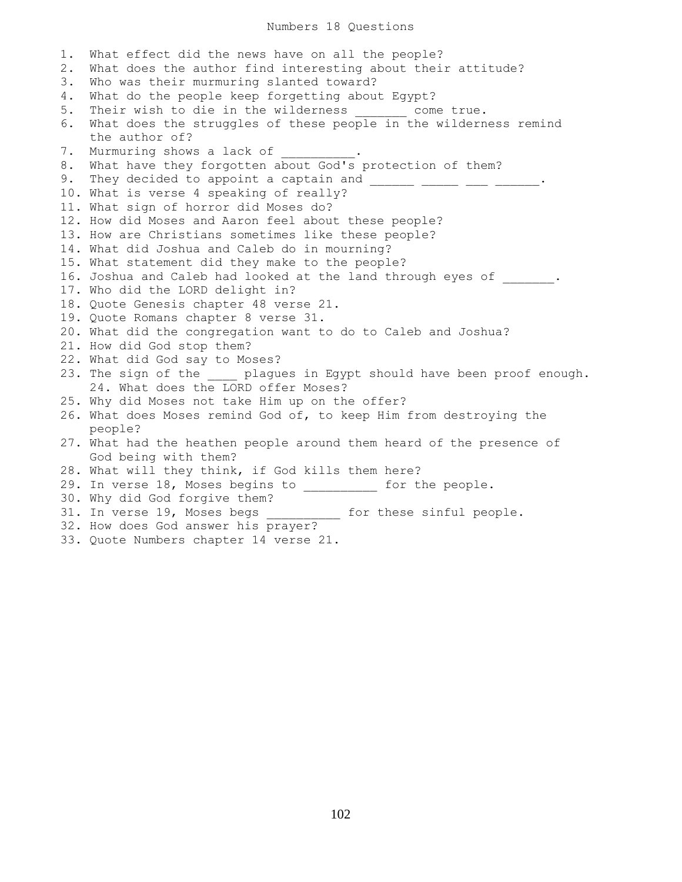# Numbers 18 Questions

1. What effect did the news have on all the people?
2. What does the author find interesting about their attitude?
3. Who was their murmuring slanted toward?
4. What do the people keep forgetting about Egypt?
5. Their wish to die in the wilderness _______ come true.
6. What does the struggles of these people in the wilderness remind the author of?
7. Murmuring shows a lack of __________.
8. What have they forgotten about God's protection of them?
9. They decided to appoint a captain and ______ _____ ___ ______.
10. What is verse 4 speaking of really?
11. What sign of horror did Moses do?
12. How did Moses and Aaron feel about these people?
13. How are Christians sometimes like these people?
14. What did Joshua and Caleb do in mourning?
15. What statement did they make to the people?
16. Joshua and Caleb had looked at the land through eyes of _______.
17. Who did the LORD delight in?
18. Quote Genesis chapter 48 verse 21.
19. Quote Romans chapter 8 verse 31.
20. What did the congregation want to do to Caleb and Joshua?
21. How did God stop them?
22. What did God say to Moses?
23. The sign of the ____ plagues in Egypt should have been proof enough.
24. What does the LORD offer Moses?
25. Why did Moses not take Him up on the offer?
26. What does Moses remind God of, to keep Him from destroying the people?
27. What had the heathen people around them heard of the presence of God being with them?
28. What will they think, if God kills them here?
29. In verse 18, Moses begins to __________ for the people.
30. Why did God forgive them?
31. In verse 19, Moses begs __________ for these sinful people.
32. How does God answer his prayer?
33. Quote Numbers chapter 14 verse 21.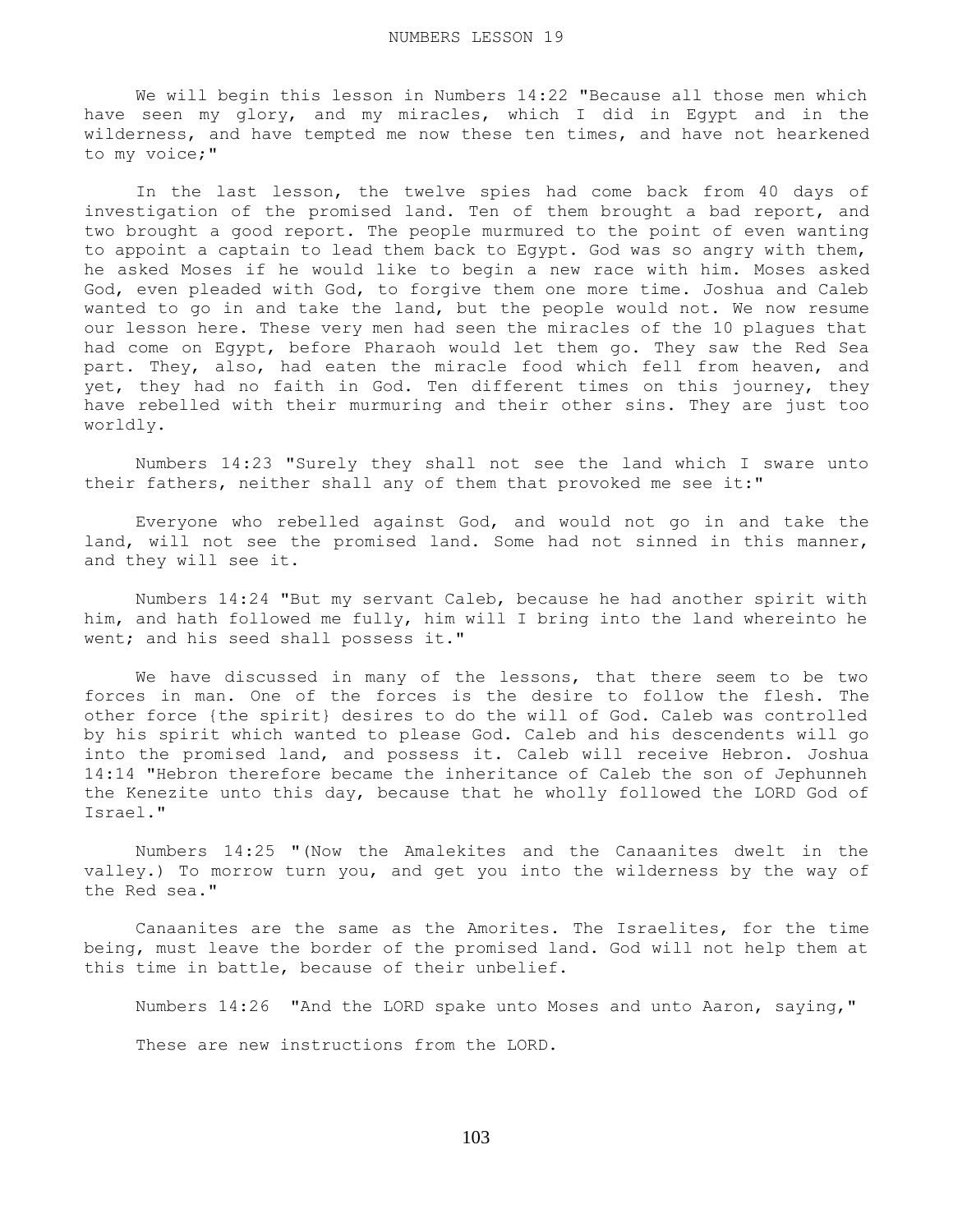# NUMBERS LESSON 19

We will begin this lesson in Numbers 14:22 "Because all those men which have seen my glory, and my miracles, which I did in Egypt and in the wilderness, and have tempted me now these ten times, and have not hearkened to my voice;"

In the last lesson, the twelve spies had come back from 40 days of investigation of the promised land. Ten of them brought a bad report, and two brought a good report. The people murmured to the point of even wanting to appoint a captain to lead them back to Egypt. God was so angry with them, he asked Moses if he would like to begin a new race with him. Moses asked God, even pleaded with God, to forgive them one more time. Joshua and Caleb wanted to go in and take the land, but the people would not. We now resume our lesson here. These very men had seen the miracles of the 10 plagues that had come on Egypt, before Pharaoh would let them go. They saw the Red Sea part. They, also, had eaten the miracle food which fell from heaven, and yet, they had no faith in God. Ten different times on this journey, they have rebelled with their murmuring and their other sins. They are just too worldly.

Numbers 14:23 "Surely they shall not see the land which I sware unto their fathers, neither shall any of them that provoked me see it:"

Everyone who rebelled against God, and would not go in and take the land, will not see the promised land. Some had not sinned in this manner, and they will see it.

Numbers 14:24 "But my servant Caleb, because he had another spirit with him, and hath followed me fully, him will I bring into the land whereinto he went; and his seed shall possess it."

We have discussed in many of the lessons, that there seem to be two forces in man. One of the forces is the desire to follow the flesh. The other force {the spirit} desires to do the will of God. Caleb was controlled by his spirit which wanted to please God. Caleb and his descendents will go into the promised land, and possess it. Caleb will receive Hebron. Joshua 14:14 "Hebron therefore became the inheritance of Caleb the son of Jephunneh the Kenezite unto this day, because that he wholly followed the LORD God of Israel."

Numbers 14:25 "(Now the Amalekites and the Canaanites dwelt in the valley.) To morrow turn you, and get you into the wilderness by the way of the Red sea."

Canaanites are the same as the Amorites. The Israelites, for the time being, must leave the border of the promised land. God will not help them at this time in battle, because of their unbelief.

Numbers 14:26 "And the LORD spake unto Moses and unto Aaron, saying,"

These are new instructions from the LORD.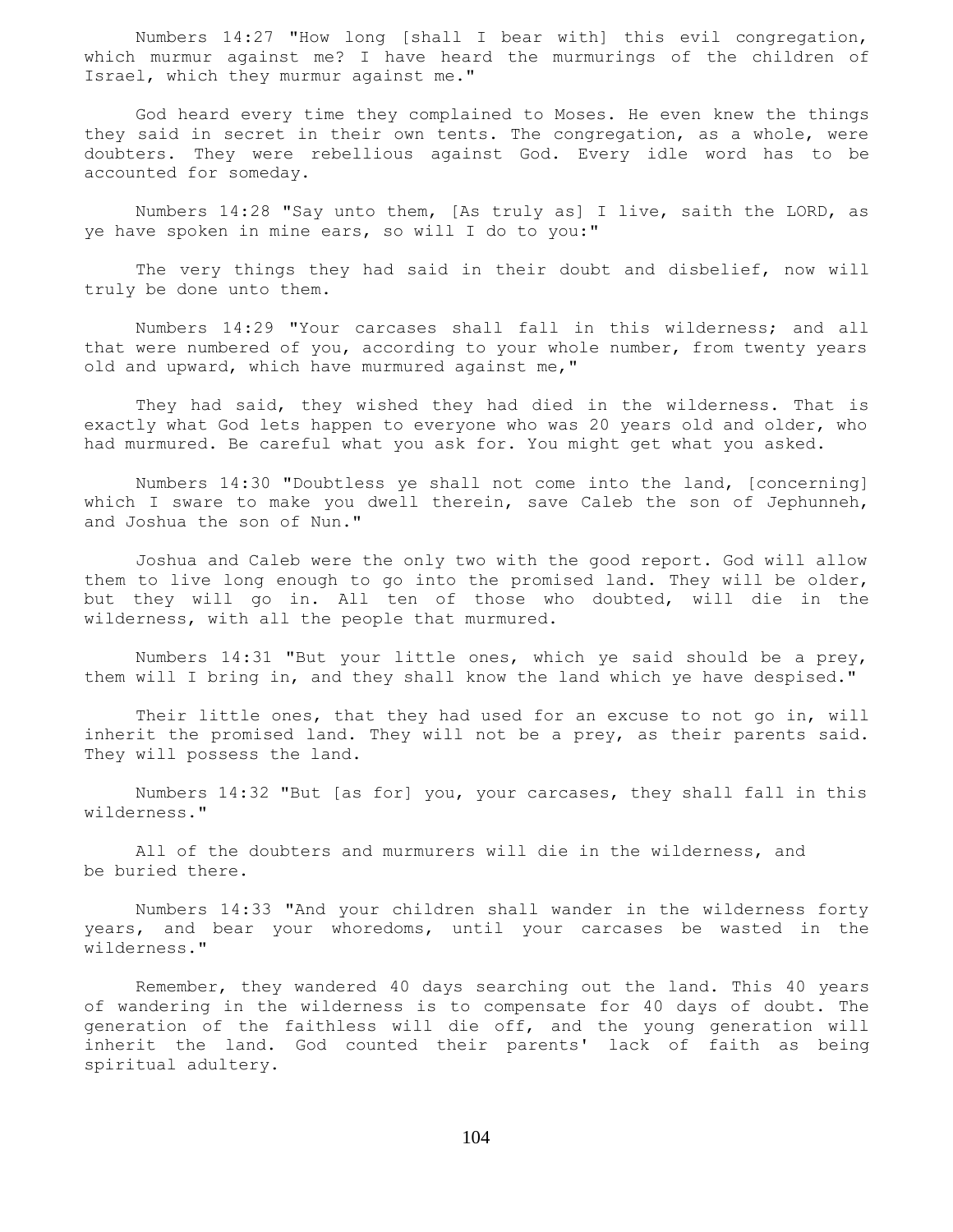Numbers 14:27 "How long [shall I bear with] this evil congregation, which murmur against me? I have heard the murmurings of the children of Israel, which they murmur against me."

God heard every time they complained to Moses. He even knew the things they said in secret in their own tents. The congregation, as a whole, were doubters. They were rebellious against God. Every idle word has to be accounted for someday.

Numbers 14:28 "Say unto them, [As truly as] I live, saith the LORD, as ye have spoken in mine ears, so will I do to you:"

The very things they had said in their doubt and disbelief, now will truly be done unto them.

Numbers 14:29 "Your carcases shall fall in this wilderness; and all that were numbered of you, according to your whole number, from twenty years old and upward, which have murmured against me,"

They had said, they wished they had died in the wilderness. That is exactly what God lets happen to everyone who was 20 years old and older, who had murmured. Be careful what you ask for. You might get what you asked.

Numbers 14:30 "Doubtless ye shall not come into the land, [concerning] which I sware to make you dwell therein, save Caleb the son of Jephunneh, and Joshua the son of Nun."

Joshua and Caleb were the only two with the good report. God will allow them to live long enough to go into the promised land. They will be older, but they will go in. All ten of those who doubted, will die in the wilderness, with all the people that murmured.

Numbers 14:31 "But your little ones, which ye said should be a prey, them will I bring in, and they shall know the land which ye have despised."

Their little ones, that they had used for an excuse to not go in, will inherit the promised land. They will not be a prey, as their parents said. They will possess the land.

Numbers 14:32 "But [as for] you, your carcases, they shall fall in this wilderness."

All of the doubters and murmurers will die in the wilderness, and be buried there.

Numbers 14:33 "And your children shall wander in the wilderness forty years, and bear your whoredoms, until your carcases be wasted in the wilderness."

Remember, they wandered 40 days searching out the land. This 40 years of wandering in the wilderness is to compensate for 40 days of doubt. The generation of the faithless will die off, and the young generation will inherit the land. God counted their parents' lack of faith as being spiritual adultery.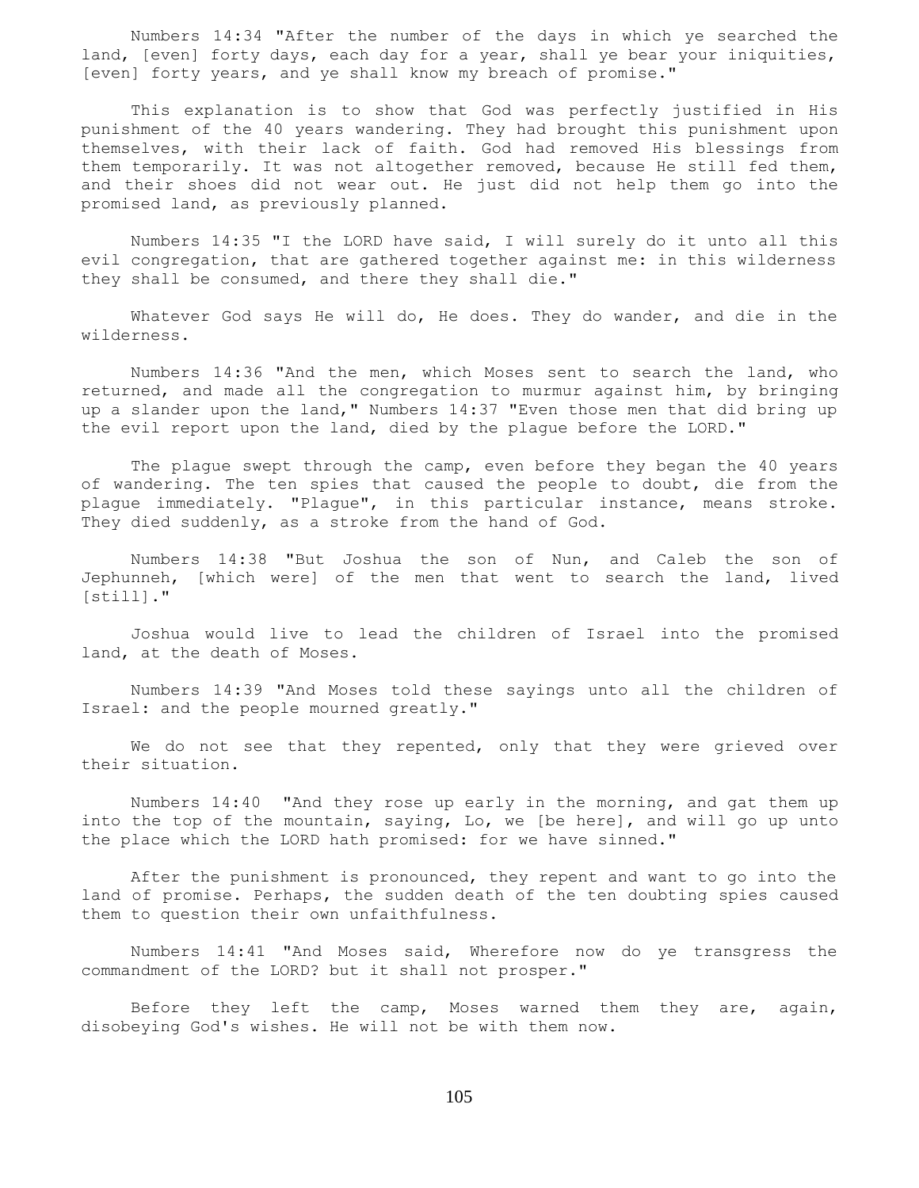Numbers 14:34 "After the number of the days in which ye searched the land, [even] forty days, each day for a year, shall ye bear your iniquities, [even] forty years, and ye shall know my breach of promise."

This explanation is to show that God was perfectly justified in His punishment of the 40 years wandering. They had brought this punishment upon themselves, with their lack of faith. God had removed His blessings from them temporarily. It was not altogether removed, because He still fed them, and their shoes did not wear out. He just did not help them go into the promised land, as previously planned.

Numbers 14:35 "I the LORD have said, I will surely do it unto all this evil congregation, that are gathered together against me: in this wilderness they shall be consumed, and there they shall die."

Whatever God says He will do, He does. They do wander, and die in the wilderness.

Numbers 14:36 "And the men, which Moses sent to search the land, who returned, and made all the congregation to murmur against him, by bringing up a slander upon the land," Numbers 14:37 "Even those men that did bring up the evil report upon the land, died by the plague before the LORD."

The plague swept through the camp, even before they began the 40 years of wandering. The ten spies that caused the people to doubt, die from the plague immediately. "Plague", in this particular instance, means stroke. They died suddenly, as a stroke from the hand of God.

Numbers 14:38 "But Joshua the son of Nun, and Caleb the son of Jephunneh, [which were] of the men that went to search the land, lived [still]."

Joshua would live to lead the children of Israel into the promised land, at the death of Moses.

Numbers 14:39 "And Moses told these sayings unto all the children of Israel: and the people mourned greatly."

We do not see that they repented, only that they were grieved over their situation.

Numbers 14:40 "And they rose up early in the morning, and gat them up into the top of the mountain, saying, Lo, we [be here], and will go up unto the place which the LORD hath promised: for we have sinned."

After the punishment is pronounced, they repent and want to go into the land of promise. Perhaps, the sudden death of the ten doubting spies caused them to question their own unfaithfulness.

Numbers 14:41 "And Moses said, Wherefore now do ye transgress the commandment of the LORD? but it shall not prosper."

Before they left the camp, Moses warned them they are, again, disobeying God's wishes. He will not be with them now.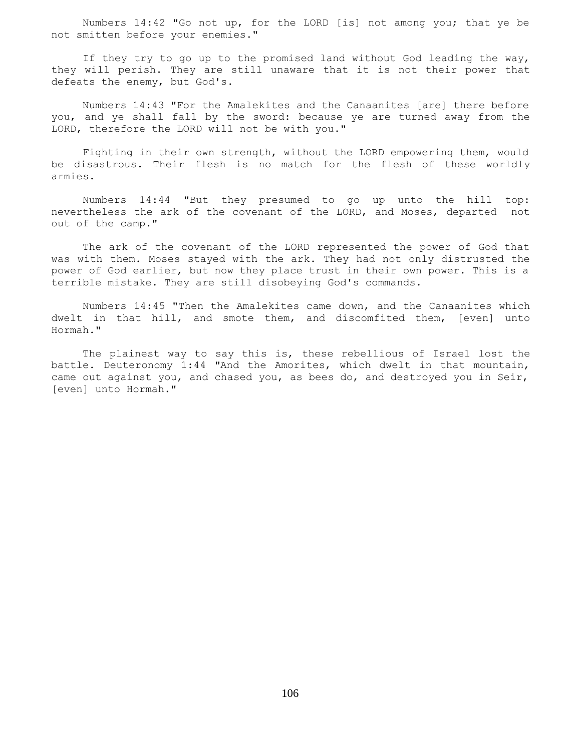Numbers 14:42 "Go not up, for the LORD [is] not among you; that ye be not smitten before your enemies."

If they try to go up to the promised land without God leading the way, they will perish. They are still unaware that it is not their power that defeats the enemy, but God's.

Numbers 14:43 "For the Amalekites and the Canaanites [are] there before you, and ye shall fall by the sword: because ye are turned away from the LORD, therefore the LORD will not be with you."

Fighting in their own strength, without the LORD empowering them, would be disastrous. Their flesh is no match for the flesh of these worldly armies.

Numbers 14:44 "But they presumed to go up unto the hill top: nevertheless the ark of the covenant of the LORD, and Moses, departed not out of the camp."

The ark of the covenant of the LORD represented the power of God that was with them. Moses stayed with the ark. They had not only distrusted the power of God earlier, but now they place trust in their own power. This is a terrible mistake. They are still disobeying God's commands.

Numbers 14:45 "Then the Amalekites came down, and the Canaanites which dwelt in that hill, and smote them, and discomfited them, [even] unto Hormah."

The plainest way to say this is, these rebellious of Israel lost the battle. Deuteronomy 1:44 "And the Amorites, which dwelt in that mountain, came out against you, and chased you, as bees do, and destroyed you in Seir, [even] unto Hormah."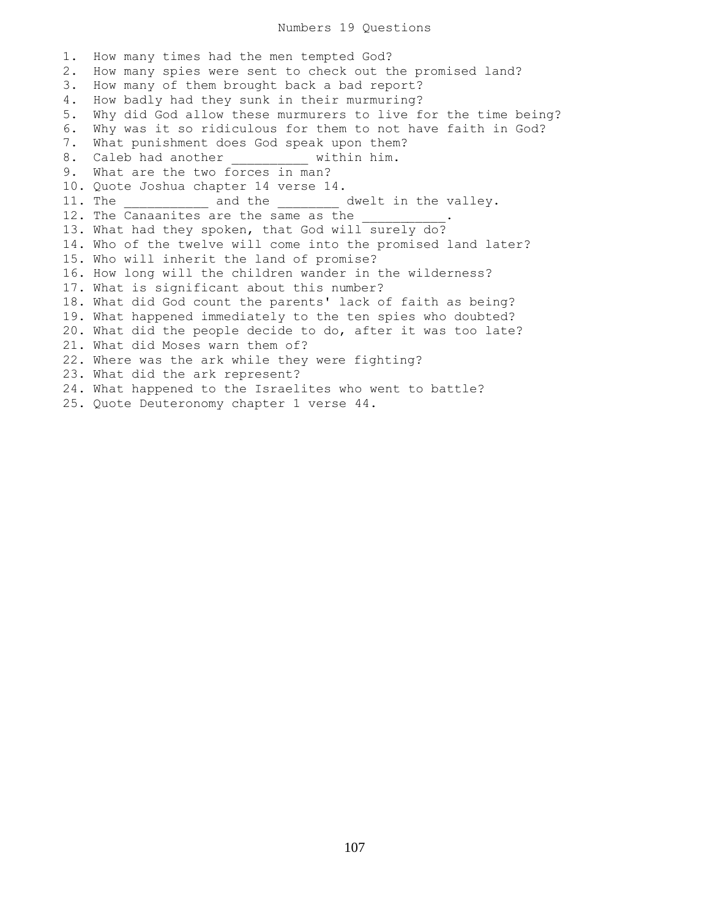# Numbers 19 Questions

1. How many times had the men tempted God?
2. How many spies were sent to check out the promised land?
3. How many of them brought back a bad report?
4. How badly had they sunk in their murmuring?
5. Why did God allow these murmurers to live for the time being?
6. Why was it so ridiculous for them to not have faith in God?
7. What punishment does God speak upon them?
8. Caleb had another __________ within him.
9. What are the two forces in man?
10. Quote Joshua chapter 14 verse 14.
11. The ___________ and the ________ dwelt in the valley.
12. The Canaanites are the same as the ___________.
13. What had they spoken, that God will surely do?
14. Who of the twelve will come into the promised land later?
15. Who will inherit the land of promise?
16. How long will the children wander in the wilderness?
17. What is significant about this number?
18. What did God count the parents' lack of faith as being?
19. What happened immediately to the ten spies who doubted?
20. What did the people decide to do, after it was too late?
21. What did Moses warn them of?
22. Where was the ark while they were fighting?
23. What did the ark represent?
24. What happened to the Israelites who went to battle?
25. Quote Deuteronomy chapter 1 verse 44.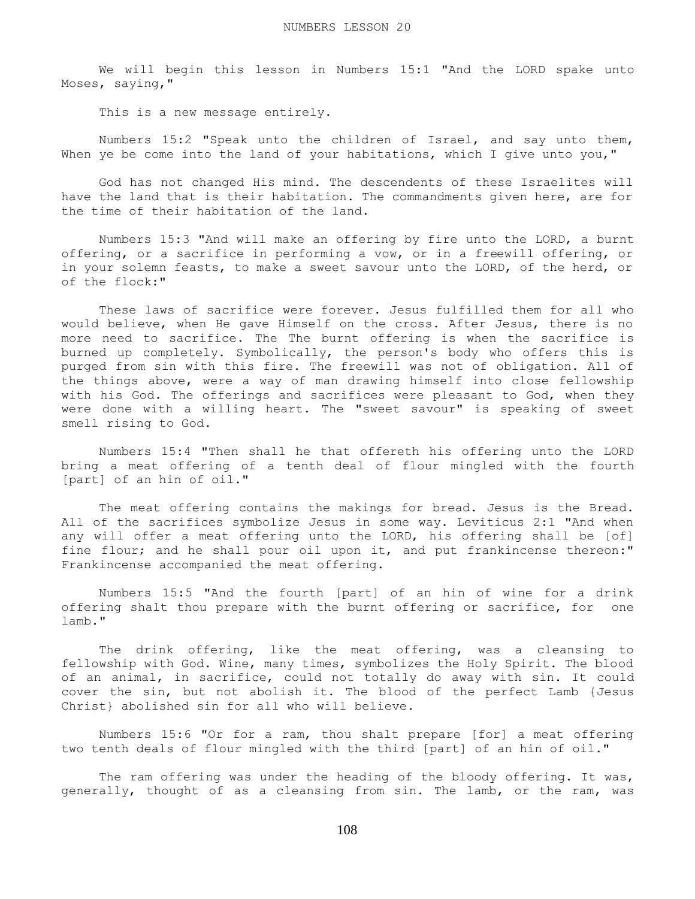We will begin this lesson in Numbers 15:1 "And the LORD spake unto Moses, saying,"

This is a new message entirely.

Numbers 15:2 "Speak unto the children of Israel, and say unto them, When ye be come into the land of your habitations, which I give unto you,"

God has not changed His mind. The descendents of these Israelites will have the land that is their habitation. The commandments given here, are for the time of their habitation of the land.

Numbers 15:3 "And will make an offering by fire unto the LORD, a burnt offering, or a sacrifice in performing a vow, or in a freewill offering, or in your solemn feasts, to make a sweet savour unto the LORD, of the herd, or of the flock:"

These laws of sacrifice were forever. Jesus fulfilled them for all who would believe, when He gave Himself on the cross. After Jesus, there is no more need to sacrifice. The The burnt offering is when the sacrifice is burned up completely. Symbolically, the person's body who offers this is purged from sin with this fire. The freewill was not of obligation. All of the things above, were a way of man drawing himself into close fellowship with his God. The offerings and sacrifices were pleasant to God, when they were done with a willing heart. The "sweet savour" is speaking of sweet smell rising to God.

Numbers 15:4 "Then shall he that offereth his offering unto the LORD bring a meat offering of a tenth deal of flour mingled with the fourth [part] of an hin of oil."

The meat offering contains the makings for bread. Jesus is the Bread. All of the sacrifices symbolize Jesus in some way. Leviticus 2:1 "And when any will offer a meat offering unto the LORD, his offering shall be [of] fine flour; and he shall pour oil upon it, and put frankincense thereon:" Frankincense accompanied the meat offering.

Numbers 15:5 "And the fourth [part] of an hin of wine for a drink offering shalt thou prepare with the burnt offering or sacrifice, for one lamb."

The drink offering, like the meat offering, was a cleansing to fellowship with God. Wine, many times, symbolizes the Holy Spirit. The blood of an animal, in sacrifice, could not totally do away with sin. It could cover the sin, but not abolish it. The blood of the perfect Lamb {Jesus Christ} abolished sin for all who will believe.

Numbers 15:6 "Or for a ram, thou shalt prepare [for] a meat offering two tenth deals of flour mingled with the third [part] of an hin of oil."

The ram offering was under the heading of the bloody offering. It was, generally, thought of as a cleansing from sin. The lamb, or the ram, was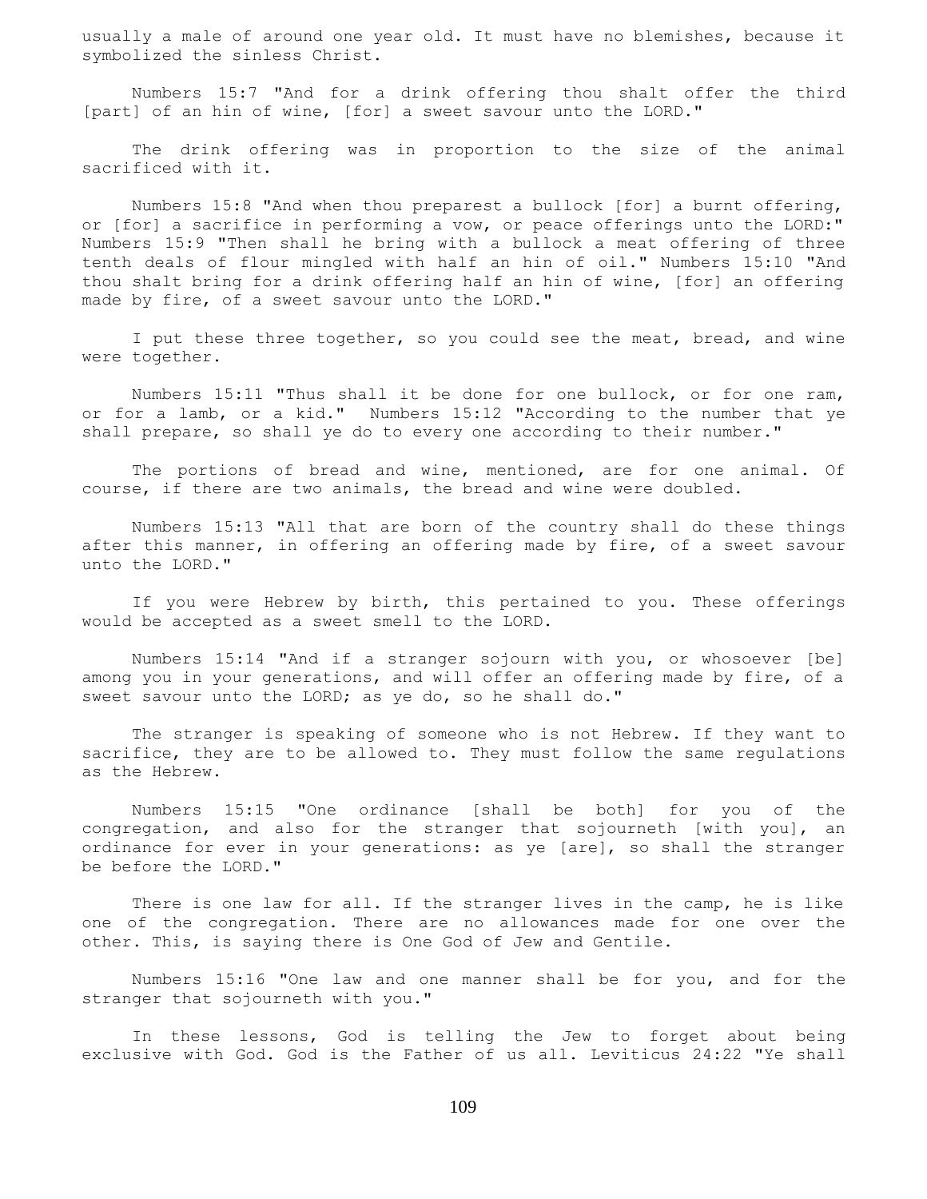usually a male of around one year old. It must have no blemishes, because it symbolized the sinless Christ.

Numbers 15:7 "And for a drink offering thou shalt offer the third [part] of an hin of wine, [for] a sweet savour unto the LORD."

The drink offering was in proportion to the size of the animal sacrificed with it.

Numbers 15:8 "And when thou preparest a bullock [for] a burnt offering, or [for] a sacrifice in performing a vow, or peace offerings unto the LORD:" Numbers 15:9 "Then shall he bring with a bullock a meat offering of three tenth deals of flour mingled with half an hin of oil." Numbers 15:10 "And thou shalt bring for a drink offering half an hin of wine, [for] an offering made by fire, of a sweet savour unto the LORD."

I put these three together, so you could see the meat, bread, and wine were together.

Numbers 15:11 "Thus shall it be done for one bullock, or for one ram, or for a lamb, or a kid." Numbers 15:12 "According to the number that ye shall prepare, so shall ye do to every one according to their number."

The portions of bread and wine, mentioned, are for one animal. Of course, if there are two animals, the bread and wine were doubled.

Numbers 15:13 "All that are born of the country shall do these things after this manner, in offering an offering made by fire, of a sweet savour unto the LORD."

If you were Hebrew by birth, this pertained to you. These offerings would be accepted as a sweet smell to the LORD.

Numbers 15:14 "And if a stranger sojourn with you, or whosoever [be] among you in your generations, and will offer an offering made by fire, of a sweet savour unto the LORD; as ye do, so he shall do."

The stranger is speaking of someone who is not Hebrew. If they want to sacrifice, they are to be allowed to. They must follow the same regulations as the Hebrew.

Numbers 15:15 "One ordinance [shall be both] for you of the congregation, and also for the stranger that sojourneth [with you], an ordinance for ever in your generations: as ye [are], so shall the stranger be before the LORD."

There is one law for all. If the stranger lives in the camp, he is like one of the congregation. There are no allowances made for one over the other. This, is saying there is One God of Jew and Gentile.

Numbers 15:16 "One law and one manner shall be for you, and for the stranger that sojourneth with you."

In these lessons, God is telling the Jew to forget about being exclusive with God. God is the Father of us all. Leviticus 24:22 "Ye shall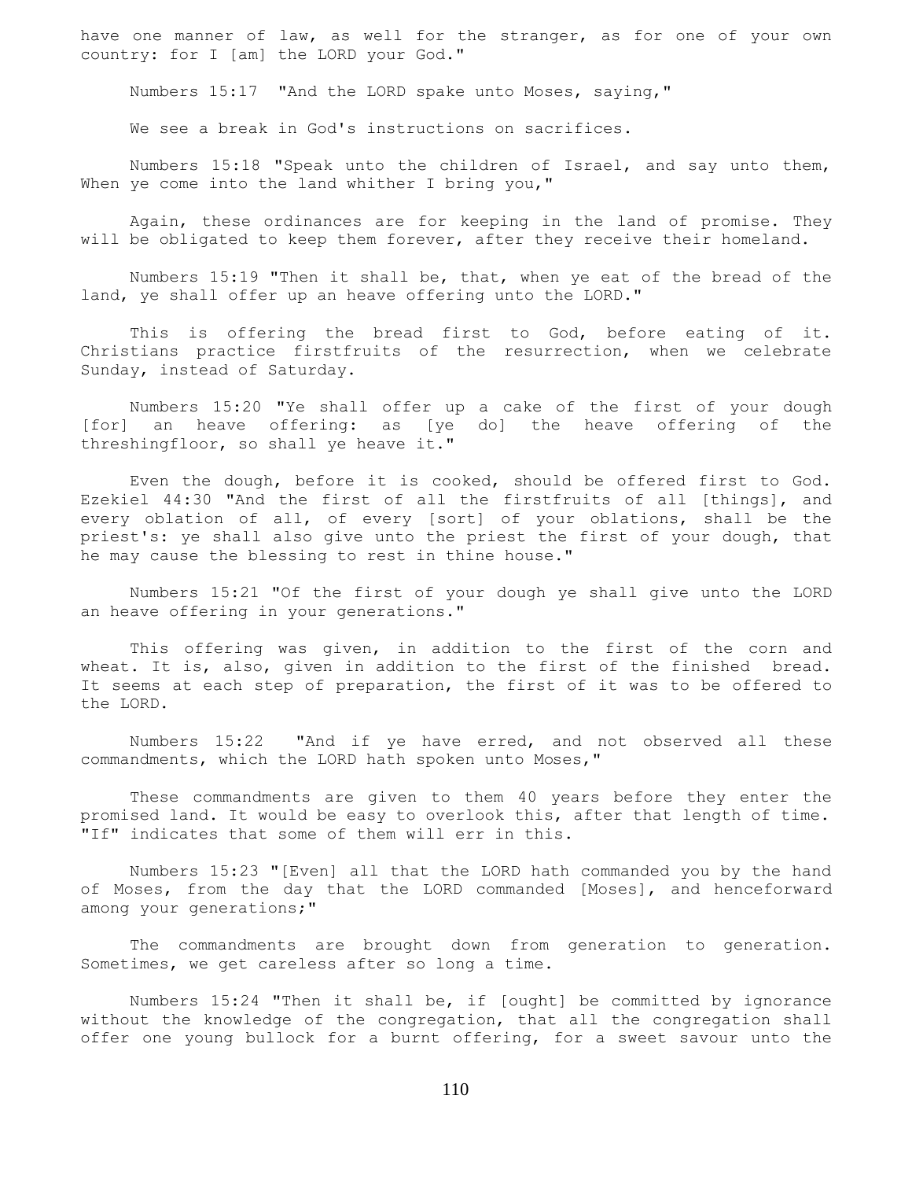have one manner of law, as well for the stranger, as for one of your own country: for I [am] the LORD your God."

Numbers 15:17 "And the LORD spake unto Moses, saying,"

We see a break in God's instructions on sacrifices.

Numbers 15:18 "Speak unto the children of Israel, and say unto them, When ye come into the land whither I bring you,"

Again, these ordinances are for keeping in the land of promise. They will be obligated to keep them forever, after they receive their homeland.

Numbers 15:19 "Then it shall be, that, when ye eat of the bread of the land, ye shall offer up an heave offering unto the LORD."

This is offering the bread first to God, before eating of it. Christians practice firstfruits of the resurrection, when we celebrate Sunday, instead of Saturday.

Numbers 15:20 "Ye shall offer up a cake of the first of your dough [for] an heave offering: as [ye do] the heave offering of the threshingfloor, so shall ye heave it."

Even the dough, before it is cooked, should be offered first to God. Ezekiel 44:30 "And the first of all the firstfruits of all [things], and every oblation of all, of every [sort] of your oblations, shall be the priest's: ye shall also give unto the priest the first of your dough, that he may cause the blessing to rest in thine house."

Numbers 15:21 "Of the first of your dough ye shall give unto the LORD an heave offering in your generations."

This offering was given, in addition to the first of the corn and wheat. It is, also, given in addition to the first of the finished bread. It seems at each step of preparation, the first of it was to be offered to the LORD.

Numbers 15:22 "And if ye have erred, and not observed all these commandments, which the LORD hath spoken unto Moses,"

These commandments are given to them 40 years before they enter the promised land. It would be easy to overlook this, after that length of time. "If" indicates that some of them will err in this.

Numbers 15:23 "[Even] all that the LORD hath commanded you by the hand of Moses, from the day that the LORD commanded [Moses], and henceforward among your generations;"

The commandments are brought down from generation to generation. Sometimes, we get careless after so long a time.

Numbers 15:24 "Then it shall be, if [ought] be committed by ignorance without the knowledge of the congregation, that all the congregation shall offer one young bullock for a burnt offering, for a sweet savour unto the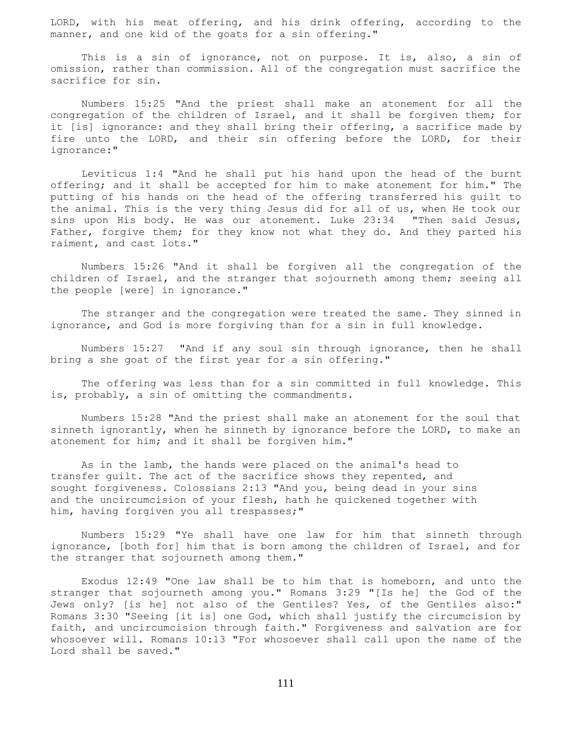LORD, with his meat offering, and his drink offering, according to the manner, and one kid of the goats for a sin offering."

This is a sin of ignorance, not on purpose. It is, also, a sin of omission, rather than commission. All of the congregation must sacrifice the sacrifice for sin.

Numbers 15:25 "And the priest shall make an atonement for all the congregation of the children of Israel, and it shall be forgiven them; for it [is] ignorance: and they shall bring their offering, a sacrifice made by fire unto the LORD, and their sin offering before the LORD, for their ignorance:"

Leviticus 1:4 "And he shall put his hand upon the head of the burnt offering; and it shall be accepted for him to make atonement for him." The putting of his hands on the head of the offering transferred his guilt to the animal. This is the very thing Jesus did for all of us, when He took our sins upon His body. He was our atonement. Luke 23:34 "Then said Jesus, Father, forgive them; for they know not what they do. And they parted his raiment, and cast lots."

Numbers 15:26 "And it shall be forgiven all the congregation of the children of Israel, and the stranger that sojourneth among them; seeing all the people [were] in ignorance."

The stranger and the congregation were treated the same. They sinned in ignorance, and God is more forgiving than for a sin in full knowledge.

Numbers 15:27 "And if any soul sin through ignorance, then he shall bring a she goat of the first year for a sin offering."

The offering was less than for a sin committed in full knowledge. This is, probably, a sin of omitting the commandments.

Numbers 15:28 "And the priest shall make an atonement for the soul that sinneth ignorantly, when he sinneth by ignorance before the LORD, to make an atonement for him; and it shall be forgiven him."

As in the lamb, the hands were placed on the animal's head to transfer guilt. The act of the sacrifice shows they repented, and sought forgiveness. Colossians 2:13 "And you, being dead in your sins and the uncircumcision of your flesh, hath he quickened together with him, having forgiven you all trespasses;"

Numbers 15:29 "Ye shall have one law for him that sinneth through ignorance, [both for] him that is born among the children of Israel, and for the stranger that sojourneth among them."

Exodus 12:49 "One law shall be to him that is homeborn, and unto the stranger that sojourneth among you." Romans 3:29 "[Is he] the God of the Jews only? [is he] not also of the Gentiles? Yes, of the Gentiles also:" Romans 3:30 "Seeing [it is] one God, which shall justify the circumcision by faith, and uncircumcision through faith." Forgiveness and salvation are for whosoever will. Romans 10:13 "For whosoever shall call upon the name of the Lord shall be saved."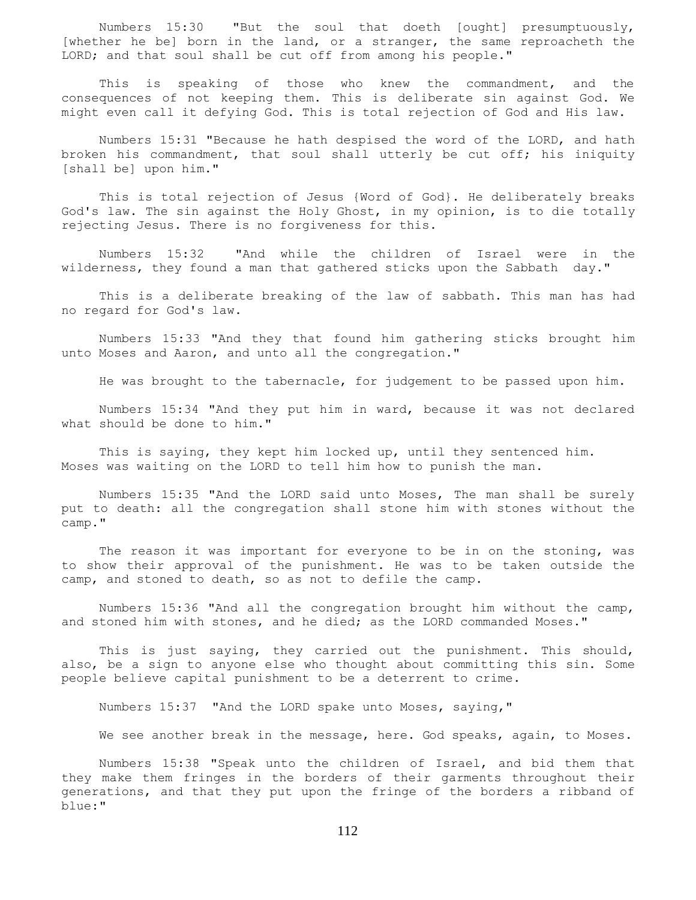Numbers 15:30 "But the soul that doeth [ought] presumptuously, [whether he be] born in the land, or a stranger, the same reproacheth the LORD; and that soul shall be cut off from among his people."

This is speaking of those who knew the commandment, and the consequences of not keeping them. This is deliberate sin against God. We might even call it defying God. This is total rejection of God and His law.

Numbers 15:31 "Because he hath despised the word of the LORD, and hath broken his commandment, that soul shall utterly be cut off; his iniquity [shall be] upon him."

This is total rejection of Jesus {Word of God}. He deliberately breaks God's law. The sin against the Holy Ghost, in my opinion, is to die totally rejecting Jesus. There is no forgiveness for this.

Numbers 15:32 "And while the children of Israel were in the wilderness, they found a man that gathered sticks upon the Sabbath day."

This is a deliberate breaking of the law of sabbath. This man has had no regard for God's law.

Numbers 15:33 "And they that found him gathering sticks brought him unto Moses and Aaron, and unto all the congregation."

He was brought to the tabernacle, for judgement to be passed upon him.

Numbers 15:34 "And they put him in ward, because it was not declared what should be done to him."

This is saying, they kept him locked up, until they sentenced him. Moses was waiting on the LORD to tell him how to punish the man.

Numbers 15:35 "And the LORD said unto Moses, The man shall be surely put to death: all the congregation shall stone him with stones without the camp."

The reason it was important for everyone to be in on the stoning, was to show their approval of the punishment. He was to be taken outside the camp, and stoned to death, so as not to defile the camp.

Numbers 15:36 "And all the congregation brought him without the camp, and stoned him with stones, and he died; as the LORD commanded Moses."

This is just saying, they carried out the punishment. This should, also, be a sign to anyone else who thought about committing this sin. Some people believe capital punishment to be a deterrent to crime.

Numbers 15:37 "And the LORD spake unto Moses, saying,"

We see another break in the message, here. God speaks, again, to Moses.

Numbers 15:38 "Speak unto the children of Israel, and bid them that they make them fringes in the borders of their garments throughout their generations, and that they put upon the fringe of the borders a ribband of blue:"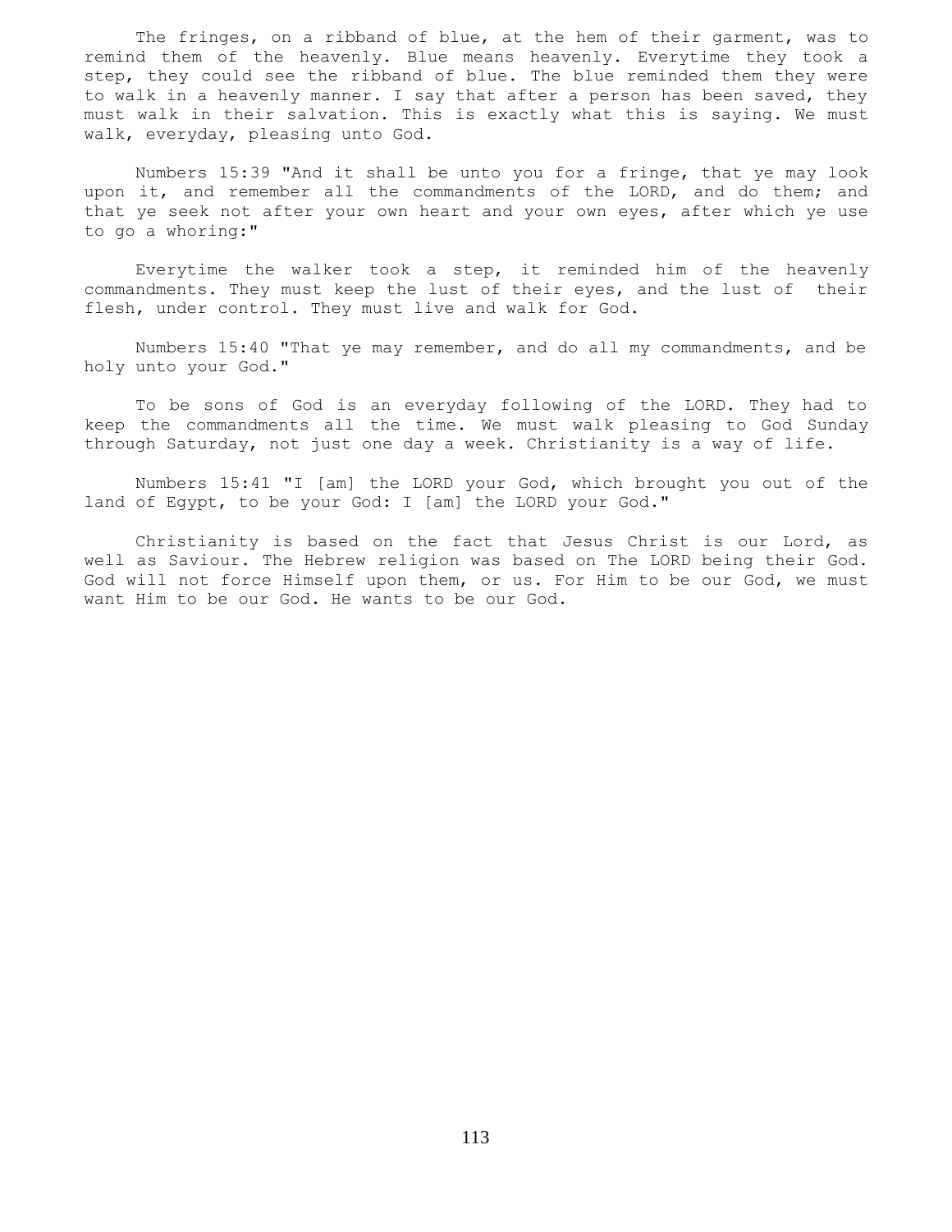The fringes, on a ribband of blue, at the hem of their garment, was to remind them of the heavenly. Blue means heavenly. Everytime they took a step, they could see the ribband of blue. The blue reminded them they were to walk in a heavenly manner. I say that after a person has been saved, they must walk in their salvation. This is exactly what this is saying. We must walk, everyday, pleasing unto God.

Numbers 15:39 "And it shall be unto you for a fringe, that ye may look upon it, and remember all the commandments of the LORD, and do them; and that ye seek not after your own heart and your own eyes, after which ye use to go a whoring:"

Everytime the walker took a step, it reminded him of the heavenly commandments. They must keep the lust of their eyes, and the lust of their flesh, under control. They must live and walk for God.

Numbers 15:40 "That ye may remember, and do all my commandments, and be holy unto your God."

To be sons of God is an everyday following of the LORD. They had to keep the commandments all the time. We must walk pleasing to God Sunday through Saturday, not just one day a week. Christianity is a way of life.

Numbers 15:41 "I [am] the LORD your God, which brought you out of the land of Egypt, to be your God: I [am] the LORD your God."

Christianity is based on the fact that Jesus Christ is our Lord, as well as Saviour. The Hebrew religion was based on The LORD being their God. God will not force Himself upon them, or us. For Him to be our God, we must want Him to be our God. He wants to be our God.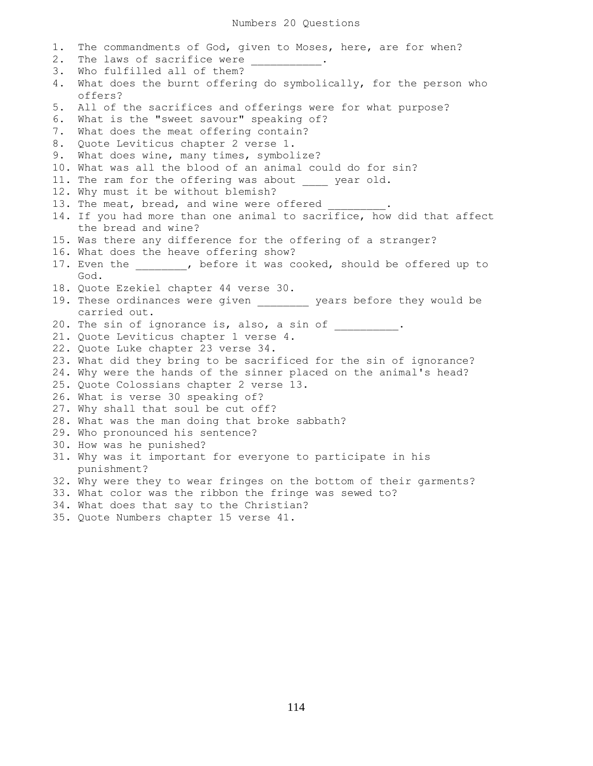# Numbers 20 Questions

1. The commandments of God, given to Moses, here, are for when?
2. The laws of sacrifice were ___________.
3. Who fulfilled all of them?
4. What does the burnt offering do symbolically, for the person who offers?
5. All of the sacrifices and offerings were for what purpose?
6. What is the "sweet savour" speaking of?
7. What does the meat offering contain?
8. Quote Leviticus chapter 2 verse 1.
9. What does wine, many times, symbolize?
10. What was all the blood of an animal could do for sin?
11. The ram for the offering was about ____ year old.
12. Why must it be without blemish?
13. The meat, bread, and wine were offered _________.
14. If you had more than one animal to sacrifice, how did that affect the bread and wine?
15. Was there any difference for the offering of a stranger?
16. What does the heave offering show?
17. Even the ________, before it was cooked, should be offered up to God.
18. Quote Ezekiel chapter 44 verse 30.
19. These ordinances were given ________ years before they would be carried out.
20. The sin of ignorance is, also, a sin of __________.
21. Quote Leviticus chapter 1 verse 4.
22. Quote Luke chapter 23 verse 34.
23. What did they bring to be sacrificed for the sin of ignorance?
24. Why were the hands of the sinner placed on the animal's head?
25. Quote Colossians chapter 2 verse 13.
26. What is verse 30 speaking of?
27. Why shall that soul be cut off?
28. What was the man doing that broke sabbath?
29. Who pronounced his sentence?
30. How was he punished?
31. Why was it important for everyone to participate in his punishment?
32. Why were they to wear fringes on the bottom of their garments?
33. What color was the ribbon the fringe was sewed to?
34. What does that say to the Christian?
35. Quote Numbers chapter 15 verse 41.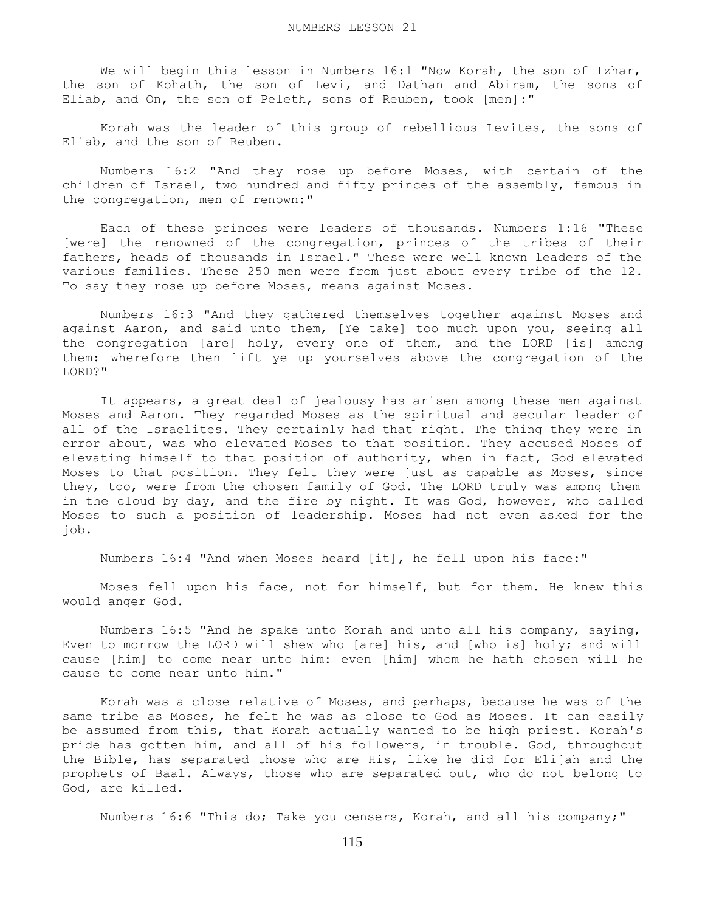NUMBERS LESSON 21

We will begin this lesson in Numbers 16:1 "Now Korah, the son of Izhar, the son of Kohath, the son of Levi, and Dathan and Abiram, the sons of Eliab, and On, the son of Peleth, sons of Reuben, took [men]:"

Korah was the leader of this group of rebellious Levites, the sons of Eliab, and the son of Reuben.

Numbers 16:2 "And they rose up before Moses, with certain of the children of Israel, two hundred and fifty princes of the assembly, famous in the congregation, men of renown:"

Each of these princes were leaders of thousands. Numbers 1:16 "These [were] the renowned of the congregation, princes of the tribes of their fathers, heads of thousands in Israel." These were well known leaders of the various families. These 250 men were from just about every tribe of the 12. To say they rose up before Moses, means against Moses.

Numbers 16:3 "And they gathered themselves together against Moses and against Aaron, and said unto them, [Ye take] too much upon you, seeing all the congregation [are] holy, every one of them, and the LORD [is] among them: wherefore then lift ye up yourselves above the congregation of the LORD?"

It appears, a great deal of jealousy has arisen among these men against Moses and Aaron. They regarded Moses as the spiritual and secular leader of all of the Israelites. They certainly had that right. The thing they were in error about, was who elevated Moses to that position. They accused Moses of elevating himself to that position of authority, when in fact, God elevated Moses to that position. They felt they were just as capable as Moses, since they, too, were from the chosen family of God. The LORD truly was among them in the cloud by day, and the fire by night. It was God, however, who called Moses to such a position of leadership. Moses had not even asked for the job.

Numbers 16:4 "And when Moses heard [it], he fell upon his face:"

Moses fell upon his face, not for himself, but for them. He knew this would anger God.

Numbers 16:5 "And he spake unto Korah and unto all his company, saying, Even to morrow the LORD will shew who [are] his, and [who is] holy; and will cause [him] to come near unto him: even [him] whom he hath chosen will he cause to come near unto him."

Korah was a close relative of Moses, and perhaps, because he was of the same tribe as Moses, he felt he was as close to God as Moses. It can easily be assumed from this, that Korah actually wanted to be high priest. Korah's pride has gotten him, and all of his followers, in trouble. God, throughout the Bible, has separated those who are His, like he did for Elijah and the prophets of Baal. Always, those who are separated out, who do not belong to God, are killed.

Numbers 16:6 "This do; Take you censers, Korah, and all his company;"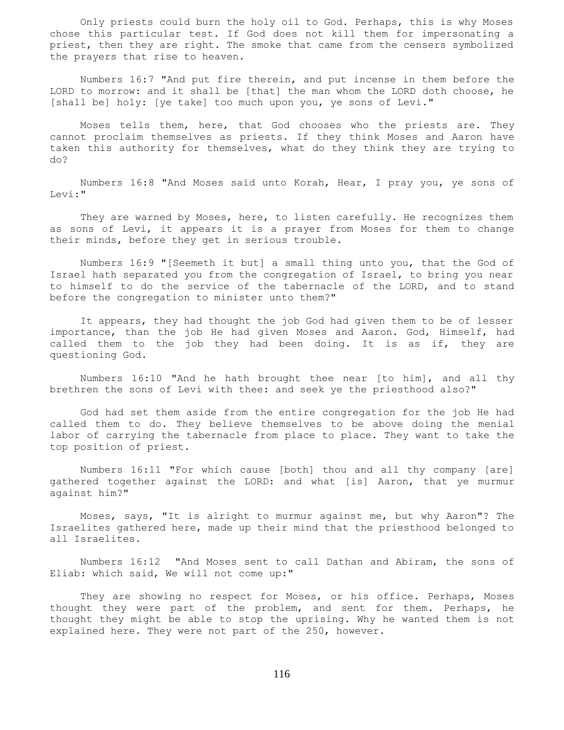Only priests could burn the holy oil to God. Perhaps, this is why Moses chose this particular test. If God does not kill them for impersonating a priest, then they are right. The smoke that came from the censers symbolized the prayers that rise to heaven.

Numbers 16:7 "And put fire therein, and put incense in them before the LORD to morrow: and it shall be [that] the man whom the LORD doth choose, he [shall be] holy: [ye take] too much upon you, ye sons of Levi."

Moses tells them, here, that God chooses who the priests are. They cannot proclaim themselves as priests. If they think Moses and Aaron have taken this authority for themselves, what do they think they are trying to do?

Numbers 16:8 "And Moses said unto Korah, Hear, I pray you, ye sons of Levi:"

They are warned by Moses, here, to listen carefully. He recognizes them as sons of Levi, it appears it is a prayer from Moses for them to change their minds, before they get in serious trouble.

Numbers 16:9 "[Seemeth it but] a small thing unto you, that the God of Israel hath separated you from the congregation of Israel, to bring you near to himself to do the service of the tabernacle of the LORD, and to stand before the congregation to minister unto them?"

It appears, they had thought the job God had given them to be of lesser importance, than the job He had given Moses and Aaron. God, Himself, had called them to the job they had been doing. It is as if, they are questioning God.

Numbers 16:10 "And he hath brought thee near [to him], and all thy brethren the sons of Levi with thee: and seek ye the priesthood also?"

God had set them aside from the entire congregation for the job He had called them to do. They believe themselves to be above doing the menial labor of carrying the tabernacle from place to place. They want to take the top position of priest.

Numbers 16:11 "For which cause [both] thou and all thy company [are] gathered together against the LORD: and what [is] Aaron, that ye murmur against him?"

Moses, says, "It is alright to murmur against me, but why Aaron"? The Israelites gathered here, made up their mind that the priesthood belonged to all Israelites.

Numbers 16:12 "And Moses sent to call Dathan and Abiram, the sons of Eliab: which said, We will not come up:"

They are showing no respect for Moses, or his office. Perhaps, Moses thought they were part of the problem, and sent for them. Perhaps, he thought they might be able to stop the uprising. Why he wanted them is not explained here. They were not part of the 250, however.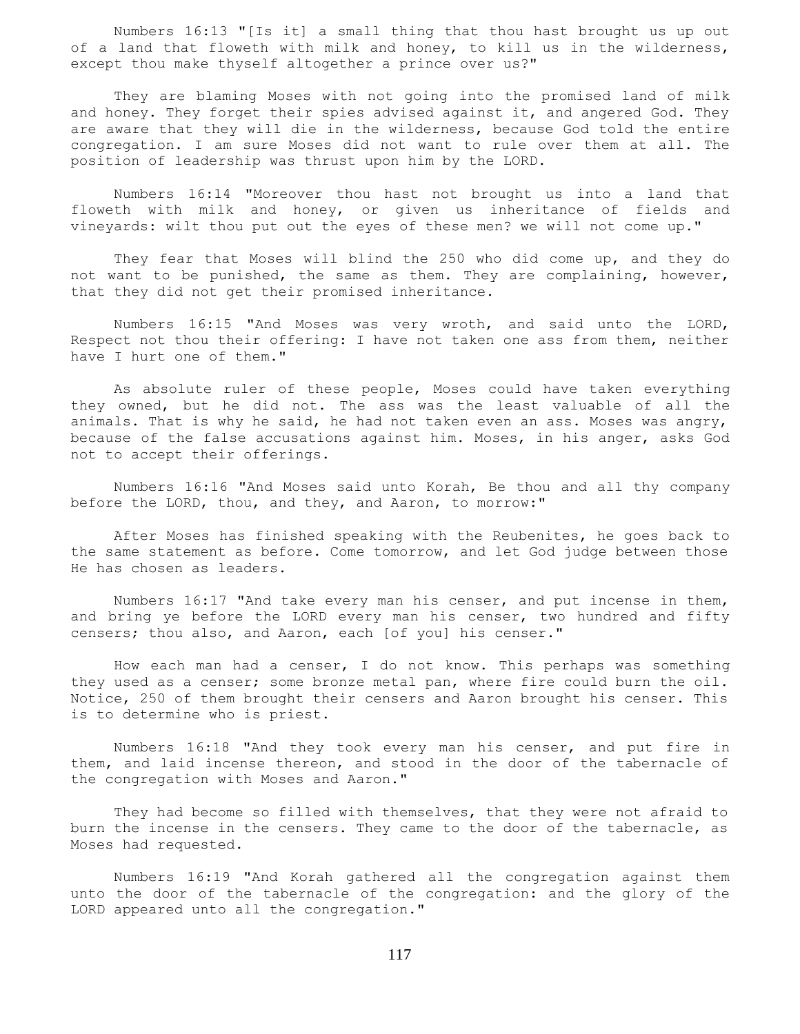Numbers 16:13 "[Is it] a small thing that thou hast brought us up out of a land that floweth with milk and honey, to kill us in the wilderness, except thou make thyself altogether a prince over us?"

They are blaming Moses with not going into the promised land of milk and honey. They forget their spies advised against it, and angered God. They are aware that they will die in the wilderness, because God told the entire congregation. I am sure Moses did not want to rule over them at all. The position of leadership was thrust upon him by the LORD.

Numbers 16:14 "Moreover thou hast not brought us into a land that floweth with milk and honey, or given us inheritance of fields and vineyards: wilt thou put out the eyes of these men? we will not come up."

They fear that Moses will blind the 250 who did come up, and they do not want to be punished, the same as them. They are complaining, however, that they did not get their promised inheritance.

Numbers 16:15 "And Moses was very wroth, and said unto the LORD, Respect not thou their offering: I have not taken one ass from them, neither have I hurt one of them."

As absolute ruler of these people, Moses could have taken everything they owned, but he did not. The ass was the least valuable of all the animals. That is why he said, he had not taken even an ass. Moses was angry, because of the false accusations against him. Moses, in his anger, asks God not to accept their offerings.

Numbers 16:16 "And Moses said unto Korah, Be thou and all thy company before the LORD, thou, and they, and Aaron, to morrow:"

After Moses has finished speaking with the Reubenites, he goes back to the same statement as before. Come tomorrow, and let God judge between those He has chosen as leaders.

Numbers 16:17 "And take every man his censer, and put incense in them, and bring ye before the LORD every man his censer, two hundred and fifty censers; thou also, and Aaron, each [of you] his censer."

How each man had a censer, I do not know. This perhaps was something they used as a censer; some bronze metal pan, where fire could burn the oil. Notice, 250 of them brought their censers and Aaron brought his censer. This is to determine who is priest.

Numbers 16:18 "And they took every man his censer, and put fire in them, and laid incense thereon, and stood in the door of the tabernacle of the congregation with Moses and Aaron."

They had become so filled with themselves, that they were not afraid to burn the incense in the censers. They came to the door of the tabernacle, as Moses had requested.

Numbers 16:19 "And Korah gathered all the congregation against them unto the door of the tabernacle of the congregation: and the glory of the LORD appeared unto all the congregation."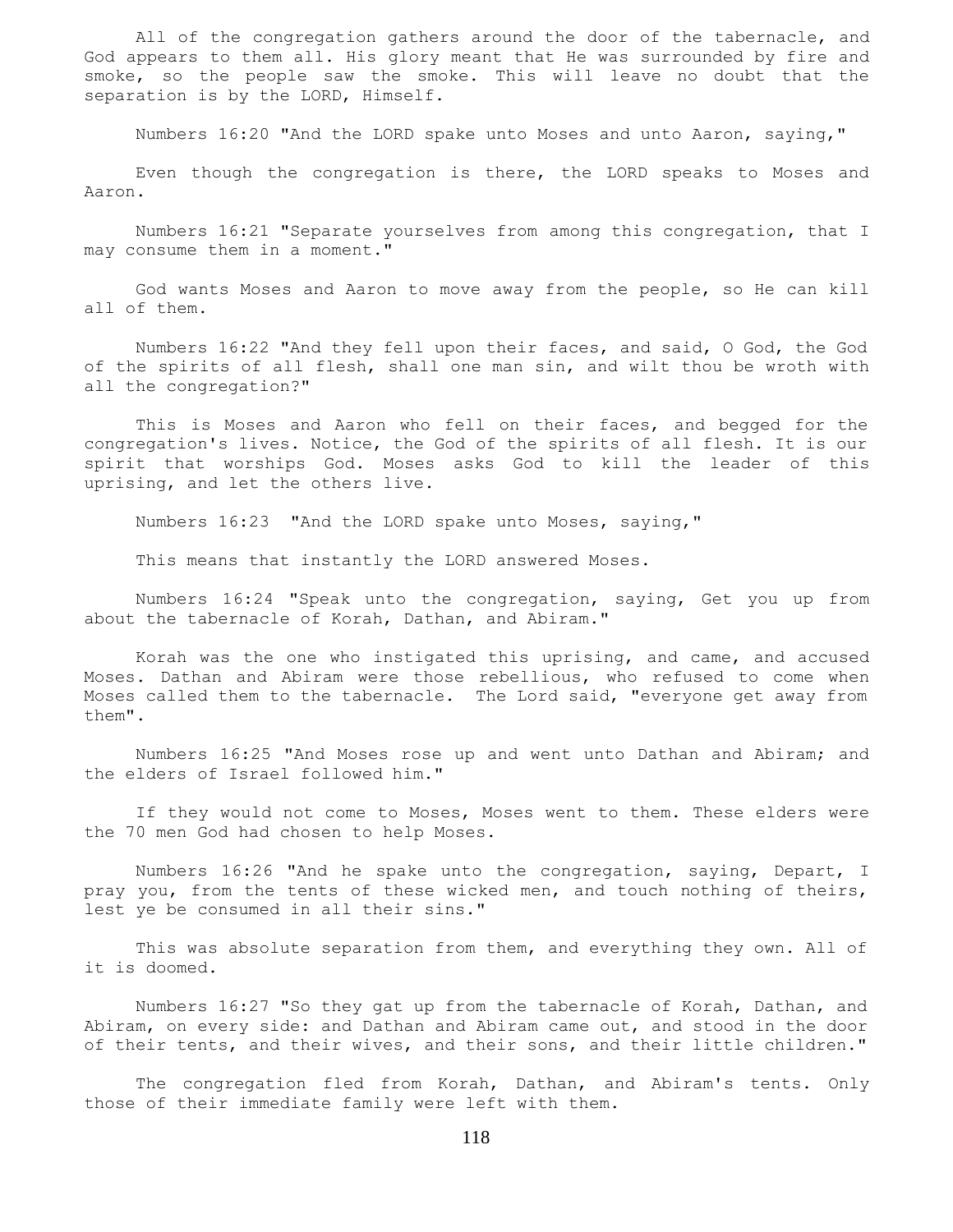All of the congregation gathers around the door of the tabernacle, and God appears to them all. His glory meant that He was surrounded by fire and smoke, so the people saw the smoke. This will leave no doubt that the separation is by the LORD, Himself.

Numbers 16:20 "And the LORD spake unto Moses and unto Aaron, saying,"

Even though the congregation is there, the LORD speaks to Moses and Aaron.

Numbers 16:21 "Separate yourselves from among this congregation, that I may consume them in a moment."

God wants Moses and Aaron to move away from the people, so He can kill all of them.

Numbers 16:22 "And they fell upon their faces, and said, O God, the God of the spirits of all flesh, shall one man sin, and wilt thou be wroth with all the congregation?"

This is Moses and Aaron who fell on their faces, and begged for the congregation's lives. Notice, the God of the spirits of all flesh. It is our spirit that worships God. Moses asks God to kill the leader of this uprising, and let the others live.

Numbers 16:23 "And the LORD spake unto Moses, saying,"

This means that instantly the LORD answered Moses.

Numbers 16:24 "Speak unto the congregation, saying, Get you up from about the tabernacle of Korah, Dathan, and Abiram."

Korah was the one who instigated this uprising, and came, and accused Moses. Dathan and Abiram were those rebellious, who refused to come when Moses called them to the tabernacle. The Lord said, "everyone get away from them".

Numbers 16:25 "And Moses rose up and went unto Dathan and Abiram; and the elders of Israel followed him."

If they would not come to Moses, Moses went to them. These elders were the 70 men God had chosen to help Moses.

Numbers 16:26 "And he spake unto the congregation, saying, Depart, I pray you, from the tents of these wicked men, and touch nothing of theirs, lest ye be consumed in all their sins."

This was absolute separation from them, and everything they own. All of it is doomed.

Numbers 16:27 "So they gat up from the tabernacle of Korah, Dathan, and Abiram, on every side: and Dathan and Abiram came out, and stood in the door of their tents, and their wives, and their sons, and their little children."

The congregation fled from Korah, Dathan, and Abiram's tents. Only those of their immediate family were left with them.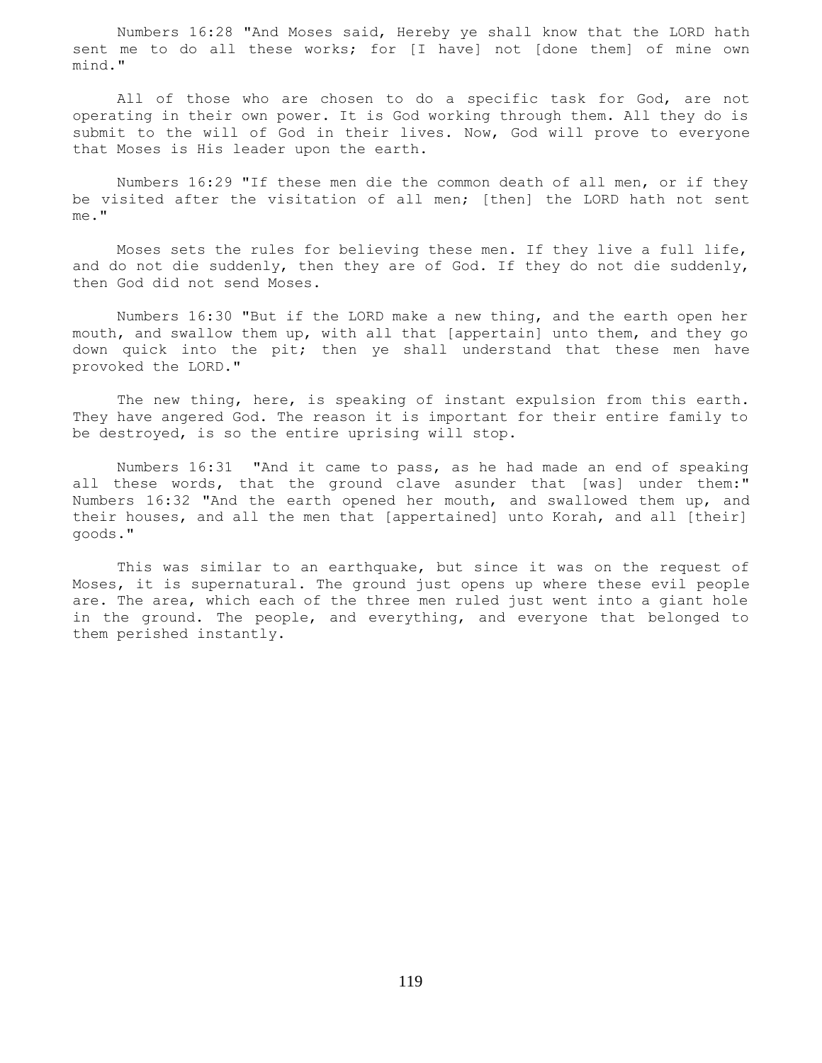Numbers 16:28 "And Moses said, Hereby ye shall know that the LORD hath sent me to do all these works; for [I have] not [done them] of mine own mind."

All of those who are chosen to do a specific task for God, are not operating in their own power. It is God working through them. All they do is submit to the will of God in their lives. Now, God will prove to everyone that Moses is His leader upon the earth.

Numbers 16:29 "If these men die the common death of all men, or if they be visited after the visitation of all men; [then] the LORD hath not sent me."

Moses sets the rules for believing these men. If they live a full life, and do not die suddenly, then they are of God. If they do not die suddenly, then God did not send Moses.

Numbers 16:30 "But if the LORD make a new thing, and the earth open her mouth, and swallow them up, with all that [appertain] unto them, and they go down quick into the pit; then ye shall understand that these men have provoked the LORD."

The new thing, here, is speaking of instant expulsion from this earth. They have angered God. The reason it is important for their entire family to be destroyed, is so the entire uprising will stop.

Numbers 16:31 "And it came to pass, as he had made an end of speaking all these words, that the ground clave asunder that [was] under them:" Numbers 16:32 "And the earth opened her mouth, and swallowed them up, and their houses, and all the men that [appertained] unto Korah, and all [their] goods."

This was similar to an earthquake, but since it was on the request of Moses, it is supernatural. The ground just opens up where these evil people are. The area, which each of the three men ruled just went into a giant hole in the ground. The people, and everything, and everyone that belonged to them perished instantly.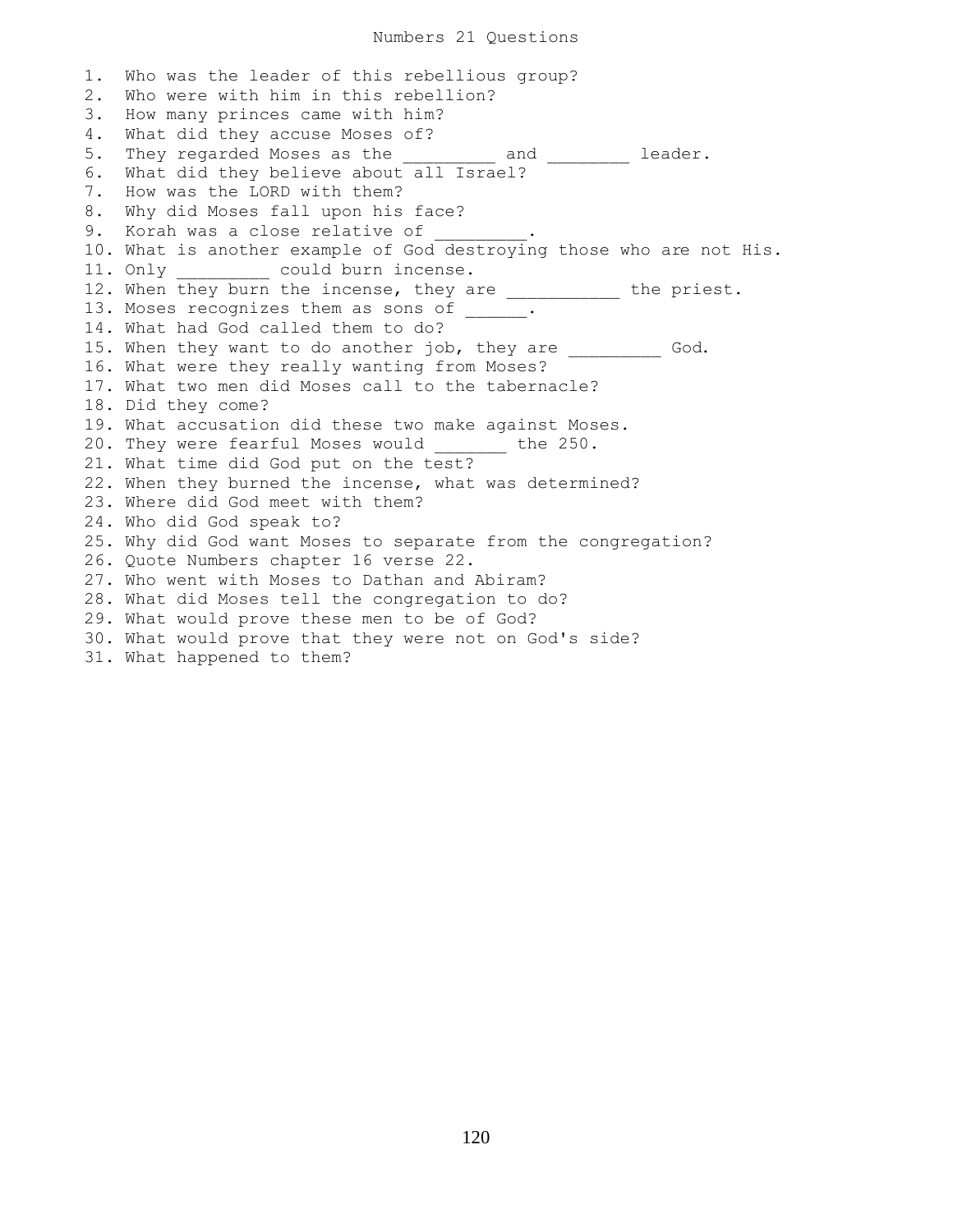# Numbers 21 Questions

1. Who was the leader of this rebellious group?
2. Who were with him in this rebellion?
3. How many princes came with him?
4. What did they accuse Moses of?
5. They regarded Moses as the _________ and ________ leader.
6. What did they believe about all Israel?
7. How was the LORD with them?
8. Why did Moses fall upon his face?
9. Korah was a close relative of _________.
10. What is another example of God destroying those who are not His.
11. Only _________ could burn incense.
12. When they burn the incense, they are ___________ the priest.
13. Moses recognizes them as sons of ______.
14. What had God called them to do?
15. When they want to do another job, they are _________ God.
16. What were they really wanting from Moses?
17. What two men did Moses call to the tabernacle?
18. Did they come?
19. What accusation did these two make against Moses.
20. They were fearful Moses would _______ the 250.
21. What time did God put on the test?
22. When they burned the incense, what was determined?
23. Where did God meet with them?
24. Who did God speak to?
25. Why did God want Moses to separate from the congregation?
26. Quote Numbers chapter 16 verse 22.
27. Who went with Moses to Dathan and Abiram?
28. What did Moses tell the congregation to do?
29. What would prove these men to be of God?
30. What would prove that they were not on God's side?
31. What happened to them?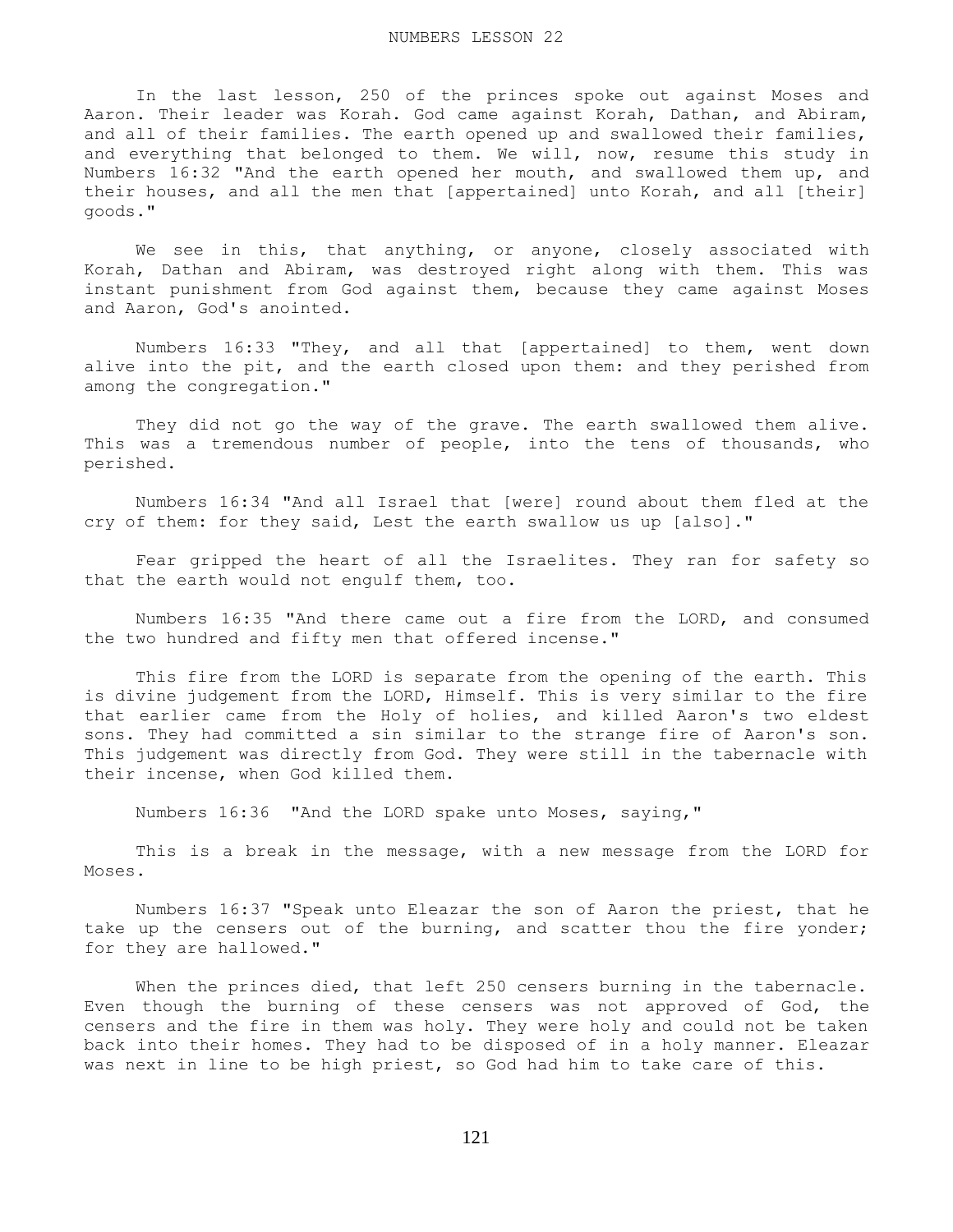# NUMBERS LESSON 22

In the last lesson, 250 of the princes spoke out against Moses and Aaron. Their leader was Korah. God came against Korah, Dathan, and Abiram, and all of their families. The earth opened up and swallowed their families, and everything that belonged to them. We will, now, resume this study in Numbers 16:32 "And the earth opened her mouth, and swallowed them up, and their houses, and all the men that [appertained] unto Korah, and all [their] goods."

We see in this, that anything, or anyone, closely associated with Korah, Dathan and Abiram, was destroyed right along with them. This was instant punishment from God against them, because they came against Moses and Aaron, God's anointed.

Numbers 16:33 "They, and all that [appertained] to them, went down alive into the pit, and the earth closed upon them: and they perished from among the congregation."

They did not go the way of the grave. The earth swallowed them alive. This was a tremendous number of people, into the tens of thousands, who perished.

Numbers 16:34 "And all Israel that [were] round about them fled at the cry of them: for they said, Lest the earth swallow us up [also]."

Fear gripped the heart of all the Israelites. They ran for safety so that the earth would not engulf them, too.

Numbers 16:35 "And there came out a fire from the LORD, and consumed the two hundred and fifty men that offered incense."

This fire from the LORD is separate from the opening of the earth. This is divine judgement from the LORD, Himself. This is very similar to the fire that earlier came from the Holy of holies, and killed Aaron's two eldest sons. They had committed a sin similar to the strange fire of Aaron's son. This judgement was directly from God. They were still in the tabernacle with their incense, when God killed them.

Numbers 16:36 "And the LORD spake unto Moses, saying,"

This is a break in the message, with a new message from the LORD for Moses.

Numbers 16:37 "Speak unto Eleazar the son of Aaron the priest, that he take up the censers out of the burning, and scatter thou the fire yonder; for they are hallowed."

When the princes died, that left 250 censers burning in the tabernacle. Even though the burning of these censers was not approved of God, the censers and the fire in them was holy. They were holy and could not be taken back into their homes. They had to be disposed of in a holy manner. Eleazar was next in line to be high priest, so God had him to take care of this.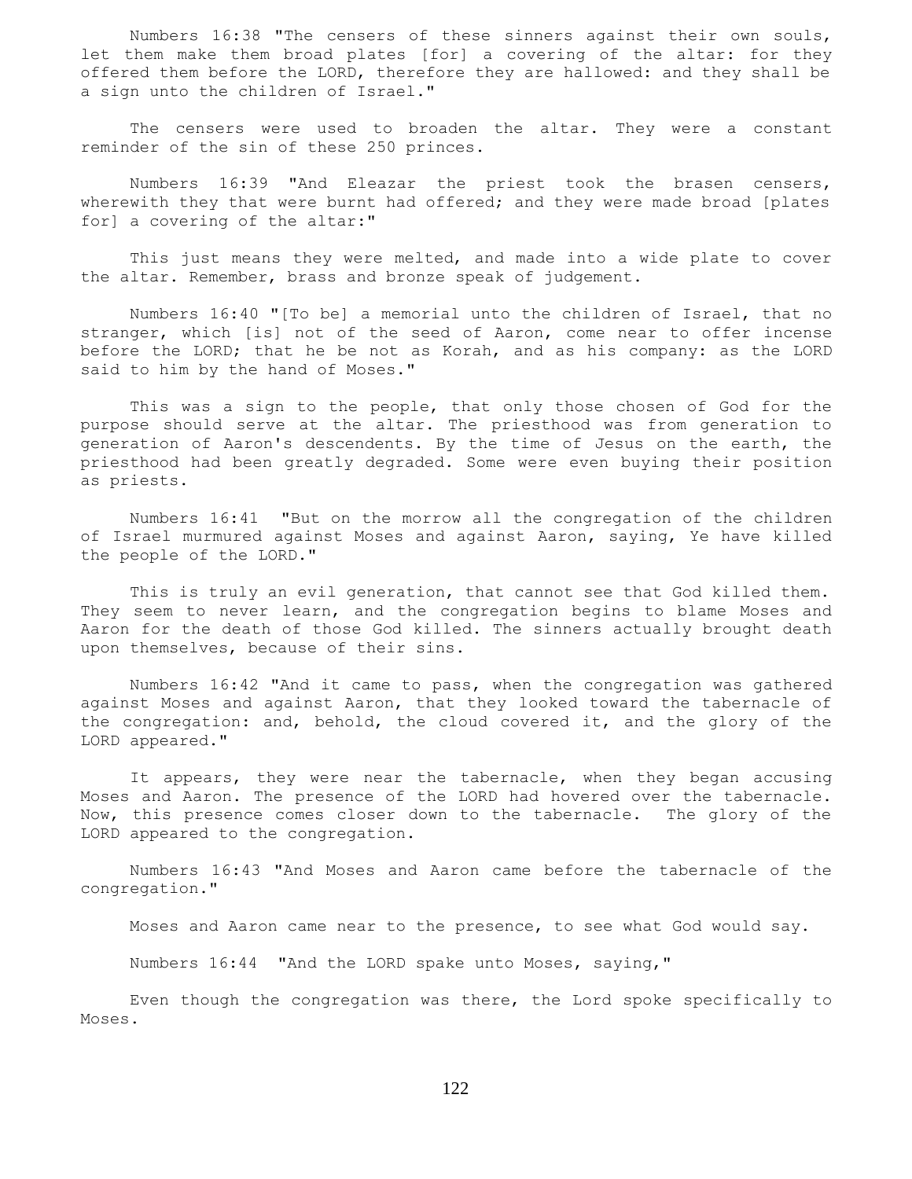Numbers 16:38 "The censers of these sinners against their own souls, let them make them broad plates [for] a covering of the altar: for they offered them before the LORD, therefore they are hallowed: and they shall be a sign unto the children of Israel."

The censers were used to broaden the altar. They were a constant reminder of the sin of these 250 princes.

Numbers 16:39 "And Eleazar the priest took the brasen censers, wherewith they that were burnt had offered; and they were made broad [plates for] a covering of the altar:"

This just means they were melted, and made into a wide plate to cover the altar. Remember, brass and bronze speak of judgement.

Numbers 16:40 "[To be] a memorial unto the children of Israel, that no stranger, which [is] not of the seed of Aaron, come near to offer incense before the LORD; that he be not as Korah, and as his company: as the LORD said to him by the hand of Moses."

This was a sign to the people, that only those chosen of God for the purpose should serve at the altar. The priesthood was from generation to generation of Aaron's descendents. By the time of Jesus on the earth, the priesthood had been greatly degraded. Some were even buying their position as priests.

Numbers 16:41 "But on the morrow all the congregation of the children of Israel murmured against Moses and against Aaron, saying, Ye have killed the people of the LORD."

This is truly an evil generation, that cannot see that God killed them. They seem to never learn, and the congregation begins to blame Moses and Aaron for the death of those God killed. The sinners actually brought death upon themselves, because of their sins.

Numbers 16:42 "And it came to pass, when the congregation was gathered against Moses and against Aaron, that they looked toward the tabernacle of the congregation: and, behold, the cloud covered it, and the glory of the LORD appeared."

It appears, they were near the tabernacle, when they began accusing Moses and Aaron. The presence of the LORD had hovered over the tabernacle. Now, this presence comes closer down to the tabernacle. The glory of the LORD appeared to the congregation.

Numbers 16:43 "And Moses and Aaron came before the tabernacle of the congregation."

Moses and Aaron came near to the presence, to see what God would say.

Numbers 16:44 "And the LORD spake unto Moses, saying,"

Even though the congregation was there, the Lord spoke specifically to Moses.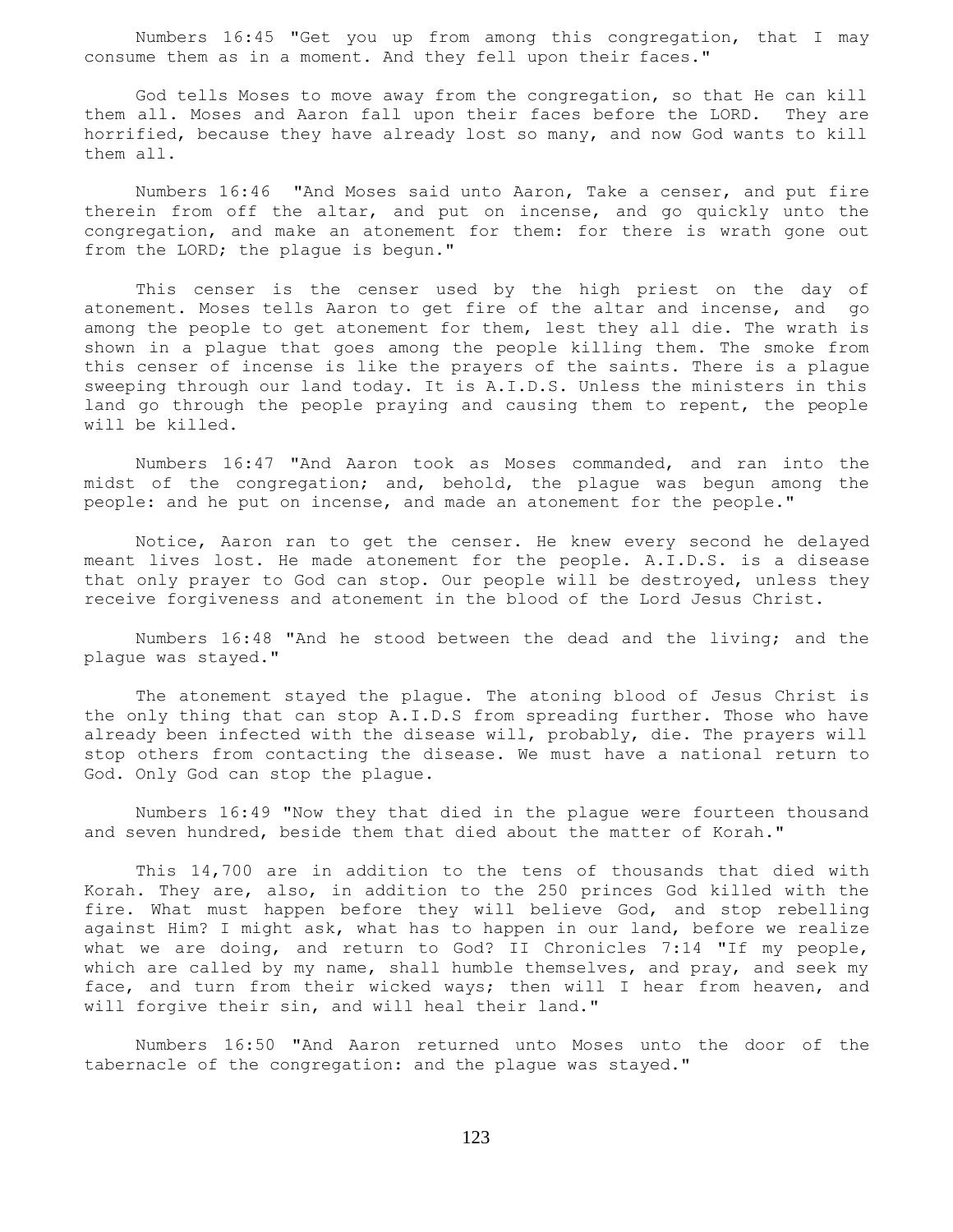Numbers 16:45 "Get you up from among this congregation, that I may consume them as in a moment. And they fell upon their faces."

God tells Moses to move away from the congregation, so that He can kill them all. Moses and Aaron fall upon their faces before the LORD. They are horrified, because they have already lost so many, and now God wants to kill them all.

Numbers 16:46 "And Moses said unto Aaron, Take a censer, and put fire therein from off the altar, and put on incense, and go quickly unto the congregation, and make an atonement for them: for there is wrath gone out from the LORD; the plague is begun."

This censer is the censer used by the high priest on the day of atonement. Moses tells Aaron to get fire of the altar and incense, and go among the people to get atonement for them, lest they all die. The wrath is shown in a plague that goes among the people killing them. The smoke from this censer of incense is like the prayers of the saints. There is a plague sweeping through our land today. It is A.I.D.S. Unless the ministers in this land go through the people praying and causing them to repent, the people will be killed.

Numbers 16:47 "And Aaron took as Moses commanded, and ran into the midst of the congregation; and, behold, the plague was begun among the people: and he put on incense, and made an atonement for the people."

Notice, Aaron ran to get the censer. He knew every second he delayed meant lives lost. He made atonement for the people. A.I.D.S. is a disease that only prayer to God can stop. Our people will be destroyed, unless they receive forgiveness and atonement in the blood of the Lord Jesus Christ.

Numbers 16:48 "And he stood between the dead and the living; and the plague was stayed."

The atonement stayed the plague. The atoning blood of Jesus Christ is the only thing that can stop A.I.D.S from spreading further. Those who have already been infected with the disease will, probably, die. The prayers will stop others from contacting the disease. We must have a national return to God. Only God can stop the plague.

Numbers 16:49 "Now they that died in the plague were fourteen thousand and seven hundred, beside them that died about the matter of Korah."

This 14,700 are in addition to the tens of thousands that died with Korah. They are, also, in addition to the 250 princes God killed with the fire. What must happen before they will believe God, and stop rebelling against Him? I might ask, what has to happen in our land, before we realize what we are doing, and return to God? II Chronicles 7:14 "If my people, which are called by my name, shall humble themselves, and pray, and seek my face, and turn from their wicked ways; then will I hear from heaven, and will forgive their sin, and will heal their land."

Numbers 16:50 "And Aaron returned unto Moses unto the door of the tabernacle of the congregation: and the plague was stayed."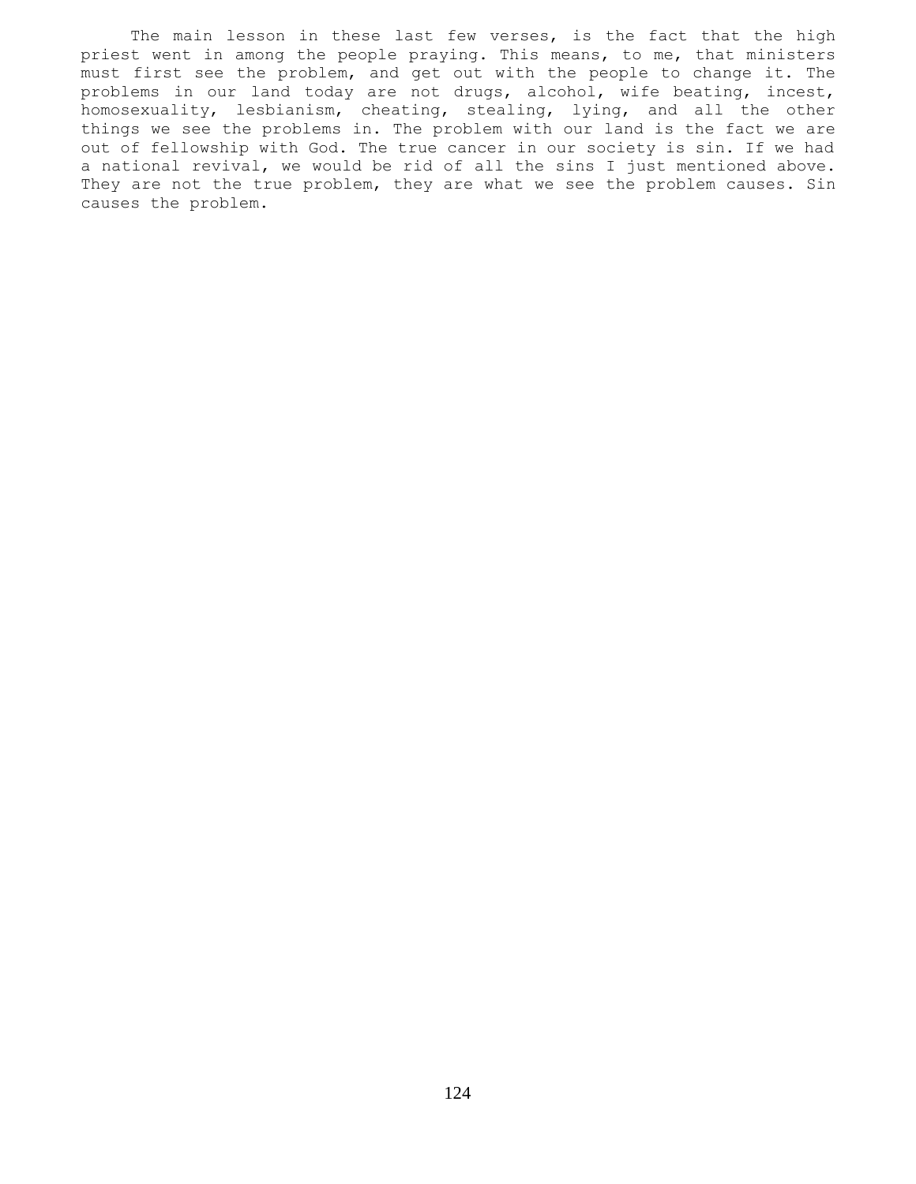The main lesson in these last few verses, is the fact that the high priest went in among the people praying. This means, to me, that ministers must first see the problem, and get out with the people to change it. The problems in our land today are not drugs, alcohol, wife beating, incest, homosexuality, lesbianism, cheating, stealing, lying, and all the other things we see the problems in. The problem with our land is the fact we are out of fellowship with God. The true cancer in our society is sin. If we had a national revival, we would be rid of all the sins I just mentioned above. They are not the true problem, they are what we see the problem causes. Sin causes the problem.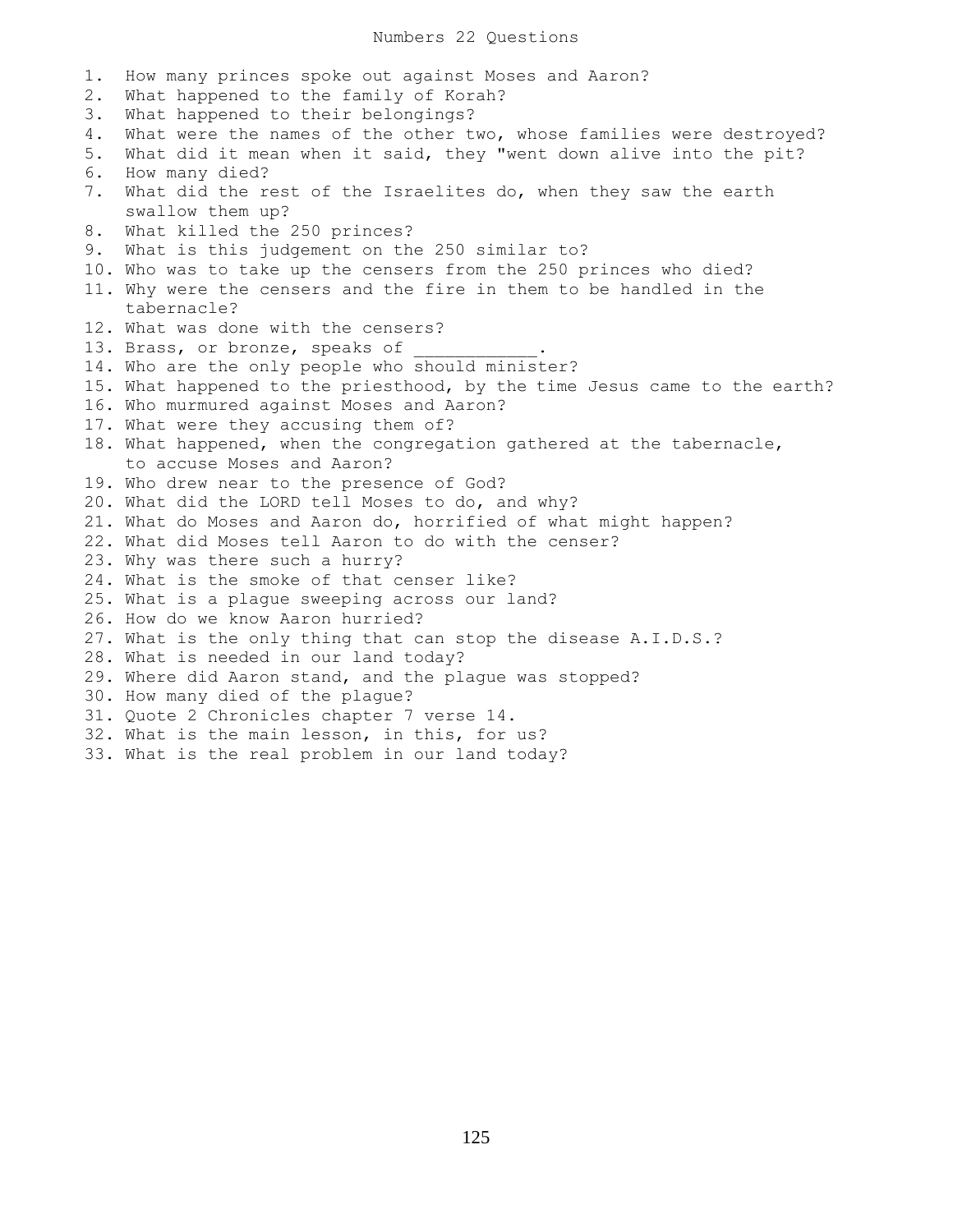# Numbers 22 Questions

1. How many princes spoke out against Moses and Aaron?
2. What happened to the family of Korah?
3. What happened to their belongings?
4. What were the names of the other two, whose families were destroyed?
5. What did it mean when it said, they "went down alive into the pit?
6. How many died?
7. What did the rest of the Israelites do, when they saw the earth swallow them up?
8. What killed the 250 princes?
9. What is this judgement on the 250 similar to?
10. Who was to take up the censers from the 250 princes who died?
11. Why were the censers and the fire in them to be handled in the tabernacle?
12. What was done with the censers?
13. Brass, or bronze, speaks of ____________.
14. Who are the only people who should minister?
15. What happened to the priesthood, by the time Jesus came to the earth?
16. Who murmured against Moses and Aaron?
17. What were they accusing them of?
18. What happened, when the congregation gathered at the tabernacle, to accuse Moses and Aaron?
19. Who drew near to the presence of God?
20. What did the LORD tell Moses to do, and why?
21. What do Moses and Aaron do, horrified of what might happen?
22. What did Moses tell Aaron to do with the censer?
23. Why was there such a hurry?
24. What is the smoke of that censer like?
25. What is a plague sweeping across our land?
26. How do we know Aaron hurried?
27. What is the only thing that can stop the disease A.I.D.S.?
28. What is needed in our land today?
29. Where did Aaron stand, and the plague was stopped?
30. How many died of the plague?
31. Quote 2 Chronicles chapter 7 verse 14.
32. What is the main lesson, in this, for us?
33. What is the real problem in our land today?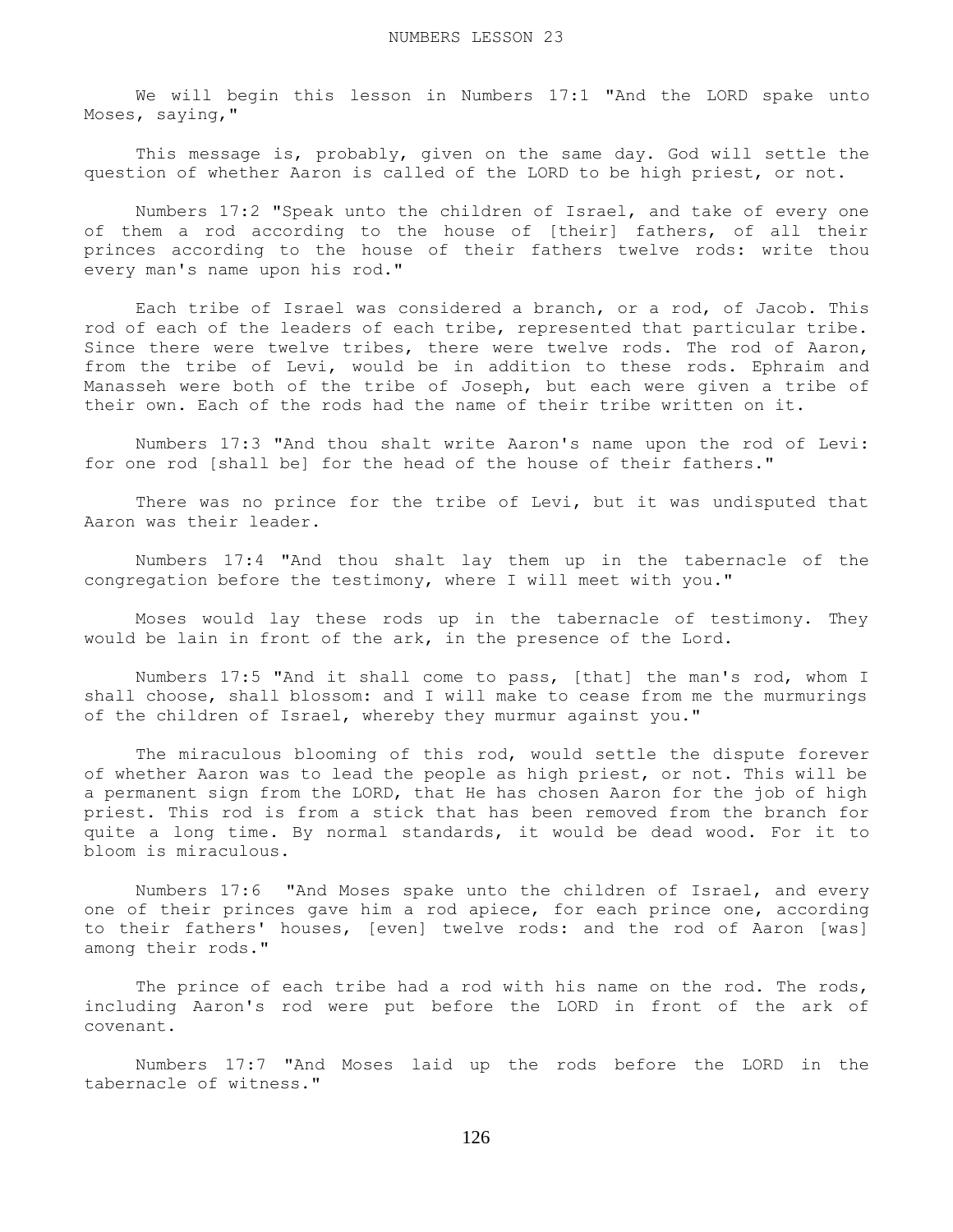# NUMBERS LESSON 23

We will begin this lesson in Numbers 17:1 "And the LORD spake unto Moses, saying,"

This message is, probably, given on the same day. God will settle the question of whether Aaron is called of the LORD to be high priest, or not.

Numbers 17:2 "Speak unto the children of Israel, and take of every one of them a rod according to the house of [their] fathers, of all their princes according to the house of their fathers twelve rods: write thou every man's name upon his rod."

Each tribe of Israel was considered a branch, or a rod, of Jacob. This rod of each of the leaders of each tribe, represented that particular tribe. Since there were twelve tribes, there were twelve rods. The rod of Aaron, from the tribe of Levi, would be in addition to these rods. Ephraim and Manasseh were both of the tribe of Joseph, but each were given a tribe of their own. Each of the rods had the name of their tribe written on it.

Numbers 17:3 "And thou shalt write Aaron's name upon the rod of Levi: for one rod [shall be] for the head of the house of their fathers."

There was no prince for the tribe of Levi, but it was undisputed that Aaron was their leader.

Numbers 17:4 "And thou shalt lay them up in the tabernacle of the congregation before the testimony, where I will meet with you."

Moses would lay these rods up in the tabernacle of testimony. They would be lain in front of the ark, in the presence of the Lord.

Numbers 17:5 "And it shall come to pass, [that] the man's rod, whom I shall choose, shall blossom: and I will make to cease from me the murmurings of the children of Israel, whereby they murmur against you."

The miraculous blooming of this rod, would settle the dispute forever of whether Aaron was to lead the people as high priest, or not. This will be a permanent sign from the LORD, that He has chosen Aaron for the job of high priest. This rod is from a stick that has been removed from the branch for quite a long time. By normal standards, it would be dead wood. For it to bloom is miraculous.

Numbers 17:6 "And Moses spake unto the children of Israel, and every one of their princes gave him a rod apiece, for each prince one, according to their fathers' houses, [even] twelve rods: and the rod of Aaron [was] among their rods."

The prince of each tribe had a rod with his name on the rod. The rods, including Aaron's rod were put before the LORD in front of the ark of covenant.

Numbers 17:7 "And Moses laid up the rods before the LORD in the tabernacle of witness."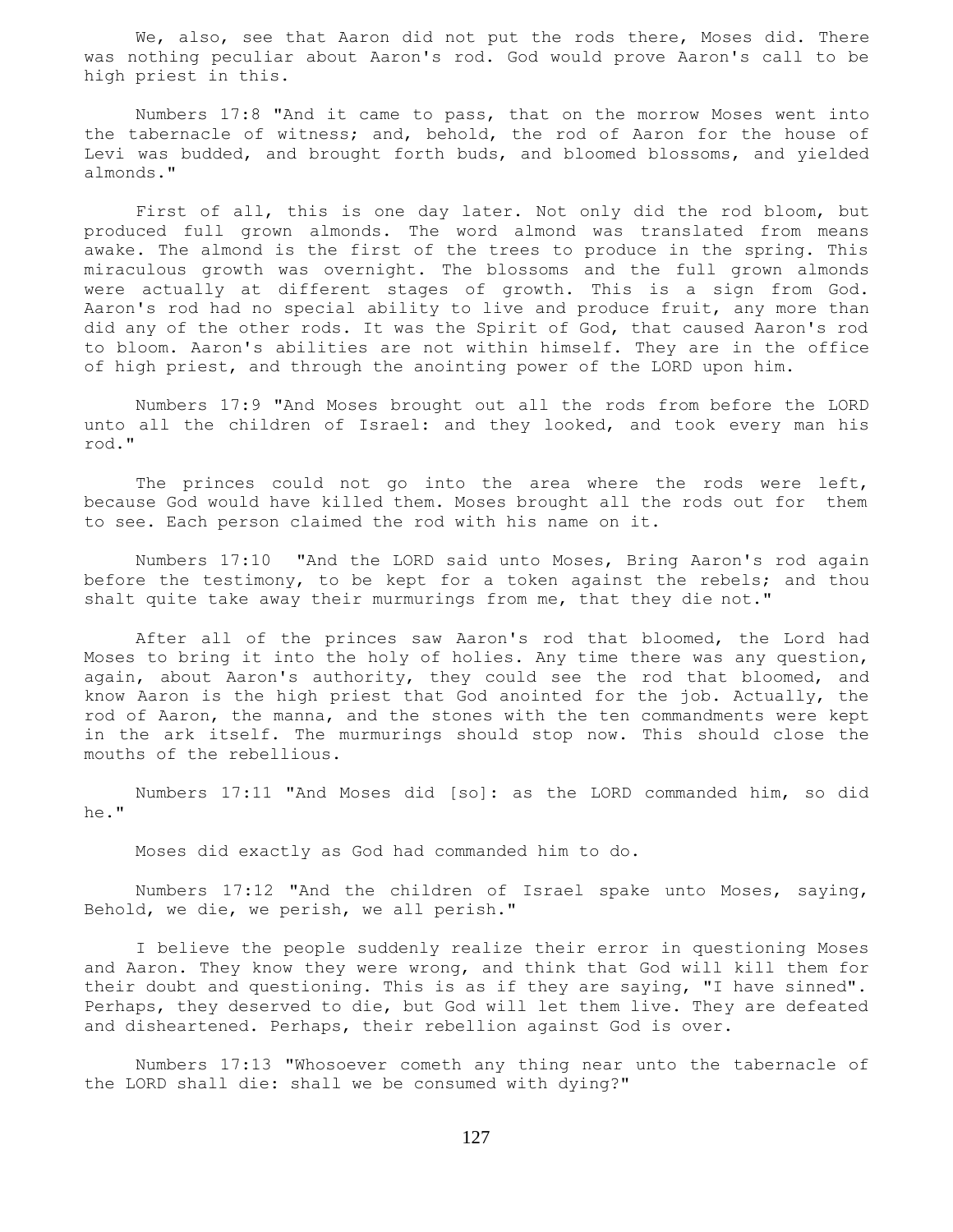We, also, see that Aaron did not put the rods there, Moses did. There was nothing peculiar about Aaron's rod. God would prove Aaron's call to be high priest in this.

Numbers 17:8 "And it came to pass, that on the morrow Moses went into the tabernacle of witness; and, behold, the rod of Aaron for the house of Levi was budded, and brought forth buds, and bloomed blossoms, and yielded almonds."

First of all, this is one day later. Not only did the rod bloom, but produced full grown almonds. The word almond was translated from means awake. The almond is the first of the trees to produce in the spring. This miraculous growth was overnight. The blossoms and the full grown almonds were actually at different stages of growth. This is a sign from God. Aaron's rod had no special ability to live and produce fruit, any more than did any of the other rods. It was the Spirit of God, that caused Aaron's rod to bloom. Aaron's abilities are not within himself. They are in the office of high priest, and through the anointing power of the LORD upon him.

Numbers 17:9 "And Moses brought out all the rods from before the LORD unto all the children of Israel: and they looked, and took every man his rod."

The princes could not go into the area where the rods were left, because God would have killed them. Moses brought all the rods out for them to see. Each person claimed the rod with his name on it.

Numbers 17:10 "And the LORD said unto Moses, Bring Aaron's rod again before the testimony, to be kept for a token against the rebels; and thou shalt quite take away their murmurings from me, that they die not."

After all of the princes saw Aaron's rod that bloomed, the Lord had Moses to bring it into the holy of holies. Any time there was any question, again, about Aaron's authority, they could see the rod that bloomed, and know Aaron is the high priest that God anointed for the job. Actually, the rod of Aaron, the manna, and the stones with the ten commandments were kept in the ark itself. The murmurings should stop now. This should close the mouths of the rebellious.

Numbers 17:11 "And Moses did [so]: as the LORD commanded him, so did he."

Moses did exactly as God had commanded him to do.

Numbers 17:12 "And the children of Israel spake unto Moses, saying, Behold, we die, we perish, we all perish."

I believe the people suddenly realize their error in questioning Moses and Aaron. They know they were wrong, and think that God will kill them for their doubt and questioning. This is as if they are saying, "I have sinned". Perhaps, they deserved to die, but God will let them live. They are defeated and disheartened. Perhaps, their rebellion against God is over.

Numbers 17:13 "Whosoever cometh any thing near unto the tabernacle of the LORD shall die: shall we be consumed with dying?"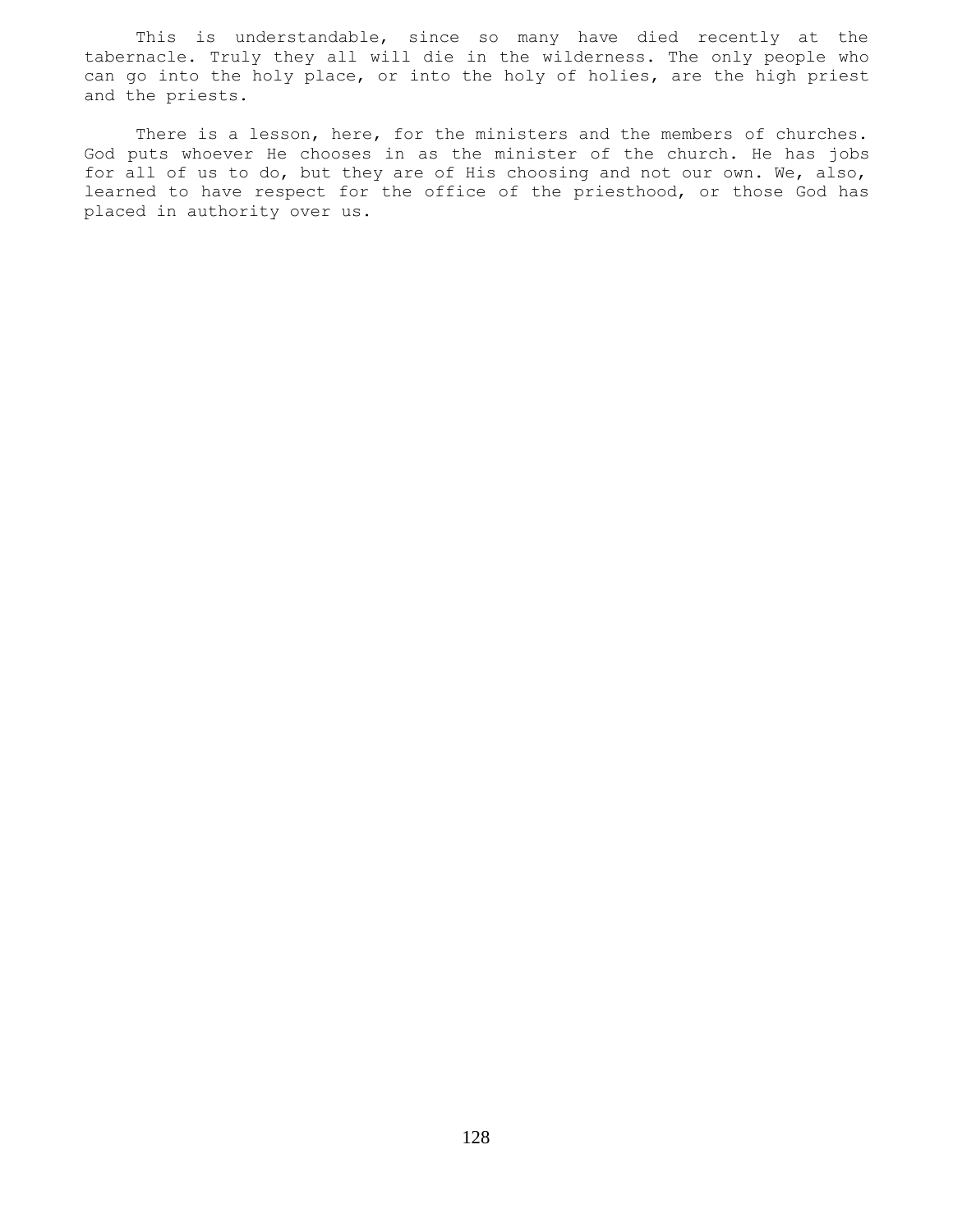This is understandable, since so many have died recently at the tabernacle. Truly they all will die in the wilderness. The only people who can go into the holy place, or into the holy of holies, are the high priest and the priests.

There is a lesson, here, for the ministers and the members of churches. God puts whoever He chooses in as the minister of the church. He has jobs for all of us to do, but they are of His choosing and not our own. We, also, learned to have respect for the office of the priesthood, or those God has placed in authority over us.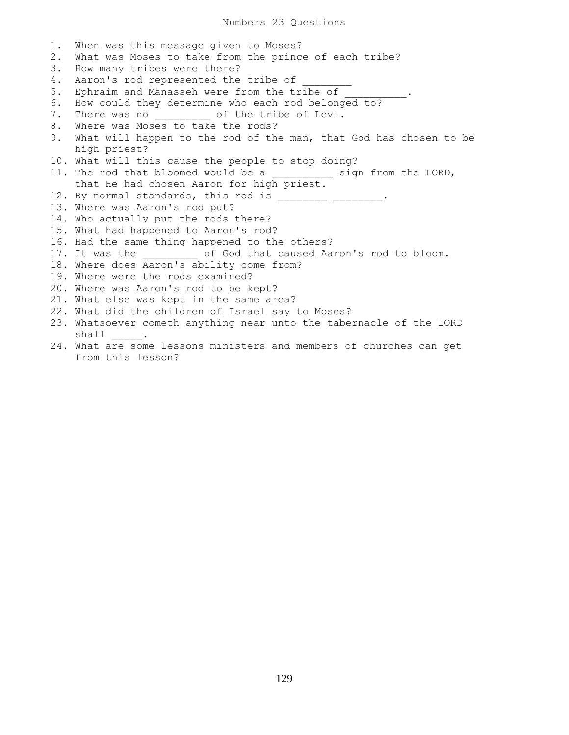# Numbers 23 Questions

1. When was this message given to Moses?
2. What was Moses to take from the prince of each tribe?
3. How many tribes were there?
4. Aaron's rod represented the tribe of ________
5. Ephraim and Manasseh were from the tribe of __________.
6. How could they determine who each rod belonged to?
7. There was no _________ of the tribe of Levi.
8. Where was Moses to take the rods?
9. What will happen to the rod of the man, that God has chosen to be high priest?
10. What will this cause the people to stop doing?
11. The rod that bloomed would be a __________ sign from the LORD, that He had chosen Aaron for high priest.
12. By normal standards, this rod is ________ ________.
13. Where was Aaron's rod put?
14. Who actually put the rods there?
15. What had happened to Aaron's rod?
16. Had the same thing happened to the others?
17. It was the _________ of God that caused Aaron's rod to bloom.
18. Where does Aaron's ability come from?
19. Where were the rods examined?
20. Where was Aaron's rod to be kept?
21. What else was kept in the same area?
22. What did the children of Israel say to Moses?
23. Whatsoever cometh anything near unto the tabernacle of the LORD shall _____.
24. What are some lessons ministers and members of churches can get from this lesson?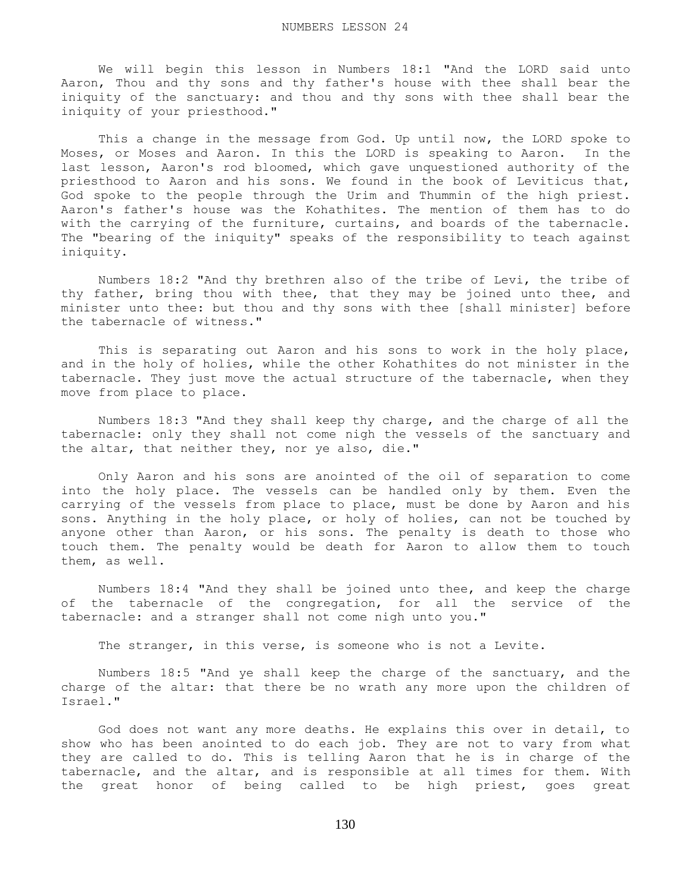# NUMBERS LESSON 24

We will begin this lesson in Numbers 18:1 "And the LORD said unto Aaron, Thou and thy sons and thy father's house with thee shall bear the iniquity of the sanctuary: and thou and thy sons with thee shall bear the iniquity of your priesthood."

This a change in the message from God. Up until now, the LORD spoke to Moses, or Moses and Aaron. In this the LORD is speaking to Aaron. In the last lesson, Aaron's rod bloomed, which gave unquestioned authority of the priesthood to Aaron and his sons. We found in the book of Leviticus that, God spoke to the people through the Urim and Thummin of the high priest. Aaron's father's house was the Kohathites. The mention of them has to do with the carrying of the furniture, curtains, and boards of the tabernacle. The "bearing of the iniquity" speaks of the responsibility to teach against iniquity.

Numbers 18:2 "And thy brethren also of the tribe of Levi, the tribe of thy father, bring thou with thee, that they may be joined unto thee, and minister unto thee: but thou and thy sons with thee [shall minister] before the tabernacle of witness."

This is separating out Aaron and his sons to work in the holy place, and in the holy of holies, while the other Kohathites do not minister in the tabernacle. They just move the actual structure of the tabernacle, when they move from place to place.

Numbers 18:3 "And they shall keep thy charge, and the charge of all the tabernacle: only they shall not come nigh the vessels of the sanctuary and the altar, that neither they, nor ye also, die."

Only Aaron and his sons are anointed of the oil of separation to come into the holy place. The vessels can be handled only by them. Even the carrying of the vessels from place to place, must be done by Aaron and his sons. Anything in the holy place, or holy of holies, can not be touched by anyone other than Aaron, or his sons. The penalty is death to those who touch them. The penalty would be death for Aaron to allow them to touch them, as well.

Numbers 18:4 "And they shall be joined unto thee, and keep the charge of the tabernacle of the congregation, for all the service of the tabernacle: and a stranger shall not come nigh unto you."

The stranger, in this verse, is someone who is not a Levite.

Numbers 18:5 "And ye shall keep the charge of the sanctuary, and the charge of the altar: that there be no wrath any more upon the children of Israel."

God does not want any more deaths. He explains this over in detail, to show who has been anointed to do each job. They are not to vary from what they are called to do. This is telling Aaron that he is in charge of the tabernacle, and the altar, and is responsible at all times for them. With the great honor of being called to be high priest, goes great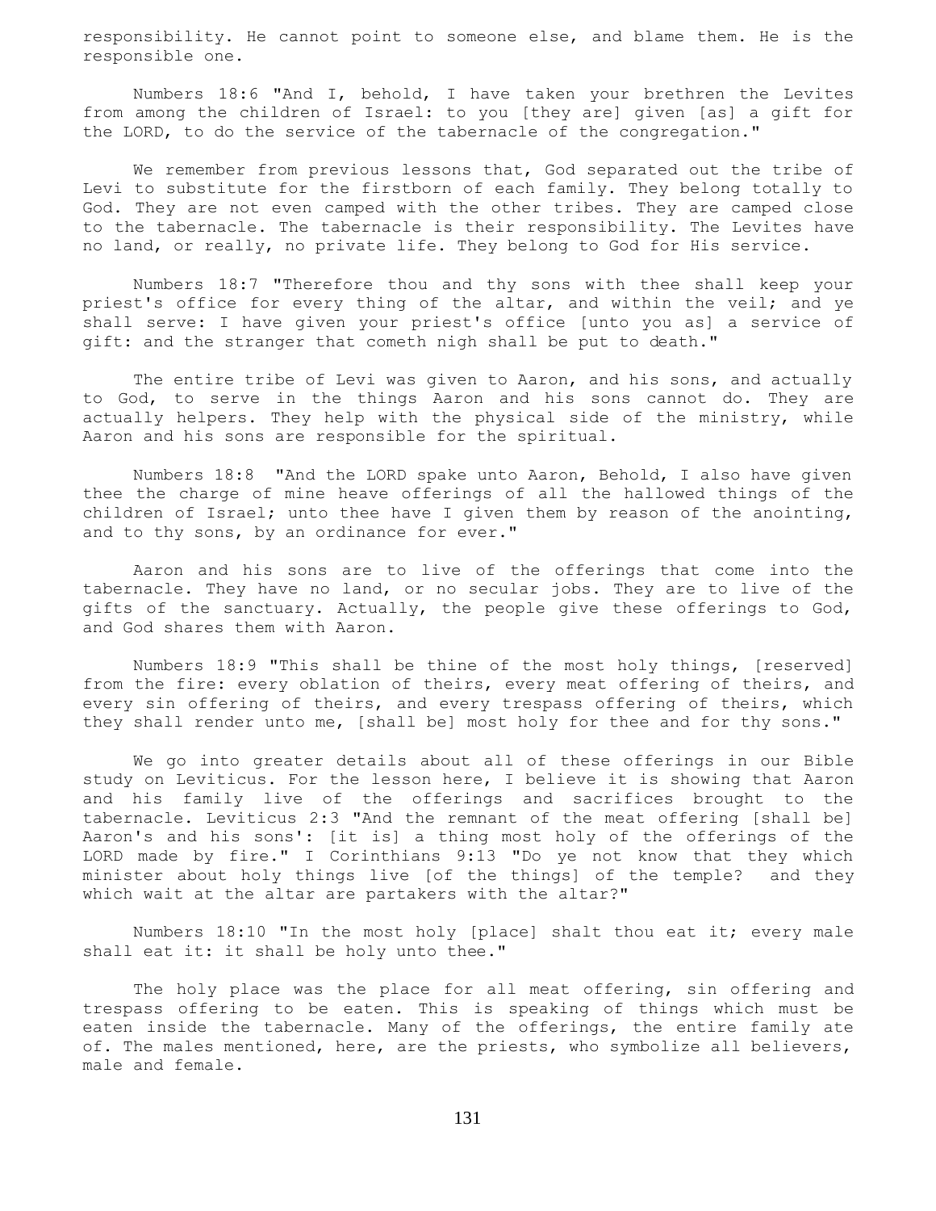responsibility. He cannot point to someone else, and blame them. He is the responsible one.

Numbers 18:6 "And I, behold, I have taken your brethren the Levites from among the children of Israel: to you [they are] given [as] a gift for the LORD, to do the service of the tabernacle of the congregation."

We remember from previous lessons that, God separated out the tribe of Levi to substitute for the firstborn of each family. They belong totally to God. They are not even camped with the other tribes. They are camped close to the tabernacle. The tabernacle is their responsibility. The Levites have no land, or really, no private life. They belong to God for His service.

Numbers 18:7 "Therefore thou and thy sons with thee shall keep your priest's office for every thing of the altar, and within the veil; and ye shall serve: I have given your priest's office [unto you as] a service of gift: and the stranger that cometh nigh shall be put to death."

The entire tribe of Levi was given to Aaron, and his sons, and actually to God, to serve in the things Aaron and his sons cannot do. They are actually helpers. They help with the physical side of the ministry, while Aaron and his sons are responsible for the spiritual.

Numbers 18:8 "And the LORD spake unto Aaron, Behold, I also have given thee the charge of mine heave offerings of all the hallowed things of the children of Israel; unto thee have I given them by reason of the anointing, and to thy sons, by an ordinance for ever."

Aaron and his sons are to live of the offerings that come into the tabernacle. They have no land, or no secular jobs. They are to live of the gifts of the sanctuary. Actually, the people give these offerings to God, and God shares them with Aaron.

Numbers 18:9 "This shall be thine of the most holy things, [reserved] from the fire: every oblation of theirs, every meat offering of theirs, and every sin offering of theirs, and every trespass offering of theirs, which they shall render unto me, [shall be] most holy for thee and for thy sons."

We go into greater details about all of these offerings in our Bible study on Leviticus. For the lesson here, I believe it is showing that Aaron and his family live of the offerings and sacrifices brought to the tabernacle. Leviticus 2:3 "And the remnant of the meat offering [shall be] Aaron's and his sons': [it is] a thing most holy of the offerings of the LORD made by fire." I Corinthians 9:13 "Do ye not know that they which minister about holy things live [of the things] of the temple? and they which wait at the altar are partakers with the altar?"

Numbers 18:10 "In the most holy [place] shalt thou eat it; every male shall eat it: it shall be holy unto thee."

The holy place was the place for all meat offering, sin offering and trespass offering to be eaten. This is speaking of things which must be eaten inside the tabernacle. Many of the offerings, the entire family ate of. The males mentioned, here, are the priests, who symbolize all believers, male and female.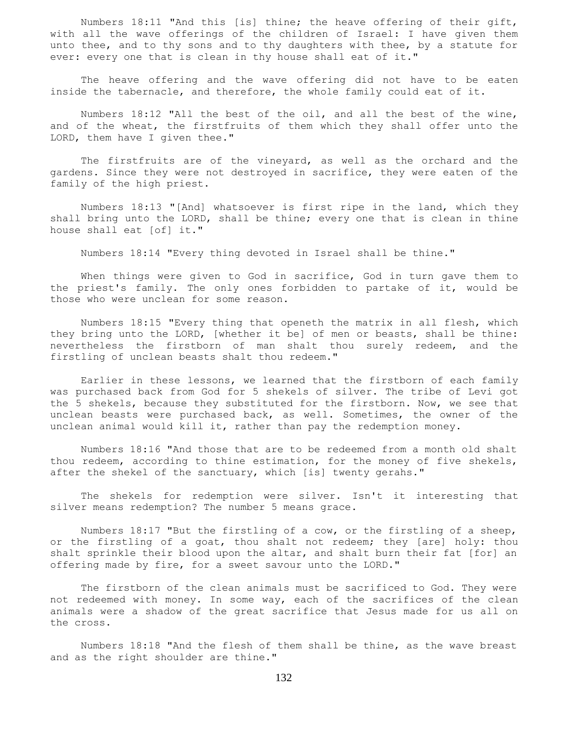Numbers 18:11 "And this [is] thine; the heave offering of their gift, with all the wave offerings of the children of Israel: I have given them unto thee, and to thy sons and to thy daughters with thee, by a statute for ever: every one that is clean in thy house shall eat of it."

The heave offering and the wave offering did not have to be eaten inside the tabernacle, and therefore, the whole family could eat of it.

Numbers 18:12 "All the best of the oil, and all the best of the wine, and of the wheat, the firstfruits of them which they shall offer unto the LORD, them have I given thee."

The firstfruits are of the vineyard, as well as the orchard and the gardens. Since they were not destroyed in sacrifice, they were eaten of the family of the high priest.

Numbers 18:13 "[And] whatsoever is first ripe in the land, which they shall bring unto the LORD, shall be thine; every one that is clean in thine house shall eat [of] it."

Numbers 18:14 "Every thing devoted in Israel shall be thine."

When things were given to God in sacrifice, God in turn gave them to the priest's family. The only ones forbidden to partake of it, would be those who were unclean for some reason.

Numbers 18:15 "Every thing that openeth the matrix in all flesh, which they bring unto the LORD, [whether it be] of men or beasts, shall be thine: nevertheless the firstborn of man shalt thou surely redeem, and the firstling of unclean beasts shalt thou redeem."

Earlier in these lessons, we learned that the firstborn of each family was purchased back from God for 5 shekels of silver. The tribe of Levi got the 5 shekels, because they substituted for the firstborn. Now, we see that unclean beasts were purchased back, as well. Sometimes, the owner of the unclean animal would kill it, rather than pay the redemption money.

Numbers 18:16 "And those that are to be redeemed from a month old shalt thou redeem, according to thine estimation, for the money of five shekels, after the shekel of the sanctuary, which [is] twenty gerahs."

The shekels for redemption were silver. Isn't it interesting that silver means redemption? The number 5 means grace.

Numbers 18:17 "But the firstling of a cow, or the firstling of a sheep, or the firstling of a goat, thou shalt not redeem; they [are] holy: thou shalt sprinkle their blood upon the altar, and shalt burn their fat [for] an offering made by fire, for a sweet savour unto the LORD."

The firstborn of the clean animals must be sacrificed to God. They were not redeemed with money. In some way, each of the sacrifices of the clean animals were a shadow of the great sacrifice that Jesus made for us all on the cross.

Numbers 18:18 "And the flesh of them shall be thine, as the wave breast and as the right shoulder are thine."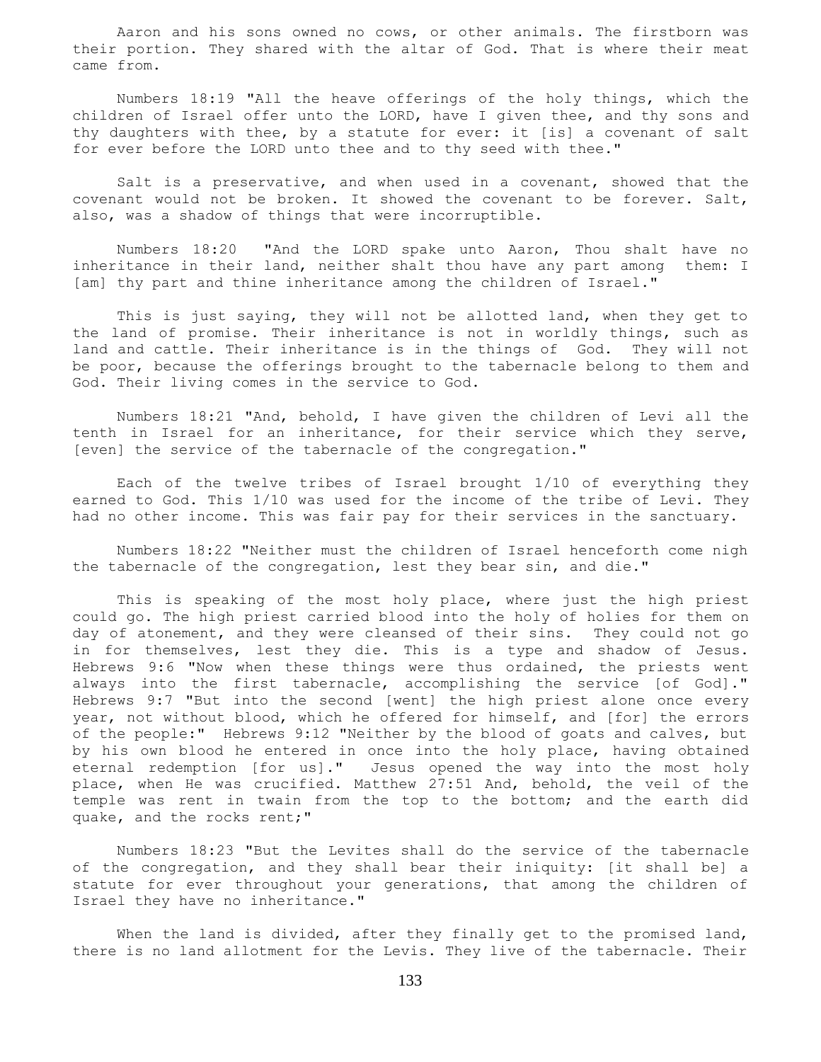Aaron and his sons owned no cows, or other animals. The firstborn was their portion. They shared with the altar of God. That is where their meat came from.

Numbers 18:19 "All the heave offerings of the holy things, which the children of Israel offer unto the LORD, have I given thee, and thy sons and thy daughters with thee, by a statute for ever: it [is] a covenant of salt for ever before the LORD unto thee and to thy seed with thee."

Salt is a preservative, and when used in a covenant, showed that the covenant would not be broken. It showed the covenant to be forever. Salt, also, was a shadow of things that were incorruptible.

Numbers 18:20 "And the LORD spake unto Aaron, Thou shalt have no inheritance in their land, neither shalt thou have any part among them: I [am] thy part and thine inheritance among the children of Israel."

This is just saying, they will not be allotted land, when they get to the land of promise. Their inheritance is not in worldly things, such as land and cattle. Their inheritance is in the things of God. They will not be poor, because the offerings brought to the tabernacle belong to them and God. Their living comes in the service to God.

Numbers 18:21 "And, behold, I have given the children of Levi all the tenth in Israel for an inheritance, for their service which they serve, [even] the service of the tabernacle of the congregation."

Each of the twelve tribes of Israel brought 1/10 of everything they earned to God. This 1/10 was used for the income of the tribe of Levi. They had no other income. This was fair pay for their services in the sanctuary.

Numbers 18:22 "Neither must the children of Israel henceforth come nigh the tabernacle of the congregation, lest they bear sin, and die."

This is speaking of the most holy place, where just the high priest could go. The high priest carried blood into the holy of holies for them on day of atonement, and they were cleansed of their sins. They could not go in for themselves, lest they die. This is a type and shadow of Jesus. Hebrews 9:6 "Now when these things were thus ordained, the priests went always into the first tabernacle, accomplishing the service [of God]." Hebrews 9:7 "But into the second [went] the high priest alone once every year, not without blood, which he offered for himself, and [for] the errors of the people:" Hebrews 9:12 "Neither by the blood of goats and calves, but by his own blood he entered in once into the holy place, having obtained eternal redemption [for us]." Jesus opened the way into the most holy place, when He was crucified. Matthew 27:51 And, behold, the veil of the temple was rent in twain from the top to the bottom; and the earth did quake, and the rocks rent;"

Numbers 18:23 "But the Levites shall do the service of the tabernacle of the congregation, and they shall bear their iniquity: [it shall be] a statute for ever throughout your generations, that among the children of Israel they have no inheritance."

When the land is divided, after they finally get to the promised land, there is no land allotment for the Levis. They live of the tabernacle. Their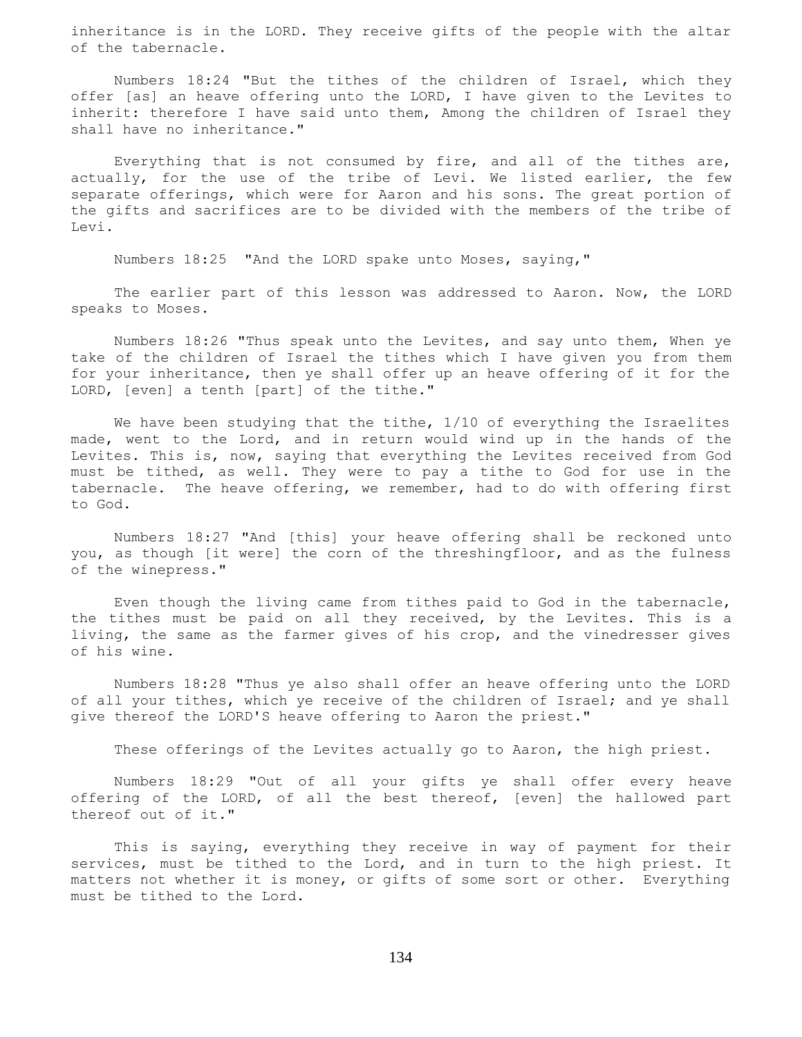inheritance is in the LORD. They receive gifts of the people with the altar of the tabernacle.

Numbers 18:24 "But the tithes of the children of Israel, which they offer [as] an heave offering unto the LORD, I have given to the Levites to inherit: therefore I have said unto them, Among the children of Israel they shall have no inheritance."

Everything that is not consumed by fire, and all of the tithes are, actually, for the use of the tribe of Levi. We listed earlier, the few separate offerings, which were for Aaron and his sons. The great portion of the gifts and sacrifices are to be divided with the members of the tribe of Levi.

Numbers 18:25 "And the LORD spake unto Moses, saying,"

The earlier part of this lesson was addressed to Aaron. Now, the LORD speaks to Moses.

Numbers 18:26 "Thus speak unto the Levites, and say unto them, When ye take of the children of Israel the tithes which I have given you from them for your inheritance, then ye shall offer up an heave offering of it for the LORD, [even] a tenth [part] of the tithe."

We have been studying that the tithe, 1/10 of everything the Israelites made, went to the Lord, and in return would wind up in the hands of the Levites. This is, now, saying that everything the Levites received from God must be tithed, as well. They were to pay a tithe to God for use in the tabernacle. The heave offering, we remember, had to do with offering first to God.

Numbers 18:27 "And [this] your heave offering shall be reckoned unto you, as though [it were] the corn of the threshingfloor, and as the fulness of the winepress."

Even though the living came from tithes paid to God in the tabernacle, the tithes must be paid on all they received, by the Levites. This is a living, the same as the farmer gives of his crop, and the vinedresser gives of his wine.

Numbers 18:28 "Thus ye also shall offer an heave offering unto the LORD of all your tithes, which ye receive of the children of Israel; and ye shall give thereof the LORD'S heave offering to Aaron the priest."

These offerings of the Levites actually go to Aaron, the high priest.

Numbers 18:29 "Out of all your gifts ye shall offer every heave offering of the LORD, of all the best thereof, [even] the hallowed part thereof out of it."

This is saying, everything they receive in way of payment for their services, must be tithed to the Lord, and in turn to the high priest. It matters not whether it is money, or gifts of some sort or other. Everything must be tithed to the Lord.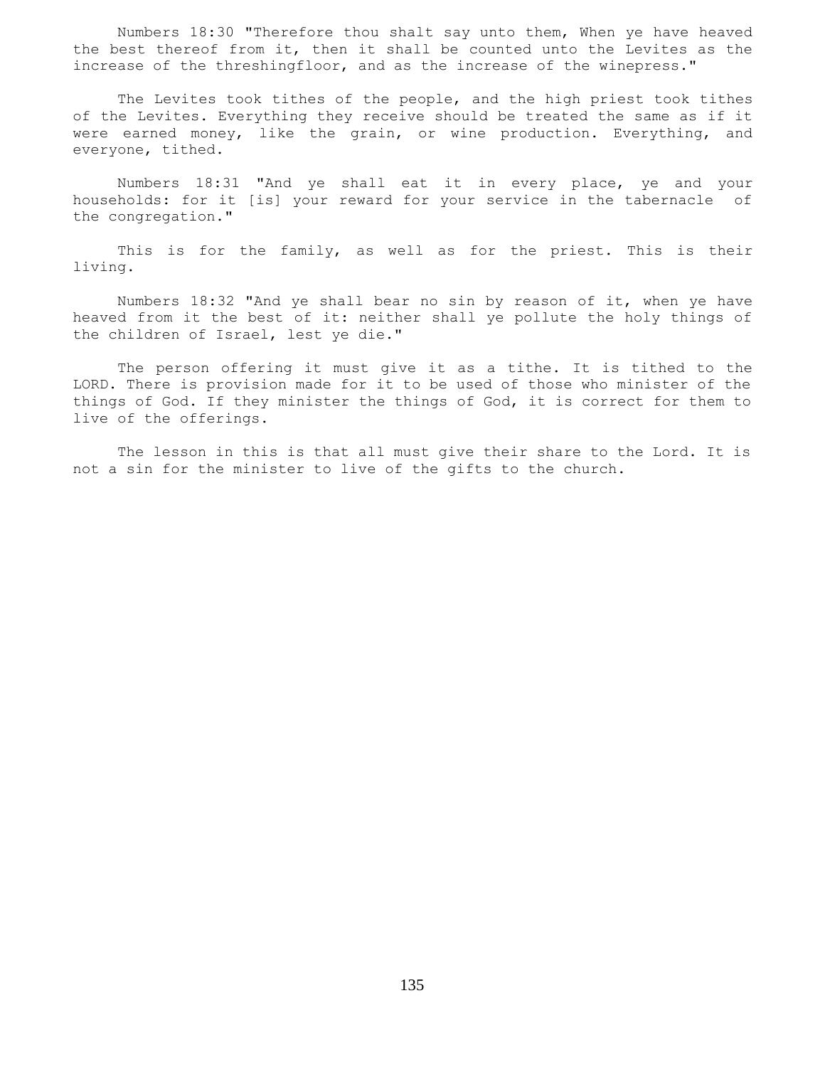Numbers 18:30 "Therefore thou shalt say unto them, When ye have heaved the best thereof from it, then it shall be counted unto the Levites as the increase of the threshingfloor, and as the increase of the winepress."

The Levites took tithes of the people, and the high priest took tithes of the Levites. Everything they receive should be treated the same as if it were earned money, like the grain, or wine production. Everything, and everyone, tithed.

Numbers 18:31 "And ye shall eat it in every place, ye and your households: for it [is] your reward for your service in the tabernacle of the congregation."

This is for the family, as well as for the priest. This is their living.

Numbers 18:32 "And ye shall bear no sin by reason of it, when ye have heaved from it the best of it: neither shall ye pollute the holy things of the children of Israel, lest ye die."

The person offering it must give it as a tithe. It is tithed to the LORD. There is provision made for it to be used of those who minister of the things of God. If they minister the things of God, it is correct for them to live of the offerings.

The lesson in this is that all must give their share to the Lord. It is not a sin for the minister to live of the gifts to the church.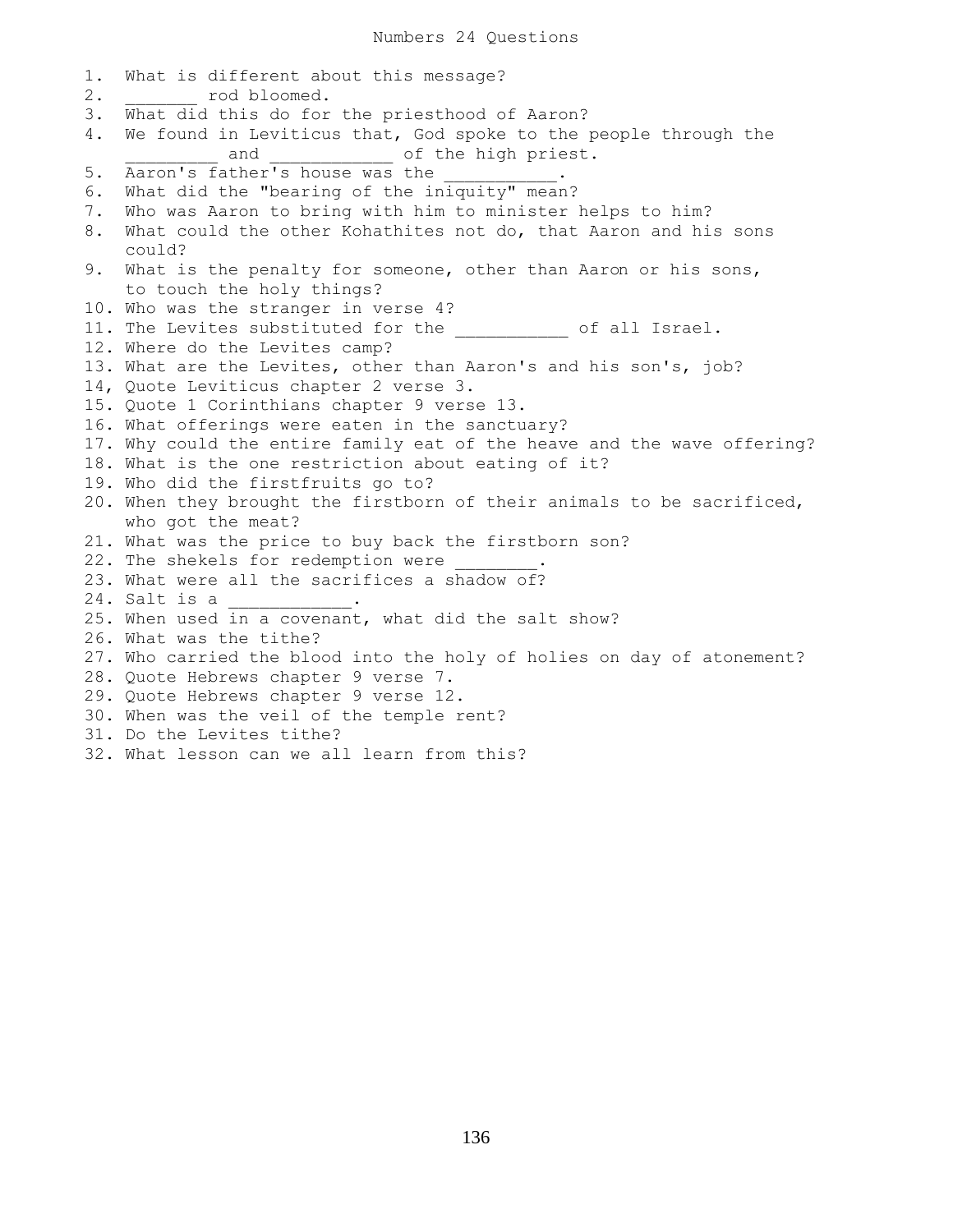# Numbers 24 Questions

1. What is different about this message?
2. _______ rod bloomed.
3. What did this do for the priesthood of Aaron?
4. We found in Leviticus that, God spoke to the people through the _________ and ____________ of the high priest.
5. Aaron's father's house was the ___________.
6. What did the "bearing of the iniquity" mean?
7. Who was Aaron to bring with him to minister helps to him?
8. What could the other Kohathites not do, that Aaron and his sons could?
9. What is the penalty for someone, other than Aaron or his sons, to touch the holy things?
10. Who was the stranger in verse 4?
11. The Levites substituted for the ___________ of all Israel.
12. Where do the Levites camp?
13. What are the Levites, other than Aaron's and his son's, job?
14, Quote Leviticus chapter 2 verse 3.
15. Quote 1 Corinthians chapter 9 verse 13.
16. What offerings were eaten in the sanctuary?
17. Why could the entire family eat of the heave and the wave offering?
18. What is the one restriction about eating of it?
19. Who did the firstfruits go to?
20. When they brought the firstborn of their animals to be sacrificed, who got the meat?
21. What was the price to buy back the firstborn son?
22. The shekels for redemption were ________.
23. What were all the sacrifices a shadow of?
24. Salt is a ____________.
25. When used in a covenant, what did the salt show?
26. What was the tithe?
27. Who carried the blood into the holy of holies on day of atonement?
28. Quote Hebrews chapter 9 verse 7.
29. Quote Hebrews chapter 9 verse 12.
30. When was the veil of the temple rent?
31. Do the Levites tithe?
32. What lesson can we all learn from this?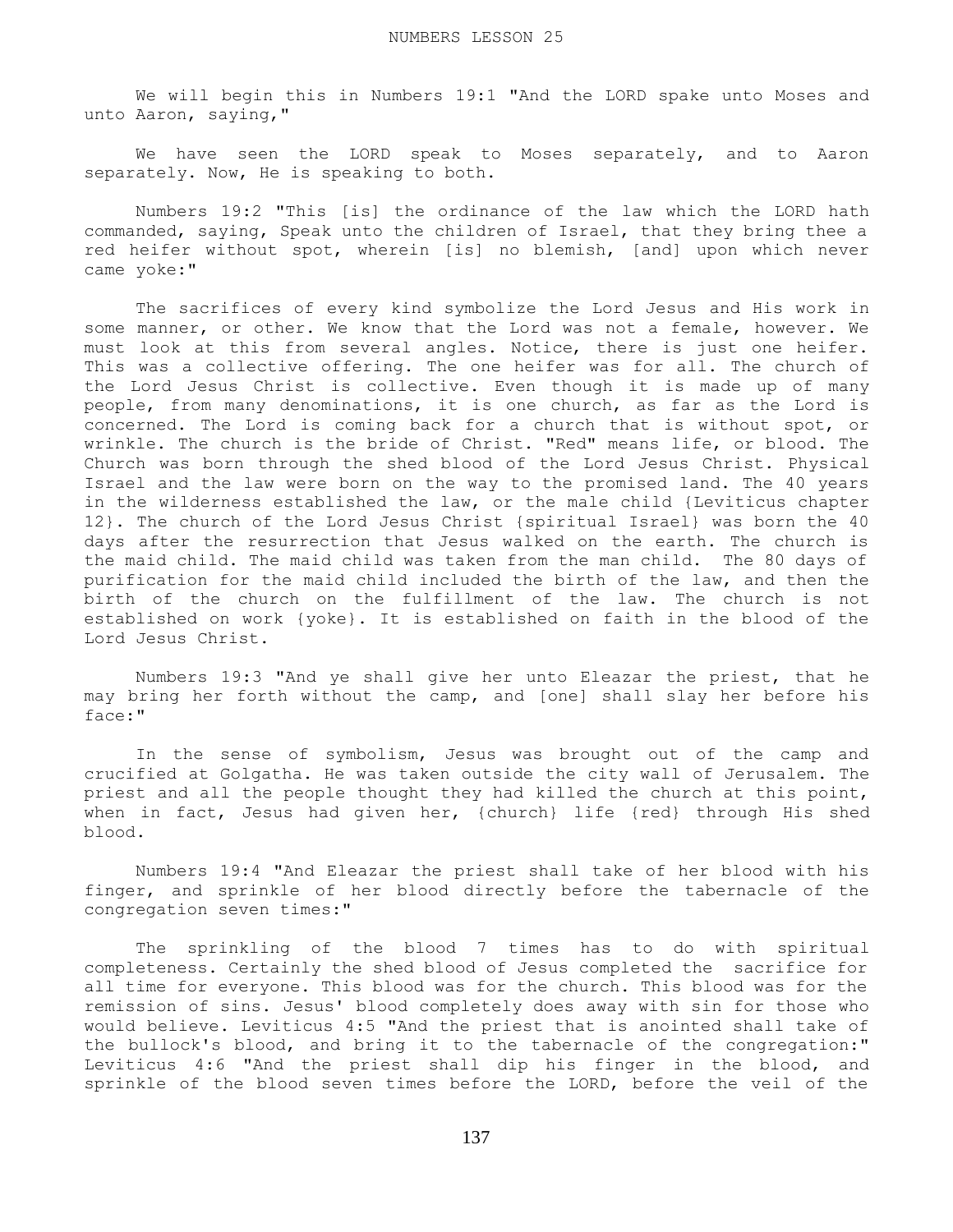# NUMBERS LESSON 25

We will begin this in Numbers 19:1 "And the LORD spake unto Moses and unto Aaron, saying,"

We have seen the LORD speak to Moses separately, and to Aaron separately. Now, He is speaking to both.

Numbers 19:2 "This [is] the ordinance of the law which the LORD hath commanded, saying, Speak unto the children of Israel, that they bring thee a red heifer without spot, wherein [is] no blemish, [and] upon which never came yoke:"

The sacrifices of every kind symbolize the Lord Jesus and His work in some manner, or other. We know that the Lord was not a female, however. We must look at this from several angles. Notice, there is just one heifer. This was a collective offering. The one heifer was for all. The church of the Lord Jesus Christ is collective. Even though it is made up of many people, from many denominations, it is one church, as far as the Lord is concerned. The Lord is coming back for a church that is without spot, or wrinkle. The church is the bride of Christ. "Red" means life, or blood. The Church was born through the shed blood of the Lord Jesus Christ. Physical Israel and the law were born on the way to the promised land. The 40 years in the wilderness established the law, or the male child {Leviticus chapter 12}. The church of the Lord Jesus Christ {spiritual Israel} was born the 40 days after the resurrection that Jesus walked on the earth. The church is the maid child. The maid child was taken from the man child. The 80 days of purification for the maid child included the birth of the law, and then the birth of the church on the fulfillment of the law. The church is not established on work {yoke}. It is established on faith in the blood of the Lord Jesus Christ.

Numbers 19:3 "And ye shall give her unto Eleazar the priest, that he may bring her forth without the camp, and [one] shall slay her before his face:"

In the sense of symbolism, Jesus was brought out of the camp and crucified at Golgatha. He was taken outside the city wall of Jerusalem. The priest and all the people thought they had killed the church at this point, when in fact, Jesus had given her, {church} life {red} through His shed blood.

Numbers 19:4 "And Eleazar the priest shall take of her blood with his finger, and sprinkle of her blood directly before the tabernacle of the congregation seven times:"

The sprinkling of the blood 7 times has to do with spiritual completeness. Certainly the shed blood of Jesus completed the sacrifice for all time for everyone. This blood was for the church. This blood was for the remission of sins. Jesus' blood completely does away with sin for those who would believe. Leviticus 4:5 "And the priest that is anointed shall take of the bullock's blood, and bring it to the tabernacle of the congregation:" Leviticus 4:6 "And the priest shall dip his finger in the blood, and sprinkle of the blood seven times before the LORD, before the veil of the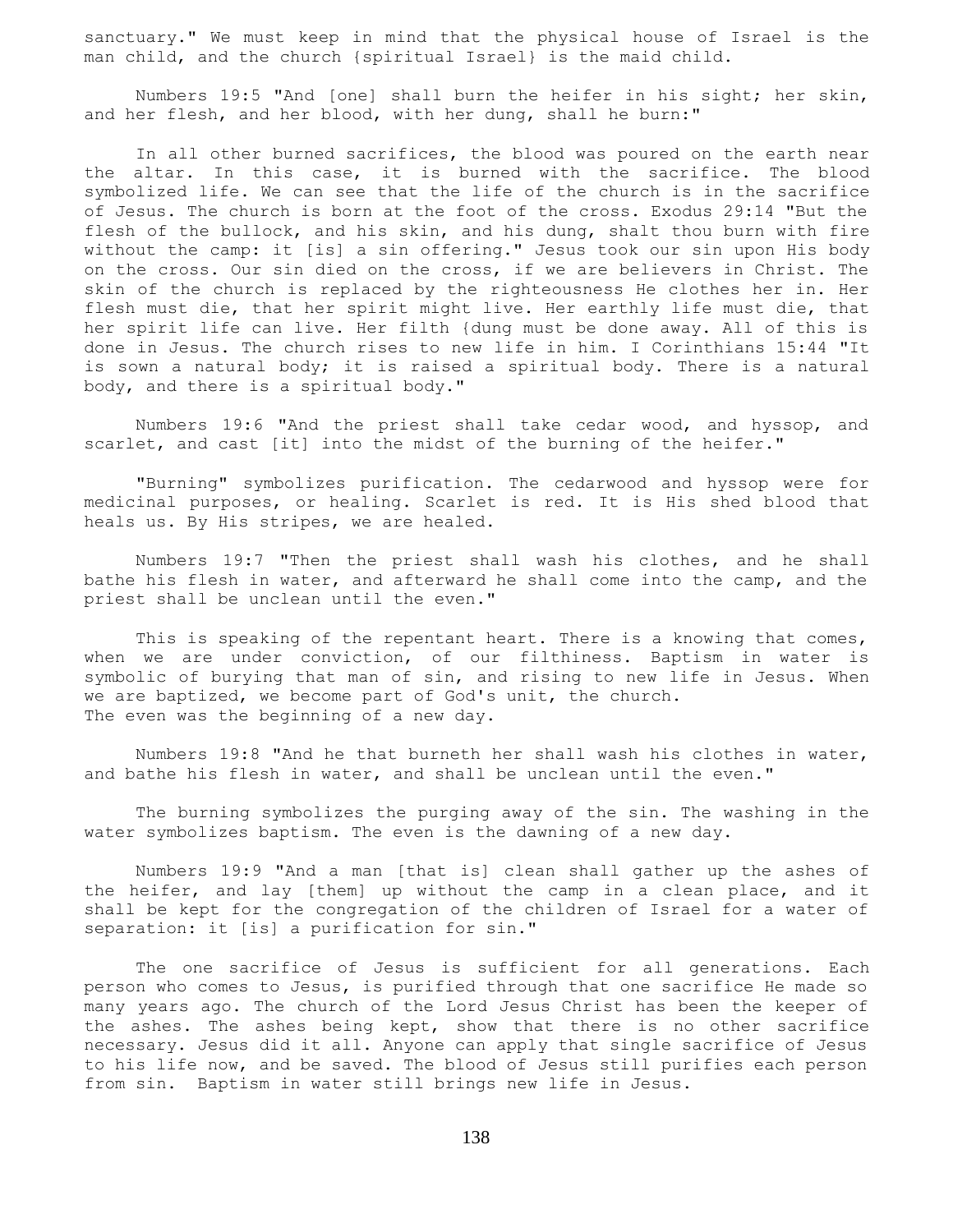sanctuary." We must keep in mind that the physical house of Israel is the man child, and the church {spiritual Israel} is the maid child.

Numbers 19:5 "And [one] shall burn the heifer in his sight; her skin, and her flesh, and her blood, with her dung, shall he burn:"

In all other burned sacrifices, the blood was poured on the earth near the altar. In this case, it is burned with the sacrifice. The blood symbolized life. We can see that the life of the church is in the sacrifice of Jesus. The church is born at the foot of the cross. Exodus 29:14 "But the flesh of the bullock, and his skin, and his dung, shalt thou burn with fire without the camp: it [is] a sin offering." Jesus took our sin upon His body on the cross. Our sin died on the cross, if we are believers in Christ. The skin of the church is replaced by the righteousness He clothes her in. Her flesh must die, that her spirit might live. Her earthly life must die, that her spirit life can live. Her filth {dung must be done away. All of this is done in Jesus. The church rises to new life in him. I Corinthians 15:44 "It is sown a natural body; it is raised a spiritual body. There is a natural body, and there is a spiritual body."

Numbers 19:6 "And the priest shall take cedar wood, and hyssop, and scarlet, and cast [it] into the midst of the burning of the heifer."

"Burning" symbolizes purification. The cedarwood and hyssop were for medicinal purposes, or healing. Scarlet is red. It is His shed blood that heals us. By His stripes, we are healed.

Numbers 19:7 "Then the priest shall wash his clothes, and he shall bathe his flesh in water, and afterward he shall come into the camp, and the priest shall be unclean until the even."

This is speaking of the repentant heart. There is a knowing that comes, when we are under conviction, of our filthiness. Baptism in water is symbolic of burying that man of sin, and rising to new life in Jesus. When we are baptized, we become part of God's unit, the church.
The even was the beginning of a new day.

Numbers 19:8 "And he that burneth her shall wash his clothes in water, and bathe his flesh in water, and shall be unclean until the even."

The burning symbolizes the purging away of the sin. The washing in the water symbolizes baptism. The even is the dawning of a new day.

Numbers 19:9 "And a man [that is] clean shall gather up the ashes of the heifer, and lay [them] up without the camp in a clean place, and it shall be kept for the congregation of the children of Israel for a water of separation: it [is] a purification for sin."

The one sacrifice of Jesus is sufficient for all generations. Each person who comes to Jesus, is purified through that one sacrifice He made so many years ago. The church of the Lord Jesus Christ has been the keeper of the ashes. The ashes being kept, show that there is no other sacrifice necessary. Jesus did it all. Anyone can apply that single sacrifice of Jesus to his life now, and be saved. The blood of Jesus still purifies each person from sin. Baptism in water still brings new life in Jesus.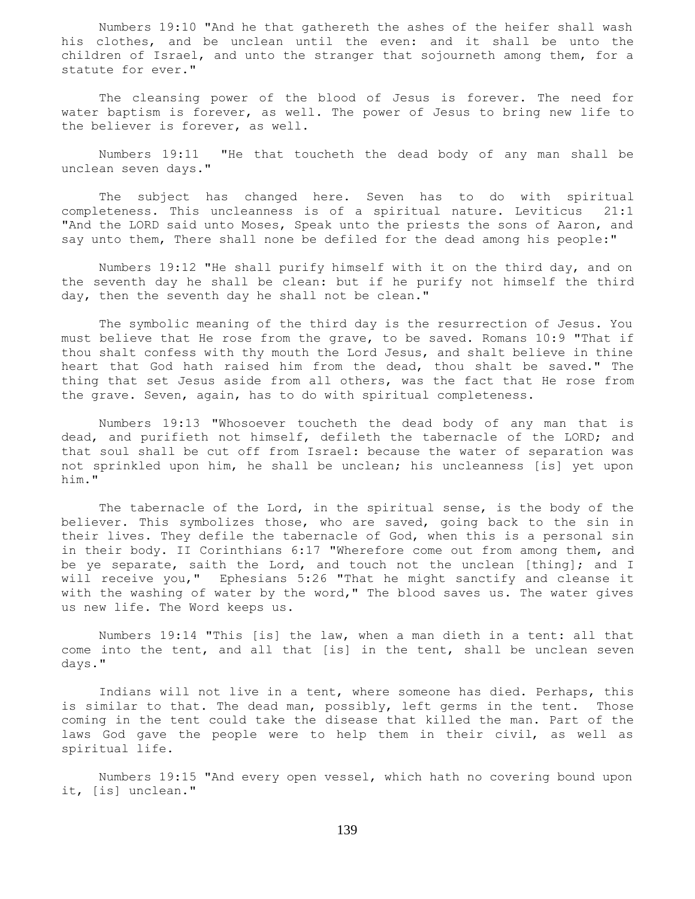Numbers 19:10 "And he that gathereth the ashes of the heifer shall wash his clothes, and be unclean until the even: and it shall be unto the children of Israel, and unto the stranger that sojourneth among them, for a statute for ever."

The cleansing power of the blood of Jesus is forever. The need for water baptism is forever, as well. The power of Jesus to bring new life to the believer is forever, as well.

Numbers 19:11 "He that toucheth the dead body of any man shall be unclean seven days."

The subject has changed here. Seven has to do with spiritual completeness. This uncleanness is of a spiritual nature. Leviticus 21:1 "And the LORD said unto Moses, Speak unto the priests the sons of Aaron, and say unto them, There shall none be defiled for the dead among his people:"

Numbers 19:12 "He shall purify himself with it on the third day, and on the seventh day he shall be clean: but if he purify not himself the third day, then the seventh day he shall not be clean."

The symbolic meaning of the third day is the resurrection of Jesus. You must believe that He rose from the grave, to be saved. Romans 10:9 "That if thou shalt confess with thy mouth the Lord Jesus, and shalt believe in thine heart that God hath raised him from the dead, thou shalt be saved." The thing that set Jesus aside from all others, was the fact that He rose from the grave. Seven, again, has to do with spiritual completeness.

Numbers 19:13 "Whosoever toucheth the dead body of any man that is dead, and purifieth not himself, defileth the tabernacle of the LORD; and that soul shall be cut off from Israel: because the water of separation was not sprinkled upon him, he shall be unclean; his uncleanness [is] yet upon him."

The tabernacle of the Lord, in the spiritual sense, is the body of the believer. This symbolizes those, who are saved, going back to the sin in their lives. They defile the tabernacle of God, when this is a personal sin in their body. II Corinthians 6:17 "Wherefore come out from among them, and be ye separate, saith the Lord, and touch not the unclean [thing]; and I will receive you," Ephesians 5:26 "That he might sanctify and cleanse it with the washing of water by the word," The blood saves us. The water gives us new life. The Word keeps us.

Numbers 19:14 "This [is] the law, when a man dieth in a tent: all that come into the tent, and all that [is] in the tent, shall be unclean seven days."

Indians will not live in a tent, where someone has died. Perhaps, this is similar to that. The dead man, possibly, left germs in the tent. Those coming in the tent could take the disease that killed the man. Part of the laws God gave the people were to help them in their civil, as well as spiritual life.

Numbers 19:15 "And every open vessel, which hath no covering bound upon it, [is] unclean."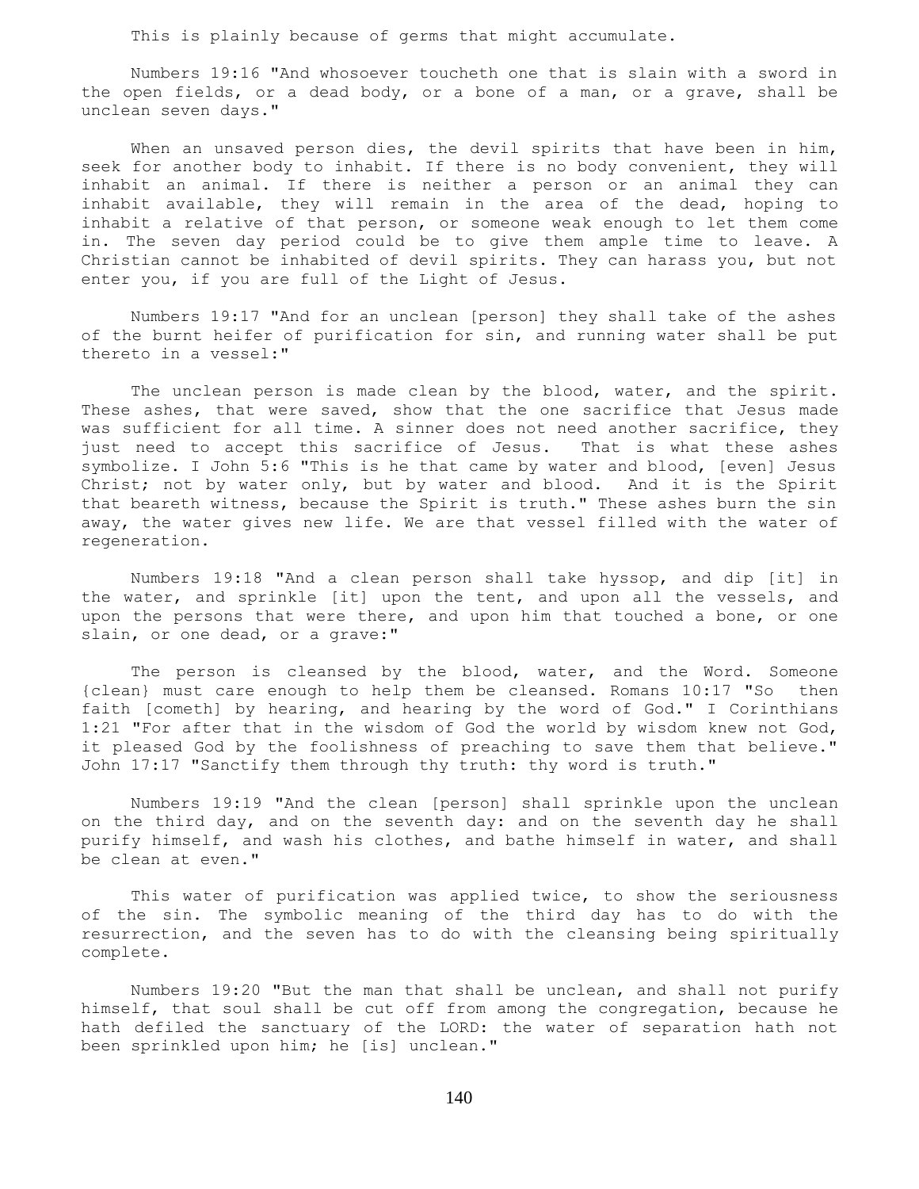This is plainly because of germs that might accumulate.

Numbers 19:16 "And whosoever toucheth one that is slain with a sword in the open fields, or a dead body, or a bone of a man, or a grave, shall be unclean seven days."

When an unsaved person dies, the devil spirits that have been in him, seek for another body to inhabit. If there is no body convenient, they will inhabit an animal. If there is neither a person or an animal they can inhabit available, they will remain in the area of the dead, hoping to inhabit a relative of that person, or someone weak enough to let them come in. The seven day period could be to give them ample time to leave. A Christian cannot be inhabited of devil spirits. They can harass you, but not enter you, if you are full of the Light of Jesus.

Numbers 19:17 "And for an unclean [person] they shall take of the ashes of the burnt heifer of purification for sin, and running water shall be put thereto in a vessel:"

The unclean person is made clean by the blood, water, and the spirit. These ashes, that were saved, show that the one sacrifice that Jesus made was sufficient for all time. A sinner does not need another sacrifice, they just need to accept this sacrifice of Jesus. That is what these ashes symbolize. I John 5:6 "This is he that came by water and blood, [even] Jesus Christ; not by water only, but by water and blood. And it is the Spirit that beareth witness, because the Spirit is truth." These ashes burn the sin away, the water gives new life. We are that vessel filled with the water of regeneration.

Numbers 19:18 "And a clean person shall take hyssop, and dip [it] in the water, and sprinkle [it] upon the tent, and upon all the vessels, and upon the persons that were there, and upon him that touched a bone, or one slain, or one dead, or a grave:"

The person is cleansed by the blood, water, and the Word. Someone {clean} must care enough to help them be cleansed. Romans 10:17 "So then faith [cometh] by hearing, and hearing by the word of God." I Corinthians 1:21 "For after that in the wisdom of God the world by wisdom knew not God, it pleased God by the foolishness of preaching to save them that believe." John 17:17 "Sanctify them through thy truth: thy word is truth."

Numbers 19:19 "And the clean [person] shall sprinkle upon the unclean on the third day, and on the seventh day: and on the seventh day he shall purify himself, and wash his clothes, and bathe himself in water, and shall be clean at even."

This water of purification was applied twice, to show the seriousness of the sin. The symbolic meaning of the third day has to do with the resurrection, and the seven has to do with the cleansing being spiritually complete.

Numbers 19:20 "But the man that shall be unclean, and shall not purify himself, that soul shall be cut off from among the congregation, because he hath defiled the sanctuary of the LORD: the water of separation hath not been sprinkled upon him; he [is] unclean."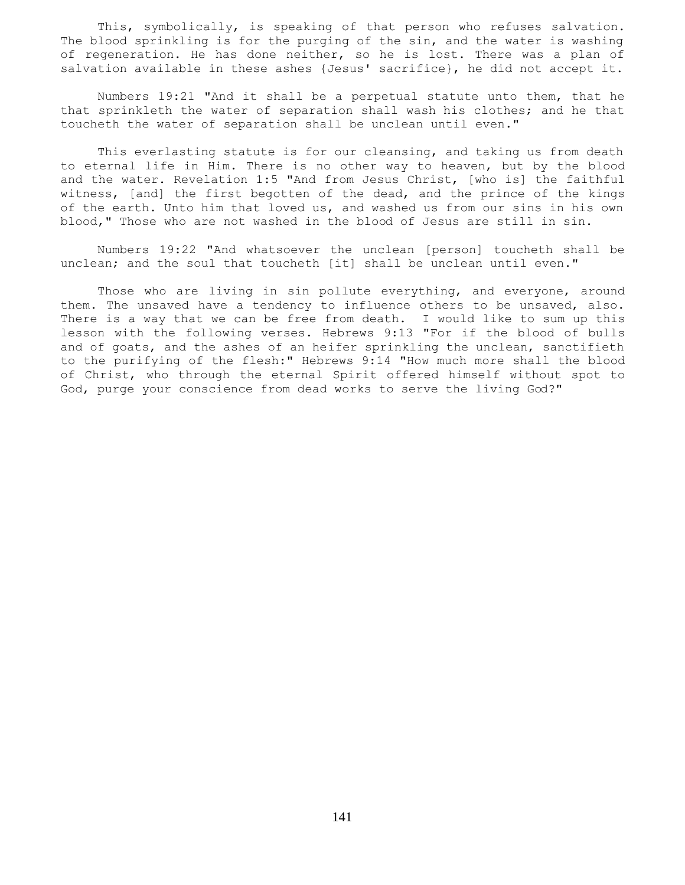This, symbolically, is speaking of that person who refuses salvation. The blood sprinkling is for the purging of the sin, and the water is washing of regeneration. He has done neither, so he is lost. There was a plan of salvation available in these ashes {Jesus' sacrifice}, he did not accept it.

Numbers 19:21 "And it shall be a perpetual statute unto them, that he that sprinkleth the water of separation shall wash his clothes; and he that toucheth the water of separation shall be unclean until even."

This everlasting statute is for our cleansing, and taking us from death to eternal life in Him. There is no other way to heaven, but by the blood and the water. Revelation 1:5 "And from Jesus Christ, [who is] the faithful witness, [and] the first begotten of the dead, and the prince of the kings of the earth. Unto him that loved us, and washed us from our sins in his own blood," Those who are not washed in the blood of Jesus are still in sin.

Numbers 19:22 "And whatsoever the unclean [person] toucheth shall be unclean; and the soul that toucheth [it] shall be unclean until even."

Those who are living in sin pollute everything, and everyone, around them. The unsaved have a tendency to influence others to be unsaved, also. There is a way that we can be free from death. I would like to sum up this lesson with the following verses. Hebrews 9:13 "For if the blood of bulls and of goats, and the ashes of an heifer sprinkling the unclean, sanctifieth to the purifying of the flesh:" Hebrews 9:14 "How much more shall the blood of Christ, who through the eternal Spirit offered himself without spot to God, purge your conscience from dead works to serve the living God?"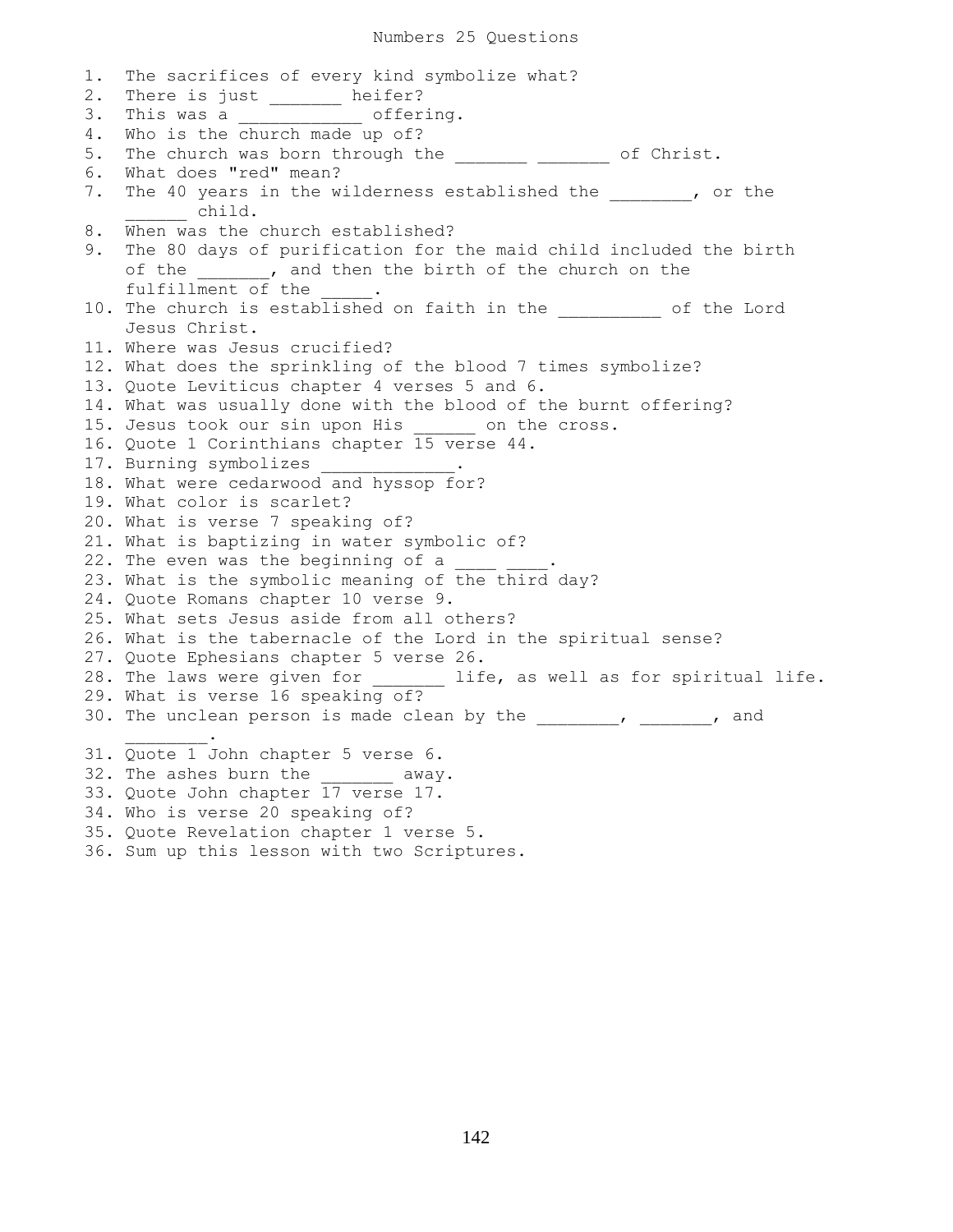# Numbers 25 Questions

1. The sacrifices of every kind symbolize what?
2. There is just _______ heifer?
3. This was a ____________ offering.
4. Who is the church made up of?
5. The church was born through the _______ _______ of Christ.
6. What does "red" mean?
7. The 40 years in the wilderness established the ________, or the ______ child.
8. When was the church established?
9. The 80 days of purification for the maid child included the birth of the _______, and then the birth of the church on the fulfillment of the _____.
10. The church is established on faith in the __________ of the Lord Jesus Christ.
11. Where was Jesus crucified?
12. What does the sprinkling of the blood 7 times symbolize?
13. Quote Leviticus chapter 4 verses 5 and 6.
14. What was usually done with the blood of the burnt offering?
15. Jesus took our sin upon His ______ on the cross.
16. Quote 1 Corinthians chapter 15 verse 44.
17. Burning symbolizes _____________.
18. What were cedarwood and hyssop for?
19. What color is scarlet?
20. What is verse 7 speaking of?
21. What is baptizing in water symbolic of?
22. The even was the beginning of a ____ ____.
23. What is the symbolic meaning of the third day?
24. Quote Romans chapter 10 verse 9.
25. What sets Jesus aside from all others?
26. What is the tabernacle of the Lord in the spiritual sense?
27. Quote Ephesians chapter 5 verse 26.
28. The laws were given for _______ life, as well as for spiritual life.
29. What is verse 16 speaking of?
30. The unclean person is made clean by the ________, _______, and ________.
31. Quote 1 John chapter 5 verse 6.
32. The ashes burn the _______ away.
33. Quote John chapter 17 verse 17.
34. Who is verse 20 speaking of?
35. Quote Revelation chapter 1 verse 5.
36. Sum up this lesson with two Scriptures.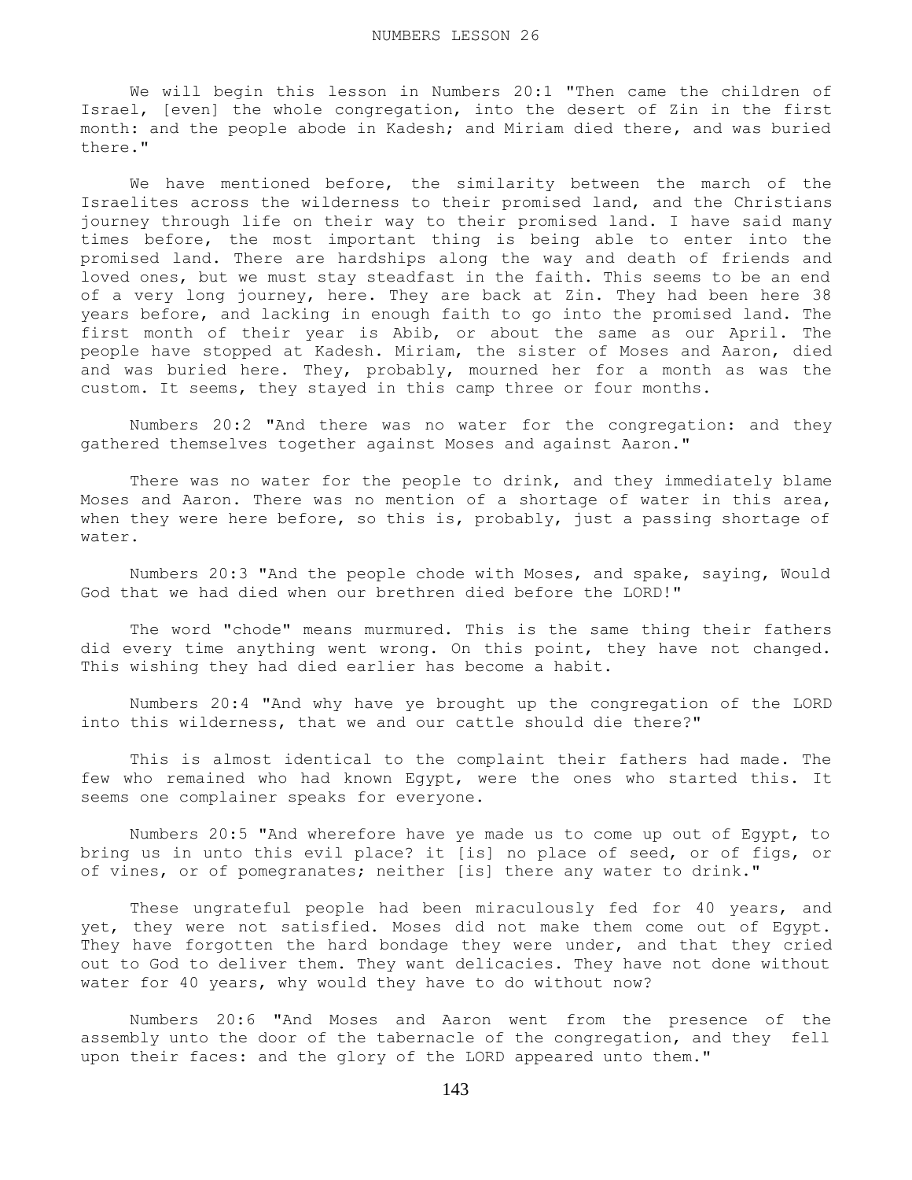# NUMBERS LESSON 26

We will begin this lesson in Numbers 20:1 "Then came the children of Israel, [even] the whole congregation, into the desert of Zin in the first month: and the people abode in Kadesh; and Miriam died there, and was buried there."

We have mentioned before, the similarity between the march of the Israelites across the wilderness to their promised land, and the Christians journey through life on their way to their promised land. I have said many times before, the most important thing is being able to enter into the promised land. There are hardships along the way and death of friends and loved ones, but we must stay steadfast in the faith. This seems to be an end of a very long journey, here. They are back at Zin. They had been here 38 years before, and lacking in enough faith to go into the promised land. The first month of their year is Abib, or about the same as our April. The people have stopped at Kadesh. Miriam, the sister of Moses and Aaron, died and was buried here. They, probably, mourned her for a month as was the custom. It seems, they stayed in this camp three or four months.

Numbers 20:2 "And there was no water for the congregation: and they gathered themselves together against Moses and against Aaron."

There was no water for the people to drink, and they immediately blame Moses and Aaron. There was no mention of a shortage of water in this area, when they were here before, so this is, probably, just a passing shortage of water.

Numbers 20:3 "And the people chode with Moses, and spake, saying, Would God that we had died when our brethren died before the LORD!"

The word "chode" means murmured. This is the same thing their fathers did every time anything went wrong. On this point, they have not changed. This wishing they had died earlier has become a habit.

Numbers 20:4 "And why have ye brought up the congregation of the LORD into this wilderness, that we and our cattle should die there?"

This is almost identical to the complaint their fathers had made. The few who remained who had known Egypt, were the ones who started this. It seems one complainer speaks for everyone.

Numbers 20:5 "And wherefore have ye made us to come up out of Egypt, to bring us in unto this evil place? it [is] no place of seed, or of figs, or of vines, or of pomegranates; neither [is] there any water to drink."

These ungrateful people had been miraculously fed for 40 years, and yet, they were not satisfied. Moses did not make them come out of Egypt. They have forgotten the hard bondage they were under, and that they cried out to God to deliver them. They want delicacies. They have not done without water for 40 years, why would they have to do without now?

Numbers 20:6 "And Moses and Aaron went from the presence of the assembly unto the door of the tabernacle of the congregation, and they fell upon their faces: and the glory of the LORD appeared unto them."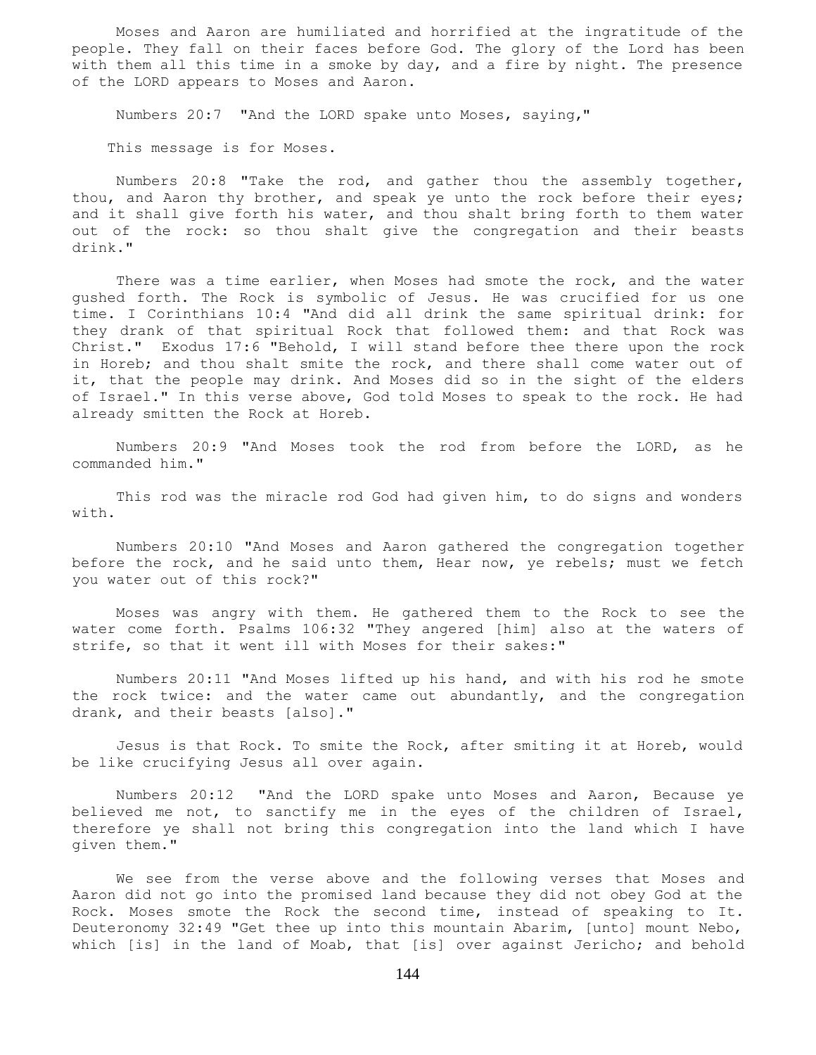Moses and Aaron are humiliated and horrified at the ingratitude of the people. They fall on their faces before God. The glory of the Lord has been with them all this time in a smoke by day, and a fire by night. The presence of the LORD appears to Moses and Aaron.

Numbers 20:7 "And the LORD spake unto Moses, saying,"

This message is for Moses.

Numbers 20:8 "Take the rod, and gather thou the assembly together, thou, and Aaron thy brother, and speak ye unto the rock before their eyes; and it shall give forth his water, and thou shalt bring forth to them water out of the rock: so thou shalt give the congregation and their beasts drink."

There was a time earlier, when Moses had smote the rock, and the water gushed forth. The Rock is symbolic of Jesus. He was crucified for us one time. I Corinthians 10:4 "And did all drink the same spiritual drink: for they drank of that spiritual Rock that followed them: and that Rock was Christ." Exodus 17:6 "Behold, I will stand before thee there upon the rock in Horeb; and thou shalt smite the rock, and there shall come water out of it, that the people may drink. And Moses did so in the sight of the elders of Israel." In this verse above, God told Moses to speak to the rock. He had already smitten the Rock at Horeb.

Numbers 20:9 "And Moses took the rod from before the LORD, as he commanded him."

This rod was the miracle rod God had given him, to do signs and wonders with.

Numbers 20:10 "And Moses and Aaron gathered the congregation together before the rock, and he said unto them, Hear now, ye rebels; must we fetch you water out of this rock?"

Moses was angry with them. He gathered them to the Rock to see the water come forth. Psalms 106:32 "They angered [him] also at the waters of strife, so that it went ill with Moses for their sakes:"

Numbers 20:11 "And Moses lifted up his hand, and with his rod he smote the rock twice: and the water came out abundantly, and the congregation drank, and their beasts [also]."

Jesus is that Rock. To smite the Rock, after smiting it at Horeb, would be like crucifying Jesus all over again.

Numbers 20:12 "And the LORD spake unto Moses and Aaron, Because ye believed me not, to sanctify me in the eyes of the children of Israel, therefore ye shall not bring this congregation into the land which I have given them."

We see from the verse above and the following verses that Moses and Aaron did not go into the promised land because they did not obey God at the Rock. Moses smote the Rock the second time, instead of speaking to It. Deuteronomy 32:49 "Get thee up into this mountain Abarim, [unto] mount Nebo, which [is] in the land of Moab, that [is] over against Jericho; and behold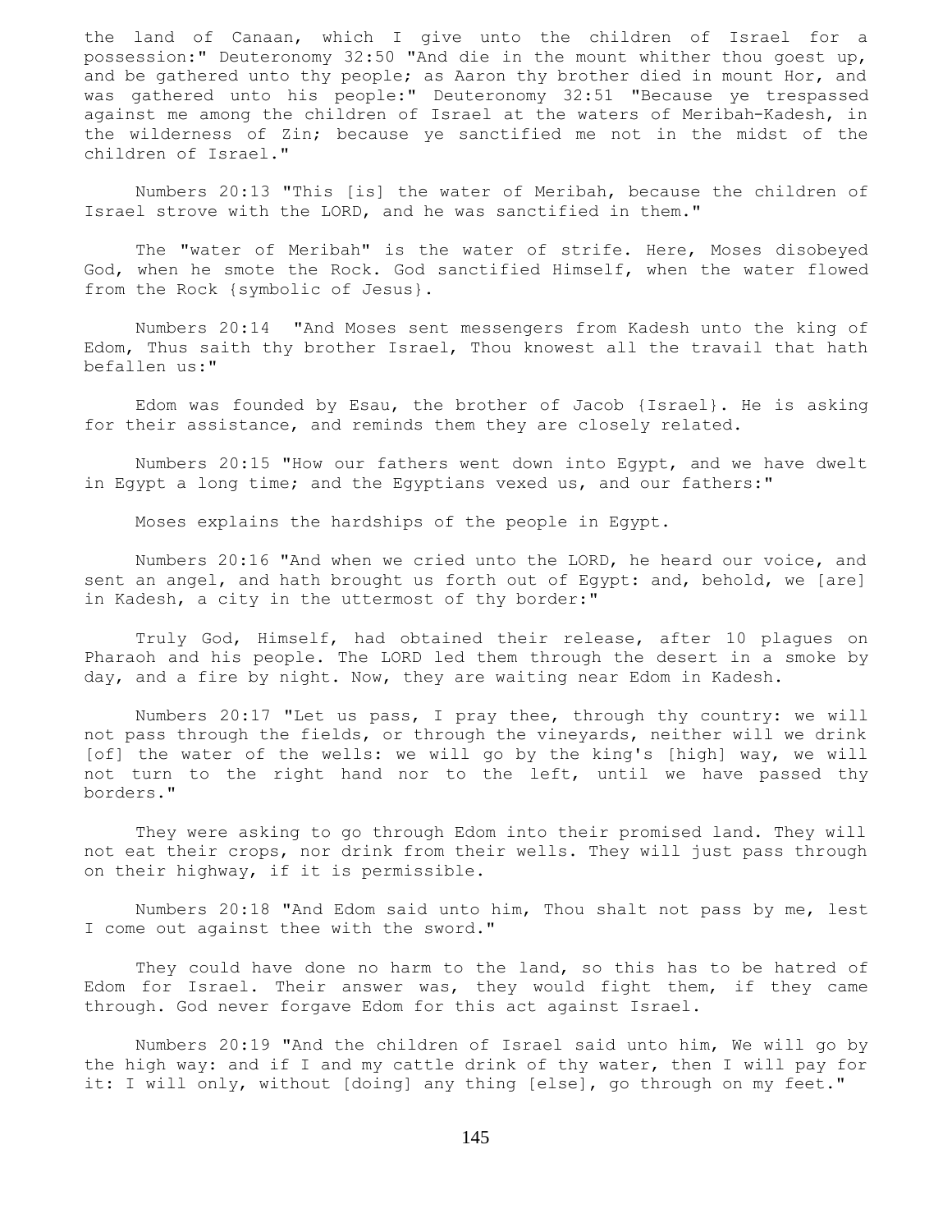the land of Canaan, which I give unto the children of Israel for a possession:" Deuteronomy 32:50 "And die in the mount whither thou goest up, and be gathered unto thy people; as Aaron thy brother died in mount Hor, and was gathered unto his people:" Deuteronomy 32:51 "Because ye trespassed against me among the children of Israel at the waters of Meribah-Kadesh, in the wilderness of Zin; because ye sanctified me not in the midst of the children of Israel."

Numbers 20:13 "This [is] the water of Meribah, because the children of Israel strove with the LORD, and he was sanctified in them."

The "water of Meribah" is the water of strife. Here, Moses disobeyed God, when he smote the Rock. God sanctified Himself, when the water flowed from the Rock {symbolic of Jesus}.

Numbers 20:14 "And Moses sent messengers from Kadesh unto the king of Edom, Thus saith thy brother Israel, Thou knowest all the travail that hath befallen us:"

Edom was founded by Esau, the brother of Jacob {Israel}. He is asking for their assistance, and reminds them they are closely related.

Numbers 20:15 "How our fathers went down into Egypt, and we have dwelt in Egypt a long time; and the Egyptians vexed us, and our fathers:"

Moses explains the hardships of the people in Egypt.

Numbers 20:16 "And when we cried unto the LORD, he heard our voice, and sent an angel, and hath brought us forth out of Egypt: and, behold, we [are] in Kadesh, a city in the uttermost of thy border:"

Truly God, Himself, had obtained their release, after 10 plagues on Pharaoh and his people. The LORD led them through the desert in a smoke by day, and a fire by night. Now, they are waiting near Edom in Kadesh.

Numbers 20:17 "Let us pass, I pray thee, through thy country: we will not pass through the fields, or through the vineyards, neither will we drink [of] the water of the wells: we will go by the king's [high] way, we will not turn to the right hand nor to the left, until we have passed thy borders."

They were asking to go through Edom into their promised land. They will not eat their crops, nor drink from their wells. They will just pass through on their highway, if it is permissible.

Numbers 20:18 "And Edom said unto him, Thou shalt not pass by me, lest I come out against thee with the sword."

They could have done no harm to the land, so this has to be hatred of Edom for Israel. Their answer was, they would fight them, if they came through. God never forgave Edom for this act against Israel.

Numbers 20:19 "And the children of Israel said unto him, We will go by the high way: and if I and my cattle drink of thy water, then I will pay for it: I will only, without [doing] any thing [else], go through on my feet."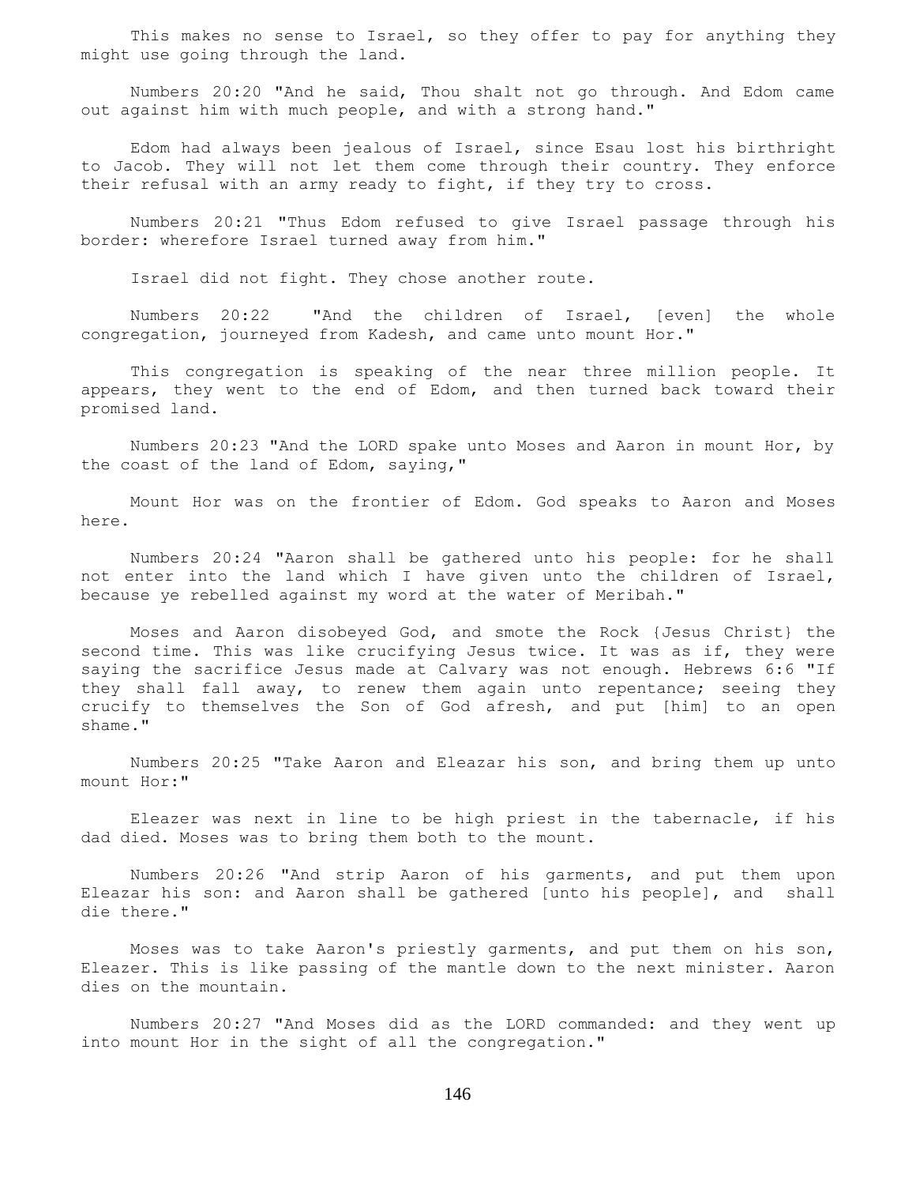This makes no sense to Israel, so they offer to pay for anything they might use going through the land.

Numbers 20:20 "And he said, Thou shalt not go through. And Edom came out against him with much people, and with a strong hand."

Edom had always been jealous of Israel, since Esau lost his birthright to Jacob. They will not let them come through their country. They enforce their refusal with an army ready to fight, if they try to cross.

Numbers 20:21 "Thus Edom refused to give Israel passage through his border: wherefore Israel turned away from him."

Israel did not fight. They chose another route.

Numbers 20:22 "And the children of Israel, [even] the whole congregation, journeyed from Kadesh, and came unto mount Hor."

This congregation is speaking of the near three million people. It appears, they went to the end of Edom, and then turned back toward their promised land.

Numbers 20:23 "And the LORD spake unto Moses and Aaron in mount Hor, by the coast of the land of Edom, saying,"

Mount Hor was on the frontier of Edom. God speaks to Aaron and Moses here.

Numbers 20:24 "Aaron shall be gathered unto his people: for he shall not enter into the land which I have given unto the children of Israel, because ye rebelled against my word at the water of Meribah."

Moses and Aaron disobeyed God, and smote the Rock {Jesus Christ} the second time. This was like crucifying Jesus twice. It was as if, they were saying the sacrifice Jesus made at Calvary was not enough. Hebrews 6:6 "If they shall fall away, to renew them again unto repentance; seeing they crucify to themselves the Son of God afresh, and put [him] to an open shame."

Numbers 20:25 "Take Aaron and Eleazar his son, and bring them up unto mount Hor:"

Eleazer was next in line to be high priest in the tabernacle, if his dad died. Moses was to bring them both to the mount.

Numbers 20:26 "And strip Aaron of his garments, and put them upon Eleazar his son: and Aaron shall be gathered [unto his people], and shall die there."

Moses was to take Aaron's priestly garments, and put them on his son, Eleazer. This is like passing of the mantle down to the next minister. Aaron dies on the mountain.

Numbers 20:27 "And Moses did as the LORD commanded: and they went up into mount Hor in the sight of all the congregation."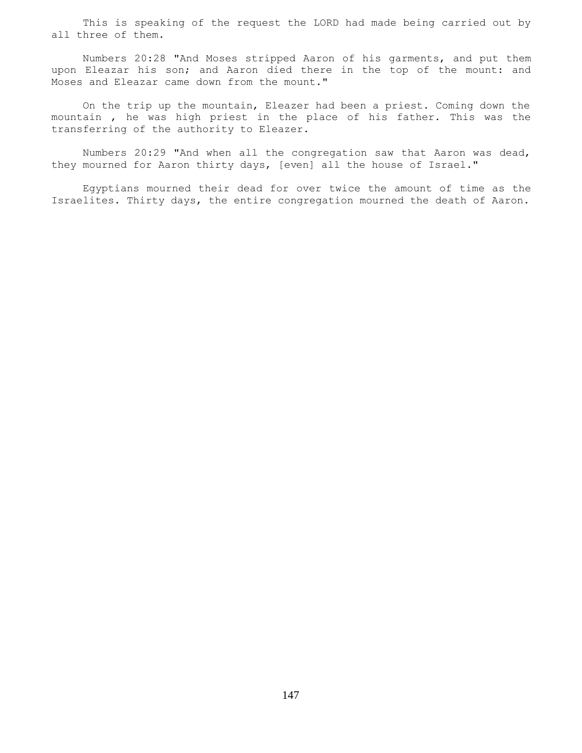This is speaking of the request the LORD had made being carried out by all three of them.

Numbers 20:28 "And Moses stripped Aaron of his garments, and put them upon Eleazar his son; and Aaron died there in the top of the mount: and Moses and Eleazar came down from the mount."

On the trip up the mountain, Eleazer had been a priest. Coming down the mountain , he was high priest in the place of his father. This was the transferring of the authority to Eleazer.

Numbers 20:29 "And when all the congregation saw that Aaron was dead, they mourned for Aaron thirty days, [even] all the house of Israel."

Egyptians mourned their dead for over twice the amount of time as the Israelites. Thirty days, the entire congregation mourned the death of Aaron.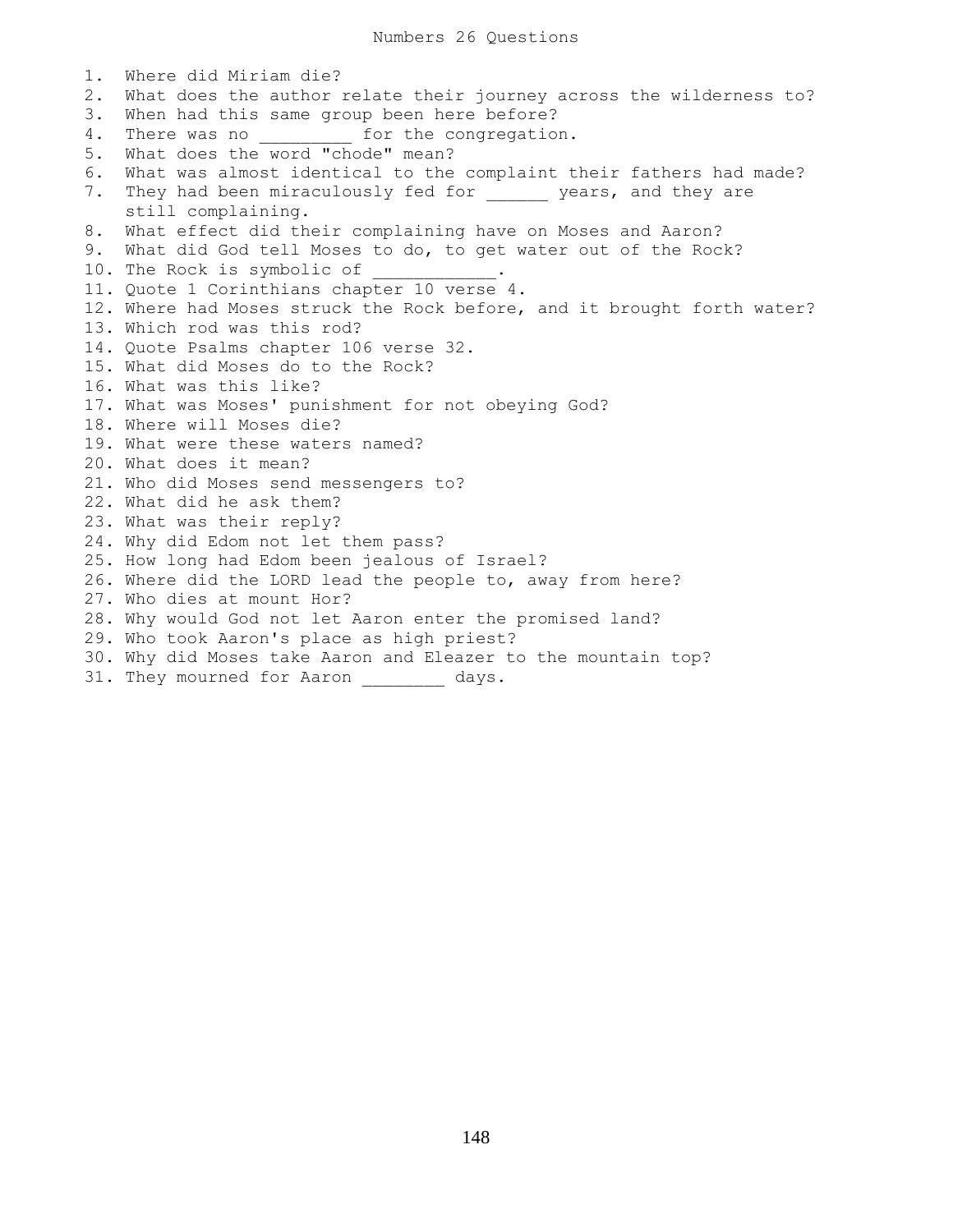# Numbers 26 Questions

1. Where did Miriam die?
2. What does the author relate their journey across the wilderness to?
3. When had this same group been here before?
4. There was no _________ for the congregation.
5. What does the word "chode" mean?
6. What was almost identical to the complaint their fathers had made?
7. They had been miraculously fed for ______ years, and they are still complaining.
8. What effect did their complaining have on Moses and Aaron?
9. What did God tell Moses to do, to get water out of the Rock?
10. The Rock is symbolic of ____________.
11. Quote 1 Corinthians chapter 10 verse 4.
12. Where had Moses struck the Rock before, and it brought forth water?
13. Which rod was this rod?
14. Quote Psalms chapter 106 verse 32.
15. What did Moses do to the Rock?
16. What was this like?
17. What was Moses' punishment for not obeying God?
18. Where will Moses die?
19. What were these waters named?
20. What does it mean?
21. Who did Moses send messengers to?
22. What did he ask them?
23. What was their reply?
24. Why did Edom not let them pass?
25. How long had Edom been jealous of Israel?
26. Where did the LORD lead the people to, away from here?
27. Who dies at mount Hor?
28. Why would God not let Aaron enter the promised land?
29. Who took Aaron's place as high priest?
30. Why did Moses take Aaron and Eleazer to the mountain top?
31. They mourned for Aaron ________ days.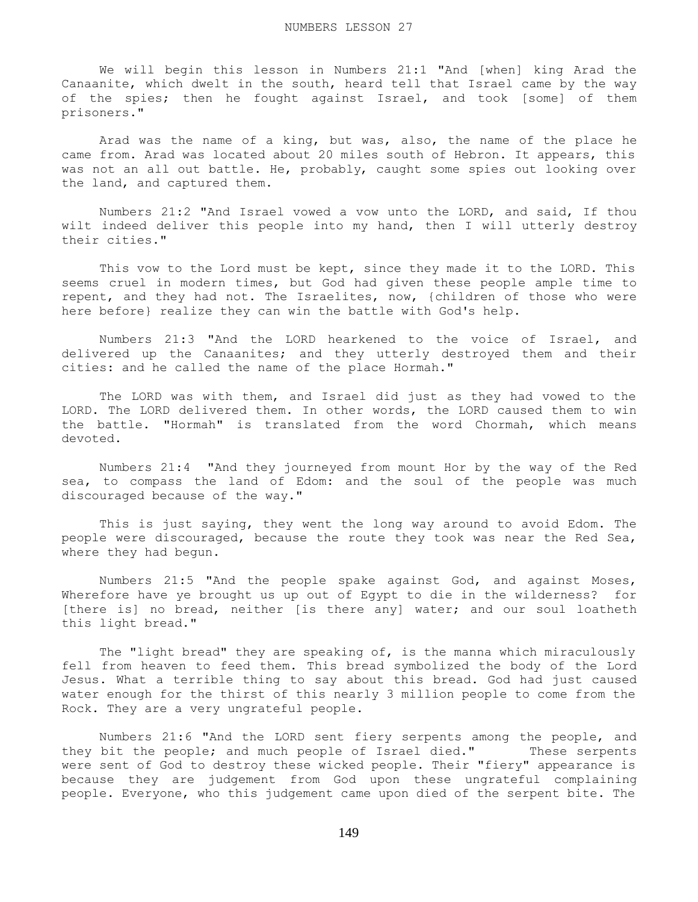# NUMBERS LESSON 27

We will begin this lesson in Numbers 21:1 "And [when] king Arad the Canaanite, which dwelt in the south, heard tell that Israel came by the way of the spies; then he fought against Israel, and took [some] of them prisoners."

Arad was the name of a king, but was, also, the name of the place he came from. Arad was located about 20 miles south of Hebron. It appears, this was not an all out battle. He, probably, caught some spies out looking over the land, and captured them.

Numbers 21:2 "And Israel vowed a vow unto the LORD, and said, If thou wilt indeed deliver this people into my hand, then I will utterly destroy their cities."

This vow to the Lord must be kept, since they made it to the LORD. This seems cruel in modern times, but God had given these people ample time to repent, and they had not. The Israelites, now, {children of those who were here before} realize they can win the battle with God's help.

Numbers 21:3 "And the LORD hearkened to the voice of Israel, and delivered up the Canaanites; and they utterly destroyed them and their cities: and he called the name of the place Hormah."

The LORD was with them, and Israel did just as they had vowed to the LORD. The LORD delivered them. In other words, the LORD caused them to win the battle. "Hormah" is translated from the word Chormah, which means devoted.

Numbers 21:4 "And they journeyed from mount Hor by the way of the Red sea, to compass the land of Edom: and the soul of the people was much discouraged because of the way."

This is just saying, they went the long way around to avoid Edom. The people were discouraged, because the route they took was near the Red Sea, where they had begun.

Numbers 21:5 "And the people spake against God, and against Moses, Wherefore have ye brought us up out of Egypt to die in the wilderness? for [there is] no bread, neither [is there any] water; and our soul loatheth this light bread."

The "light bread" they are speaking of, is the manna which miraculously fell from heaven to feed them. This bread symbolized the body of the Lord Jesus. What a terrible thing to say about this bread. God had just caused water enough for the thirst of this nearly 3 million people to come from the Rock. They are a very ungrateful people.

Numbers 21:6 "And the LORD sent fiery serpents among the people, and they bit the people; and much people of Israel died." These serpents were sent of God to destroy these wicked people. Their "fiery" appearance is because they are judgement from God upon these ungrateful complaining people. Everyone, who this judgement came upon died of the serpent bite. The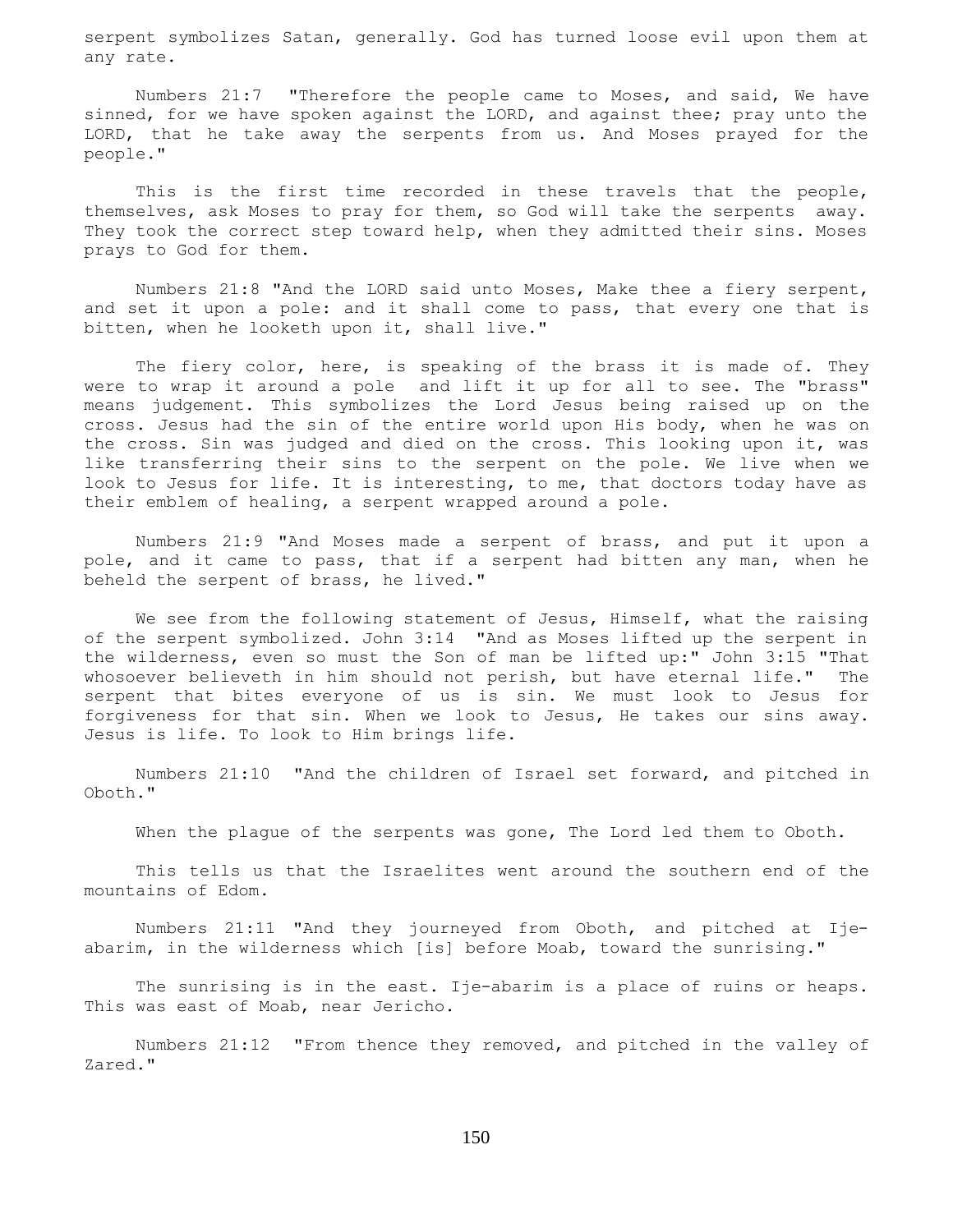serpent symbolizes Satan, generally. God has turned loose evil upon them at any rate.

Numbers 21:7 "Therefore the people came to Moses, and said, We have sinned, for we have spoken against the LORD, and against thee; pray unto the LORD, that he take away the serpents from us. And Moses prayed for the people."

This is the first time recorded in these travels that the people, themselves, ask Moses to pray for them, so God will take the serpents away. They took the correct step toward help, when they admitted their sins. Moses prays to God for them.

Numbers 21:8 "And the LORD said unto Moses, Make thee a fiery serpent, and set it upon a pole: and it shall come to pass, that every one that is bitten, when he looketh upon it, shall live."

The fiery color, here, is speaking of the brass it is made of. They were to wrap it around a pole and lift it up for all to see. The "brass" means judgement. This symbolizes the Lord Jesus being raised up on the cross. Jesus had the sin of the entire world upon His body, when he was on the cross. Sin was judged and died on the cross. This looking upon it, was like transferring their sins to the serpent on the pole. We live when we look to Jesus for life. It is interesting, to me, that doctors today have as their emblem of healing, a serpent wrapped around a pole.

Numbers 21:9 "And Moses made a serpent of brass, and put it upon a pole, and it came to pass, that if a serpent had bitten any man, when he beheld the serpent of brass, he lived."

We see from the following statement of Jesus, Himself, what the raising of the serpent symbolized. John 3:14 "And as Moses lifted up the serpent in the wilderness, even so must the Son of man be lifted up:" John 3:15 "That whosoever believeth in him should not perish, but have eternal life." The serpent that bites everyone of us is sin. We must look to Jesus for forgiveness for that sin. When we look to Jesus, He takes our sins away. Jesus is life. To look to Him brings life.

Numbers 21:10 "And the children of Israel set forward, and pitched in Oboth."

When the plague of the serpents was gone, The Lord led them to Oboth.

This tells us that the Israelites went around the southern end of the mountains of Edom.

Numbers 21:11 "And they journeyed from Oboth, and pitched at Ije-abarim, in the wilderness which [is] before Moab, toward the sunrising."

The sunrising is in the east. Ije-abarim is a place of ruins or heaps. This was east of Moab, near Jericho.

Numbers 21:12 "From thence they removed, and pitched in the valley of Zared."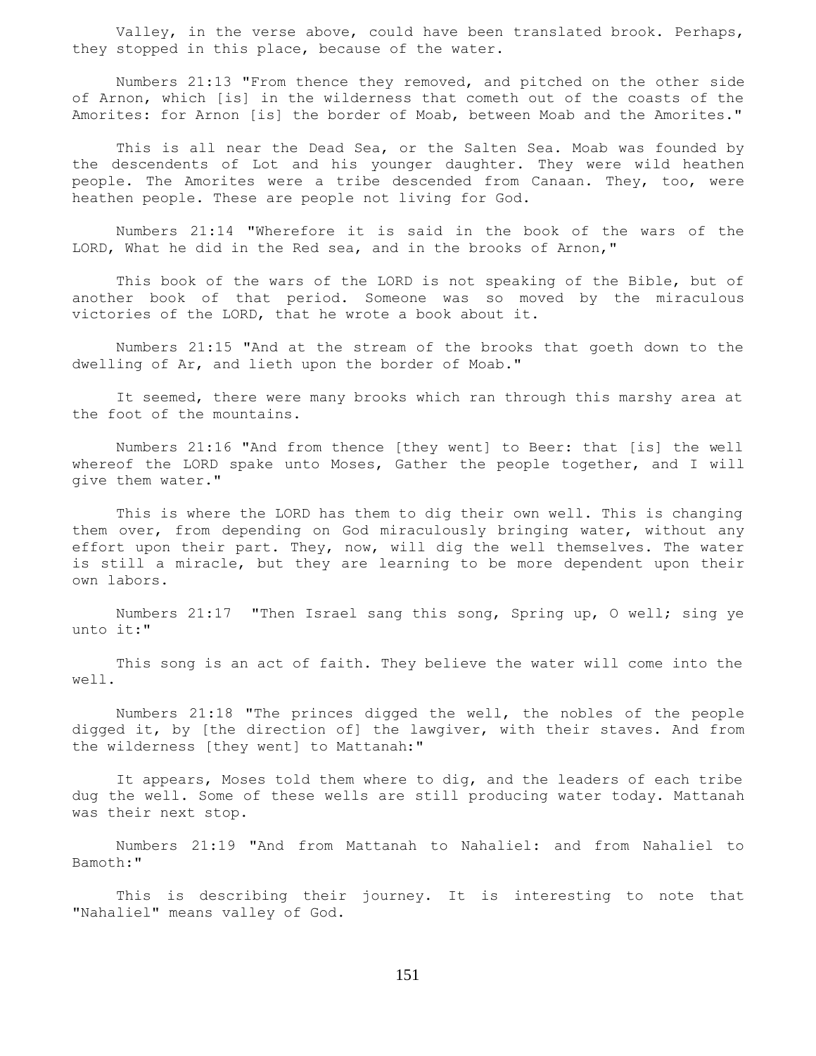Valley, in the verse above, could have been translated brook. Perhaps, they stopped in this place, because of the water.

Numbers 21:13 "From thence they removed, and pitched on the other side of Arnon, which [is] in the wilderness that cometh out of the coasts of the Amorites: for Arnon [is] the border of Moab, between Moab and the Amorites."

This is all near the Dead Sea, or the Salten Sea. Moab was founded by the descendents of Lot and his younger daughter. They were wild heathen people. The Amorites were a tribe descended from Canaan. They, too, were heathen people. These are people not living for God.

Numbers 21:14 "Wherefore it is said in the book of the wars of the LORD, What he did in the Red sea, and in the brooks of Arnon,"

This book of the wars of the LORD is not speaking of the Bible, but of another book of that period. Someone was so moved by the miraculous victories of the LORD, that he wrote a book about it.

Numbers 21:15 "And at the stream of the brooks that goeth down to the dwelling of Ar, and lieth upon the border of Moab."

It seemed, there were many brooks which ran through this marshy area at the foot of the mountains.

Numbers 21:16 "And from thence [they went] to Beer: that [is] the well whereof the LORD spake unto Moses, Gather the people together, and I will give them water."

This is where the LORD has them to dig their own well. This is changing them over, from depending on God miraculously bringing water, without any effort upon their part. They, now, will dig the well themselves. The water is still a miracle, but they are learning to be more dependent upon their own labors.

Numbers 21:17 "Then Israel sang this song, Spring up, O well; sing ye unto it:"

This song is an act of faith. They believe the water will come into the well.

Numbers 21:18 "The princes digged the well, the nobles of the people digged it, by [the direction of] the lawgiver, with their staves. And from the wilderness [they went] to Mattanah:"

It appears, Moses told them where to dig, and the leaders of each tribe dug the well. Some of these wells are still producing water today. Mattanah was their next stop.

Numbers 21:19 "And from Mattanah to Nahaliel: and from Nahaliel to Bamoth:"

This is describing their journey. It is interesting to note that "Nahaliel" means valley of God.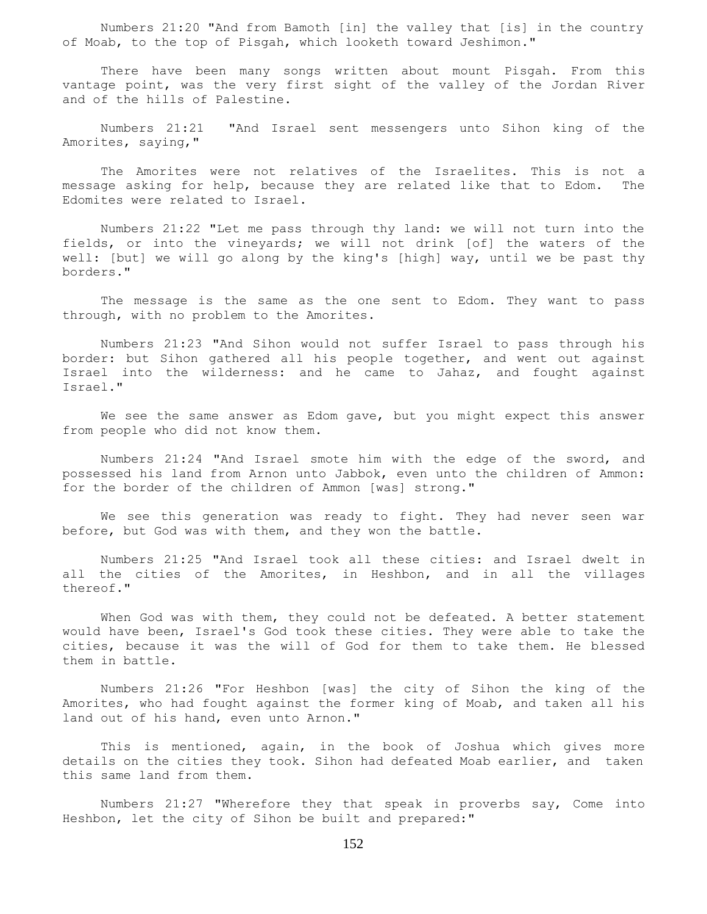Numbers 21:20 "And from Bamoth [in] the valley that [is] in the country of Moab, to the top of Pisgah, which looketh toward Jeshimon."

There have been many songs written about mount Pisgah. From this vantage point, was the very first sight of the valley of the Jordan River and of the hills of Palestine.

Numbers 21:21 "And Israel sent messengers unto Sihon king of the Amorites, saying,"

The Amorites were not relatives of the Israelites. This is not a message asking for help, because they are related like that to Edom. The Edomites were related to Israel.

Numbers 21:22 "Let me pass through thy land: we will not turn into the fields, or into the vineyards; we will not drink [of] the waters of the well: [but] we will go along by the king's [high] way, until we be past thy borders."

The message is the same as the one sent to Edom. They want to pass through, with no problem to the Amorites.

Numbers 21:23 "And Sihon would not suffer Israel to pass through his border: but Sihon gathered all his people together, and went out against Israel into the wilderness: and he came to Jahaz, and fought against Israel."

We see the same answer as Edom gave, but you might expect this answer from people who did not know them.

Numbers 21:24 "And Israel smote him with the edge of the sword, and possessed his land from Arnon unto Jabbok, even unto the children of Ammon: for the border of the children of Ammon [was] strong."

We see this generation was ready to fight. They had never seen war before, but God was with them, and they won the battle.

Numbers 21:25 "And Israel took all these cities: and Israel dwelt in all the cities of the Amorites, in Heshbon, and in all the villages thereof."

When God was with them, they could not be defeated. A better statement would have been, Israel's God took these cities. They were able to take the cities, because it was the will of God for them to take them. He blessed them in battle.

Numbers 21:26 "For Heshbon [was] the city of Sihon the king of the Amorites, who had fought against the former king of Moab, and taken all his land out of his hand, even unto Arnon."

This is mentioned, again, in the book of Joshua which gives more details on the cities they took. Sihon had defeated Moab earlier, and taken this same land from them.

Numbers 21:27 "Wherefore they that speak in proverbs say, Come into Heshbon, let the city of Sihon be built and prepared:"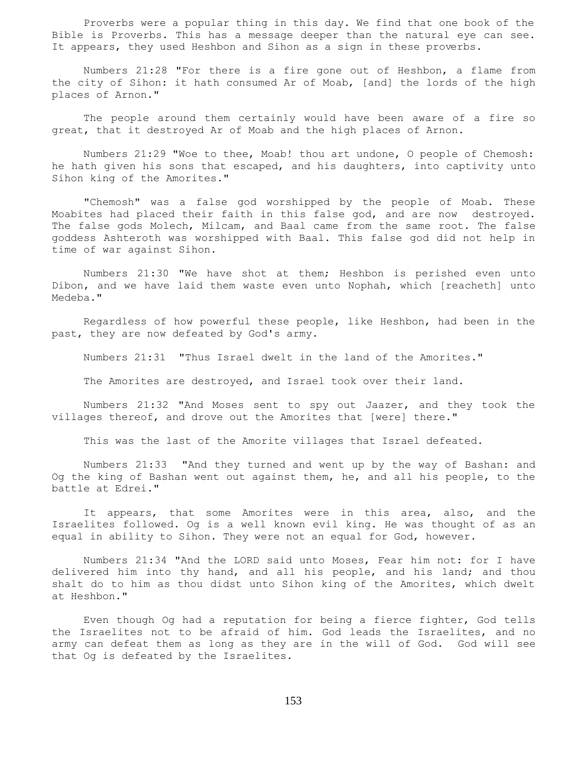Proverbs were a popular thing in this day. We find that one book of the Bible is Proverbs. This has a message deeper than the natural eye can see. It appears, they used Heshbon and Sihon as a sign in these proverbs.

Numbers 21:28 "For there is a fire gone out of Heshbon, a flame from the city of Sihon: it hath consumed Ar of Moab, [and] the lords of the high places of Arnon."

The people around them certainly would have been aware of a fire so great, that it destroyed Ar of Moab and the high places of Arnon.

Numbers 21:29 "Woe to thee, Moab! thou art undone, O people of Chemosh: he hath given his sons that escaped, and his daughters, into captivity unto Sihon king of the Amorites."

"Chemosh" was a false god worshipped by the people of Moab. These Moabites had placed their faith in this false god, and are now destroyed. The false gods Molech, Milcam, and Baal came from the same root. The false goddess Ashteroth was worshipped with Baal. This false god did not help in time of war against Sihon.

Numbers 21:30 "We have shot at them; Heshbon is perished even unto Dibon, and we have laid them waste even unto Nophah, which [reacheth] unto Medeba."

Regardless of how powerful these people, like Heshbon, had been in the past, they are now defeated by God's army.

Numbers 21:31 "Thus Israel dwelt in the land of the Amorites."

The Amorites are destroyed, and Israel took over their land.

Numbers 21:32 "And Moses sent to spy out Jaazer, and they took the villages thereof, and drove out the Amorites that [were] there."

This was the last of the Amorite villages that Israel defeated.

Numbers 21:33 "And they turned and went up by the way of Bashan: and Og the king of Bashan went out against them, he, and all his people, to the battle at Edrei."

It appears, that some Amorites were in this area, also, and the Israelites followed. Og is a well known evil king. He was thought of as an equal in ability to Sihon. They were not an equal for God, however.

Numbers 21:34 "And the LORD said unto Moses, Fear him not: for I have delivered him into thy hand, and all his people, and his land; and thou shalt do to him as thou didst unto Sihon king of the Amorites, which dwelt at Heshbon."

Even though Og had a reputation for being a fierce fighter, God tells the Israelites not to be afraid of him. God leads the Israelites, and no army can defeat them as long as they are in the will of God. God will see that Og is defeated by the Israelites.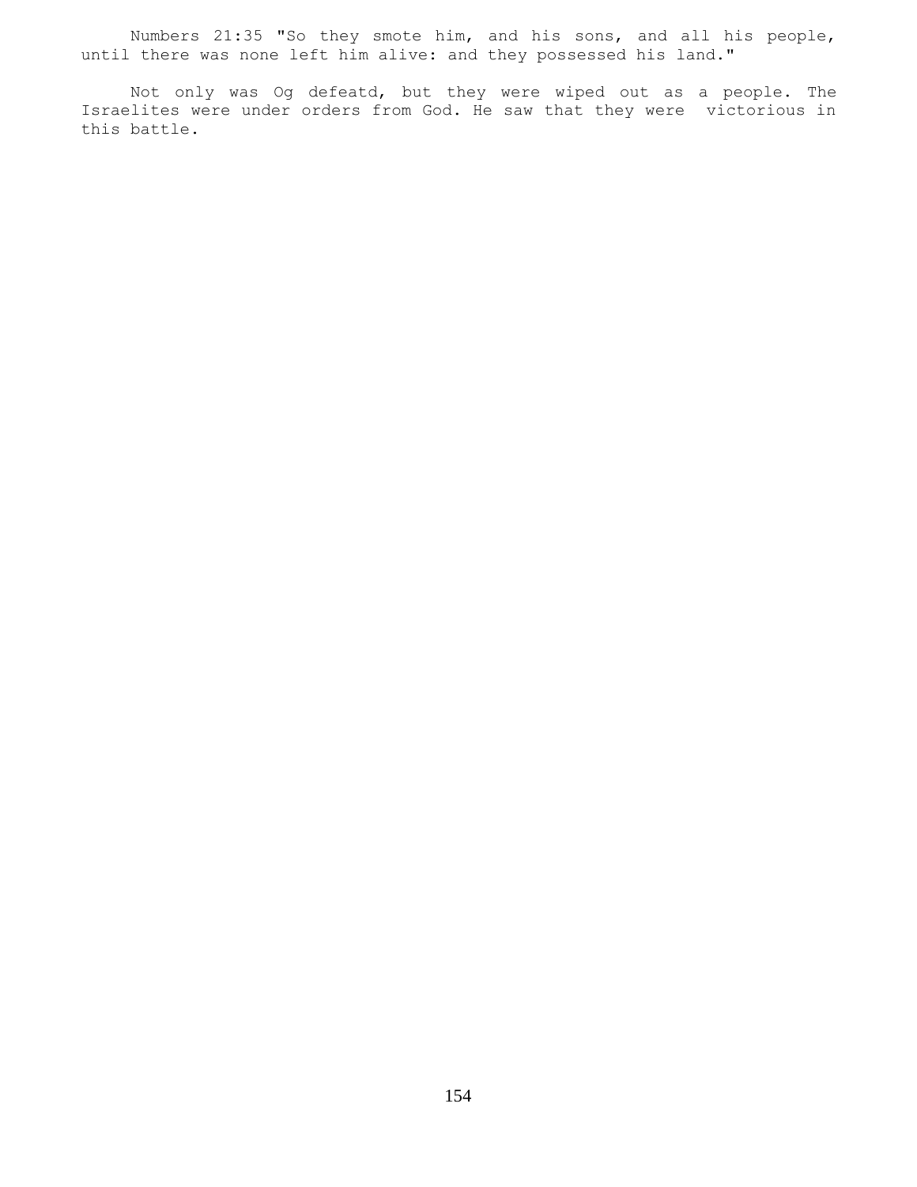Numbers 21:35 "So they smote him, and his sons, and all his people, until there was none left him alive: and they possessed his land."

Not only was Og defeatd, but they were wiped out as a people. The Israelites were under orders from God. He saw that they were victorious in this battle.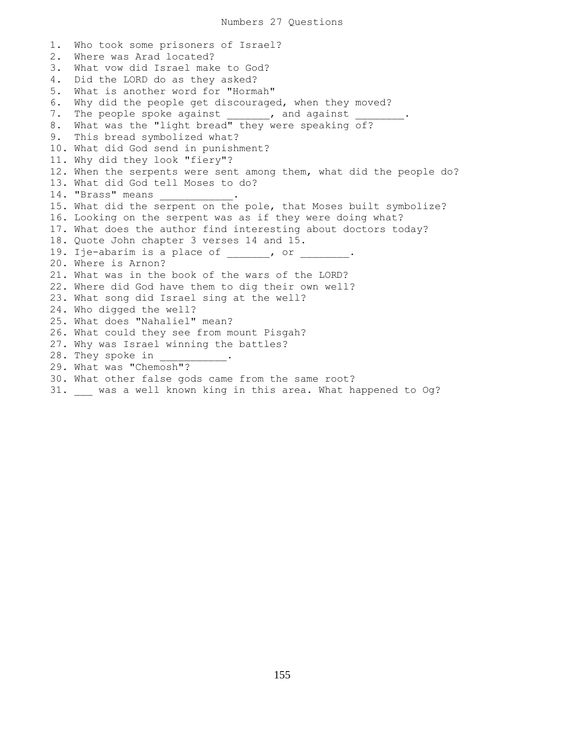# Numbers 27 Questions

1. Who took some prisoners of Israel?
2. Where was Arad located?
3. What vow did Israel make to God?
4. Did the LORD do as they asked?
5. What is another word for "Hormah"
6. Why did the people get discouraged, when they moved?
7. The people spoke against _______, and against ________.
8. What was the "light bread" they were speaking of?
9. This bread symbolized what?
10. What did God send in punishment?
11. Why did they look "fiery"?
12. When the serpents were sent among them, what did the people do?
13. What did God tell Moses to do?
14. "Brass" means ____________.
15. What did the serpent on the pole, that Moses built symbolize?
16. Looking on the serpent was as if they were doing what?
17. What does the author find interesting about doctors today?
18. Quote John chapter 3 verses 14 and 15.
19. Ije-abarim is a place of _______, or ________.
20. Where is Arnon?
21. What was in the book of the wars of the LORD?
22. Where did God have them to dig their own well?
23. What song did Israel sing at the well?
24. Who digged the well?
25. What does "Nahaliel" mean?
26. What could they see from mount Pisgah?
27. Why was Israel winning the battles?
28. They spoke in ___________.
29. What was "Chemosh"?
30. What other false gods came from the same root?
31. ___ was a well known king in this area. What happened to Og?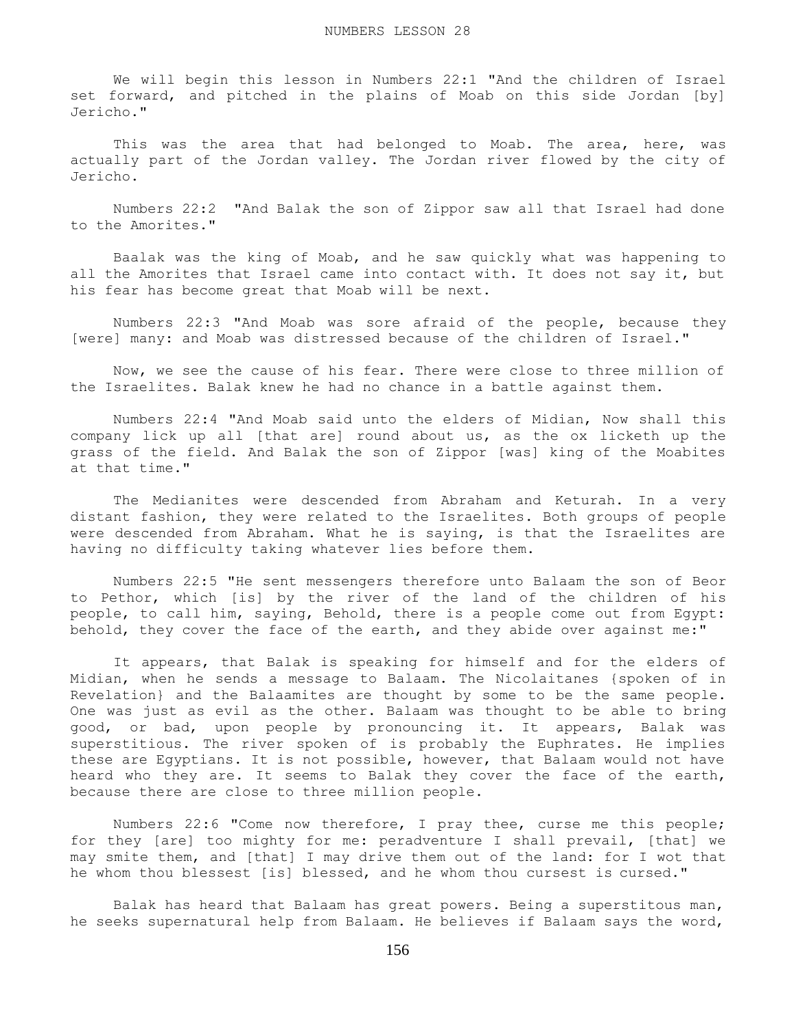# NUMBERS LESSON 28

We will begin this lesson in Numbers 22:1 "And the children of Israel set forward, and pitched in the plains of Moab on this side Jordan [by] Jericho."

This was the area that had belonged to Moab. The area, here, was actually part of the Jordan valley. The Jordan river flowed by the city of Jericho.

Numbers 22:2 "And Balak the son of Zippor saw all that Israel had done to the Amorites."

Baalak was the king of Moab, and he saw quickly what was happening to all the Amorites that Israel came into contact with. It does not say it, but his fear has become great that Moab will be next.

Numbers 22:3 "And Moab was sore afraid of the people, because they [were] many: and Moab was distressed because of the children of Israel."

Now, we see the cause of his fear. There were close to three million of the Israelites. Balak knew he had no chance in a battle against them.

Numbers 22:4 "And Moab said unto the elders of Midian, Now shall this company lick up all [that are] round about us, as the ox licketh up the grass of the field. And Balak the son of Zippor [was] king of the Moabites at that time."

The Medianites were descended from Abraham and Keturah. In a very distant fashion, they were related to the Israelites. Both groups of people were descended from Abraham. What he is saying, is that the Israelites are having no difficulty taking whatever lies before them.

Numbers 22:5 "He sent messengers therefore unto Balaam the son of Beor to Pethor, which [is] by the river of the land of the children of his people, to call him, saying, Behold, there is a people come out from Egypt: behold, they cover the face of the earth, and they abide over against me:"

It appears, that Balak is speaking for himself and for the elders of Midian, when he sends a message to Balaam. The Nicolaitanes {spoken of in Revelation} and the Balaamites are thought by some to be the same people. One was just as evil as the other. Balaam was thought to be able to bring good, or bad, upon people by pronouncing it. It appears, Balak was superstitious. The river spoken of is probably the Euphrates. He implies these are Egyptians. It is not possible, however, that Balaam would not have heard who they are. It seems to Balak they cover the face of the earth, because there are close to three million people.

Numbers 22:6 "Come now therefore, I pray thee, curse me this people; for they [are] too mighty for me: peradventure I shall prevail, [that] we may smite them, and [that] I may drive them out of the land: for I wot that he whom thou blessest [is] blessed, and he whom thou cursest is cursed."

Balak has heard that Balaam has great powers. Being a superstitous man, he seeks supernatural help from Balaam. He believes if Balaam says the word,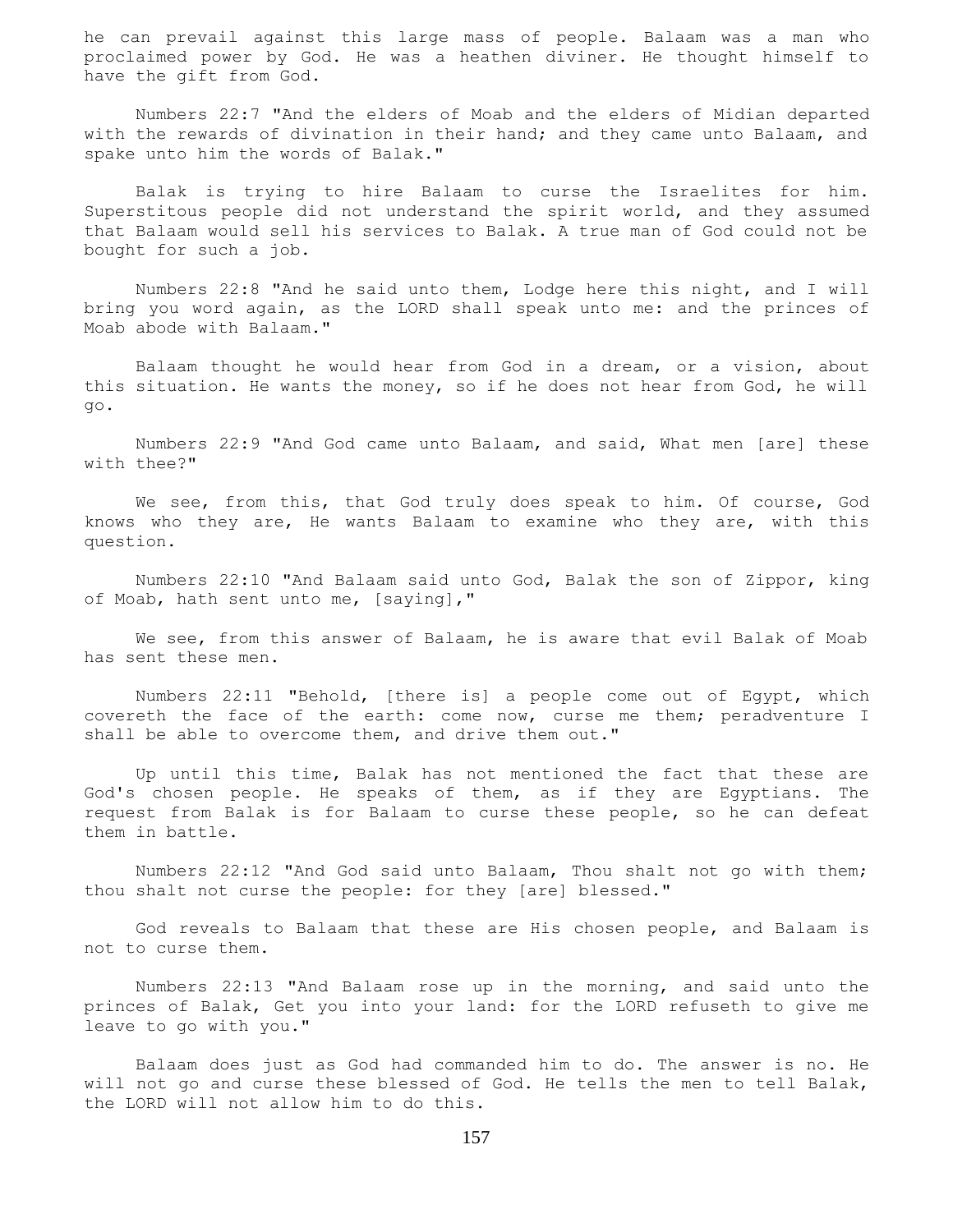he can prevail against this large mass of people. Balaam was a man who proclaimed power by God. He was a heathen diviner. He thought himself to have the gift from God.

Numbers 22:7 "And the elders of Moab and the elders of Midian departed with the rewards of divination in their hand; and they came unto Balaam, and spake unto him the words of Balak."

Balak is trying to hire Balaam to curse the Israelites for him. Superstitous people did not understand the spirit world, and they assumed that Balaam would sell his services to Balak. A true man of God could not be bought for such a job.

Numbers 22:8 "And he said unto them, Lodge here this night, and I will bring you word again, as the LORD shall speak unto me: and the princes of Moab abode with Balaam."

Balaam thought he would hear from God in a dream, or a vision, about this situation. He wants the money, so if he does not hear from God, he will go.

Numbers 22:9 "And God came unto Balaam, and said, What men [are] these with thee?"

We see, from this, that God truly does speak to him. Of course, God knows who they are, He wants Balaam to examine who they are, with this question.

Numbers 22:10 "And Balaam said unto God, Balak the son of Zippor, king of Moab, hath sent unto me, [saying],"

We see, from this answer of Balaam, he is aware that evil Balak of Moab has sent these men.

Numbers 22:11 "Behold, [there is] a people come out of Egypt, which covereth the face of the earth: come now, curse me them; peradventure I shall be able to overcome them, and drive them out."

Up until this time, Balak has not mentioned the fact that these are God's chosen people. He speaks of them, as if they are Egyptians. The request from Balak is for Balaam to curse these people, so he can defeat them in battle.

Numbers 22:12 "And God said unto Balaam, Thou shalt not go with them; thou shalt not curse the people: for they [are] blessed."

God reveals to Balaam that these are His chosen people, and Balaam is not to curse them.

Numbers 22:13 "And Balaam rose up in the morning, and said unto the princes of Balak, Get you into your land: for the LORD refuseth to give me leave to go with you."

Balaam does just as God had commanded him to do. The answer is no. He will not go and curse these blessed of God. He tells the men to tell Balak, the LORD will not allow him to do this.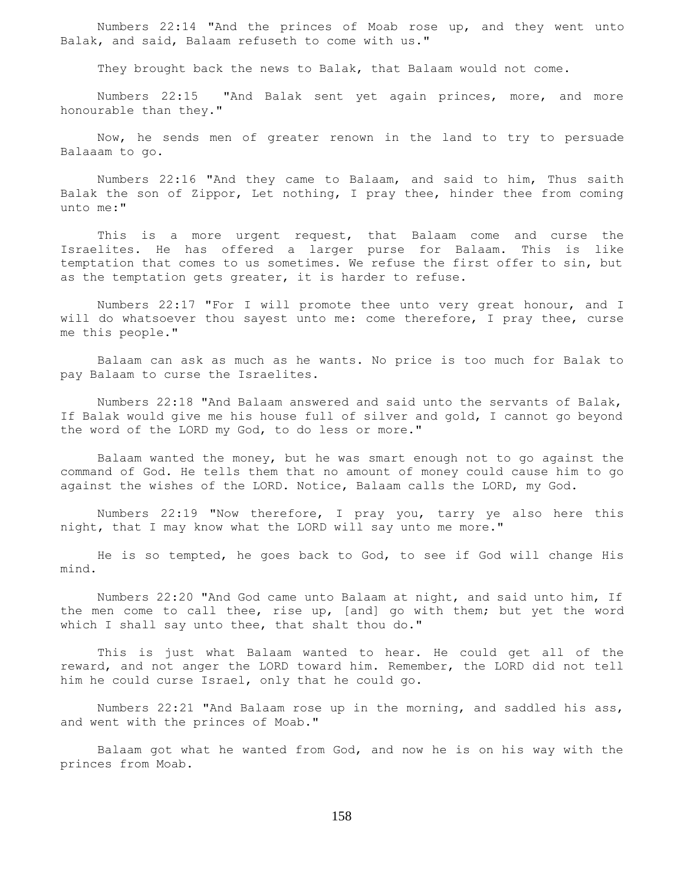Numbers 22:14 "And the princes of Moab rose up, and they went unto Balak, and said, Balaam refuseth to come with us."

They brought back the news to Balak, that Balaam would not come.

Numbers 22:15 "And Balak sent yet again princes, more, and more honourable than they."

Now, he sends men of greater renown in the land to try to persuade Balaaam to go.

Numbers 22:16 "And they came to Balaam, and said to him, Thus saith Balak the son of Zippor, Let nothing, I pray thee, hinder thee from coming unto me:"

This is a more urgent request, that Balaam come and curse the Israelites. He has offered a larger purse for Balaam. This is like temptation that comes to us sometimes. We refuse the first offer to sin, but as the temptation gets greater, it is harder to refuse.

Numbers 22:17 "For I will promote thee unto very great honour, and I will do whatsoever thou sayest unto me: come therefore, I pray thee, curse me this people."

Balaam can ask as much as he wants. No price is too much for Balak to pay Balaam to curse the Israelites.

Numbers 22:18 "And Balaam answered and said unto the servants of Balak, If Balak would give me his house full of silver and gold, I cannot go beyond the word of the LORD my God, to do less or more."

Balaam wanted the money, but he was smart enough not to go against the command of God. He tells them that no amount of money could cause him to go against the wishes of the LORD. Notice, Balaam calls the LORD, my God.

Numbers 22:19 "Now therefore, I pray you, tarry ye also here this night, that I may know what the LORD will say unto me more."

He is so tempted, he goes back to God, to see if God will change His mind.

Numbers 22:20 "And God came unto Balaam at night, and said unto him, If the men come to call thee, rise up, [and] go with them; but yet the word which I shall say unto thee, that shalt thou do."

This is just what Balaam wanted to hear. He could get all of the reward, and not anger the LORD toward him. Remember, the LORD did not tell him he could curse Israel, only that he could go.

Numbers 22:21 "And Balaam rose up in the morning, and saddled his ass, and went with the princes of Moab."

Balaam got what he wanted from God, and now he is on his way with the princes from Moab.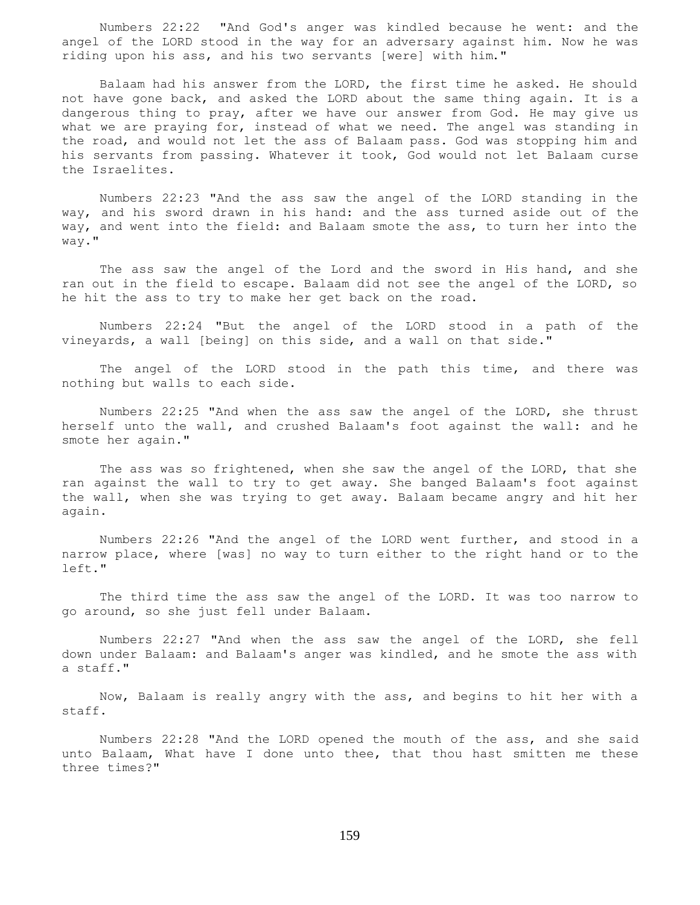Numbers 22:22 "And God's anger was kindled because he went: and the angel of the LORD stood in the way for an adversary against him. Now he was riding upon his ass, and his two servants [were] with him."

Balaam had his answer from the LORD, the first time he asked. He should not have gone back, and asked the LORD about the same thing again. It is a dangerous thing to pray, after we have our answer from God. He may give us what we are praying for, instead of what we need. The angel was standing in the road, and would not let the ass of Balaam pass. God was stopping him and his servants from passing. Whatever it took, God would not let Balaam curse the Israelites.

Numbers 22:23 "And the ass saw the angel of the LORD standing in the way, and his sword drawn in his hand: and the ass turned aside out of the way, and went into the field: and Balaam smote the ass, to turn her into the way."

The ass saw the angel of the Lord and the sword in His hand, and she ran out in the field to escape. Balaam did not see the angel of the LORD, so he hit the ass to try to make her get back on the road.

Numbers 22:24 "But the angel of the LORD stood in a path of the vineyards, a wall [being] on this side, and a wall on that side."

The angel of the LORD stood in the path this time, and there was nothing but walls to each side.

Numbers 22:25 "And when the ass saw the angel of the LORD, she thrust herself unto the wall, and crushed Balaam's foot against the wall: and he smote her again."

The ass was so frightened, when she saw the angel of the LORD, that she ran against the wall to try to get away. She banged Balaam's foot against the wall, when she was trying to get away. Balaam became angry and hit her again.

Numbers 22:26 "And the angel of the LORD went further, and stood in a narrow place, where [was] no way to turn either to the right hand or to the left."

The third time the ass saw the angel of the LORD. It was too narrow to go around, so she just fell under Balaam.

Numbers 22:27 "And when the ass saw the angel of the LORD, she fell down under Balaam: and Balaam's anger was kindled, and he smote the ass with a staff."

Now, Balaam is really angry with the ass, and begins to hit her with a staff.

Numbers 22:28 "And the LORD opened the mouth of the ass, and she said unto Balaam, What have I done unto thee, that thou hast smitten me these three times?"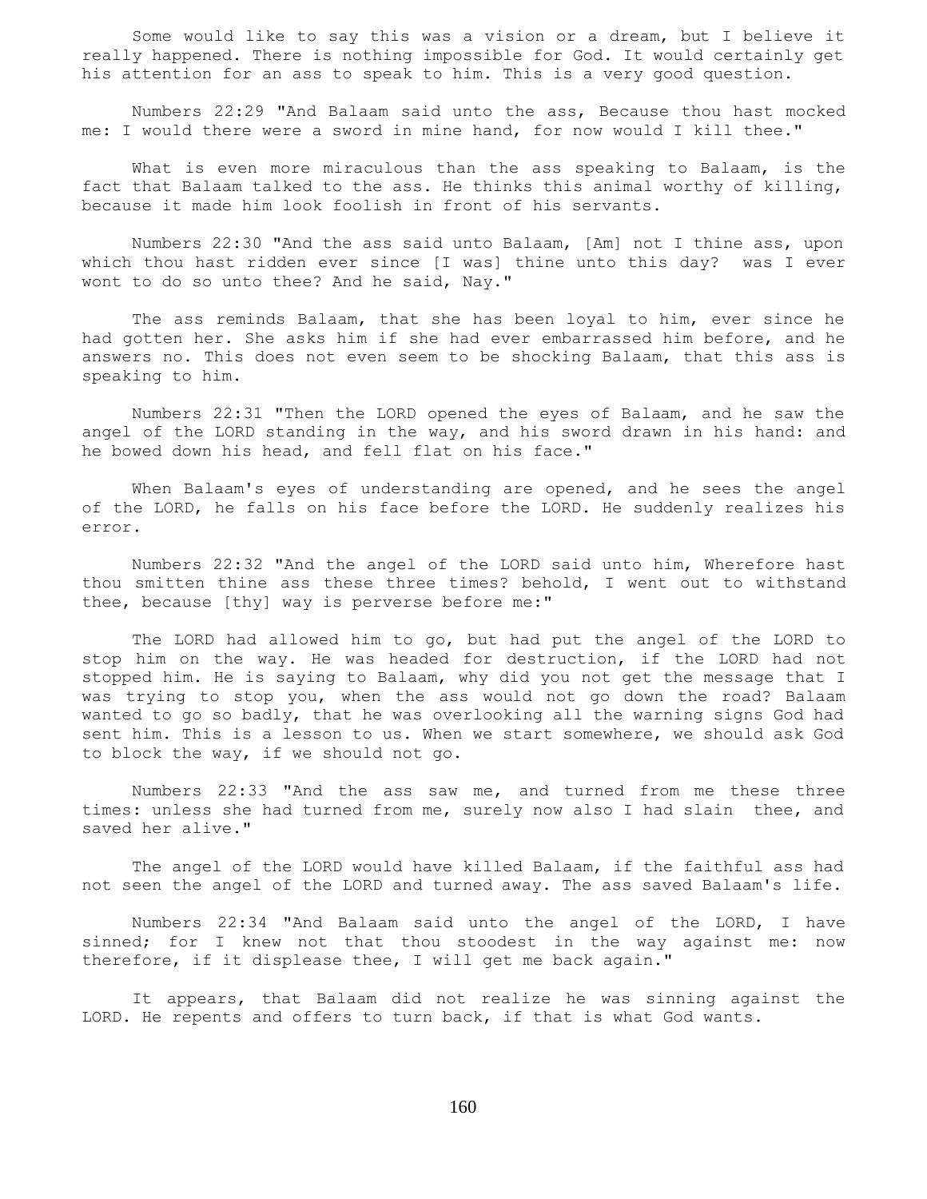Some would like to say this was a vision or a dream, but I believe it really happened. There is nothing impossible for God. It would certainly get his attention for an ass to speak to him. This is a very good question.

Numbers 22:29 "And Balaam said unto the ass, Because thou hast mocked me: I would there were a sword in mine hand, for now would I kill thee."

What is even more miraculous than the ass speaking to Balaam, is the fact that Balaam talked to the ass. He thinks this animal worthy of killing, because it made him look foolish in front of his servants.

Numbers 22:30 "And the ass said unto Balaam, [Am] not I thine ass, upon which thou hast ridden ever since [I was] thine unto this day? was I ever wont to do so unto thee? And he said, Nay."

The ass reminds Balaam, that she has been loyal to him, ever since he had gotten her. She asks him if she had ever embarrassed him before, and he answers no. This does not even seem to be shocking Balaam, that this ass is speaking to him.

Numbers 22:31 "Then the LORD opened the eyes of Balaam, and he saw the angel of the LORD standing in the way, and his sword drawn in his hand: and he bowed down his head, and fell flat on his face."

When Balaam's eyes of understanding are opened, and he sees the angel of the LORD, he falls on his face before the LORD. He suddenly realizes his error.

Numbers 22:32 "And the angel of the LORD said unto him, Wherefore hast thou smitten thine ass these three times? behold, I went out to withstand thee, because [thy] way is perverse before me:"

The LORD had allowed him to go, but had put the angel of the LORD to stop him on the way. He was headed for destruction, if the LORD had not stopped him. He is saying to Balaam, why did you not get the message that I was trying to stop you, when the ass would not go down the road? Balaam wanted to go so badly, that he was overlooking all the warning signs God had sent him. This is a lesson to us. When we start somewhere, we should ask God to block the way, if we should not go.

Numbers 22:33 "And the ass saw me, and turned from me these three times: unless she had turned from me, surely now also I had slain thee, and saved her alive."

The angel of the LORD would have killed Balaam, if the faithful ass had not seen the angel of the LORD and turned away. The ass saved Balaam's life.

Numbers 22:34 "And Balaam said unto the angel of the LORD, I have sinned; for I knew not that thou stoodest in the way against me: now therefore, if it displease thee, I will get me back again."

It appears, that Balaam did not realize he was sinning against the LORD. He repents and offers to turn back, if that is what God wants.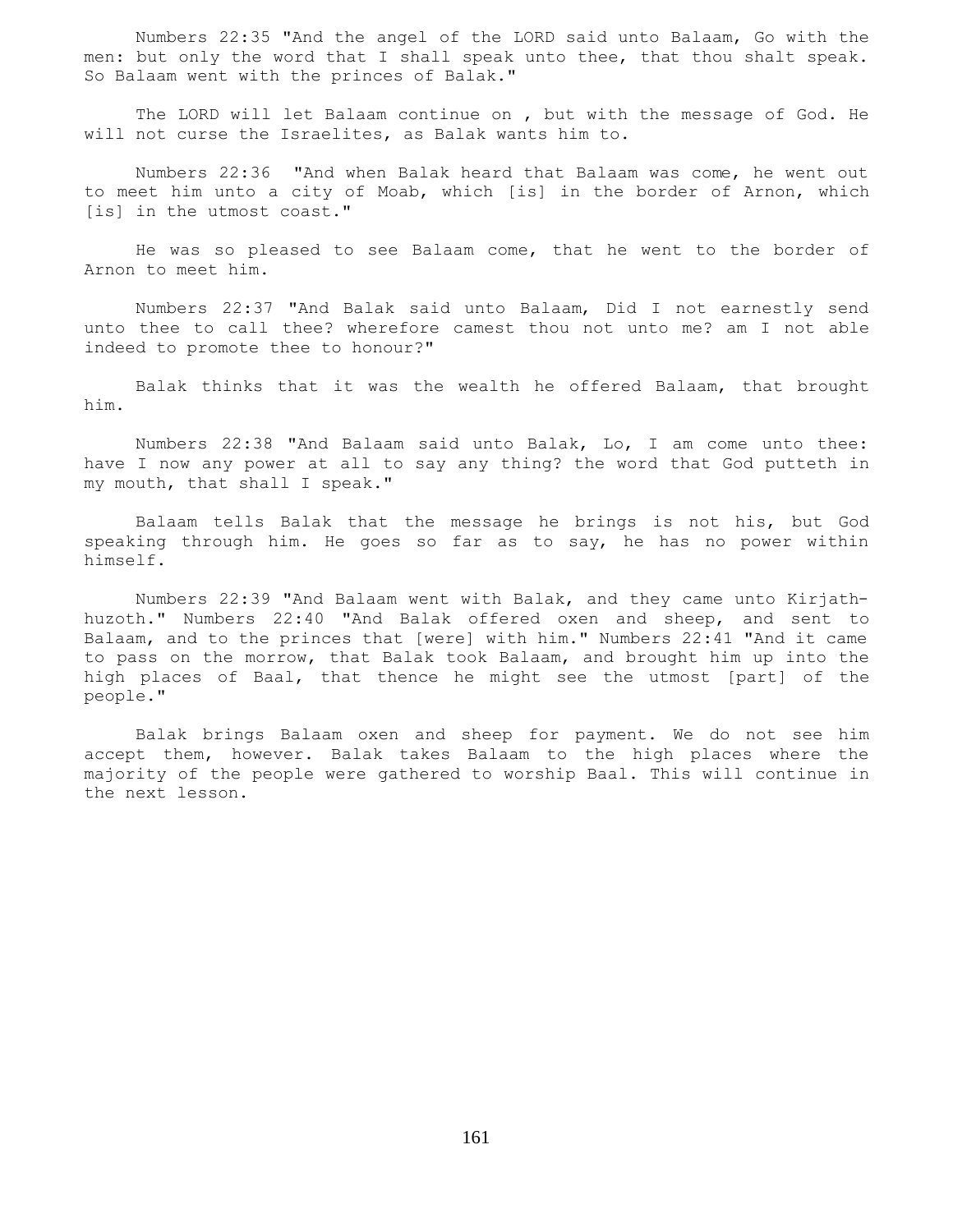Numbers 22:35 "And the angel of the LORD said unto Balaam, Go with the men: but only the word that I shall speak unto thee, that thou shalt speak. So Balaam went with the princes of Balak."

The LORD will let Balaam continue on , but with the message of God. He will not curse the Israelites, as Balak wants him to.

Numbers 22:36 "And when Balak heard that Balaam was come, he went out to meet him unto a city of Moab, which [is] in the border of Arnon, which [is] in the utmost coast."

He was so pleased to see Balaam come, that he went to the border of Arnon to meet him.

Numbers 22:37 "And Balak said unto Balaam, Did I not earnestly send unto thee to call thee? wherefore camest thou not unto me? am I not able indeed to promote thee to honour?"

Balak thinks that it was the wealth he offered Balaam, that brought him.

Numbers 22:38 "And Balaam said unto Balak, Lo, I am come unto thee: have I now any power at all to say any thing? the word that God putteth in my mouth, that shall I speak."

Balaam tells Balak that the message he brings is not his, but God speaking through him. He goes so far as to say, he has no power within himself.

Numbers 22:39 "And Balaam went with Balak, and they came unto Kirjath-huzoth." Numbers 22:40 "And Balak offered oxen and sheep, and sent to Balaam, and to the princes that [were] with him." Numbers 22:41 "And it came to pass on the morrow, that Balak took Balaam, and brought him up into the high places of Baal, that thence he might see the utmost [part] of the people."

Balak brings Balaam oxen and sheep for payment. We do not see him accept them, however. Balak takes Balaam to the high places where the majority of the people were gathered to worship Baal. This will continue in the next lesson.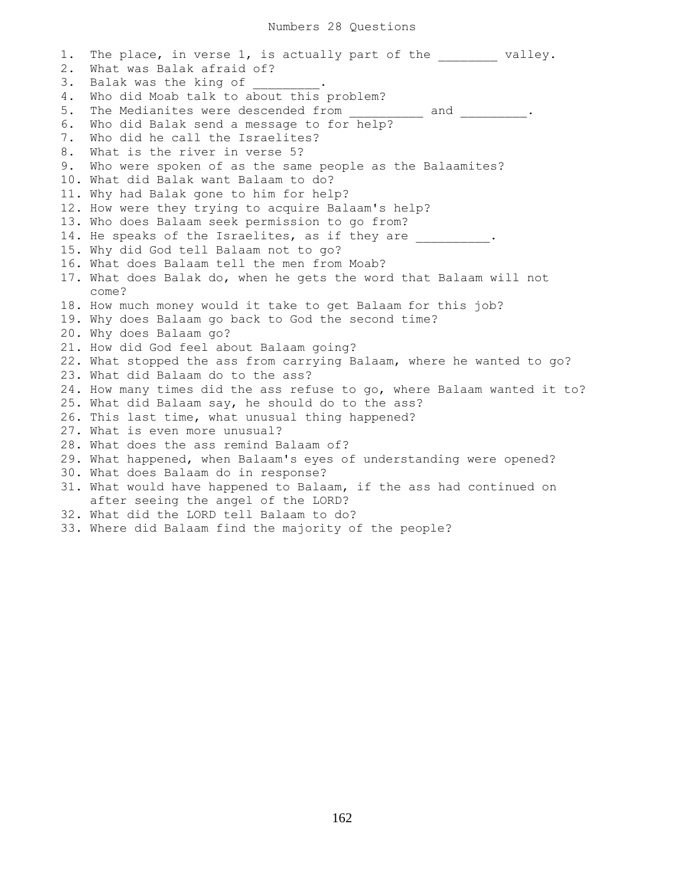# Numbers 28 Questions

1. The place, in verse 1, is actually part of the ________ valley.
2. What was Balak afraid of?
3. Balak was the king of _________.
4. Who did Moab talk to about this problem?
5. The Medianites were descended from __________ and _________.
6. Who did Balak send a message to for help?
7. Who did he call the Israelites?
8. What is the river in verse 5?
9. Who were spoken of as the same people as the Balaamites?
10. What did Balak want Balaam to do?
11. Why had Balak gone to him for help?
12. How were they trying to acquire Balaam's help?
13. Who does Balaam seek permission to go from?
14. He speaks of the Israelites, as if they are __________.
15. Why did God tell Balaam not to go?
16. What does Balaam tell the men from Moab?
17. What does Balak do, when he gets the word that Balaam will not come?
18. How much money would it take to get Balaam for this job?
19. Why does Balaam go back to God the second time?
20. Why does Balaam go?
21. How did God feel about Balaam going?
22. What stopped the ass from carrying Balaam, where he wanted to go?
23. What did Balaam do to the ass?
24. How many times did the ass refuse to go, where Balaam wanted it to?
25. What did Balaam say, he should do to the ass?
26. This last time, what unusual thing happened?
27. What is even more unusual?
28. What does the ass remind Balaam of?
29. What happened, when Balaam's eyes of understanding were opened?
30. What does Balaam do in response?
31. What would have happened to Balaam, if the ass had continued on after seeing the angel of the LORD?
32. What did the LORD tell Balaam to do?
33. Where did Balaam find the majority of the people?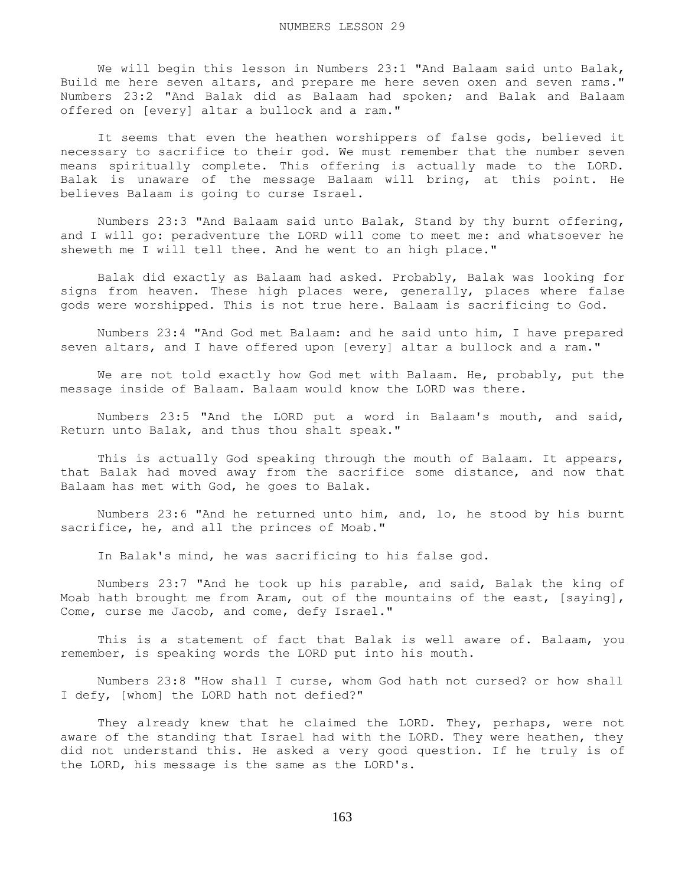# NUMBERS LESSON 29

We will begin this lesson in Numbers 23:1 "And Balaam said unto Balak, Build me here seven altars, and prepare me here seven oxen and seven rams." Numbers 23:2 "And Balak did as Balaam had spoken; and Balak and Balaam offered on [every] altar a bullock and a ram."

It seems that even the heathen worshippers of false gods, believed it necessary to sacrifice to their god. We must remember that the number seven means spiritually complete. This offering is actually made to the LORD. Balak is unaware of the message Balaam will bring, at this point. He believes Balaam is going to curse Israel.

Numbers 23:3 "And Balaam said unto Balak, Stand by thy burnt offering, and I will go: peradventure the LORD will come to meet me: and whatsoever he sheweth me I will tell thee. And he went to an high place."

Balak did exactly as Balaam had asked. Probably, Balak was looking for signs from heaven. These high places were, generally, places where false gods were worshipped. This is not true here. Balaam is sacrificing to God.

Numbers 23:4 "And God met Balaam: and he said unto him, I have prepared seven altars, and I have offered upon [every] altar a bullock and a ram."

We are not told exactly how God met with Balaam. He, probably, put the message inside of Balaam. Balaam would know the LORD was there.

Numbers 23:5 "And the LORD put a word in Balaam's mouth, and said, Return unto Balak, and thus thou shalt speak."

This is actually God speaking through the mouth of Balaam. It appears, that Balak had moved away from the sacrifice some distance, and now that Balaam has met with God, he goes to Balak.

Numbers 23:6 "And he returned unto him, and, lo, he stood by his burnt sacrifice, he, and all the princes of Moab."

In Balak's mind, he was sacrificing to his false god.

Numbers 23:7 "And he took up his parable, and said, Balak the king of Moab hath brought me from Aram, out of the mountains of the east, [saying], Come, curse me Jacob, and come, defy Israel."

This is a statement of fact that Balak is well aware of. Balaam, you remember, is speaking words the LORD put into his mouth.

Numbers 23:8 "How shall I curse, whom God hath not cursed? or how shall I defy, [whom] the LORD hath not defied?"

They already knew that he claimed the LORD. They, perhaps, were not aware of the standing that Israel had with the LORD. They were heathen, they did not understand this. He asked a very good question. If he truly is of the LORD, his message is the same as the LORD's.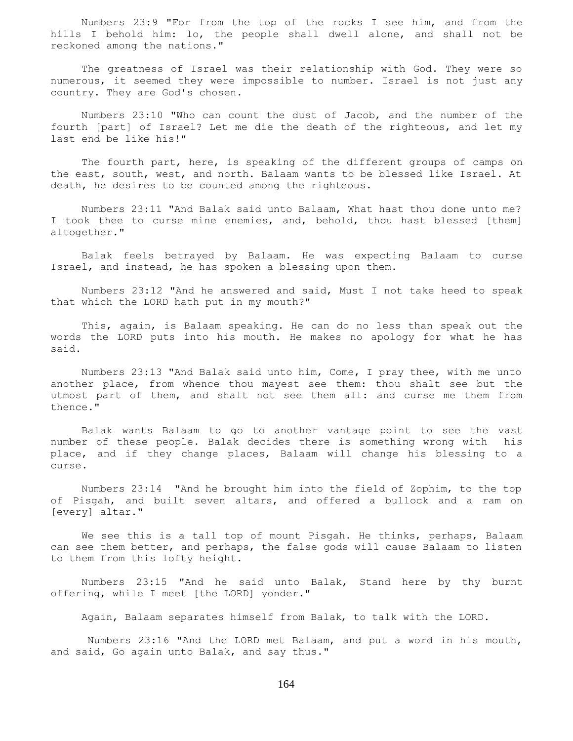Numbers 23:9 "For from the top of the rocks I see him, and from the hills I behold him: lo, the people shall dwell alone, and shall not be reckoned among the nations."

The greatness of Israel was their relationship with God. They were so numerous, it seemed they were impossible to number. Israel is not just any country. They are God's chosen.

Numbers 23:10 "Who can count the dust of Jacob, and the number of the fourth [part] of Israel? Let me die the death of the righteous, and let my last end be like his!"

The fourth part, here, is speaking of the different groups of camps on the east, south, west, and north. Balaam wants to be blessed like Israel. At death, he desires to be counted among the righteous.

Numbers 23:11 "And Balak said unto Balaam, What hast thou done unto me? I took thee to curse mine enemies, and, behold, thou hast blessed [them] altogether."

Balak feels betrayed by Balaam. He was expecting Balaam to curse Israel, and instead, he has spoken a blessing upon them.

Numbers 23:12 "And he answered and said, Must I not take heed to speak that which the LORD hath put in my mouth?"

This, again, is Balaam speaking. He can do no less than speak out the words the LORD puts into his mouth. He makes no apology for what he has said.

Numbers 23:13 "And Balak said unto him, Come, I pray thee, with me unto another place, from whence thou mayest see them: thou shalt see but the utmost part of them, and shalt not see them all: and curse me them from thence."

Balak wants Balaam to go to another vantage point to see the vast number of these people. Balak decides there is something wrong with his place, and if they change places, Balaam will change his blessing to a curse.

Numbers 23:14 "And he brought him into the field of Zophim, to the top of Pisgah, and built seven altars, and offered a bullock and a ram on [every] altar."

We see this is a tall top of mount Pisgah. He thinks, perhaps, Balaam can see them better, and perhaps, the false gods will cause Balaam to listen to them from this lofty height.

Numbers 23:15 "And he said unto Balak, Stand here by thy burnt offering, while I meet [the LORD] yonder."

Again, Balaam separates himself from Balak, to talk with the LORD.

Numbers 23:16 "And the LORD met Balaam, and put a word in his mouth, and said, Go again unto Balak, and say thus."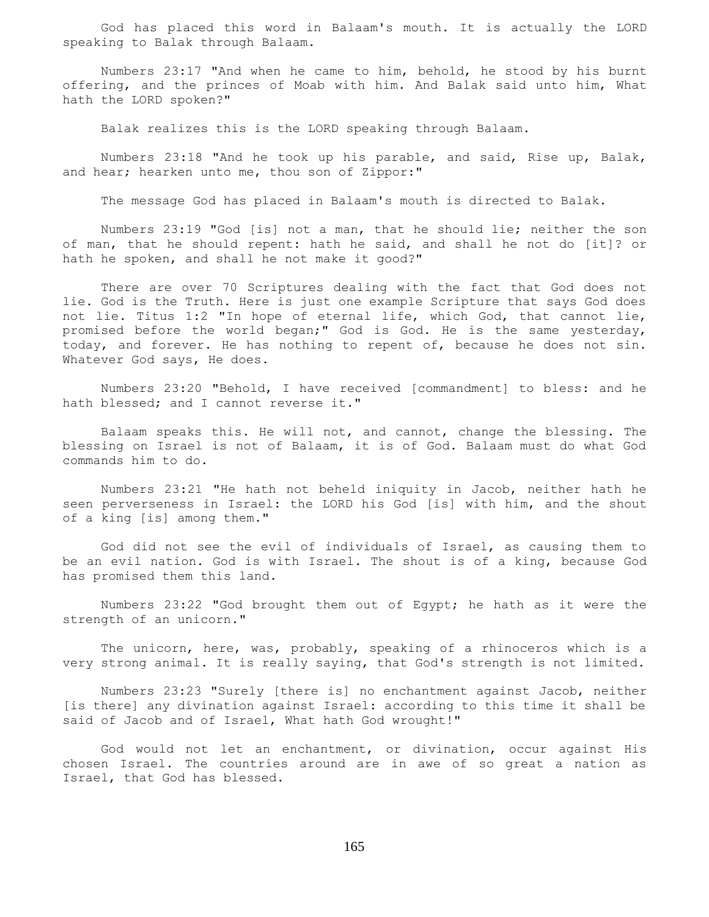God has placed this word in Balaam's mouth. It is actually the LORD speaking to Balak through Balaam.

Numbers 23:17 "And when he came to him, behold, he stood by his burnt offering, and the princes of Moab with him. And Balak said unto him, What hath the LORD spoken?"

Balak realizes this is the LORD speaking through Balaam.

Numbers 23:18 "And he took up his parable, and said, Rise up, Balak, and hear; hearken unto me, thou son of Zippor:"

The message God has placed in Balaam's mouth is directed to Balak.

Numbers 23:19 "God [is] not a man, that he should lie; neither the son of man, that he should repent: hath he said, and shall he not do [it]? or hath he spoken, and shall he not make it good?"

There are over 70 Scriptures dealing with the fact that God does not lie. God is the Truth. Here is just one example Scripture that says God does not lie. Titus 1:2 "In hope of eternal life, which God, that cannot lie, promised before the world began;" God is God. He is the same yesterday, today, and forever. He has nothing to repent of, because he does not sin. Whatever God says, He does.

Numbers 23:20 "Behold, I have received [commandment] to bless: and he hath blessed; and I cannot reverse it."

Balaam speaks this. He will not, and cannot, change the blessing. The blessing on Israel is not of Balaam, it is of God. Balaam must do what God commands him to do.

Numbers 23:21 "He hath not beheld iniquity in Jacob, neither hath he seen perverseness in Israel: the LORD his God [is] with him, and the shout of a king [is] among them."

God did not see the evil of individuals of Israel, as causing them to be an evil nation. God is with Israel. The shout is of a king, because God has promised them this land.

Numbers 23:22 "God brought them out of Egypt; he hath as it were the strength of an unicorn."

The unicorn, here, was, probably, speaking of a rhinoceros which is a very strong animal. It is really saying, that God's strength is not limited.

Numbers 23:23 "Surely [there is] no enchantment against Jacob, neither [is there] any divination against Israel: according to this time it shall be said of Jacob and of Israel, What hath God wrought!"

God would not let an enchantment, or divination, occur against His chosen Israel. The countries around are in awe of so great a nation as Israel, that God has blessed.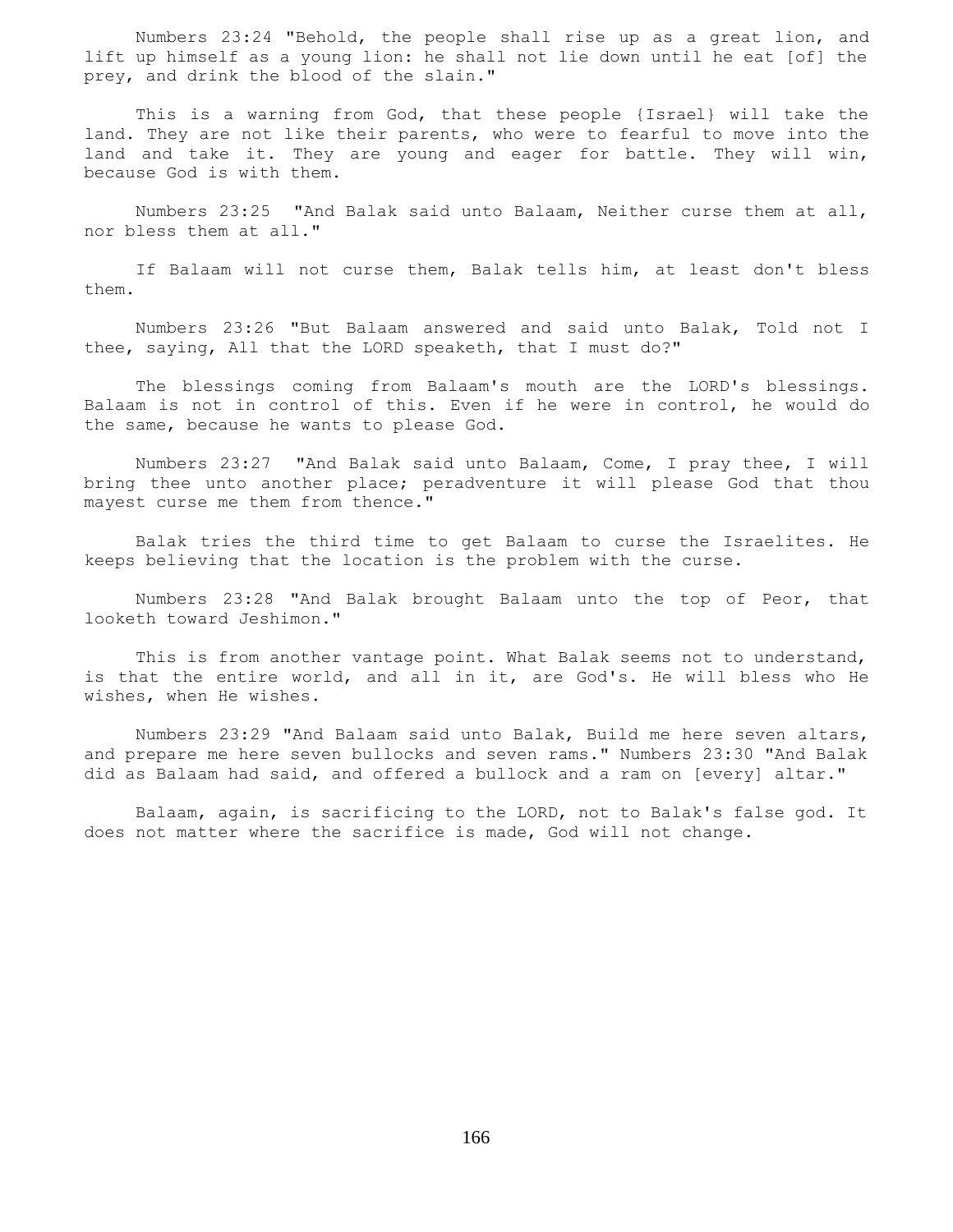Numbers 23:24 "Behold, the people shall rise up as a great lion, and lift up himself as a young lion: he shall not lie down until he eat [of] the prey, and drink the blood of the slain."

This is a warning from God, that these people {Israel} will take the land. They are not like their parents, who were to fearful to move into the land and take it. They are young and eager for battle. They will win, because God is with them.

Numbers 23:25 "And Balak said unto Balaam, Neither curse them at all, nor bless them at all."

If Balaam will not curse them, Balak tells him, at least don't bless them.

Numbers 23:26 "But Balaam answered and said unto Balak, Told not I thee, saying, All that the LORD speaketh, that I must do?"

The blessings coming from Balaam's mouth are the LORD's blessings. Balaam is not in control of this. Even if he were in control, he would do the same, because he wants to please God.

Numbers 23:27 "And Balak said unto Balaam, Come, I pray thee, I will bring thee unto another place; peradventure it will please God that thou mayest curse me them from thence."

Balak tries the third time to get Balaam to curse the Israelites. He keeps believing that the location is the problem with the curse.

Numbers 23:28 "And Balak brought Balaam unto the top of Peor, that looketh toward Jeshimon."

This is from another vantage point. What Balak seems not to understand, is that the entire world, and all in it, are God's. He will bless who He wishes, when He wishes.

Numbers 23:29 "And Balaam said unto Balak, Build me here seven altars, and prepare me here seven bullocks and seven rams." Numbers 23:30 "And Balak did as Balaam had said, and offered a bullock and a ram on [every] altar."

Balaam, again, is sacrificing to the LORD, not to Balak's false god. It does not matter where the sacrifice is made, God will not change.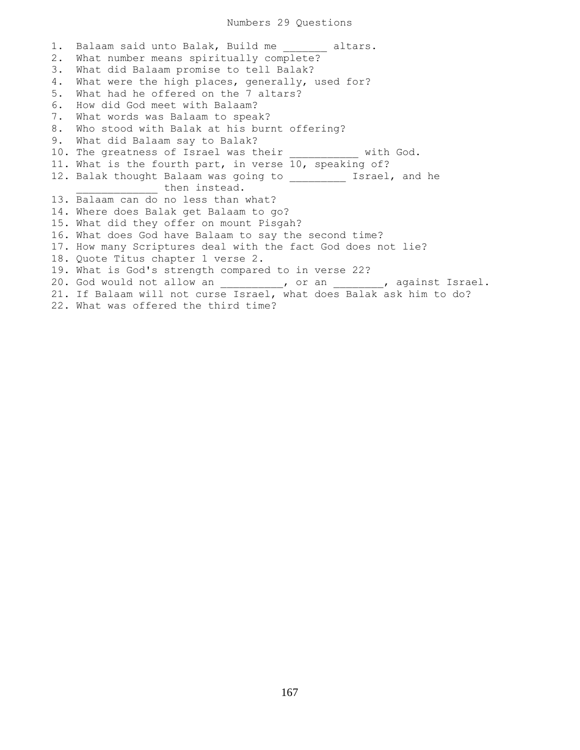# Numbers 29 Questions

1. Balaam said unto Balak, Build me _______ altars.
2. What number means spiritually complete?
3. What did Balaam promise to tell Balak?
4. What were the high places, generally, used for?
5. What had he offered on the 7 altars?
6. How did God meet with Balaam?
7. What words was Balaam to speak?
8. Who stood with Balak at his burnt offering?
9. What did Balaam say to Balak?
10. The greatness of Israel was their ___________ with God.
11. What is the fourth part, in verse 10, speaking of?
12. Balak thought Balaam was going to _________ Israel, and he _____________ then instead.
13. Balaam can do no less than what?
14. Where does Balak get Balaam to go?
15. What did they offer on mount Pisgah?
16. What does God have Balaam to say the second time?
17. How many Scriptures deal with the fact God does not lie?
18. Quote Titus chapter 1 verse 2.
19. What is God's strength compared to in verse 22?
20. God would not allow an __________, or an ________, against Israel.
21. If Balaam will not curse Israel, what does Balak ask him to do?
22. What was offered the third time?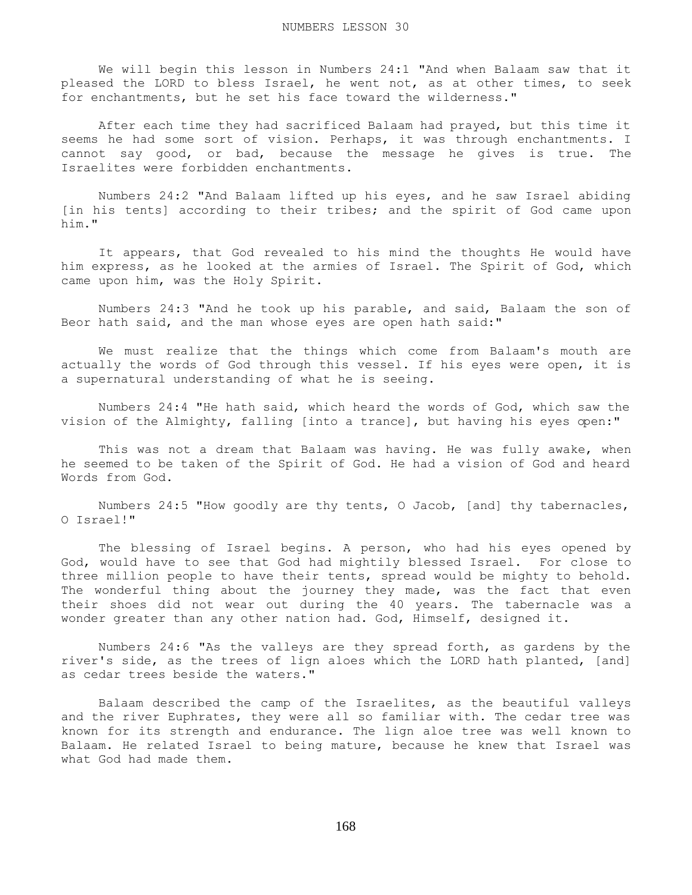# NUMBERS LESSON 30

We will begin this lesson in Numbers 24:1 "And when Balaam saw that it pleased the LORD to bless Israel, he went not, as at other times, to seek for enchantments, but he set his face toward the wilderness."

After each time they had sacrificed Balaam had prayed, but this time it seems he had some sort of vision. Perhaps, it was through enchantments. I cannot say good, or bad, because the message he gives is true. The Israelites were forbidden enchantments.

Numbers 24:2 "And Balaam lifted up his eyes, and he saw Israel abiding [in his tents] according to their tribes; and the spirit of God came upon him."

It appears, that God revealed to his mind the thoughts He would have him express, as he looked at the armies of Israel. The Spirit of God, which came upon him, was the Holy Spirit.

Numbers 24:3 "And he took up his parable, and said, Balaam the son of Beor hath said, and the man whose eyes are open hath said:"

We must realize that the things which come from Balaam's mouth are actually the words of God through this vessel. If his eyes were open, it is a supernatural understanding of what he is seeing.

Numbers 24:4 "He hath said, which heard the words of God, which saw the vision of the Almighty, falling [into a trance], but having his eyes open:"

This was not a dream that Balaam was having. He was fully awake, when he seemed to be taken of the Spirit of God. He had a vision of God and heard Words from God.

Numbers 24:5 "How goodly are thy tents, O Jacob, [and] thy tabernacles, O Israel!"

The blessing of Israel begins. A person, who had his eyes opened by God, would have to see that God had mightily blessed Israel. For close to three million people to have their tents, spread would be mighty to behold. The wonderful thing about the journey they made, was the fact that even their shoes did not wear out during the 40 years. The tabernacle was a wonder greater than any other nation had. God, Himself, designed it.

Numbers 24:6 "As the valleys are they spread forth, as gardens by the river's side, as the trees of lign aloes which the LORD hath planted, [and] as cedar trees beside the waters."

Balaam described the camp of the Israelites, as the beautiful valleys and the river Euphrates, they were all so familiar with. The cedar tree was known for its strength and endurance. The lign aloe tree was well known to Balaam. He related Israel to being mature, because he knew that Israel was what God had made them.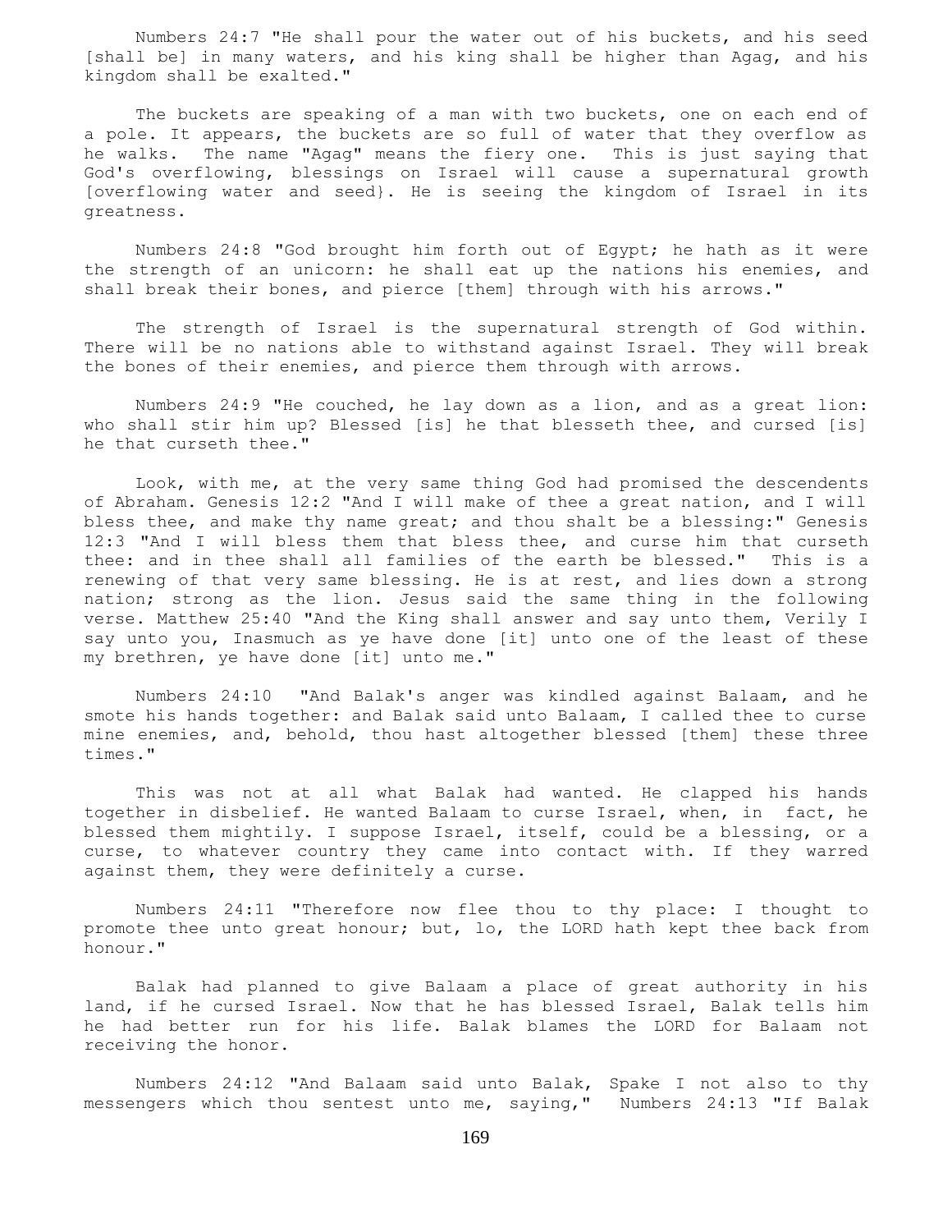Numbers 24:7 "He shall pour the water out of his buckets, and his seed [shall be] in many waters, and his king shall be higher than Agag, and his kingdom shall be exalted."

The buckets are speaking of a man with two buckets, one on each end of a pole. It appears, the buckets are so full of water that they overflow as he walks. The name "Agag" means the fiery one. This is just saying that God's overflowing, blessings on Israel will cause a supernatural growth [overflowing water and seed}. He is seeing the kingdom of Israel in its greatness.

Numbers 24:8 "God brought him forth out of Egypt; he hath as it were the strength of an unicorn: he shall eat up the nations his enemies, and shall break their bones, and pierce [them] through with his arrows."

The strength of Israel is the supernatural strength of God within. There will be no nations able to withstand against Israel. They will break the bones of their enemies, and pierce them through with arrows.

Numbers 24:9 "He couched, he lay down as a lion, and as a great lion: who shall stir him up? Blessed [is] he that blesseth thee, and cursed [is] he that curseth thee."

Look, with me, at the very same thing God had promised the descendents of Abraham. Genesis 12:2 "And I will make of thee a great nation, and I will bless thee, and make thy name great; and thou shalt be a blessing:" Genesis 12:3 "And I will bless them that bless thee, and curse him that curseth thee: and in thee shall all families of the earth be blessed." This is a renewing of that very same blessing. He is at rest, and lies down a strong nation; strong as the lion. Jesus said the same thing in the following verse. Matthew 25:40 "And the King shall answer and say unto them, Verily I say unto you, Inasmuch as ye have done [it] unto one of the least of these my brethren, ye have done [it] unto me."

Numbers 24:10 "And Balak's anger was kindled against Balaam, and he smote his hands together: and Balak said unto Balaam, I called thee to curse mine enemies, and, behold, thou hast altogether blessed [them] these three times."

This was not at all what Balak had wanted. He clapped his hands together in disbelief. He wanted Balaam to curse Israel, when, in fact, he blessed them mightily. I suppose Israel, itself, could be a blessing, or a curse, to whatever country they came into contact with. If they warred against them, they were definitely a curse.

Numbers 24:11 "Therefore now flee thou to thy place: I thought to promote thee unto great honour; but, lo, the LORD hath kept thee back from honour."

Balak had planned to give Balaam a place of great authority in his land, if he cursed Israel. Now that he has blessed Israel, Balak tells him he had better run for his life. Balak blames the LORD for Balaam not receiving the honor.

Numbers 24:12 "And Balaam said unto Balak, Spake I not also to thy messengers which thou sentest unto me, saying," Numbers 24:13 "If Balak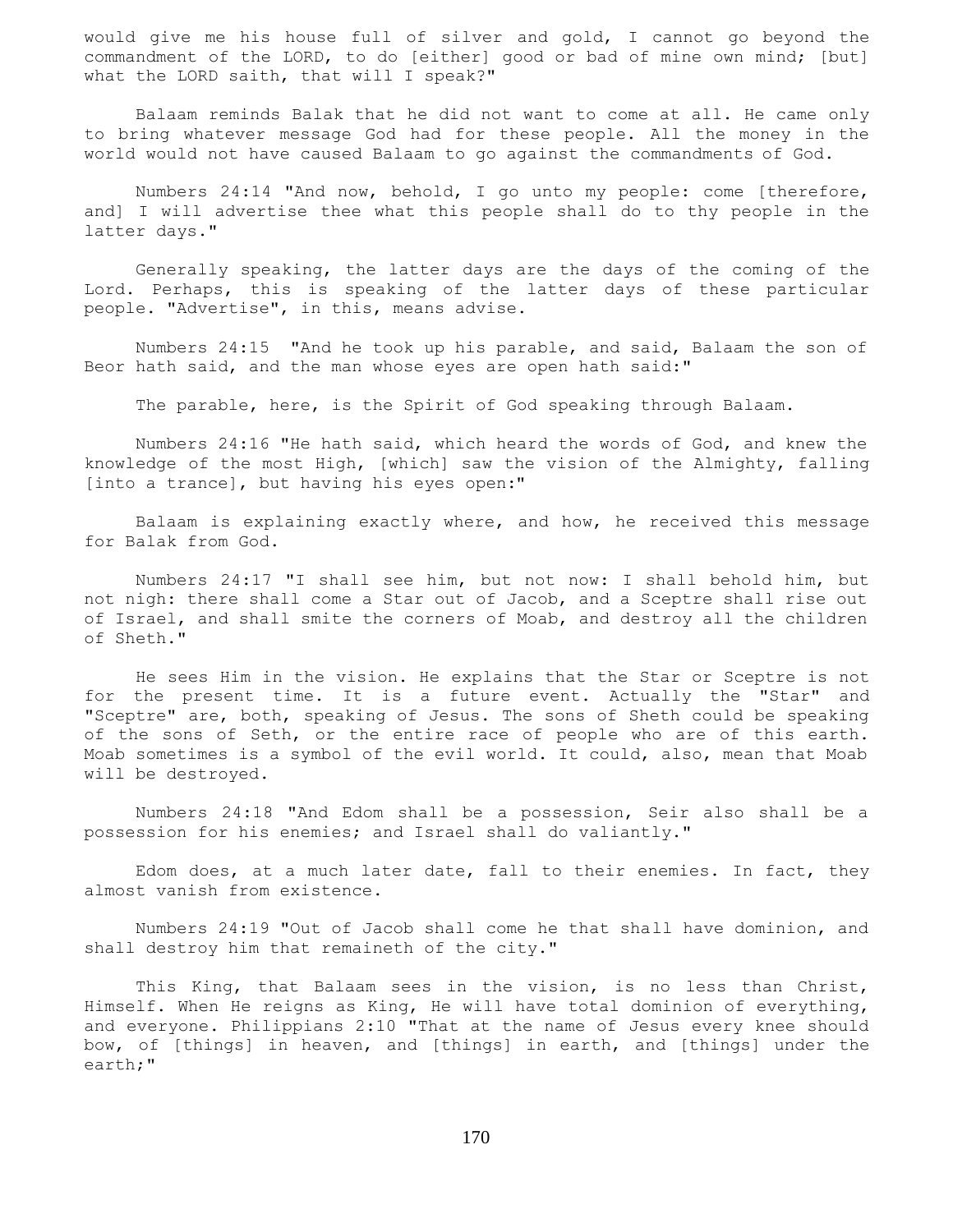would give me his house full of silver and gold, I cannot go beyond the commandment of the LORD, to do [either] good or bad of mine own mind; [but] what the LORD saith, that will I speak?"

Balaam reminds Balak that he did not want to come at all. He came only to bring whatever message God had for these people. All the money in the world would not have caused Balaam to go against the commandments of God.

Numbers 24:14 "And now, behold, I go unto my people: come [therefore, and] I will advertise thee what this people shall do to thy people in the latter days."

Generally speaking, the latter days are the days of the coming of the Lord. Perhaps, this is speaking of the latter days of these particular people. "Advertise", in this, means advise.

Numbers 24:15 "And he took up his parable, and said, Balaam the son of Beor hath said, and the man whose eyes are open hath said:"

The parable, here, is the Spirit of God speaking through Balaam.

Numbers 24:16 "He hath said, which heard the words of God, and knew the knowledge of the most High, [which] saw the vision of the Almighty, falling [into a trance], but having his eyes open:"

Balaam is explaining exactly where, and how, he received this message for Balak from God.

Numbers 24:17 "I shall see him, but not now: I shall behold him, but not nigh: there shall come a Star out of Jacob, and a Sceptre shall rise out of Israel, and shall smite the corners of Moab, and destroy all the children of Sheth."

He sees Him in the vision. He explains that the Star or Sceptre is not for the present time. It is a future event. Actually the "Star" and "Sceptre" are, both, speaking of Jesus. The sons of Sheth could be speaking of the sons of Seth, or the entire race of people who are of this earth. Moab sometimes is a symbol of the evil world. It could, also, mean that Moab will be destroyed.

Numbers 24:18 "And Edom shall be a possession, Seir also shall be a possession for his enemies; and Israel shall do valiantly."

Edom does, at a much later date, fall to their enemies. In fact, they almost vanish from existence.

Numbers 24:19 "Out of Jacob shall come he that shall have dominion, and shall destroy him that remaineth of the city."

This King, that Balaam sees in the vision, is no less than Christ, Himself. When He reigns as King, He will have total dominion of everything, and everyone. Philippians 2:10 "That at the name of Jesus every knee should bow, of [things] in heaven, and [things] in earth, and [things] under the earth;"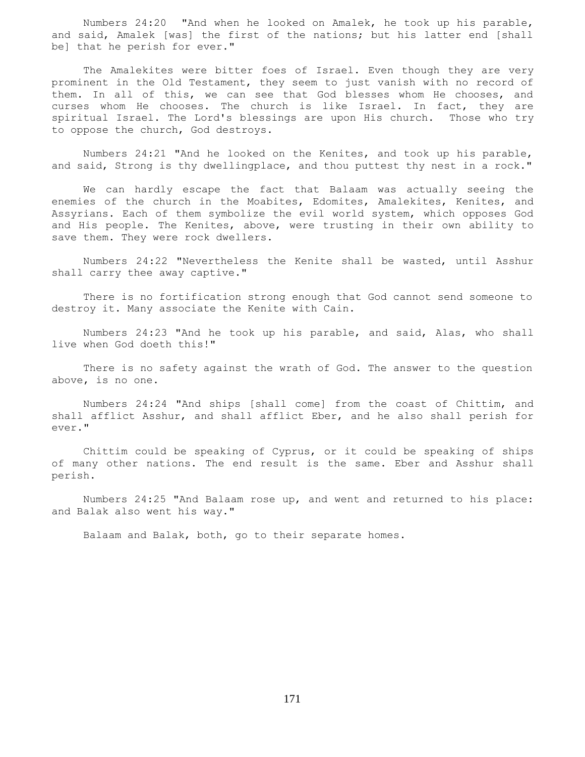Numbers 24:20 "And when he looked on Amalek, he took up his parable, and said, Amalek [was] the first of the nations; but his latter end [shall be] that he perish for ever."

The Amalekites were bitter foes of Israel. Even though they are very prominent in the Old Testament, they seem to just vanish with no record of them. In all of this, we can see that God blesses whom He chooses, and curses whom He chooses. The church is like Israel. In fact, they are spiritual Israel. The Lord's blessings are upon His church. Those who try to oppose the church, God destroys.

Numbers 24:21 "And he looked on the Kenites, and took up his parable, and said, Strong is thy dwellingplace, and thou puttest thy nest in a rock."

We can hardly escape the fact that Balaam was actually seeing the enemies of the church in the Moabites, Edomites, Amalekites, Kenites, and Assyrians. Each of them symbolize the evil world system, which opposes God and His people. The Kenites, above, were trusting in their own ability to save them. They were rock dwellers.

Numbers 24:22 "Nevertheless the Kenite shall be wasted, until Asshur shall carry thee away captive."

There is no fortification strong enough that God cannot send someone to destroy it. Many associate the Kenite with Cain.

Numbers 24:23 "And he took up his parable, and said, Alas, who shall live when God doeth this!"

There is no safety against the wrath of God. The answer to the question above, is no one.

Numbers 24:24 "And ships [shall come] from the coast of Chittim, and shall afflict Asshur, and shall afflict Eber, and he also shall perish for ever."

Chittim could be speaking of Cyprus, or it could be speaking of ships of many other nations. The end result is the same. Eber and Asshur shall perish.

Numbers 24:25 "And Balaam rose up, and went and returned to his place: and Balak also went his way."

Balaam and Balak, both, go to their separate homes.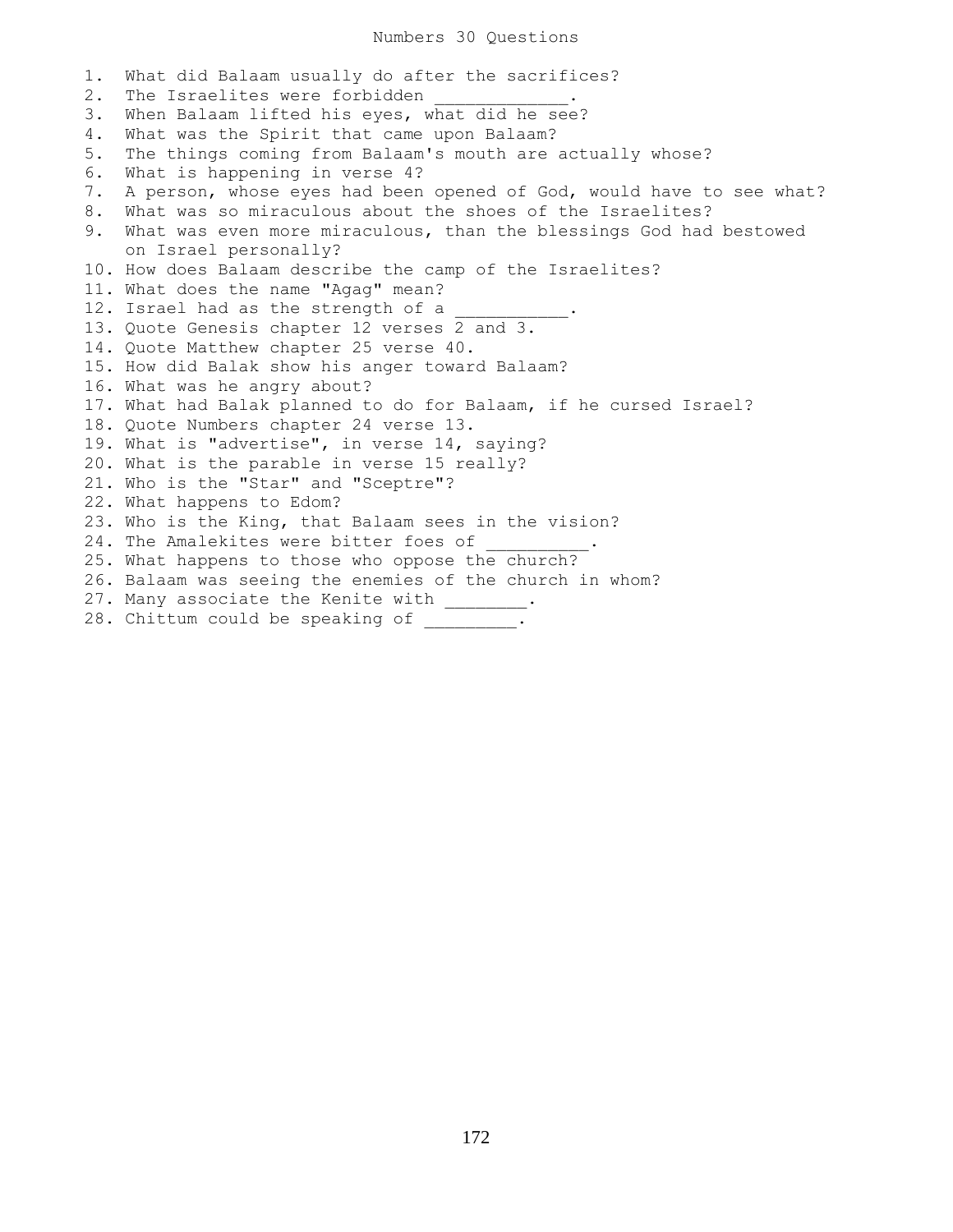# Numbers 30 Questions

1. What did Balaam usually do after the sacrifices?
2. The Israelites were forbidden _____________.
3. When Balaam lifted his eyes, what did he see?
4. What was the Spirit that came upon Balaam?
5. The things coming from Balaam's mouth are actually whose?
6. What is happening in verse 4?
7. A person, whose eyes had been opened of God, would have to see what?
8. What was so miraculous about the shoes of the Israelites?
9. What was even more miraculous, than the blessings God had bestowed on Israel personally?
10. How does Balaam describe the camp of the Israelites?
11. What does the name "Agag" mean?
12. Israel had as the strength of a ___________.
13. Quote Genesis chapter 12 verses 2 and 3.
14. Quote Matthew chapter 25 verse 40.
15. How did Balak show his anger toward Balaam?
16. What was he angry about?
17. What had Balak planned to do for Balaam, if he cursed Israel?
18. Quote Numbers chapter 24 verse 13.
19. What is "advertise", in verse 14, saying?
20. What is the parable in verse 15 really?
21. Who is the "Star" and "Sceptre"?
22. What happens to Edom?
23. Who is the King, that Balaam sees in the vision?
24. The Amalekites were bitter foes of __________.
25. What happens to those who oppose the church?
26. Balaam was seeing the enemies of the church in whom?
27. Many associate the Kenite with ________.
28. Chittum could be speaking of _________.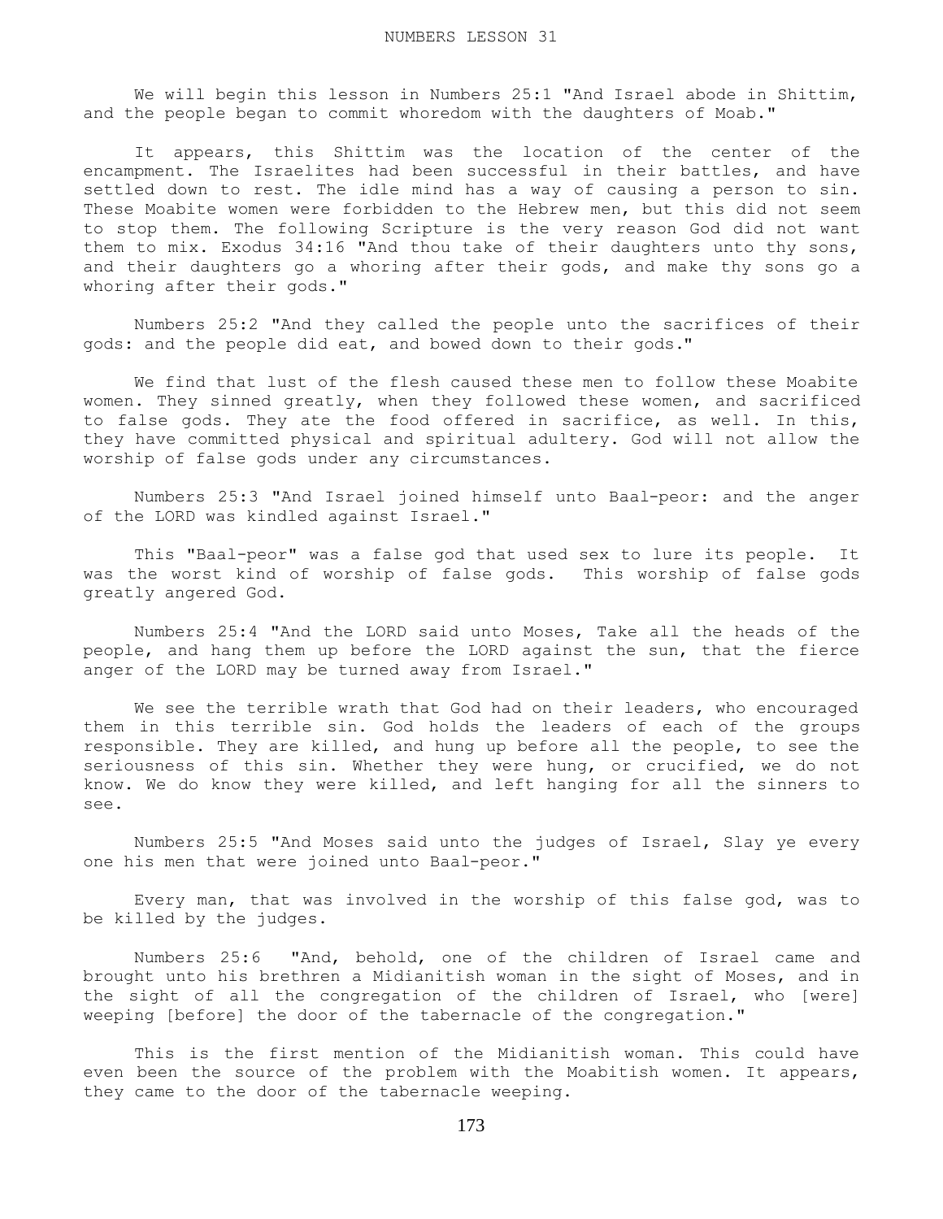# NUMBERS LESSON 31

We will begin this lesson in Numbers 25:1 "And Israel abode in Shittim, and the people began to commit whoredom with the daughters of Moab."

It appears, this Shittim was the location of the center of the encampment. The Israelites had been successful in their battles, and have settled down to rest. The idle mind has a way of causing a person to sin. These Moabite women were forbidden to the Hebrew men, but this did not seem to stop them. The following Scripture is the very reason God did not want them to mix. Exodus 34:16 "And thou take of their daughters unto thy sons, and their daughters go a whoring after their gods, and make thy sons go a whoring after their gods."

Numbers 25:2 "And they called the people unto the sacrifices of their gods: and the people did eat, and bowed down to their gods."

We find that lust of the flesh caused these men to follow these Moabite women. They sinned greatly, when they followed these women, and sacrificed to false gods. They ate the food offered in sacrifice, as well. In this, they have committed physical and spiritual adultery. God will not allow the worship of false gods under any circumstances.

Numbers 25:3 "And Israel joined himself unto Baal-peor: and the anger of the LORD was kindled against Israel."

This "Baal-peor" was a false god that used sex to lure its people. It was the worst kind of worship of false gods. This worship of false gods greatly angered God.

Numbers 25:4 "And the LORD said unto Moses, Take all the heads of the people, and hang them up before the LORD against the sun, that the fierce anger of the LORD may be turned away from Israel."

We see the terrible wrath that God had on their leaders, who encouraged them in this terrible sin. God holds the leaders of each of the groups responsible. They are killed, and hung up before all the people, to see the seriousness of this sin. Whether they were hung, or crucified, we do not know. We do know they were killed, and left hanging for all the sinners to see.

Numbers 25:5 "And Moses said unto the judges of Israel, Slay ye every one his men that were joined unto Baal-peor."

Every man, that was involved in the worship of this false god, was to be killed by the judges.

Numbers 25:6 "And, behold, one of the children of Israel came and brought unto his brethren a Midianitish woman in the sight of Moses, and in the sight of all the congregation of the children of Israel, who [were] weeping [before] the door of the tabernacle of the congregation."

This is the first mention of the Midianitish woman. This could have even been the source of the problem with the Moabitish women. It appears, they came to the door of the tabernacle weeping.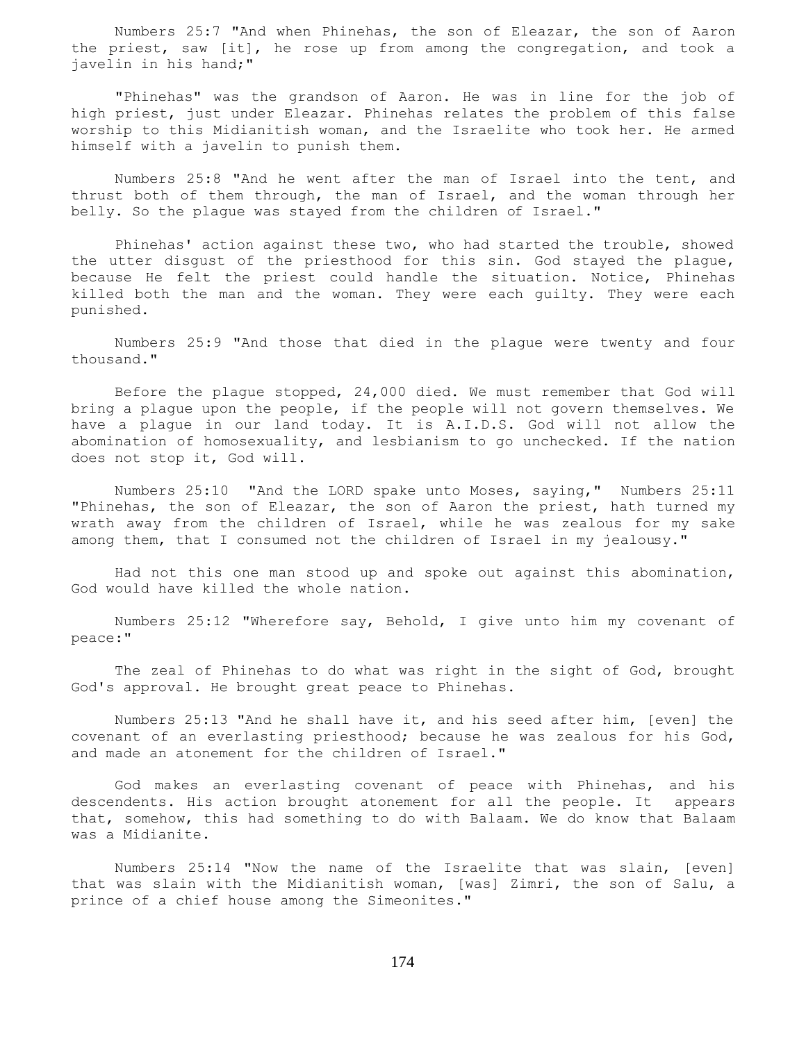Numbers 25:7 "And when Phinehas, the son of Eleazar, the son of Aaron the priest, saw [it], he rose up from among the congregation, and took a javelin in his hand;"

"Phinehas" was the grandson of Aaron. He was in line for the job of high priest, just under Eleazar. Phinehas relates the problem of this false worship to this Midianitish woman, and the Israelite who took her. He armed himself with a javelin to punish them.

Numbers 25:8 "And he went after the man of Israel into the tent, and thrust both of them through, the man of Israel, and the woman through her belly. So the plague was stayed from the children of Israel."

Phinehas' action against these two, who had started the trouble, showed the utter disgust of the priesthood for this sin. God stayed the plague, because He felt the priest could handle the situation. Notice, Phinehas killed both the man and the woman. They were each guilty. They were each punished.

Numbers 25:9 "And those that died in the plague were twenty and four thousand."

Before the plague stopped, 24,000 died. We must remember that God will bring a plague upon the people, if the people will not govern themselves. We have a plague in our land today. It is A.I.D.S. God will not allow the abomination of homosexuality, and lesbianism to go unchecked. If the nation does not stop it, God will.

Numbers 25:10 "And the LORD spake unto Moses, saying," Numbers 25:11 "Phinehas, the son of Eleazar, the son of Aaron the priest, hath turned my wrath away from the children of Israel, while he was zealous for my sake among them, that I consumed not the children of Israel in my jealousy."

Had not this one man stood up and spoke out against this abomination, God would have killed the whole nation.

Numbers 25:12 "Wherefore say, Behold, I give unto him my covenant of peace:"

The zeal of Phinehas to do what was right in the sight of God, brought God's approval. He brought great peace to Phinehas.

Numbers 25:13 "And he shall have it, and his seed after him, [even] the covenant of an everlasting priesthood; because he was zealous for his God, and made an atonement for the children of Israel."

God makes an everlasting covenant of peace with Phinehas, and his descendents. His action brought atonement for all the people. It appears that, somehow, this had something to do with Balaam. We do know that Balaam was a Midianite.

Numbers 25:14 "Now the name of the Israelite that was slain, [even] that was slain with the Midianitish woman, [was] Zimri, the son of Salu, a prince of a chief house among the Simeonites."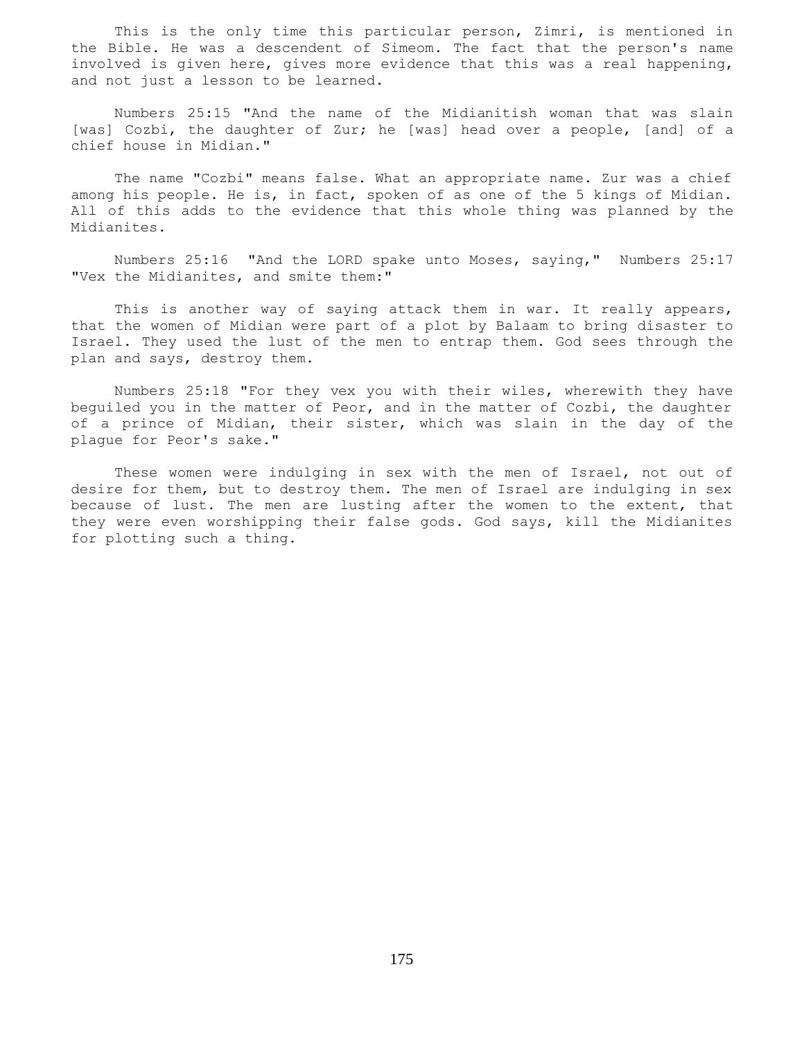This is the only time this particular person, Zimri, is mentioned in the Bible. He was a descendent of Simeom. The fact that the person's name involved is given here, gives more evidence that this was a real happening, and not just a lesson to be learned.

Numbers 25:15 "And the name of the Midianitish woman that was slain [was] Cozbi, the daughter of Zur; he [was] head over a people, [and] of a chief house in Midian."

The name "Cozbi" means false. What an appropriate name. Zur was a chief among his people. He is, in fact, spoken of as one of the 5 kings of Midian. All of this adds to the evidence that this whole thing was planned by the Midianites.

Numbers 25:16 "And the LORD spake unto Moses, saying," Numbers 25:17 "Vex the Midianites, and smite them:"

This is another way of saying attack them in war. It really appears, that the women of Midian were part of a plot by Balaam to bring disaster to Israel. They used the lust of the men to entrap them. God sees through the plan and says, destroy them.

Numbers 25:18 "For they vex you with their wiles, wherewith they have beguiled you in the matter of Peor, and in the matter of Cozbi, the daughter of a prince of Midian, their sister, which was slain in the day of the plague for Peor's sake."

These women were indulging in sex with the men of Israel, not out of desire for them, but to destroy them. The men of Israel are indulging in sex because of lust. The men are lusting after the women to the extent, that they were even worshipping their false gods. God says, kill the Midianites for plotting such a thing.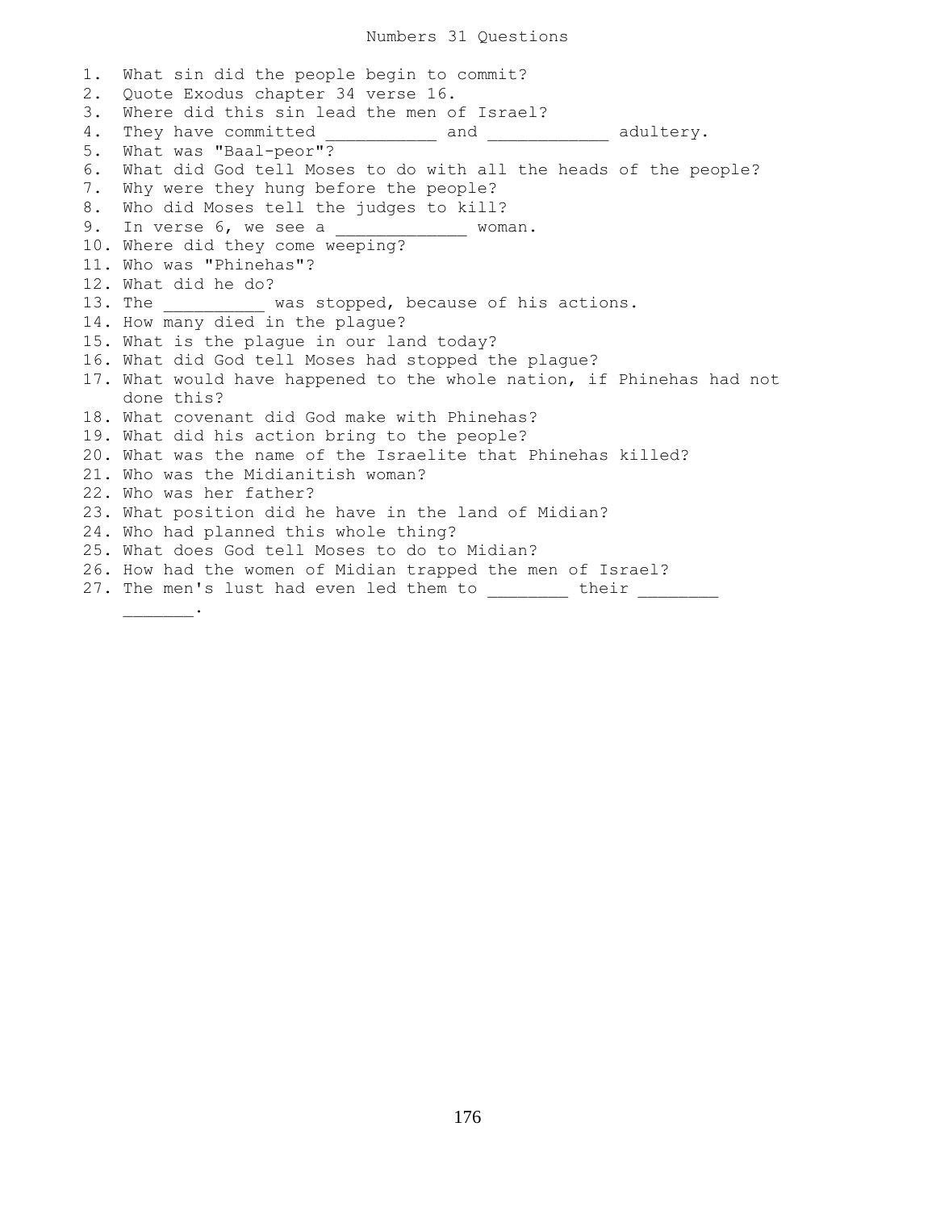# Numbers 31 Questions

1. What sin did the people begin to commit?
2. Quote Exodus chapter 34 verse 16.
3. Where did this sin lead the men of Israel?
4. They have committed __________ and ___________ adultery.
5. What was "Baal-peor"?
6. What did God tell Moses to do with all the heads of the people?
7. Why were they hung before the people?
8. Who did Moses tell the judges to kill?
9. In verse 6, we see a ____________ woman.
10. Where did they come weeping?
11. Who was "Phinehas"?
12. What did he do?
13. The _________ was stopped, because of his actions.
14. How many died in the plague?
15. What is the plague in our land today?
16. What did God tell Moses had stopped the plague?
17. What would have happened to the whole nation, if Phinehas had not done this?
18. What covenant did God make with Phinehas?
19. What did his action bring to the people?
20. What was the name of the Israelite that Phinehas killed?
21. Who was the Midianitish woman?
22. Who was her father?
23. What position did he have in the land of Midian?
24. Who had planned this whole thing?
25. What does God tell Moses to do to Midian?
26. How had the women of Midian trapped the men of Israel?
27. The men's lust had even led them to ________ their ________ _______.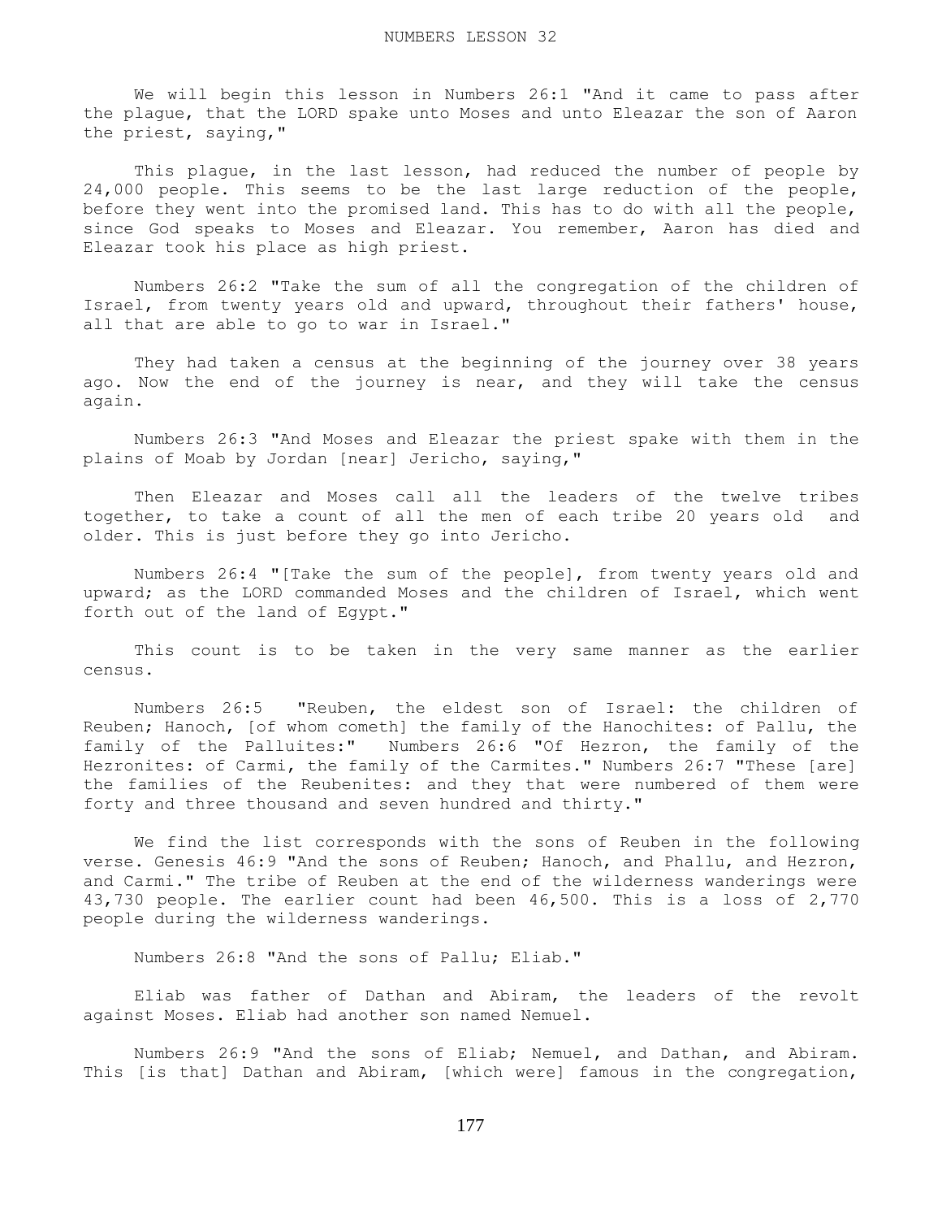NUMBERS LESSON 32

We will begin this lesson in Numbers 26:1 "And it came to pass after the plague, that the LORD spake unto Moses and unto Eleazar the son of Aaron the priest, saying,"

This plague, in the last lesson, had reduced the number of people by 24,000 people. This seems to be the last large reduction of the people, before they went into the promised land. This has to do with all the people, since God speaks to Moses and Eleazar. You remember, Aaron has died and Eleazar took his place as high priest.

Numbers 26:2 "Take the sum of all the congregation of the children of Israel, from twenty years old and upward, throughout their fathers' house, all that are able to go to war in Israel."

They had taken a census at the beginning of the journey over 38 years ago. Now the end of the journey is near, and they will take the census again.

Numbers 26:3 "And Moses and Eleazar the priest spake with them in the plains of Moab by Jordan [near] Jericho, saying,"

Then Eleazar and Moses call all the leaders of the twelve tribes together, to take a count of all the men of each tribe 20 years old and older. This is just before they go into Jericho.

Numbers 26:4 "[Take the sum of the people], from twenty years old and upward; as the LORD commanded Moses and the children of Israel, which went forth out of the land of Egypt."

This count is to be taken in the very same manner as the earlier census.

Numbers 26:5 "Reuben, the eldest son of Israel: the children of Reuben; Hanoch, [of whom cometh] the family of the Hanochites: of Pallu, the family of the Palluites:" Numbers 26:6 "Of Hezron, the family of the Hezronites: of Carmi, the family of the Carmites." Numbers 26:7 "These [are] the families of the Reubenites: and they that were numbered of them were forty and three thousand and seven hundred and thirty."

We find the list corresponds with the sons of Reuben in the following verse. Genesis 46:9 "And the sons of Reuben; Hanoch, and Phallu, and Hezron, and Carmi." The tribe of Reuben at the end of the wilderness wanderings were 43,730 people. The earlier count had been 46,500. This is a loss of 2,770 people during the wilderness wanderings.

Numbers 26:8 "And the sons of Pallu; Eliab."

Eliab was father of Dathan and Abiram, the leaders of the revolt against Moses. Eliab had another son named Nemuel.

Numbers 26:9 "And the sons of Eliab; Nemuel, and Dathan, and Abiram. This [is that] Dathan and Abiram, [which were] famous in the congregation,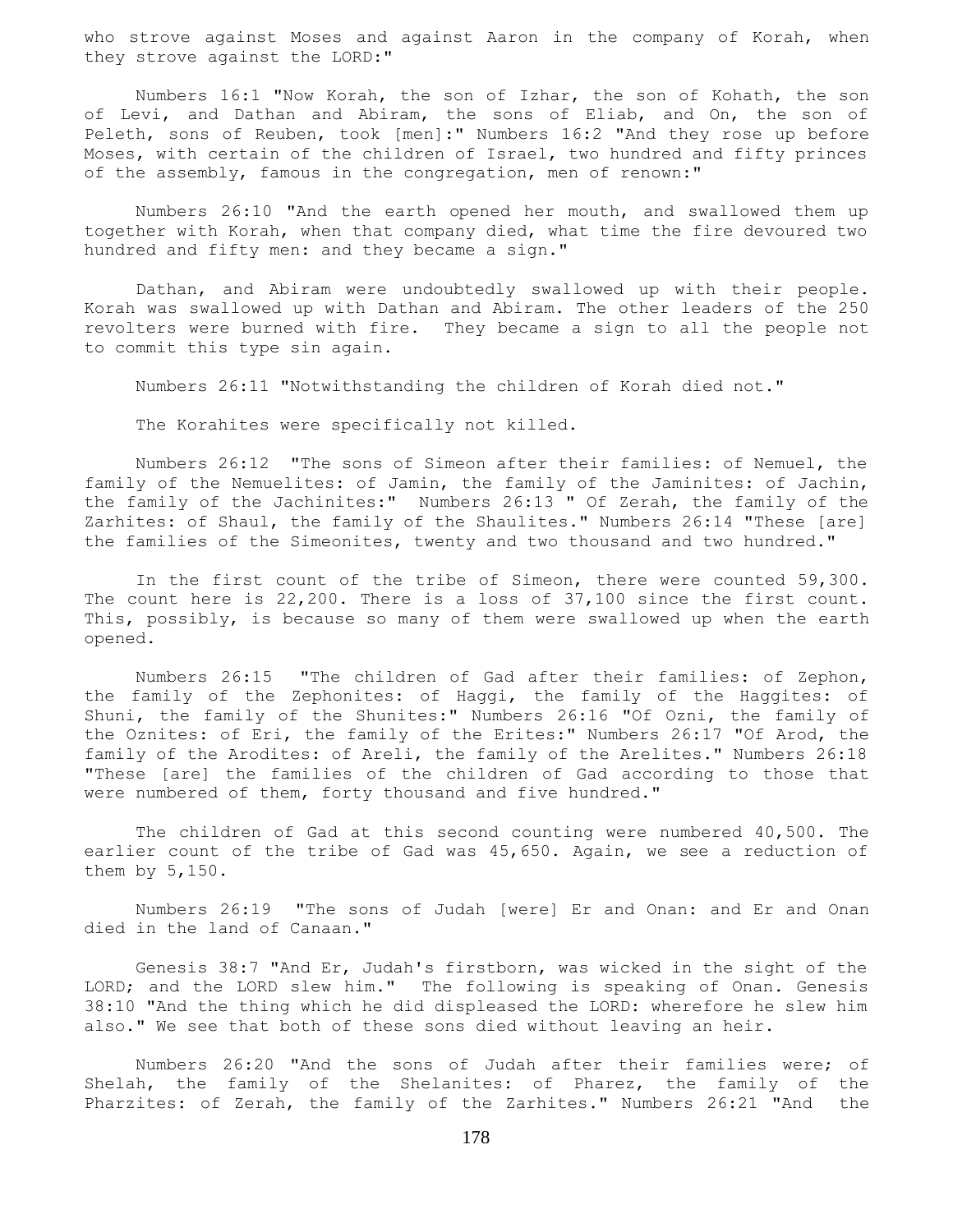who strove against Moses and against Aaron in the company of Korah, when they strove against the LORD:"

Numbers 16:1 "Now Korah, the son of Izhar, the son of Kohath, the son of Levi, and Dathan and Abiram, the sons of Eliab, and On, the son of Peleth, sons of Reuben, took [men]:" Numbers 16:2 "And they rose up before Moses, with certain of the children of Israel, two hundred and fifty princes of the assembly, famous in the congregation, men of renown:"

Numbers 26:10 "And the earth opened her mouth, and swallowed them up together with Korah, when that company died, what time the fire devoured two hundred and fifty men: and they became a sign."

Dathan, and Abiram were undoubtedly swallowed up with their people. Korah was swallowed up with Dathan and Abiram. The other leaders of the 250 revolters were burned with fire. They became a sign to all the people not to commit this type sin again.

Numbers 26:11 "Notwithstanding the children of Korah died not."

The Korahites were specifically not killed.

Numbers 26:12 "The sons of Simeon after their families: of Nemuel, the family of the Nemuelites: of Jamin, the family of the Jaminites: of Jachin, the family of the Jachinites:" Numbers 26:13 " Of Zerah, the family of the Zarhites: of Shaul, the family of the Shaulites." Numbers 26:14 "These [are] the families of the Simeonites, twenty and two thousand and two hundred."

In the first count of the tribe of Simeon, there were counted 59,300. The count here is 22,200. There is a loss of 37,100 since the first count. This, possibly, is because so many of them were swallowed up when the earth opened.

Numbers 26:15 "The children of Gad after their families: of Zephon, the family of the Zephonites: of Haggi, the family of the Haggites: of Shuni, the family of the Shunites:" Numbers 26:16 "Of Ozni, the family of the Oznites: of Eri, the family of the Erites:" Numbers 26:17 "Of Arod, the family of the Arodites: of Areli, the family of the Arelites." Numbers 26:18 "These [are] the families of the children of Gad according to those that were numbered of them, forty thousand and five hundred."

The children of Gad at this second counting were numbered 40,500. The earlier count of the tribe of Gad was 45,650. Again, we see a reduction of them by 5,150.

Numbers 26:19 "The sons of Judah [were] Er and Onan: and Er and Onan died in the land of Canaan."

Genesis 38:7 "And Er, Judah's firstborn, was wicked in the sight of the LORD; and the LORD slew him." The following is speaking of Onan. Genesis 38:10 "And the thing which he did displeased the LORD: wherefore he slew him also." We see that both of these sons died without leaving an heir.

Numbers 26:20 "And the sons of Judah after their families were; of Shelah, the family of the Shelanites: of Pharez, the family of the Pharzites: of Zerah, the family of the Zarhites." Numbers 26:21 "And the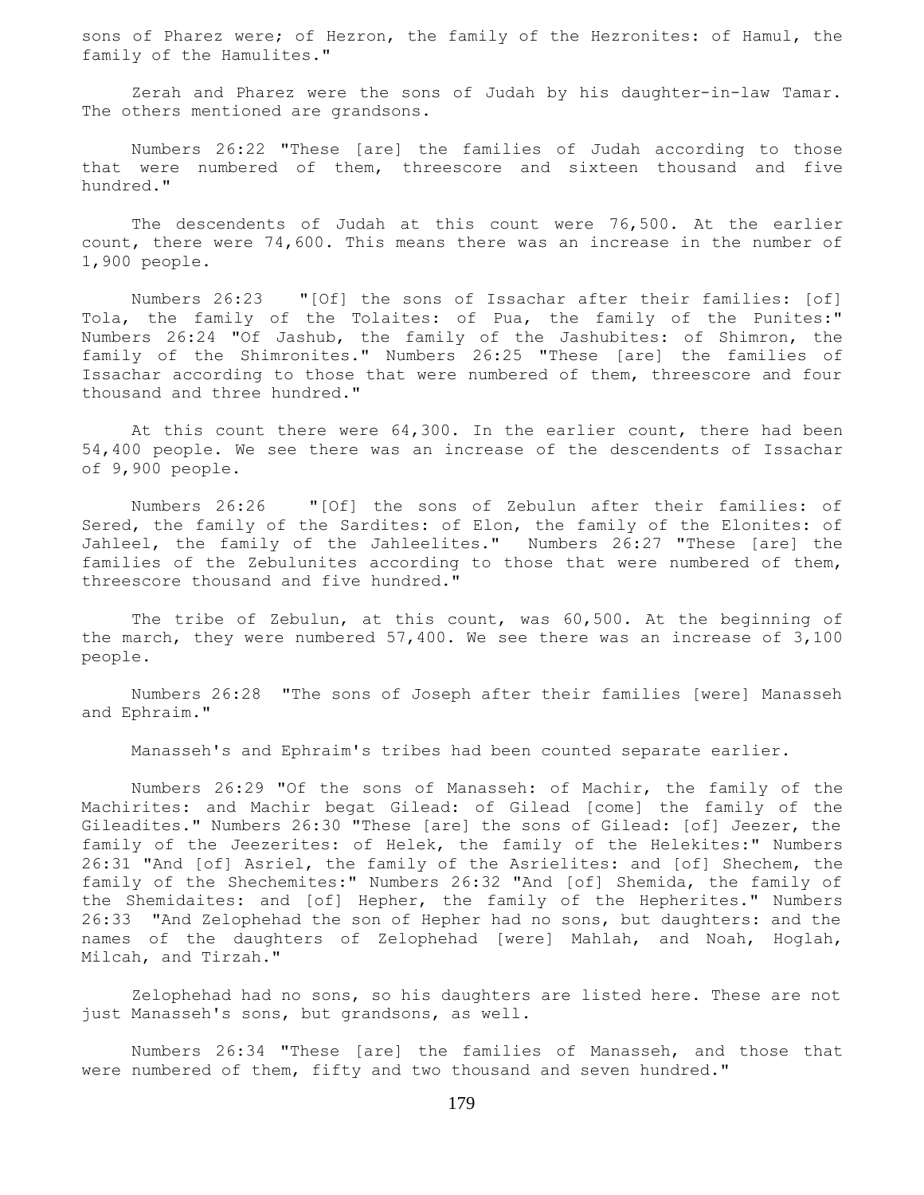sons of Pharez were; of Hezron, the family of the Hezronites: of Hamul, the family of the Hamulites."

Zerah and Pharez were the sons of Judah by his daughter-in-law Tamar. The others mentioned are grandsons.

Numbers 26:22 "These [are] the families of Judah according to those that were numbered of them, threescore and sixteen thousand and five hundred."

The descendents of Judah at this count were 76,500. At the earlier count, there were 74,600. This means there was an increase in the number of 1,900 people.

Numbers 26:23 "[Of] the sons of Issachar after their families: [of] Tola, the family of the Tolaites: of Pua, the family of the Punites:" Numbers 26:24 "Of Jashub, the family of the Jashubites: of Shimron, the family of the Shimronites." Numbers 26:25 "These [are] the families of Issachar according to those that were numbered of them, threescore and four thousand and three hundred."

At this count there were 64,300. In the earlier count, there had been 54,400 people. We see there was an increase of the descendents of Issachar of 9,900 people.

Numbers 26:26 "[Of] the sons of Zebulun after their families: of Sered, the family of the Sardites: of Elon, the family of the Elonites: of Jahleel, the family of the Jahleelites." Numbers 26:27 "These [are] the families of the Zebulunites according to those that were numbered of them, threescore thousand and five hundred."

The tribe of Zebulun, at this count, was 60,500. At the beginning of the march, they were numbered 57,400. We see there was an increase of 3,100 people.

Numbers 26:28 "The sons of Joseph after their families [were] Manasseh and Ephraim."

Manasseh's and Ephraim's tribes had been counted separate earlier.

Numbers 26:29 "Of the sons of Manasseh: of Machir, the family of the Machirites: and Machir begat Gilead: of Gilead [come] the family of the Gileadites." Numbers 26:30 "These [are] the sons of Gilead: [of] Jeezer, the family of the Jeezerites: of Helek, the family of the Helekites:" Numbers 26:31 "And [of] Asriel, the family of the Asrielites: and [of] Shechem, the family of the Shechemites:" Numbers 26:32 "And [of] Shemida, the family of the Shemidaites: and [of] Hepher, the family of the Hepherites." Numbers 26:33 "And Zelophehad the son of Hepher had no sons, but daughters: and the names of the daughters of Zelophehad [were] Mahlah, and Noah, Hoglah, Milcah, and Tirzah."

Zelophehad had no sons, so his daughters are listed here. These are not just Manasseh's sons, but grandsons, as well.

Numbers 26:34 "These [are] the families of Manasseh, and those that were numbered of them, fifty and two thousand and seven hundred."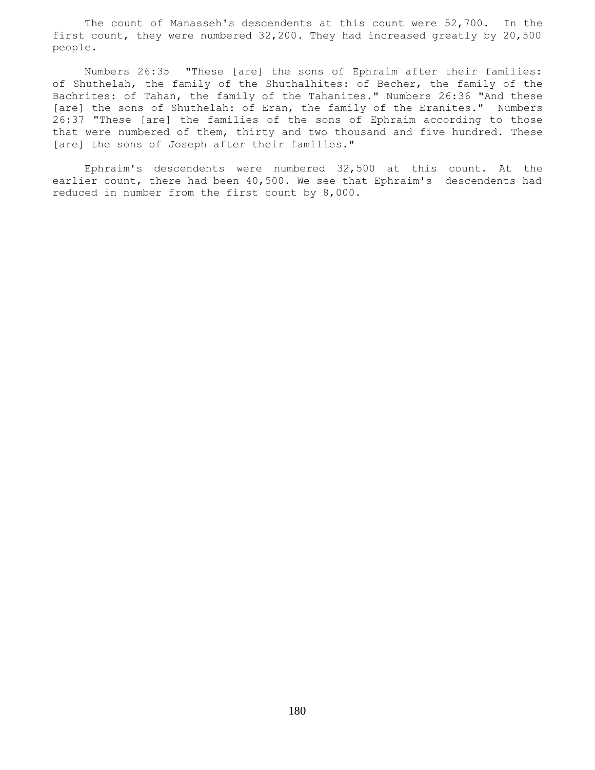The count of Manasseh's descendents at this count were 52,700. In the first count, they were numbered 32,200. They had increased greatly by 20,500 people.

Numbers 26:35 "These [are] the sons of Ephraim after their families: of Shuthelah, the family of the Shuthalhites: of Becher, the family of the Bachrites: of Tahan, the family of the Tahanites." Numbers 26:36 "And these [are] the sons of Shuthelah: of Eran, the family of the Eranites." Numbers 26:37 "These [are] the families of the sons of Ephraim according to those that were numbered of them, thirty and two thousand and five hundred. These [are] the sons of Joseph after their families."

Ephraim's descendents were numbered 32,500 at this count. At the earlier count, there had been 40,500. We see that Ephraim's descendents had reduced in number from the first count by 8,000.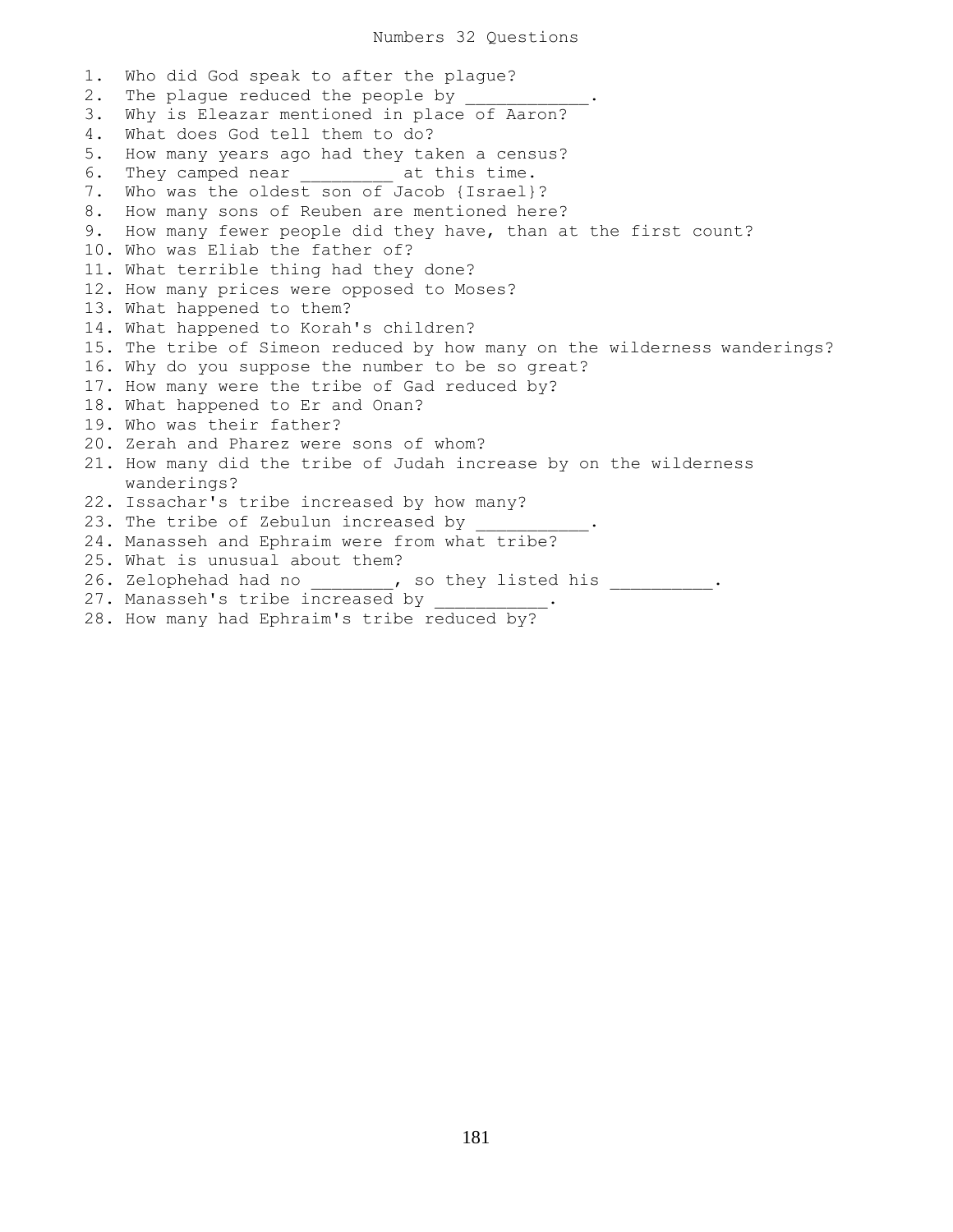# Numbers 32 Questions

1. Who did God speak to after the plague?
2. The plague reduced the people by ___________.
3. Why is Eleazar mentioned in place of Aaron?
4. What does God tell them to do?
5. How many years ago had they taken a census?
6. They camped near _________ at this time.
7. Who was the oldest son of Jacob {Israel}?
8. How many sons of Reuben are mentioned here?
9. How many fewer people did they have, than at the first count?
10. Who was Eliab the father of?
11. What terrible thing had they done?
12. How many prices were opposed to Moses?
13. What happened to them?
14. What happened to Korah's children?
15. The tribe of Simeon reduced by how many on the wilderness wanderings?
16. Why do you suppose the number to be so great?
17. How many were the tribe of Gad reduced by?
18. What happened to Er and Onan?
19. Who was their father?
20. Zerah and Pharez were sons of whom?
21. How many did the tribe of Judah increase by on the wilderness wanderings?
22. Issachar's tribe increased by how many?
23. The tribe of Zebulun increased by __________.
24. Manasseh and Ephraim were from what tribe?
25. What is unusual about them?
26. Zelophehad had no ________, so they listed his __________.
27. Manasseh's tribe increased by ___________.
28. How many had Ephraim's tribe reduced by?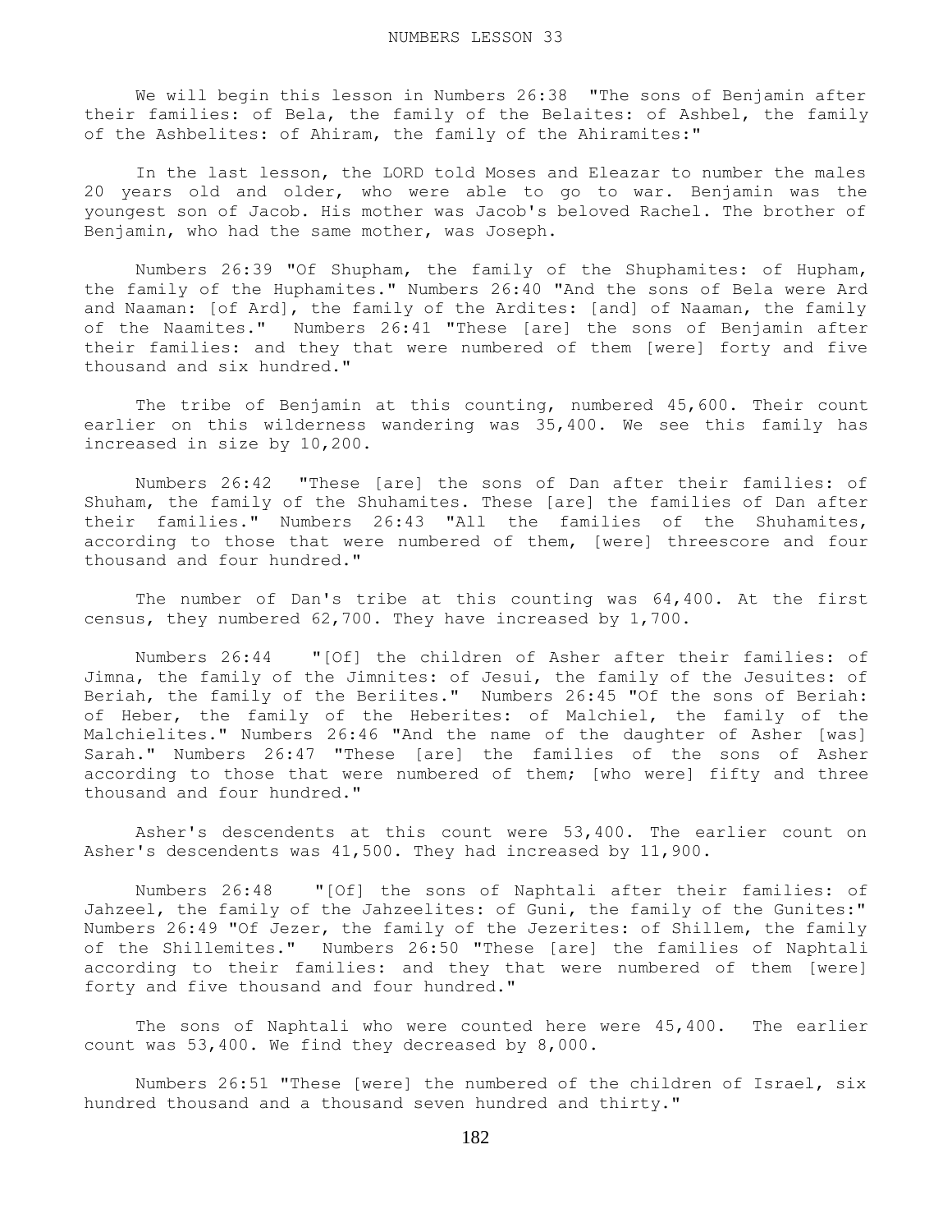# NUMBERS LESSON 33

We will begin this lesson in Numbers 26:38 "The sons of Benjamin after their families: of Bela, the family of the Belaites: of Ashbel, the family of the Ashbelites: of Ahiram, the family of the Ahiramites:"

In the last lesson, the LORD told Moses and Eleazar to number the males 20 years old and older, who were able to go to war. Benjamin was the youngest son of Jacob. His mother was Jacob's beloved Rachel. The brother of Benjamin, who had the same mother, was Joseph.

Numbers 26:39 "Of Shupham, the family of the Shuphamites: of Hupham, the family of the Huphamites." Numbers 26:40 "And the sons of Bela were Ard and Naaman: [of Ard], the family of the Ardites: [and] of Naaman, the family of the Naamites." Numbers 26:41 "These [are] the sons of Benjamin after their families: and they that were numbered of them [were] forty and five thousand and six hundred."

The tribe of Benjamin at this counting, numbered 45,600. Their count earlier on this wilderness wandering was 35,400. We see this family has increased in size by 10,200.

Numbers 26:42 "These [are] the sons of Dan after their families: of Shuham, the family of the Shuhamites. These [are] the families of Dan after their families." Numbers 26:43 "All the families of the Shuhamites, according to those that were numbered of them, [were] threescore and four thousand and four hundred."

The number of Dan's tribe at this counting was 64,400. At the first census, they numbered 62,700. They have increased by 1,700.

Numbers 26:44 "[Of] the children of Asher after their families: of Jimna, the family of the Jimnites: of Jesui, the family of the Jesuites: of Beriah, the family of the Beriites." Numbers 26:45 "Of the sons of Beriah: of Heber, the family of the Heberites: of Malchiel, the family of the Malchielites." Numbers 26:46 "And the name of the daughter of Asher [was] Sarah." Numbers 26:47 "These [are] the families of the sons of Asher according to those that were numbered of them; [who were] fifty and three thousand and four hundred."

Asher's descendents at this count were 53,400. The earlier count on Asher's descendents was 41,500. They had increased by 11,900.

Numbers 26:48 "[Of] the sons of Naphtali after their families: of Jahzeel, the family of the Jahzeelites: of Guni, the family of the Gunites:" Numbers 26:49 "Of Jezer, the family of the Jezerites: of Shillem, the family of the Shillemites." Numbers 26:50 "These [are] the families of Naphtali according to their families: and they that were numbered of them [were] forty and five thousand and four hundred."

The sons of Naphtali who were counted here were 45,400. The earlier count was 53,400. We find they decreased by 8,000.

Numbers 26:51 "These [were] the numbered of the children of Israel, six hundred thousand and a thousand seven hundred and thirty."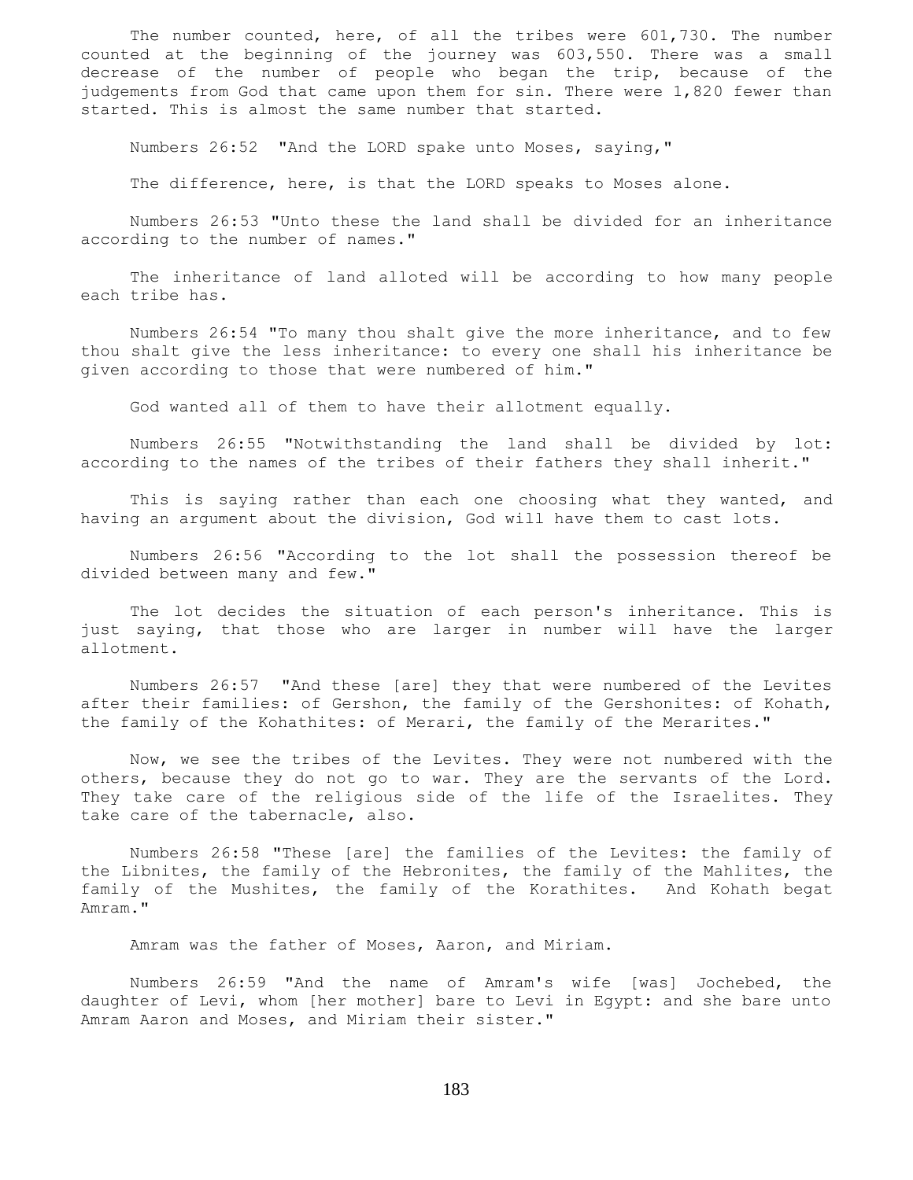The number counted, here, of all the tribes were 601,730. The number counted at the beginning of the journey was 603,550. There was a small decrease of the number of people who began the trip, because of the judgements from God that came upon them for sin. There were 1,820 fewer than started. This is almost the same number that started.

Numbers 26:52 "And the LORD spake unto Moses, saying,"

The difference, here, is that the LORD speaks to Moses alone.

Numbers 26:53 "Unto these the land shall be divided for an inheritance according to the number of names."

The inheritance of land alloted will be according to how many people each tribe has.

Numbers 26:54 "To many thou shalt give the more inheritance, and to few thou shalt give the less inheritance: to every one shall his inheritance be given according to those that were numbered of him."

God wanted all of them to have their allotment equally.

Numbers 26:55 "Notwithstanding the land shall be divided by lot: according to the names of the tribes of their fathers they shall inherit."

This is saying rather than each one choosing what they wanted, and having an argument about the division, God will have them to cast lots.

Numbers 26:56 "According to the lot shall the possession thereof be divided between many and few."

The lot decides the situation of each person's inheritance. This is just saying, that those who are larger in number will have the larger allotment.

Numbers 26:57 "And these [are] they that were numbered of the Levites after their families: of Gershon, the family of the Gershonites: of Kohath, the family of the Kohathites: of Merari, the family of the Merarites."

Now, we see the tribes of the Levites. They were not numbered with the others, because they do not go to war. They are the servants of the Lord. They take care of the religious side of the life of the Israelites. They take care of the tabernacle, also.

Numbers 26:58 "These [are] the families of the Levites: the family of the Libnites, the family of the Hebronites, the family of the Mahlites, the family of the Mushites, the family of the Korathites. And Kohath begat Amram."

Amram was the father of Moses, Aaron, and Miriam.

Numbers 26:59 "And the name of Amram's wife [was] Jochebed, the daughter of Levi, whom [her mother] bare to Levi in Egypt: and she bare unto Amram Aaron and Moses, and Miriam their sister."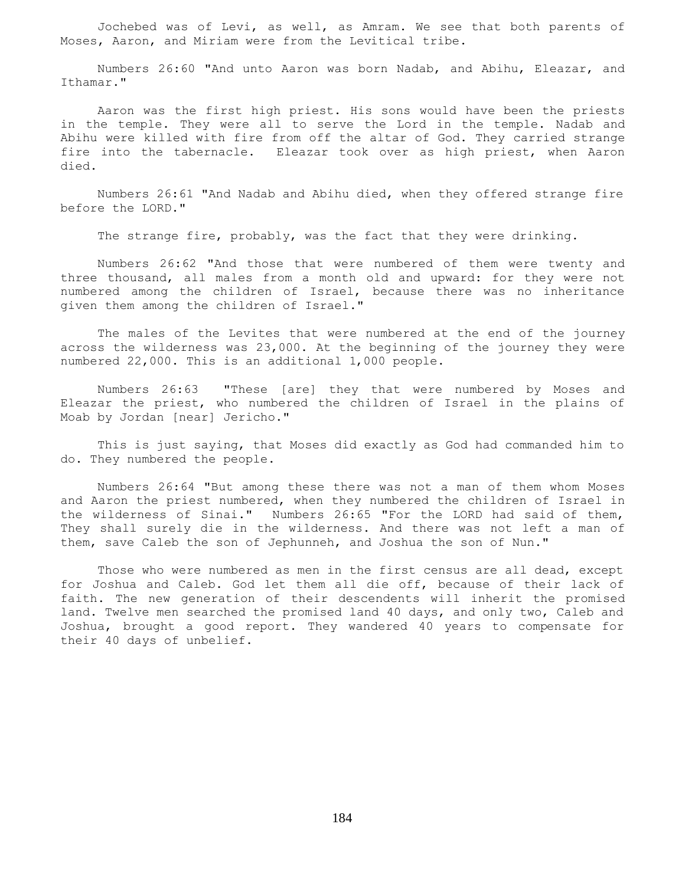Jochebed was of Levi, as well, as Amram. We see that both parents of Moses, Aaron, and Miriam were from the Levitical tribe.

Numbers 26:60 "And unto Aaron was born Nadab, and Abihu, Eleazar, and Ithamar."

Aaron was the first high priest. His sons would have been the priests in the temple. They were all to serve the Lord in the temple. Nadab and Abihu were killed with fire from off the altar of God. They carried strange fire into the tabernacle. Eleazar took over as high priest, when Aaron died.

Numbers 26:61 "And Nadab and Abihu died, when they offered strange fire before the LORD."

The strange fire, probably, was the fact that they were drinking.

Numbers 26:62 "And those that were numbered of them were twenty and three thousand, all males from a month old and upward: for they were not numbered among the children of Israel, because there was no inheritance given them among the children of Israel."

The males of the Levites that were numbered at the end of the journey across the wilderness was 23,000. At the beginning of the journey they were numbered 22,000. This is an additional 1,000 people.

Numbers 26:63 "These [are] they that were numbered by Moses and Eleazar the priest, who numbered the children of Israel in the plains of Moab by Jordan [near] Jericho."

This is just saying, that Moses did exactly as God had commanded him to do. They numbered the people.

Numbers 26:64 "But among these there was not a man of them whom Moses and Aaron the priest numbered, when they numbered the children of Israel in the wilderness of Sinai." Numbers 26:65 "For the LORD had said of them, They shall surely die in the wilderness. And there was not left a man of them, save Caleb the son of Jephunneh, and Joshua the son of Nun."

Those who were numbered as men in the first census are all dead, except for Joshua and Caleb. God let them all die off, because of their lack of faith. The new generation of their descendents will inherit the promised land. Twelve men searched the promised land 40 days, and only two, Caleb and Joshua, brought a good report. They wandered 40 years to compensate for their 40 days of unbelief.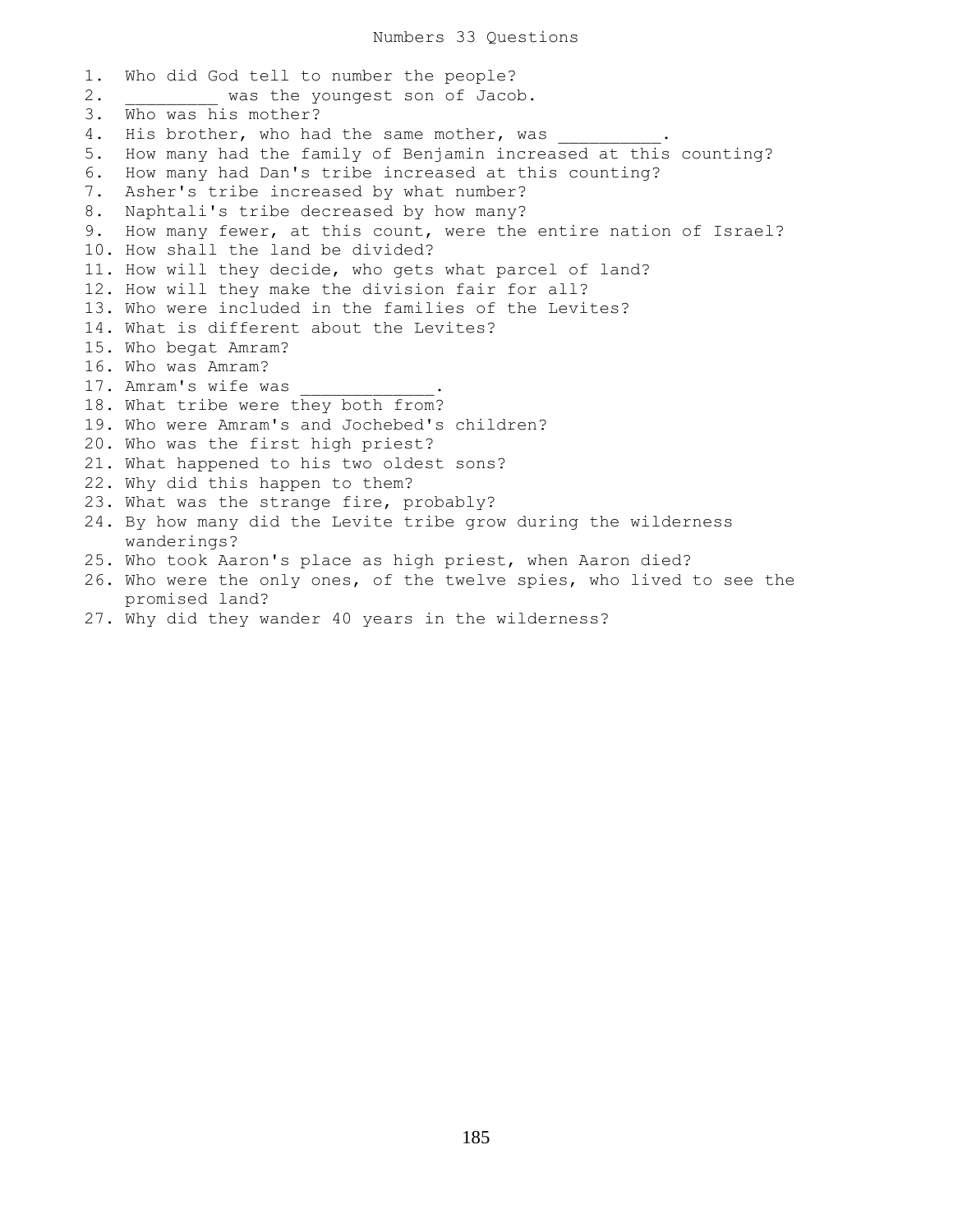# Numbers 33 Questions

1. Who did God tell to number the people?
2. _________ was the youngest son of Jacob.
3. Who was his mother?
4. His brother, who had the same mother, was __________.
5. How many had the family of Benjamin increased at this counting?
6. How many had Dan's tribe increased at this counting?
7. Asher's tribe increased by what number?
8. Naphtali's tribe decreased by how many?
9. How many fewer, at this count, were the entire nation of Israel?
10. How shall the land be divided?
11. How will they decide, who gets what parcel of land?
12. How will they make the division fair for all?
13. Who were included in the families of the Levites?
14. What is different about the Levites?
15. Who begat Amram?
16. Who was Amram?
17. Amram's wife was _____________.
18. What tribe were they both from?
19. Who were Amram's and Jochebed's children?
20. Who was the first high priest?
21. What happened to his two oldest sons?
22. Why did this happen to them?
23. What was the strange fire, probably?
24. By how many did the Levite tribe grow during the wilderness wanderings?
25. Who took Aaron's place as high priest, when Aaron died?
26. Who were the only ones, of the twelve spies, who lived to see the promised land?
27. Why did they wander 40 years in the wilderness?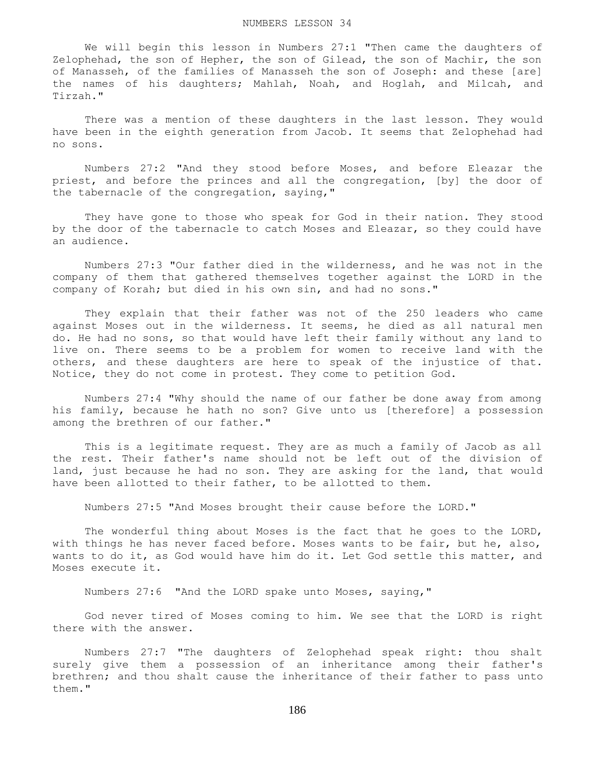# NUMBERS LESSON 34

We will begin this lesson in Numbers 27:1 "Then came the daughters of Zelophehad, the son of Hepher, the son of Gilead, the son of Machir, the son of Manasseh, of the families of Manasseh the son of Joseph: and these [are] the names of his daughters; Mahlah, Noah, and Hoglah, and Milcah, and Tirzah."

There was a mention of these daughters in the last lesson. They would have been in the eighth generation from Jacob. It seems that Zelophehad had no sons.

Numbers 27:2 "And they stood before Moses, and before Eleazar the priest, and before the princes and all the congregation, [by] the door of the tabernacle of the congregation, saying,"

They have gone to those who speak for God in their nation. They stood by the door of the tabernacle to catch Moses and Eleazar, so they could have an audience.

Numbers 27:3 "Our father died in the wilderness, and he was not in the company of them that gathered themselves together against the LORD in the company of Korah; but died in his own sin, and had no sons."

They explain that their father was not of the 250 leaders who came against Moses out in the wilderness. It seems, he died as all natural men do. He had no sons, so that would have left their family without any land to live on. There seems to be a problem for women to receive land with the others, and these daughters are here to speak of the injustice of that. Notice, they do not come in protest. They come to petition God.

Numbers 27:4 "Why should the name of our father be done away from among his family, because he hath no son? Give unto us [therefore] a possession among the brethren of our father."

This is a legitimate request. They are as much a family of Jacob as all the rest. Their father's name should not be left out of the division of land, just because he had no son. They are asking for the land, that would have been allotted to their father, to be allotted to them.

Numbers 27:5 "And Moses brought their cause before the LORD."

The wonderful thing about Moses is the fact that he goes to the LORD, with things he has never faced before. Moses wants to be fair, but he, also, wants to do it, as God would have him do it. Let God settle this matter, and Moses execute it.

Numbers 27:6 "And the LORD spake unto Moses, saying,"

God never tired of Moses coming to him. We see that the LORD is right there with the answer.

Numbers 27:7 "The daughters of Zelophehad speak right: thou shalt surely give them a possession of an inheritance among their father's brethren; and thou shalt cause the inheritance of their father to pass unto them."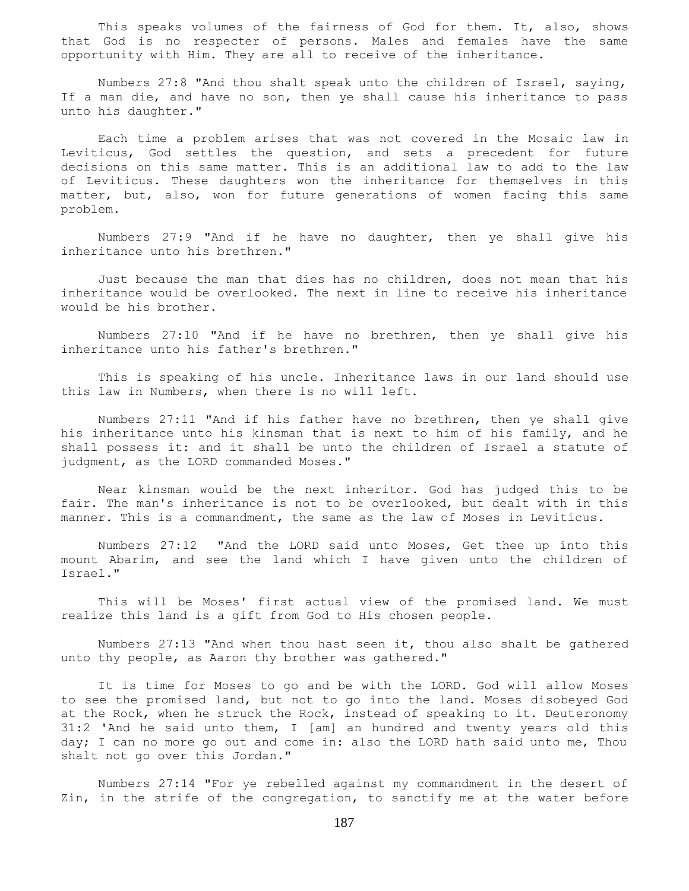This speaks volumes of the fairness of God for them. It, also, shows that God is no respecter of persons. Males and females have the same opportunity with Him. They are all to receive of the inheritance.

Numbers 27:8 "And thou shalt speak unto the children of Israel, saying, If a man die, and have no son, then ye shall cause his inheritance to pass unto his daughter."

Each time a problem arises that was not covered in the Mosaic law in Leviticus, God settles the question, and sets a precedent for future decisions on this same matter. This is an additional law to add to the law of Leviticus. These daughters won the inheritance for themselves in this matter, but, also, won for future generations of women facing this same problem.

Numbers 27:9 "And if he have no daughter, then ye shall give his inheritance unto his brethren."

Just because the man that dies has no children, does not mean that his inheritance would be overlooked. The next in line to receive his inheritance would be his brother.

Numbers 27:10 "And if he have no brethren, then ye shall give his inheritance unto his father's brethren."

This is speaking of his uncle. Inheritance laws in our land should use this law in Numbers, when there is no will left.

Numbers 27:11 "And if his father have no brethren, then ye shall give his inheritance unto his kinsman that is next to him of his family, and he shall possess it: and it shall be unto the children of Israel a statute of judgment, as the LORD commanded Moses."

Near kinsman would be the next inheritor. God has judged this to be fair. The man's inheritance is not to be overlooked, but dealt with in this manner. This is a commandment, the same as the law of Moses in Leviticus.

Numbers 27:12 "And the LORD said unto Moses, Get thee up into this mount Abarim, and see the land which I have given unto the children of Israel."

This will be Moses' first actual view of the promised land. We must realize this land is a gift from God to His chosen people.

Numbers 27:13 "And when thou hast seen it, thou also shalt be gathered unto thy people, as Aaron thy brother was gathered."

It is time for Moses to go and be with the LORD. God will allow Moses to see the promised land, but not to go into the land. Moses disobeyed God at the Rock, when he struck the Rock, instead of speaking to it. Deuteronomy 31:2 'And he said unto them, I [am] an hundred and twenty years old this day; I can no more go out and come in: also the LORD hath said unto me, Thou shalt not go over this Jordan."

Numbers 27:14 "For ye rebelled against my commandment in the desert of Zin, in the strife of the congregation, to sanctify me at the water before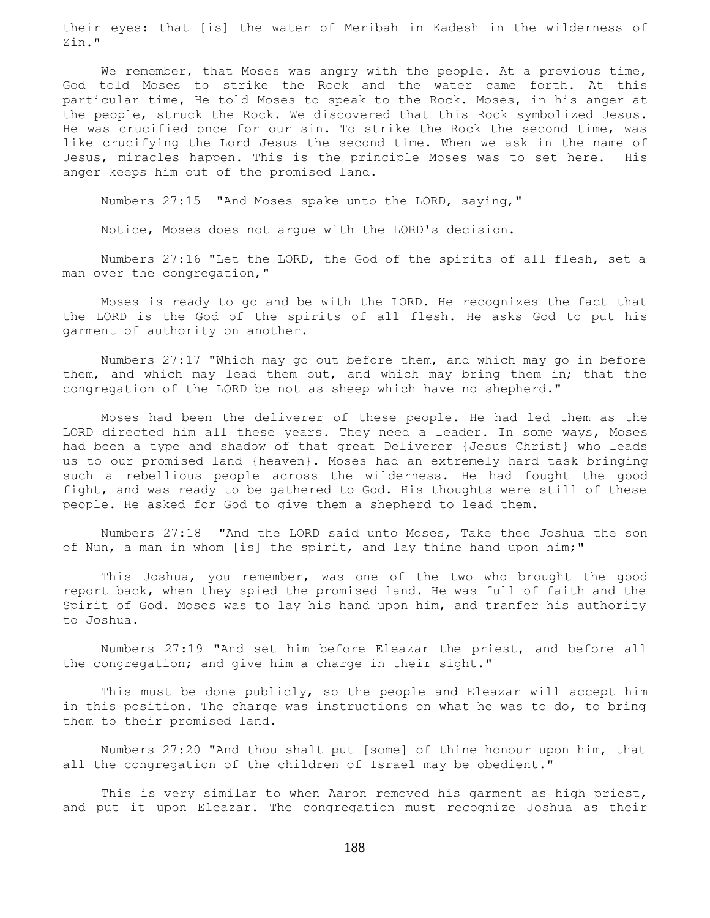their eyes: that [is] the water of Meribah in Kadesh in the wilderness of Zin."

We remember, that Moses was angry with the people. At a previous time, God told Moses to strike the Rock and the water came forth. At this particular time, He told Moses to speak to the Rock. Moses, in his anger at the people, struck the Rock. We discovered that this Rock symbolized Jesus. He was crucified once for our sin. To strike the Rock the second time, was like crucifying the Lord Jesus the second time. When we ask in the name of Jesus, miracles happen. This is the principle Moses was to set here. His anger keeps him out of the promised land.

Numbers 27:15 "And Moses spake unto the LORD, saying,"

Notice, Moses does not argue with the LORD's decision.

Numbers 27:16 "Let the LORD, the God of the spirits of all flesh, set a man over the congregation,"

Moses is ready to go and be with the LORD. He recognizes the fact that the LORD is the God of the spirits of all flesh. He asks God to put his garment of authority on another.

Numbers 27:17 "Which may go out before them, and which may go in before them, and which may lead them out, and which may bring them in; that the congregation of the LORD be not as sheep which have no shepherd."

Moses had been the deliverer of these people. He had led them as the LORD directed him all these years. They need a leader. In some ways, Moses had been a type and shadow of that great Deliverer {Jesus Christ} who leads us to our promised land {heaven}. Moses had an extremely hard task bringing such a rebellious people across the wilderness. He had fought the good fight, and was ready to be gathered to God. His thoughts were still of these people. He asked for God to give them a shepherd to lead them.

Numbers 27:18 "And the LORD said unto Moses, Take thee Joshua the son of Nun, a man in whom [is] the spirit, and lay thine hand upon him;"

This Joshua, you remember, was one of the two who brought the good report back, when they spied the promised land. He was full of faith and the Spirit of God. Moses was to lay his hand upon him, and tranfer his authority to Joshua.

Numbers 27:19 "And set him before Eleazar the priest, and before all the congregation; and give him a charge in their sight."

This must be done publicly, so the people and Eleazar will accept him in this position. The charge was instructions on what he was to do, to bring them to their promised land.

Numbers 27:20 "And thou shalt put [some] of thine honour upon him, that all the congregation of the children of Israel may be obedient."

This is very similar to when Aaron removed his garment as high priest, and put it upon Eleazar. The congregation must recognize Joshua as their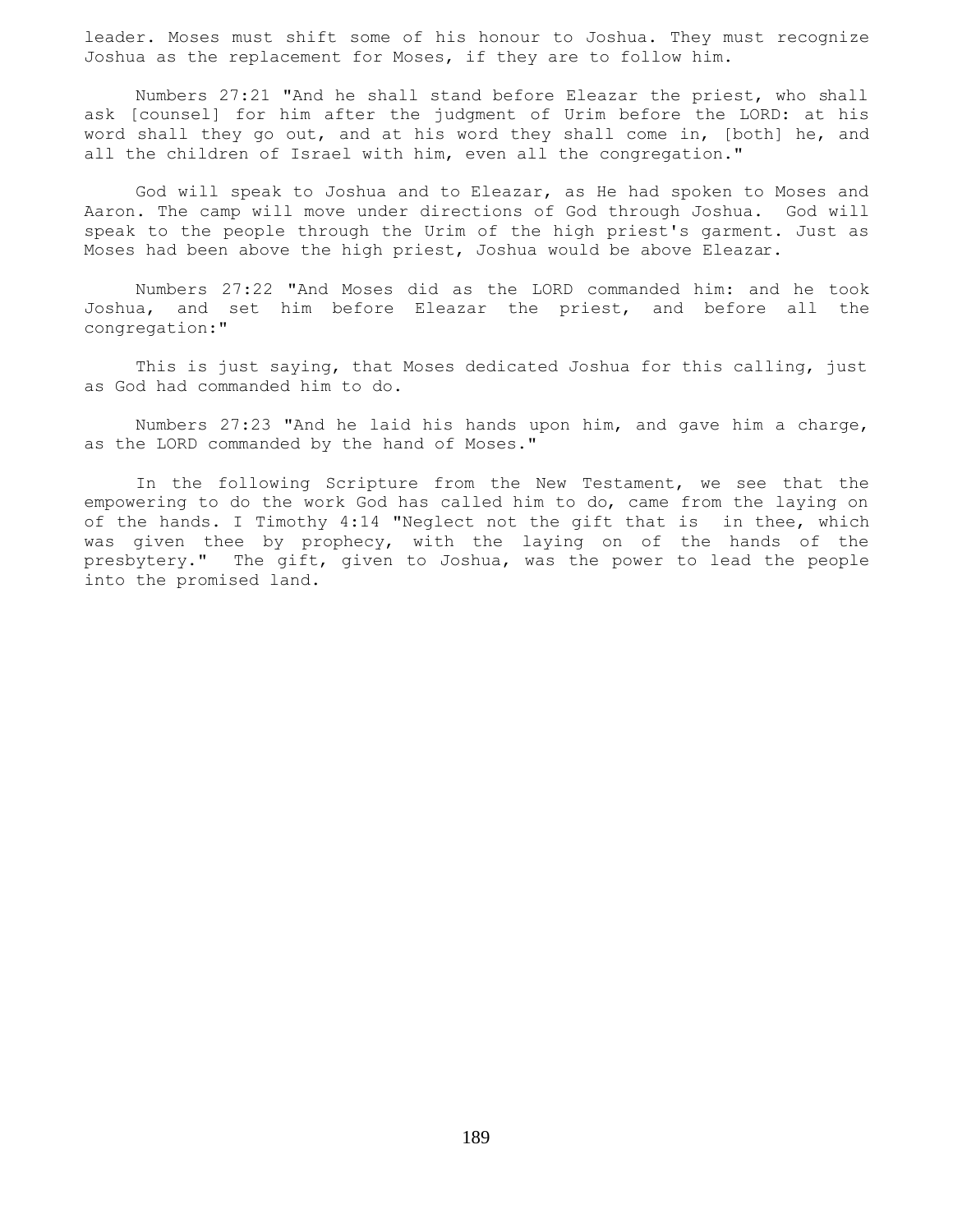leader. Moses must shift some of his honour to Joshua. They must recognize Joshua as the replacement for Moses, if they are to follow him.

Numbers 27:21 "And he shall stand before Eleazar the priest, who shall ask [counsel] for him after the judgment of Urim before the LORD: at his word shall they go out, and at his word they shall come in, [both] he, and all the children of Israel with him, even all the congregation."

God will speak to Joshua and to Eleazar, as He had spoken to Moses and Aaron. The camp will move under directions of God through Joshua. God will speak to the people through the Urim of the high priest's garment. Just as Moses had been above the high priest, Joshua would be above Eleazar.

Numbers 27:22 "And Moses did as the LORD commanded him: and he took Joshua, and set him before Eleazar the priest, and before all the congregation:"

This is just saying, that Moses dedicated Joshua for this calling, just as God had commanded him to do.

Numbers 27:23 "And he laid his hands upon him, and gave him a charge, as the LORD commanded by the hand of Moses."

In the following Scripture from the New Testament, we see that the empowering to do the work God has called him to do, came from the laying on of the hands. I Timothy 4:14 "Neglect not the gift that is in thee, which was given thee by prophecy, with the laying on of the hands of the presbytery." The gift, given to Joshua, was the power to lead the people into the promised land.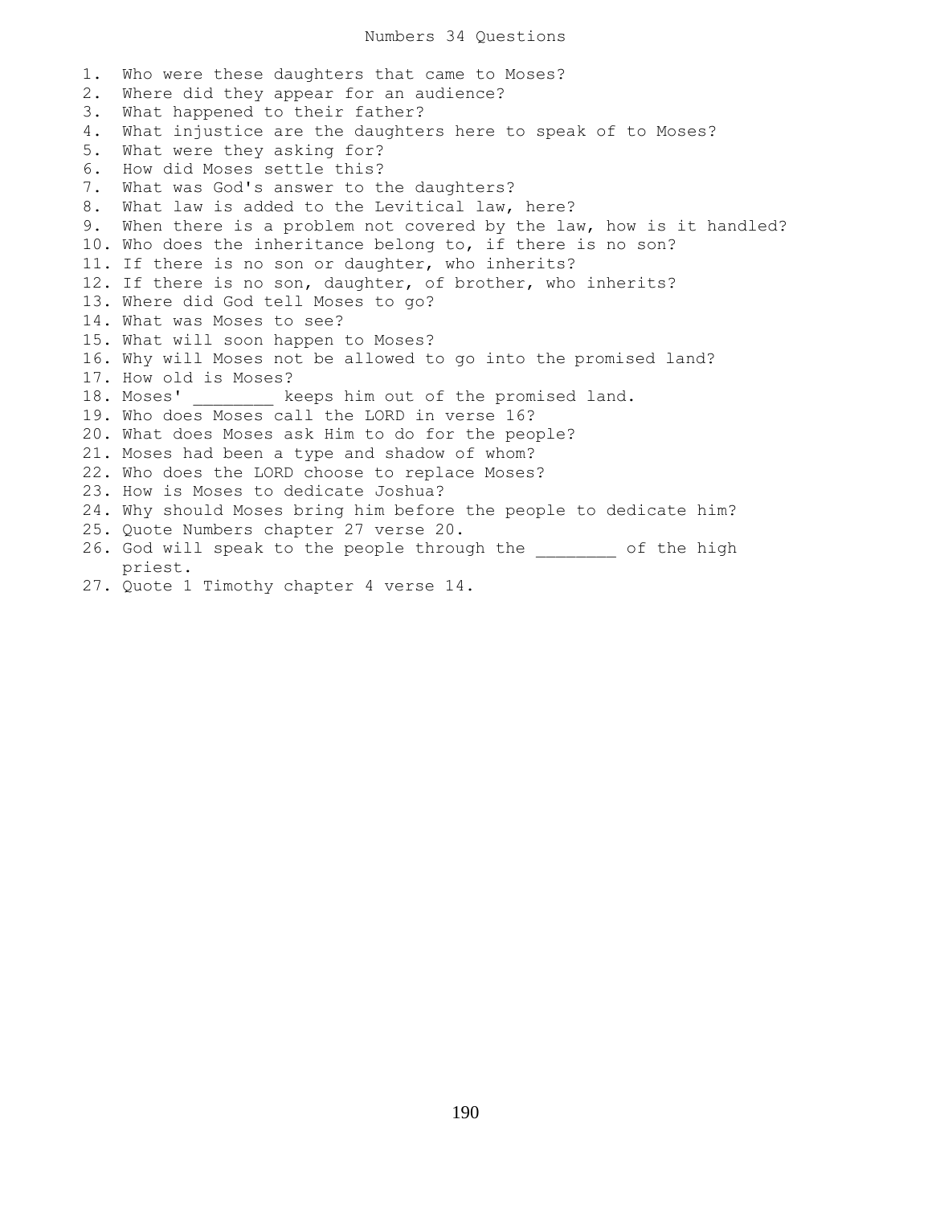# Numbers 34 Questions

1. Who were these daughters that came to Moses?
2. Where did they appear for an audience?
3. What happened to their father?
4. What injustice are the daughters here to speak of to Moses?
5. What were they asking for?
6. How did Moses settle this?
7. What was God's answer to the daughters?
8. What law is added to the Levitical law, here?
9. When there is a problem not covered by the law, how is it handled?
10. Who does the inheritance belong to, if there is no son?
11. If there is no son or daughter, who inherits?
12. If there is no son, daughter, of brother, who inherits?
13. Where did God tell Moses to go?
14. What was Moses to see?
15. What will soon happen to Moses?
16. Why will Moses not be allowed to go into the promised land?
17. How old is Moses?
18. Moses' ________ keeps him out of the promised land.
19. Who does Moses call the LORD in verse 16?
20. What does Moses ask Him to do for the people?
21. Moses had been a type and shadow of whom?
22. Who does the LORD choose to replace Moses?
23. How is Moses to dedicate Joshua?
24. Why should Moses bring him before the people to dedicate him?
25. Quote Numbers chapter 27 verse 20.
26. God will speak to the people through the ________ of the high priest.
27. Quote 1 Timothy chapter 4 verse 14.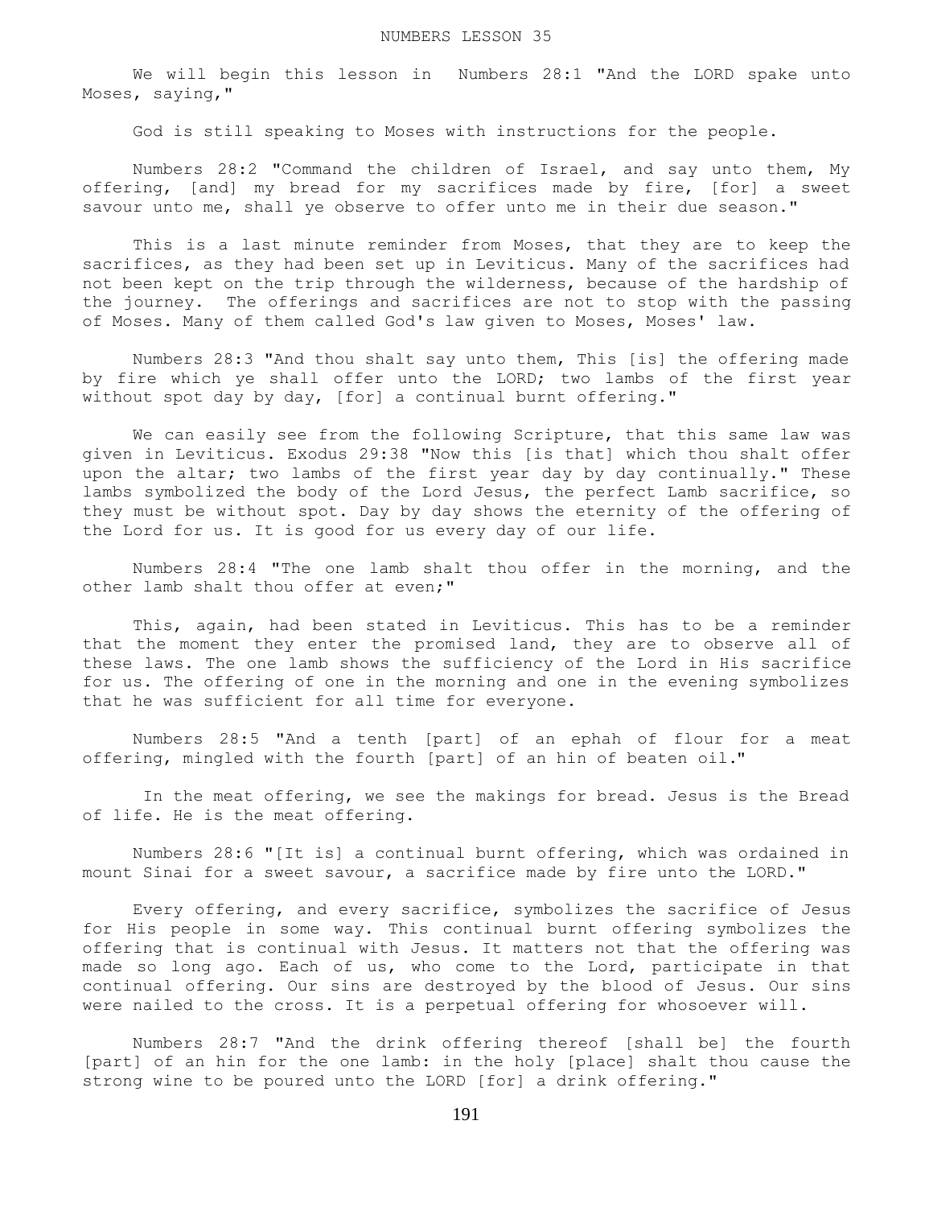NUMBERS LESSON 35

We will begin this lesson in Numbers 28:1 "And the LORD spake unto Moses, saying,"

God is still speaking to Moses with instructions for the people.

Numbers 28:2 "Command the children of Israel, and say unto them, My offering, [and] my bread for my sacrifices made by fire, [for] a sweet savour unto me, shall ye observe to offer unto me in their due season."

This is a last minute reminder from Moses, that they are to keep the sacrifices, as they had been set up in Leviticus. Many of the sacrifices had not been kept on the trip through the wilderness, because of the hardship of the journey. The offerings and sacrifices are not to stop with the passing of Moses. Many of them called God's law given to Moses, Moses' law.

Numbers 28:3 "And thou shalt say unto them, This [is] the offering made by fire which ye shall offer unto the LORD; two lambs of the first year without spot day by day, [for] a continual burnt offering."

We can easily see from the following Scripture, that this same law was given in Leviticus. Exodus 29:38 "Now this [is that] which thou shalt offer upon the altar; two lambs of the first year day by day continually." These lambs symbolized the body of the Lord Jesus, the perfect Lamb sacrifice, so they must be without spot. Day by day shows the eternity of the offering of the Lord for us. It is good for us every day of our life.

Numbers 28:4 "The one lamb shalt thou offer in the morning, and the other lamb shalt thou offer at even;"

This, again, had been stated in Leviticus. This has to be a reminder that the moment they enter the promised land, they are to observe all of these laws. The one lamb shows the sufficiency of the Lord in His sacrifice for us. The offering of one in the morning and one in the evening symbolizes that he was sufficient for all time for everyone.

Numbers 28:5 "And a tenth [part] of an ephah of flour for a meat offering, mingled with the fourth [part] of an hin of beaten oil."

In the meat offering, we see the makings for bread. Jesus is the Bread of life. He is the meat offering.

Numbers 28:6 "[It is] a continual burnt offering, which was ordained in mount Sinai for a sweet savour, a sacrifice made by fire unto the LORD."

Every offering, and every sacrifice, symbolizes the sacrifice of Jesus for His people in some way. This continual burnt offering symbolizes the offering that is continual with Jesus. It matters not that the offering was made so long ago. Each of us, who come to the Lord, participate in that continual offering. Our sins are destroyed by the blood of Jesus. Our sins were nailed to the cross. It is a perpetual offering for whosoever will.

Numbers 28:7 "And the drink offering thereof [shall be] the fourth [part] of an hin for the one lamb: in the holy [place] shalt thou cause the strong wine to be poured unto the LORD [for] a drink offering."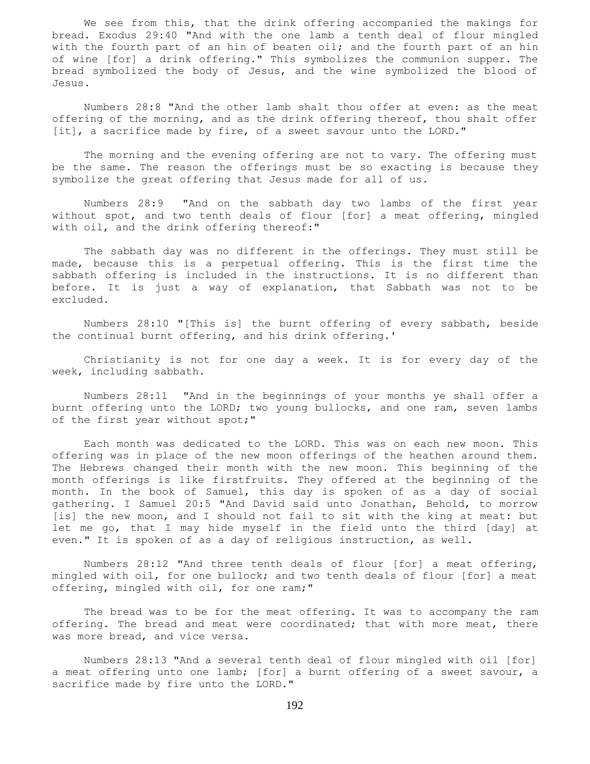We see from this, that the drink offering accompanied the makings for bread. Exodus 29:40 "And with the one lamb a tenth deal of flour mingled with the fourth part of an hin of beaten oil; and the fourth part of an hin of wine [for] a drink offering." This symbolizes the communion supper. The bread symbolized the body of Jesus, and the wine symbolized the blood of Jesus.

Numbers 28:8 "And the other lamb shalt thou offer at even: as the meat offering of the morning, and as the drink offering thereof, thou shalt offer [it], a sacrifice made by fire, of a sweet savour unto the LORD."

The morning and the evening offering are not to vary. The offering must be the same. The reason the offerings must be so exacting is because they symbolize the great offering that Jesus made for all of us.

Numbers 28:9 "And on the sabbath day two lambs of the first year without spot, and two tenth deals of flour [for] a meat offering, mingled with oil, and the drink offering thereof:"

The sabbath day was no different in the offerings. They must still be made, because this is a perpetual offering. This is the first time the sabbath offering is included in the instructions. It is no different than before. It is just a way of explanation, that Sabbath was not to be excluded.

Numbers 28:10 "[This is] the burnt offering of every sabbath, beside the continual burnt offering, and his drink offering.'

Christianity is not for one day a week. It is for every day of the week, including sabbath.

Numbers 28:11 "And in the beginnings of your months ye shall offer a burnt offering unto the LORD; two young bullocks, and one ram, seven lambs of the first year without spot;"

Each month was dedicated to the LORD. This was on each new moon. This offering was in place of the new moon offerings of the heathen around them. The Hebrews changed their month with the new moon. This beginning of the month offerings is like firstfruits. They offered at the beginning of the month. In the book of Samuel, this day is spoken of as a day of social gathering. I Samuel 20:5 "And David said unto Jonathan, Behold, to morrow [is] the new moon, and I should not fail to sit with the king at meat: but let me go, that I may hide myself in the field unto the third [day] at even." It is spoken of as a day of religious instruction, as well.

Numbers 28:12 "And three tenth deals of flour [for] a meat offering, mingled with oil, for one bullock; and two tenth deals of flour [for] a meat offering, mingled with oil, for one ram;"

The bread was to be for the meat offering. It was to accompany the ram offering. The bread and meat were coordinated; that with more meat, there was more bread, and vice versa.

Numbers 28:13 "And a several tenth deal of flour mingled with oil [for] a meat offering unto one lamb; [for] a burnt offering of a sweet savour, a sacrifice made by fire unto the LORD."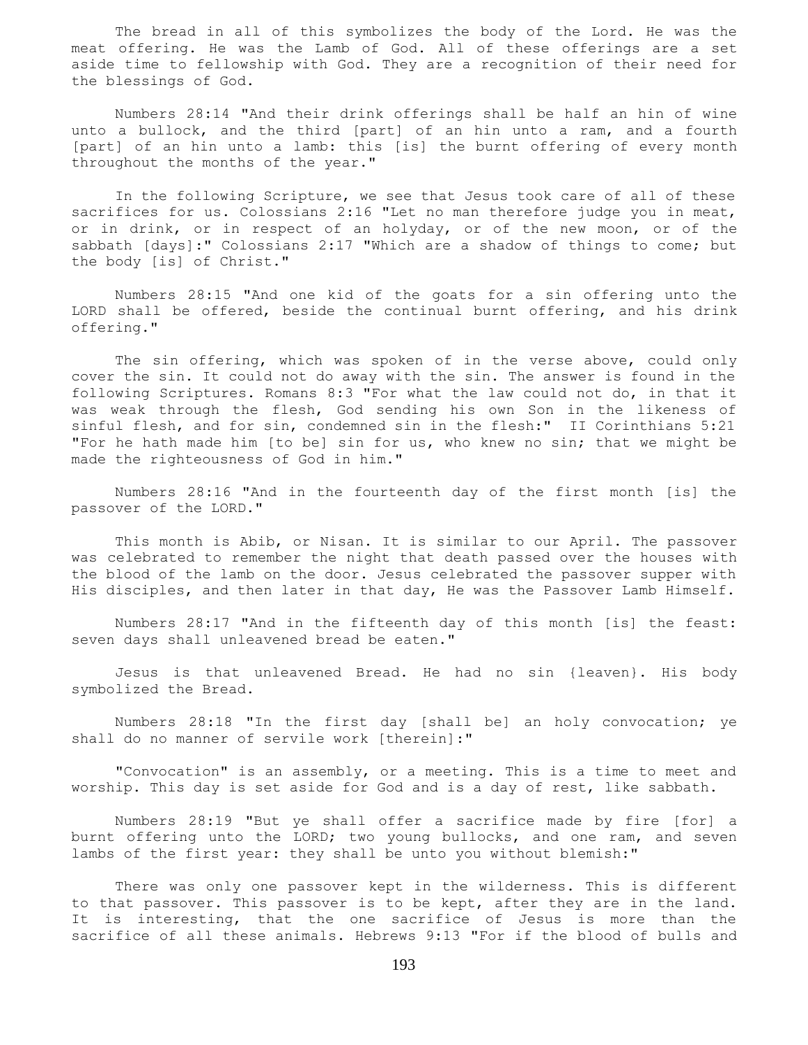The bread in all of this symbolizes the body of the Lord. He was the meat offering. He was the Lamb of God. All of these offerings are a set aside time to fellowship with God. They are a recognition of their need for the blessings of God.

Numbers 28:14 "And their drink offerings shall be half an hin of wine unto a bullock, and the third [part] of an hin unto a ram, and a fourth [part] of an hin unto a lamb: this [is] the burnt offering of every month throughout the months of the year."

In the following Scripture, we see that Jesus took care of all of these sacrifices for us. Colossians 2:16 "Let no man therefore judge you in meat, or in drink, or in respect of an holyday, or of the new moon, or of the sabbath [days]:" Colossians 2:17 "Which are a shadow of things to come; but the body [is] of Christ."

Numbers 28:15 "And one kid of the goats for a sin offering unto the LORD shall be offered, beside the continual burnt offering, and his drink offering."

The sin offering, which was spoken of in the verse above, could only cover the sin. It could not do away with the sin. The answer is found in the following Scriptures. Romans 8:3 "For what the law could not do, in that it was weak through the flesh, God sending his own Son in the likeness of sinful flesh, and for sin, condemned sin in the flesh:" II Corinthians 5:21 "For he hath made him [to be] sin for us, who knew no sin; that we might be made the righteousness of God in him."

Numbers 28:16 "And in the fourteenth day of the first month [is] the passover of the LORD."

This month is Abib, or Nisan. It is similar to our April. The passover was celebrated to remember the night that death passed over the houses with the blood of the lamb on the door. Jesus celebrated the passover supper with His disciples, and then later in that day, He was the Passover Lamb Himself.

Numbers 28:17 "And in the fifteenth day of this month [is] the feast: seven days shall unleavened bread be eaten."

Jesus is that unleavened Bread. He had no sin {leaven}. His body symbolized the Bread.

Numbers 28:18 "In the first day [shall be] an holy convocation; ye shall do no manner of servile work [therein]:"

"Convocation" is an assembly, or a meeting. This is a time to meet and worship. This day is set aside for God and is a day of rest, like sabbath.

Numbers 28:19 "But ye shall offer a sacrifice made by fire [for] a burnt offering unto the LORD; two young bullocks, and one ram, and seven lambs of the first year: they shall be unto you without blemish:"

There was only one passover kept in the wilderness. This is different to that passover. This passover is to be kept, after they are in the land. It is interesting, that the one sacrifice of Jesus is more than the sacrifice of all these animals. Hebrews 9:13 "For if the blood of bulls and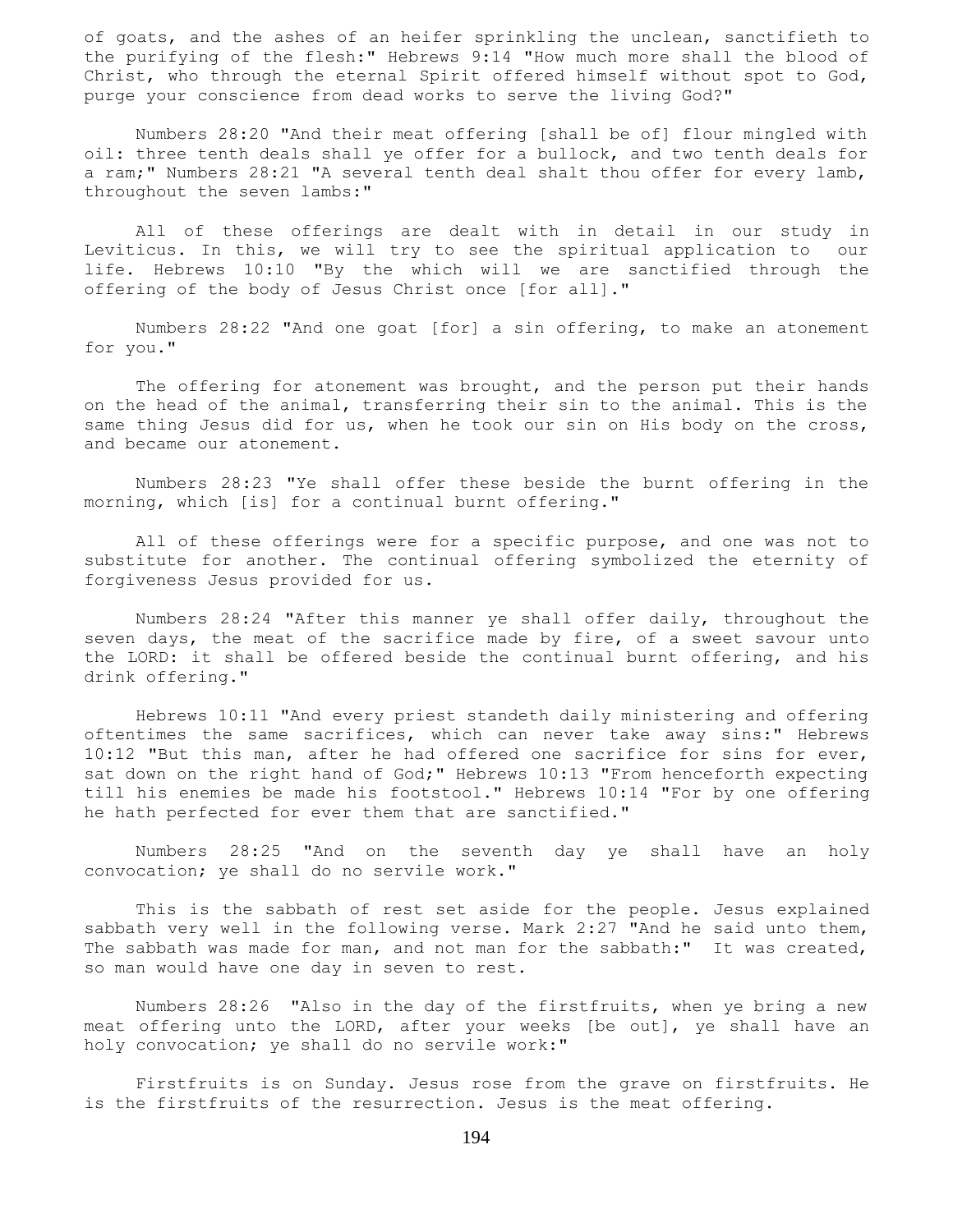of goats, and the ashes of an heifer sprinkling the unclean, sanctifieth to the purifying of the flesh:" Hebrews 9:14 "How much more shall the blood of Christ, who through the eternal Spirit offered himself without spot to God, purge your conscience from dead works to serve the living God?"

Numbers 28:20 "And their meat offering [shall be of] flour mingled with oil: three tenth deals shall ye offer for a bullock, and two tenth deals for a ram;" Numbers 28:21 "A several tenth deal shalt thou offer for every lamb, throughout the seven lambs:"

All of these offerings are dealt with in detail in our study in Leviticus. In this, we will try to see the spiritual application to our life. Hebrews 10:10 "By the which will we are sanctified through the offering of the body of Jesus Christ once [for all]."

Numbers 28:22 "And one goat [for] a sin offering, to make an atonement for you."

The offering for atonement was brought, and the person put their hands on the head of the animal, transferring their sin to the animal. This is the same thing Jesus did for us, when he took our sin on His body on the cross, and became our atonement.

Numbers 28:23 "Ye shall offer these beside the burnt offering in the morning, which [is] for a continual burnt offering."

All of these offerings were for a specific purpose, and one was not to substitute for another. The continual offering symbolized the eternity of forgiveness Jesus provided for us.

Numbers 28:24 "After this manner ye shall offer daily, throughout the seven days, the meat of the sacrifice made by fire, of a sweet savour unto the LORD: it shall be offered beside the continual burnt offering, and his drink offering."

Hebrews 10:11 "And every priest standeth daily ministering and offering oftentimes the same sacrifices, which can never take away sins:" Hebrews 10:12 "But this man, after he had offered one sacrifice for sins for ever, sat down on the right hand of God;" Hebrews 10:13 "From henceforth expecting till his enemies be made his footstool." Hebrews 10:14 "For by one offering he hath perfected for ever them that are sanctified."

Numbers 28:25 "And on the seventh day ye shall have an holy convocation; ye shall do no servile work."

This is the sabbath of rest set aside for the people. Jesus explained sabbath very well in the following verse. Mark 2:27 "And he said unto them, The sabbath was made for man, and not man for the sabbath:" It was created, so man would have one day in seven to rest.

Numbers 28:26 "Also in the day of the firstfruits, when ye bring a new meat offering unto the LORD, after your weeks [be out], ye shall have an holy convocation; ye shall do no servile work:"

Firstfruits is on Sunday. Jesus rose from the grave on firstfruits. He is the firstfruits of the resurrection. Jesus is the meat offering.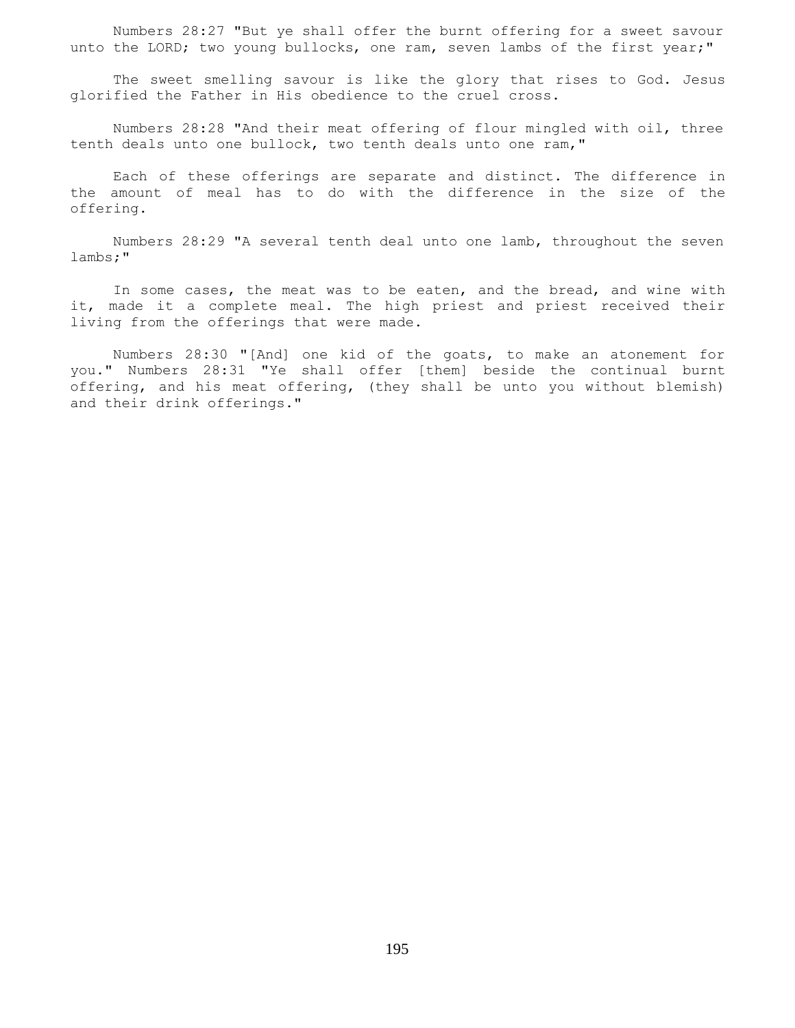Numbers 28:27 "But ye shall offer the burnt offering for a sweet savour unto the LORD; two young bullocks, one ram, seven lambs of the first year;"

The sweet smelling savour is like the glory that rises to God. Jesus glorified the Father in His obedience to the cruel cross.

Numbers 28:28 "And their meat offering of flour mingled with oil, three tenth deals unto one bullock, two tenth deals unto one ram,"

Each of these offerings are separate and distinct. The difference in the amount of meal has to do with the difference in the size of the offering.

Numbers 28:29 "A several tenth deal unto one lamb, throughout the seven lambs;"

In some cases, the meat was to be eaten, and the bread, and wine with it, made it a complete meal. The high priest and priest received their living from the offerings that were made.

Numbers 28:30 "[And] one kid of the goats, to make an atonement for you." Numbers 28:31 "Ye shall offer [them] beside the continual burnt offering, and his meat offering, (they shall be unto you without blemish) and their drink offerings."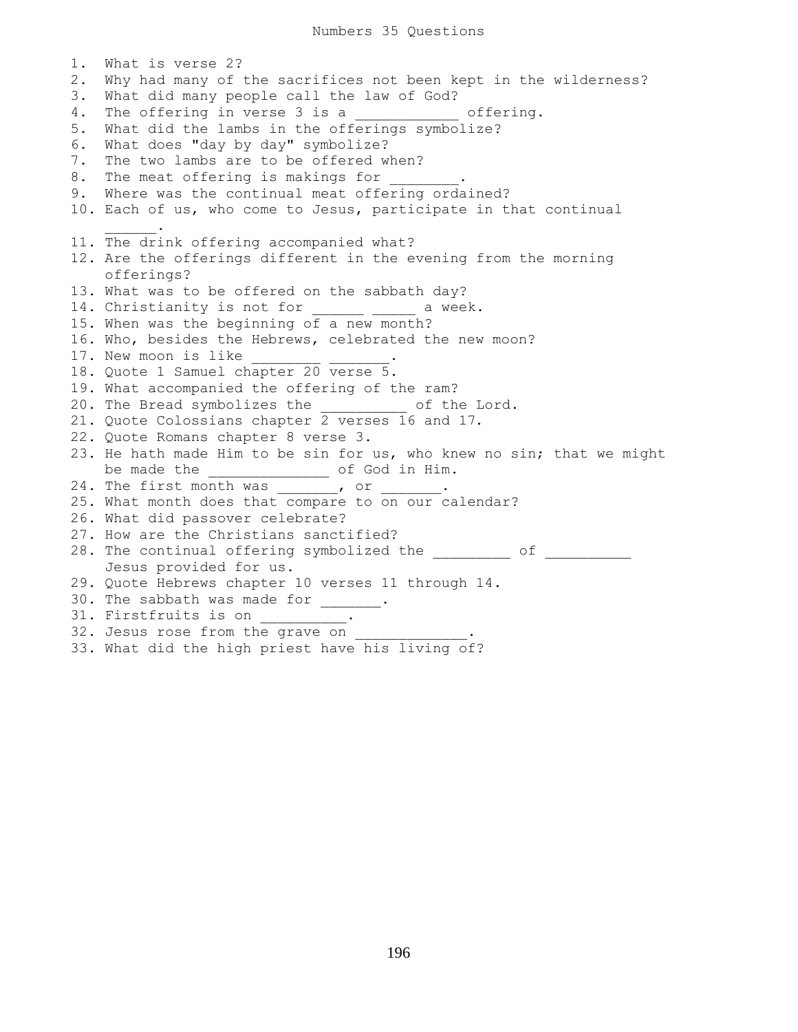# Numbers 35 Questions

1. What is verse 2?
2. Why had many of the sacrifices not been kept in the wilderness?
3. What did many people call the law of God?
4. The offering in verse 3 is a ___________ offering.
5. What did the lambs in the offerings symbolize?
6. What does "day by day" symbolize?
7. The two lambs are to be offered when?
8. The meat offering is makings for ________.
9. Where was the continual meat offering ordained?
10. Each of us, who come to Jesus, participate in that continual ______.
11. The drink offering accompanied what?
12. Are the offerings different in the evening from the morning offerings?
13. What was to be offered on the sabbath day?
14. Christianity is not for ______ _____ a week.
15. When was the beginning of a new month?
16. Who, besides the Hebrews, celebrated the new moon?
17. New moon is like ________ _______.
18. Quote 1 Samuel chapter 20 verse 5.
19. What accompanied the offering of the ram?
20. The Bread symbolizes the __________ of the Lord.
21. Quote Colossians chapter 2 verses 16 and 17.
22. Quote Romans chapter 8 verse 3.
23. He hath made Him to be sin for us, who knew no sin; that we might be made the _____________ of God in Him.
24. The first month was _______, or _______.
25. What month does that compare to on our calendar?
26. What did passover celebrate?
27. How are the Christians sanctified?
28. The continual offering symbolized the _________ of __________ Jesus provided for us.
29. Quote Hebrews chapter 10 verses 11 through 14.
30. The sabbath was made for _______.
31. Firstfruits is on __________.
32. Jesus rose from the grave on _____________.
33. What did the high priest have his living of?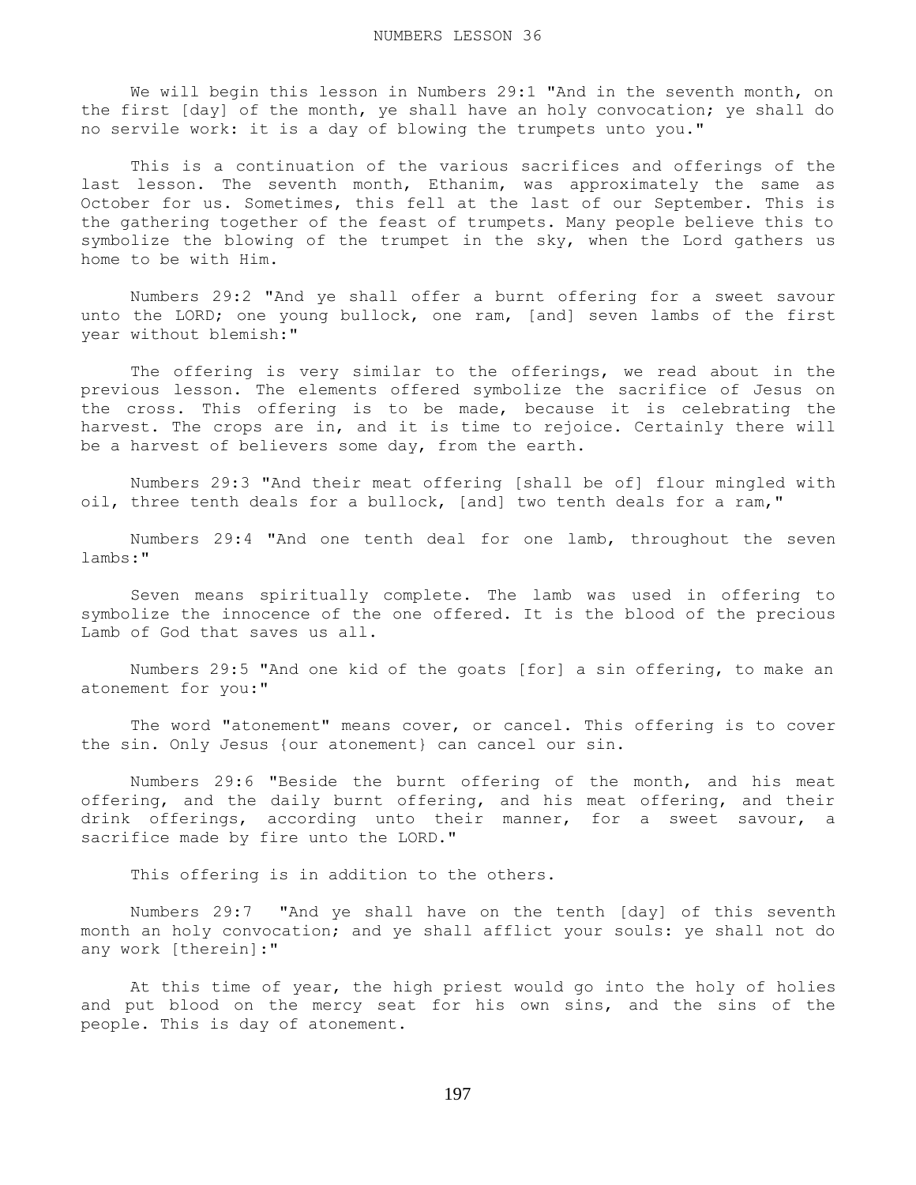# NUMBERS LESSON 36

We will begin this lesson in Numbers 29:1 "And in the seventh month, on the first [day] of the month, ye shall have an holy convocation; ye shall do no servile work: it is a day of blowing the trumpets unto you."

This is a continuation of the various sacrifices and offerings of the last lesson. The seventh month, Ethanim, was approximately the same as October for us. Sometimes, this fell at the last of our September. This is the gathering together of the feast of trumpets. Many people believe this to symbolize the blowing of the trumpet in the sky, when the Lord gathers us home to be with Him.

Numbers 29:2 "And ye shall offer a burnt offering for a sweet savour unto the LORD; one young bullock, one ram, [and] seven lambs of the first year without blemish:"

The offering is very similar to the offerings, we read about in the previous lesson. The elements offered symbolize the sacrifice of Jesus on the cross. This offering is to be made, because it is celebrating the harvest. The crops are in, and it is time to rejoice. Certainly there will be a harvest of believers some day, from the earth.

Numbers 29:3 "And their meat offering [shall be of] flour mingled with oil, three tenth deals for a bullock, [and] two tenth deals for a ram,"

Numbers 29:4 "And one tenth deal for one lamb, throughout the seven lambs:"

Seven means spiritually complete. The lamb was used in offering to symbolize the innocence of the one offered. It is the blood of the precious Lamb of God that saves us all.

Numbers 29:5 "And one kid of the goats [for] a sin offering, to make an atonement for you:"

The word "atonement" means cover, or cancel. This offering is to cover the sin. Only Jesus {our atonement} can cancel our sin.

Numbers 29:6 "Beside the burnt offering of the month, and his meat offering, and the daily burnt offering, and his meat offering, and their drink offerings, according unto their manner, for a sweet savour, a sacrifice made by fire unto the LORD."

This offering is in addition to the others.

Numbers 29:7 "And ye shall have on the tenth [day] of this seventh month an holy convocation; and ye shall afflict your souls: ye shall not do any work [therein]:"

At this time of year, the high priest would go into the holy of holies and put blood on the mercy seat for his own sins, and the sins of the people. This is day of atonement.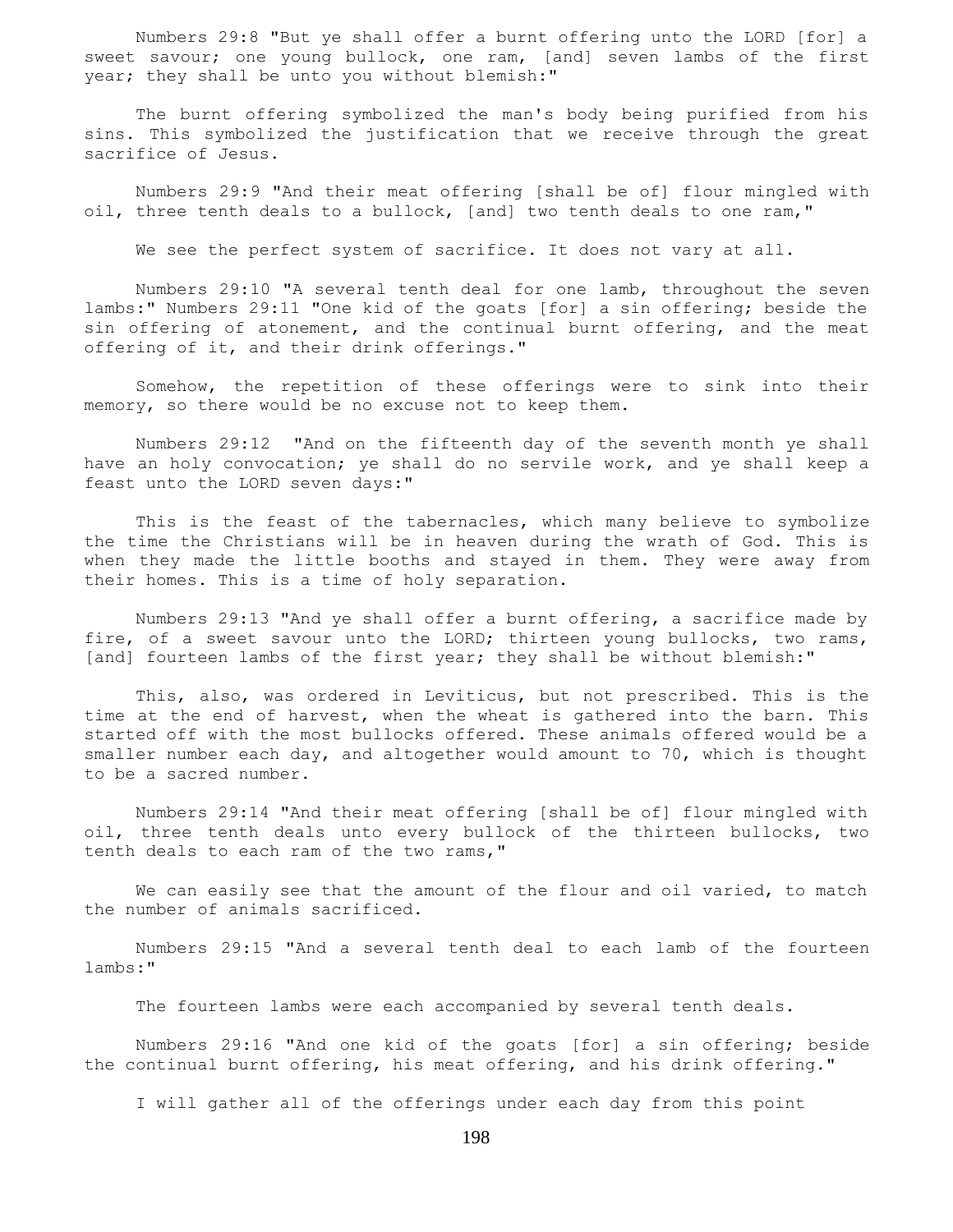Numbers 29:8 "But ye shall offer a burnt offering unto the LORD [for] a sweet savour; one young bullock, one ram, [and] seven lambs of the first year; they shall be unto you without blemish:"

The burnt offering symbolized the man's body being purified from his sins. This symbolized the justification that we receive through the great sacrifice of Jesus.

Numbers 29:9 "And their meat offering [shall be of] flour mingled with oil, three tenth deals to a bullock, [and] two tenth deals to one ram,"

We see the perfect system of sacrifice. It does not vary at all.

Numbers 29:10 "A several tenth deal for one lamb, throughout the seven lambs:" Numbers 29:11 "One kid of the goats [for] a sin offering; beside the sin offering of atonement, and the continual burnt offering, and the meat offering of it, and their drink offerings."

Somehow, the repetition of these offerings were to sink into their memory, so there would be no excuse not to keep them.

Numbers 29:12 "And on the fifteenth day of the seventh month ye shall have an holy convocation; ye shall do no servile work, and ye shall keep a feast unto the LORD seven days:"

This is the feast of the tabernacles, which many believe to symbolize the time the Christians will be in heaven during the wrath of God. This is when they made the little booths and stayed in them. They were away from their homes. This is a time of holy separation.

Numbers 29:13 "And ye shall offer a burnt offering, a sacrifice made by fire, of a sweet savour unto the LORD; thirteen young bullocks, two rams, [and] fourteen lambs of the first year; they shall be without blemish:"

This, also, was ordered in Leviticus, but not prescribed. This is the time at the end of harvest, when the wheat is gathered into the barn. This started off with the most bullocks offered. These animals offered would be a smaller number each day, and altogether would amount to 70, which is thought to be a sacred number.

Numbers 29:14 "And their meat offering [shall be of] flour mingled with oil, three tenth deals unto every bullock of the thirteen bullocks, two tenth deals to each ram of the two rams,"

We can easily see that the amount of the flour and oil varied, to match the number of animals sacrificed.

Numbers 29:15 "And a several tenth deal to each lamb of the fourteen lambs:"

The fourteen lambs were each accompanied by several tenth deals.

Numbers 29:16 "And one kid of the goats [for] a sin offering; beside the continual burnt offering, his meat offering, and his drink offering."

I will gather all of the offerings under each day from this point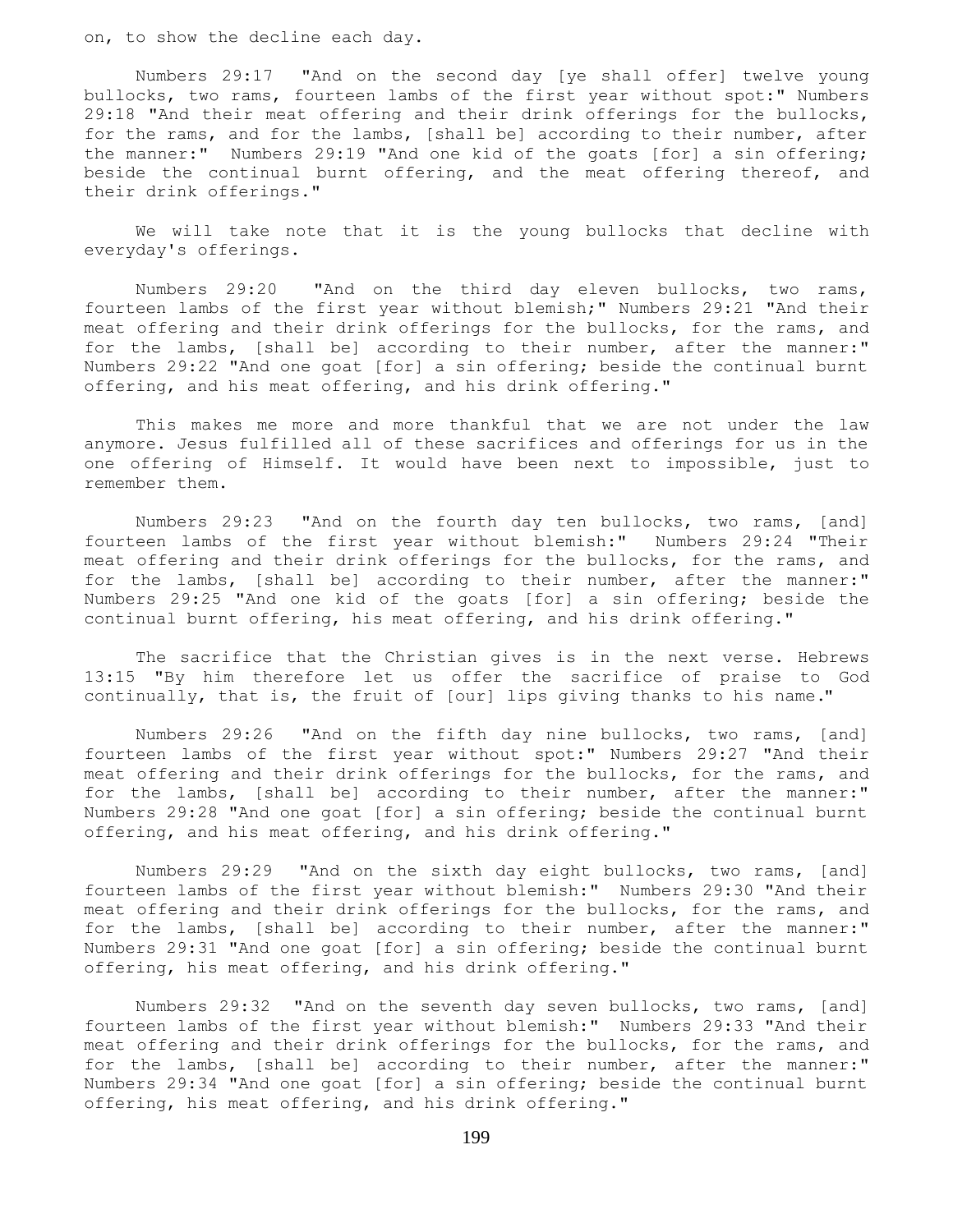on, to show the decline each day.

Numbers 29:17 "And on the second day [ye shall offer] twelve young bullocks, two rams, fourteen lambs of the first year without spot:" Numbers 29:18 "And their meat offering and their drink offerings for the bullocks, for the rams, and for the lambs, [shall be] according to their number, after the manner:" Numbers 29:19 "And one kid of the goats [for] a sin offering; beside the continual burnt offering, and the meat offering thereof, and their drink offerings."

We will take note that it is the young bullocks that decline with everyday's offerings.

Numbers 29:20 "And on the third day eleven bullocks, two rams, fourteen lambs of the first year without blemish;" Numbers 29:21 "And their meat offering and their drink offerings for the bullocks, for the rams, and for the lambs, [shall be] according to their number, after the manner:" Numbers 29:22 "And one goat [for] a sin offering; beside the continual burnt offering, and his meat offering, and his drink offering."

This makes me more and more thankful that we are not under the law anymore. Jesus fulfilled all of these sacrifices and offerings for us in the one offering of Himself. It would have been next to impossible, just to remember them.

Numbers 29:23 "And on the fourth day ten bullocks, two rams, [and] fourteen lambs of the first year without blemish:" Numbers 29:24 "Their meat offering and their drink offerings for the bullocks, for the rams, and for the lambs, [shall be] according to their number, after the manner:" Numbers 29:25 "And one kid of the goats [for] a sin offering; beside the continual burnt offering, his meat offering, and his drink offering."

The sacrifice that the Christian gives is in the next verse. Hebrews 13:15 "By him therefore let us offer the sacrifice of praise to God continually, that is, the fruit of [our] lips giving thanks to his name."

Numbers 29:26 "And on the fifth day nine bullocks, two rams, [and] fourteen lambs of the first year without spot:" Numbers 29:27 "And their meat offering and their drink offerings for the bullocks, for the rams, and for the lambs, [shall be] according to their number, after the manner:" Numbers 29:28 "And one goat [for] a sin offering; beside the continual burnt offering, and his meat offering, and his drink offering."

Numbers 29:29 "And on the sixth day eight bullocks, two rams, [and] fourteen lambs of the first year without blemish:" Numbers 29:30 "And their meat offering and their drink offerings for the bullocks, for the rams, and for the lambs, [shall be] according to their number, after the manner:" Numbers 29:31 "And one goat [for] a sin offering; beside the continual burnt offering, his meat offering, and his drink offering."

Numbers 29:32 "And on the seventh day seven bullocks, two rams, [and] fourteen lambs of the first year without blemish:" Numbers 29:33 "And their meat offering and their drink offerings for the bullocks, for the rams, and for the lambs, [shall be] according to their number, after the manner:" Numbers 29:34 "And one goat [for] a sin offering; beside the continual burnt offering, his meat offering, and his drink offering."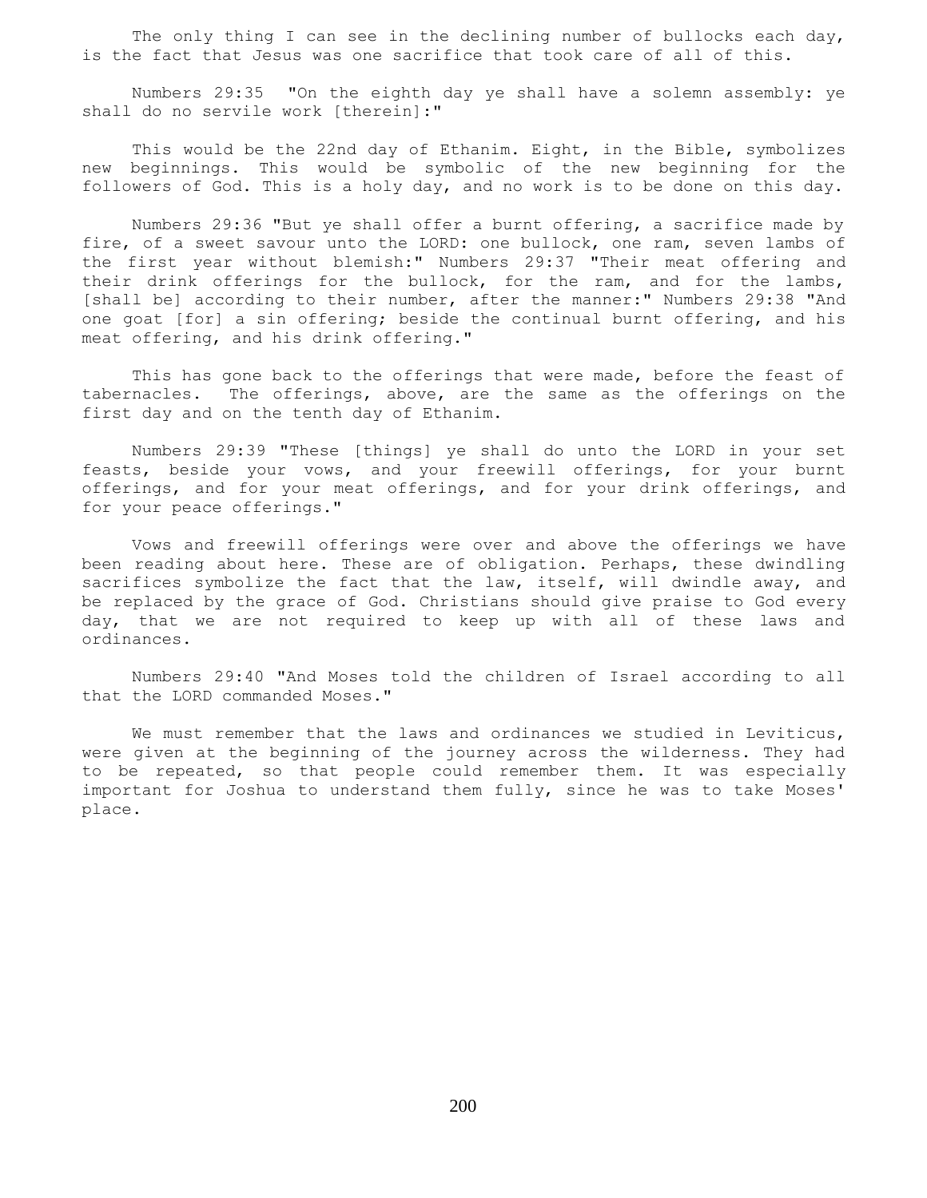The only thing I can see in the declining number of bullocks each day, is the fact that Jesus was one sacrifice that took care of all of this.

Numbers 29:35 "On the eighth day ye shall have a solemn assembly: ye shall do no servile work [therein]:"

This would be the 22nd day of Ethanim. Eight, in the Bible, symbolizes new beginnings. This would be symbolic of the new beginning for the followers of God. This is a holy day, and no work is to be done on this day.

Numbers 29:36 "But ye shall offer a burnt offering, a sacrifice made by fire, of a sweet savour unto the LORD: one bullock, one ram, seven lambs of the first year without blemish:" Numbers 29:37 "Their meat offering and their drink offerings for the bullock, for the ram, and for the lambs, [shall be] according to their number, after the manner:" Numbers 29:38 "And one goat [for] a sin offering; beside the continual burnt offering, and his meat offering, and his drink offering."

This has gone back to the offerings that were made, before the feast of tabernacles. The offerings, above, are the same as the offerings on the first day and on the tenth day of Ethanim.

Numbers 29:39 "These [things] ye shall do unto the LORD in your set feasts, beside your vows, and your freewill offerings, for your burnt offerings, and for your meat offerings, and for your drink offerings, and for your peace offerings."

Vows and freewill offerings were over and above the offerings we have been reading about here. These are of obligation. Perhaps, these dwindling sacrifices symbolize the fact that the law, itself, will dwindle away, and be replaced by the grace of God. Christians should give praise to God every day, that we are not required to keep up with all of these laws and ordinances.

Numbers 29:40 "And Moses told the children of Israel according to all that the LORD commanded Moses."

We must remember that the laws and ordinances we studied in Leviticus, were given at the beginning of the journey across the wilderness. They had to be repeated, so that people could remember them. It was especially important for Joshua to understand them fully, since he was to take Moses' place.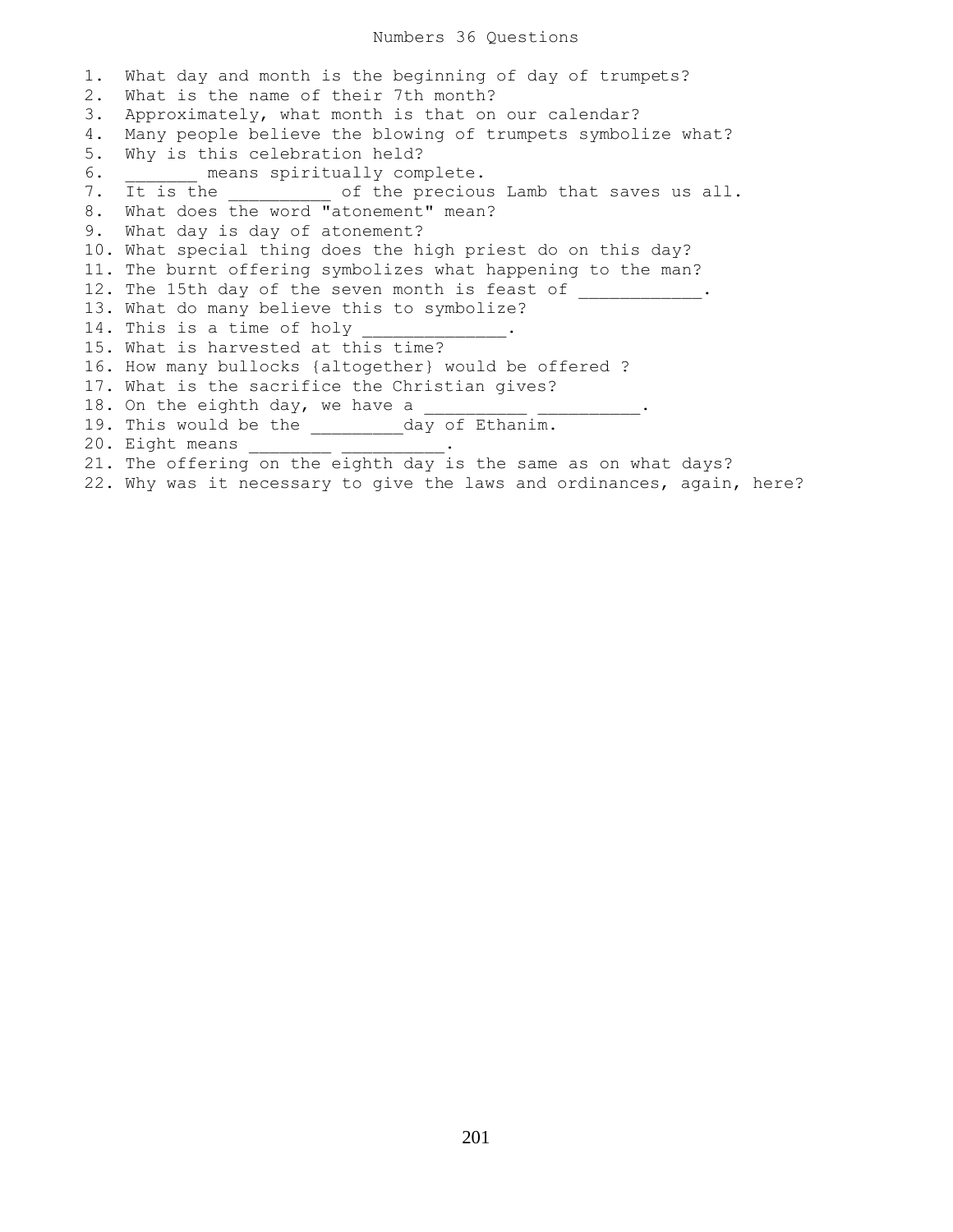# Numbers 36 Questions

1. What day and month is the beginning of day of trumpets?
2. What is the name of their 7th month?
3. Approximately, what month is that on our calendar?
4. Many people believe the blowing of trumpets symbolize what?
5. Why is this celebration held?
6. _______ means spiritually complete.
7. It is the __________ of the precious Lamb that saves us all.
8. What does the word "atonement" mean?
9. What day is day of atonement?
10. What special thing does the high priest do on this day?
11. The burnt offering symbolizes what happening to the man?
12. The 15th day of the seven month is feast of ____________.
13. What do many believe this to symbolize?
14. This is a time of holy ______________.
15. What is harvested at this time?
16. How many bullocks {altogether} would be offered ?
17. What is the sacrifice the Christian gives?
18. On the eighth day, we have a __________ __________.
19. This would be the _________day of Ethanim.
20. Eight means ________ __________.
21. The offering on the eighth day is the same as on what days?
22. Why was it necessary to give the laws and ordinances, again, here?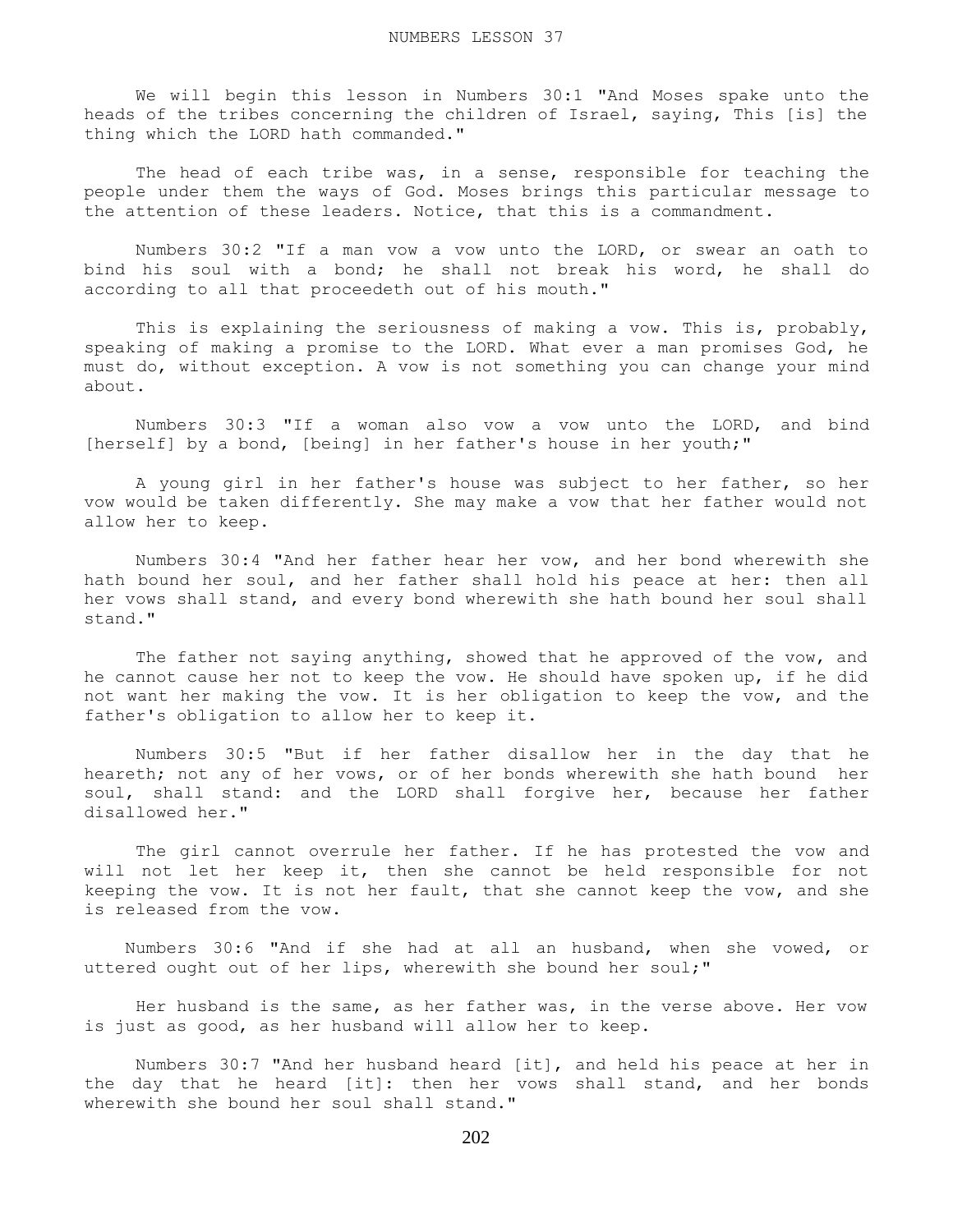# NUMBERS LESSON 37

We will begin this lesson in Numbers 30:1 "And Moses spake unto the heads of the tribes concerning the children of Israel, saying, This [is] the thing which the LORD hath commanded."

The head of each tribe was, in a sense, responsible for teaching the people under them the ways of God. Moses brings this particular message to the attention of these leaders. Notice, that this is a commandment.

Numbers 30:2 "If a man vow a vow unto the LORD, or swear an oath to bind his soul with a bond; he shall not break his word, he shall do according to all that proceedeth out of his mouth."

This is explaining the seriousness of making a vow. This is, probably, speaking of making a promise to the LORD. What ever a man promises God, he must do, without exception. A vow is not something you can change your mind about.

Numbers 30:3 "If a woman also vow a vow unto the LORD, and bind [herself] by a bond, [being] in her father's house in her youth;"

A young girl in her father's house was subject to her father, so her vow would be taken differently. She may make a vow that her father would not allow her to keep.

Numbers 30:4 "And her father hear her vow, and her bond wherewith she hath bound her soul, and her father shall hold his peace at her: then all her vows shall stand, and every bond wherewith she hath bound her soul shall stand."

The father not saying anything, showed that he approved of the vow, and he cannot cause her not to keep the vow. He should have spoken up, if he did not want her making the vow. It is her obligation to keep the vow, and the father's obligation to allow her to keep it.

Numbers 30:5 "But if her father disallow her in the day that he heareth; not any of her vows, or of her bonds wherewith she hath bound her soul, shall stand: and the LORD shall forgive her, because her father disallowed her."

The girl cannot overrule her father. If he has protested the vow and will not let her keep it, then she cannot be held responsible for not keeping the vow. It is not her fault, that she cannot keep the vow, and she is released from the vow.

Numbers 30:6 "And if she had at all an husband, when she vowed, or uttered ought out of her lips, wherewith she bound her soul;"

Her husband is the same, as her father was, in the verse above. Her vow is just as good, as her husband will allow her to keep.

Numbers 30:7 "And her husband heard [it], and held his peace at her in the day that he heard [it]: then her vows shall stand, and her bonds wherewith she bound her soul shall stand."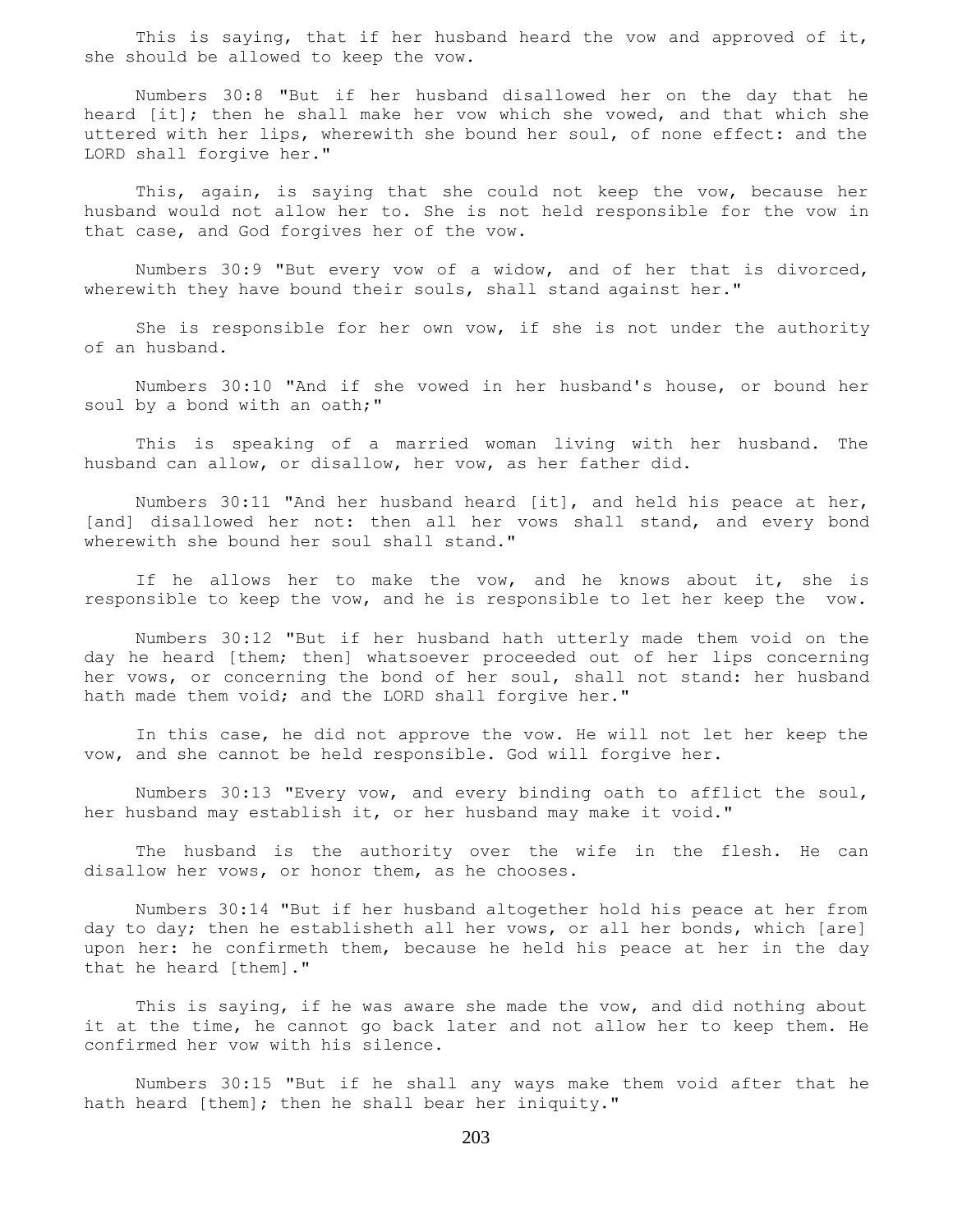This is saying, that if her husband heard the vow and approved of it, she should be allowed to keep the vow.

Numbers 30:8 "But if her husband disallowed her on the day that he heard [it]; then he shall make her vow which she vowed, and that which she uttered with her lips, wherewith she bound her soul, of none effect: and the LORD shall forgive her."

This, again, is saying that she could not keep the vow, because her husband would not allow her to. She is not held responsible for the vow in that case, and God forgives her of the vow.

Numbers 30:9 "But every vow of a widow, and of her that is divorced, wherewith they have bound their souls, shall stand against her."

She is responsible for her own vow, if she is not under the authority of an husband.

Numbers 30:10 "And if she vowed in her husband's house, or bound her soul by a bond with an oath;"

This is speaking of a married woman living with her husband. The husband can allow, or disallow, her vow, as her father did.

Numbers 30:11 "And her husband heard [it], and held his peace at her, [and] disallowed her not: then all her vows shall stand, and every bond wherewith she bound her soul shall stand."

If he allows her to make the vow, and he knows about it, she is responsible to keep the vow, and he is responsible to let her keep the vow.

Numbers 30:12 "But if her husband hath utterly made them void on the day he heard [them; then] whatsoever proceeded out of her lips concerning her vows, or concerning the bond of her soul, shall not stand: her husband hath made them void; and the LORD shall forgive her."

In this case, he did not approve the vow. He will not let her keep the vow, and she cannot be held responsible. God will forgive her.

Numbers 30:13 "Every vow, and every binding oath to afflict the soul, her husband may establish it, or her husband may make it void."

The husband is the authority over the wife in the flesh. He can disallow her vows, or honor them, as he chooses.

Numbers 30:14 "But if her husband altogether hold his peace at her from day to day; then he establisheth all her vows, or all her bonds, which [are] upon her: he confirmeth them, because he held his peace at her in the day that he heard [them]."

This is saying, if he was aware she made the vow, and did nothing about it at the time, he cannot go back later and not allow her to keep them. He confirmed her vow with his silence.

Numbers 30:15 "But if he shall any ways make them void after that he hath heard [them]; then he shall bear her iniquity."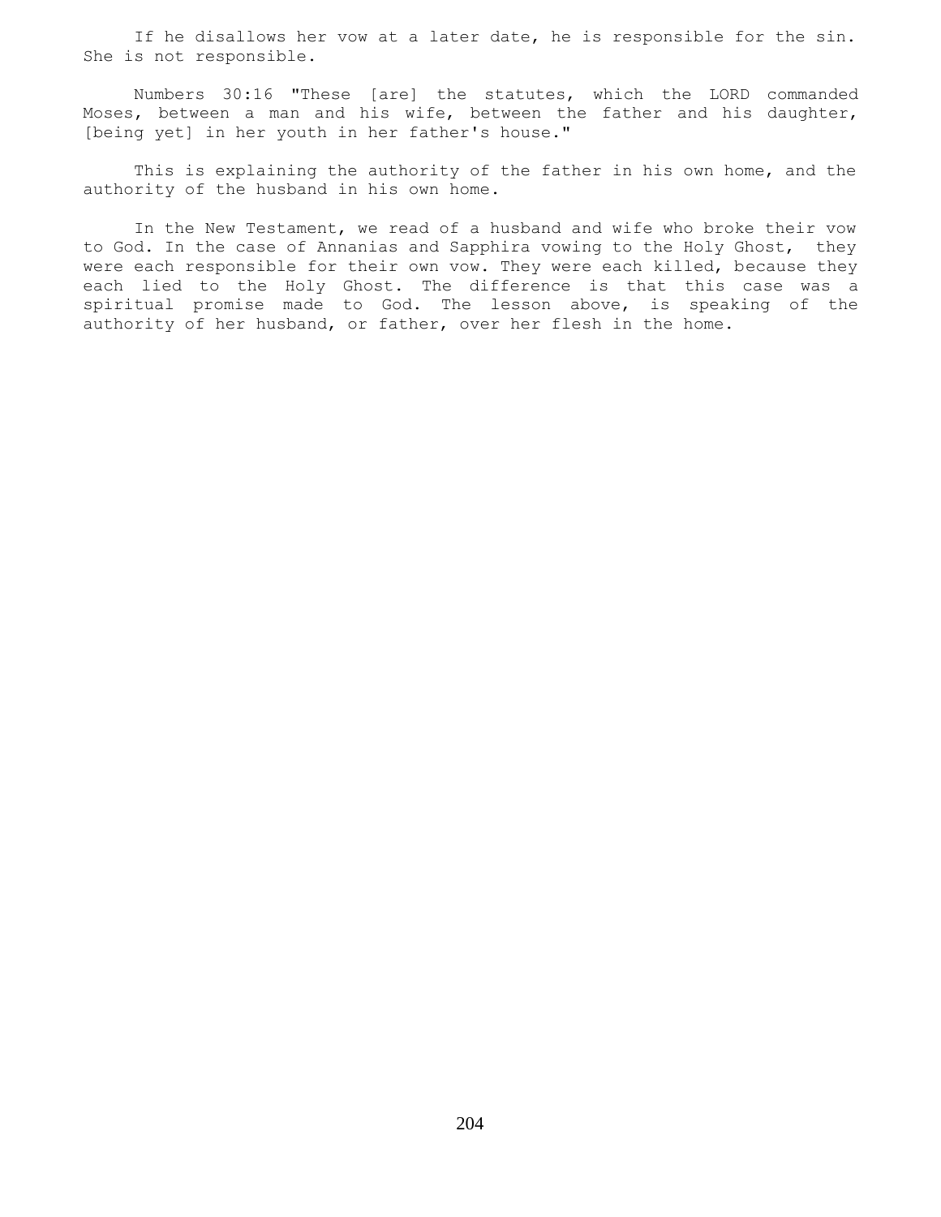If he disallows her vow at a later date, he is responsible for the sin. She is not responsible.

Numbers 30:16 "These [are] the statutes, which the LORD commanded Moses, between a man and his wife, between the father and his daughter, [being yet] in her youth in her father's house."

This is explaining the authority of the father in his own home, and the authority of the husband in his own home.

In the New Testament, we read of a husband and wife who broke their vow to God. In the case of Annanias and Sapphira vowing to the Holy Ghost, they were each responsible for their own vow. They were each killed, because they each lied to the Holy Ghost. The difference is that this case was a spiritual promise made to God. The lesson above, is speaking of the authority of her husband, or father, over her flesh in the home.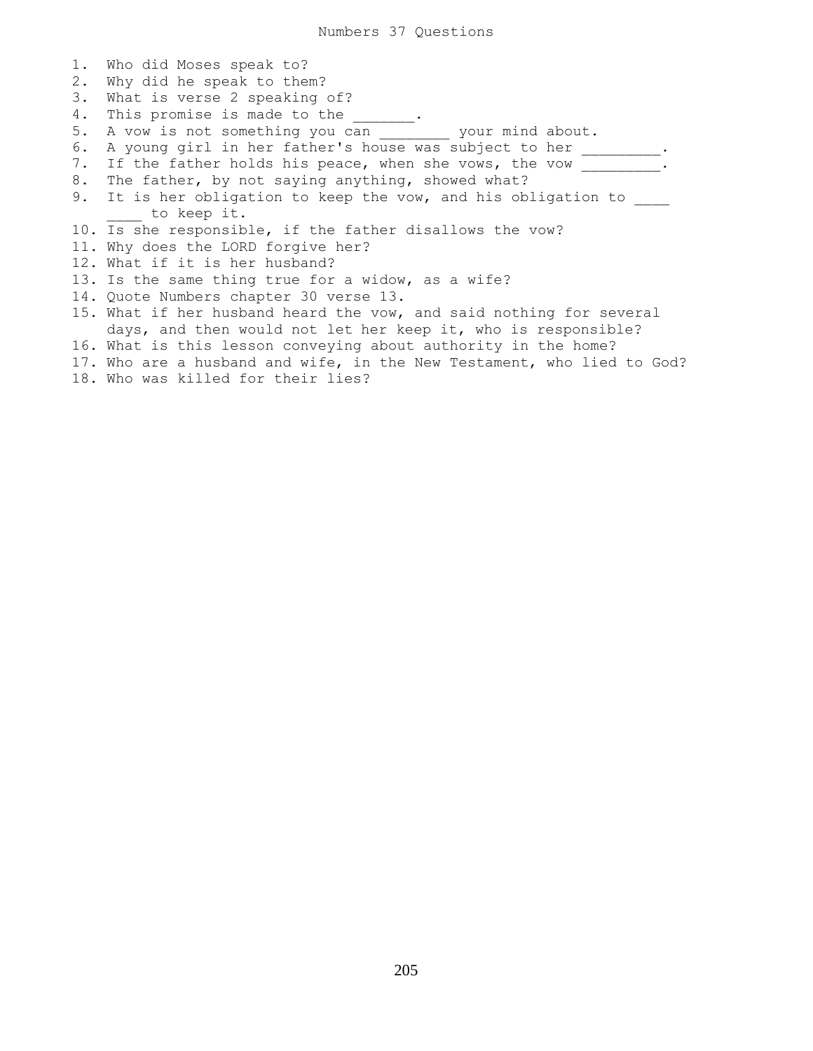# Numbers 37 Questions

1. Who did Moses speak to?
2. Why did he speak to them?
3. What is verse 2 speaking of?
4. This promise is made to the _______.
5. A vow is not something you can ________ your mind about.
6. A young girl in her father's house was subject to her _________.
7. If the father holds his peace, when she vows, the vow _________.
8. The father, by not saying anything, showed what?
9. It is her obligation to keep the vow, and his obligation to ____ ____ to keep it.
10. Is she responsible, if the father disallows the vow?
11. Why does the LORD forgive her?
12. What if it is her husband?
13. Is the same thing true for a widow, as a wife?
14. Quote Numbers chapter 30 verse 13.
15. What if her husband heard the vow, and said nothing for several days, and then would not let her keep it, who is responsible?
16. What is this lesson conveying about authority in the home?
17. Who are a husband and wife, in the New Testament, who lied to God?
18. Who was killed for their lies?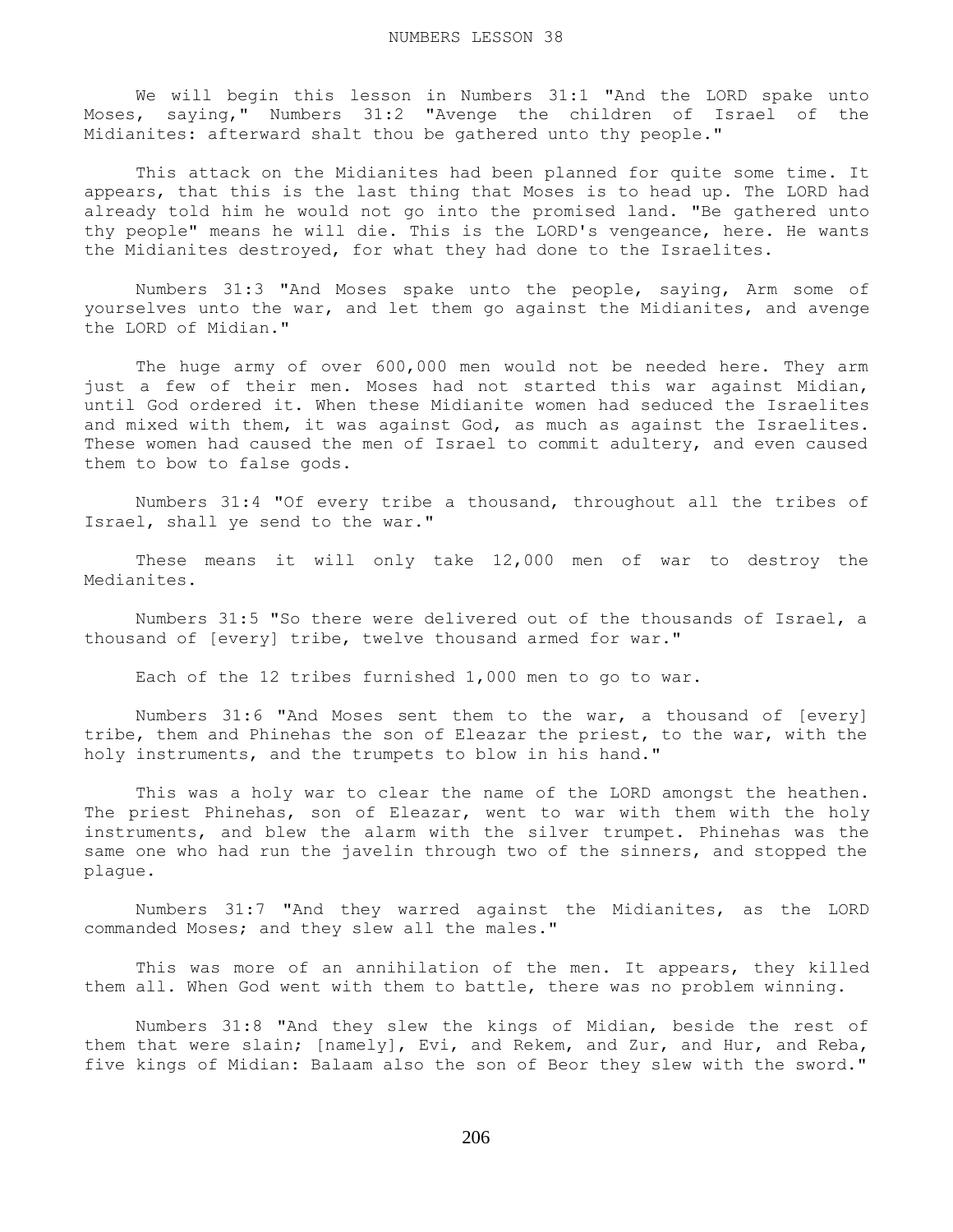# NUMBERS LESSON 38

We will begin this lesson in Numbers 31:1 "And the LORD spake unto Moses, saying," Numbers 31:2 "Avenge the children of Israel of the Midianites: afterward shalt thou be gathered unto thy people."

This attack on the Midianites had been planned for quite some time. It appears, that this is the last thing that Moses is to head up. The LORD had already told him he would not go into the promised land. "Be gathered unto thy people" means he will die. This is the LORD's vengeance, here. He wants the Midianites destroyed, for what they had done to the Israelites.

Numbers 31:3 "And Moses spake unto the people, saying, Arm some of yourselves unto the war, and let them go against the Midianites, and avenge the LORD of Midian."

The huge army of over 600,000 men would not be needed here. They arm just a few of their men. Moses had not started this war against Midian, until God ordered it. When these Midianite women had seduced the Israelites and mixed with them, it was against God, as much as against the Israelites. These women had caused the men of Israel to commit adultery, and even caused them to bow to false gods.

Numbers 31:4 "Of every tribe a thousand, throughout all the tribes of Israel, shall ye send to the war."

These means it will only take 12,000 men of war to destroy the Medianites.

Numbers 31:5 "So there were delivered out of the thousands of Israel, a thousand of [every] tribe, twelve thousand armed for war."

Each of the 12 tribes furnished 1,000 men to go to war.

Numbers 31:6 "And Moses sent them to the war, a thousand of [every] tribe, them and Phinehas the son of Eleazar the priest, to the war, with the holy instruments, and the trumpets to blow in his hand."

This was a holy war to clear the name of the LORD amongst the heathen. The priest Phinehas, son of Eleazar, went to war with them with the holy instruments, and blew the alarm with the silver trumpet. Phinehas was the same one who had run the javelin through two of the sinners, and stopped the plague.

Numbers 31:7 "And they warred against the Midianites, as the LORD commanded Moses; and they slew all the males."

This was more of an annihilation of the men. It appears, they killed them all. When God went with them to battle, there was no problem winning.

Numbers 31:8 "And they slew the kings of Midian, beside the rest of them that were slain; [namely], Evi, and Rekem, and Zur, and Hur, and Reba, five kings of Midian: Balaam also the son of Beor they slew with the sword."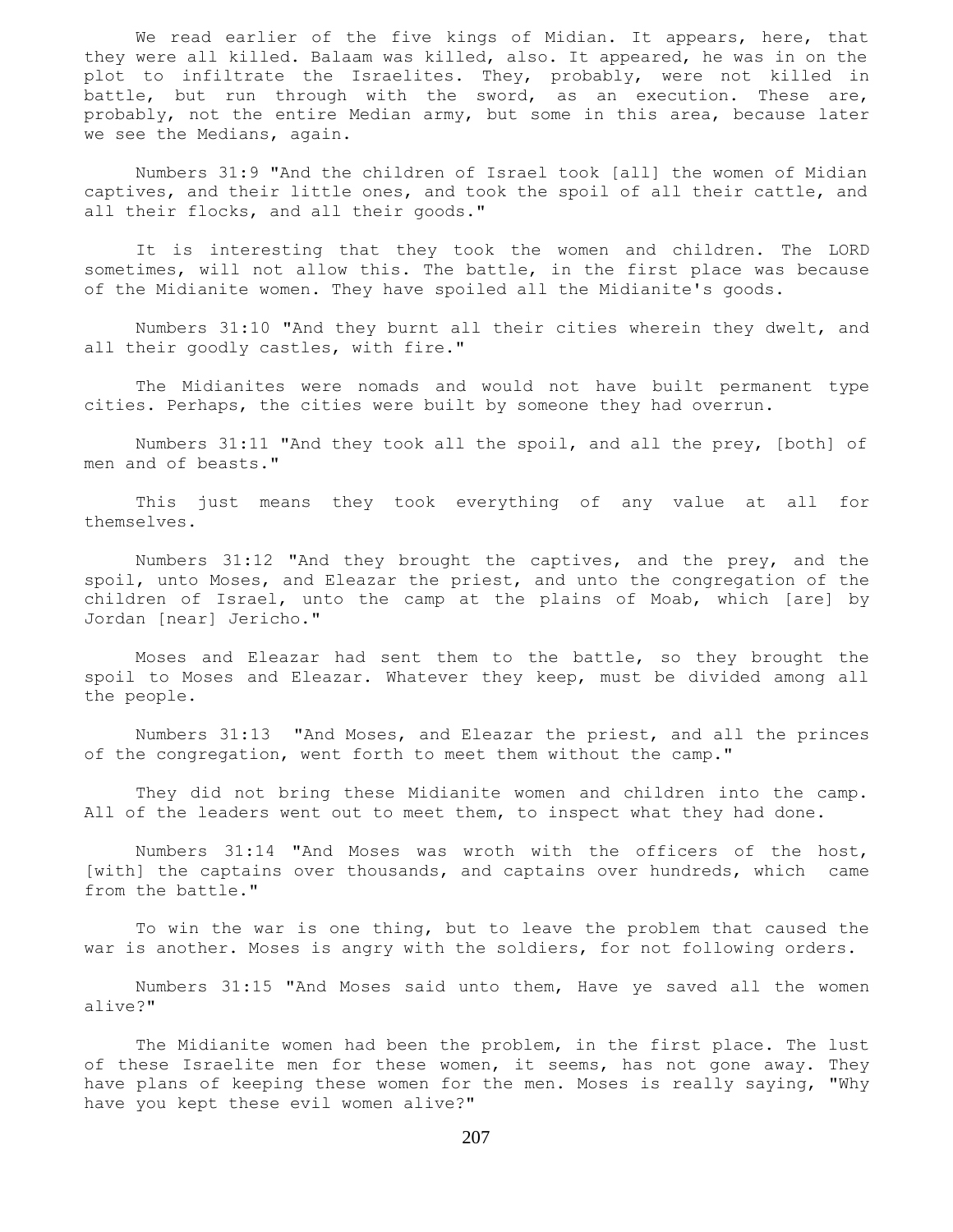We read earlier of the five kings of Midian. It appears, here, that they were all killed. Balaam was killed, also. It appeared, he was in on the plot to infiltrate the Israelites. They, probably, were not killed in battle, but run through with the sword, as an execution. These are, probably, not the entire Median army, but some in this area, because later we see the Medians, again.

Numbers 31:9 "And the children of Israel took [all] the women of Midian captives, and their little ones, and took the spoil of all their cattle, and all their flocks, and all their goods."

It is interesting that they took the women and children. The LORD sometimes, will not allow this. The battle, in the first place was because of the Midianite women. They have spoiled all the Midianite's goods.

Numbers 31:10 "And they burnt all their cities wherein they dwelt, and all their goodly castles, with fire."

The Midianites were nomads and would not have built permanent type cities. Perhaps, the cities were built by someone they had overrun.

Numbers 31:11 "And they took all the spoil, and all the prey, [both] of men and of beasts."

This just means they took everything of any value at all for themselves.

Numbers 31:12 "And they brought the captives, and the prey, and the spoil, unto Moses, and Eleazar the priest, and unto the congregation of the children of Israel, unto the camp at the plains of Moab, which [are] by Jordan [near] Jericho."

Moses and Eleazar had sent them to the battle, so they brought the spoil to Moses and Eleazar. Whatever they keep, must be divided among all the people.

Numbers 31:13 "And Moses, and Eleazar the priest, and all the princes of the congregation, went forth to meet them without the camp."

They did not bring these Midianite women and children into the camp. All of the leaders went out to meet them, to inspect what they had done.

Numbers 31:14 "And Moses was wroth with the officers of the host, [with] the captains over thousands, and captains over hundreds, which came from the battle."

To win the war is one thing, but to leave the problem that caused the war is another. Moses is angry with the soldiers, for not following orders.

Numbers 31:15 "And Moses said unto them, Have ye saved all the women alive?"

The Midianite women had been the problem, in the first place. The lust of these Israelite men for these women, it seems, has not gone away. They have plans of keeping these women for the men. Moses is really saying, "Why have you kept these evil women alive?"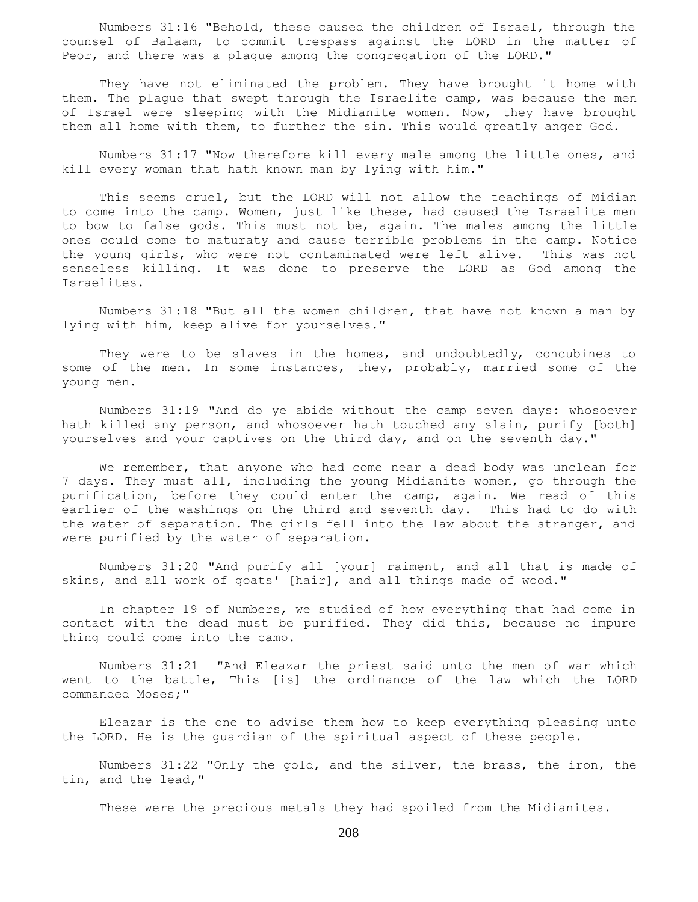Numbers 31:16 "Behold, these caused the children of Israel, through the counsel of Balaam, to commit trespass against the LORD in the matter of Peor, and there was a plague among the congregation of the LORD."

They have not eliminated the problem. They have brought it home with them. The plague that swept through the Israelite camp, was because the men of Israel were sleeping with the Midianite women. Now, they have brought them all home with them, to further the sin. This would greatly anger God.

Numbers 31:17 "Now therefore kill every male among the little ones, and kill every woman that hath known man by lying with him."

This seems cruel, but the LORD will not allow the teachings of Midian to come into the camp. Women, just like these, had caused the Israelite men to bow to false gods. This must not be, again. The males among the little ones could come to maturaty and cause terrible problems in the camp. Notice the young girls, who were not contaminated were left alive. This was not senseless killing. It was done to preserve the LORD as God among the Israelites.

Numbers 31:18 "But all the women children, that have not known a man by lying with him, keep alive for yourselves."

They were to be slaves in the homes, and undoubtedly, concubines to some of the men. In some instances, they, probably, married some of the young men.

Numbers 31:19 "And do ye abide without the camp seven days: whosoever hath killed any person, and whosoever hath touched any slain, purify [both] yourselves and your captives on the third day, and on the seventh day."

We remember, that anyone who had come near a dead body was unclean for 7 days. They must all, including the young Midianite women, go through the purification, before they could enter the camp, again. We read of this earlier of the washings on the third and seventh day. This had to do with the water of separation. The girls fell into the law about the stranger, and were purified by the water of separation.

Numbers 31:20 "And purify all [your] raiment, and all that is made of skins, and all work of goats' [hair], and all things made of wood."

In chapter 19 of Numbers, we studied of how everything that had come in contact with the dead must be purified. They did this, because no impure thing could come into the camp.

Numbers 31:21 "And Eleazar the priest said unto the men of war which went to the battle, This [is] the ordinance of the law which the LORD commanded Moses;"

Eleazar is the one to advise them how to keep everything pleasing unto the LORD. He is the guardian of the spiritual aspect of these people.

Numbers 31:22 "Only the gold, and the silver, the brass, the iron, the tin, and the lead,"

These were the precious metals they had spoiled from the Midianites.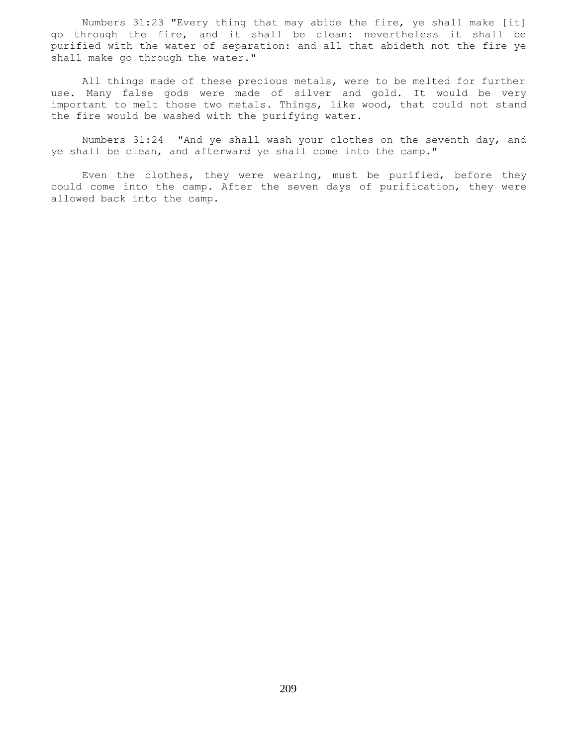Numbers 31:23 "Every thing that may abide the fire, ye shall make [it] go through the fire, and it shall be clean: nevertheless it shall be purified with the water of separation: and all that abideth not the fire ye shall make go through the water."

All things made of these precious metals, were to be melted for further use. Many false gods were made of silver and gold. It would be very important to melt those two metals. Things, like wood, that could not stand the fire would be washed with the purifying water.

Numbers 31:24 "And ye shall wash your clothes on the seventh day, and ye shall be clean, and afterward ye shall come into the camp."

Even the clothes, they were wearing, must be purified, before they could come into the camp. After the seven days of purification, they were allowed back into the camp.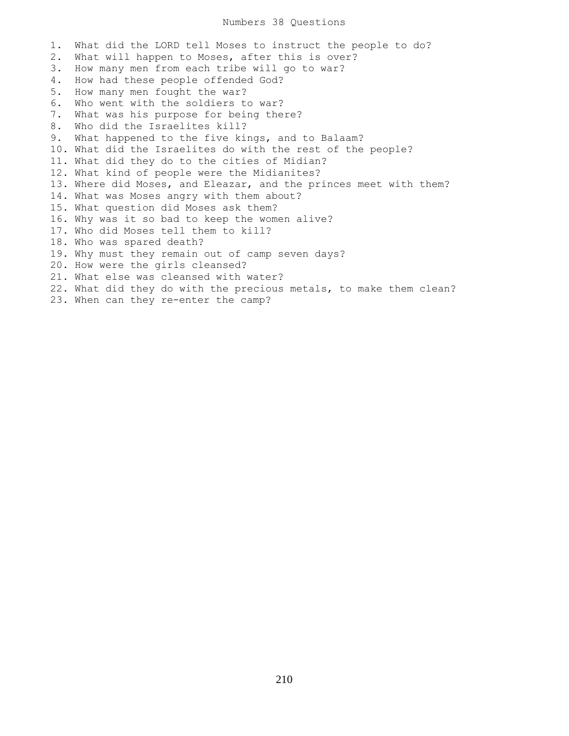# Numbers 38 Questions

1. What did the LORD tell Moses to instruct the people to do?
2. What will happen to Moses, after this is over?
3. How many men from each tribe will go to war?
4. How had these people offended God?
5. How many men fought the war?
6. Who went with the soldiers to war?
7. What was his purpose for being there?
8. Who did the Israelites kill?
9. What happened to the five kings, and to Balaam?
10. What did the Israelites do with the rest of the people?
11. What did they do to the cities of Midian?
12. What kind of people were the Midianites?
13. Where did Moses, and Eleazar, and the princes meet with them?
14. What was Moses angry with them about?
15. What question did Moses ask them?
16. Why was it so bad to keep the women alive?
17. Who did Moses tell them to kill?
18. Who was spared death?
19. Why must they remain out of camp seven days?
20. How were the girls cleansed?
21. What else was cleansed with water?
22. What did they do with the precious metals, to make them clean?
23. When can they re-enter the camp?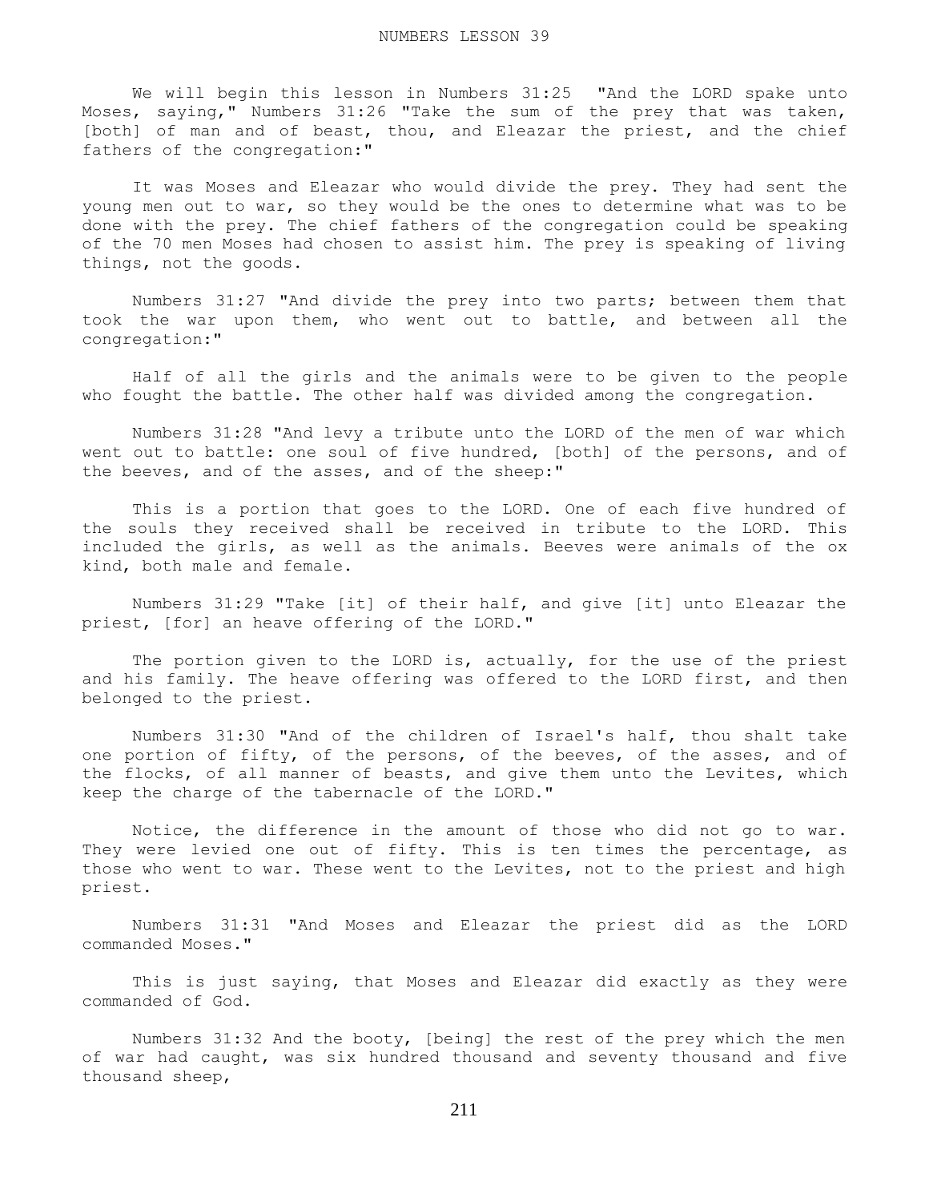# NUMBERS LESSON 39

We will begin this lesson in Numbers 31:25 "And the LORD spake unto Moses, saying," Numbers 31:26 "Take the sum of the prey that was taken, [both] of man and of beast, thou, and Eleazar the priest, and the chief fathers of the congregation:"

It was Moses and Eleazar who would divide the prey. They had sent the young men out to war, so they would be the ones to determine what was to be done with the prey. The chief fathers of the congregation could be speaking of the 70 men Moses had chosen to assist him. The prey is speaking of living things, not the goods.

Numbers 31:27 "And divide the prey into two parts; between them that took the war upon them, who went out to battle, and between all the congregation:"

Half of all the girls and the animals were to be given to the people who fought the battle. The other half was divided among the congregation.

Numbers 31:28 "And levy a tribute unto the LORD of the men of war which went out to battle: one soul of five hundred, [both] of the persons, and of the beeves, and of the asses, and of the sheep:"

This is a portion that goes to the LORD. One of each five hundred of the souls they received shall be received in tribute to the LORD. This included the girls, as well as the animals. Beeves were animals of the ox kind, both male and female.

Numbers 31:29 "Take [it] of their half, and give [it] unto Eleazar the priest, [for] an heave offering of the LORD."

The portion given to the LORD is, actually, for the use of the priest and his family. The heave offering was offered to the LORD first, and then belonged to the priest.

Numbers 31:30 "And of the children of Israel's half, thou shalt take one portion of fifty, of the persons, of the beeves, of the asses, and of the flocks, of all manner of beasts, and give them unto the Levites, which keep the charge of the tabernacle of the LORD."

Notice, the difference in the amount of those who did not go to war. They were levied one out of fifty. This is ten times the percentage, as those who went to war. These went to the Levites, not to the priest and high priest.

Numbers 31:31 "And Moses and Eleazar the priest did as the LORD commanded Moses."

This is just saying, that Moses and Eleazar did exactly as they were commanded of God.

Numbers 31:32 And the booty, [being] the rest of the prey which the men of war had caught, was six hundred thousand and seventy thousand and five thousand sheep,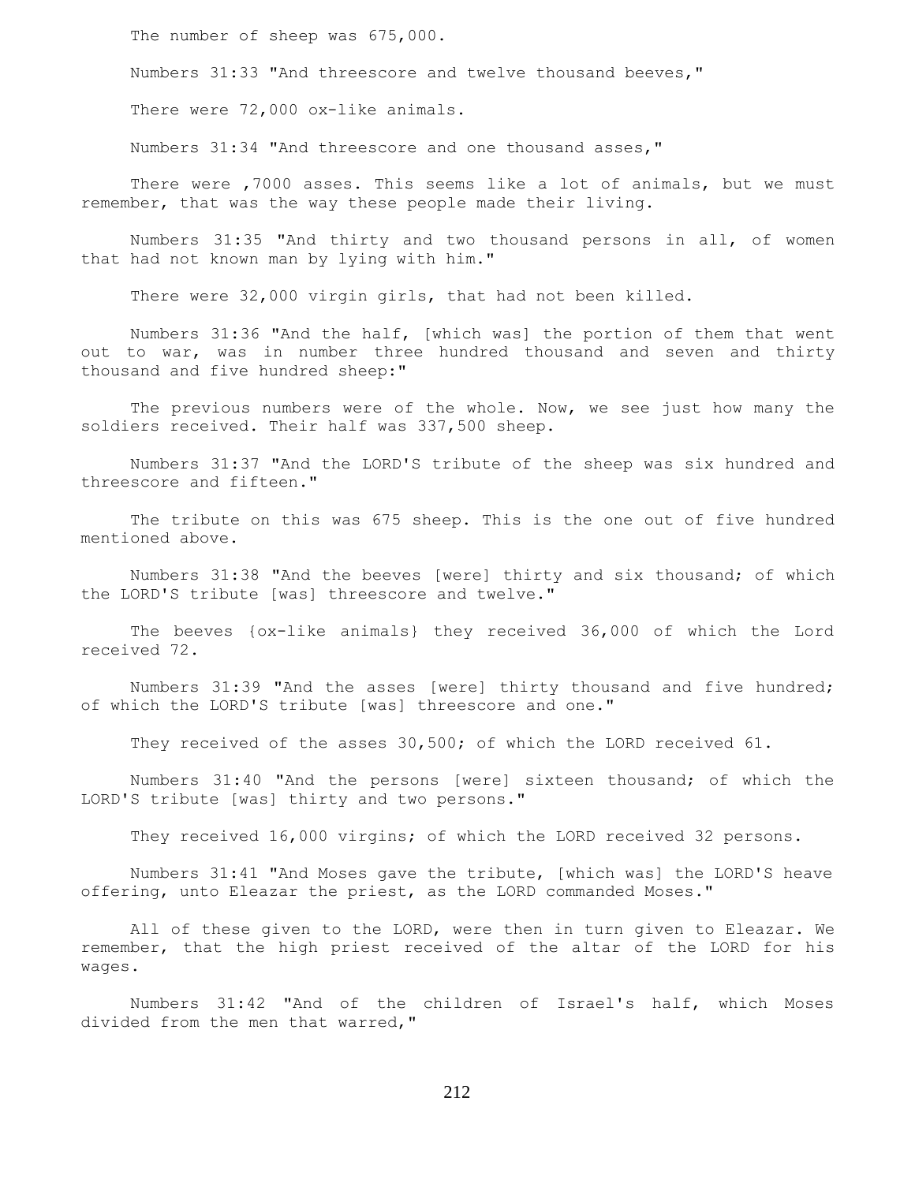The number of sheep was 675,000.

Numbers 31:33 "And threescore and twelve thousand beeves,"

There were 72,000 ox-like animals.

Numbers 31:34 "And threescore and one thousand asses,"

There were ,7000 asses. This seems like a lot of animals, but we must remember, that was the way these people made their living.

Numbers 31:35 "And thirty and two thousand persons in all, of women that had not known man by lying with him."

There were 32,000 virgin girls, that had not been killed.

Numbers 31:36 "And the half, [which was] the portion of them that went out to war, was in number three hundred thousand and seven and thirty thousand and five hundred sheep:"

The previous numbers were of the whole. Now, we see just how many the soldiers received. Their half was 337,500 sheep.

Numbers 31:37 "And the LORD'S tribute of the sheep was six hundred and threescore and fifteen."

The tribute on this was 675 sheep. This is the one out of five hundred mentioned above.

Numbers 31:38 "And the beeves [were] thirty and six thousand; of which the LORD'S tribute [was] threescore and twelve."

The beeves {ox-like animals} they received 36,000 of which the Lord received 72.

Numbers 31:39 "And the asses [were] thirty thousand and five hundred; of which the LORD'S tribute [was] threescore and one."

They received of the asses 30,500; of which the LORD received 61.

Numbers 31:40 "And the persons [were] sixteen thousand; of which the LORD'S tribute [was] thirty and two persons."

They received 16,000 virgins; of which the LORD received 32 persons.

Numbers 31:41 "And Moses gave the tribute, [which was] the LORD'S heave offering, unto Eleazar the priest, as the LORD commanded Moses."

All of these given to the LORD, were then in turn given to Eleazar. We remember, that the high priest received of the altar of the LORD for his wages.

Numbers 31:42 "And of the children of Israel's half, which Moses divided from the men that warred,"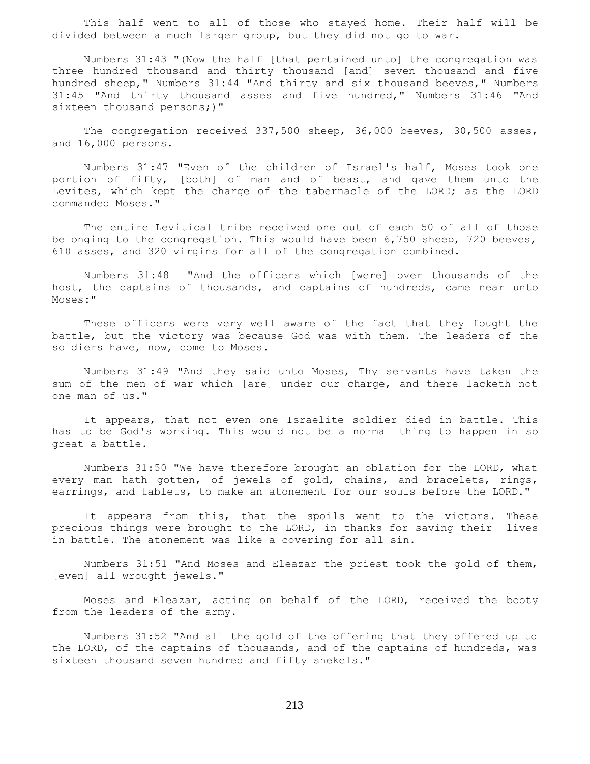This half went to all of those who stayed home. Their half will be divided between a much larger group, but they did not go to war.

Numbers 31:43 "(Now the half [that pertained unto] the congregation was three hundred thousand and thirty thousand [and] seven thousand and five hundred sheep," Numbers 31:44 "And thirty and six thousand beeves," Numbers 31:45 "And thirty thousand asses and five hundred," Numbers 31:46 "And sixteen thousand persons;)"

The congregation received 337,500 sheep, 36,000 beeves, 30,500 asses, and 16,000 persons.

Numbers 31:47 "Even of the children of Israel's half, Moses took one portion of fifty, [both] of man and of beast, and gave them unto the Levites, which kept the charge of the tabernacle of the LORD; as the LORD commanded Moses."

The entire Levitical tribe received one out of each 50 of all of those belonging to the congregation. This would have been 6,750 sheep, 720 beeves, 610 asses, and 320 virgins for all of the congregation combined.

Numbers 31:48 "And the officers which [were] over thousands of the host, the captains of thousands, and captains of hundreds, came near unto Moses:"

These officers were very well aware of the fact that they fought the battle, but the victory was because God was with them. The leaders of the soldiers have, now, come to Moses.

Numbers 31:49 "And they said unto Moses, Thy servants have taken the sum of the men of war which [are] under our charge, and there lacketh not one man of us."

It appears, that not even one Israelite soldier died in battle. This has to be God's working. This would not be a normal thing to happen in so great a battle.

Numbers 31:50 "We have therefore brought an oblation for the LORD, what every man hath gotten, of jewels of gold, chains, and bracelets, rings, earrings, and tablets, to make an atonement for our souls before the LORD."

It appears from this, that the spoils went to the victors. These precious things were brought to the LORD, in thanks for saving their lives in battle. The atonement was like a covering for all sin.

Numbers 31:51 "And Moses and Eleazar the priest took the gold of them, [even] all wrought jewels."

Moses and Eleazar, acting on behalf of the LORD, received the booty from the leaders of the army.

Numbers 31:52 "And all the gold of the offering that they offered up to the LORD, of the captains of thousands, and of the captains of hundreds, was sixteen thousand seven hundred and fifty shekels."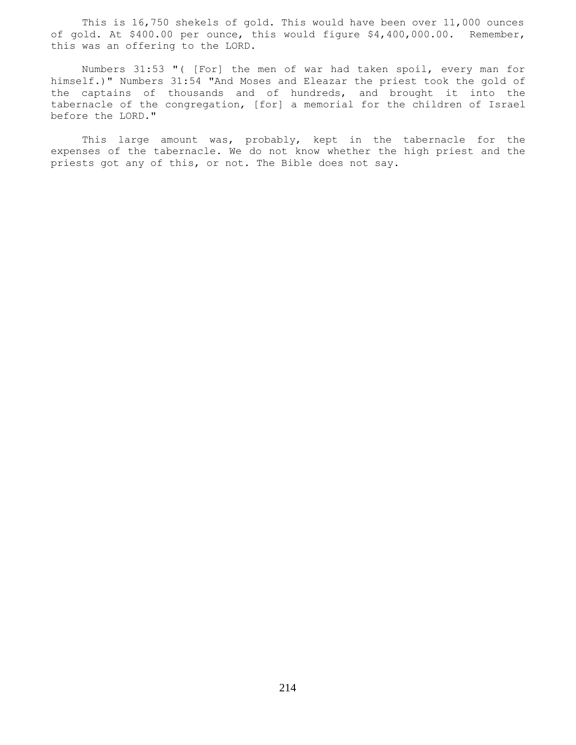This is 16,750 shekels of gold. This would have been over 11,000 ounces of gold. At $400.00 per ounce, this would figure $4,400,000.00. Remember, this was an offering to the LORD.

Numbers 31:53 "( [For] the men of war had taken spoil, every man for himself.)" Numbers 31:54 "And Moses and Eleazar the priest took the gold of the captains of thousands and of hundreds, and brought it into the tabernacle of the congregation, [for] a memorial for the children of Israel before the LORD."

This large amount was, probably, kept in the tabernacle for the expenses of the tabernacle. We do not know whether the high priest and the priests got any of this, or not. The Bible does not say.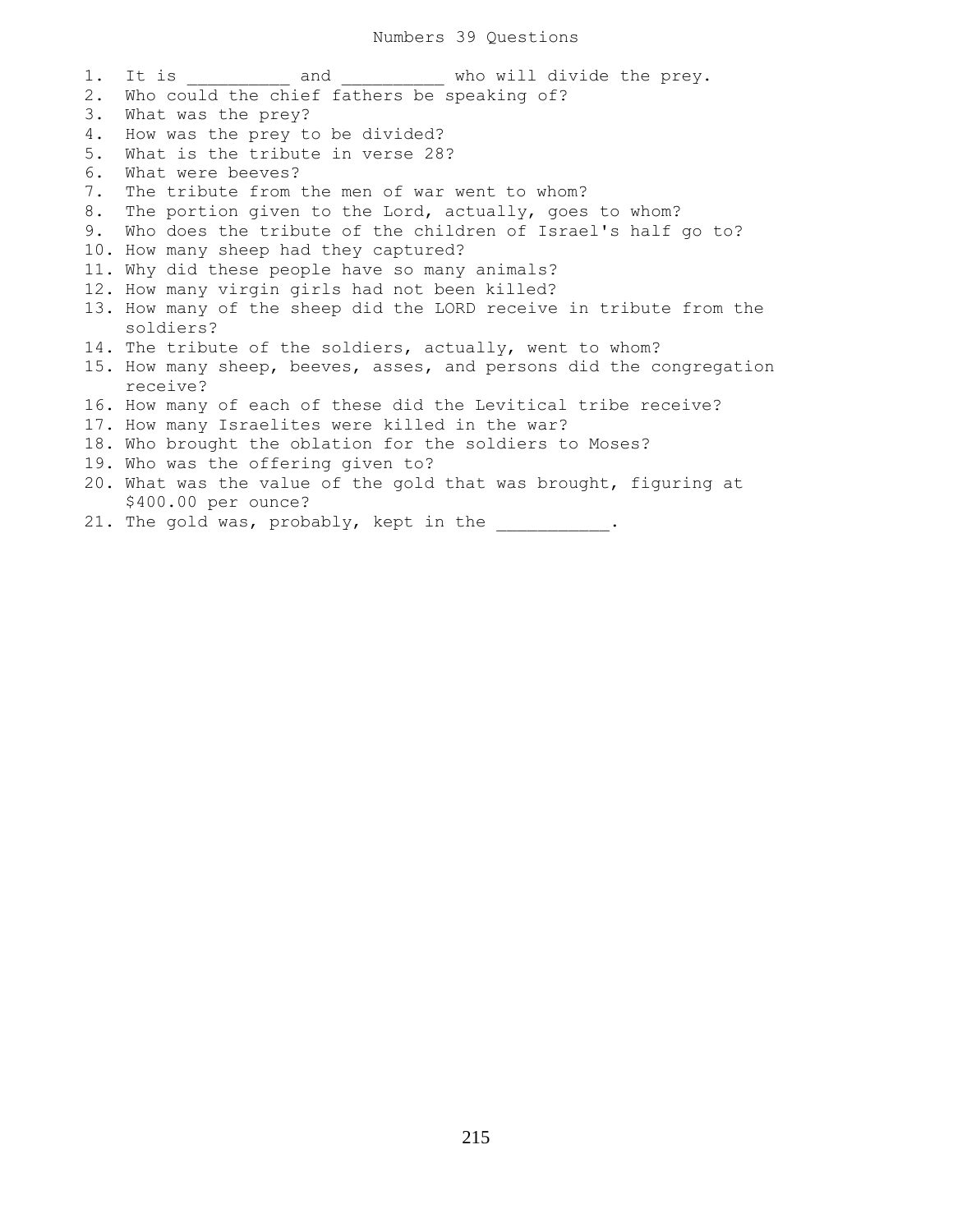# Numbers 39 Questions

1. It is __________ and __________ who will divide the prey.
2. Who could the chief fathers be speaking of?
3. What was the prey?
4. How was the prey to be divided?
5. What is the tribute in verse 28?
6. What were beeves?
7. The tribute from the men of war went to whom?
8. The portion given to the Lord, actually, goes to whom?
9. Who does the tribute of the children of Israel's half go to?
10. How many sheep had they captured?
11. Why did these people have so many animals?
12. How many virgin girls had not been killed?
13. How many of the sheep did the LORD receive in tribute from the soldiers?
14. The tribute of the soldiers, actually, went to whom?
15. How many sheep, beeves, asses, and persons did the congregation receive?
16. How many of each of these did the Levitical tribe receive?
17. How many Israelites were killed in the war?
18. Who brought the oblation for the soldiers to Moses?
19. Who was the offering given to?
20. What was the value of the gold that was brought, figuring at $400.00 per ounce?
21. The gold was, probably, kept in the ___________.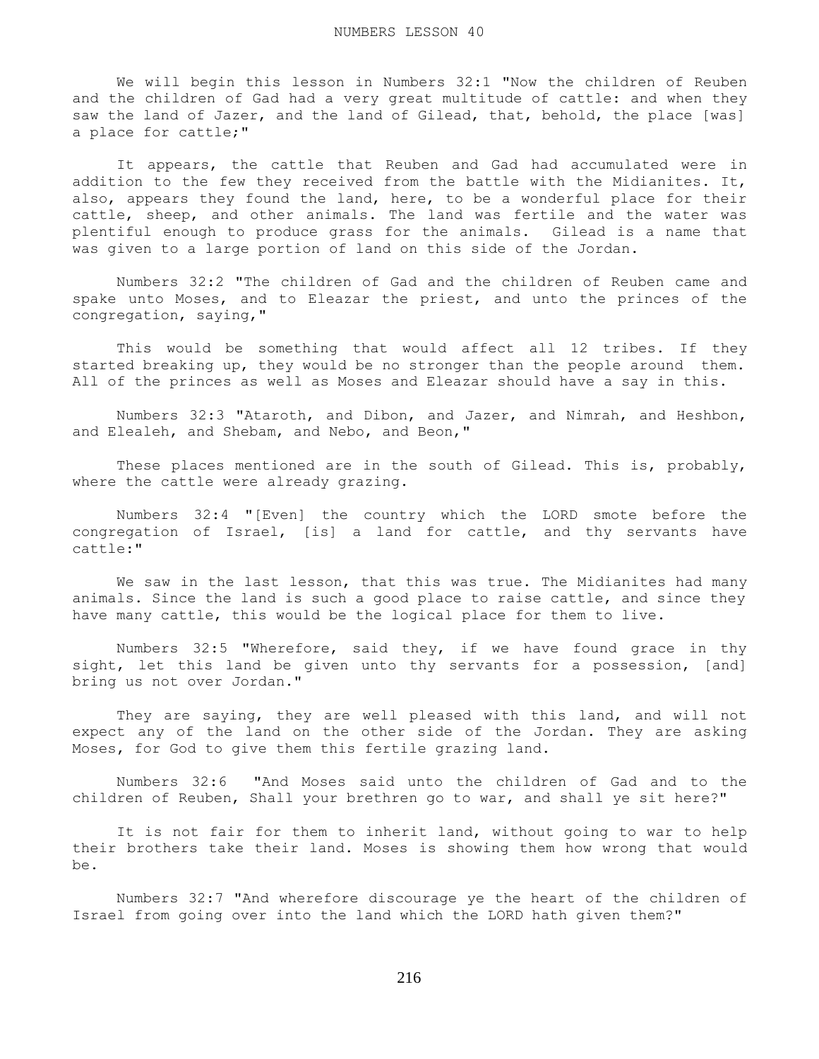# NUMBERS LESSON 40

We will begin this lesson in Numbers 32:1 "Now the children of Reuben and the children of Gad had a very great multitude of cattle: and when they saw the land of Jazer, and the land of Gilead, that, behold, the place [was] a place for cattle;"

It appears, the cattle that Reuben and Gad had accumulated were in addition to the few they received from the battle with the Midianites. It, also, appears they found the land, here, to be a wonderful place for their cattle, sheep, and other animals. The land was fertile and the water was plentiful enough to produce grass for the animals. Gilead is a name that was given to a large portion of land on this side of the Jordan.

Numbers 32:2 "The children of Gad and the children of Reuben came and spake unto Moses, and to Eleazar the priest, and unto the princes of the congregation, saying,"

This would be something that would affect all 12 tribes. If they started breaking up, they would be no stronger than the people around them. All of the princes as well as Moses and Eleazar should have a say in this.

Numbers 32:3 "Ataroth, and Dibon, and Jazer, and Nimrah, and Heshbon, and Elealeh, and Shebam, and Nebo, and Beon,"

These places mentioned are in the south of Gilead. This is, probably, where the cattle were already grazing.

Numbers 32:4 "[Even] the country which the LORD smote before the congregation of Israel, [is] a land for cattle, and thy servants have cattle:"

We saw in the last lesson, that this was true. The Midianites had many animals. Since the land is such a good place to raise cattle, and since they have many cattle, this would be the logical place for them to live.

Numbers 32:5 "Wherefore, said they, if we have found grace in thy sight, let this land be given unto thy servants for a possession, [and] bring us not over Jordan."

They are saying, they are well pleased with this land, and will not expect any of the land on the other side of the Jordan. They are asking Moses, for God to give them this fertile grazing land.

Numbers 32:6 "And Moses said unto the children of Gad and to the children of Reuben, Shall your brethren go to war, and shall ye sit here?"

It is not fair for them to inherit land, without going to war to help their brothers take their land. Moses is showing them how wrong that would be.

Numbers 32:7 "And wherefore discourage ye the heart of the children of Israel from going over into the land which the LORD hath given them?"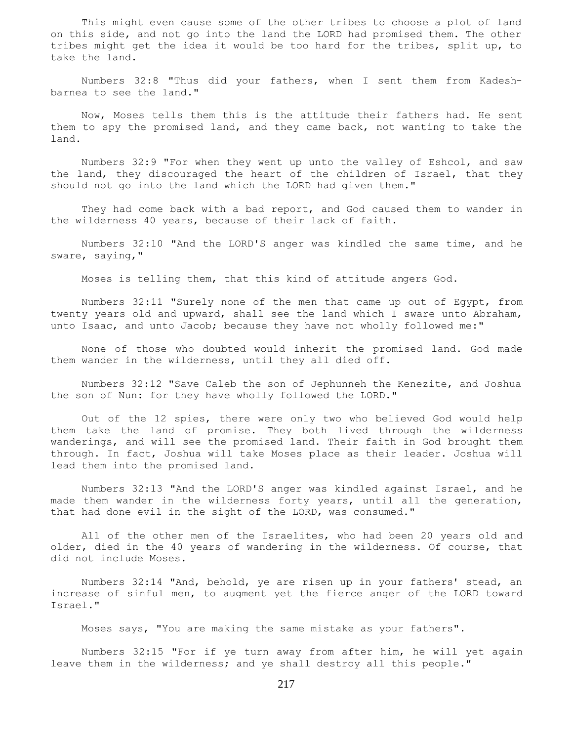This might even cause some of the other tribes to choose a plot of land on this side, and not go into the land the LORD had promised them. The other tribes might get the idea it would be too hard for the tribes, split up, to take the land.

Numbers 32:8 "Thus did your fathers, when I sent them from Kadesh-barnea to see the land."

Now, Moses tells them this is the attitude their fathers had. He sent them to spy the promised land, and they came back, not wanting to take the land.

Numbers 32:9 "For when they went up unto the valley of Eshcol, and saw the land, they discouraged the heart of the children of Israel, that they should not go into the land which the LORD had given them."

They had come back with a bad report, and God caused them to wander in the wilderness 40 years, because of their lack of faith.

Numbers 32:10 "And the LORD'S anger was kindled the same time, and he sware, saying,"

Moses is telling them, that this kind of attitude angers God.

Numbers 32:11 "Surely none of the men that came up out of Egypt, from twenty years old and upward, shall see the land which I sware unto Abraham, unto Isaac, and unto Jacob; because they have not wholly followed me:"

None of those who doubted would inherit the promised land. God made them wander in the wilderness, until they all died off.

Numbers 32:12 "Save Caleb the son of Jephunneh the Kenezite, and Joshua the son of Nun: for they have wholly followed the LORD."

Out of the 12 spies, there were only two who believed God would help them take the land of promise. They both lived through the wilderness wanderings, and will see the promised land. Their faith in God brought them through. In fact, Joshua will take Moses place as their leader. Joshua will lead them into the promised land.

Numbers 32:13 "And the LORD'S anger was kindled against Israel, and he made them wander in the wilderness forty years, until all the generation, that had done evil in the sight of the LORD, was consumed."

All of the other men of the Israelites, who had been 20 years old and older, died in the 40 years of wandering in the wilderness. Of course, that did not include Moses.

Numbers 32:14 "And, behold, ye are risen up in your fathers' stead, an increase of sinful men, to augment yet the fierce anger of the LORD toward Israel."

Moses says, "You are making the same mistake as your fathers".

Numbers 32:15 "For if ye turn away from after him, he will yet again leave them in the wilderness; and ye shall destroy all this people."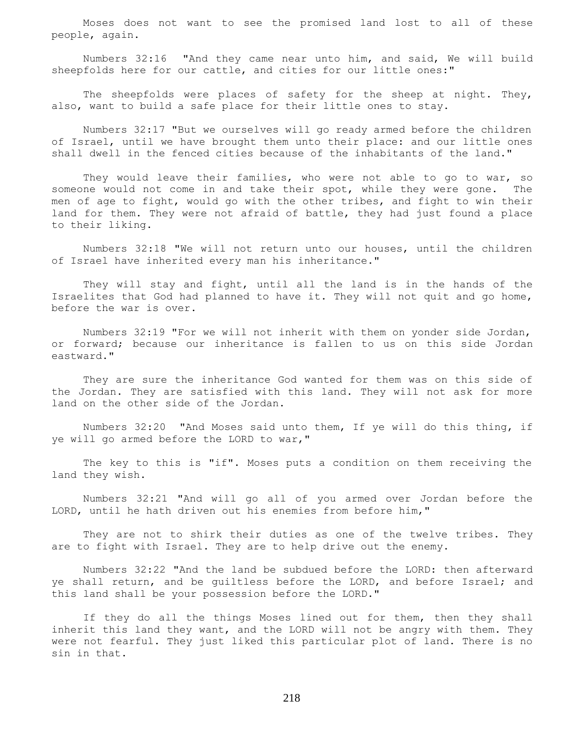Moses does not want to see the promised land lost to all of these people, again.

Numbers 32:16 "And they came near unto him, and said, We will build sheepfolds here for our cattle, and cities for our little ones:"

The sheepfolds were places of safety for the sheep at night. They, also, want to build a safe place for their little ones to stay.

Numbers 32:17 "But we ourselves will go ready armed before the children of Israel, until we have brought them unto their place: and our little ones shall dwell in the fenced cities because of the inhabitants of the land."

They would leave their families, who were not able to go to war, so someone would not come in and take their spot, while they were gone. The men of age to fight, would go with the other tribes, and fight to win their land for them. They were not afraid of battle, they had just found a place to their liking.

Numbers 32:18 "We will not return unto our houses, until the children of Israel have inherited every man his inheritance."

They will stay and fight, until all the land is in the hands of the Israelites that God had planned to have it. They will not quit and go home, before the war is over.

Numbers 32:19 "For we will not inherit with them on yonder side Jordan, or forward; because our inheritance is fallen to us on this side Jordan eastward."

They are sure the inheritance God wanted for them was on this side of the Jordan. They are satisfied with this land. They will not ask for more land on the other side of the Jordan.

Numbers 32:20 "And Moses said unto them, If ye will do this thing, if ye will go armed before the LORD to war,"

The key to this is "if". Moses puts a condition on them receiving the land they wish.

Numbers 32:21 "And will go all of you armed over Jordan before the LORD, until he hath driven out his enemies from before him,"

They are not to shirk their duties as one of the twelve tribes. They are to fight with Israel. They are to help drive out the enemy.

Numbers 32:22 "And the land be subdued before the LORD: then afterward ye shall return, and be guiltless before the LORD, and before Israel; and this land shall be your possession before the LORD."

If they do all the things Moses lined out for them, then they shall inherit this land they want, and the LORD will not be angry with them. They were not fearful. They just liked this particular plot of land. There is no sin in that.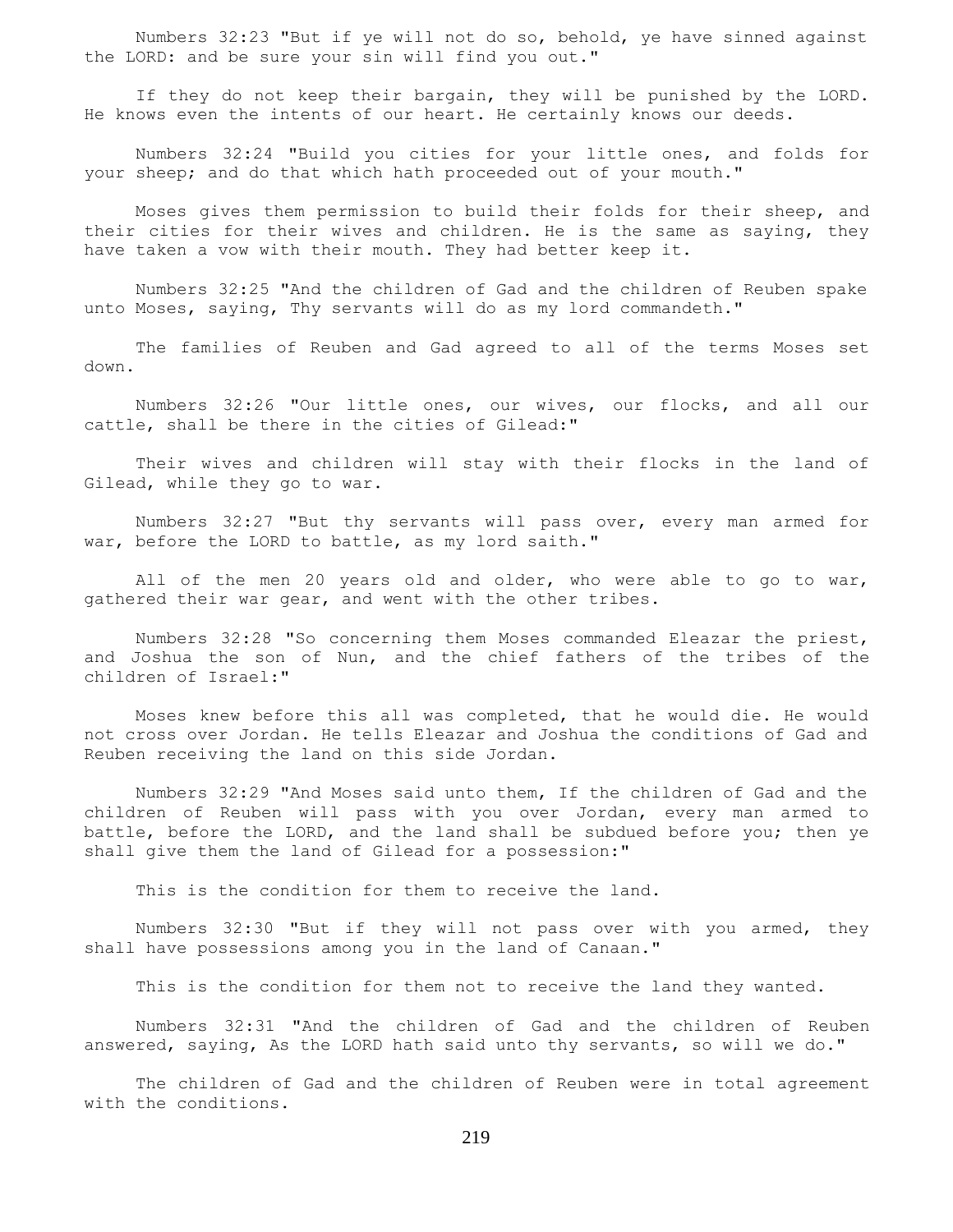Numbers 32:23 "But if ye will not do so, behold, ye have sinned against the LORD: and be sure your sin will find you out."

If they do not keep their bargain, they will be punished by the LORD. He knows even the intents of our heart. He certainly knows our deeds.

Numbers 32:24 "Build you cities for your little ones, and folds for your sheep; and do that which hath proceeded out of your mouth."

Moses gives them permission to build their folds for their sheep, and their cities for their wives and children. He is the same as saying, they have taken a vow with their mouth. They had better keep it.

Numbers 32:25 "And the children of Gad and the children of Reuben spake unto Moses, saying, Thy servants will do as my lord commandeth."

The families of Reuben and Gad agreed to all of the terms Moses set down.

Numbers 32:26 "Our little ones, our wives, our flocks, and all our cattle, shall be there in the cities of Gilead:"

Their wives and children will stay with their flocks in the land of Gilead, while they go to war.

Numbers 32:27 "But thy servants will pass over, every man armed for war, before the LORD to battle, as my lord saith."

All of the men 20 years old and older, who were able to go to war, gathered their war gear, and went with the other tribes.

Numbers 32:28 "So concerning them Moses commanded Eleazar the priest, and Joshua the son of Nun, and the chief fathers of the tribes of the children of Israel:"

Moses knew before this all was completed, that he would die. He would not cross over Jordan. He tells Eleazar and Joshua the conditions of Gad and Reuben receiving the land on this side Jordan.

Numbers 32:29 "And Moses said unto them, If the children of Gad and the children of Reuben will pass with you over Jordan, every man armed to battle, before the LORD, and the land shall be subdued before you; then ye shall give them the land of Gilead for a possession:"

This is the condition for them to receive the land.

Numbers 32:30 "But if they will not pass over with you armed, they shall have possessions among you in the land of Canaan."

This is the condition for them not to receive the land they wanted.

Numbers 32:31 "And the children of Gad and the children of Reuben answered, saying, As the LORD hath said unto thy servants, so will we do."

The children of Gad and the children of Reuben were in total agreement with the conditions.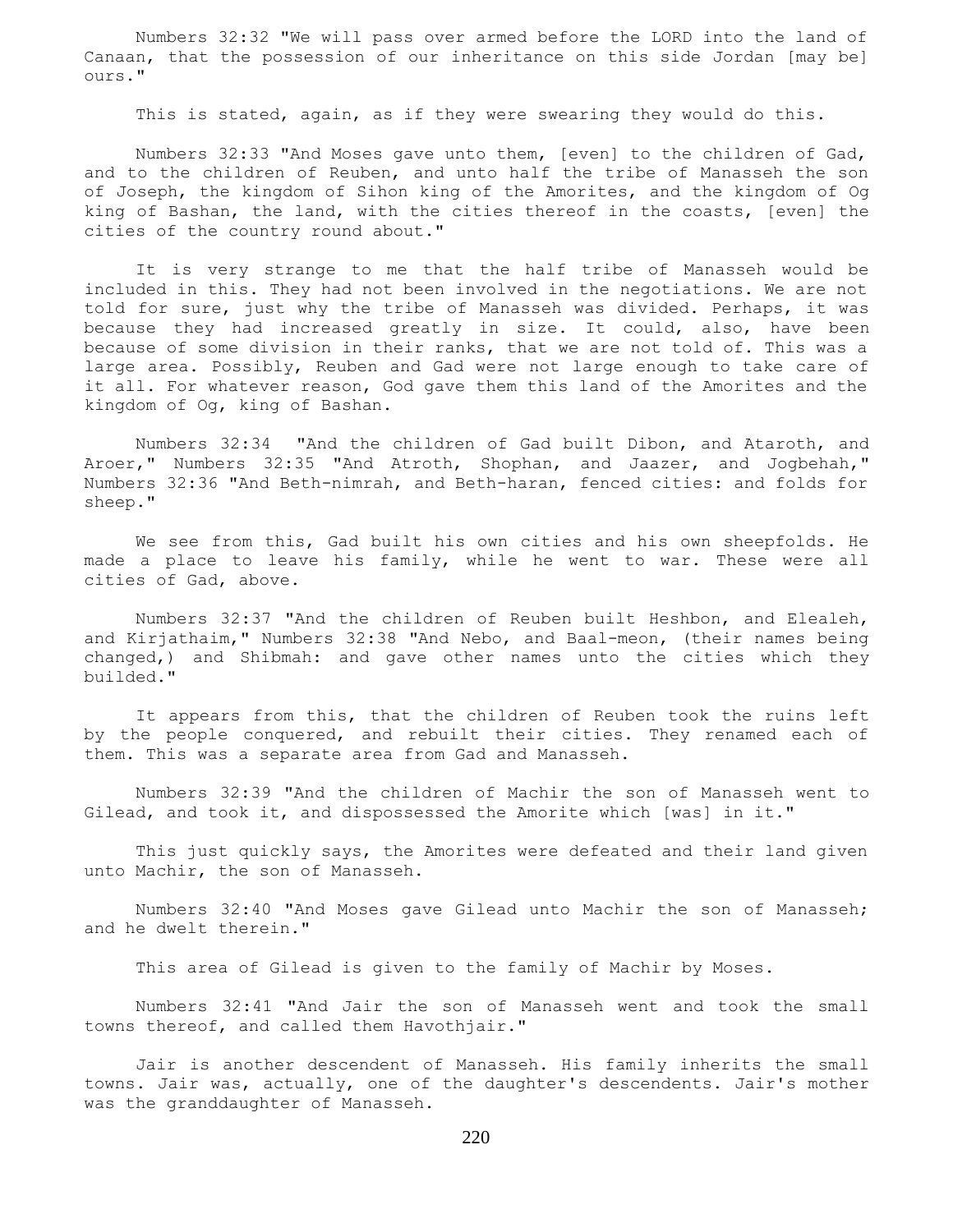Numbers 32:32 "We will pass over armed before the LORD into the land of Canaan, that the possession of our inheritance on this side Jordan [may be] ours."

This is stated, again, as if they were swearing they would do this.

Numbers 32:33 "And Moses gave unto them, [even] to the children of Gad, and to the children of Reuben, and unto half the tribe of Manasseh the son of Joseph, the kingdom of Sihon king of the Amorites, and the kingdom of Og king of Bashan, the land, with the cities thereof in the coasts, [even] the cities of the country round about."

It is very strange to me that the half tribe of Manasseh would be included in this. They had not been involved in the negotiations. We are not told for sure, just why the tribe of Manasseh was divided. Perhaps, it was because they had increased greatly in size. It could, also, have been because of some division in their ranks, that we are not told of. This was a large area. Possibly, Reuben and Gad were not large enough to take care of it all. For whatever reason, God gave them this land of the Amorites and the kingdom of Og, king of Bashan.

Numbers 32:34 "And the children of Gad built Dibon, and Ataroth, and Aroer," Numbers 32:35 "And Atroth, Shophan, and Jaazer, and Jogbehah," Numbers 32:36 "And Beth-nimrah, and Beth-haran, fenced cities: and folds for sheep."

We see from this, Gad built his own cities and his own sheepfolds. He made a place to leave his family, while he went to war. These were all cities of Gad, above.

Numbers 32:37 "And the children of Reuben built Heshbon, and Elealeh, and Kirjathaim," Numbers 32:38 "And Nebo, and Baal-meon, (their names being changed,) and Shibmah: and gave other names unto the cities which they builded."

It appears from this, that the children of Reuben took the ruins left by the people conquered, and rebuilt their cities. They renamed each of them. This was a separate area from Gad and Manasseh.

Numbers 32:39 "And the children of Machir the son of Manasseh went to Gilead, and took it, and dispossessed the Amorite which [was] in it."

This just quickly says, the Amorites were defeated and their land given unto Machir, the son of Manasseh.

Numbers 32:40 "And Moses gave Gilead unto Machir the son of Manasseh; and he dwelt therein."

This area of Gilead is given to the family of Machir by Moses.

Numbers 32:41 "And Jair the son of Manasseh went and took the small towns thereof, and called them Havothjair."

Jair is another descendent of Manasseh. His family inherits the small towns. Jair was, actually, one of the daughter's descendents. Jair's mother was the granddaughter of Manasseh.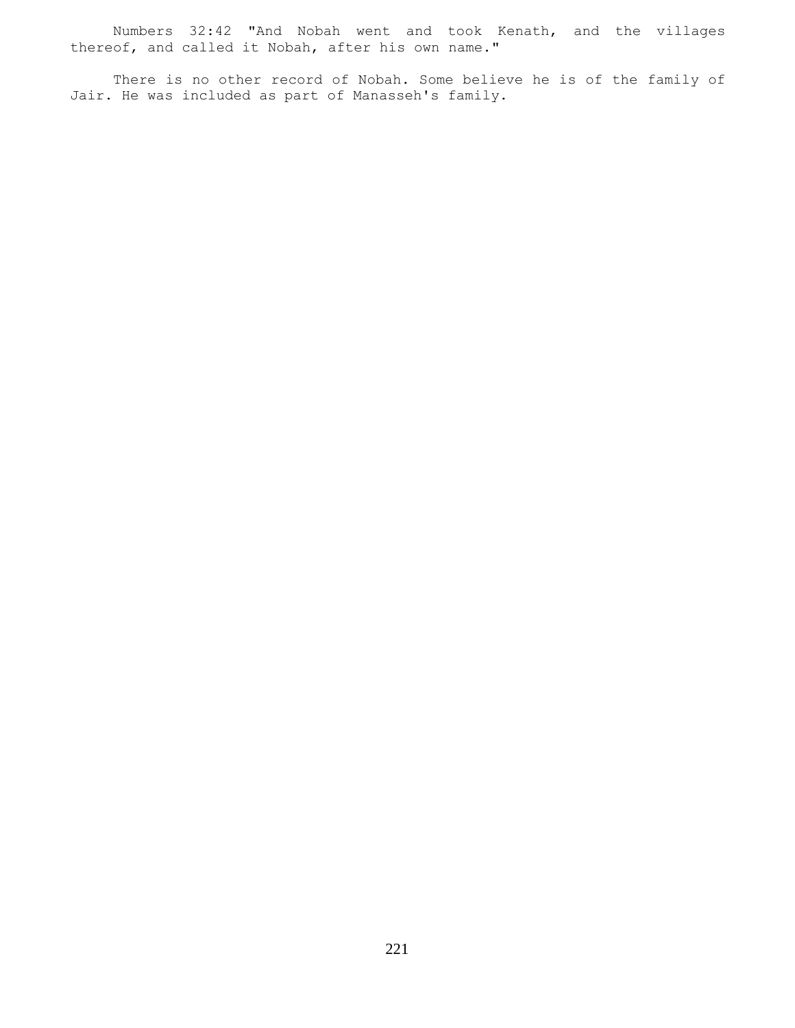Numbers 32:42 "And Nobah went and took Kenath, and the villages thereof, and called it Nobah, after his own name."

There is no other record of Nobah. Some believe he is of the family of Jair. He was included as part of Manasseh's family.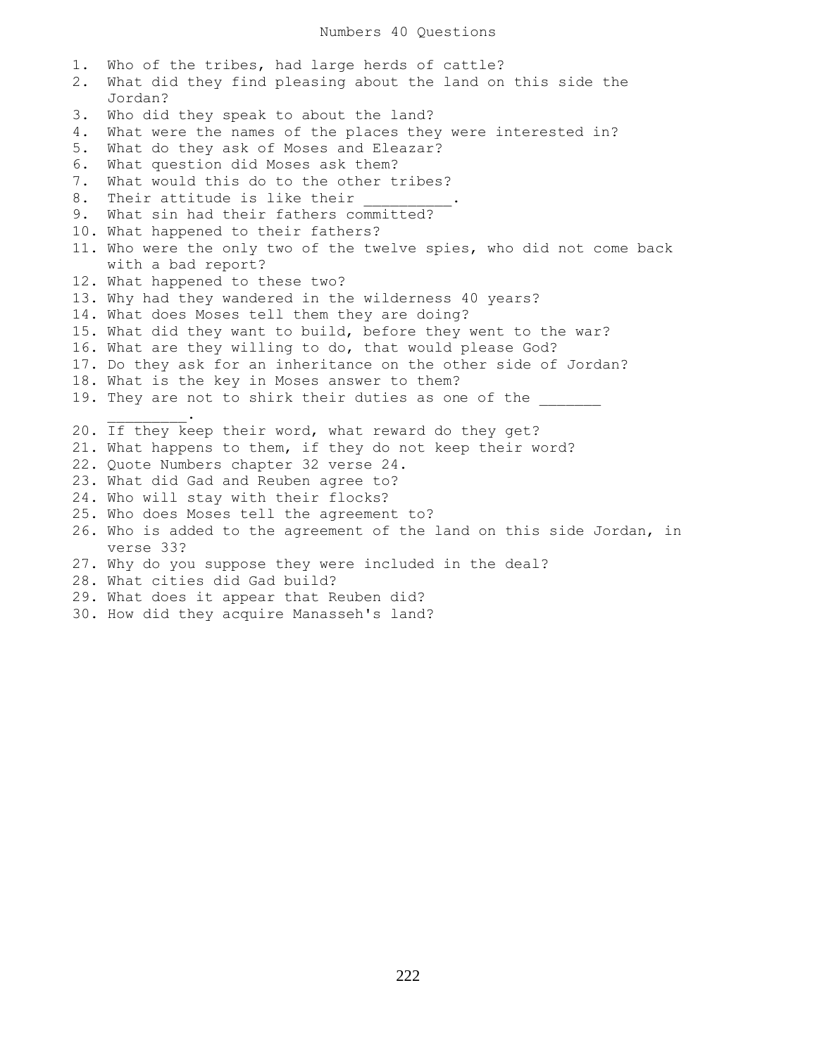# Numbers 40 Questions

1. Who of the tribes, had large herds of cattle?
2. What did they find pleasing about the land on this side the Jordan?
3. Who did they speak to about the land?
4. What were the names of the places they were interested in?
5. What do they ask of Moses and Eleazar?
6. What question did Moses ask them?
7. What would this do to the other tribes?
8. Their attitude is like their __________.
9. What sin had their fathers committed?
10. What happened to their fathers?
11. Who were the only two of the twelve spies, who did not come back with a bad report?
12. What happened to these two?
13. Why had they wandered in the wilderness 40 years?
14. What does Moses tell them they are doing?
15. What did they want to build, before they went to the war?
16. What are they willing to do, that would please God?
17. Do they ask for an inheritance on the other side of Jordan?
18. What is the key in Moses answer to them?
19. They are not to shirk their duties as one of the _______ _________.
20. If they keep their word, what reward do they get?
21. What happens to them, if they do not keep their word?
22. Quote Numbers chapter 32 verse 24.
23. What did Gad and Reuben agree to?
24. Who will stay with their flocks?
25. Who does Moses tell the agreement to?
26. Who is added to the agreement of the land on this side Jordan, in verse 33?
27. Why do you suppose they were included in the deal?
28. What cities did Gad build?
29. What does it appear that Reuben did?
30. How did they acquire Manasseh's land?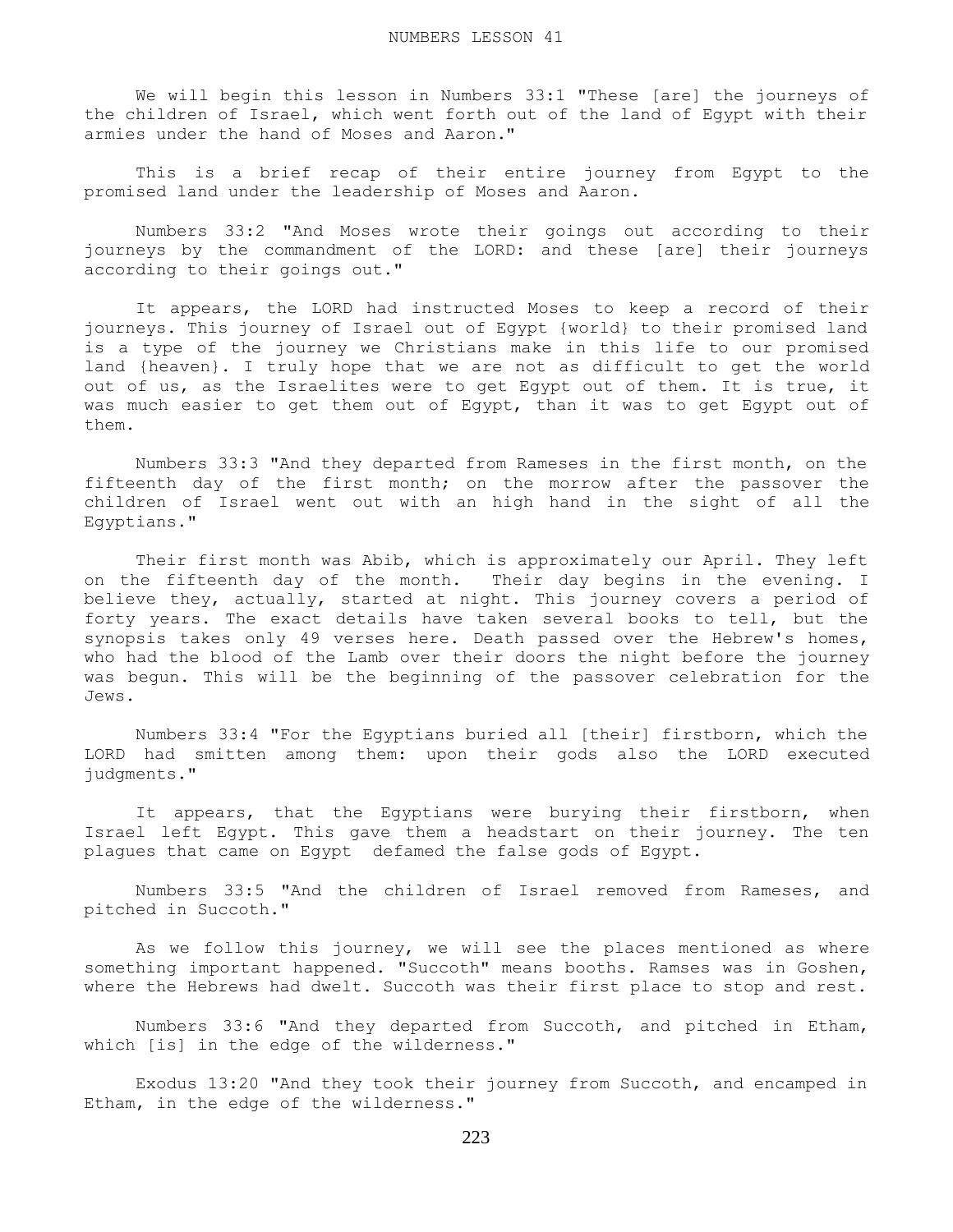# NUMBERS LESSON 41

We will begin this lesson in Numbers 33:1 "These [are] the journeys of the children of Israel, which went forth out of the land of Egypt with their armies under the hand of Moses and Aaron."

This is a brief recap of their entire journey from Egypt to the promised land under the leadership of Moses and Aaron.

Numbers 33:2 "And Moses wrote their goings out according to their journeys by the commandment of the LORD: and these [are] their journeys according to their goings out."

It appears, the LORD had instructed Moses to keep a record of their journeys. This journey of Israel out of Egypt {world} to their promised land is a type of the journey we Christians make in this life to our promised land {heaven}. I truly hope that we are not as difficult to get the world out of us, as the Israelites were to get Egypt out of them. It is true, it was much easier to get them out of Egypt, than it was to get Egypt out of them.

Numbers 33:3 "And they departed from Rameses in the first month, on the fifteenth day of the first month; on the morrow after the passover the children of Israel went out with an high hand in the sight of all the Egyptians."

Their first month was Abib, which is approximately our April. They left on the fifteenth day of the month. Their day begins in the evening. I believe they, actually, started at night. This journey covers a period of forty years. The exact details have taken several books to tell, but the synopsis takes only 49 verses here. Death passed over the Hebrew's homes, who had the blood of the Lamb over their doors the night before the journey was begun. This will be the beginning of the passover celebration for the Jews.

Numbers 33:4 "For the Egyptians buried all [their] firstborn, which the LORD had smitten among them: upon their gods also the LORD executed judgments."

It appears, that the Egyptians were burying their firstborn, when Israel left Egypt. This gave them a headstart on their journey. The ten plagues that came on Egypt defamed the false gods of Egypt.

Numbers 33:5 "And the children of Israel removed from Rameses, and pitched in Succoth."

As we follow this journey, we will see the places mentioned as where something important happened. "Succoth" means booths. Ramses was in Goshen, where the Hebrews had dwelt. Succoth was their first place to stop and rest.

Numbers 33:6 "And they departed from Succoth, and pitched in Etham, which [is] in the edge of the wilderness."

Exodus 13:20 "And they took their journey from Succoth, and encamped in Etham, in the edge of the wilderness."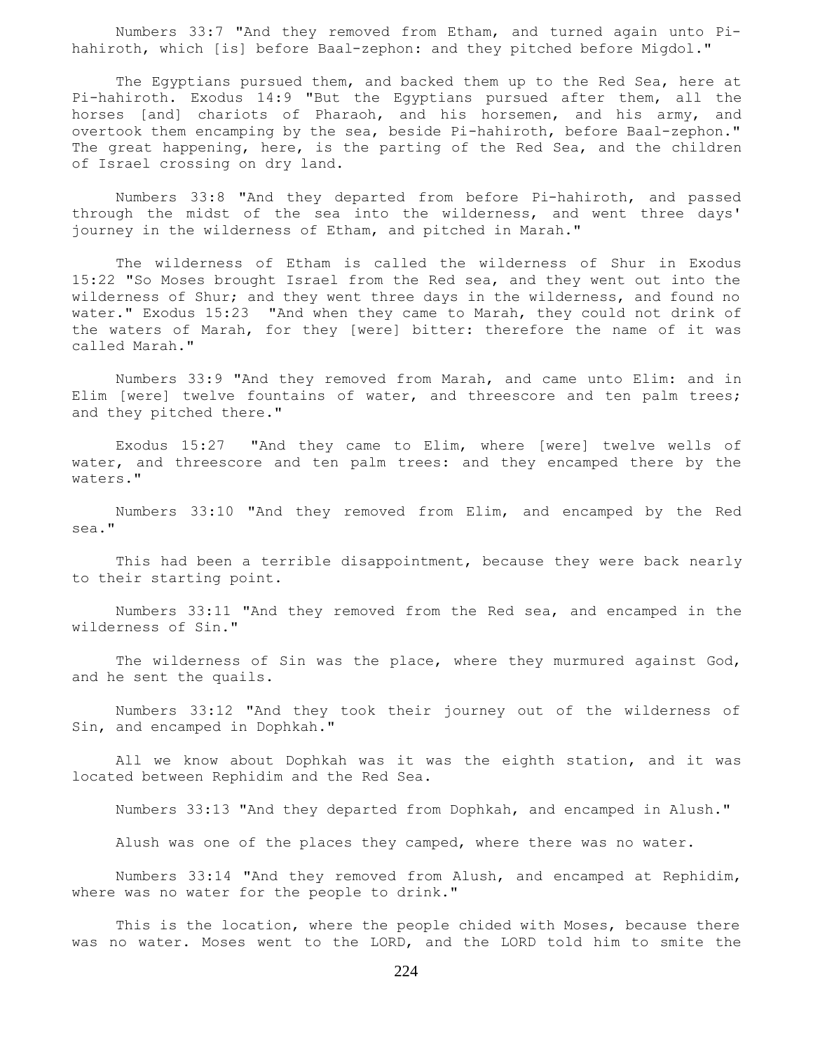Numbers 33:7 "And they removed from Etham, and turned again unto Pi-hahiroth, which [is] before Baal-zephon: and they pitched before Migdol."

The Egyptians pursued them, and backed them up to the Red Sea, here at Pi-hahiroth. Exodus 14:9 "But the Egyptians pursued after them, all the horses [and] chariots of Pharaoh, and his horsemen, and his army, and overtook them encamping by the sea, beside Pi-hahiroth, before Baal-zephon." The great happening, here, is the parting of the Red Sea, and the children of Israel crossing on dry land.

Numbers 33:8 "And they departed from before Pi-hahiroth, and passed through the midst of the sea into the wilderness, and went three days' journey in the wilderness of Etham, and pitched in Marah."

The wilderness of Etham is called the wilderness of Shur in Exodus 15:22 "So Moses brought Israel from the Red sea, and they went out into the wilderness of Shur; and they went three days in the wilderness, and found no water." Exodus 15:23 "And when they came to Marah, they could not drink of the waters of Marah, for they [were] bitter: therefore the name of it was called Marah."

Numbers 33:9 "And they removed from Marah, and came unto Elim: and in Elim [were] twelve fountains of water, and threescore and ten palm trees; and they pitched there."

Exodus 15:27 "And they came to Elim, where [were] twelve wells of water, and threescore and ten palm trees: and they encamped there by the waters."

Numbers 33:10 "And they removed from Elim, and encamped by the Red sea."

This had been a terrible disappointment, because they were back nearly to their starting point.

Numbers 33:11 "And they removed from the Red sea, and encamped in the wilderness of Sin."

The wilderness of Sin was the place, where they murmured against God, and he sent the quails.

Numbers 33:12 "And they took their journey out of the wilderness of Sin, and encamped in Dophkah."

All we know about Dophkah was it was the eighth station, and it was located between Rephidim and the Red Sea.

Numbers 33:13 "And they departed from Dophkah, and encamped in Alush."

Alush was one of the places they camped, where there was no water.

Numbers 33:14 "And they removed from Alush, and encamped at Rephidim, where was no water for the people to drink."

This is the location, where the people chided with Moses, because there was no water. Moses went to the LORD, and the LORD told him to smite the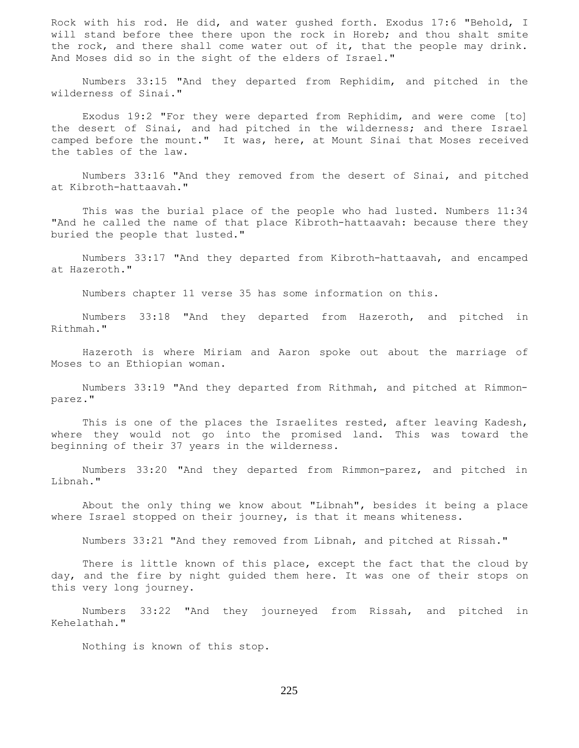Rock with his rod. He did, and water gushed forth. Exodus 17:6 "Behold, I will stand before thee there upon the rock in Horeb; and thou shalt smite the rock, and there shall come water out of it, that the people may drink. And Moses did so in the sight of the elders of Israel."

Numbers 33:15 "And they departed from Rephidim, and pitched in the wilderness of Sinai."

Exodus 19:2 "For they were departed from Rephidim, and were come [to] the desert of Sinai, and had pitched in the wilderness; and there Israel camped before the mount." It was, here, at Mount Sinai that Moses received the tables of the law.

Numbers 33:16 "And they removed from the desert of Sinai, and pitched at Kibroth-hattaavah."

This was the burial place of the people who had lusted. Numbers 11:34 "And he called the name of that place Kibroth-hattaavah: because there they buried the people that lusted."

Numbers 33:17 "And they departed from Kibroth-hattaavah, and encamped at Hazeroth."

Numbers chapter 11 verse 35 has some information on this.

Numbers 33:18 "And they departed from Hazeroth, and pitched in Rithmah."

Hazeroth is where Miriam and Aaron spoke out about the marriage of Moses to an Ethiopian woman.

Numbers 33:19 "And they departed from Rithmah, and pitched at Rimmon-parez."

This is one of the places the Israelites rested, after leaving Kadesh, where they would not go into the promised land. This was toward the beginning of their 37 years in the wilderness.

Numbers 33:20 "And they departed from Rimmon-parez, and pitched in Libnah."

About the only thing we know about "Libnah", besides it being a place where Israel stopped on their journey, is that it means whiteness.

Numbers 33:21 "And they removed from Libnah, and pitched at Rissah."

There is little known of this place, except the fact that the cloud by day, and the fire by night guided them here. It was one of their stops on this very long journey.

Numbers 33:22 "And they journeyed from Rissah, and pitched in Kehelathah."

Nothing is known of this stop.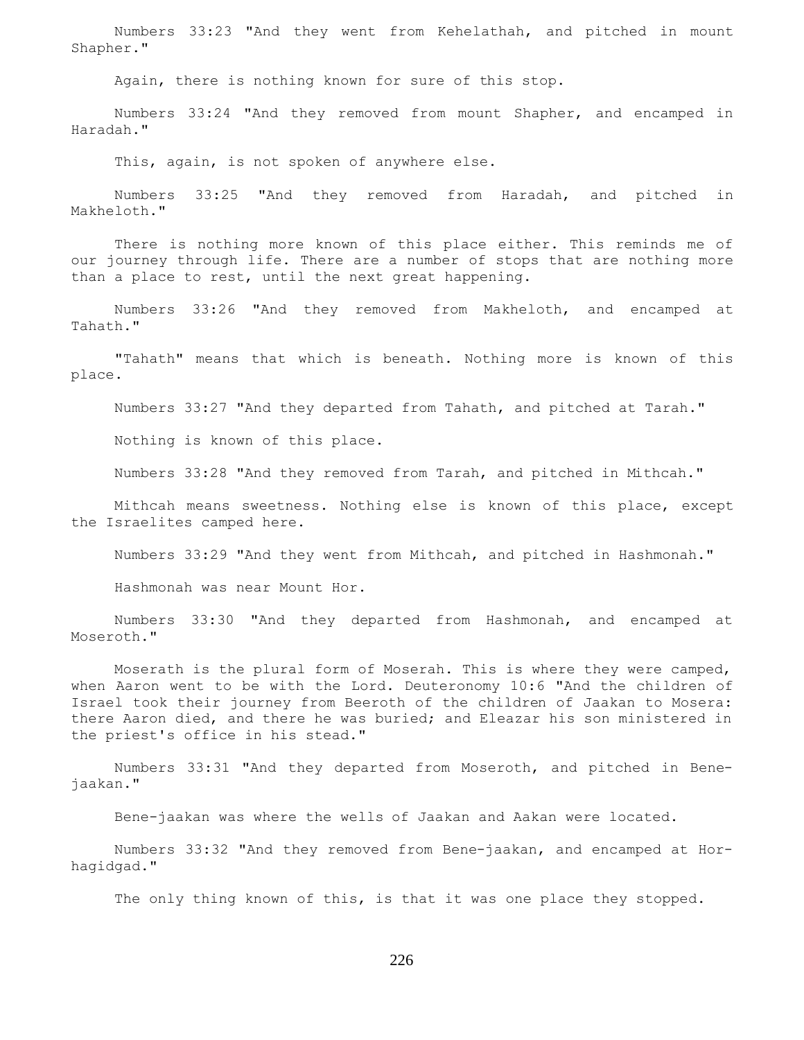Numbers 33:23 "And they went from Kehelathah, and pitched in mount Shapher."

Again, there is nothing known for sure of this stop.

Numbers 33:24 "And they removed from mount Shapher, and encamped in Haradah."

This, again, is not spoken of anywhere else.

Numbers 33:25 "And they removed from Haradah, and pitched in Makheloth."

There is nothing more known of this place either. This reminds me of our journey through life. There are a number of stops that are nothing more than a place to rest, until the next great happening.

Numbers 33:26 "And they removed from Makheloth, and encamped at Tahath."

"Tahath" means that which is beneath. Nothing more is known of this place.

Numbers 33:27 "And they departed from Tahath, and pitched at Tarah."

Nothing is known of this place.

Numbers 33:28 "And they removed from Tarah, and pitched in Mithcah."

Mithcah means sweetness. Nothing else is known of this place, except the Israelites camped here.

Numbers 33:29 "And they went from Mithcah, and pitched in Hashmonah."

Hashmonah was near Mount Hor.

Numbers 33:30 "And they departed from Hashmonah, and encamped at Moseroth."

Moserath is the plural form of Moserah. This is where they were camped, when Aaron went to be with the Lord. Deuteronomy 10:6 "And the children of Israel took their journey from Beeroth of the children of Jaakan to Mosera: there Aaron died, and there he was buried; and Eleazar his son ministered in the priest's office in his stead."

Numbers 33:31 "And they departed from Moseroth, and pitched in Bene-jaakan."

Bene-jaakan was where the wells of Jaakan and Aakan were located.

Numbers 33:32 "And they removed from Bene-jaakan, and encamped at Hor-hagidgad."

The only thing known of this, is that it was one place they stopped.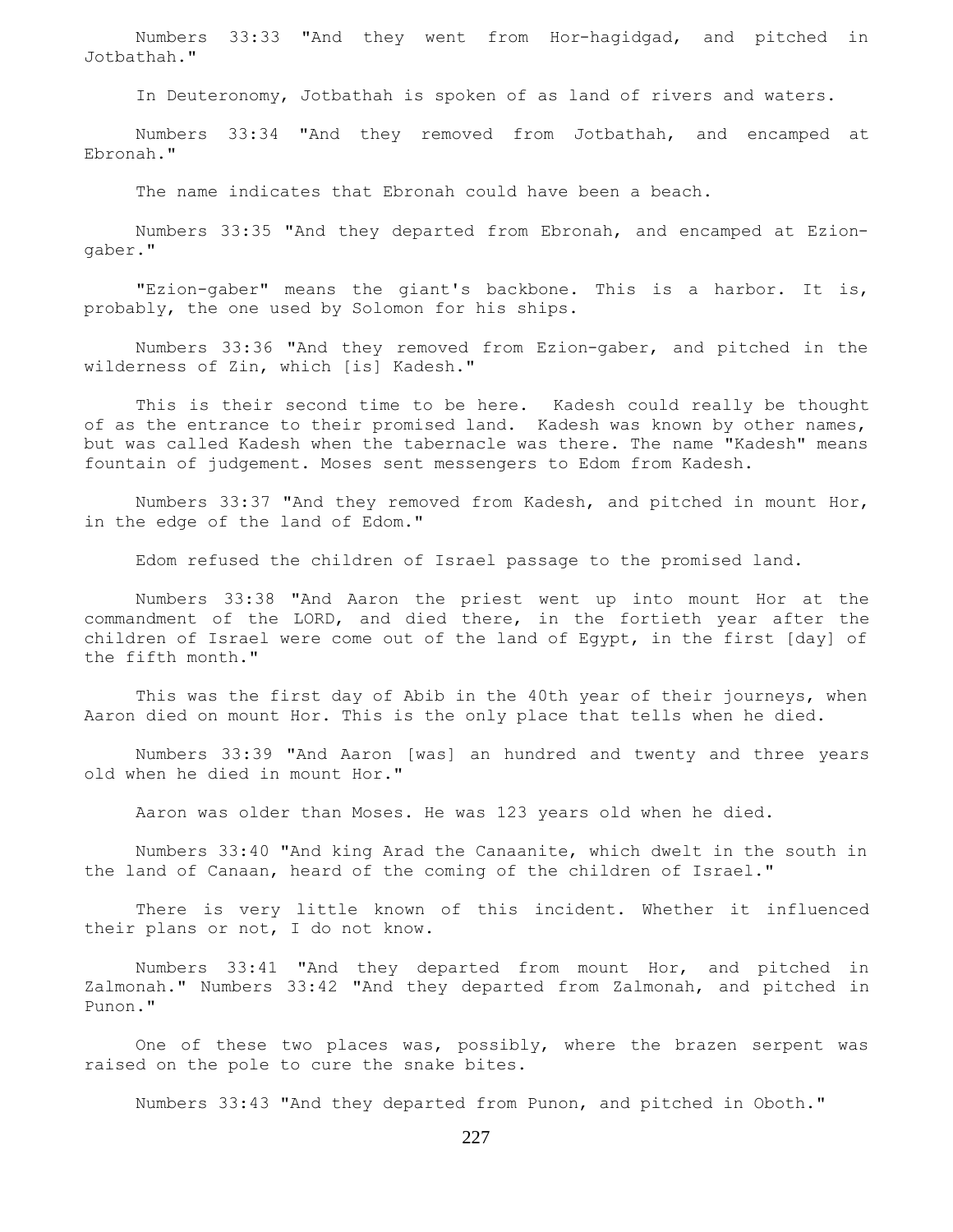Numbers 33:33 "And they went from Hor-hagidgad, and pitched in Jotbathah."

In Deuteronomy, Jotbathah is spoken of as land of rivers and waters.

Numbers 33:34 "And they removed from Jotbathah, and encamped at Ebronah."

The name indicates that Ebronah could have been a beach.

Numbers 33:35 "And they departed from Ebronah, and encamped at Ezion-gaber."

"Ezion-gaber" means the giant's backbone. This is a harbor. It is, probably, the one used by Solomon for his ships.

Numbers 33:36 "And they removed from Ezion-gaber, and pitched in the wilderness of Zin, which [is] Kadesh."

This is their second time to be here. Kadesh could really be thought of as the entrance to their promised land. Kadesh was known by other names, but was called Kadesh when the tabernacle was there. The name "Kadesh" means fountain of judgement. Moses sent messengers to Edom from Kadesh.

Numbers 33:37 "And they removed from Kadesh, and pitched in mount Hor, in the edge of the land of Edom."

Edom refused the children of Israel passage to the promised land.

Numbers 33:38 "And Aaron the priest went up into mount Hor at the commandment of the LORD, and died there, in the fortieth year after the children of Israel were come out of the land of Egypt, in the first [day] of the fifth month."

This was the first day of Abib in the 40th year of their journeys, when Aaron died on mount Hor. This is the only place that tells when he died.

Numbers 33:39 "And Aaron [was] an hundred and twenty and three years old when he died in mount Hor."

Aaron was older than Moses. He was 123 years old when he died.

Numbers 33:40 "And king Arad the Canaanite, which dwelt in the south in the land of Canaan, heard of the coming of the children of Israel."

There is very little known of this incident. Whether it influenced their plans or not, I do not know.

Numbers 33:41 "And they departed from mount Hor, and pitched in Zalmonah." Numbers 33:42 "And they departed from Zalmonah, and pitched in Punon."

One of these two places was, possibly, where the brazen serpent was raised on the pole to cure the snake bites.

Numbers 33:43 "And they departed from Punon, and pitched in Oboth."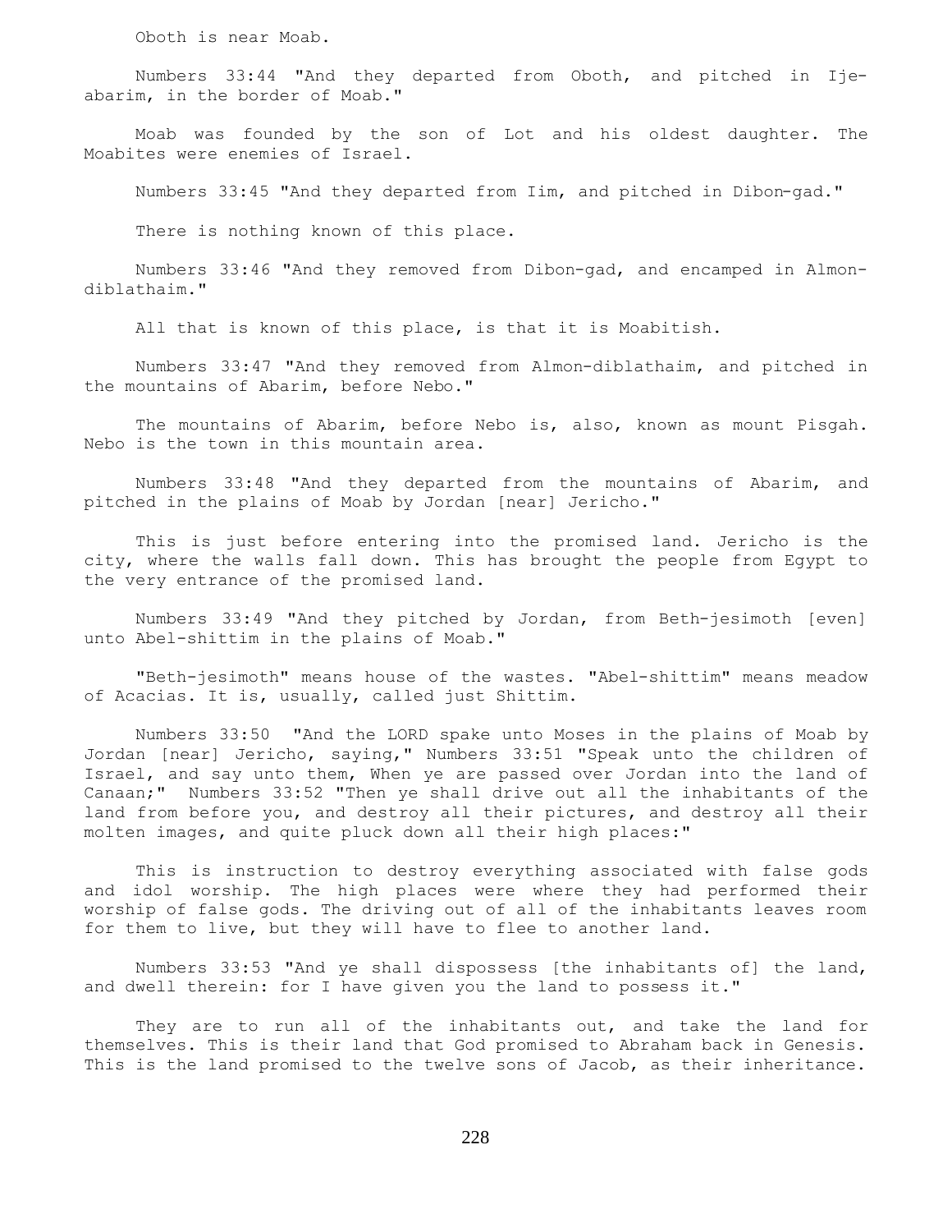Oboth is near Moab.

Numbers 33:44 "And they departed from Oboth, and pitched in Ije-abarim, in the border of Moab."

Moab was founded by the son of Lot and his oldest daughter. The Moabites were enemies of Israel.

Numbers 33:45 "And they departed from Iim, and pitched in Dibon-gad."

There is nothing known of this place.

Numbers 33:46 "And they removed from Dibon-gad, and encamped in Almon-diblathaim."

All that is known of this place, is that it is Moabitish.

Numbers 33:47 "And they removed from Almon-diblathaim, and pitched in the mountains of Abarim, before Nebo."

The mountains of Abarim, before Nebo is, also, known as mount Pisgah. Nebo is the town in this mountain area.

Numbers 33:48 "And they departed from the mountains of Abarim, and pitched in the plains of Moab by Jordan [near] Jericho."

This is just before entering into the promised land. Jericho is the city, where the walls fall down. This has brought the people from Egypt to the very entrance of the promised land.

Numbers 33:49 "And they pitched by Jordan, from Beth-jesimoth [even] unto Abel-shittim in the plains of Moab."

"Beth-jesimoth" means house of the wastes. "Abel-shittim" means meadow of Acacias. It is, usually, called just Shittim.

Numbers 33:50 "And the LORD spake unto Moses in the plains of Moab by Jordan [near] Jericho, saying," Numbers 33:51 "Speak unto the children of Israel, and say unto them, When ye are passed over Jordan into the land of Canaan;" Numbers 33:52 "Then ye shall drive out all the inhabitants of the land from before you, and destroy all their pictures, and destroy all their molten images, and quite pluck down all their high places:"

This is instruction to destroy everything associated with false gods and idol worship. The high places were where they had performed their worship of false gods. The driving out of all of the inhabitants leaves room for them to live, but they will have to flee to another land.

Numbers 33:53 "And ye shall dispossess [the inhabitants of] the land, and dwell therein: for I have given you the land to possess it."

They are to run all of the inhabitants out, and take the land for themselves. This is their land that God promised to Abraham back in Genesis. This is the land promised to the twelve sons of Jacob, as their inheritance.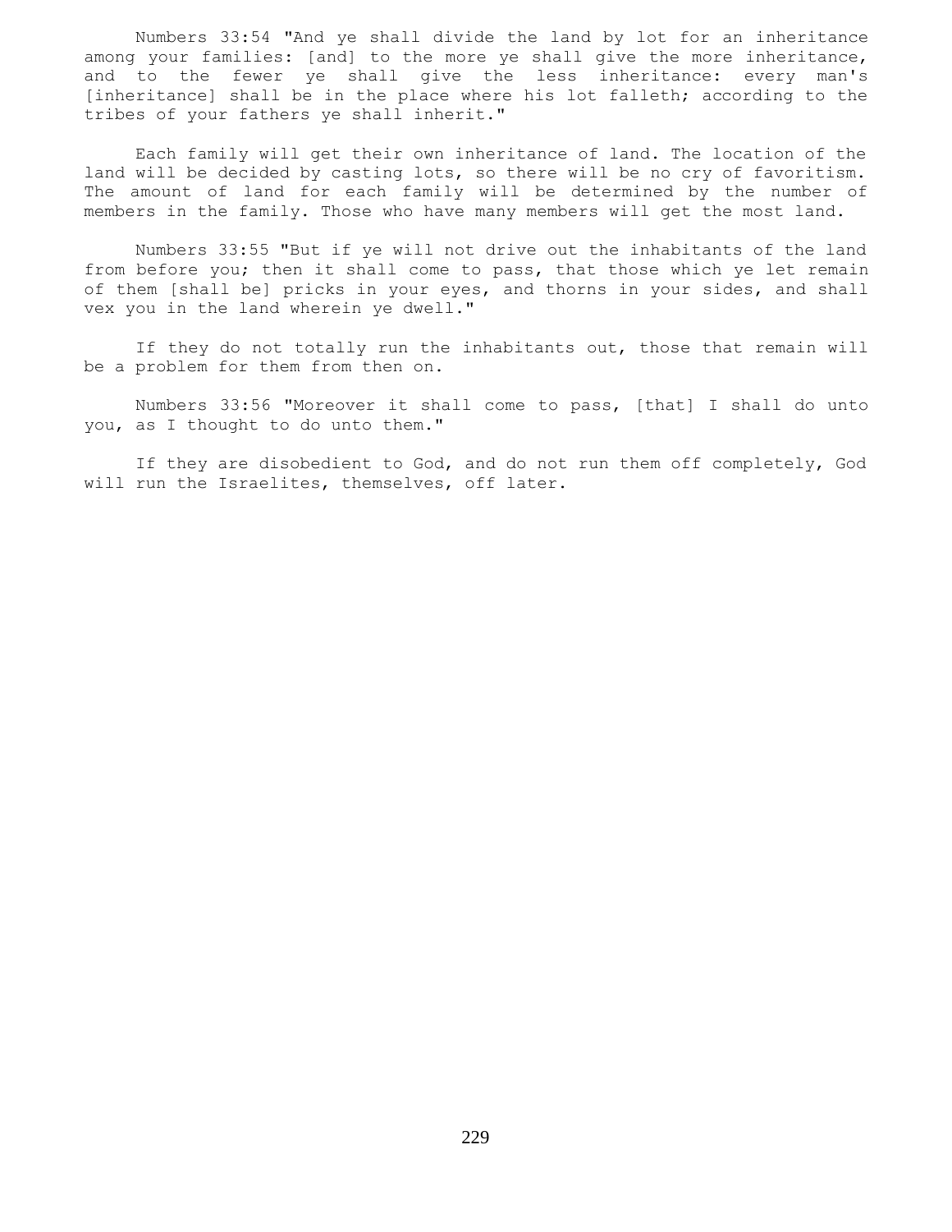Numbers 33:54 "And ye shall divide the land by lot for an inheritance among your families: [and] to the more ye shall give the more inheritance, and to the fewer ye shall give the less inheritance: every man's [inheritance] shall be in the place where his lot falleth; according to the tribes of your fathers ye shall inherit."

Each family will get their own inheritance of land. The location of the land will be decided by casting lots, so there will be no cry of favoritism. The amount of land for each family will be determined by the number of members in the family. Those who have many members will get the most land.

Numbers 33:55 "But if ye will not drive out the inhabitants of the land from before you; then it shall come to pass, that those which ye let remain of them [shall be] pricks in your eyes, and thorns in your sides, and shall vex you in the land wherein ye dwell."

If they do not totally run the inhabitants out, those that remain will be a problem for them from then on.

Numbers 33:56 "Moreover it shall come to pass, [that] I shall do unto you, as I thought to do unto them."

If they are disobedient to God, and do not run them off completely, God will run the Israelites, themselves, off later.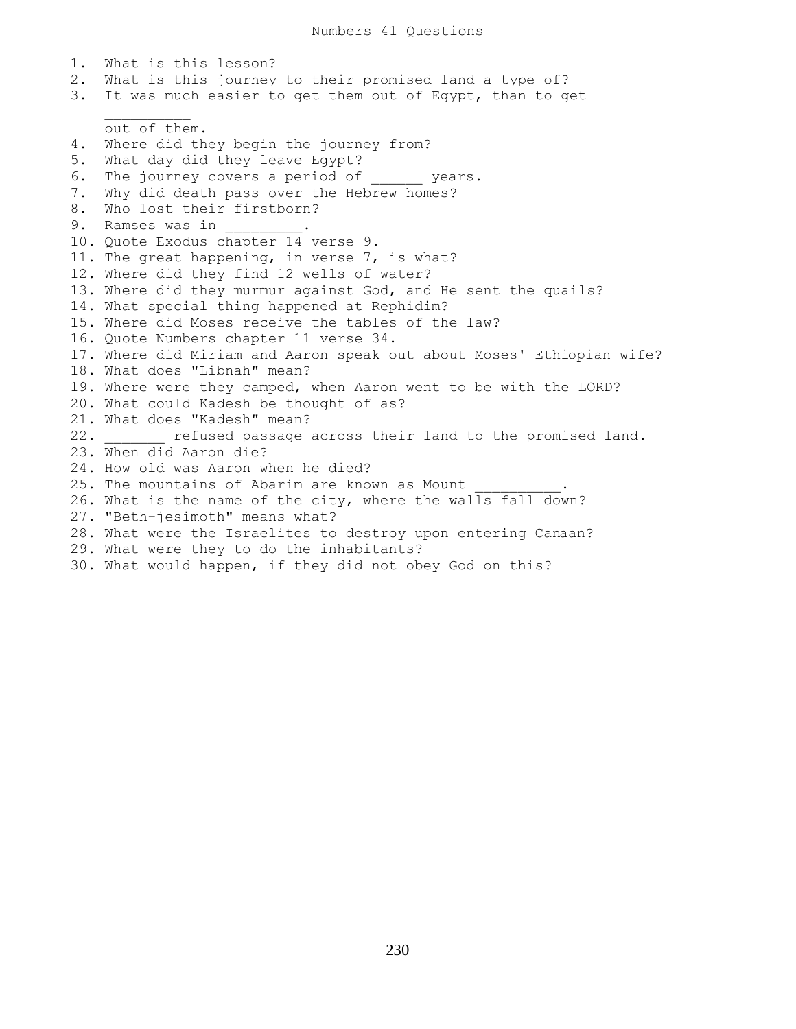# Numbers 41 Questions

1. What is this lesson?
2. What is this journey to their promised land a type of?
3. It was much easier to get them out of Egypt, than to get __________ out of them.
4. Where did they begin the journey from?
5. What day did they leave Egypt?
6. The journey covers a period of ______ years.
7. Why did death pass over the Hebrew homes?
8. Who lost their firstborn?
9. Ramses was in _________.
10. Quote Exodus chapter 14 verse 9.
11. The great happening, in verse 7, is what?
12. Where did they find 12 wells of water?
13. Where did they murmur against God, and He sent the quails?
14. What special thing happened at Rephidim?
15. Where did Moses receive the tables of the law?
16. Quote Numbers chapter 11 verse 34.
17. Where did Miriam and Aaron speak out about Moses' Ethiopian wife?
18. What does "Libnah" mean?
19. Where were they camped, when Aaron went to be with the LORD?
20. What could Kadesh be thought of as?
21. What does "Kadesh" mean?
22. _______ refused passage across their land to the promised land.
23. When did Aaron die?
24. How old was Aaron when he died?
25. The mountains of Abarim are known as Mount __________.
26. What is the name of the city, where the walls fall down?
27. "Beth-jesimoth" means what?
28. What were the Israelites to destroy upon entering Canaan?
29. What were they to do the inhabitants?
30. What would happen, if they did not obey God on this?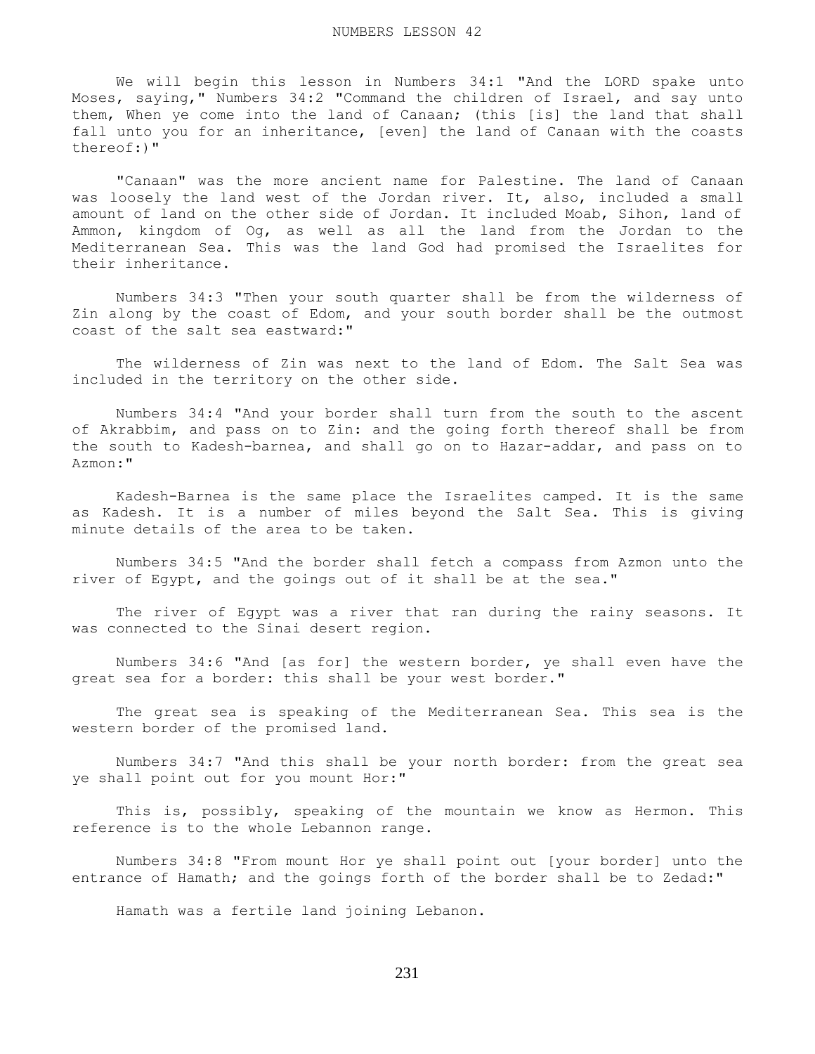# NUMBERS LESSON 42

We will begin this lesson in Numbers 34:1 "And the LORD spake unto Moses, saying," Numbers 34:2 "Command the children of Israel, and say unto them, When ye come into the land of Canaan; (this [is] the land that shall fall unto you for an inheritance, [even] the land of Canaan with the coasts thereof:)"

"Canaan" was the more ancient name for Palestine. The land of Canaan was loosely the land west of the Jordan river. It, also, included a small amount of land on the other side of Jordan. It included Moab, Sihon, land of Ammon, kingdom of Og, as well as all the land from the Jordan to the Mediterranean Sea. This was the land God had promised the Israelites for their inheritance.

Numbers 34:3 "Then your south quarter shall be from the wilderness of Zin along by the coast of Edom, and your south border shall be the outmost coast of the salt sea eastward:"

The wilderness of Zin was next to the land of Edom. The Salt Sea was included in the territory on the other side.

Numbers 34:4 "And your border shall turn from the south to the ascent of Akrabbim, and pass on to Zin: and the going forth thereof shall be from the south to Kadesh-barnea, and shall go on to Hazar-addar, and pass on to Azmon:"

Kadesh-Barnea is the same place the Israelites camped. It is the same as Kadesh. It is a number of miles beyond the Salt Sea. This is giving minute details of the area to be taken.

Numbers 34:5 "And the border shall fetch a compass from Azmon unto the river of Egypt, and the goings out of it shall be at the sea."

The river of Egypt was a river that ran during the rainy seasons. It was connected to the Sinai desert region.

Numbers 34:6 "And [as for] the western border, ye shall even have the great sea for a border: this shall be your west border."

The great sea is speaking of the Mediterranean Sea. This sea is the western border of the promised land.

Numbers 34:7 "And this shall be your north border: from the great sea ye shall point out for you mount Hor:"

This is, possibly, speaking of the mountain we know as Hermon. This reference is to the whole Lebannon range.

Numbers 34:8 "From mount Hor ye shall point out [your border] unto the entrance of Hamath; and the goings forth of the border shall be to Zedad:"

Hamath was a fertile land joining Lebanon.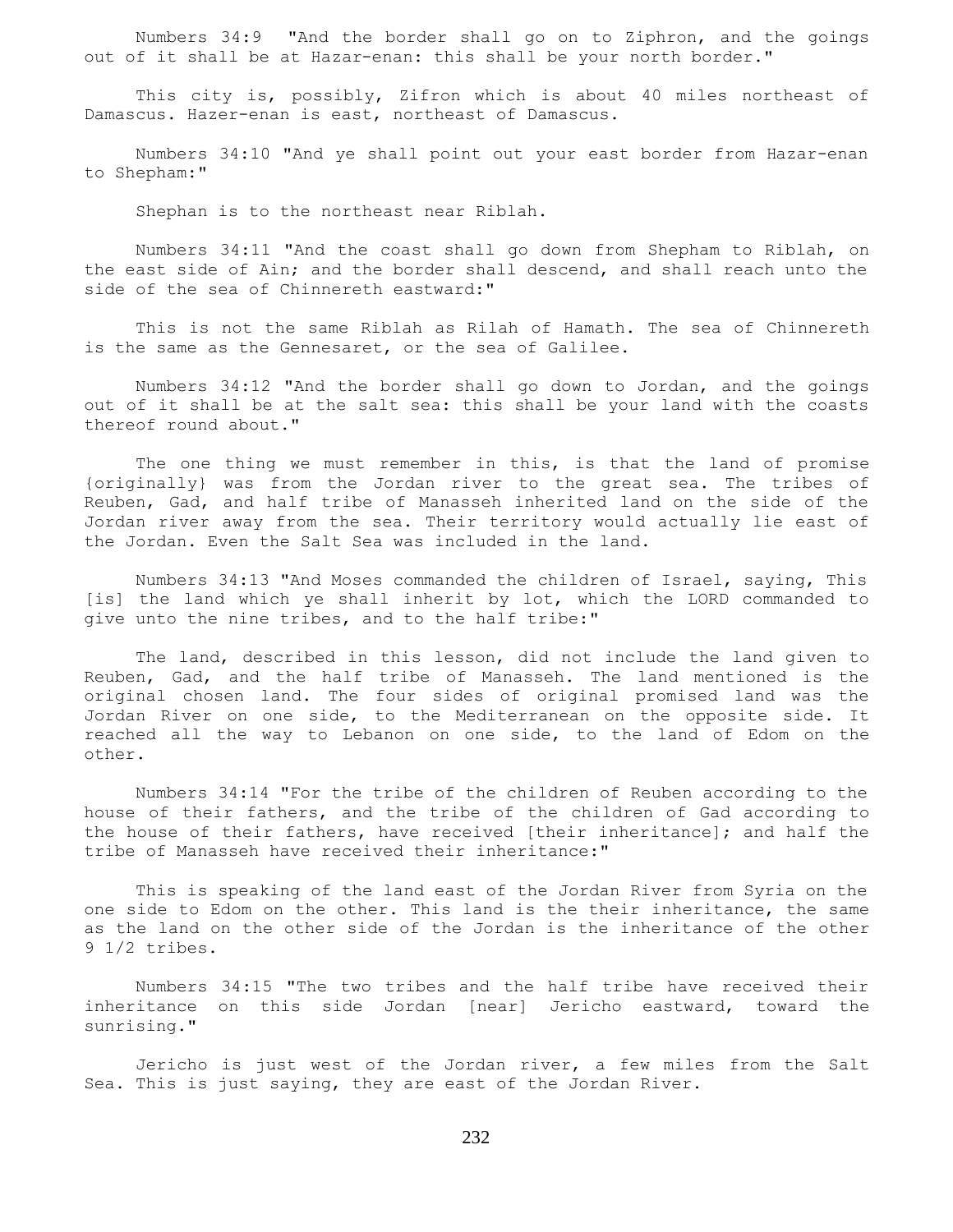Numbers 34:9 "And the border shall go on to Ziphron, and the goings out of it shall be at Hazar-enan: this shall be your north border."

This city is, possibly, Zifron which is about 40 miles northeast of Damascus. Hazer-enan is east, northeast of Damascus.

Numbers 34:10 "And ye shall point out your east border from Hazar-enan to Shepham:"

Shephan is to the northeast near Riblah.

Numbers 34:11 "And the coast shall go down from Shepham to Riblah, on the east side of Ain; and the border shall descend, and shall reach unto the side of the sea of Chinnereth eastward:"

This is not the same Riblah as Rilah of Hamath. The sea of Chinnereth is the same as the Gennesaret, or the sea of Galilee.

Numbers 34:12 "And the border shall go down to Jordan, and the goings out of it shall be at the salt sea: this shall be your land with the coasts thereof round about."

The one thing we must remember in this, is that the land of promise {originally} was from the Jordan river to the great sea. The tribes of Reuben, Gad, and half tribe of Manasseh inherited land on the side of the Jordan river away from the sea. Their territory would actually lie east of the Jordan. Even the Salt Sea was included in the land.

Numbers 34:13 "And Moses commanded the children of Israel, saying, This [is] the land which ye shall inherit by lot, which the LORD commanded to give unto the nine tribes, and to the half tribe:"

The land, described in this lesson, did not include the land given to Reuben, Gad, and the half tribe of Manasseh. The land mentioned is the original chosen land. The four sides of original promised land was the Jordan River on one side, to the Mediterranean on the opposite side. It reached all the way to Lebanon on one side, to the land of Edom on the other.

Numbers 34:14 "For the tribe of the children of Reuben according to the house of their fathers, and the tribe of the children of Gad according to the house of their fathers, have received [their inheritance]; and half the tribe of Manasseh have received their inheritance:"

This is speaking of the land east of the Jordan River from Syria on the one side to Edom on the other. This land is the their inheritance, the same as the land on the other side of the Jordan is the inheritance of the other 9 1/2 tribes.

Numbers 34:15 "The two tribes and the half tribe have received their inheritance on this side Jordan [near] Jericho eastward, toward the sunrising."

Jericho is just west of the Jordan river, a few miles from the Salt Sea. This is just saying, they are east of the Jordan River.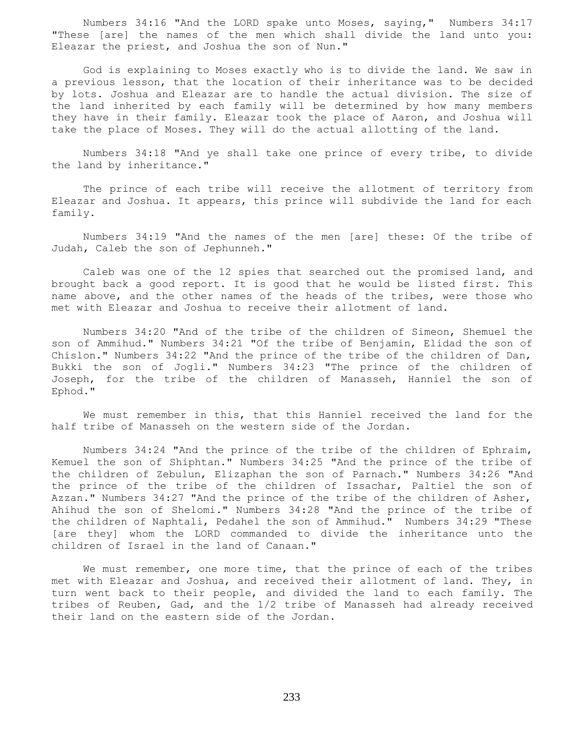Numbers 34:16 "And the LORD spake unto Moses, saying," Numbers 34:17 "These [are] the names of the men which shall divide the land unto you: Eleazar the priest, and Joshua the son of Nun."

God is explaining to Moses exactly who is to divide the land. We saw in a previous lesson, that the location of their inheritance was to be decided by lots. Joshua and Eleazar are to handle the actual division. The size of the land inherited by each family will be determined by how many members they have in their family. Eleazar took the place of Aaron, and Joshua will take the place of Moses. They will do the actual allotting of the land.

Numbers 34:18 "And ye shall take one prince of every tribe, to divide the land by inheritance."

The prince of each tribe will receive the allotment of territory from Eleazar and Joshua. It appears, this prince will subdivide the land for each family.

Numbers 34:19 "And the names of the men [are] these: Of the tribe of Judah, Caleb the son of Jephunneh."

Caleb was one of the 12 spies that searched out the promised land, and brought back a good report. It is good that he would be listed first. This name above, and the other names of the heads of the tribes, were those who met with Eleazar and Joshua to receive their allotment of land.

Numbers 34:20 "And of the tribe of the children of Simeon, Shemuel the son of Ammihud." Numbers 34:21 "Of the tribe of Benjamin, Elidad the son of Chislon." Numbers 34:22 "And the prince of the tribe of the children of Dan, Bukki the son of Jogli." Numbers 34:23 "The prince of the children of Joseph, for the tribe of the children of Manasseh, Hanniel the son of Ephod."

We must remember in this, that this Hanniel received the land for the half tribe of Manasseh on the western side of the Jordan.

Numbers 34:24 "And the prince of the tribe of the children of Ephraim, Kemuel the son of Shiphtan." Numbers 34:25 "And the prince of the tribe of the children of Zebulun, Elizaphan the son of Parnach." Numbers 34:26 "And the prince of the tribe of the children of Issachar, Paltiel the son of Azzan." Numbers 34:27 "And the prince of the tribe of the children of Asher, Ahihud the son of Shelomi." Numbers 34:28 "And the prince of the tribe of the children of Naphtali, Pedahel the son of Ammihud." Numbers 34:29 "These [are they] whom the LORD commanded to divide the inheritance unto the children of Israel in the land of Canaan."

We must remember, one more time, that the prince of each of the tribes met with Eleazar and Joshua, and received their allotment of land. They, in turn went back to their people, and divided the land to each family. The tribes of Reuben, Gad, and the 1/2 tribe of Manasseh had already received their land on the eastern side of the Jordan.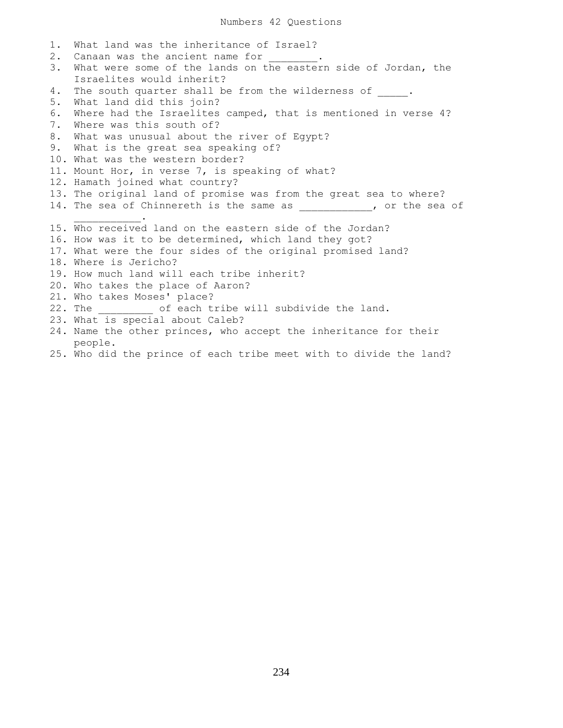# Numbers 42 Questions

1. What land was the inheritance of Israel?
2. Canaan was the ancient name for ________.
3. What were some of the lands on the eastern side of Jordan, the Israelites would inherit?
4. The south quarter shall be from the wilderness of _____.
5. What land did this join?
6. Where had the Israelites camped, that is mentioned in verse 4?
7. Where was this south of?
8. What was unusual about the river of Egypt?
9. What is the great sea speaking of?
10. What was the western border?
11. Mount Hor, in verse 7, is speaking of what?
12. Hamath joined what country?
13. The original land of promise was from the great sea to where?
14. The sea of Chinnereth is the same as ____________, or the sea of ___________.
15. Who received land on the eastern side of the Jordan?
16. How was it to be determined, which land they got?
17. What were the four sides of the original promised land?
18. Where is Jericho?
19. How much land will each tribe inherit?
20. Who takes the place of Aaron?
21. Who takes Moses' place?
22. The _________ of each tribe will subdivide the land.
23. What is special about Caleb?
24. Name the other princes, who accept the inheritance for their people.
25. Who did the prince of each tribe meet with to divide the land?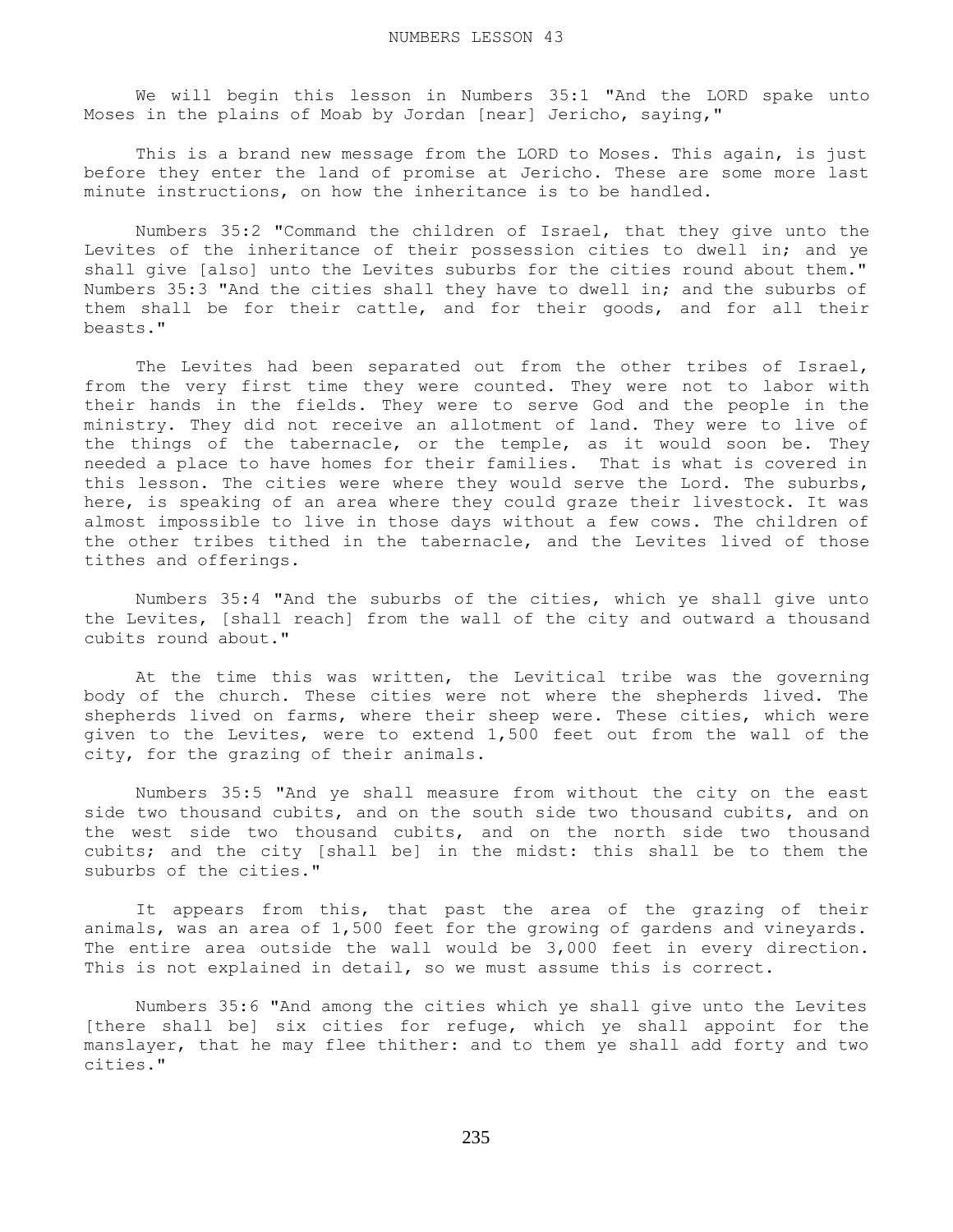# NUMBERS LESSON 43

We will begin this lesson in Numbers 35:1 "And the LORD spake unto Moses in the plains of Moab by Jordan [near] Jericho, saying,"

This is a brand new message from the LORD to Moses. This again, is just before they enter the land of promise at Jericho. These are some more last minute instructions, on how the inheritance is to be handled.

Numbers 35:2 "Command the children of Israel, that they give unto the Levites of the inheritance of their possession cities to dwell in; and ye shall give [also] unto the Levites suburbs for the cities round about them." Numbers 35:3 "And the cities shall they have to dwell in; and the suburbs of them shall be for their cattle, and for their goods, and for all their beasts."

The Levites had been separated out from the other tribes of Israel, from the very first time they were counted. They were not to labor with their hands in the fields. They were to serve God and the people in the ministry. They did not receive an allotment of land. They were to live of the things of the tabernacle, or the temple, as it would soon be. They needed a place to have homes for their families. That is what is covered in this lesson. The cities were where they would serve the Lord. The suburbs, here, is speaking of an area where they could graze their livestock. It was almost impossible to live in those days without a few cows. The children of the other tribes tithed in the tabernacle, and the Levites lived of those tithes and offerings.

Numbers 35:4 "And the suburbs of the cities, which ye shall give unto the Levites, [shall reach] from the wall of the city and outward a thousand cubits round about."

At the time this was written, the Levitical tribe was the governing body of the church. These cities were not where the shepherds lived. The shepherds lived on farms, where their sheep were. These cities, which were given to the Levites, were to extend 1,500 feet out from the wall of the city, for the grazing of their animals.

Numbers 35:5 "And ye shall measure from without the city on the east side two thousand cubits, and on the south side two thousand cubits, and on the west side two thousand cubits, and on the north side two thousand cubits; and the city [shall be] in the midst: this shall be to them the suburbs of the cities."

It appears from this, that past the area of the grazing of their animals, was an area of 1,500 feet for the growing of gardens and vineyards. The entire area outside the wall would be 3,000 feet in every direction. This is not explained in detail, so we must assume this is correct.

Numbers 35:6 "And among the cities which ye shall give unto the Levites [there shall be] six cities for refuge, which ye shall appoint for the manslayer, that he may flee thither: and to them ye shall add forty and two cities."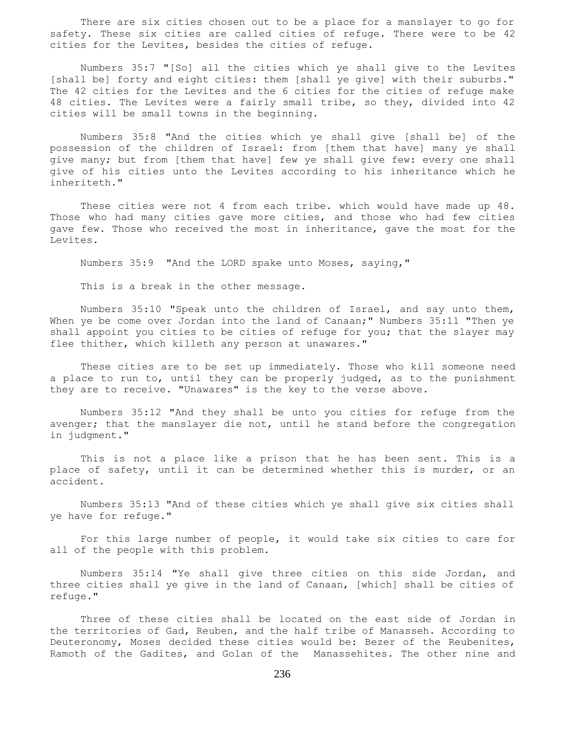There are six cities chosen out to be a place for a manslayer to go for safety. These six cities are called cities of refuge. There were to be 42 cities for the Levites, besides the cities of refuge.

Numbers 35:7 "[So] all the cities which ye shall give to the Levites [shall be] forty and eight cities: them [shall ye give] with their suburbs." The 42 cities for the Levites and the 6 cities for the cities of refuge make 48 cities. The Levites were a fairly small tribe, so they, divided into 42 cities will be small towns in the beginning.

Numbers 35:8 "And the cities which ye shall give [shall be] of the possession of the children of Israel: from [them that have] many ye shall give many; but from [them that have] few ye shall give few: every one shall give of his cities unto the Levites according to his inheritance which he inheriteth."

These cities were not 4 from each tribe. which would have made up 48. Those who had many cities gave more cities, and those who had few cities gave few. Those who received the most in inheritance, gave the most for the Levites.

Numbers 35:9 "And the LORD spake unto Moses, saying,"

This is a break in the other message.

Numbers 35:10 "Speak unto the children of Israel, and say unto them, When ye be come over Jordan into the land of Canaan;" Numbers 35:11 "Then ye shall appoint you cities to be cities of refuge for you; that the slayer may flee thither, which killeth any person at unawares."

These cities are to be set up immediately. Those who kill someone need a place to run to, until they can be properly judged, as to the punishment they are to receive. "Unawares" is the key to the verse above.

Numbers 35:12 "And they shall be unto you cities for refuge from the avenger; that the manslayer die not, until he stand before the congregation in judgment."

This is not a place like a prison that he has been sent. This is a place of safety, until it can be determined whether this is murder, or an accident.

Numbers 35:13 "And of these cities which ye shall give six cities shall ye have for refuge."

For this large number of people, it would take six cities to care for all of the people with this problem.

Numbers 35:14 "Ye shall give three cities on this side Jordan, and three cities shall ye give in the land of Canaan, [which] shall be cities of refuge."

Three of these cities shall be located on the east side of Jordan in the territories of Gad, Reuben, and the half tribe of Manasseh. According to Deuteronomy, Moses decided these cities would be: Bezer of the Reubenites, Ramoth of the Gadites, and Golan of the Manassehites. The other nine and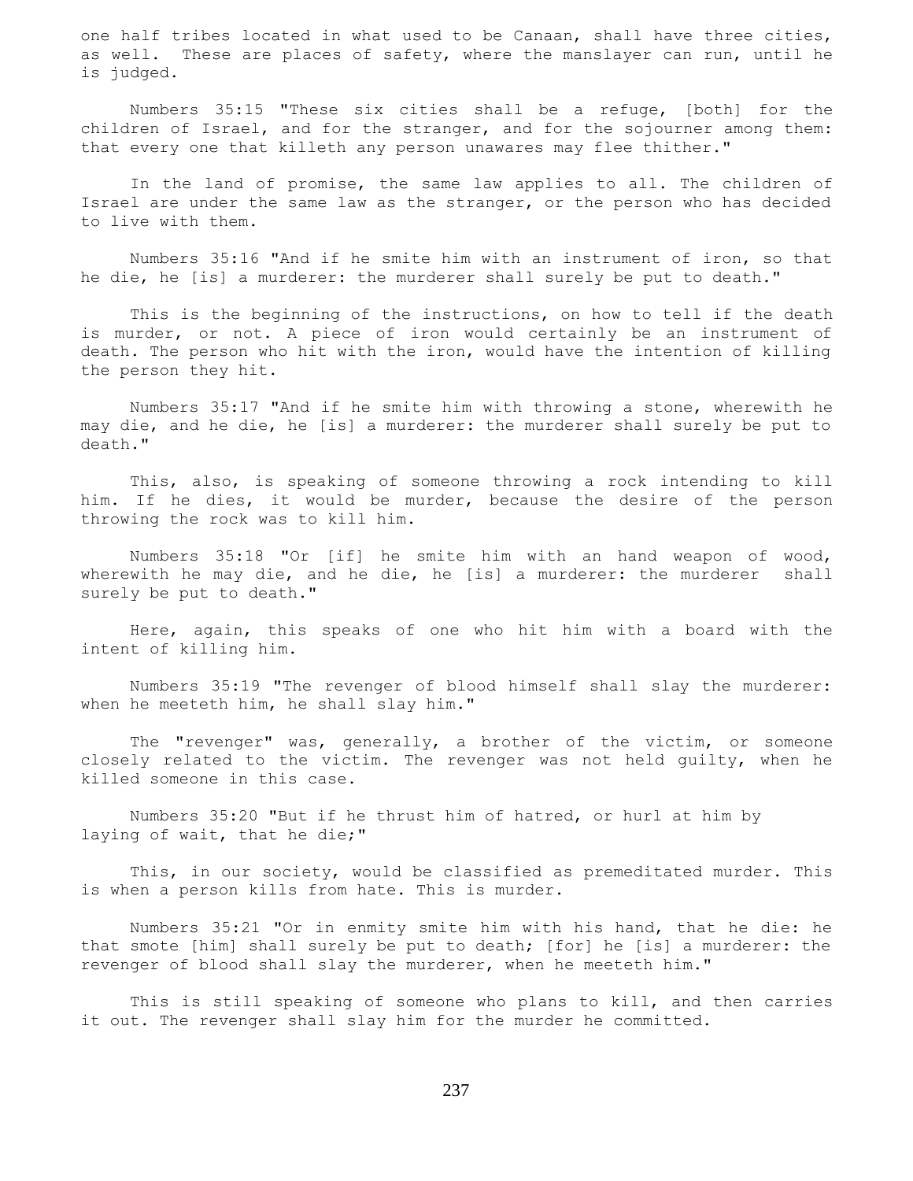one half tribes located in what used to be Canaan, shall have three cities, as well. These are places of safety, where the manslayer can run, until he is judged.

Numbers 35:15 "These six cities shall be a refuge, [both] for the children of Israel, and for the stranger, and for the sojourner among them: that every one that killeth any person unawares may flee thither."

In the land of promise, the same law applies to all. The children of Israel are under the same law as the stranger, or the person who has decided to live with them.

Numbers 35:16 "And if he smite him with an instrument of iron, so that he die, he [is] a murderer: the murderer shall surely be put to death."

This is the beginning of the instructions, on how to tell if the death is murder, or not. A piece of iron would certainly be an instrument of death. The person who hit with the iron, would have the intention of killing the person they hit.

Numbers 35:17 "And if he smite him with throwing a stone, wherewith he may die, and he die, he [is] a murderer: the murderer shall surely be put to death."

This, also, is speaking of someone throwing a rock intending to kill him. If he dies, it would be murder, because the desire of the person throwing the rock was to kill him.

Numbers 35:18 "Or [if] he smite him with an hand weapon of wood, wherewith he may die, and he die, he [is] a murderer: the murderer shall surely be put to death."

Here, again, this speaks of one who hit him with a board with the intent of killing him.

Numbers 35:19 "The revenger of blood himself shall slay the murderer: when he meeteth him, he shall slay him."

The "revenger" was, generally, a brother of the victim, or someone closely related to the victim. The revenger was not held guilty, when he killed someone in this case.

Numbers 35:20 "But if he thrust him of hatred, or hurl at him by laying of wait, that he die;"

This, in our society, would be classified as premeditated murder. This is when a person kills from hate. This is murder.

Numbers 35:21 "Or in enmity smite him with his hand, that he die: he that smote [him] shall surely be put to death; [for] he [is] a murderer: the revenger of blood shall slay the murderer, when he meeteth him."

This is still speaking of someone who plans to kill, and then carries it out. The revenger shall slay him for the murder he committed.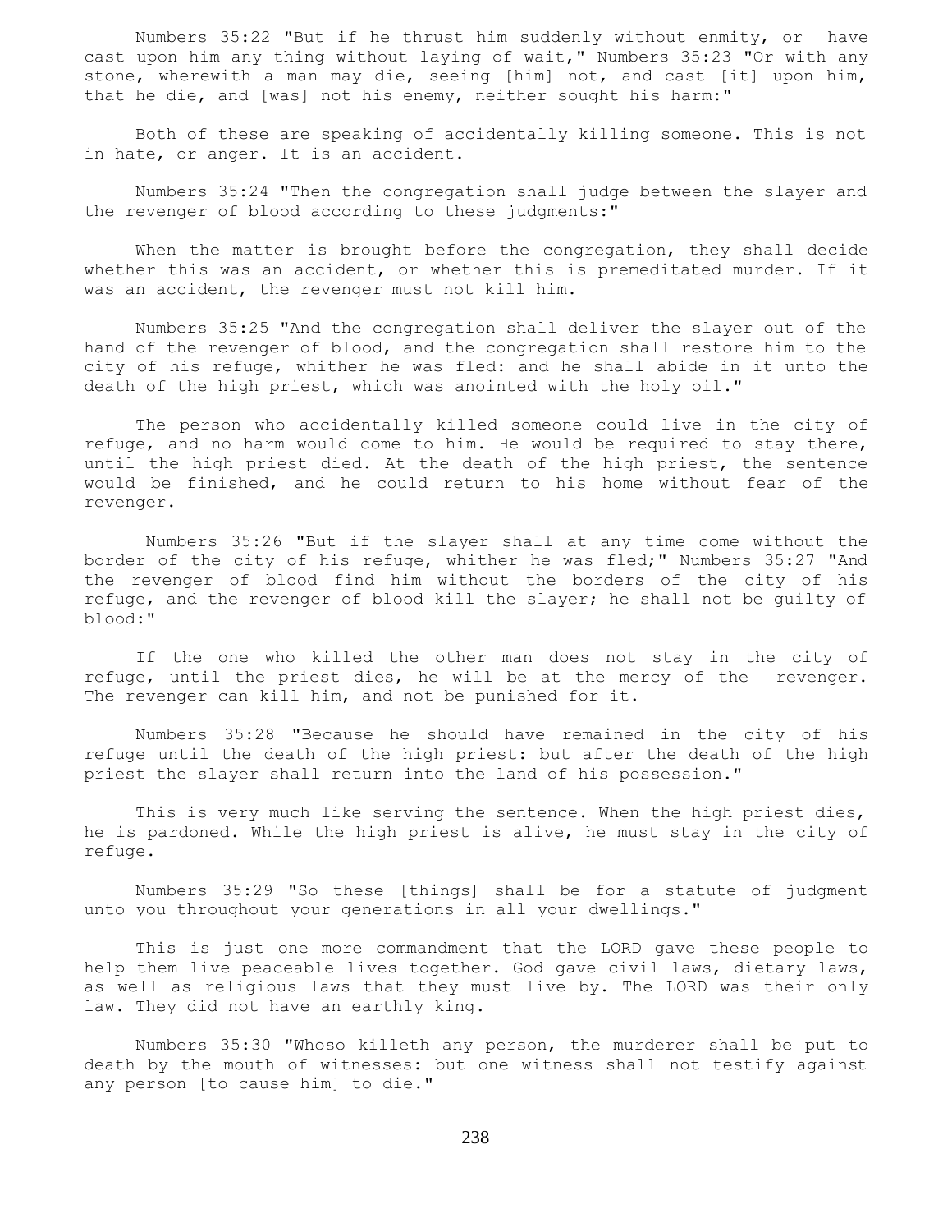Numbers 35:22 "But if he thrust him suddenly without enmity, or have cast upon him any thing without laying of wait," Numbers 35:23 "Or with any stone, wherewith a man may die, seeing [him] not, and cast [it] upon him, that he die, and [was] not his enemy, neither sought his harm:"

Both of these are speaking of accidentally killing someone. This is not in hate, or anger. It is an accident.

Numbers 35:24 "Then the congregation shall judge between the slayer and the revenger of blood according to these judgments:"

When the matter is brought before the congregation, they shall decide whether this was an accident, or whether this is premeditated murder. If it was an accident, the revenger must not kill him.

Numbers 35:25 "And the congregation shall deliver the slayer out of the hand of the revenger of blood, and the congregation shall restore him to the city of his refuge, whither he was fled: and he shall abide in it unto the death of the high priest, which was anointed with the holy oil."

The person who accidentally killed someone could live in the city of refuge, and no harm would come to him. He would be required to stay there, until the high priest died. At the death of the high priest, the sentence would be finished, and he could return to his home without fear of the revenger.

Numbers 35:26 "But if the slayer shall at any time come without the border of the city of his refuge, whither he was fled;" Numbers 35:27 "And the revenger of blood find him without the borders of the city of his refuge, and the revenger of blood kill the slayer; he shall not be guilty of blood:"

If the one who killed the other man does not stay in the city of refuge, until the priest dies, he will be at the mercy of the revenger. The revenger can kill him, and not be punished for it.

Numbers 35:28 "Because he should have remained in the city of his refuge until the death of the high priest: but after the death of the high priest the slayer shall return into the land of his possession."

This is very much like serving the sentence. When the high priest dies, he is pardoned. While the high priest is alive, he must stay in the city of refuge.

Numbers 35:29 "So these [things] shall be for a statute of judgment unto you throughout your generations in all your dwellings."

This is just one more commandment that the LORD gave these people to help them live peaceable lives together. God gave civil laws, dietary laws, as well as religious laws that they must live by. The LORD was their only law. They did not have an earthly king.

Numbers 35:30 "Whoso killeth any person, the murderer shall be put to death by the mouth of witnesses: but one witness shall not testify against any person [to cause him] to die."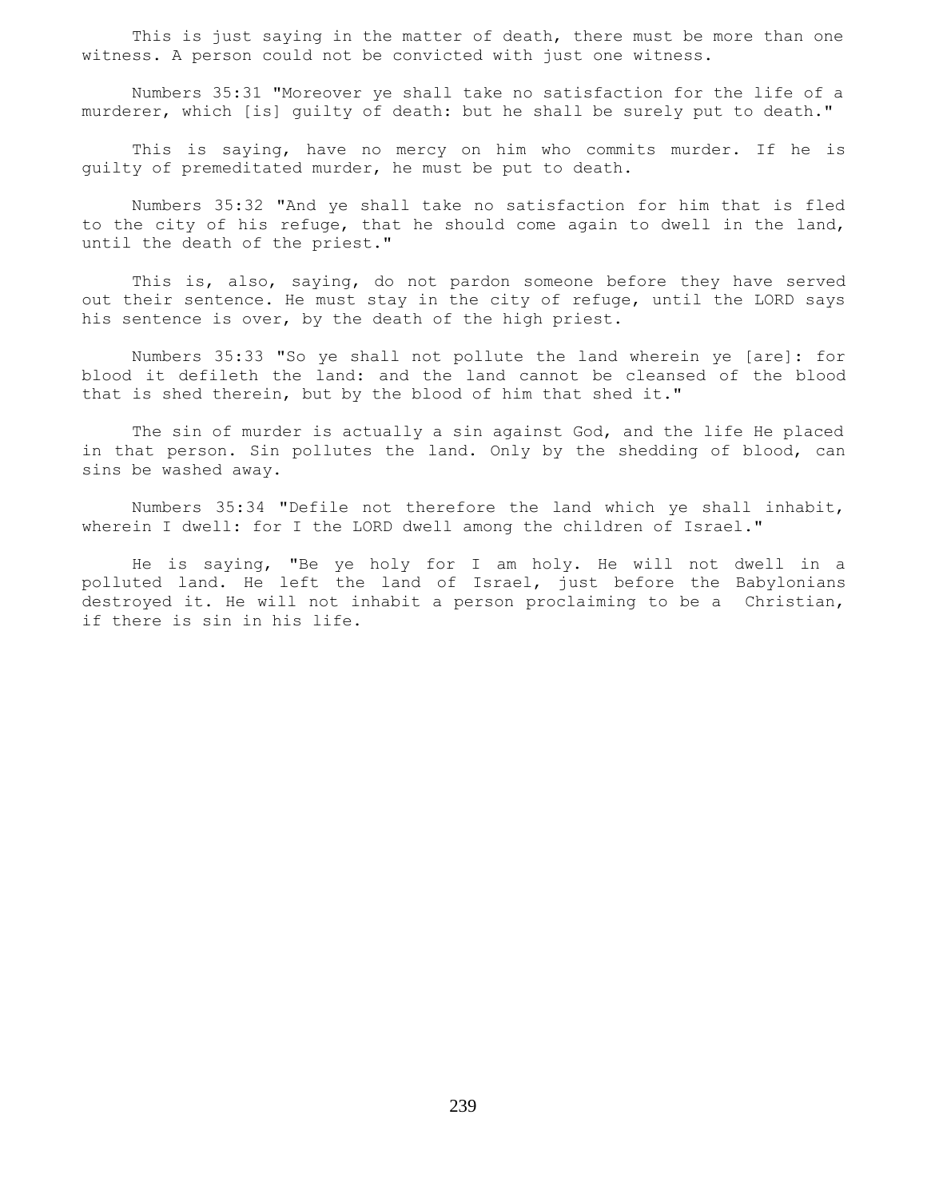This is just saying in the matter of death, there must be more than one witness. A person could not be convicted with just one witness.

Numbers 35:31 "Moreover ye shall take no satisfaction for the life of a murderer, which [is] guilty of death: but he shall be surely put to death."

This is saying, have no mercy on him who commits murder. If he is guilty of premeditated murder, he must be put to death.

Numbers 35:32 "And ye shall take no satisfaction for him that is fled to the city of his refuge, that he should come again to dwell in the land, until the death of the priest."

This is, also, saying, do not pardon someone before they have served out their sentence. He must stay in the city of refuge, until the LORD says his sentence is over, by the death of the high priest.

Numbers 35:33 "So ye shall not pollute the land wherein ye [are]: for blood it defileth the land: and the land cannot be cleansed of the blood that is shed therein, but by the blood of him that shed it."

The sin of murder is actually a sin against God, and the life He placed in that person. Sin pollutes the land. Only by the shedding of blood, can sins be washed away.

Numbers 35:34 "Defile not therefore the land which ye shall inhabit, wherein I dwell: for I the LORD dwell among the children of Israel."

He is saying, "Be ye holy for I am holy. He will not dwell in a polluted land. He left the land of Israel, just before the Babylonians destroyed it. He will not inhabit a person proclaiming to be a Christian, if there is sin in his life.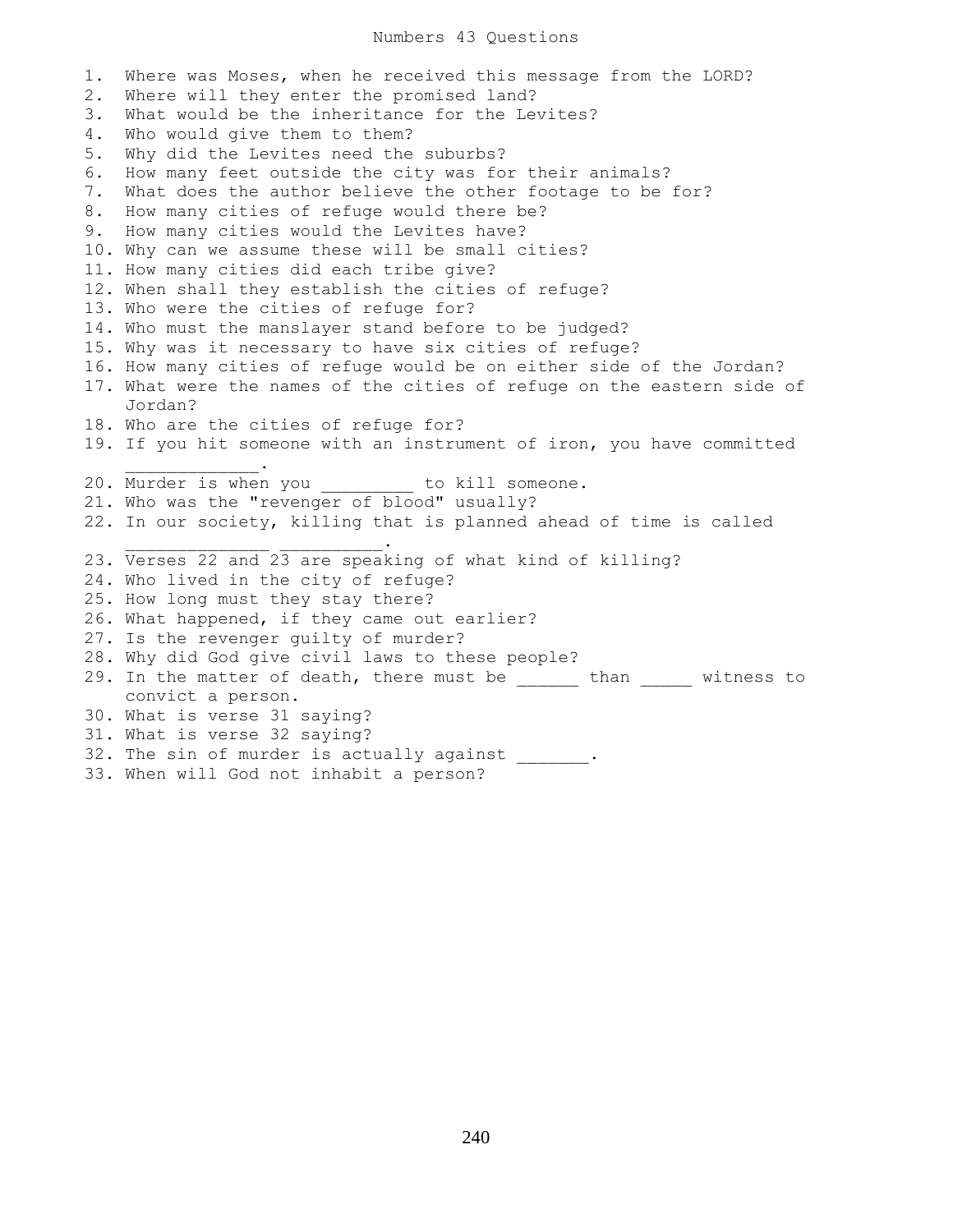# Numbers 43 Questions

1. Where was Moses, when he received this message from the LORD?
2. Where will they enter the promised land?
3. What would be the inheritance for the Levites?
4. Who would give them to them?
5. Why did the Levites need the suburbs?
6. How many feet outside the city was for their animals?
7. What does the author believe the other footage to be for?
8. How many cities of refuge would there be?
9. How many cities would the Levites have?
10. Why can we assume these will be small cities?
11. How many cities did each tribe give?
12. When shall they establish the cities of refuge?
13. Who were the cities of refuge for?
14. Who must the manslayer stand before to be judged?
15. Why was it necessary to have six cities of refuge?
16. How many cities of refuge would be on either side of the Jordan?
17. What were the names of the cities of refuge on the eastern side of Jordan?
18. Who are the cities of refuge for?
19. If you hit someone with an instrument of iron, you have committed ____________.
20. Murder is when you _________ to kill someone.
21. Who was the "revenger of blood" usually?
22. In our society, killing that is planned ahead of time is called _____________ _________.
23. Verses 22 and 23 are speaking of what kind of killing?
24. Who lived in the city of refuge?
25. How long must they stay there?
26. What happened, if they came out earlier?
27. Is the revenger guilty of murder?
28. Why did God give civil laws to these people?
29. In the matter of death, there must be ______ than _____ witness to convict a person.
30. What is verse 31 saying?
31. What is verse 32 saying?
32. The sin of murder is actually against _______.
33. When will God not inhabit a person?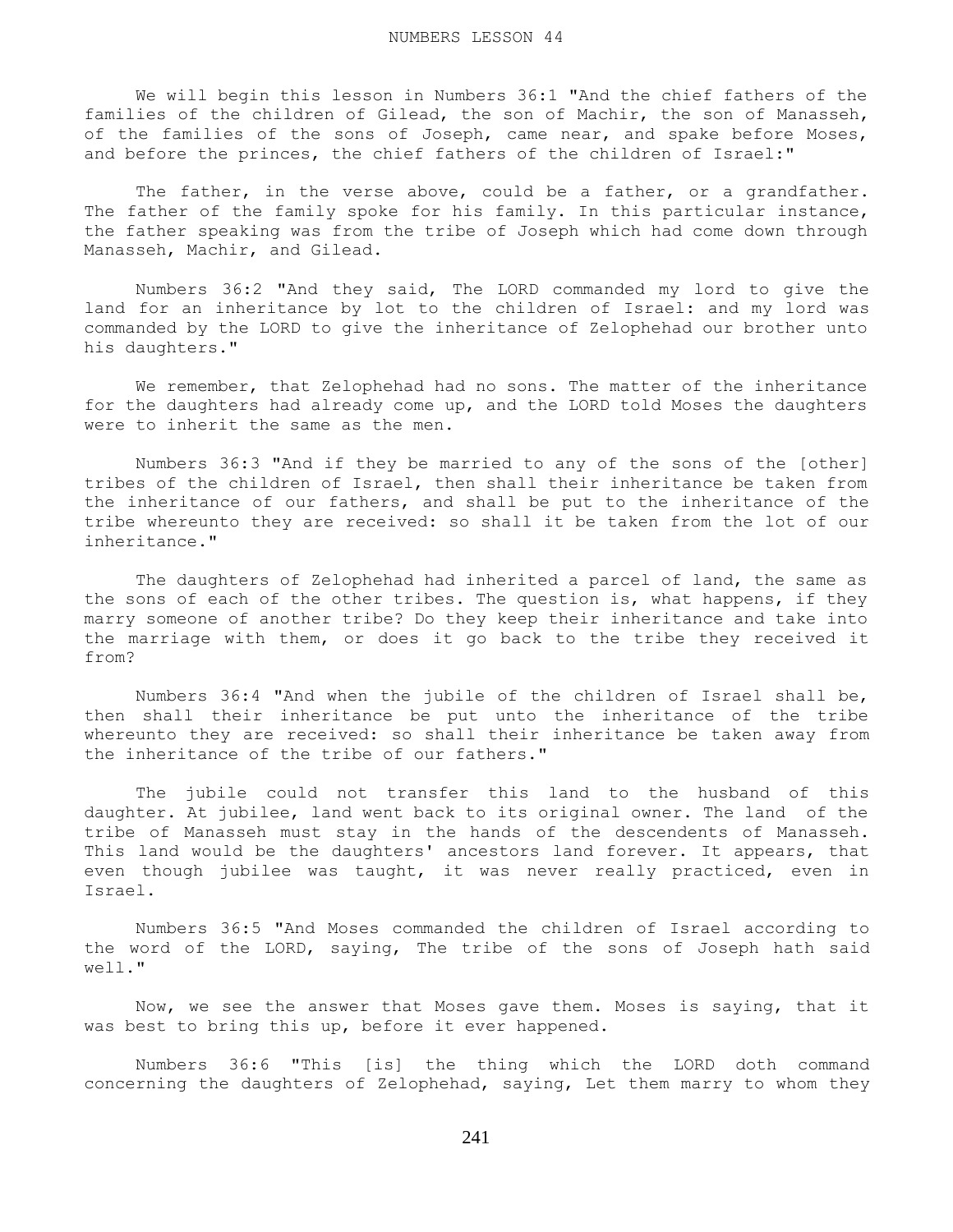# NUMBERS LESSON 44

We will begin this lesson in Numbers 36:1 "And the chief fathers of the families of the children of Gilead, the son of Machir, the son of Manasseh, of the families of the sons of Joseph, came near, and spake before Moses, and before the princes, the chief fathers of the children of Israel:"

The father, in the verse above, could be a father, or a grandfather. The father of the family spoke for his family. In this particular instance, the father speaking was from the tribe of Joseph which had come down through Manasseh, Machir, and Gilead.

Numbers 36:2 "And they said, The LORD commanded my lord to give the land for an inheritance by lot to the children of Israel: and my lord was commanded by the LORD to give the inheritance of Zelophehad our brother unto his daughters."

We remember, that Zelophehad had no sons. The matter of the inheritance for the daughters had already come up, and the LORD told Moses the daughters were to inherit the same as the men.

Numbers 36:3 "And if they be married to any of the sons of the [other] tribes of the children of Israel, then shall their inheritance be taken from the inheritance of our fathers, and shall be put to the inheritance of the tribe whereunto they are received: so shall it be taken from the lot of our inheritance."

The daughters of Zelophehad had inherited a parcel of land, the same as the sons of each of the other tribes. The question is, what happens, if they marry someone of another tribe? Do they keep their inheritance and take into the marriage with them, or does it go back to the tribe they received it from?

Numbers 36:4 "And when the jubile of the children of Israel shall be, then shall their inheritance be put unto the inheritance of the tribe whereunto they are received: so shall their inheritance be taken away from the inheritance of the tribe of our fathers."

The jubile could not transfer this land to the husband of this daughter. At jubilee, land went back to its original owner. The land of the tribe of Manasseh must stay in the hands of the descendents of Manasseh. This land would be the daughters' ancestors land forever. It appears, that even though jubilee was taught, it was never really practiced, even in Israel.

Numbers 36:5 "And Moses commanded the children of Israel according to the word of the LORD, saying, The tribe of the sons of Joseph hath said well."

Now, we see the answer that Moses gave them. Moses is saying, that it was best to bring this up, before it ever happened.

Numbers 36:6 "This [is] the thing which the LORD doth command concerning the daughters of Zelophehad, saying, Let them marry to whom they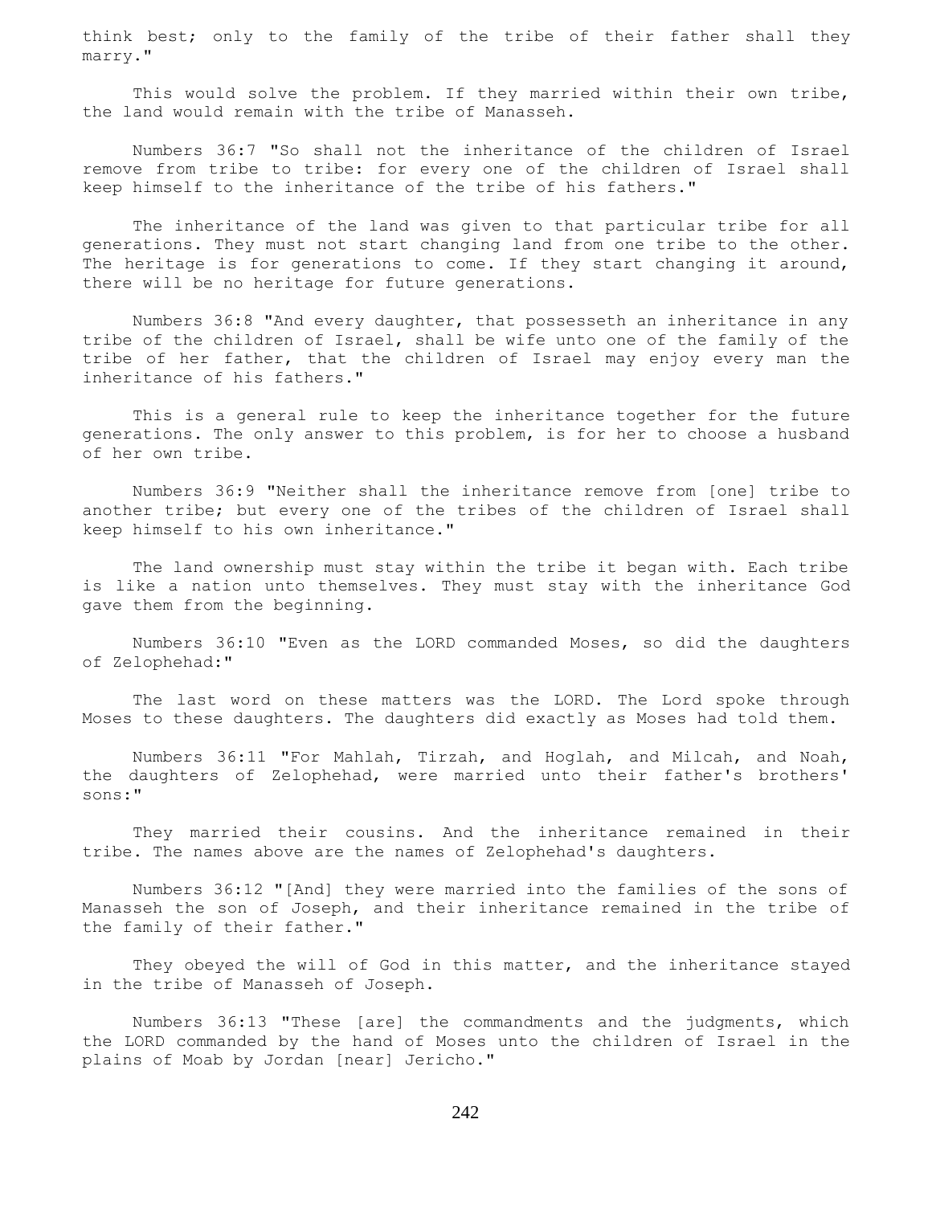think best; only to the family of the tribe of their father shall they marry."

This would solve the problem. If they married within their own tribe, the land would remain with the tribe of Manasseh.

Numbers 36:7 "So shall not the inheritance of the children of Israel remove from tribe to tribe: for every one of the children of Israel shall keep himself to the inheritance of the tribe of his fathers."

The inheritance of the land was given to that particular tribe for all generations. They must not start changing land from one tribe to the other. The heritage is for generations to come. If they start changing it around, there will be no heritage for future generations.

Numbers 36:8 "And every daughter, that possesseth an inheritance in any tribe of the children of Israel, shall be wife unto one of the family of the tribe of her father, that the children of Israel may enjoy every man the inheritance of his fathers."

This is a general rule to keep the inheritance together for the future generations. The only answer to this problem, is for her to choose a husband of her own tribe.

Numbers 36:9 "Neither shall the inheritance remove from [one] tribe to another tribe; but every one of the tribes of the children of Israel shall keep himself to his own inheritance."

The land ownership must stay within the tribe it began with. Each tribe is like a nation unto themselves. They must stay with the inheritance God gave them from the beginning.

Numbers 36:10 "Even as the LORD commanded Moses, so did the daughters of Zelophehad:"

The last word on these matters was the LORD. The Lord spoke through Moses to these daughters. The daughters did exactly as Moses had told them.

Numbers 36:11 "For Mahlah, Tirzah, and Hoglah, and Milcah, and Noah, the daughters of Zelophehad, were married unto their father's brothers' sons:"

They married their cousins. And the inheritance remained in their tribe. The names above are the names of Zelophehad's daughters.

Numbers 36:12 "[And] they were married into the families of the sons of Manasseh the son of Joseph, and their inheritance remained in the tribe of the family of their father."

They obeyed the will of God in this matter, and the inheritance stayed in the tribe of Manasseh of Joseph.

Numbers 36:13 "These [are] the commandments and the judgments, which the LORD commanded by the hand of Moses unto the children of Israel in the plains of Moab by Jordan [near] Jericho."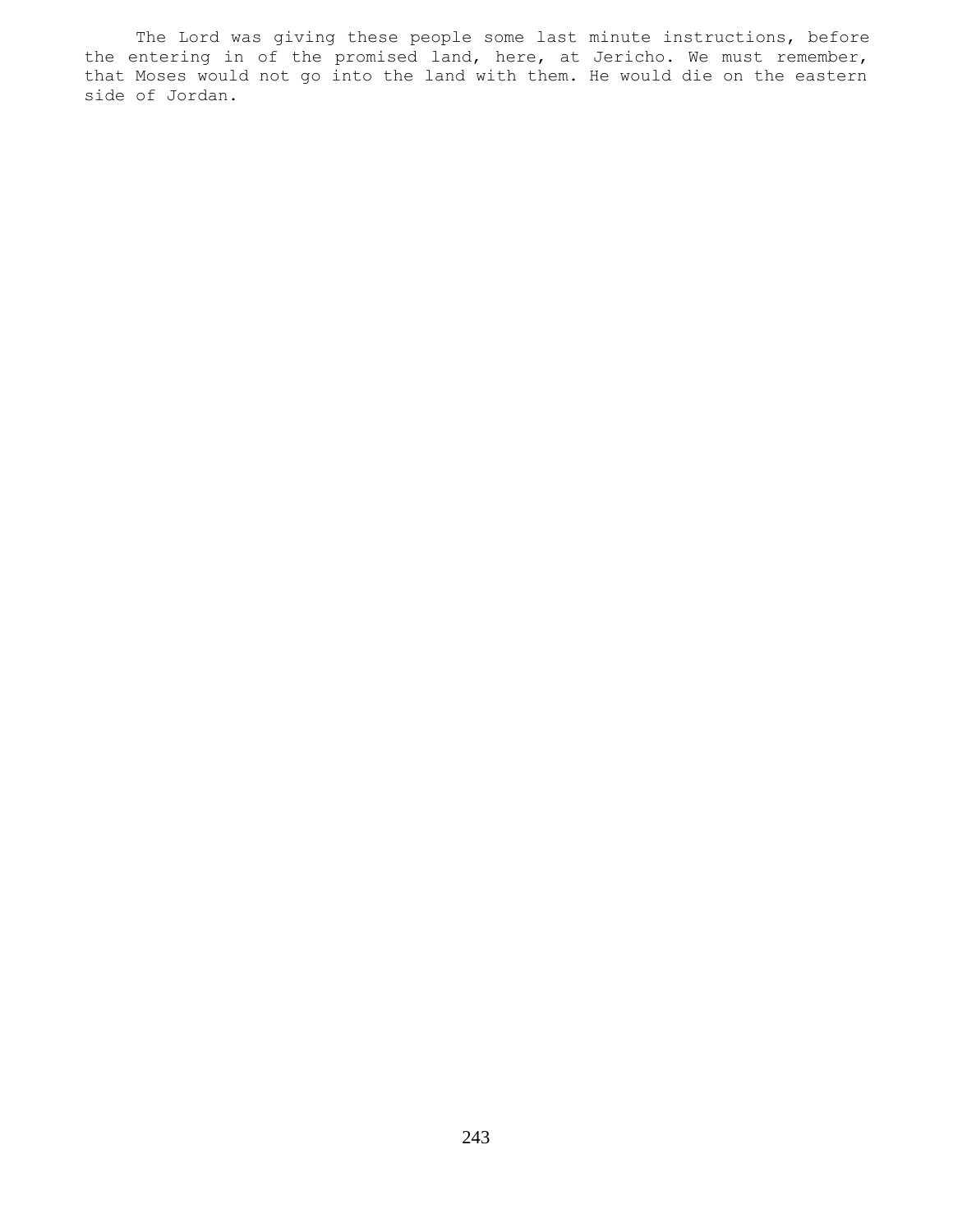The Lord was giving these people some last minute instructions, before the entering in of the promised land, here, at Jericho. We must remember, that Moses would not go into the land with them. He would die on the eastern side of Jordan.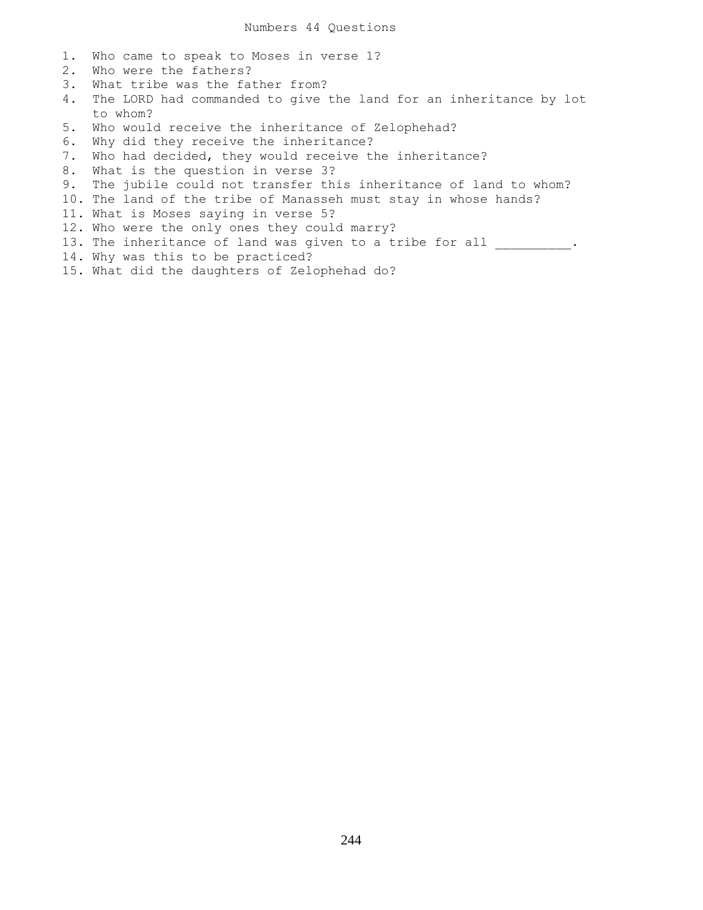# Numbers 44 Questions

1. Who came to speak to Moses in verse 1?
2. Who were the fathers?
3. What tribe was the father from?
4. The LORD had commanded to give the land for an inheritance by lot to whom?
5. Who would receive the inheritance of Zelophehad?
6. Why did they receive the inheritance?
7. Who had decided, they would receive the inheritance?
8. What is the question in verse 3?
9. The jubile could not transfer this inheritance of land to whom?
10. The land of the tribe of Manasseh must stay in whose hands?
11. What is Moses saying in verse 5?
12. Who were the only ones they could marry?
13. The inheritance of land was given to a tribe for all __________.
14. Why was this to be practiced?
15. What did the daughters of Zelophehad do?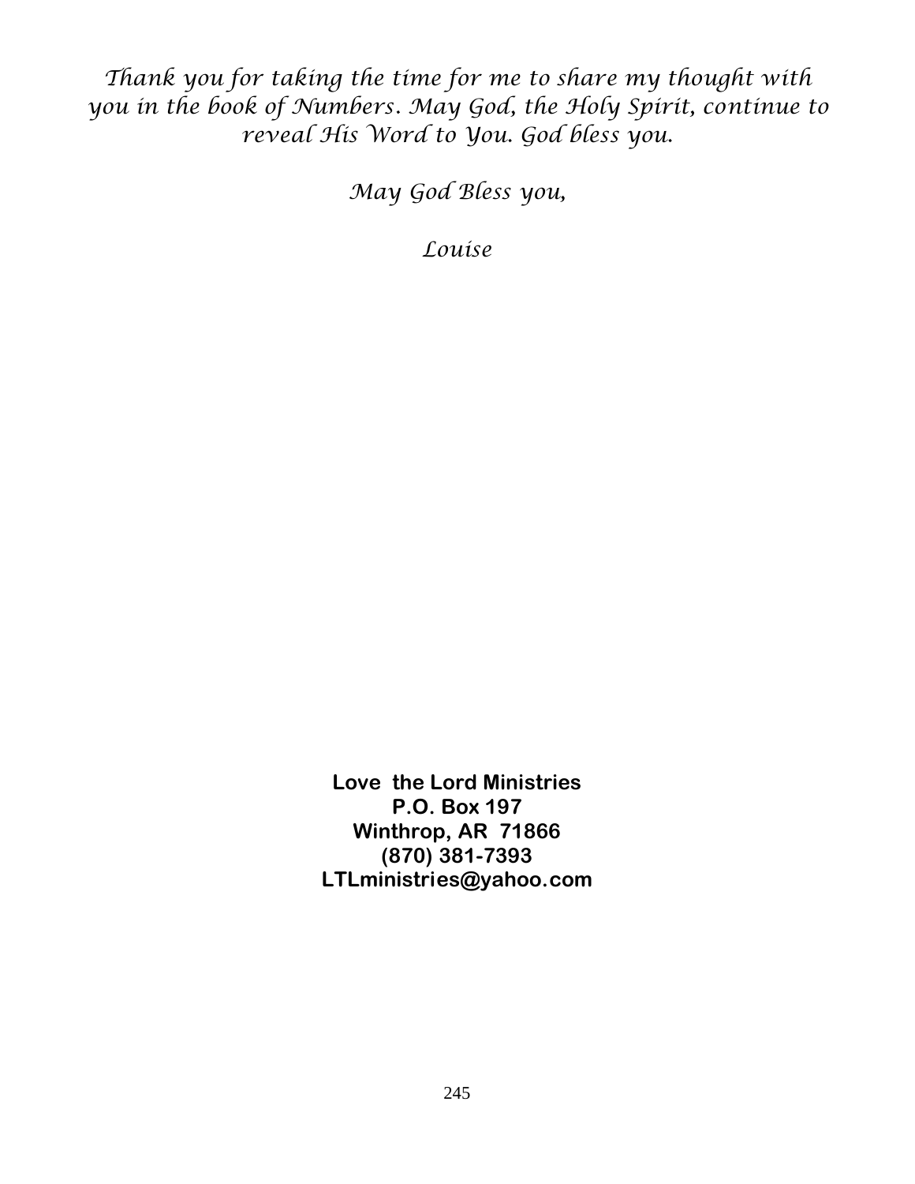*Thank you for taking the time for me to share my thought with you in the book of Numbers. May God, the Holy Spirit, continue to reveal His Word to You. God bless you.*

*May God Bless you,*

*Louise*

**Love the Lord Ministries**
**P.O. Box 197**
**Winthrop, AR 71866**
**(870) 381-7393**
**LTLministries@yahoo.com**